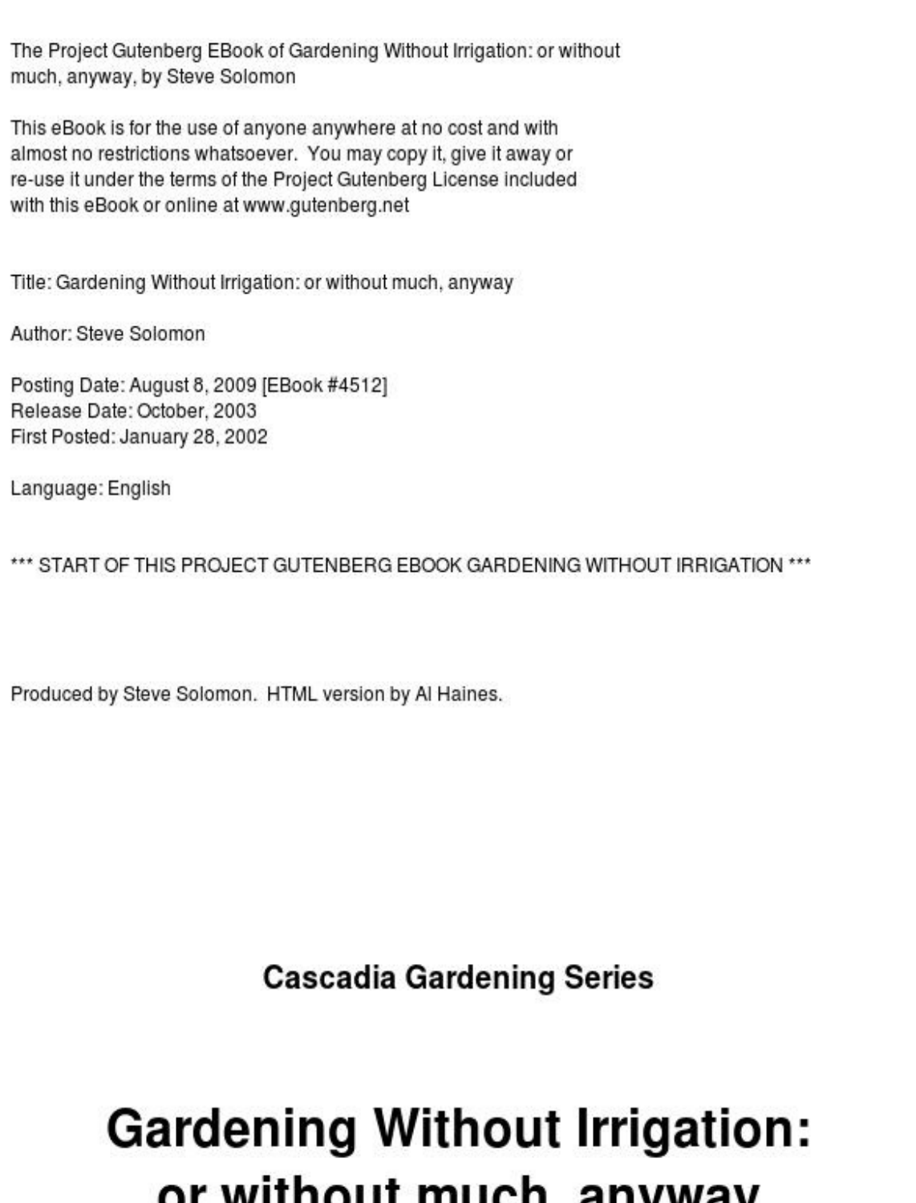The Project Gutenberg EBook of Gardening Without Irrigation: or without much, anyway, by Steve Solomon

This eBook is for the use of anyone anywhere at no cost and with almost no restrictions whatsoever. You may copy it, give it away or re-use it under the terms of the Project Gutenberg License included with this eBook or online at www.gutenberg.net

Title: Gardening Without Irrigation: or without much, anyway

Author: Steve Solomon

Posting Date: August 8, 2009 [EBook #4512]
Release Date: October, 2003
First Posted: January 28, 2002

Language: English

*** START OF THIS PROJECT GUTENBERG EBOOK GARDENING WITHOUT IRRIGATION ***

Produced by Steve Solomon. HTML version by Al Haines.

## Cascadia Gardening Series

# Gardening Without Irrigation: or without much, anyway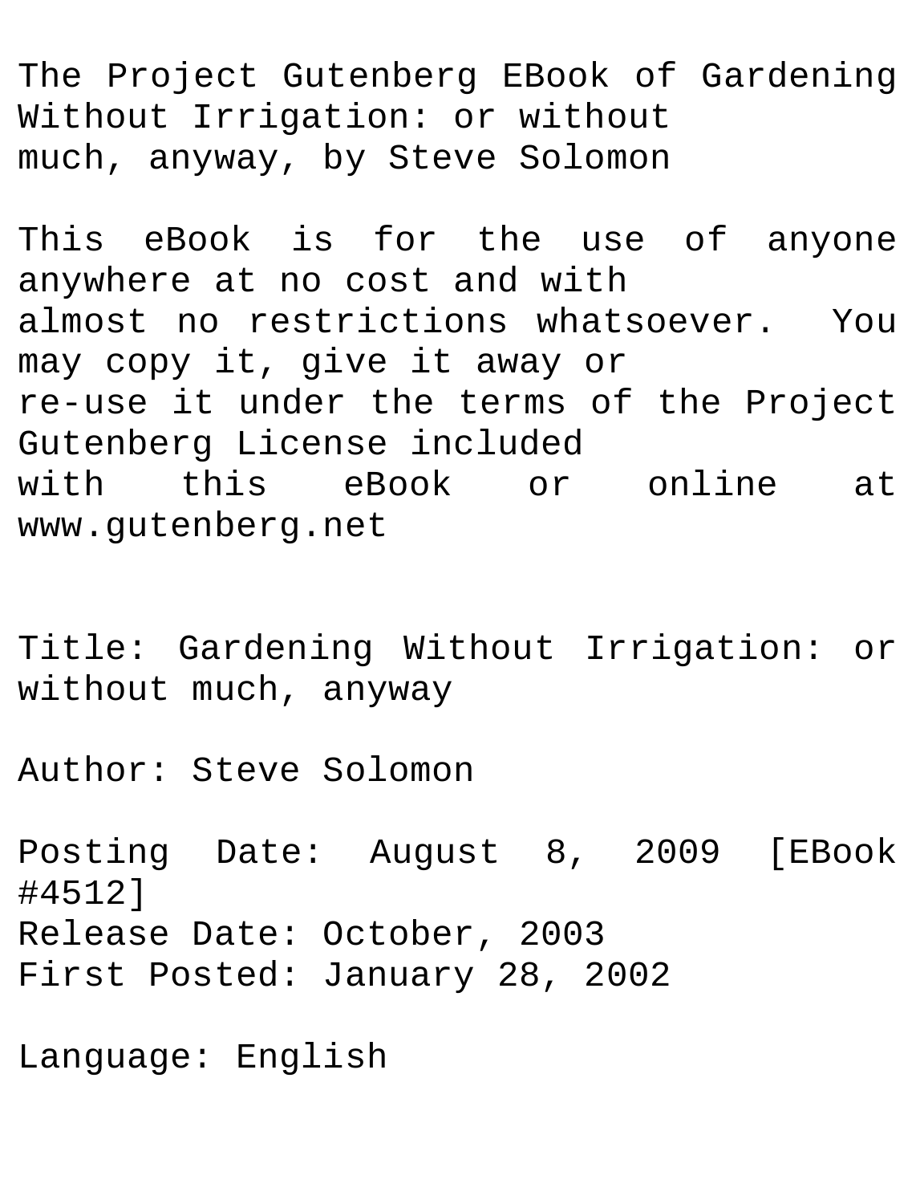The Project Gutenberg EBook of Gardening Without Irrigation: or without much, anyway, by Steve Solomon

This eBook is for the use of anyone anywhere at no cost and with almost no restrictions whatsoever. You may copy it, give it away or re-use it under the terms of the Project Gutenberg License included with this eBook or online at www.gutenberg.net

Title: Gardening Without Irrigation: or without much, anyway

Author: Steve Solomon

Posting Date: August 8, 2009 [EBook #4512]
Release Date: October, 2003
First Posted: January 28, 2002

Language: English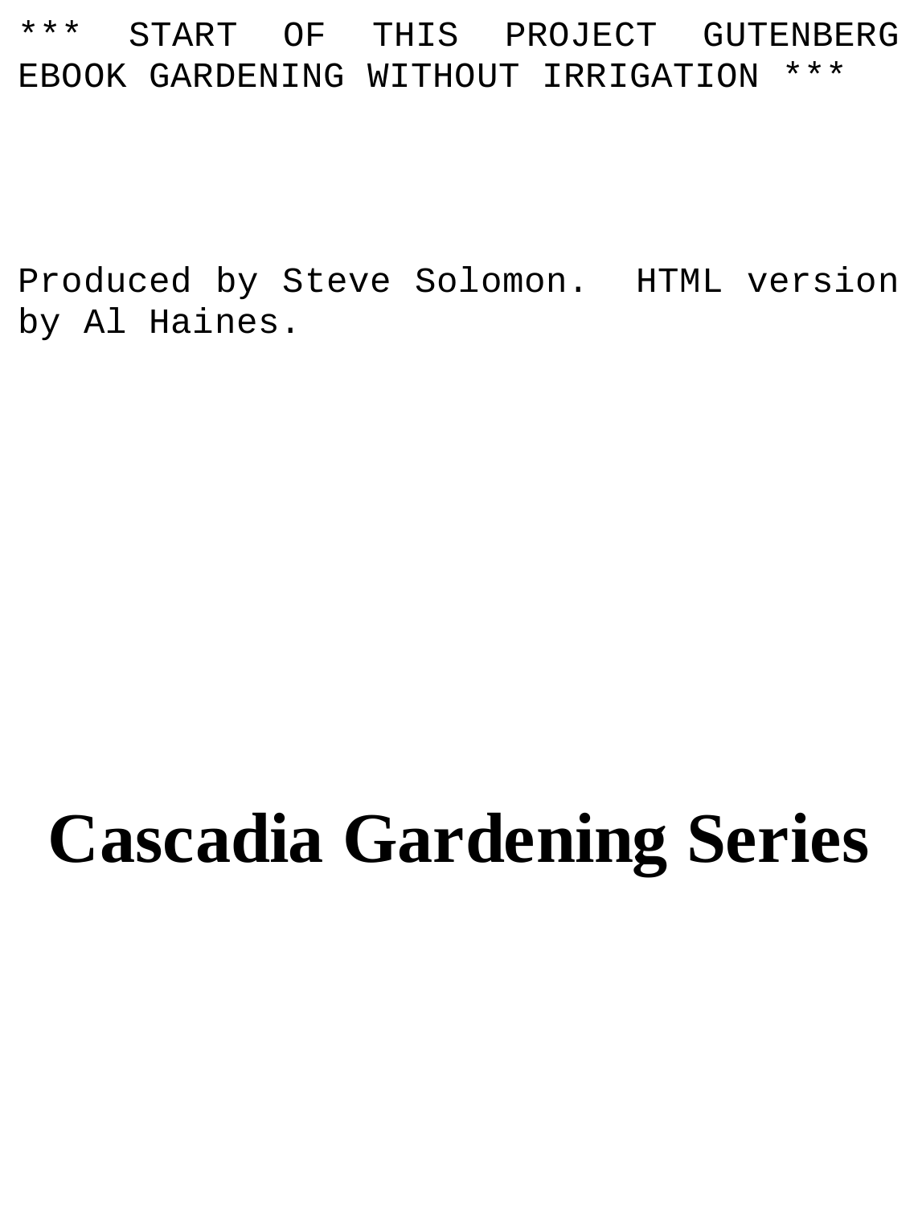*** START OF THIS PROJECT GUTENBERG EBOOK GARDENING WITHOUT IRRIGATION ***

Produced by Steve Solomon.  HTML version by Al Haines.

# Cascadia Gardening Series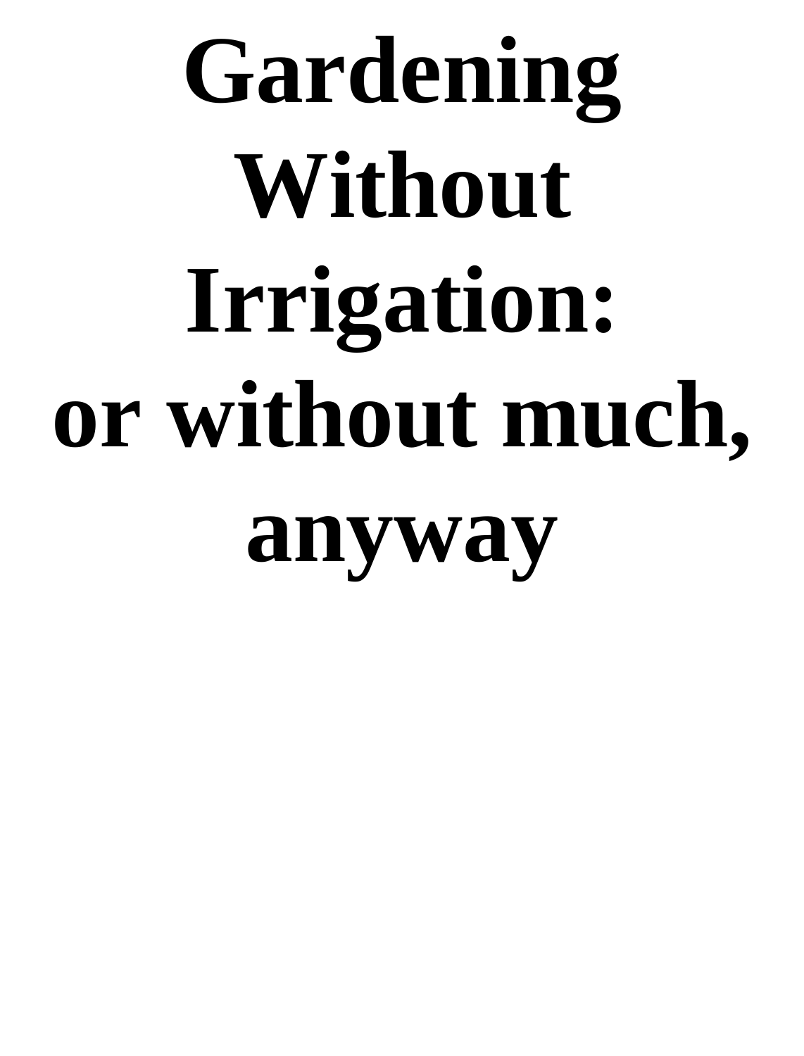# Gardening Without Irrigation: or without much, anyway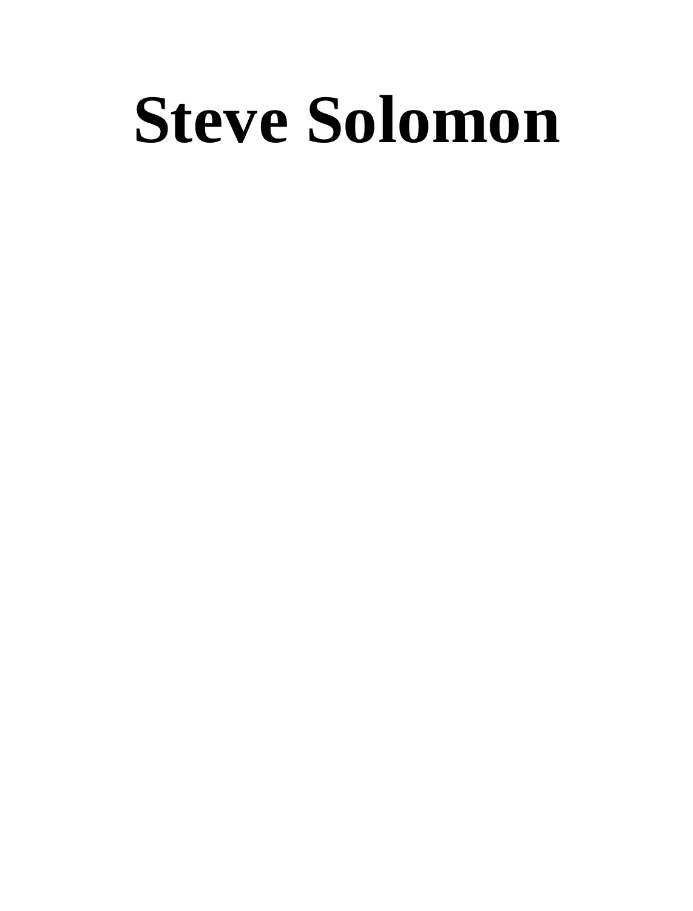# Steve Solomon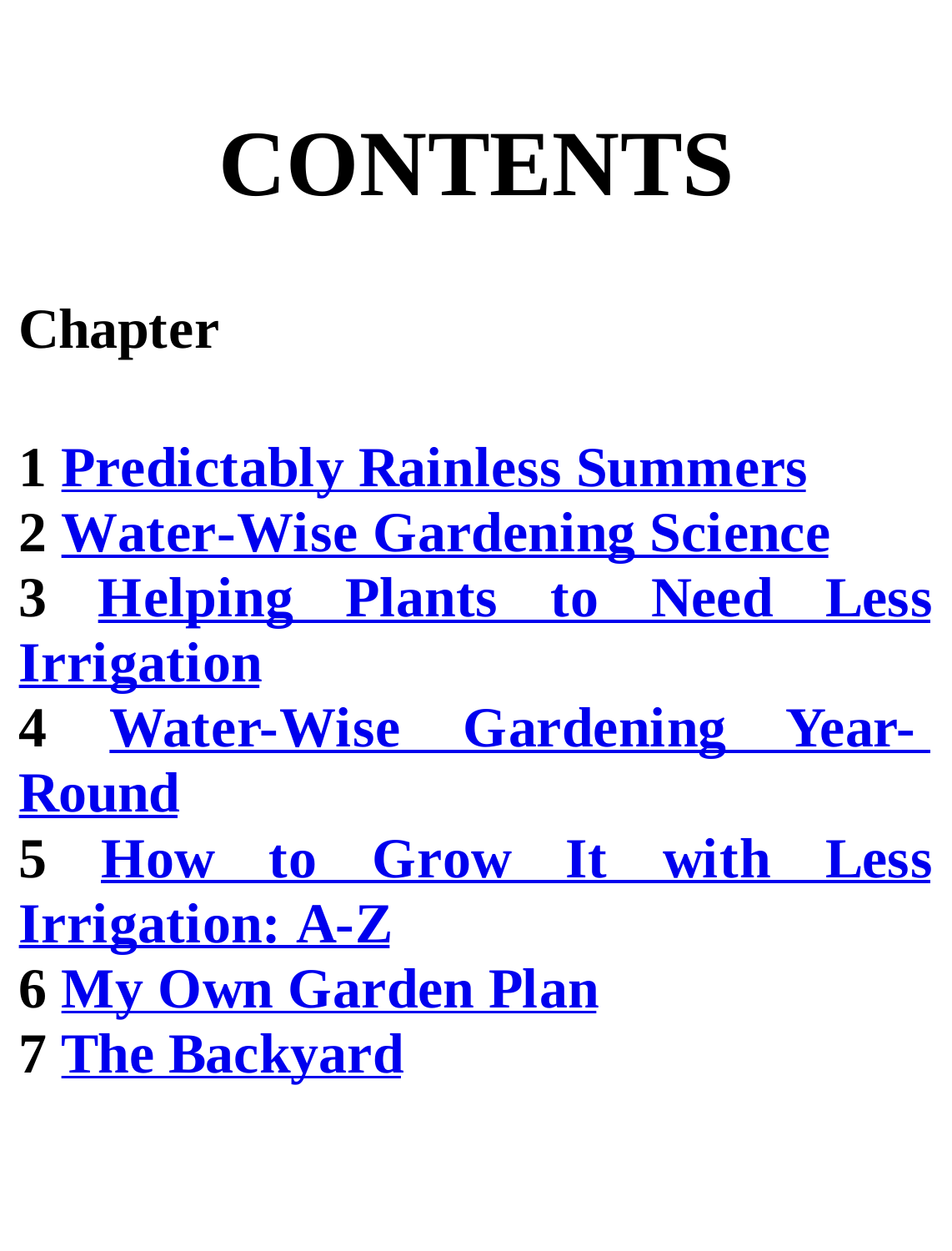# CONTENTS

**Chapter**

**1 Predictably Rainless Summers**
**2 Water-Wise Gardening Science**
**3 Helping Plants to Need Less Irrigation**
**4 Water-Wise Gardening Year-Round**
**5 How to Grow It with Less Irrigation: A-Z**
**6 My Own Garden Plan**
**7 The Backyard**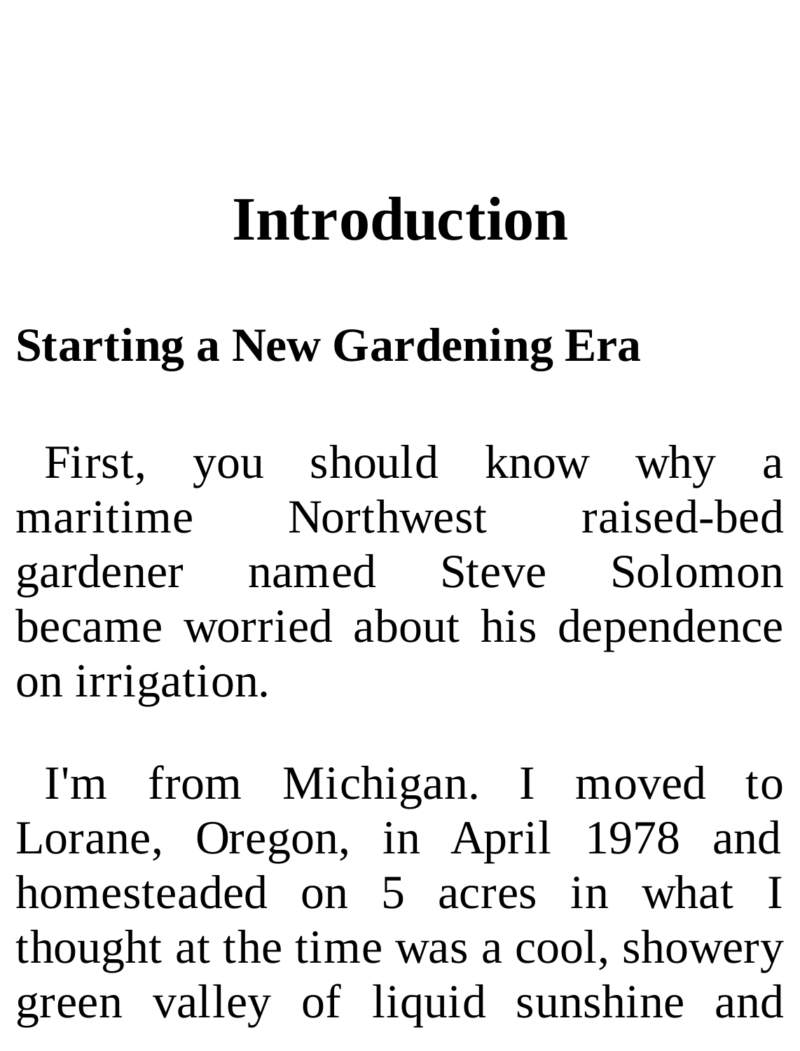# Introduction

## Starting a New Gardening Era

First, you should know why a maritime Northwest raised-bed gardener named Steve Solomon became worried about his dependence on irrigation.

I'm from Michigan. I moved to Lorane, Oregon, in April 1978 and homesteaded on 5 acres in what I thought at the time was a cool, showery green valley of liquid sunshine and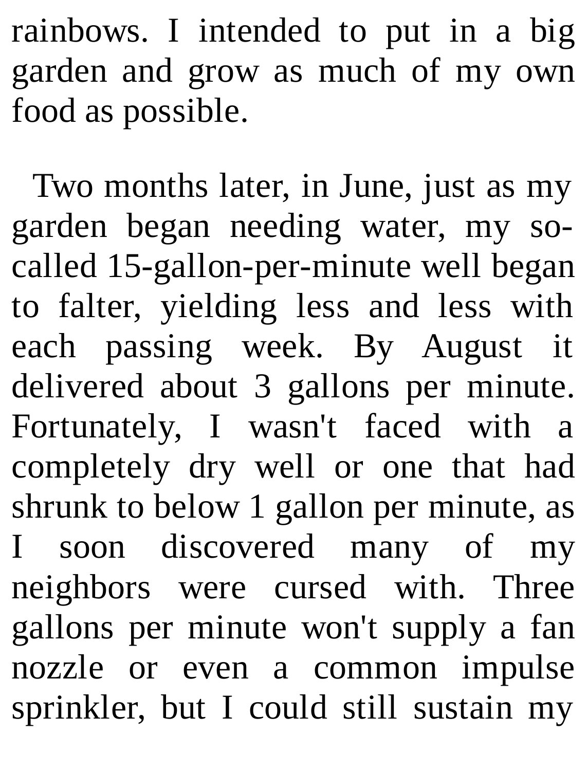rainbows. I intended to put in a big garden and grow as much of my own food as possible.

Two months later, in June, just as my garden began needing water, my so-called 15-gallon-per-minute well began to falter, yielding less and less with each passing week. By August it delivered about 3 gallons per minute. Fortunately, I wasn't faced with a completely dry well or one that had shrunk to below 1 gallon per minute, as I soon discovered many of my neighbors were cursed with. Three gallons per minute won't supply a fan nozzle or even a common impulse sprinkler, but I could still sustain my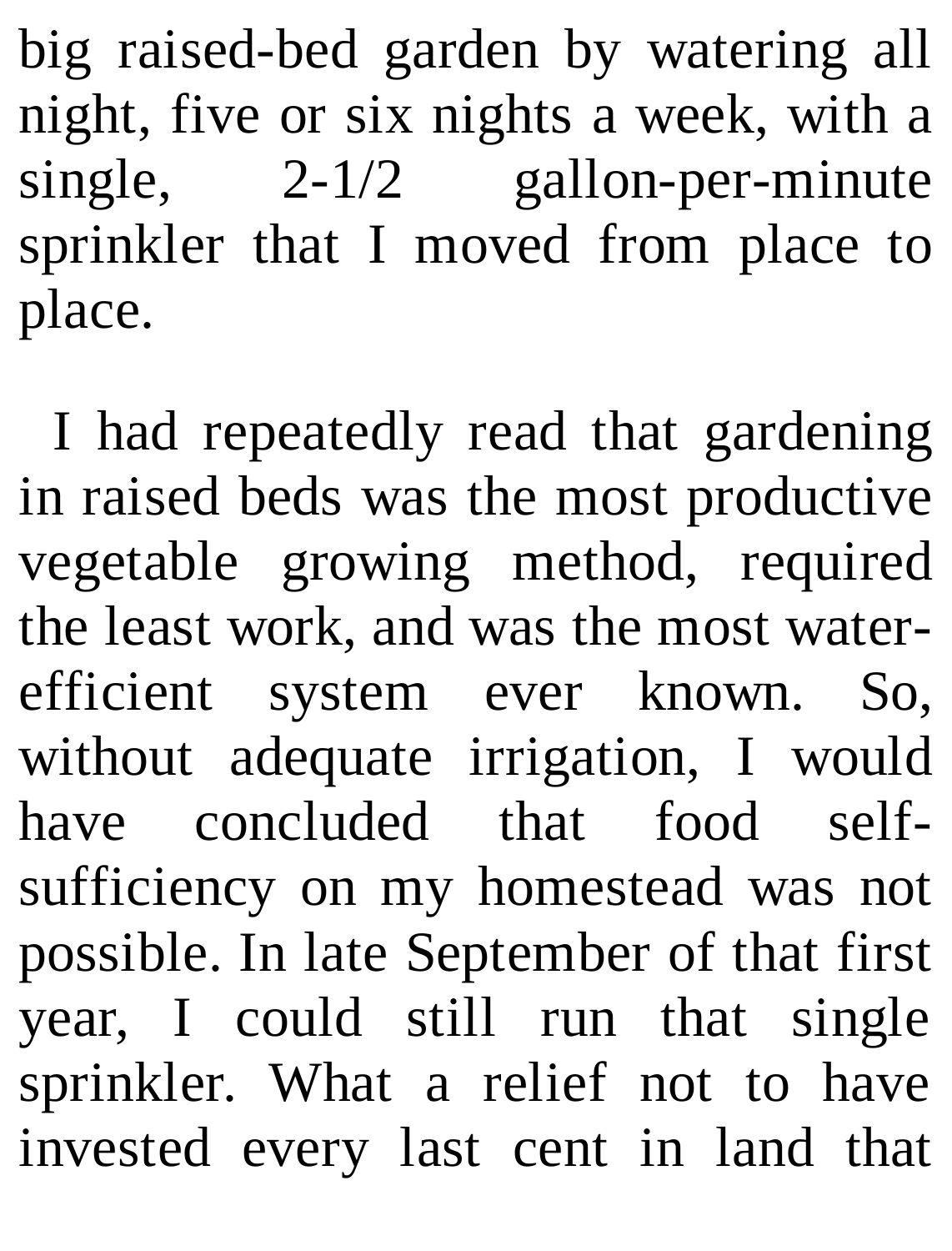big raised-bed garden by watering all night, five or six nights a week, with a single, 2-1/2 gallon-per-minute sprinkler that I moved from place to place.

I had repeatedly read that gardening in raised beds was the most productive vegetable growing method, required the least work, and was the most water-efficient system ever known. So, without adequate irrigation, I would have concluded that food self-sufficiency on my homestead was not possible. In late September of that first year, I could still run that single sprinkler. What a relief not to have invested every last cent in land that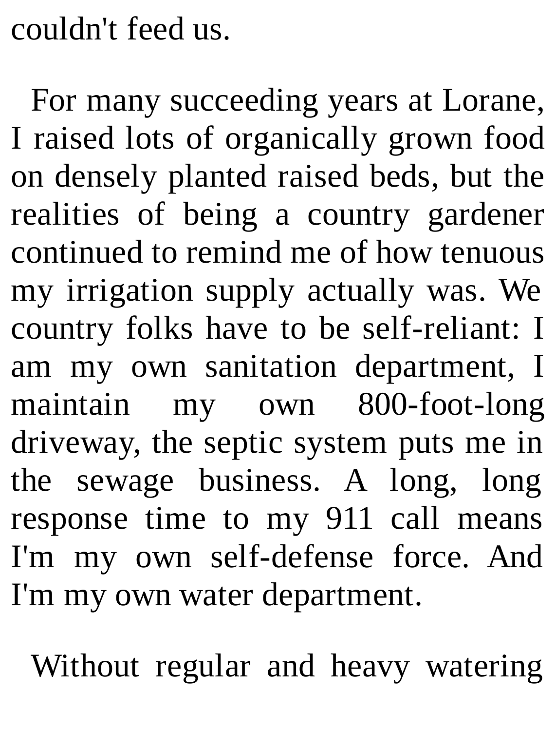couldn't feed us.

For many succeeding years at Lorane, I raised lots of organically grown food on densely planted raised beds, but the realities of being a country gardener continued to remind me of how tenuous my irrigation supply actually was. We country folks have to be self-reliant: I am my own sanitation department, I maintain my own 800-foot-long driveway, the septic system puts me in the sewage business. A long, long response time to my 911 call means I'm my own self-defense force. And I'm my own water department.

Without regular and heavy watering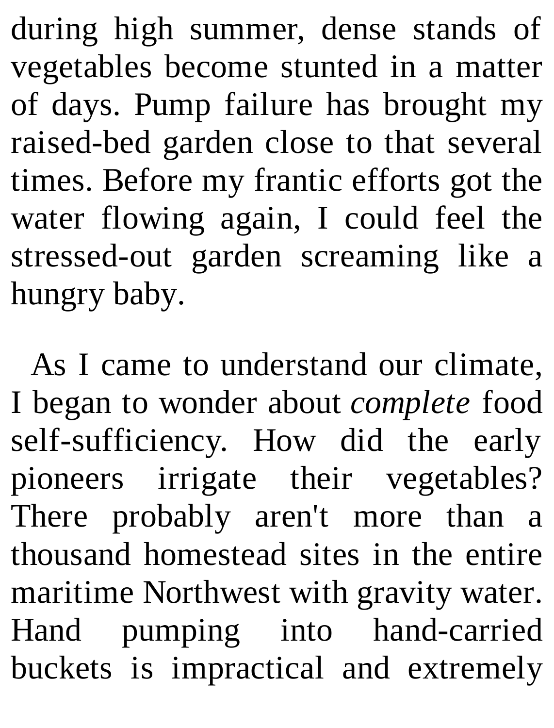during high summer, dense stands of vegetables become stunted in a matter of days. Pump failure has brought my raised-bed garden close to that several times. Before my frantic efforts got the water flowing again, I could feel the stressed-out garden screaming like a hungry baby.

As I came to understand our climate, I began to wonder about *complete* food self-sufficiency. How did the early pioneers irrigate their vegetables? There probably aren't more than a thousand homestead sites in the entire maritime Northwest with gravity water. Hand pumping into hand-carried buckets is impractical and extremely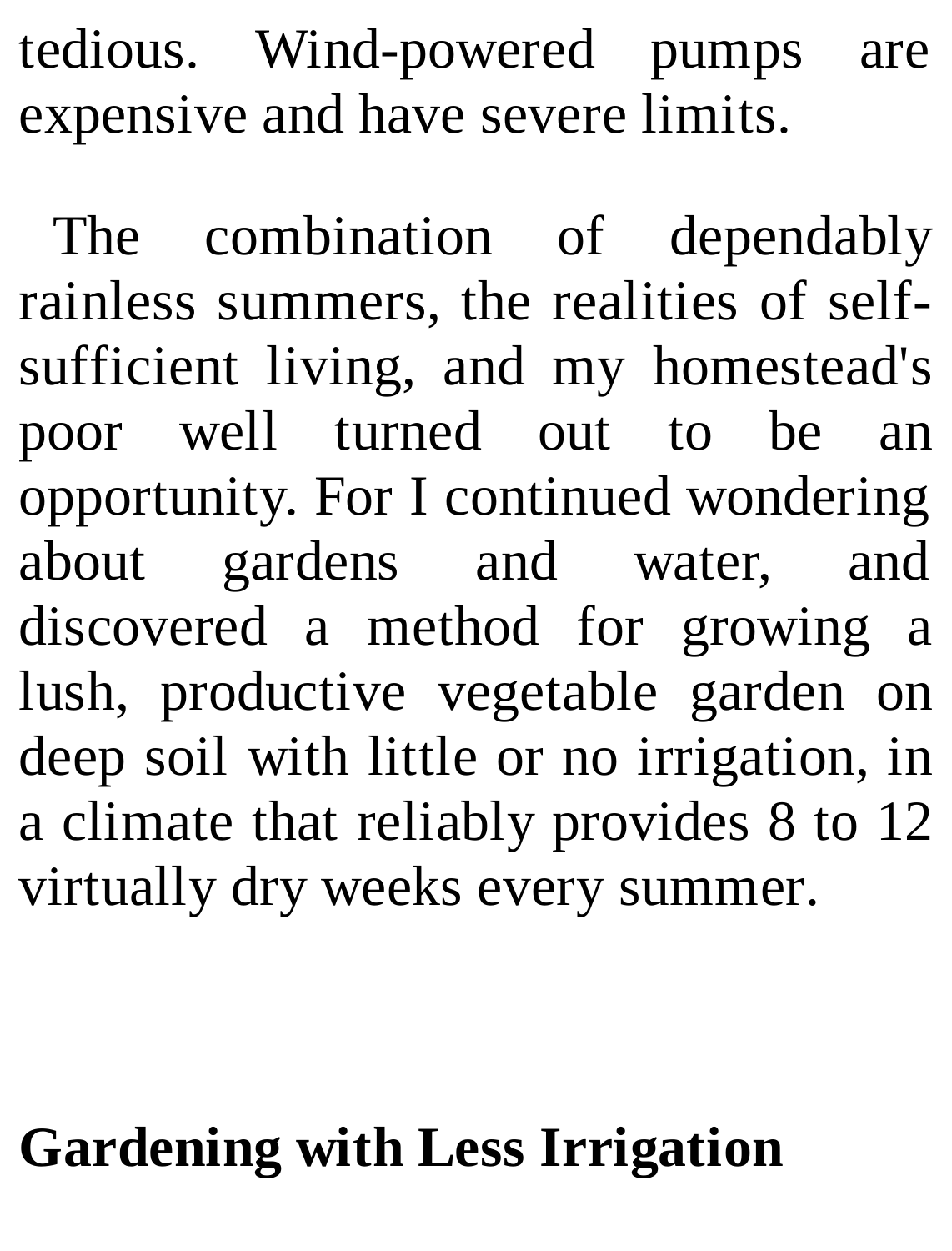tedious. Wind-powered pumps are expensive and have severe limits.

The combination of dependably rainless summers, the realities of self-sufficient living, and my homestead's poor well turned out to be an opportunity. For I continued wondering about gardens and water, and discovered a method for growing a lush, productive vegetable garden on deep soil with little or no irrigation, in a climate that reliably provides 8 to 12 virtually dry weeks every summer.

## Gardening with Less Irrigation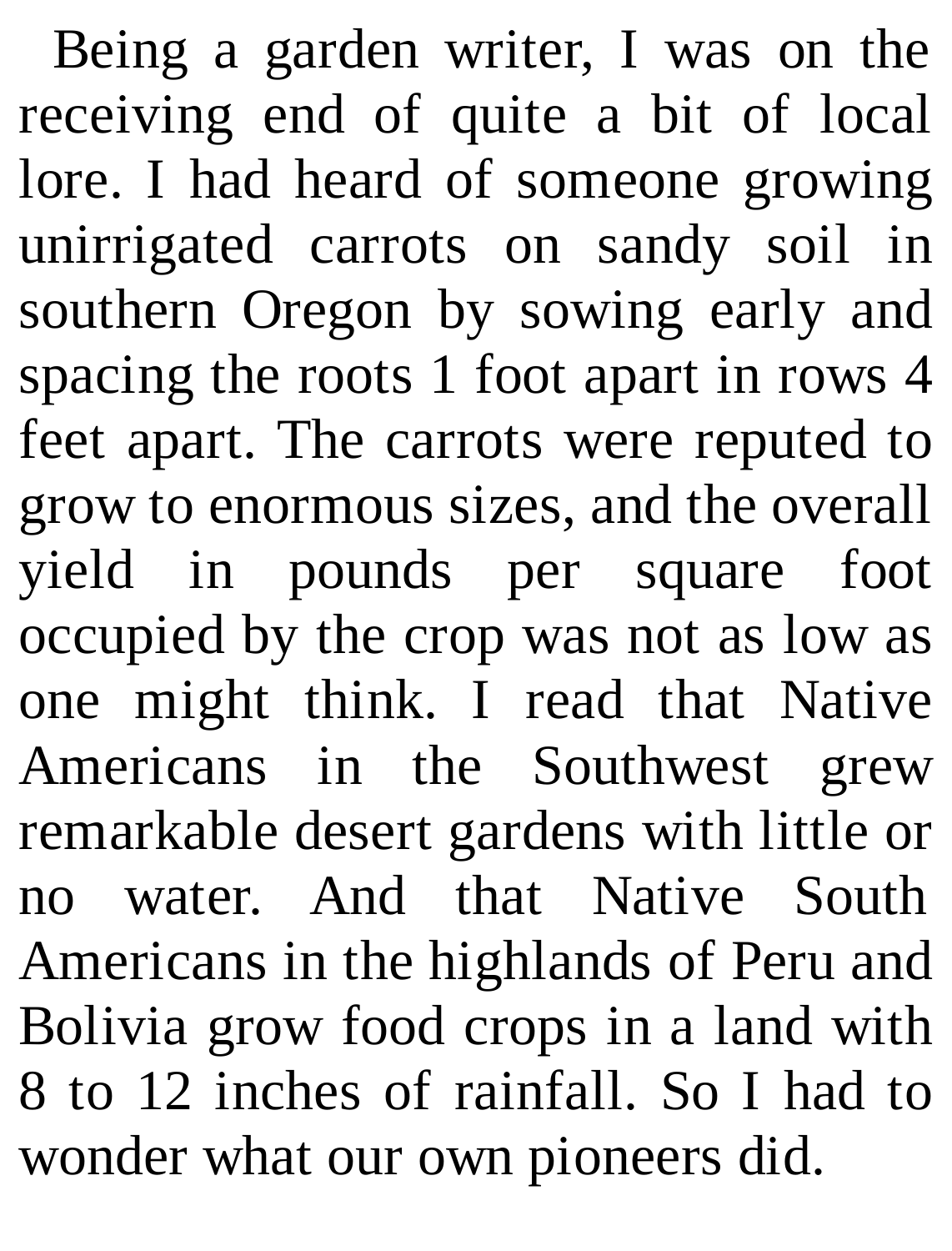Being a garden writer, I was on the receiving end of quite a bit of local lore. I had heard of someone growing unirrigated carrots on sandy soil in southern Oregon by sowing early and spacing the roots 1 foot apart in rows 4 feet apart. The carrots were reputed to grow to enormous sizes, and the overall yield in pounds per square foot occupied by the crop was not as low as one might think. I read that Native Americans in the Southwest grew remarkable desert gardens with little or no water. And that Native South Americans in the highlands of Peru and Bolivia grow food crops in a land with 8 to 12 inches of rainfall. So I had to wonder what our own pioneers did.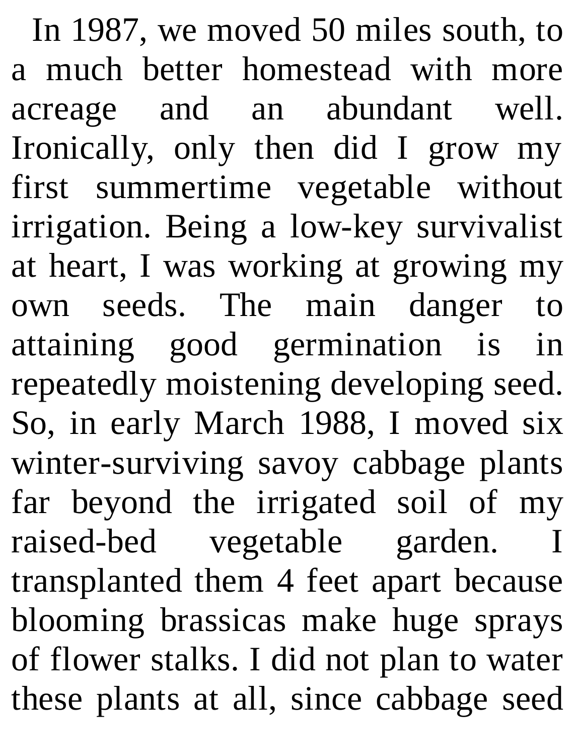In 1987, we moved 50 miles south, to a much better homestead with more acreage and an abundant well. Ironically, only then did I grow my first summertime vegetable without irrigation. Being a low-key survivalist at heart, I was working at growing my own seeds. The main danger to attaining good germination is in repeatedly moistening developing seed. So, in early March 1988, I moved six winter-surviving savoy cabbage plants far beyond the irrigated soil of my raised-bed vegetable garden. I transplanted them 4 feet apart because blooming brassicas make huge sprays of flower stalks. I did not plan to water these plants at all, since cabbage seed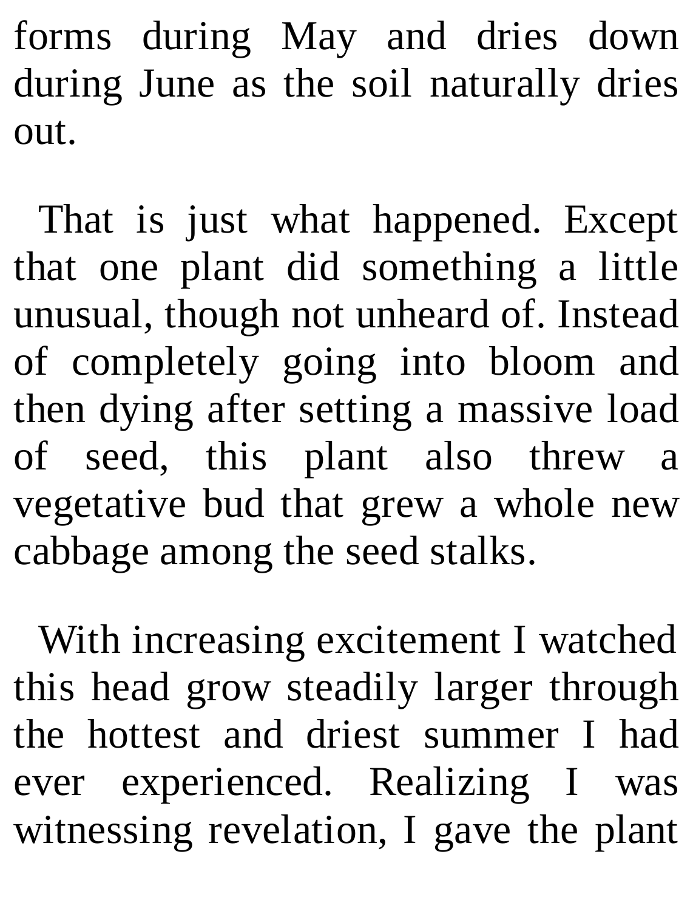forms during May and dries down during June as the soil naturally dries out.

That is just what happened. Except that one plant did something a little unusual, though not unheard of. Instead of completely going into bloom and then dying after setting a massive load of seed, this plant also threw a vegetative bud that grew a whole new cabbage among the seed stalks.

With increasing excitement I watched this head grow steadily larger through the hottest and driest summer I had ever experienced. Realizing I was witnessing revelation, I gave the plant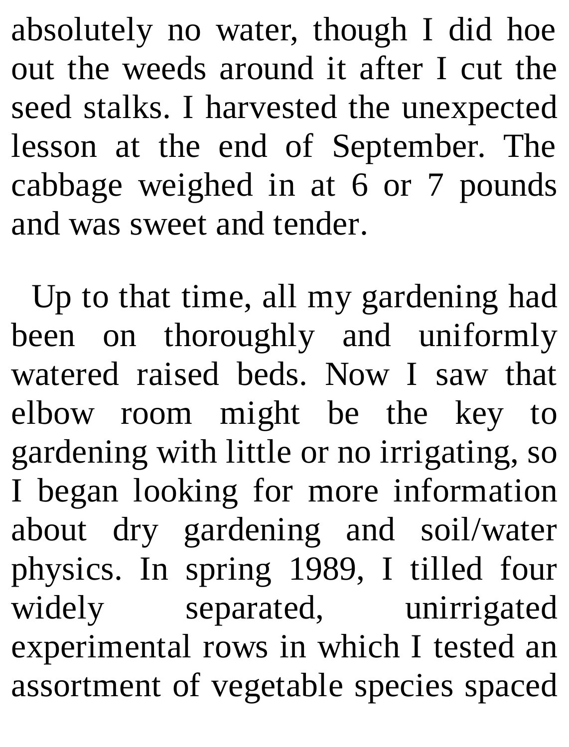absolutely no water, though I did hoe out the weeds around it after I cut the seed stalks. I harvested the unexpected lesson at the end of September. The cabbage weighed in at 6 or 7 pounds and was sweet and tender.

Up to that time, all my gardening had been on thoroughly and uniformly watered raised beds. Now I saw that elbow room might be the key to gardening with little or no irrigating, so I began looking for more information about dry gardening and soil/water physics. In spring 1989, I tilled four widely separated, unirrigated experimental rows in which I tested an assortment of vegetable species spaced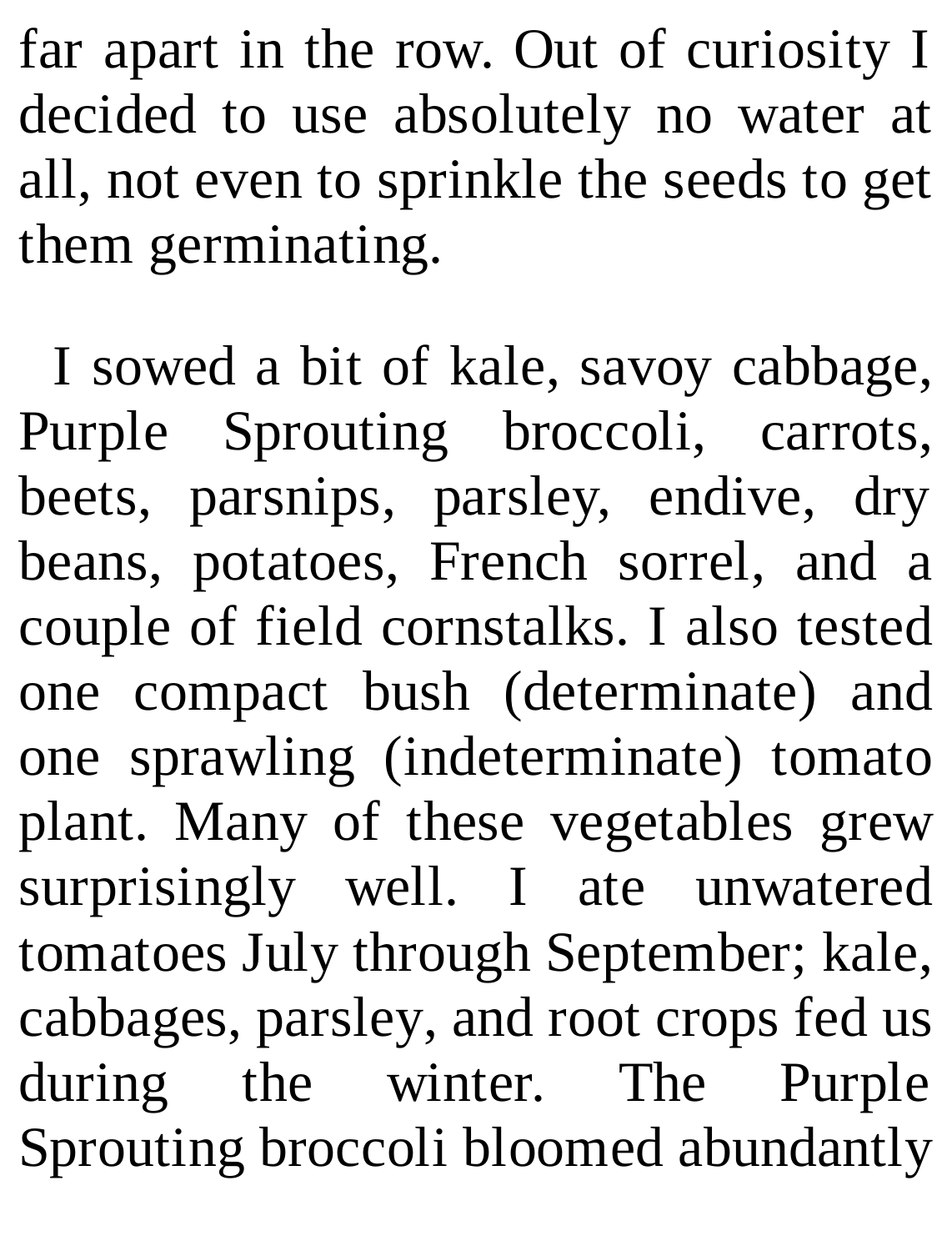far apart in the row. Out of curiosity I decided to use absolutely no water at all, not even to sprinkle the seeds to get them germinating.

I sowed a bit of kale, savoy cabbage, Purple Sprouting broccoli, carrots, beets, parsnips, parsley, endive, dry beans, potatoes, French sorrel, and a couple of field cornstalks. I also tested one compact bush (determinate) and one sprawling (indeterminate) tomato plant. Many of these vegetables grew surprisingly well. I ate unwatered tomatoes July through September; kale, cabbages, parsley, and root crops fed us during the winter. The Purple Sprouting broccoli bloomed abundantly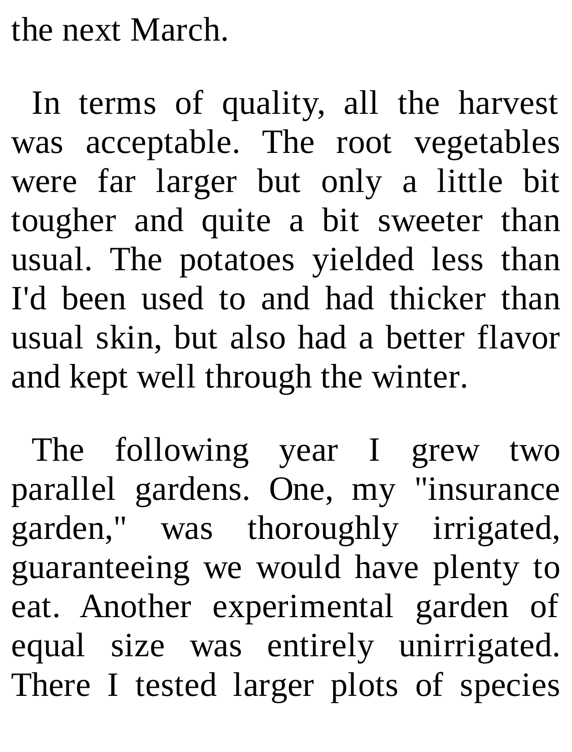the next March.

In terms of quality, all the harvest was acceptable. The root vegetables were far larger but only a little bit tougher and quite a bit sweeter than usual. The potatoes yielded less than I'd been used to and had thicker than usual skin, but also had a better flavor and kept well through the winter.

The following year I grew two parallel gardens. One, my "insurance garden," was thoroughly irrigated, guaranteeing we would have plenty to eat. Another experimental garden of equal size was entirely unirrigated. There I tested larger plots of species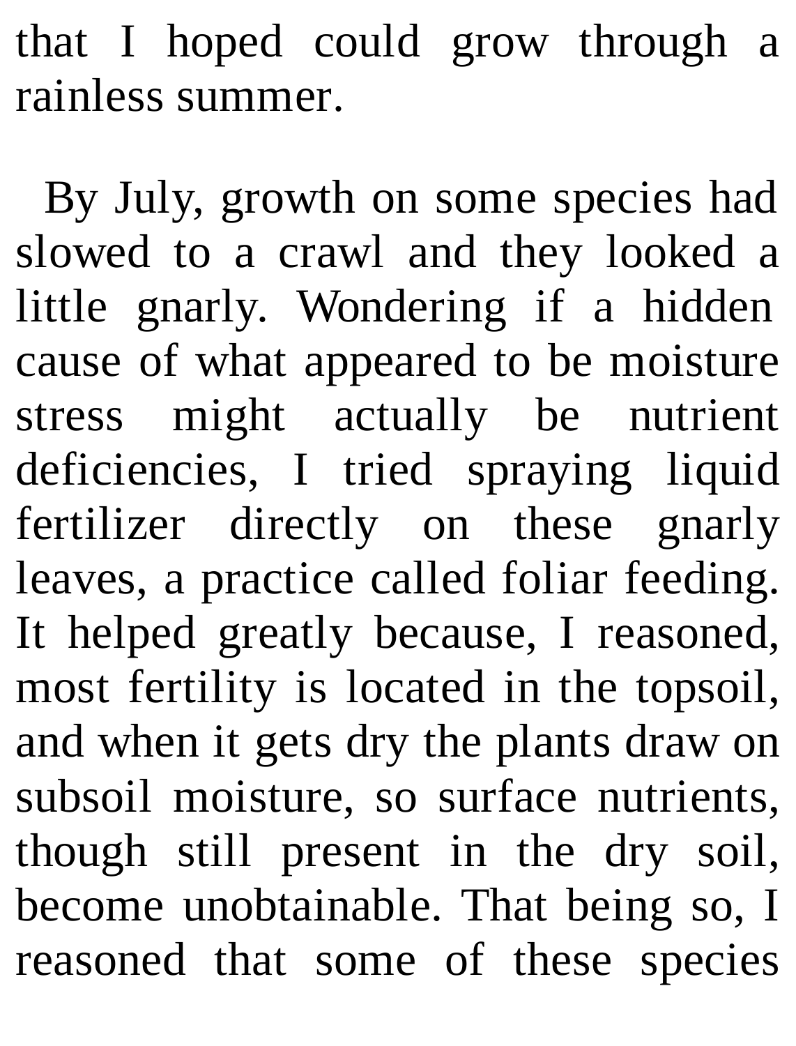that I hoped could grow through a rainless summer.

By July, growth on some species had slowed to a crawl and they looked a little gnarly. Wondering if a hidden cause of what appeared to be moisture stress might actually be nutrient deficiencies, I tried spraying liquid fertilizer directly on these gnarly leaves, a practice called foliar feeding. It helped greatly because, I reasoned, most fertility is located in the topsoil, and when it gets dry the plants draw on subsoil moisture, so surface nutrients, though still present in the dry soil, become unobtainable. That being so, I reasoned that some of these species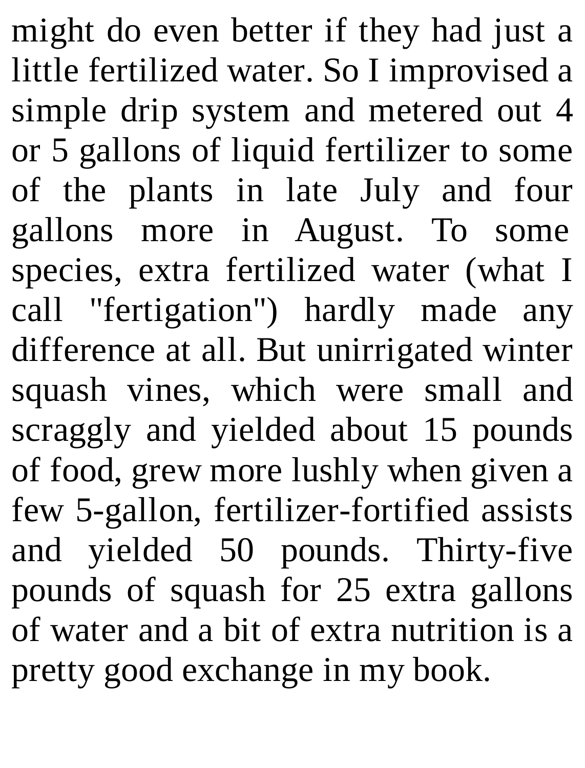might do even better if they had just a little fertilized water. So I improvised a simple drip system and metered out 4 or 5 gallons of liquid fertilizer to some of the plants in late July and four gallons more in August. To some species, extra fertilized water (what I call "fertigation") hardly made any difference at all. But unirrigated winter squash vines, which were small and scraggly and yielded about 15 pounds of food, grew more lushly when given a few 5-gallon, fertilizer-fortified assists and yielded 50 pounds. Thirty-five pounds of squash for 25 extra gallons of water and a bit of extra nutrition is a pretty good exchange in my book.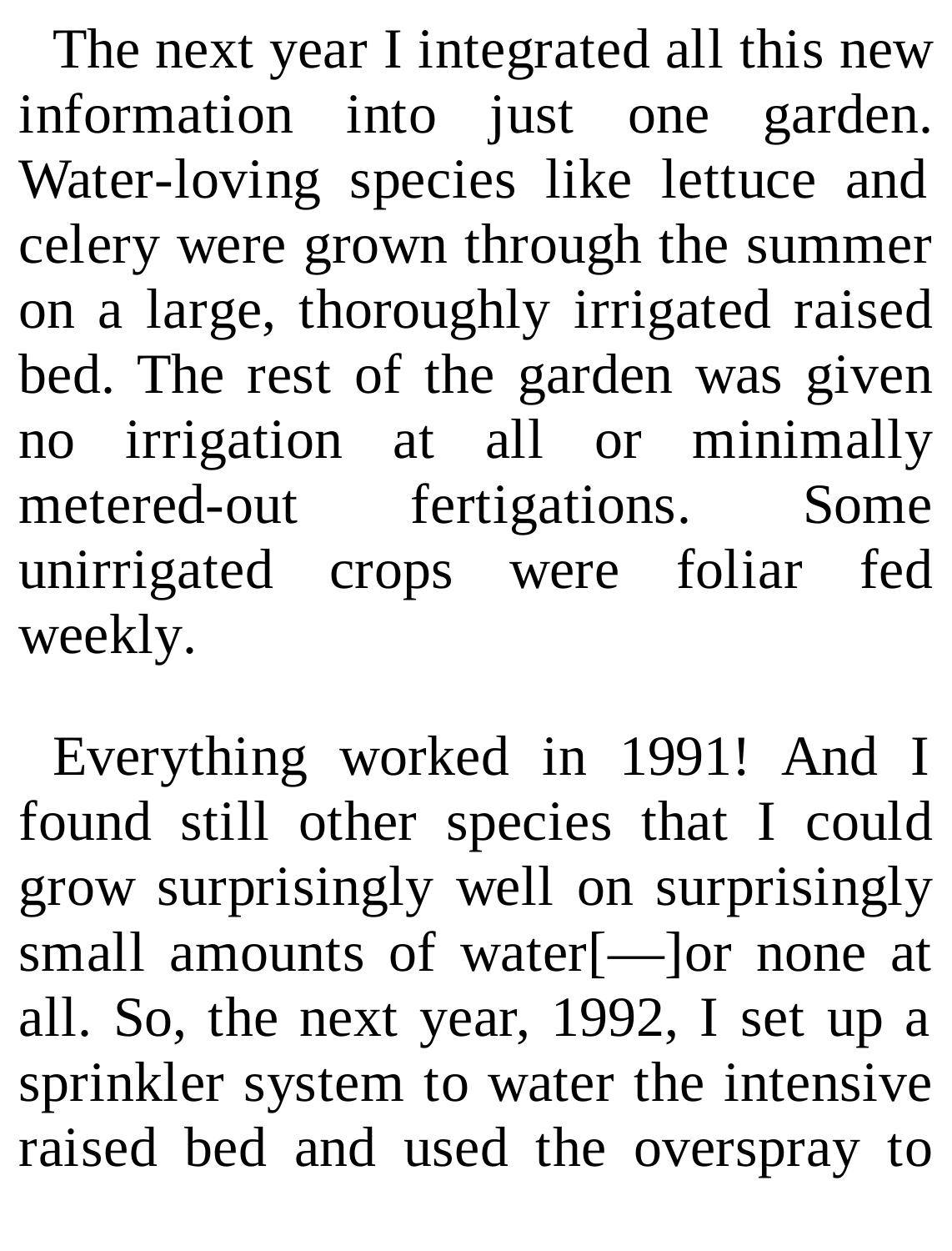The next year I integrated all this new information into just one garden. Water-loving species like lettuce and celery were grown through the summer on a large, thoroughly irrigated raised bed. The rest of the garden was given no irrigation at all or minimally metered-out fertigations. Some unirrigated crops were foliar fed weekly.

Everything worked in 1991! And I found still other species that I could grow surprisingly well on surprisingly small amounts of water[—]or none at all. So, the next year, 1992, I set up a sprinkler system to water the intensive raised bed and used the overspray to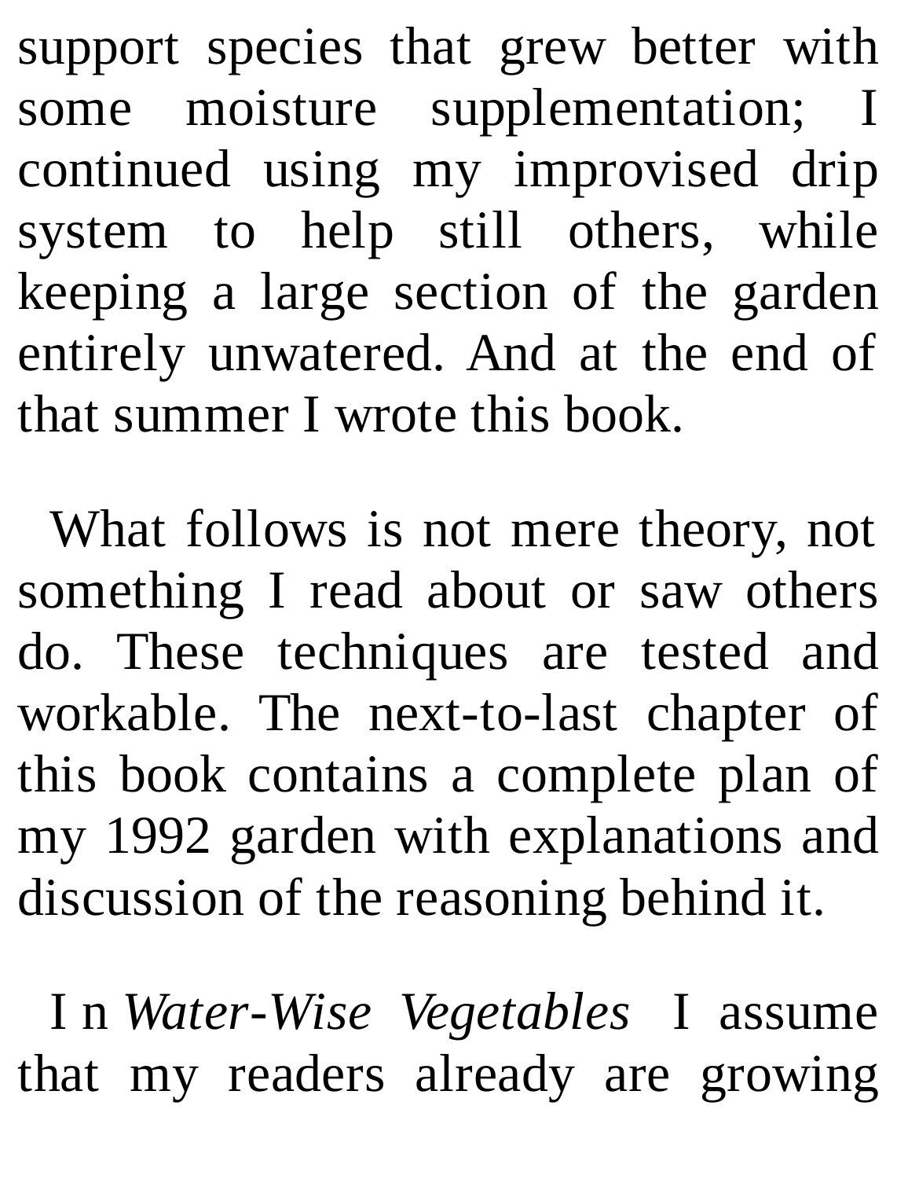support species that grew better with some moisture supplementation; I continued using my improvised drip system to help still others, while keeping a large section of the garden entirely unwatered. And at the end of that summer I wrote this book.

What follows is not mere theory, not something I read about or saw others do. These techniques are tested and workable. The next-to-last chapter of this book contains a complete plan of my 1992 garden with explanations and discussion of the reasoning behind it.

In *Water-Wise Vegetables* I assume that my readers already are growing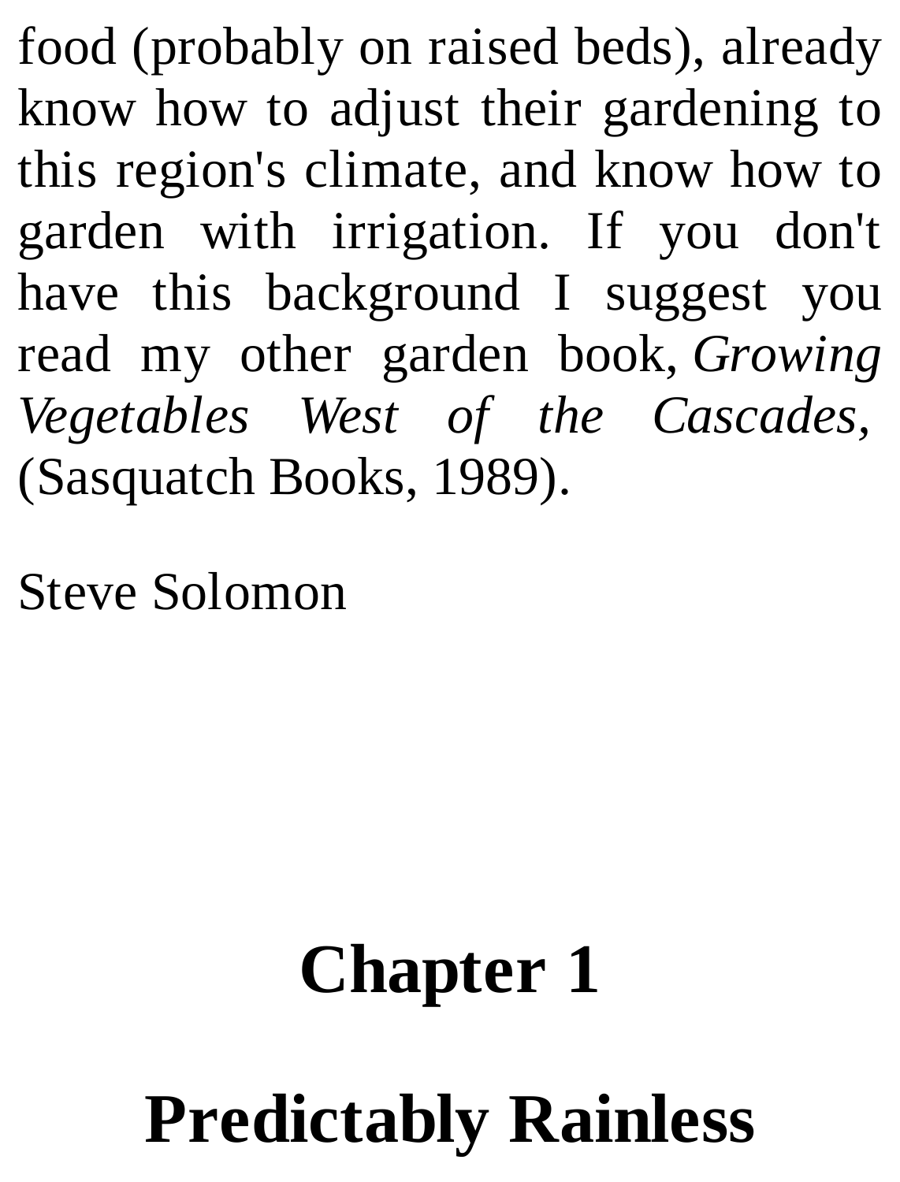food (probably on raised beds), already know how to adjust their gardening to this region's climate, and know how to garden with irrigation. If you don't have this background I suggest you read my other garden book, *Growing Vegetables West of the Cascades*, (Sasquatch Books, 1989).

Steve Solomon

# Chapter 1

# Predictably Rainless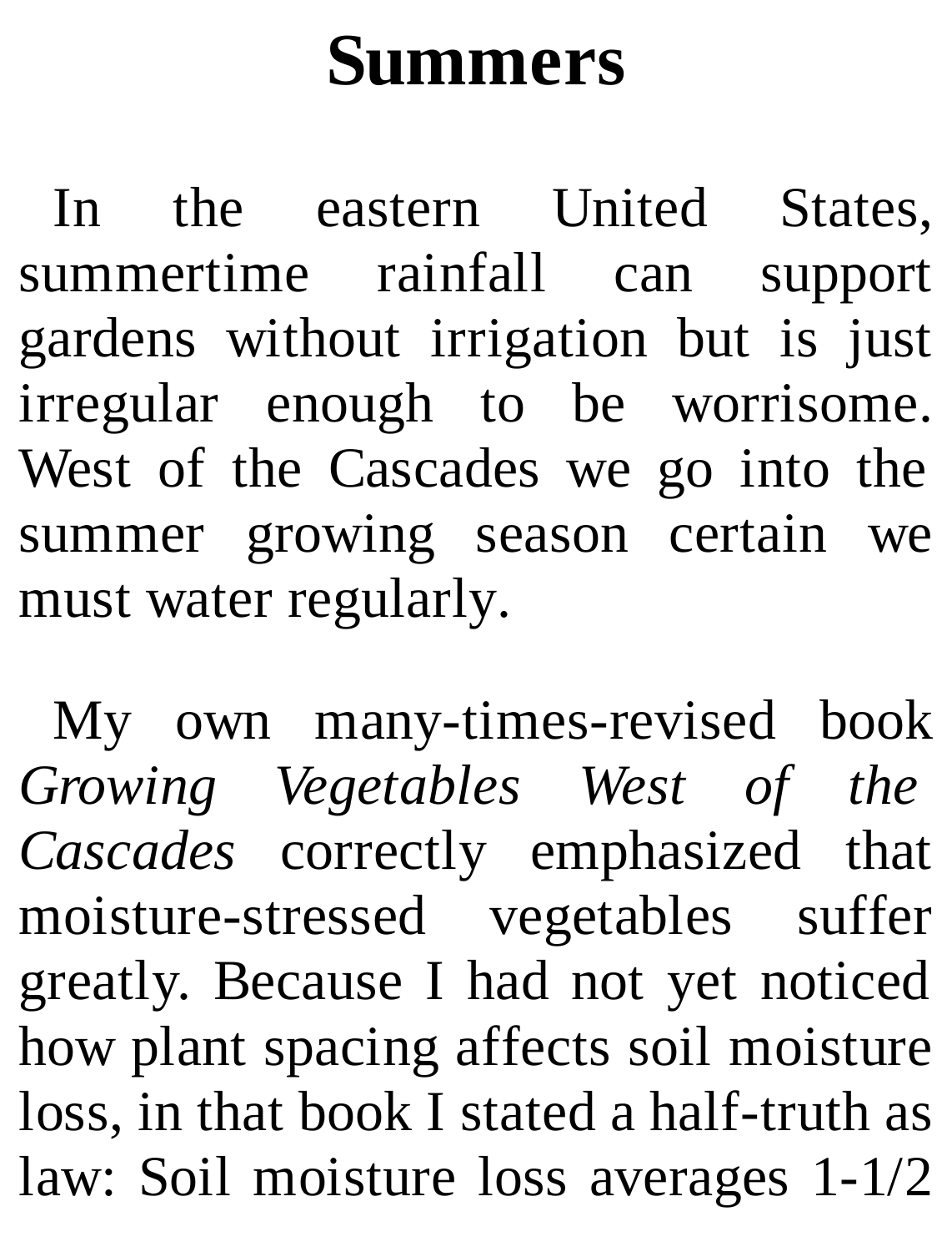# Summers

In the eastern United States, summertime rainfall can support gardens without irrigation but is just irregular enough to be worrisome. West of the Cascades we go into the summer growing season certain we must water regularly.

My own many-times-revised book *Growing Vegetables West of the Cascades* correctly emphasized that moisture-stressed vegetables suffer greatly. Because I had not yet noticed how plant spacing affects soil moisture loss, in that book I stated a half-truth as law: Soil moisture loss averages 1-1/2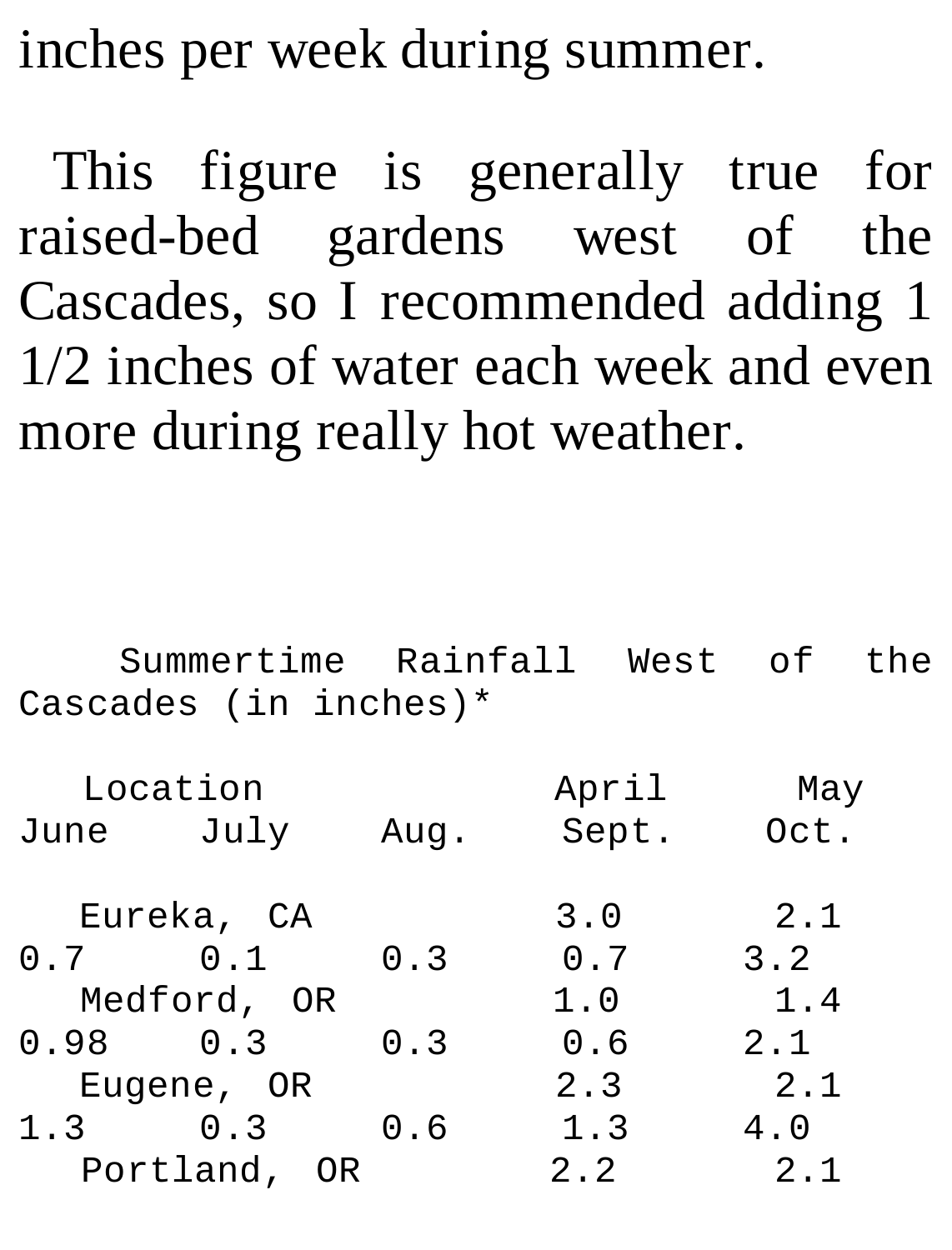inches per week during summer.

This figure is generally true for raised-bed gardens west of the Cascades, so I recommended adding 1 1/2 inches of water each week and even more during really hot weather.

Summertime Rainfall West of the Cascades (in inches)*

| Location | April | May | June | July | Aug. | Sept. | Oct. |
|---|---|---|---|---|---|---|---|
| Eureka, CA | 3.0 | 2.1 | 0.7 | 0.1 | 0.3 | 0.7 | 3.2 |
| Medford, OR | 1.0 | 1.4 | 0.98 | 0.3 | 0.3 | 0.6 | 2.1 |
| Eugene, OR | 2.3 | 2.1 | 1.3 | 0.3 | 0.6 | 1.3 | 4.0 |
| Portland, OR | 2.2 | 2.1 | | | | | |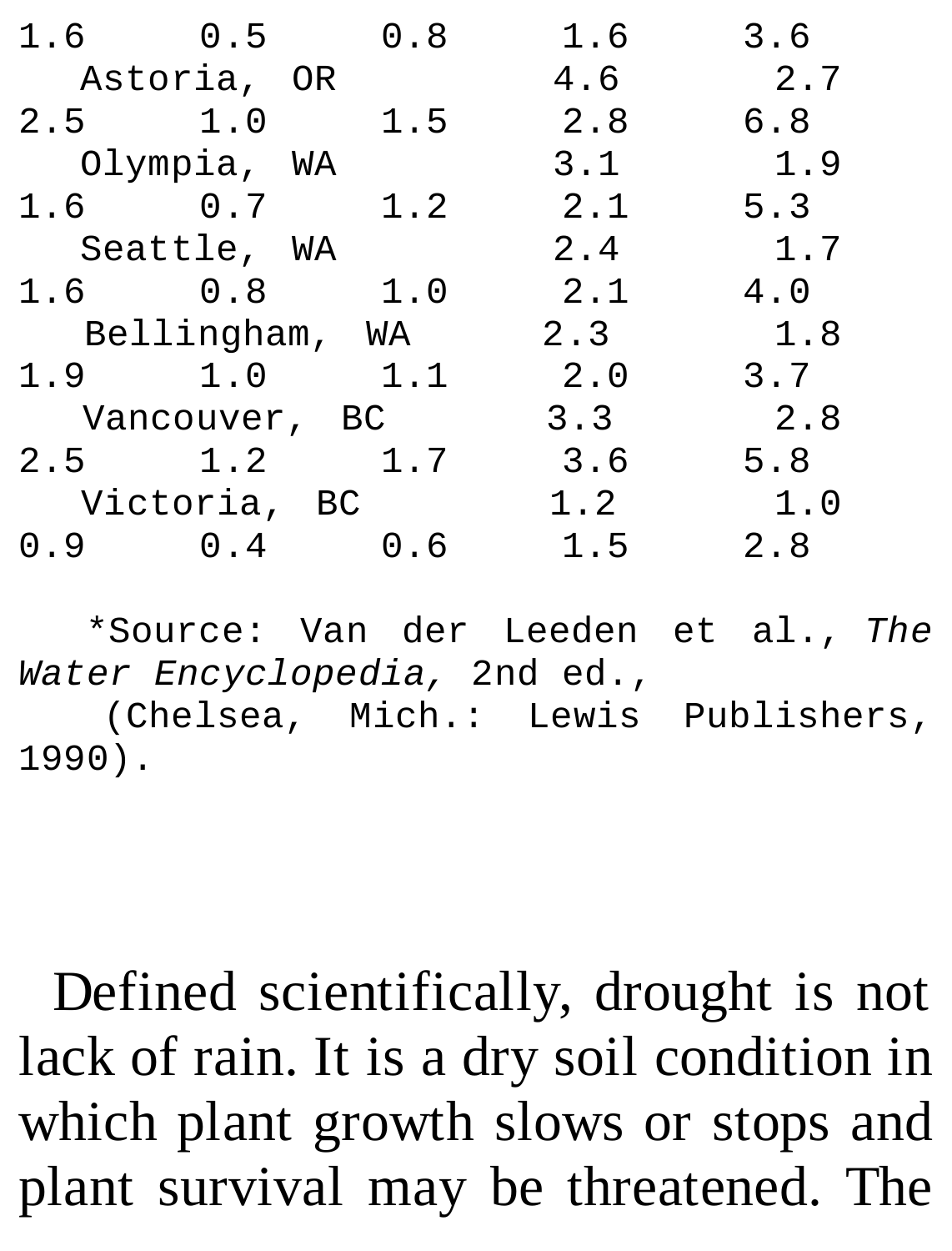| | | | | | | | |
|---|---|---|---|---|---|---|---|
| | | | 1.6 | 0.5 | 0.8 | 1.6 | 3.6 |
| Astoria, OR | 4.6 | 2.7 | 2.5 | 1.0 | 1.5 | 2.8 | 6.8 |
| Olympia, WA | 3.1 | 1.9 | 1.6 | 0.7 | 1.2 | 2.1 | 5.3 |
| Seattle, WA | 2.4 | 1.7 | 1.6 | 0.8 | 1.0 | 2.1 | 4.0 |
| Bellingham, WA | 2.3 | 1.8 | 1.9 | 1.0 | 1.1 | 2.0 | 3.7 |
| Vancouver, BC | 3.3 | 2.8 | 2.5 | 1.2 | 1.7 | 3.6 | 5.8 |
| Victoria, BC | 1.2 | 1.0 | 0.9 | 0.4 | 0.6 | 1.5 | 2.8 |

*Source: Van der Leeden et al., *The Water Encyclopedia,* 2nd ed., (Chelsea, Mich.: Lewis Publishers, 1990).

Defined scientifically, drought is not lack of rain. It is a dry soil condition in which plant growth slows or stops and plant survival may be threatened. The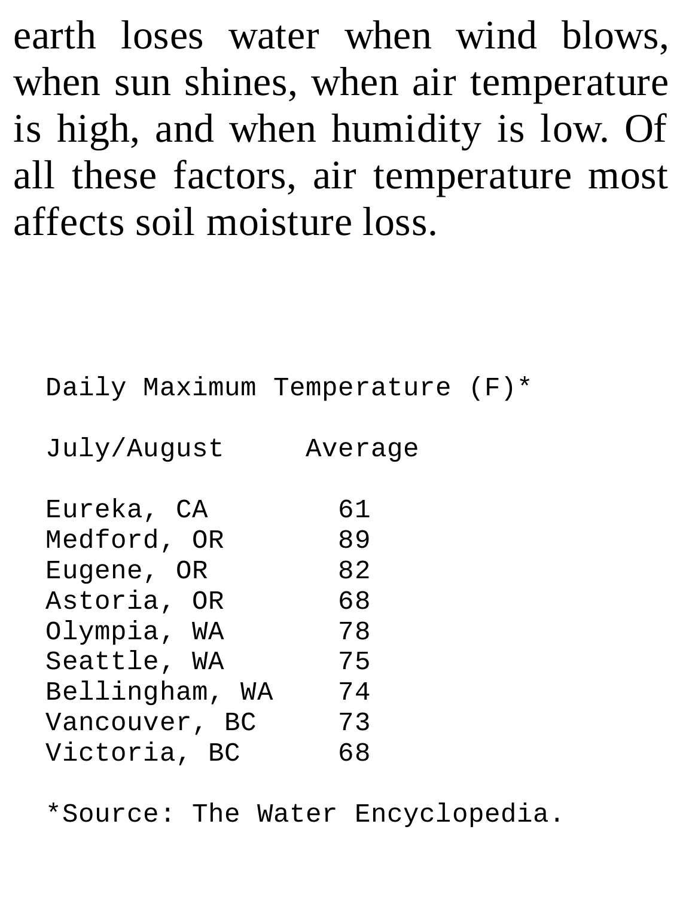earth loses water when wind blows, when sun shines, when air temperature is high, and when humidity is low. Of all these factors, air temperature most affects soil moisture loss.

Daily Maximum Temperature (F)*

| July/August | Average |
|---|---|
| Eureka, CA | 61 |
| Medford, OR | 89 |
| Eugene, OR | 82 |
| Astoria, OR | 68 |
| Olympia, WA | 78 |
| Seattle, WA | 75 |
| Bellingham, WA | 74 |
| Vancouver, BC | 73 |
| Victoria, BC | 68 |

*Source: The Water Encyclopedia.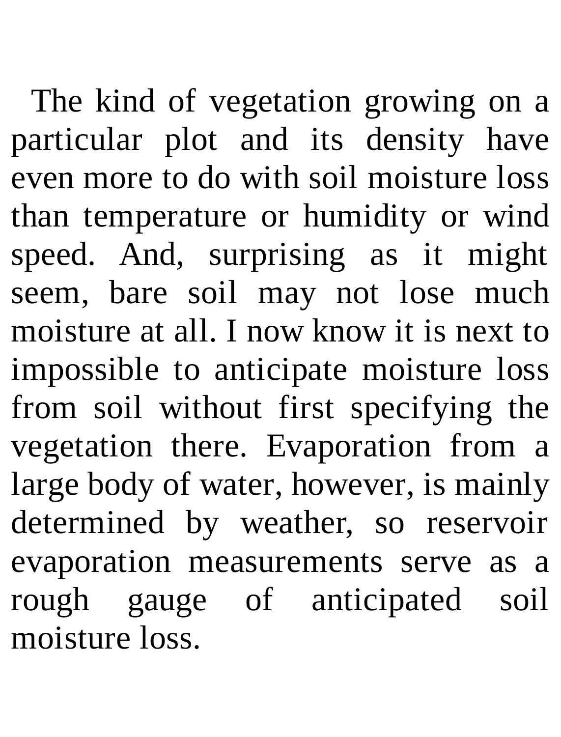The kind of vegetation growing on a particular plot and its density have even more to do with soil moisture loss than temperature or humidity or wind speed. And, surprising as it might seem, bare soil may not lose much moisture at all. I now know it is next to impossible to anticipate moisture loss from soil without first specifying the vegetation there. Evaporation from a large body of water, however, is mainly determined by weather, so reservoir evaporation measurements serve as a rough gauge of anticipated soil moisture loss.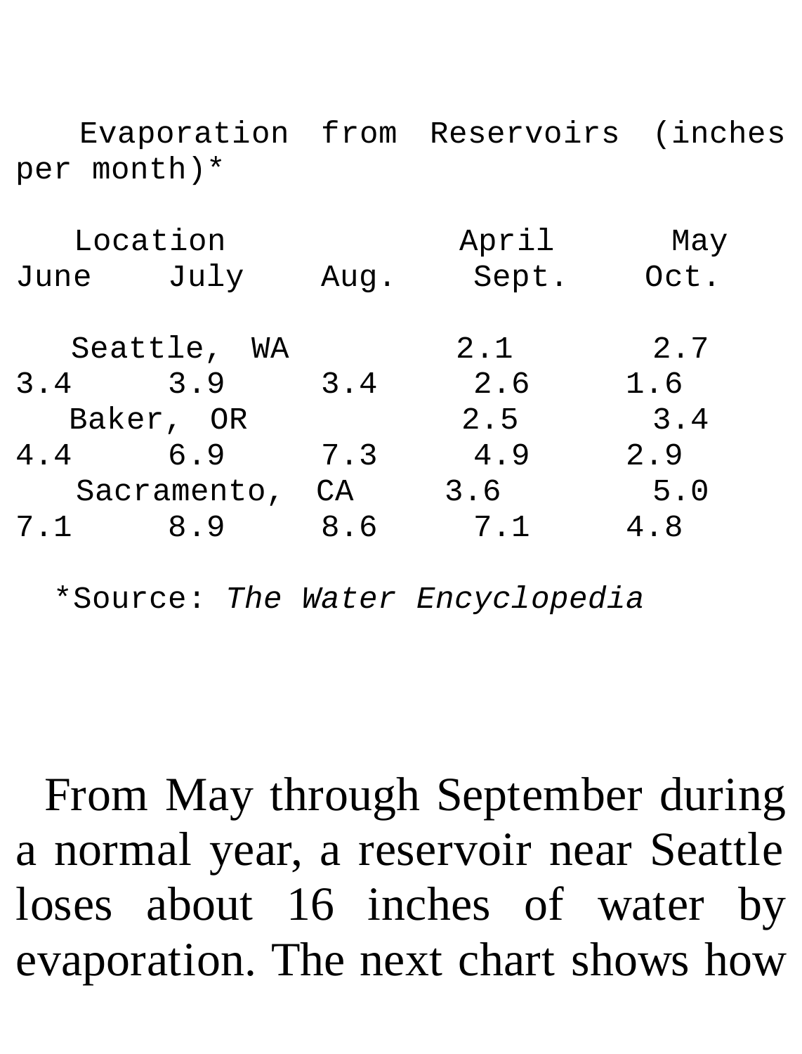Evaporation from Reservoirs (inches per month)*

| Location | April | May | June | July | Aug. | Sept. | Oct. |
|---|---|---|---|---|---|---|---|
| Seattle, WA | 2.1 | 2.7 | 3.4 | 3.9 | 3.4 | 2.6 | 1.6 |
| Baker, OR | 2.5 | 3.4 | 4.4 | 6.9 | 7.3 | 4.9 | 2.9 |
| Sacramento, CA | 3.6 | 5.0 | 7.1 | 8.9 | 8.6 | 7.1 | 4.8 |

*Source: *The Water Encyclopedia*

From May through September during a normal year, a reservoir near Seattle loses about 16 inches of water by evaporation. The next chart shows how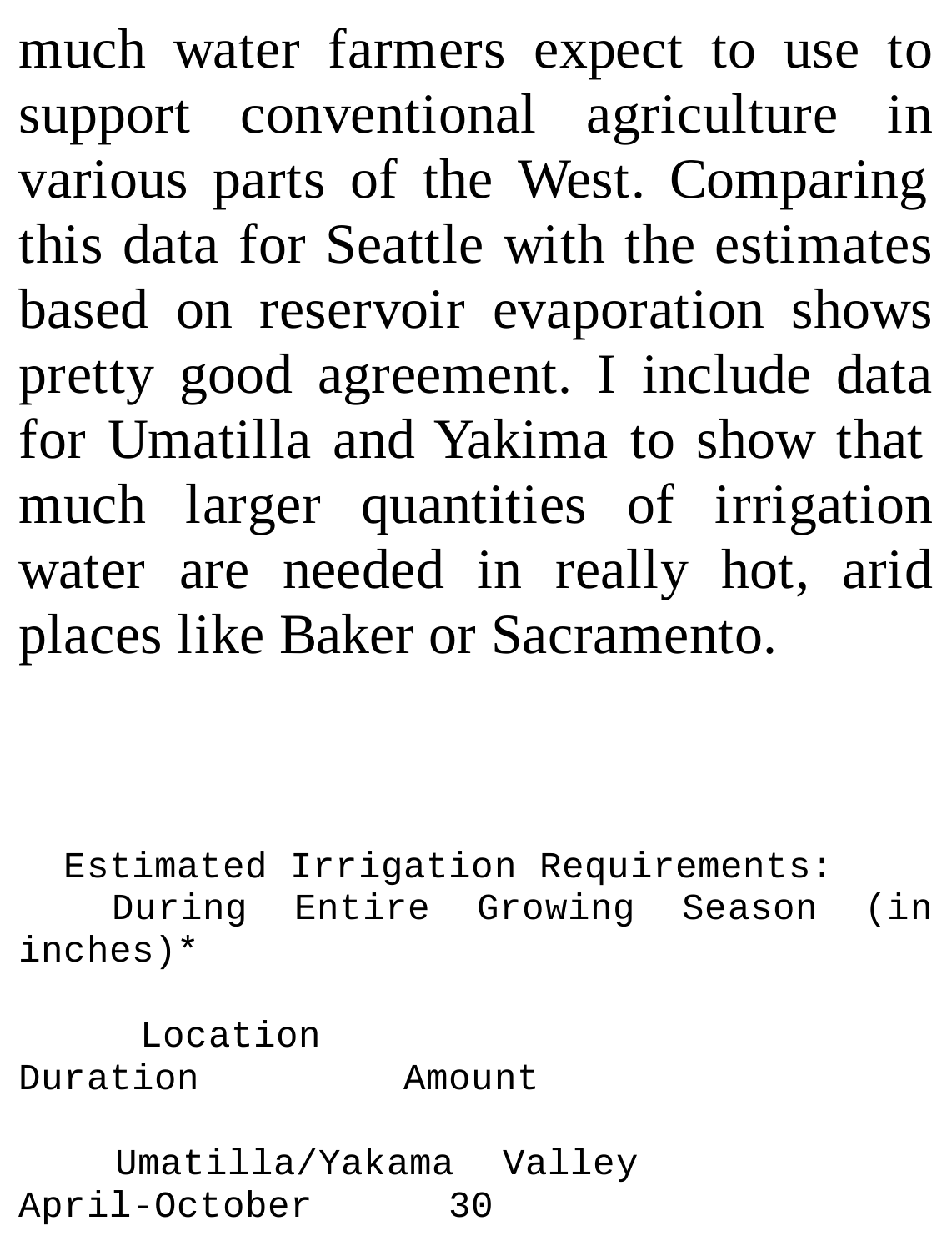much water farmers expect to use to support conventional agriculture in various parts of the West. Comparing this data for Seattle with the estimates based on reservoir evaporation shows pretty good agreement. I include data for Umatilla and Yakima to show that much larger quantities of irrigation water are needed in really hot, arid places like Baker or Sacramento.

Estimated Irrigation Requirements: During Entire Growing Season (in inches)*

| Location | Duration | Amount |
| --- | --- | --- |
| Umatilla/Yakama Valley | April-October | 30 |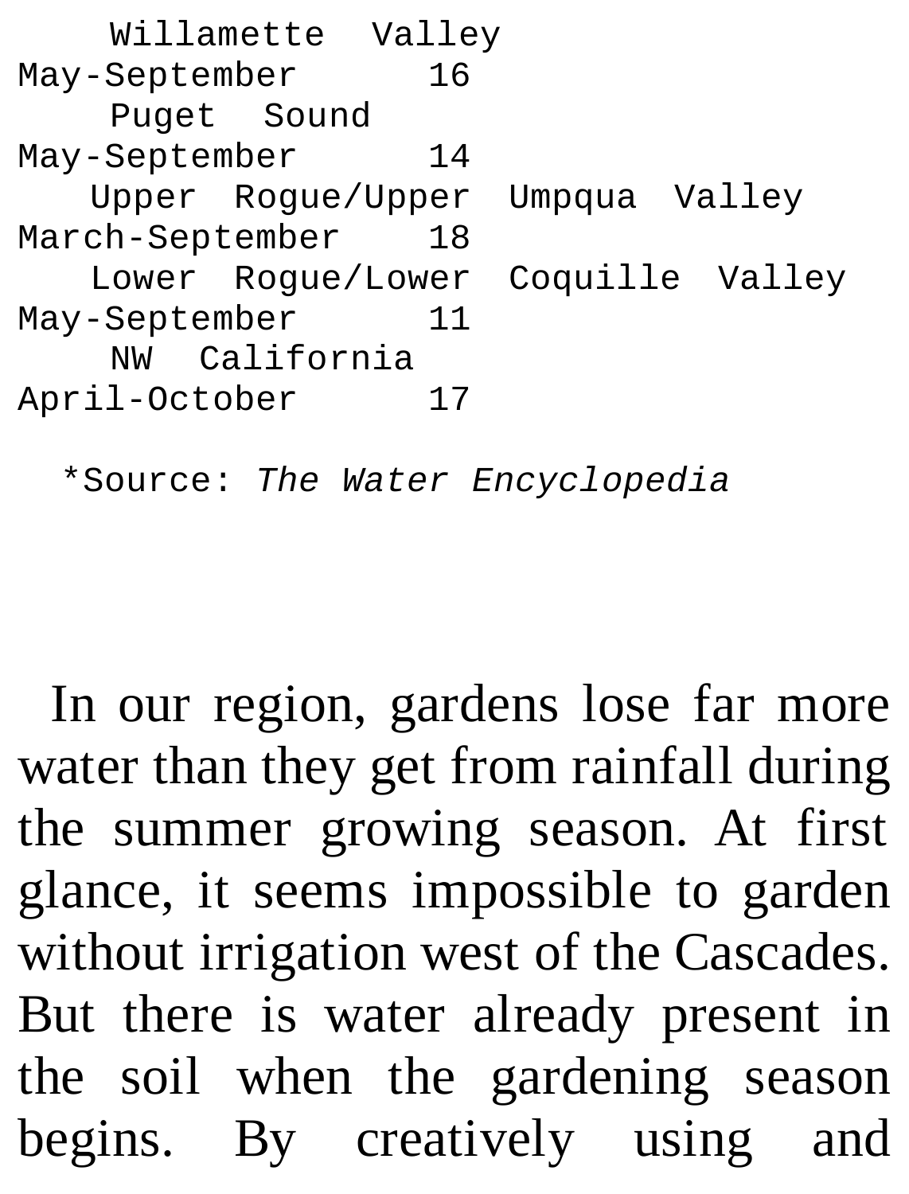| Region | Period | Value |
|---|---|---|
| Willamette Valley | May-September | 16 |
| Puget Sound | May-September | 14 |
| Upper Rogue/Upper Umpqua Valley | March-September | 18 |
| Lower Rogue/Lower Coquille Valley | May-September | 11 |
| NW California | April-October | 17 |

*Source: *The Water Encyclopedia*

In our region, gardens lose far more water than they get from rainfall during the summer growing season. At first glance, it seems impossible to garden without irrigation west of the Cascades. But there is water already present in the soil when the gardening season begins. By creatively using and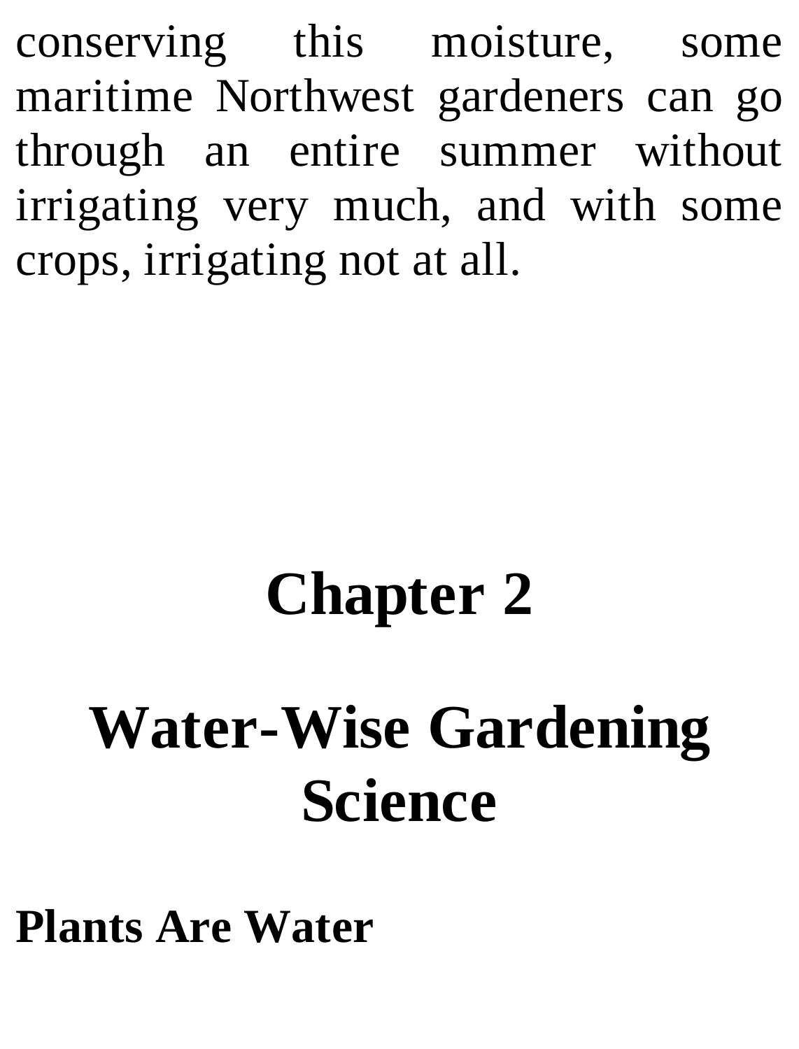conserving this moisture, some maritime Northwest gardeners can go through an entire summer without irrigating very much, and with some crops, irrigating not at all.

# Chapter 2

# Water-Wise Gardening Science

## Plants Are Water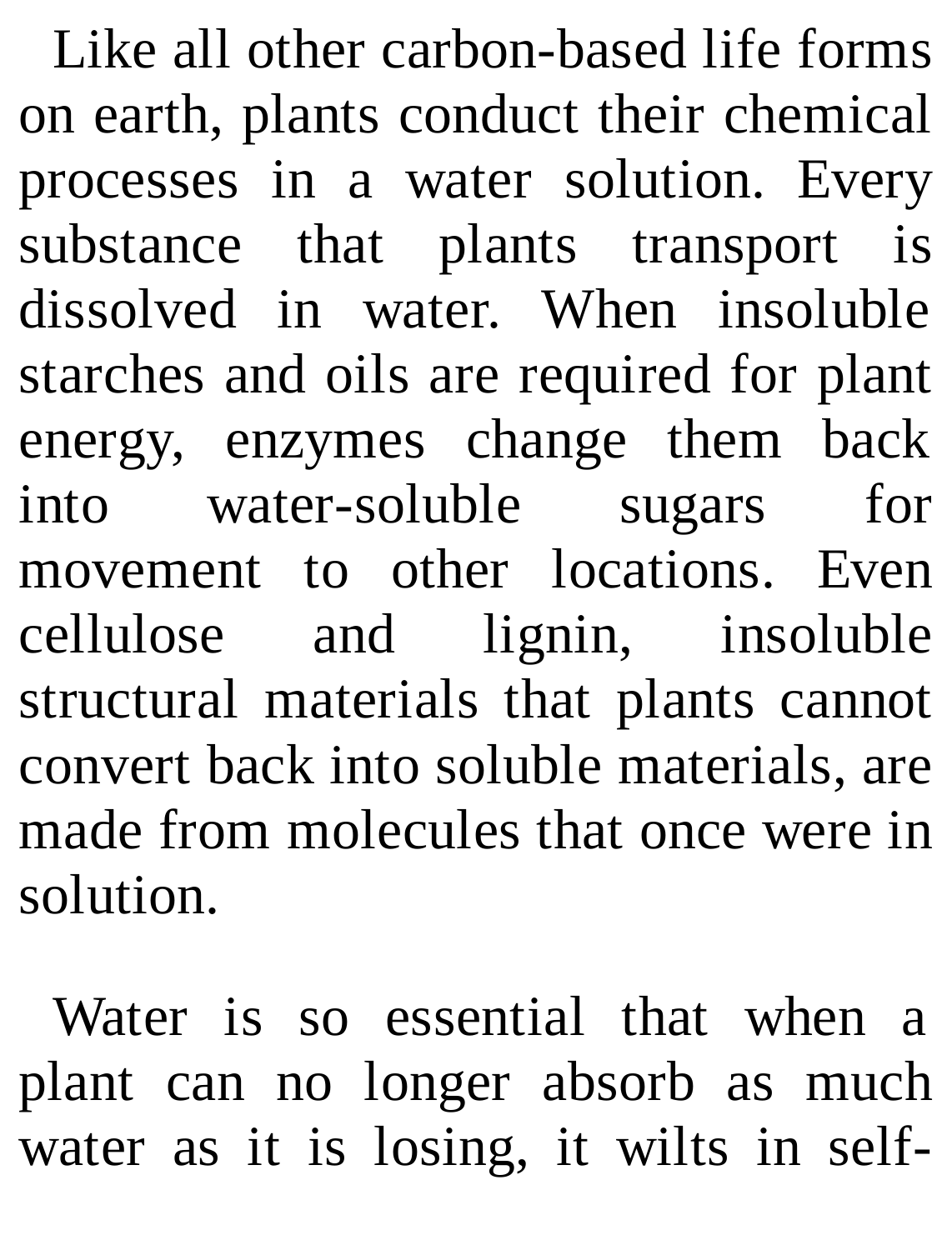Like all other carbon-based life forms on earth, plants conduct their chemical processes in a water solution. Every substance that plants transport is dissolved in water. When insoluble starches and oils are required for plant energy, enzymes change them back into water-soluble sugars for movement to other locations. Even cellulose and lignin, insoluble structural materials that plants cannot convert back into soluble materials, are made from molecules that once were in solution.

Water is so essential that when a plant can no longer absorb as much water as it is losing, it wilts in self-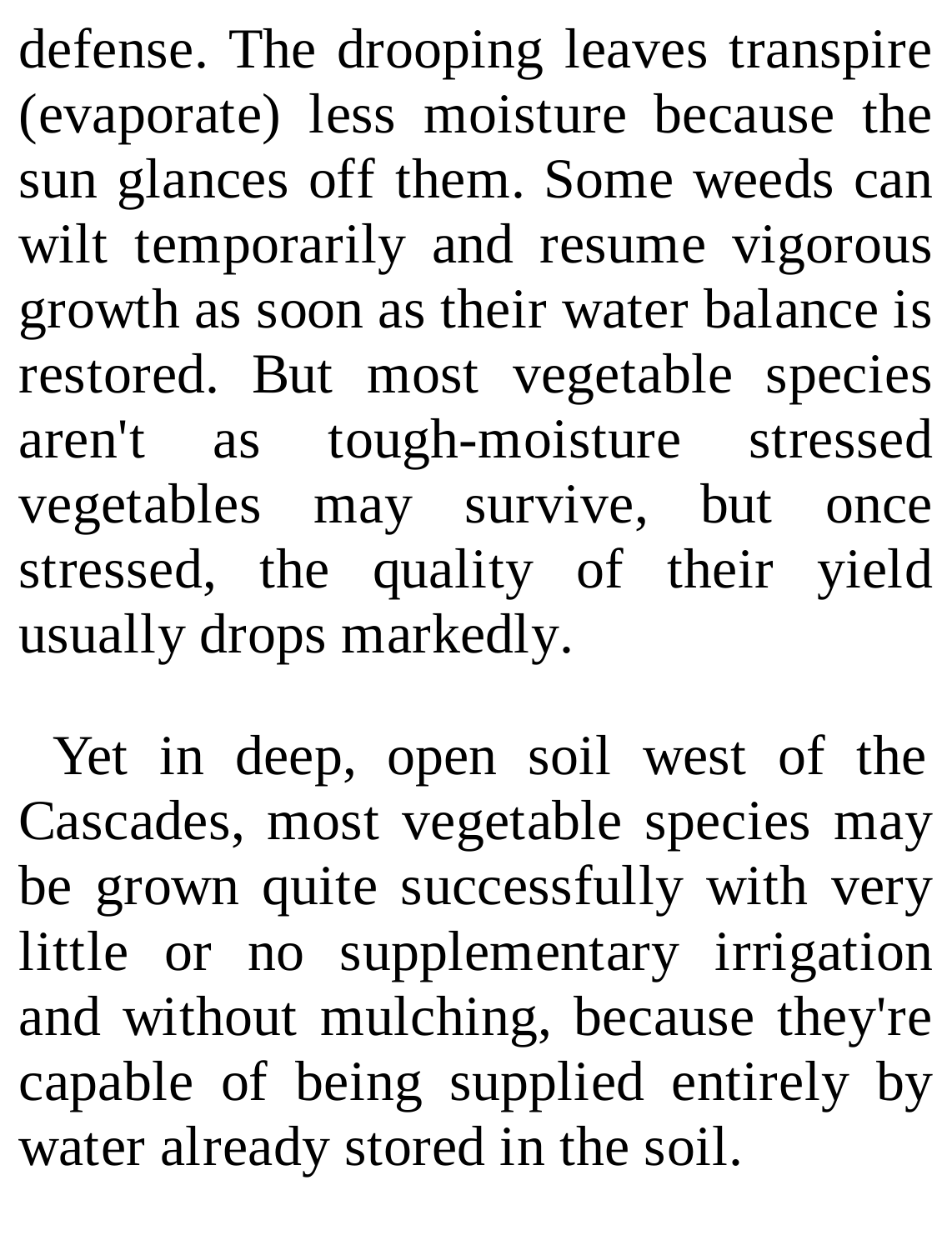defense. The drooping leaves transpire (evaporate) less moisture because the sun glances off them. Some weeds can wilt temporarily and resume vigorous growth as soon as their water balance is restored. But most vegetable species aren't as tough-moisture stressed vegetables may survive, but once stressed, the quality of their yield usually drops markedly.

Yet in deep, open soil west of the Cascades, most vegetable species may be grown quite successfully with very little or no supplementary irrigation and without mulching, because they're capable of being supplied entirely by water already stored in the soil.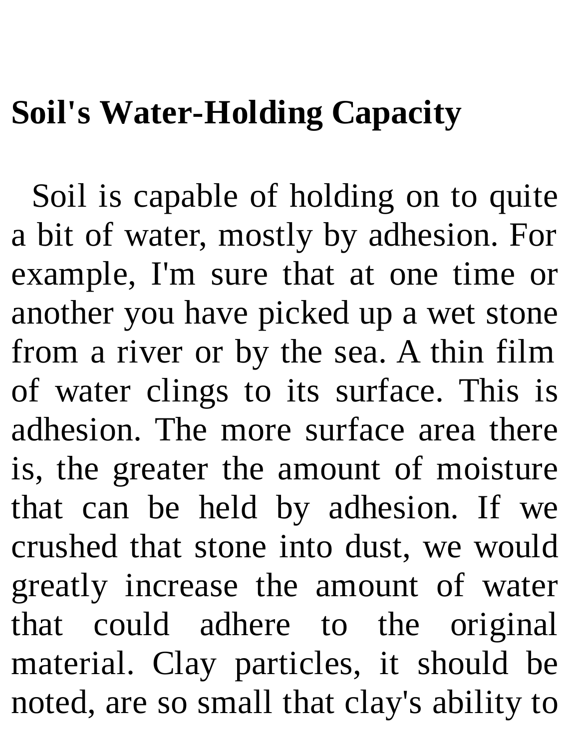## Soil's Water-Holding Capacity

Soil is capable of holding on to quite a bit of water, mostly by adhesion. For example, I'm sure that at one time or another you have picked up a wet stone from a river or by the sea. A thin film of water clings to its surface. This is adhesion. The more surface area there is, the greater the amount of moisture that can be held by adhesion. If we crushed that stone into dust, we would greatly increase the amount of water that could adhere to the original material. Clay particles, it should be noted, are so small that clay's ability to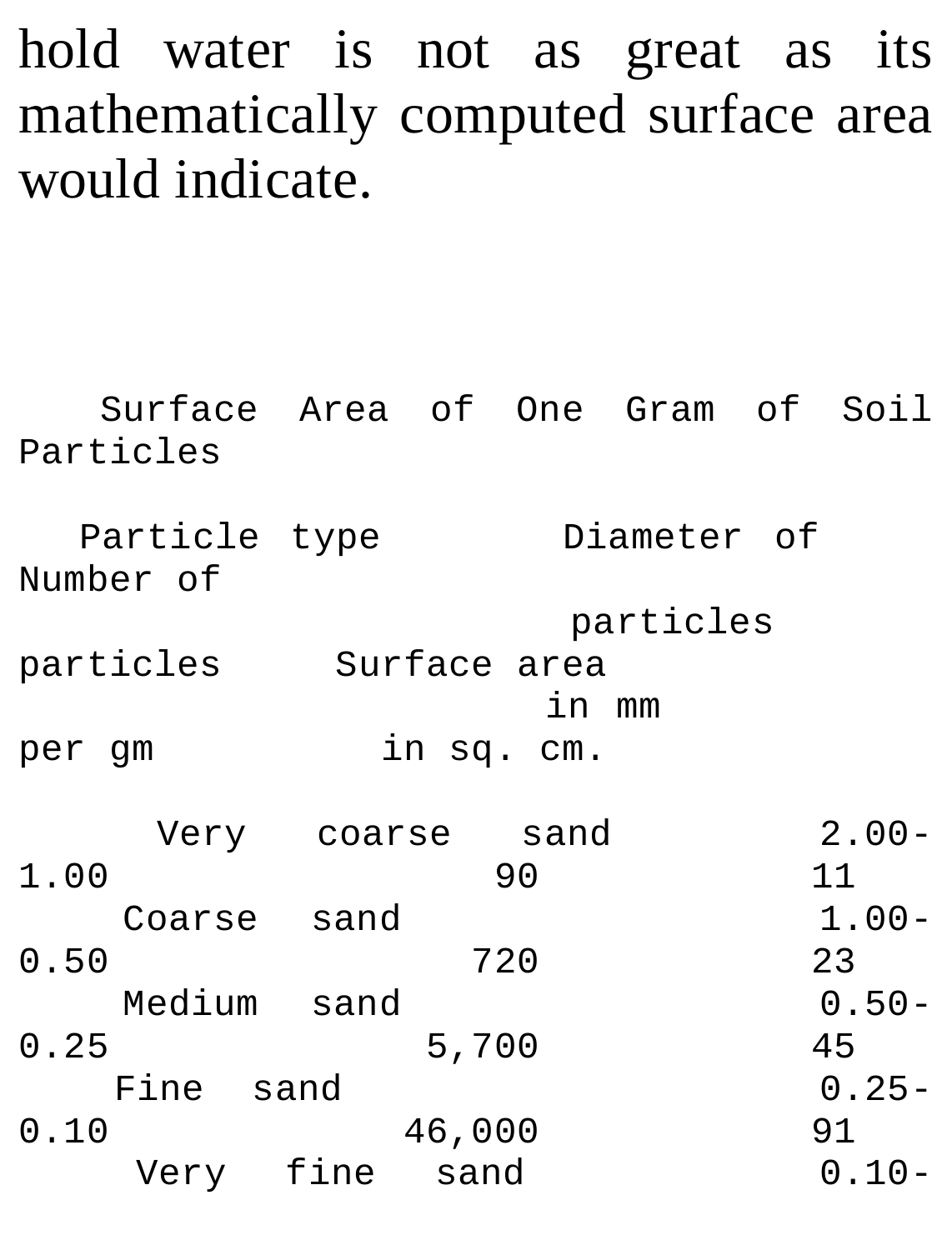hold water is not as great as its mathematically computed surface area would indicate.

Surface Area of One Gram of Soil Particles

| Particle type | Diameter of particles in mm | Number of particles per gm | Surface area in sq. cm. |
|---|---|---|---|
| Very coarse sand | 2.00-1.00 | 90 | 11 |
| Coarse sand | 1.00-0.50 | 720 | 23 |
| Medium sand | 0.50-0.25 | 5,700 | 45 |
| Fine sand | 0.25-0.10 | 46,000 | 91 |
| Very fine sand | 0.10- | | |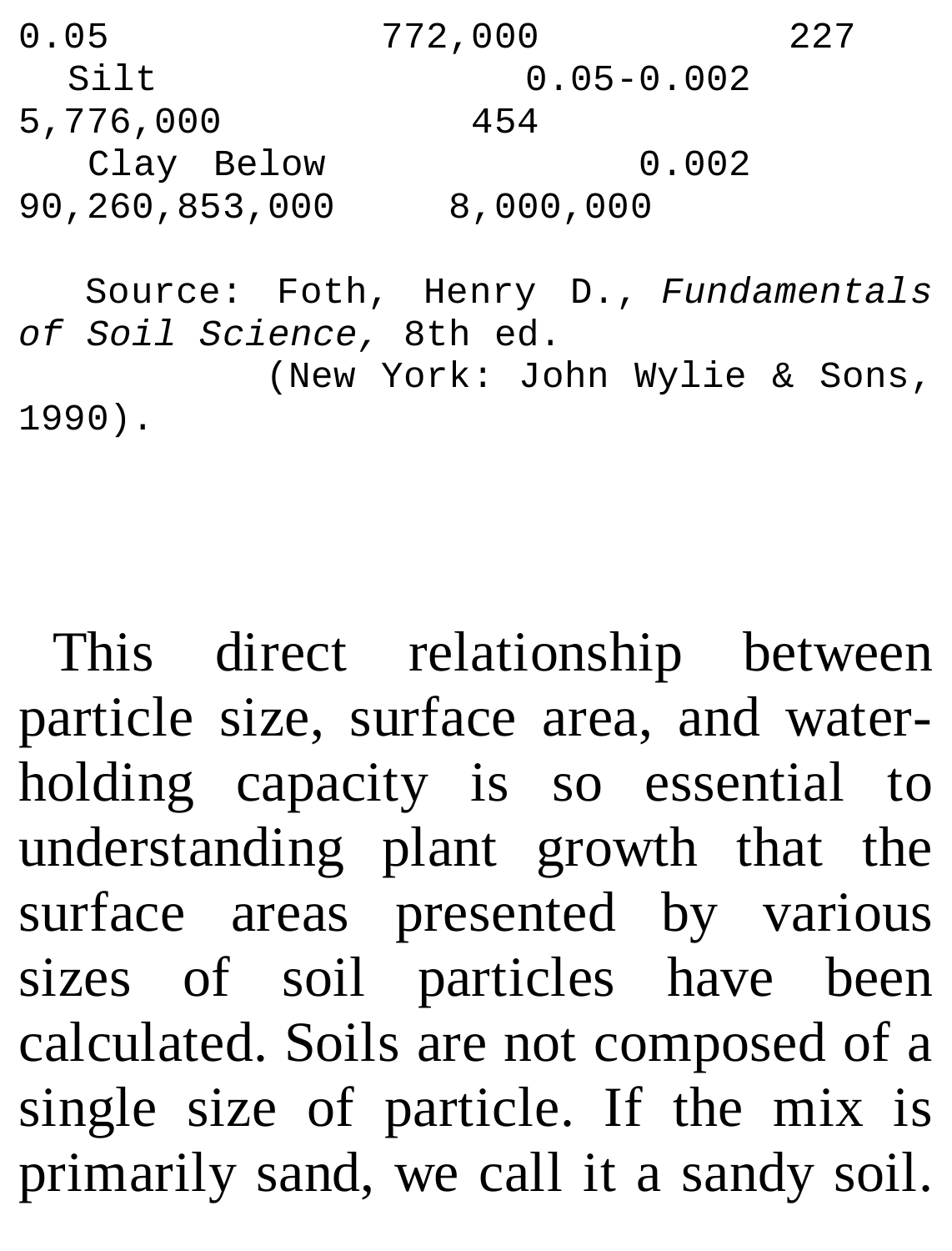| | | | |
|---|---|---|---|
| | 0.05 | 772,000 | 227 |
| Silt | 0.05-0.002 | 5,776,000 | 454 |
| Clay | Below 0.002 | 90,260,853,000 | 8,000,000 |

Source: Foth, Henry D., *Fundamentals of Soil Science,* 8th ed. (New York: John Wylie & Sons, 1990).

This direct relationship between particle size, surface area, and water-holding capacity is so essential to understanding plant growth that the surface areas presented by various sizes of soil particles have been calculated. Soils are not composed of a single size of particle. If the mix is primarily sand, we call it a sandy soil.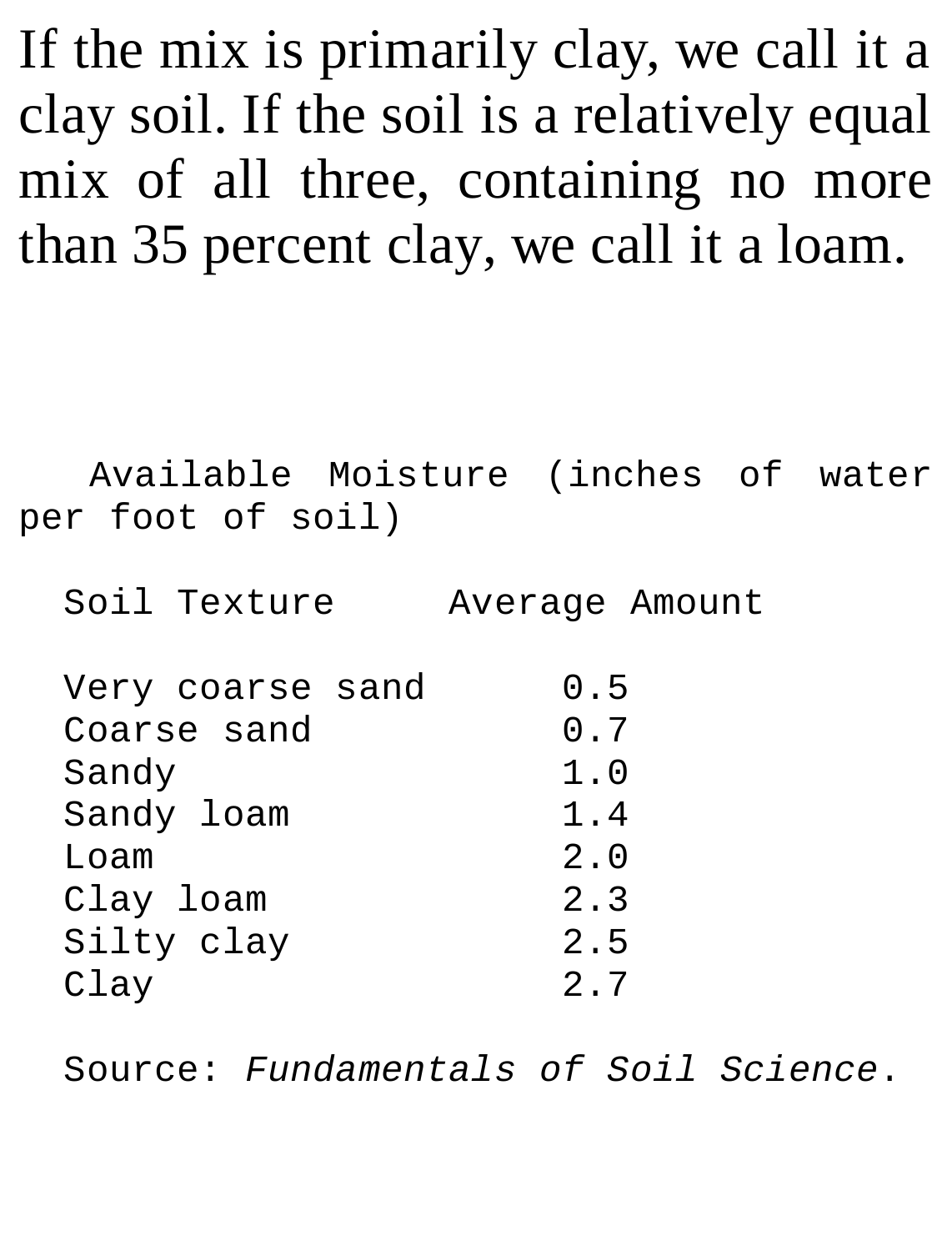If the mix is primarily clay, we call it a clay soil. If the soil is a relatively equal mix of all three, containing no more than 35 percent clay, we call it a loam.

Available Moisture (inches of water per foot of soil)

| Soil Texture | Average Amount |
|---|---|
| Very coarse sand | 0.5 |
| Coarse sand | 0.7 |
| Sandy | 1.0 |
| Sandy loam | 1.4 |
| Loam | 2.0 |
| Clay loam | 2.3 |
| Silty clay | 2.5 |
| Clay | 2.7 |

Source: *Fundamentals of Soil Science*.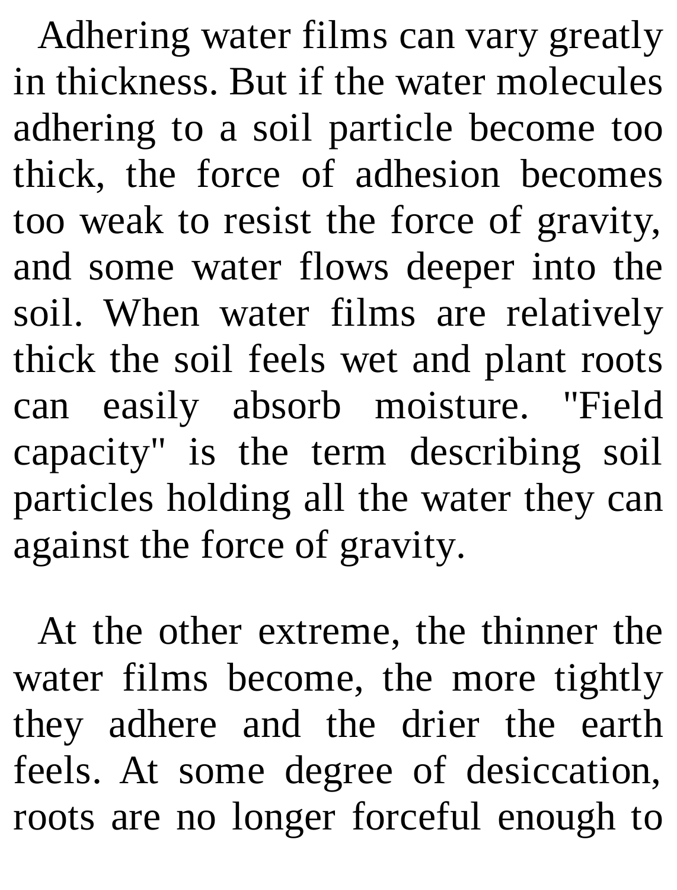Adhering water films can vary greatly in thickness. But if the water molecules adhering to a soil particle become too thick, the force of adhesion becomes too weak to resist the force of gravity, and some water flows deeper into the soil. When water films are relatively thick the soil feels wet and plant roots can easily absorb moisture. "Field capacity" is the term describing soil particles holding all the water they can against the force of gravity.

At the other extreme, the thinner the water films become, the more tightly they adhere and the drier the earth feels. At some degree of desiccation, roots are no longer forceful enough to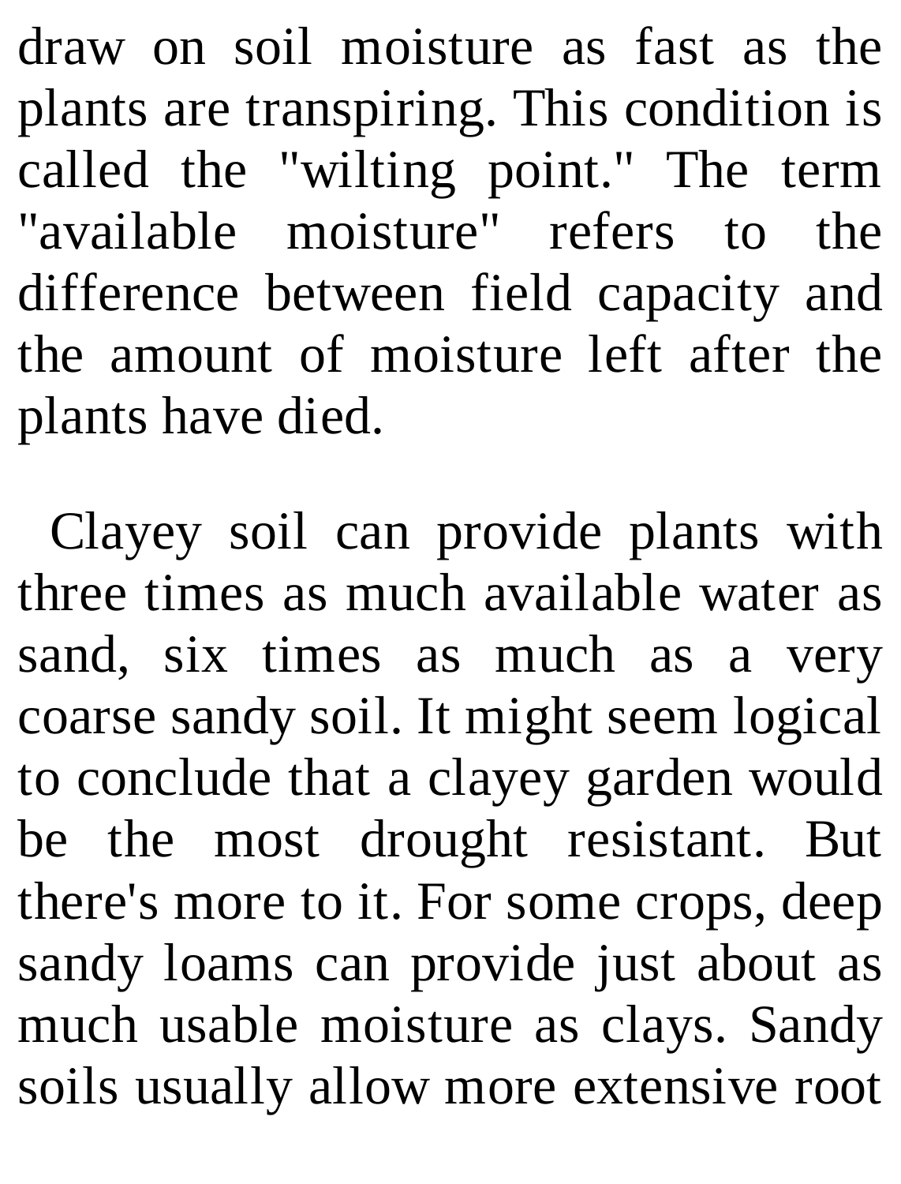draw on soil moisture as fast as the plants are transpiring. This condition is called the "wilting point." The term "available moisture" refers to the difference between field capacity and the amount of moisture left after the plants have died.

Clayey soil can provide plants with three times as much available water as sand, six times as much as a very coarse sandy soil. It might seem logical to conclude that a clayey garden would be the most drought resistant. But there's more to it. For some crops, deep sandy loams can provide just about as much usable moisture as clays. Sandy soils usually allow more extensive root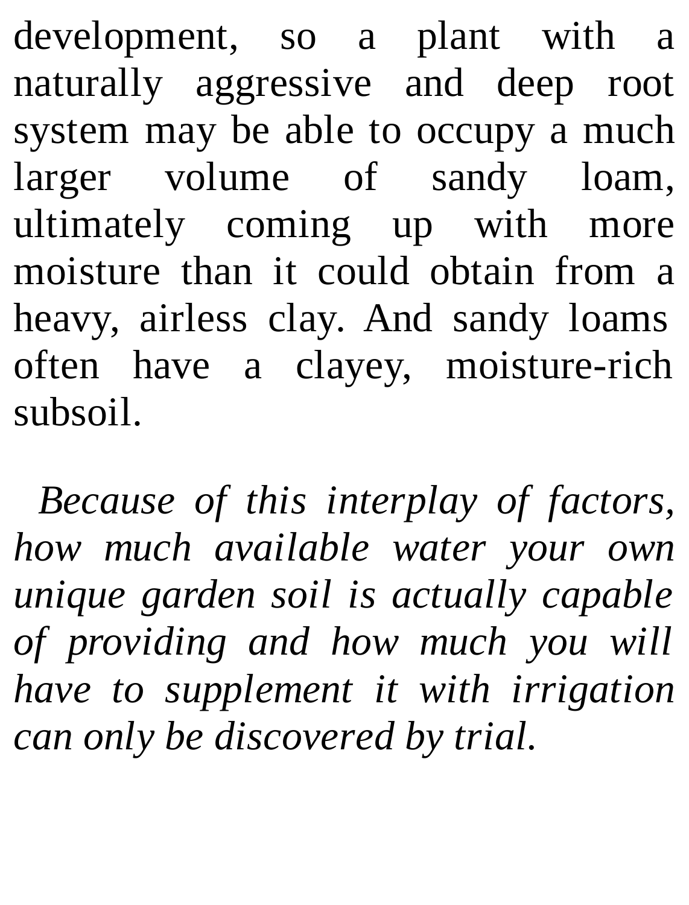development, so a plant with a naturally aggressive and deep root system may be able to occupy a much larger volume of sandy loam, ultimately coming up with more moisture than it could obtain from a heavy, airless clay. And sandy loams often have a clayey, moisture-rich subsoil.

*Because of this interplay of factors, how much available water your own unique garden soil is actually capable of providing and how much you will have to supplement it with irrigation can only be discovered by trial.*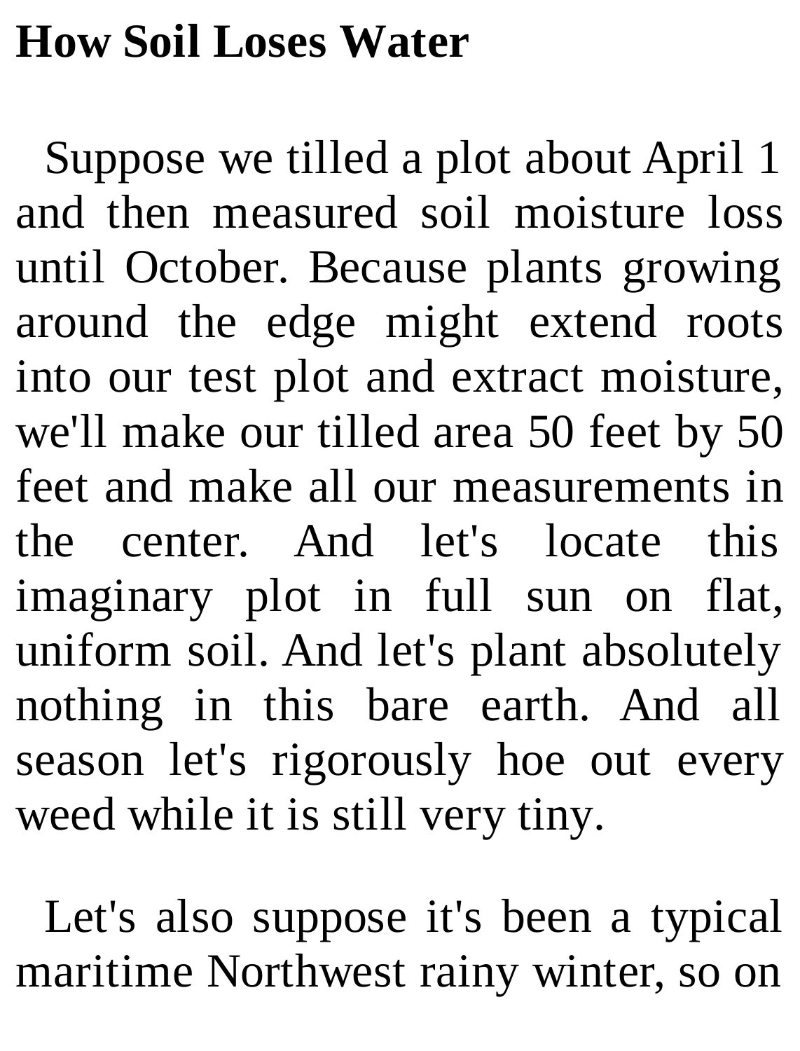## How Soil Loses Water

Suppose we tilled a plot about April 1 and then measured soil moisture loss until October. Because plants growing around the edge might extend roots into our test plot and extract moisture, we'll make our tilled area 50 feet by 50 feet and make all our measurements in the center. And let's locate this imaginary plot in full sun on flat, uniform soil. And let's plant absolutely nothing in this bare earth. And all season let's rigorously hoe out every weed while it is still very tiny.

Let's also suppose it's been a typical maritime Northwest rainy winter, so on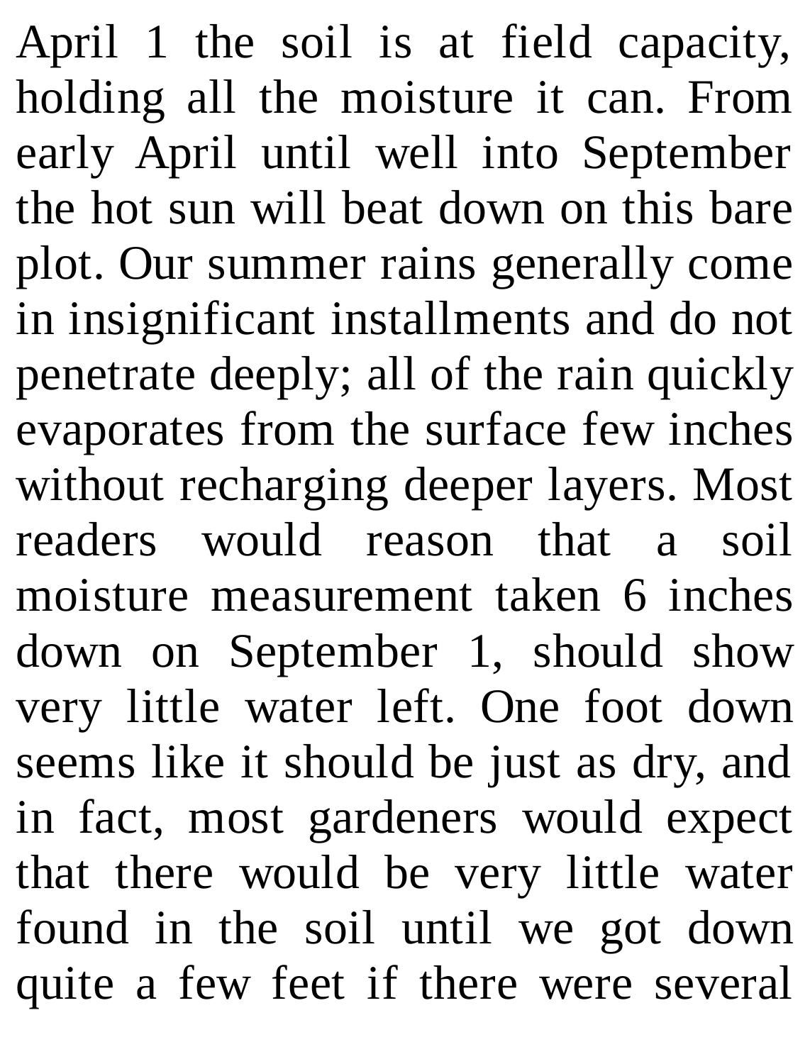April 1 the soil is at field capacity, holding all the moisture it can. From early April until well into September the hot sun will beat down on this bare plot. Our summer rains generally come in insignificant installments and do not penetrate deeply; all of the rain quickly evaporates from the surface few inches without recharging deeper layers. Most readers would reason that a soil moisture measurement taken 6 inches down on September 1, should show very little water left. One foot down seems like it should be just as dry, and in fact, most gardeners would expect that there would be very little water found in the soil until we got down quite a few feet if there were several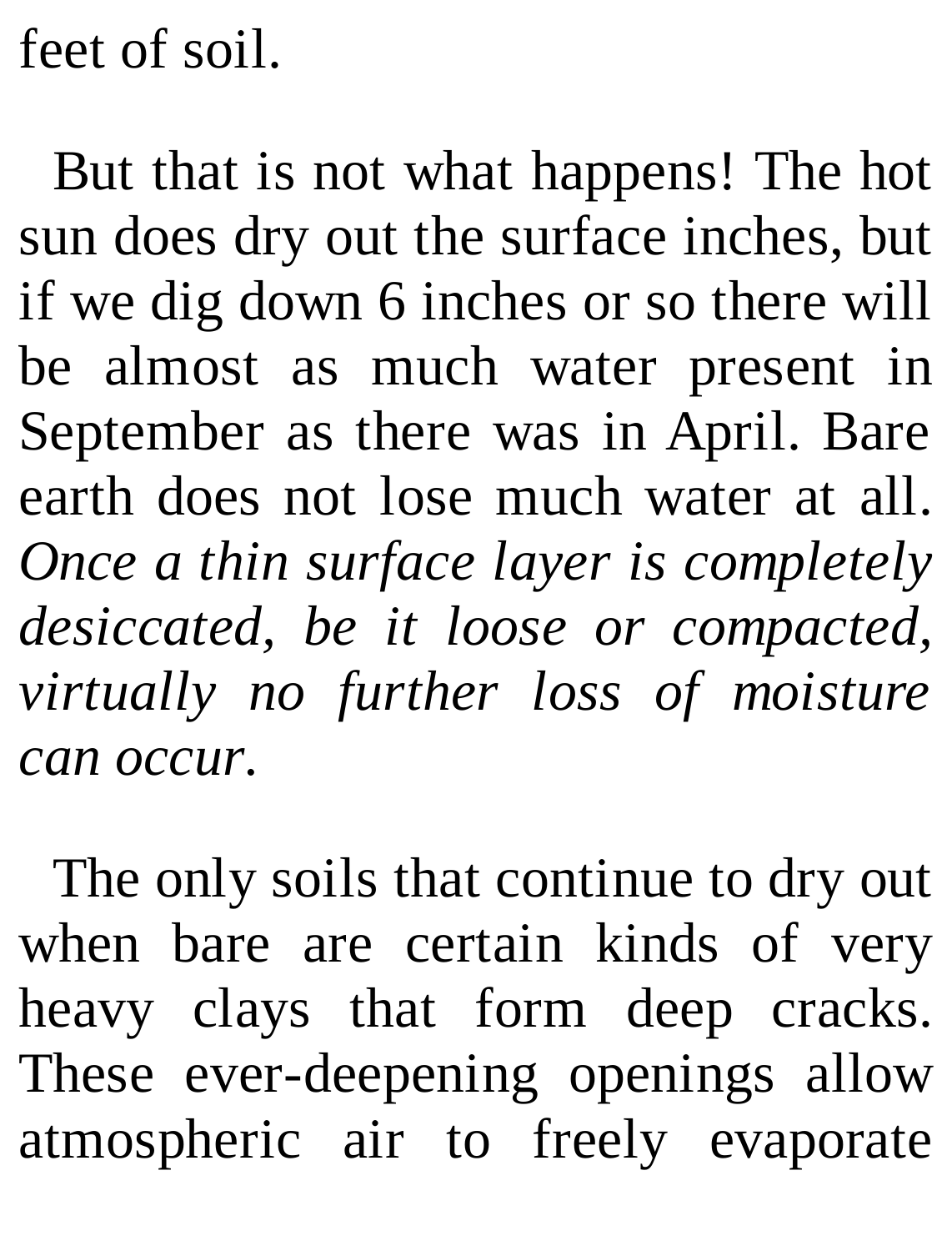feet of soil.

But that is not what happens! The hot sun does dry out the surface inches, but if we dig down 6 inches or so there will be almost as much water present in September as there was in April. Bare earth does not lose much water at all. *Once a thin surface layer is completely desiccated, be it loose or compacted, virtually no further loss of moisture can occur.*

The only soils that continue to dry out when bare are certain kinds of very heavy clays that form deep cracks. These ever-deepening openings allow atmospheric air to freely evaporate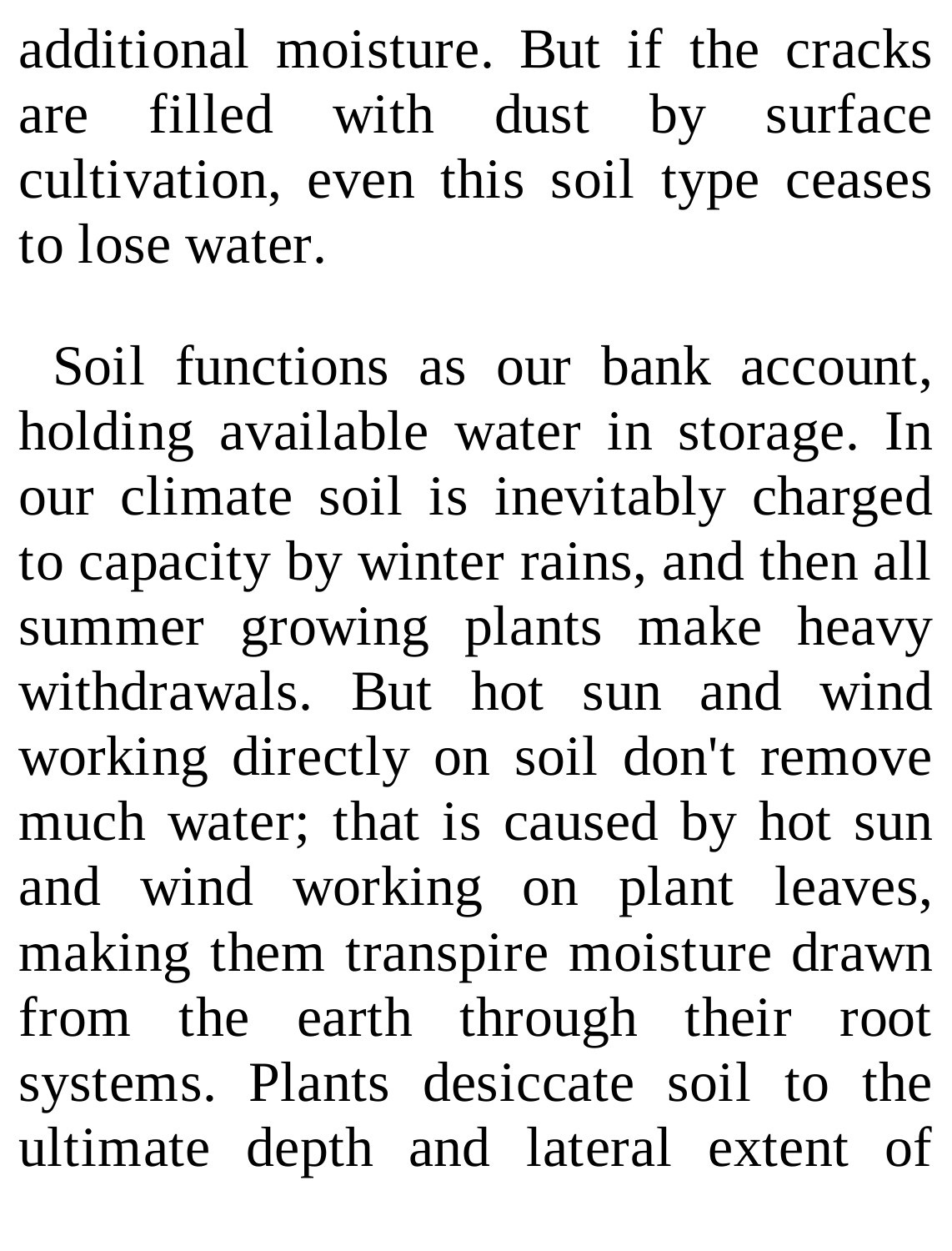additional moisture. But if the cracks are filled with dust by surface cultivation, even this soil type ceases to lose water.

Soil functions as our bank account, holding available water in storage. In our climate soil is inevitably charged to capacity by winter rains, and then all summer growing plants make heavy withdrawals. But hot sun and wind working directly on soil don't remove much water; that is caused by hot sun and wind working on plant leaves, making them transpire moisture drawn from the earth through their root systems. Plants desiccate soil to the ultimate depth and lateral extent of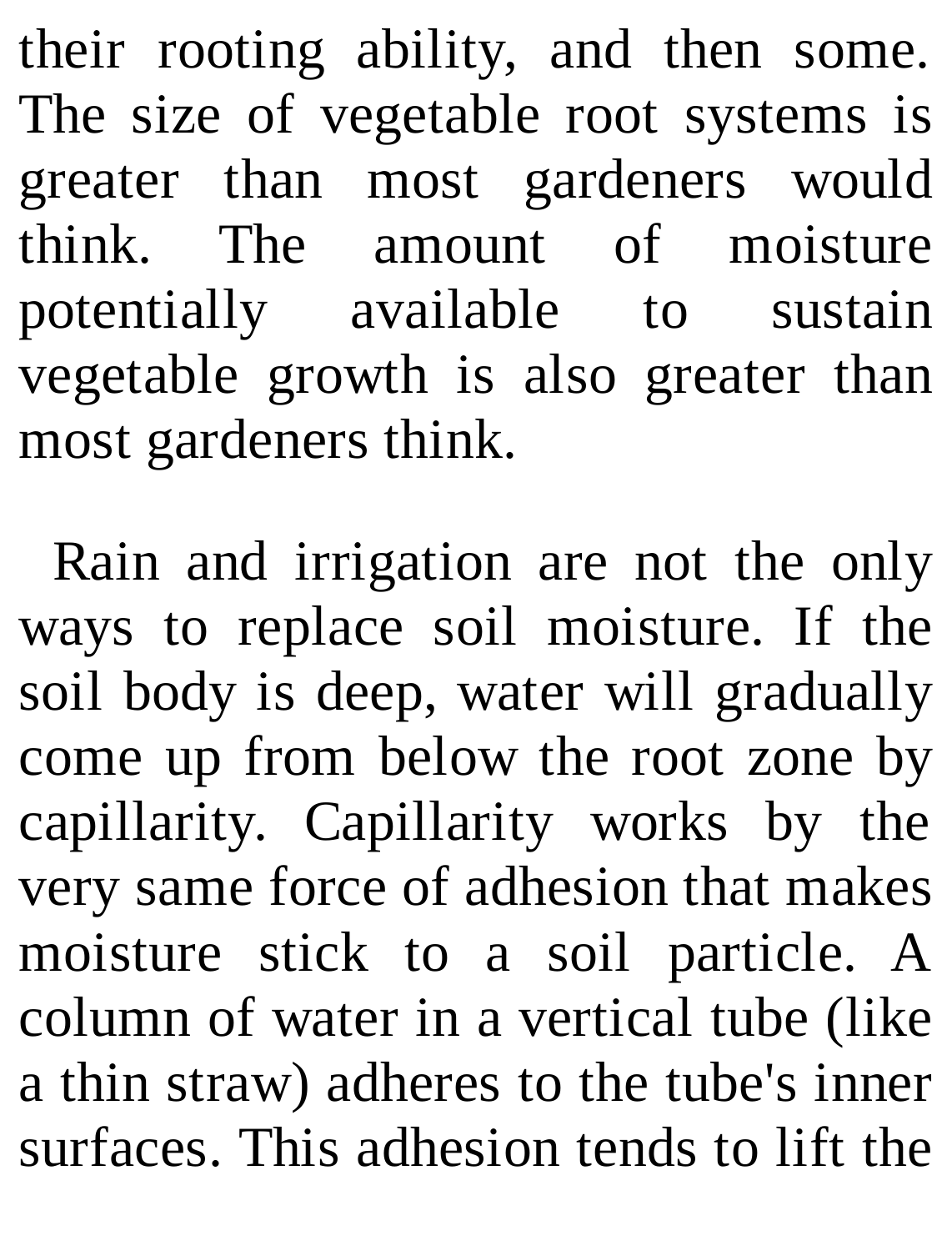their rooting ability, and then some. The size of vegetable root systems is greater than most gardeners would think. The amount of moisture potentially available to sustain vegetable growth is also greater than most gardeners think.

Rain and irrigation are not the only ways to replace soil moisture. If the soil body is deep, water will gradually come up from below the root zone by capillarity. Capillarity works by the very same force of adhesion that makes moisture stick to a soil particle. A column of water in a vertical tube (like a thin straw) adheres to the tube's inner surfaces. This adhesion tends to lift the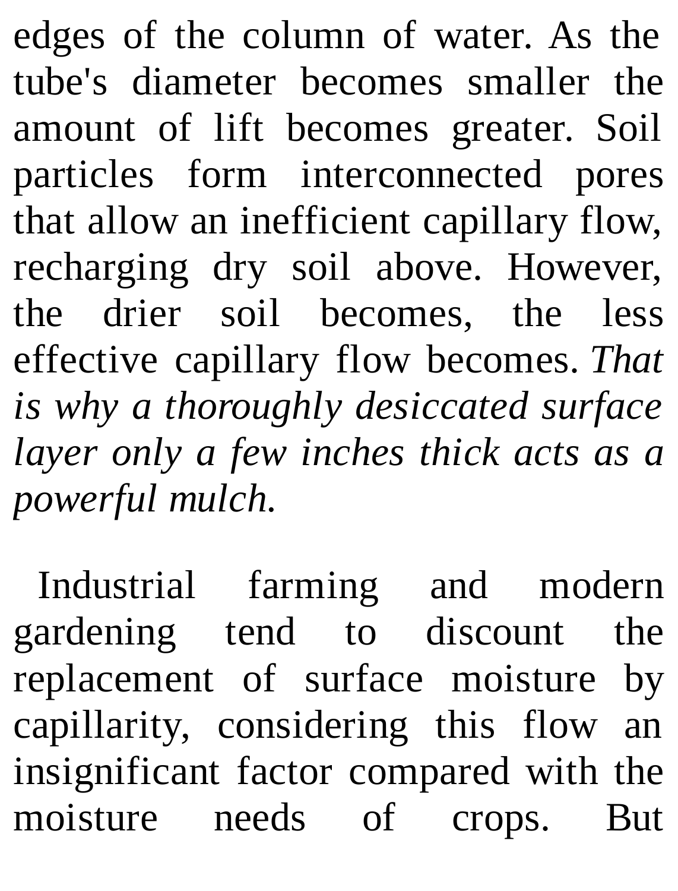edges of the column of water. As the tube's diameter becomes smaller the amount of lift becomes greater. Soil particles form interconnected pores that allow an inefficient capillary flow, recharging dry soil above. However, the drier soil becomes, the less effective capillary flow becomes. *That is why a thoroughly desiccated surface layer only a few inches thick acts as a powerful mulch.*

Industrial farming and modern gardening tend to discount the replacement of surface moisture by capillarity, considering this flow an insignificant factor compared with the moisture needs of crops. But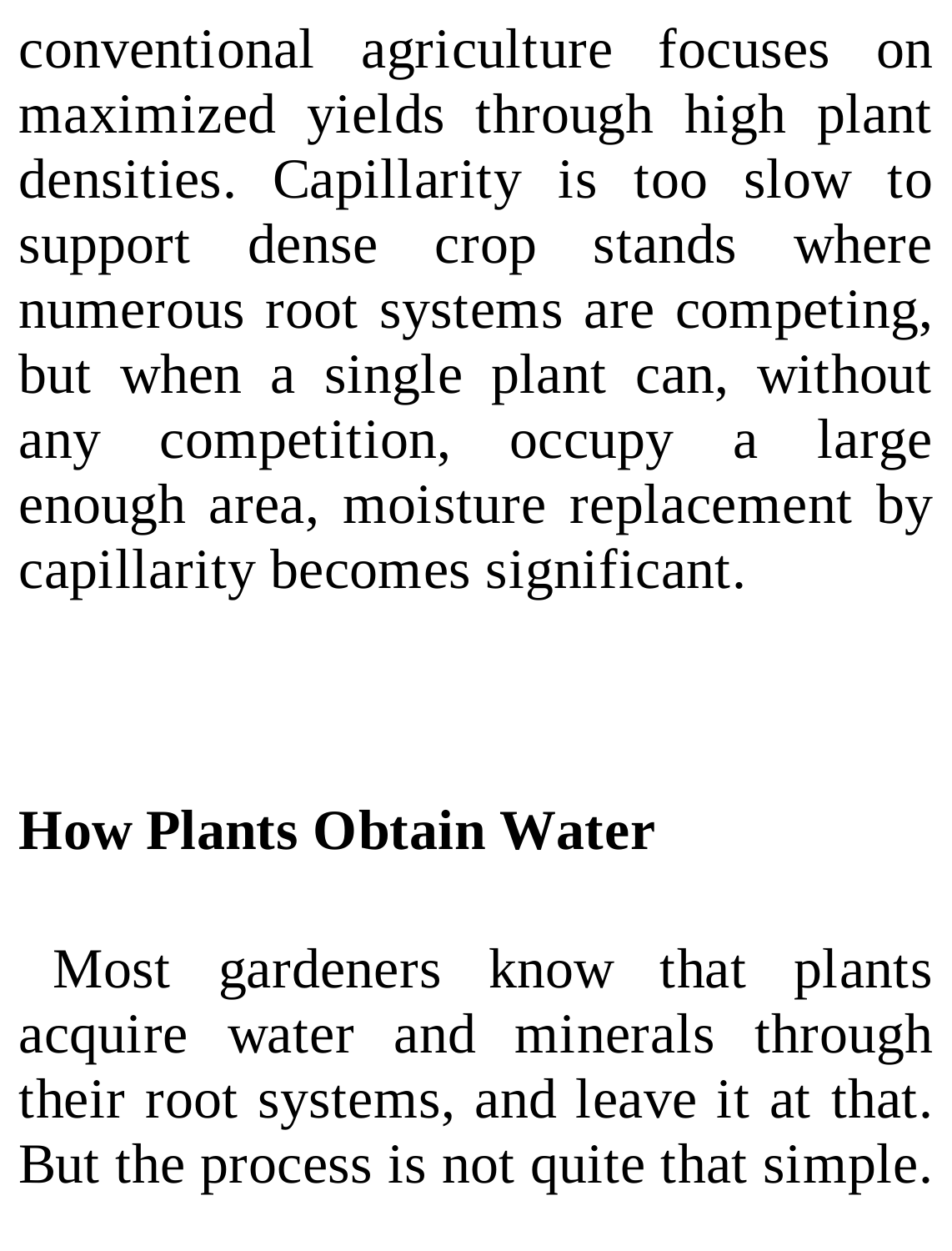conventional agriculture focuses on maximized yields through high plant densities. Capillarity is too slow to support dense crop stands where numerous root systems are competing, but when a single plant can, without any competition, occupy a large enough area, moisture replacement by capillarity becomes significant.

## How Plants Obtain Water

Most gardeners know that plants acquire water and minerals through their root systems, and leave it at that. But the process is not quite that simple.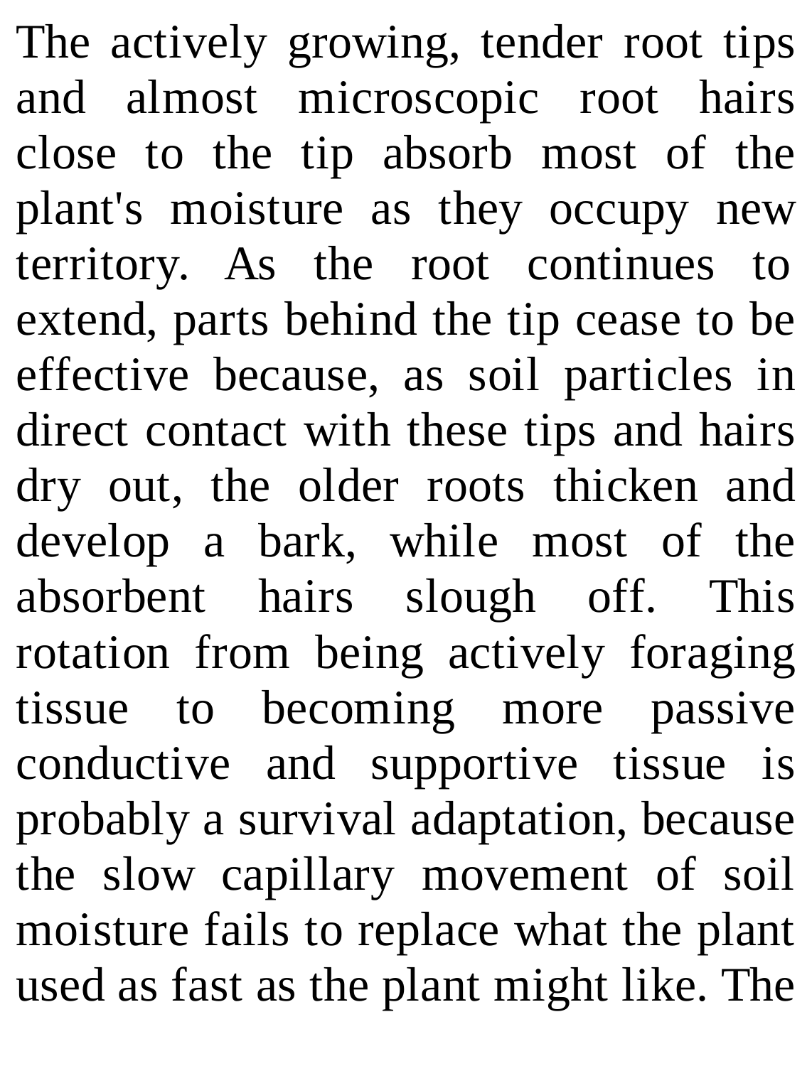The actively growing, tender root tips and almost microscopic root hairs close to the tip absorb most of the plant's moisture as they occupy new territory. As the root continues to extend, parts behind the tip cease to be effective because, as soil particles in direct contact with these tips and hairs dry out, the older roots thicken and develop a bark, while most of the absorbent hairs slough off. This rotation from being actively foraging tissue to becoming more passive conductive and supportive tissue is probably a survival adaptation, because the slow capillary movement of soil moisture fails to replace what the plant used as fast as the plant might like. The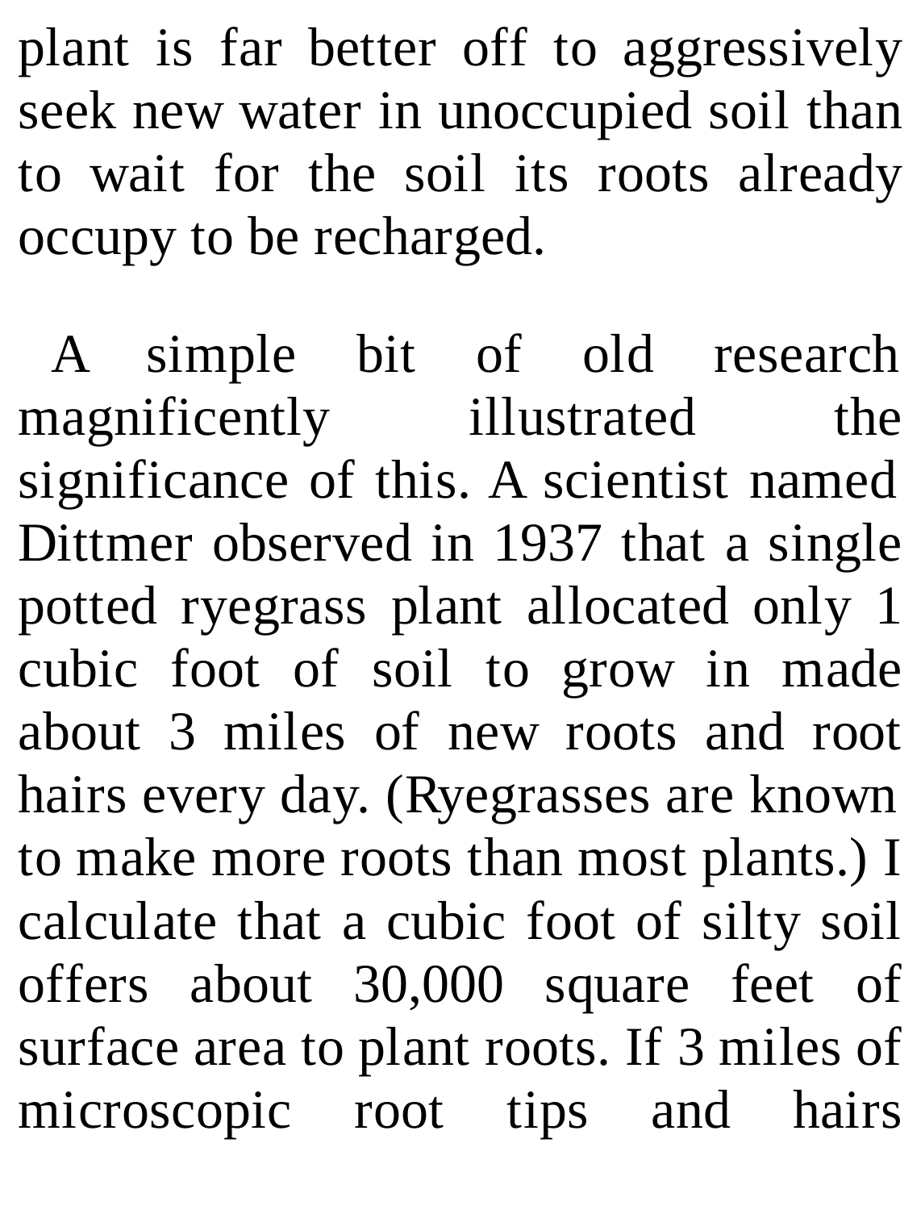plant is far better off to aggressively seek new water in unoccupied soil than to wait for the soil its roots already occupy to be recharged.

A simple bit of old research magnificently illustrated the significance of this. A scientist named Dittmer observed in 1937 that a single potted ryegrass plant allocated only 1 cubic foot of soil to grow in made about 3 miles of new roots and root hairs every day. (Ryegrasses are known to make more roots than most plants.) I calculate that a cubic foot of silty soil offers about 30,000 square feet of surface area to plant roots. If 3 miles of microscopic root tips and hairs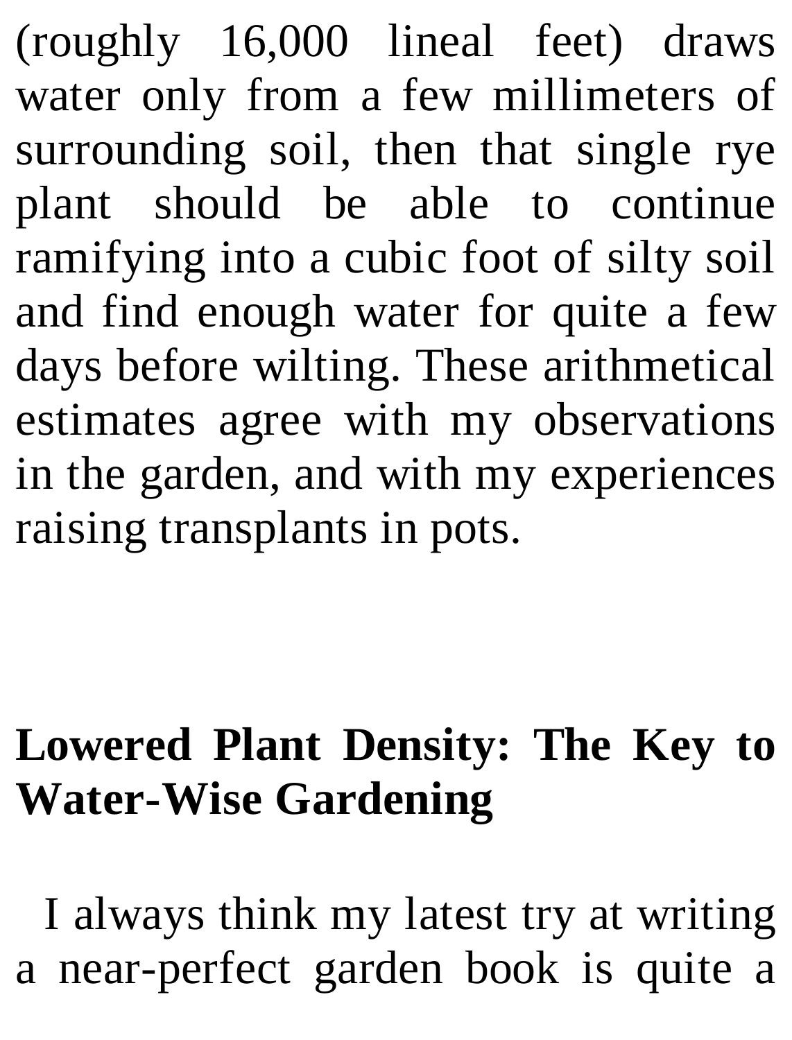(roughly 16,000 lineal feet) draws water only from a few millimeters of surrounding soil, then that single rye plant should be able to continue ramifying into a cubic foot of silty soil and find enough water for quite a few days before wilting. These arithmetical estimates agree with my observations in the garden, and with my experiences raising transplants in pots.

## Lowered Plant Density: The Key to Water-Wise Gardening

I always think my latest try at writing a near-perfect garden book is quite a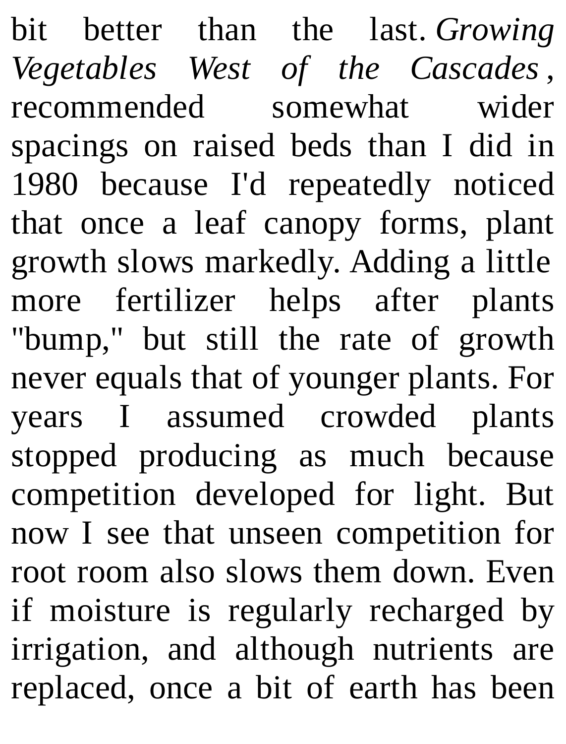bit better than the last. *Growing Vegetables West of the Cascades*, recommended somewhat wider spacings on raised beds than I did in 1980 because I'd repeatedly noticed that once a leaf canopy forms, plant growth slows markedly. Adding a little more fertilizer helps after plants "bump," but still the rate of growth never equals that of younger plants. For years I assumed crowded plants stopped producing as much because competition developed for light. But now I see that unseen competition for root room also slows them down. Even if moisture is regularly recharged by irrigation, and although nutrients are replaced, once a bit of earth has been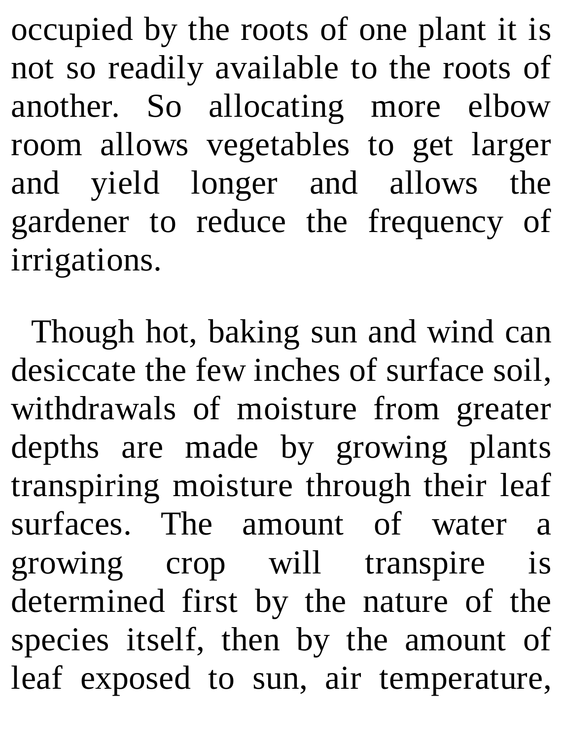occupied by the roots of one plant it is not so readily available to the roots of another. So allocating more elbow room allows vegetables to get larger and yield longer and allows the gardener to reduce the frequency of irrigations.

Though hot, baking sun and wind can desiccate the few inches of surface soil, withdrawals of moisture from greater depths are made by growing plants transpiring moisture through their leaf surfaces. The amount of water a growing crop will transpire is determined first by the nature of the species itself, then by the amount of leaf exposed to sun, air temperature,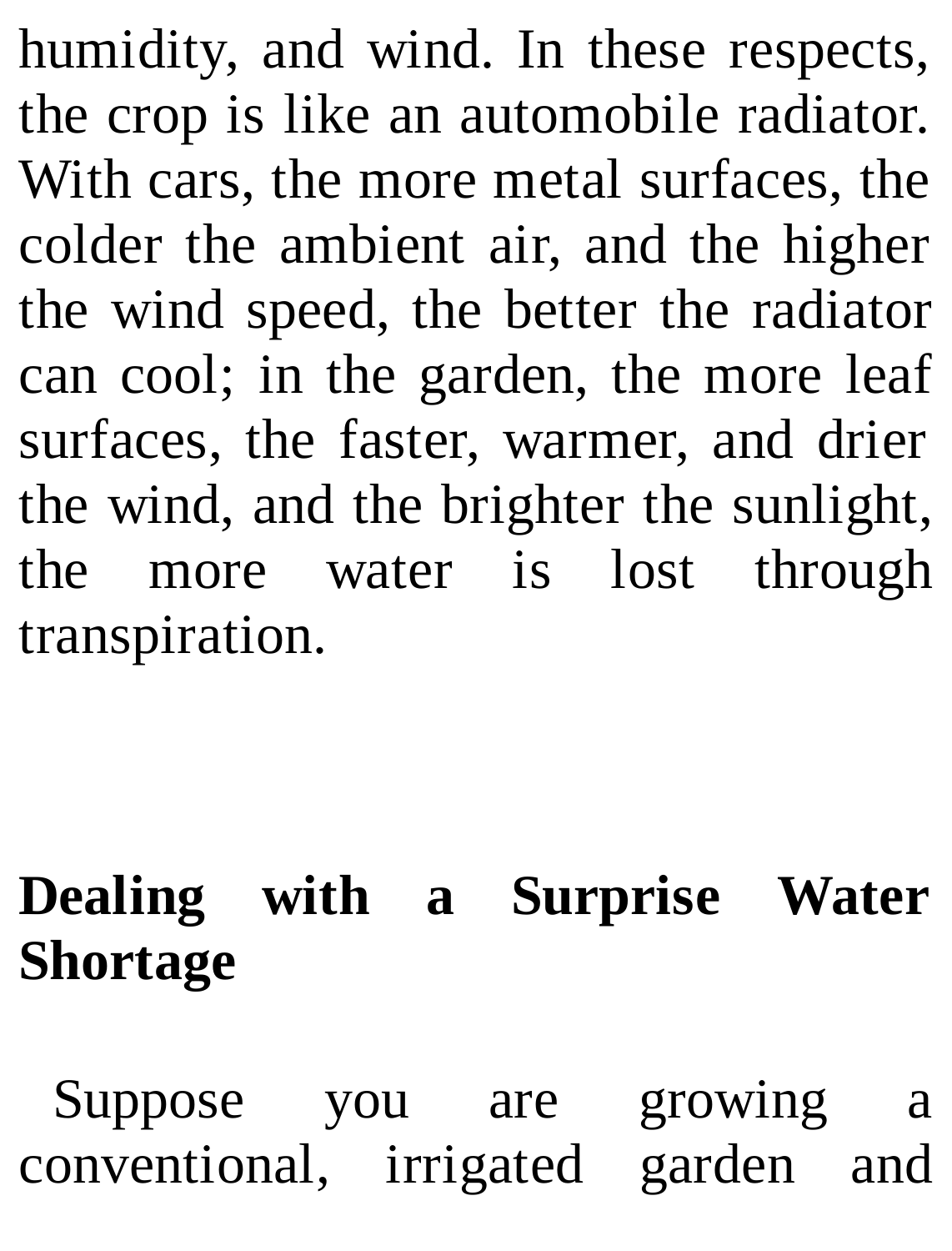humidity, and wind. In these respects, the crop is like an automobile radiator. With cars, the more metal surfaces, the colder the ambient air, and the higher the wind speed, the better the radiator can cool; in the garden, the more leaf surfaces, the faster, warmer, and drier the wind, and the brighter the sunlight, the more water is lost through transpiration.

## Dealing with a Surprise Water Shortage

Suppose you are growing a conventional, irrigated garden and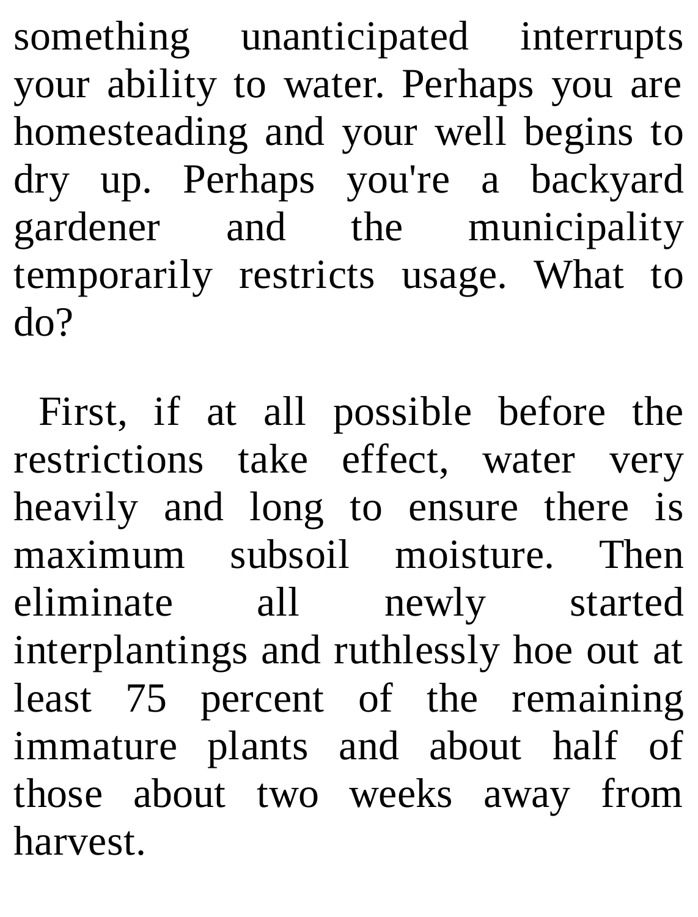something unanticipated interrupts your ability to water. Perhaps you are homesteading and your well begins to dry up. Perhaps you're a backyard gardener and the municipality temporarily restricts usage. What to do?

First, if at all possible before the restrictions take effect, water very heavily and long to ensure there is maximum subsoil moisture. Then eliminate all newly started interplantings and ruthlessly hoe out at least 75 percent of the remaining immature plants and about half of those about two weeks away from harvest.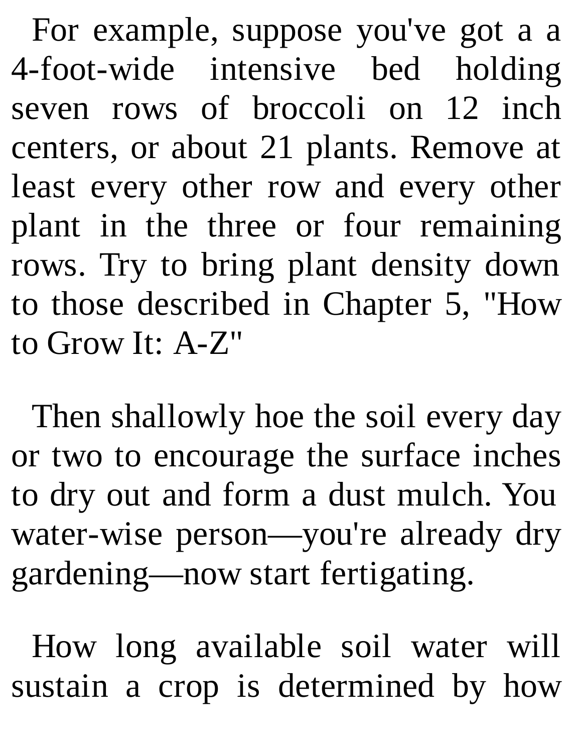For example, suppose you've got a a 4-foot-wide intensive bed holding seven rows of broccoli on 12 inch centers, or about 21 plants. Remove at least every other row and every other plant in the three or four remaining rows. Try to bring plant density down to those described in Chapter 5, "How to Grow It: A-Z"

Then shallowly hoe the soil every day or two to encourage the surface inches to dry out and form a dust mulch. You water-wise person—you're already dry gardening—now start fertigating.

How long available soil water will sustain a crop is determined by how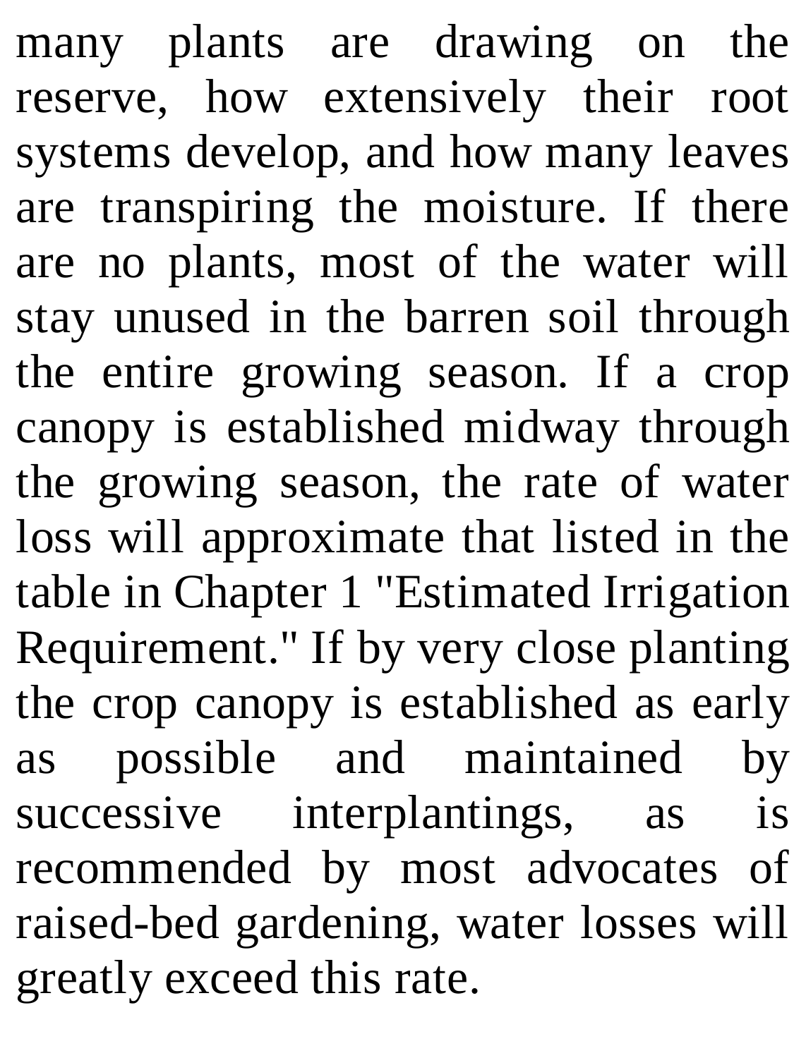many plants are drawing on the reserve, how extensively their root systems develop, and how many leaves are transpiring the moisture. If there are no plants, most of the water will stay unused in the barren soil through the entire growing season. If a crop canopy is established midway through the growing season, the rate of water loss will approximate that listed in the table in Chapter 1 "Estimated Irrigation Requirement." If by very close planting the crop canopy is established as early as possible and maintained by successive interplantings, as is recommended by most advocates of raised-bed gardening, water losses will greatly exceed this rate.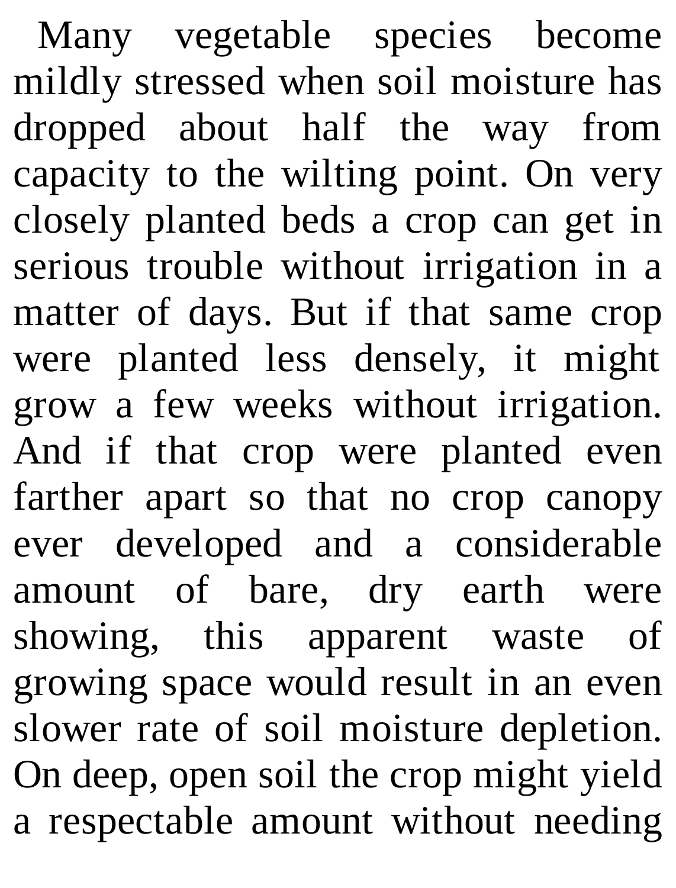Many vegetable species become mildly stressed when soil moisture has dropped about half the way from capacity to the wilting point. On very closely planted beds a crop can get in serious trouble without irrigation in a matter of days. But if that same crop were planted less densely, it might grow a few weeks without irrigation. And if that crop were planted even farther apart so that no crop canopy ever developed and a considerable amount of bare, dry earth were showing, this apparent waste of growing space would result in an even slower rate of soil moisture depletion. On deep, open soil the crop might yield a respectable amount without needing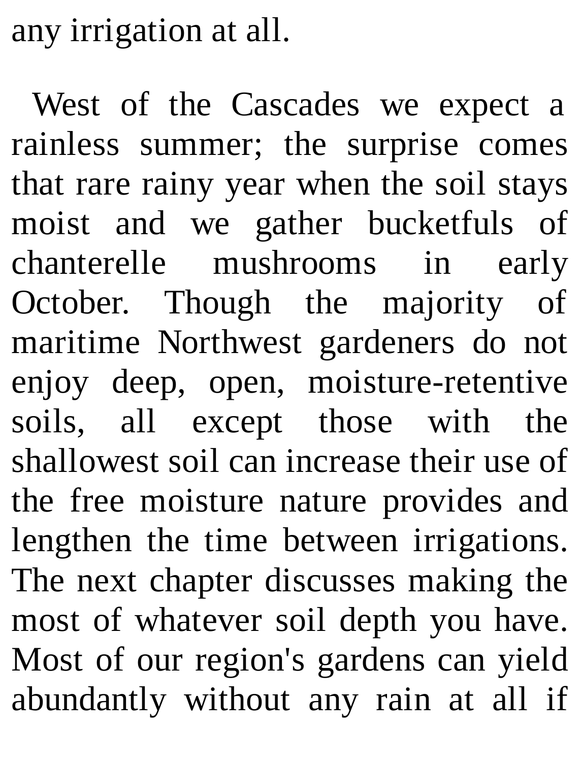any irrigation at all.

West of the Cascades we expect a rainless summer; the surprise comes that rare rainy year when the soil stays moist and we gather bucketfuls of chanterelle mushrooms in early October. Though the majority of maritime Northwest gardeners do not enjoy deep, open, moisture-retentive soils, all except those with the shallowest soil can increase their use of the free moisture nature provides and lengthen the time between irrigations. The next chapter discusses making the most of whatever soil depth you have. Most of our region's gardens can yield abundantly without any rain at all if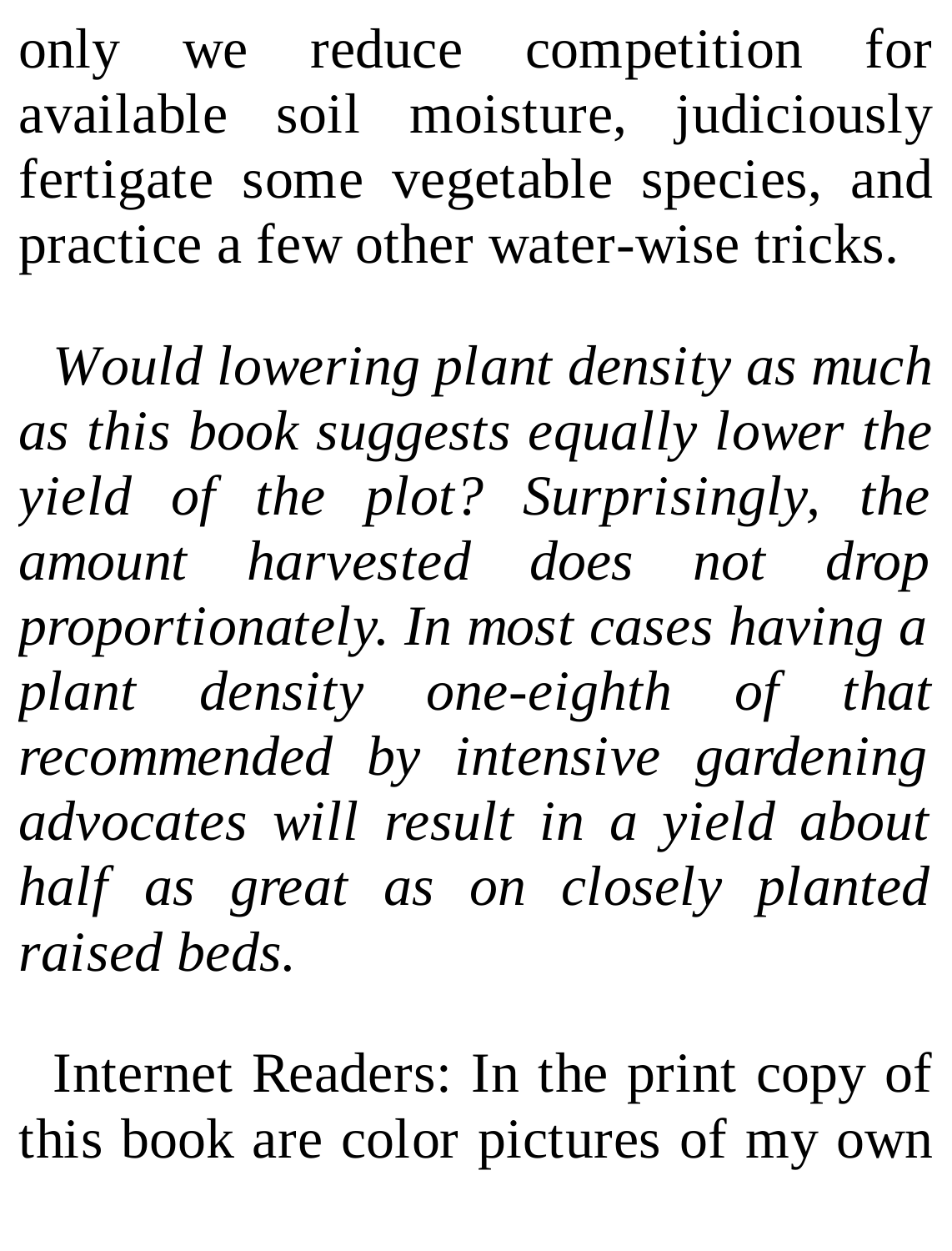only we reduce competition for available soil moisture, judiciously fertigate some vegetable species, and practice a few other water-wise tricks.

*Would lowering plant density as much as this book suggests equally lower the yield of the plot? Surprisingly, the amount harvested does not drop proportionately. In most cases having a plant density one-eighth of that recommended by intensive gardening advocates will result in a yield about half as great as on closely planted raised beds.*

Internet Readers: In the print copy of this book are color pictures of my own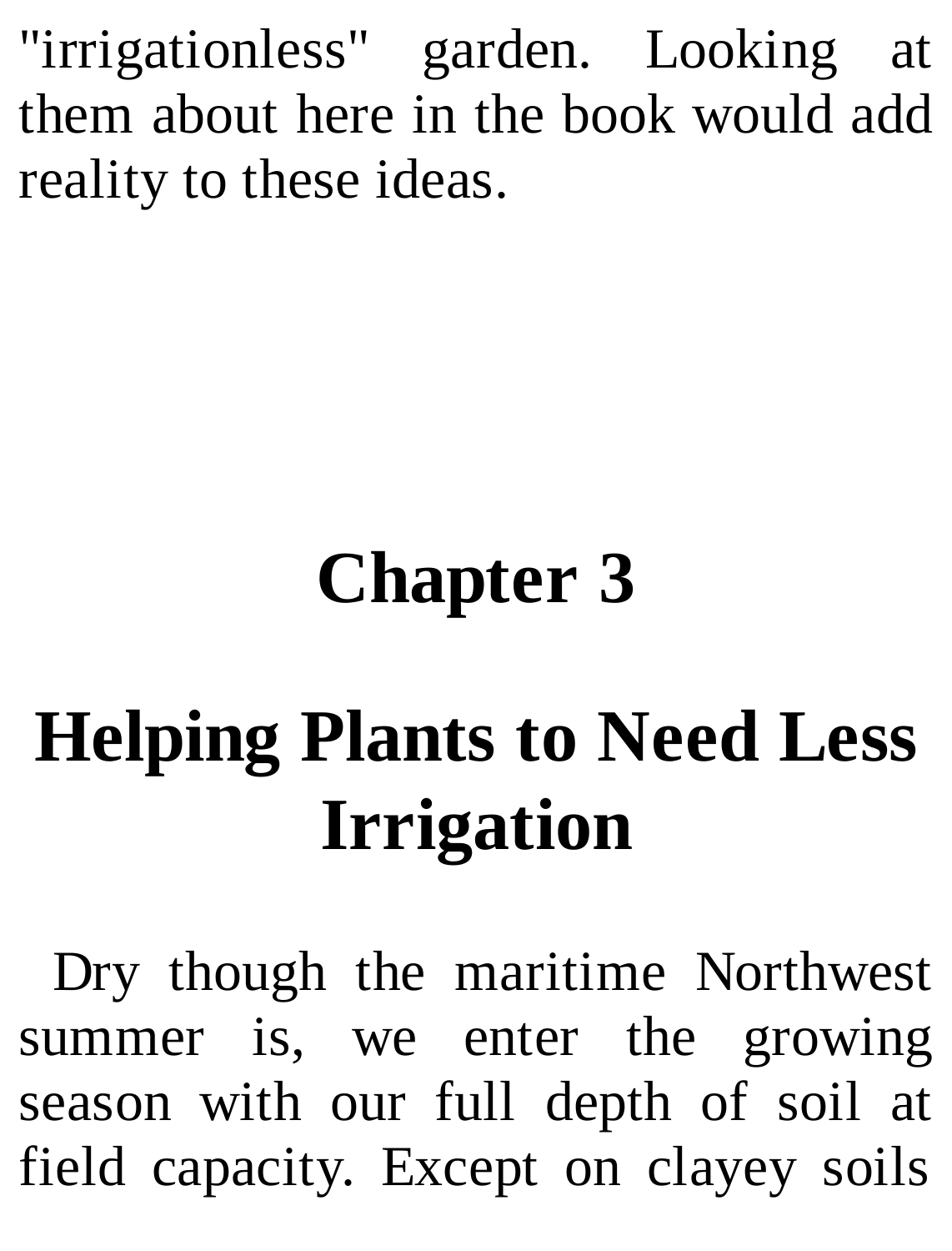"irrigationless" garden. Looking at them about here in the book would add reality to these ideas.

# Chapter 3

# Helping Plants to Need Less Irrigation

Dry though the maritime Northwest summer is, we enter the growing season with our full depth of soil at field capacity. Except on clayey soils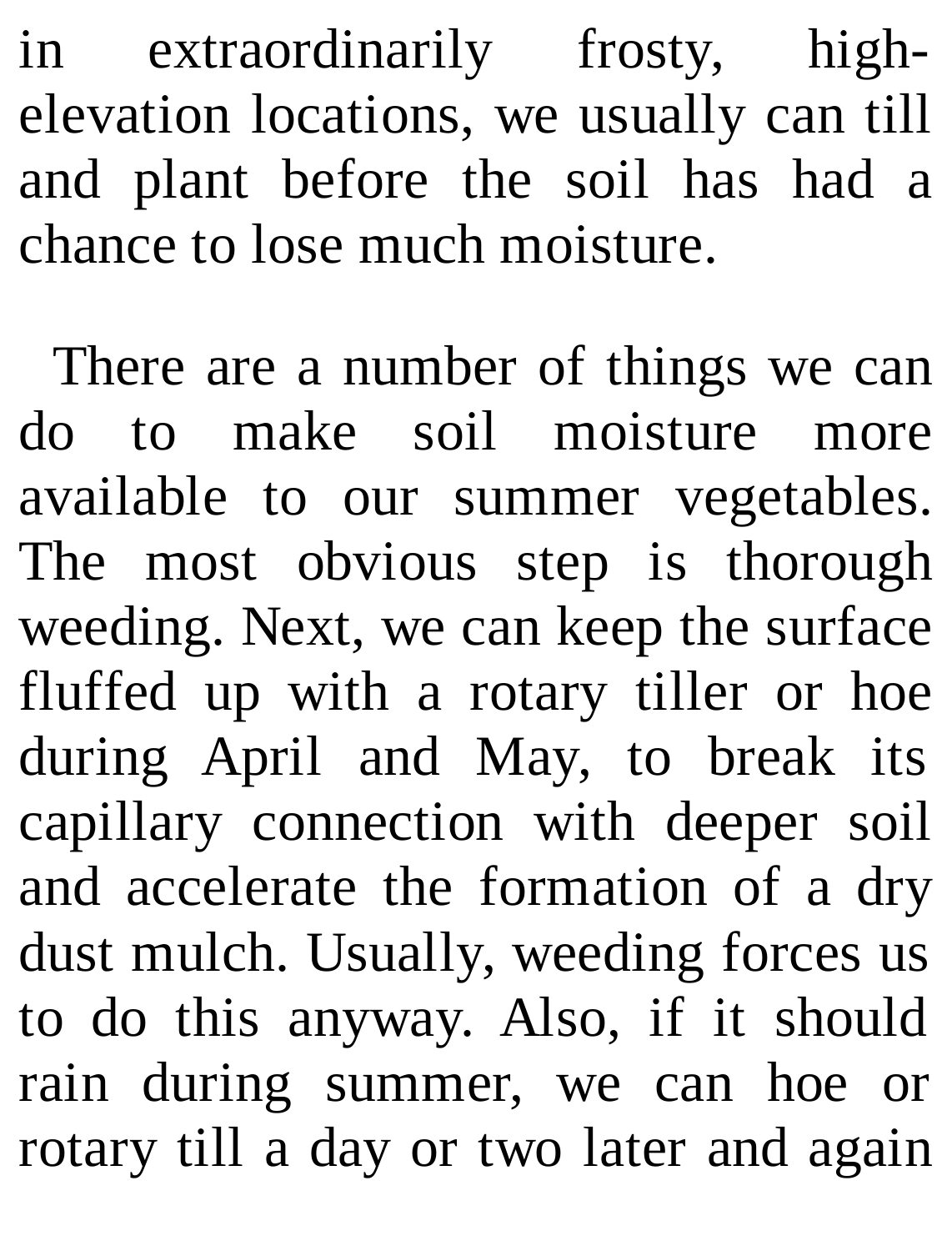in extraordinarily frosty, high-elevation locations, we usually can till and plant before the soil has had a chance to lose much moisture.

There are a number of things we can do to make soil moisture more available to our summer vegetables. The most obvious step is thorough weeding. Next, we can keep the surface fluffed up with a rotary tiller or hoe during April and May, to break its capillary connection with deeper soil and accelerate the formation of a dry dust mulch. Usually, weeding forces us to do this anyway. Also, if it should rain during summer, we can hoe or rotary till a day or two later and again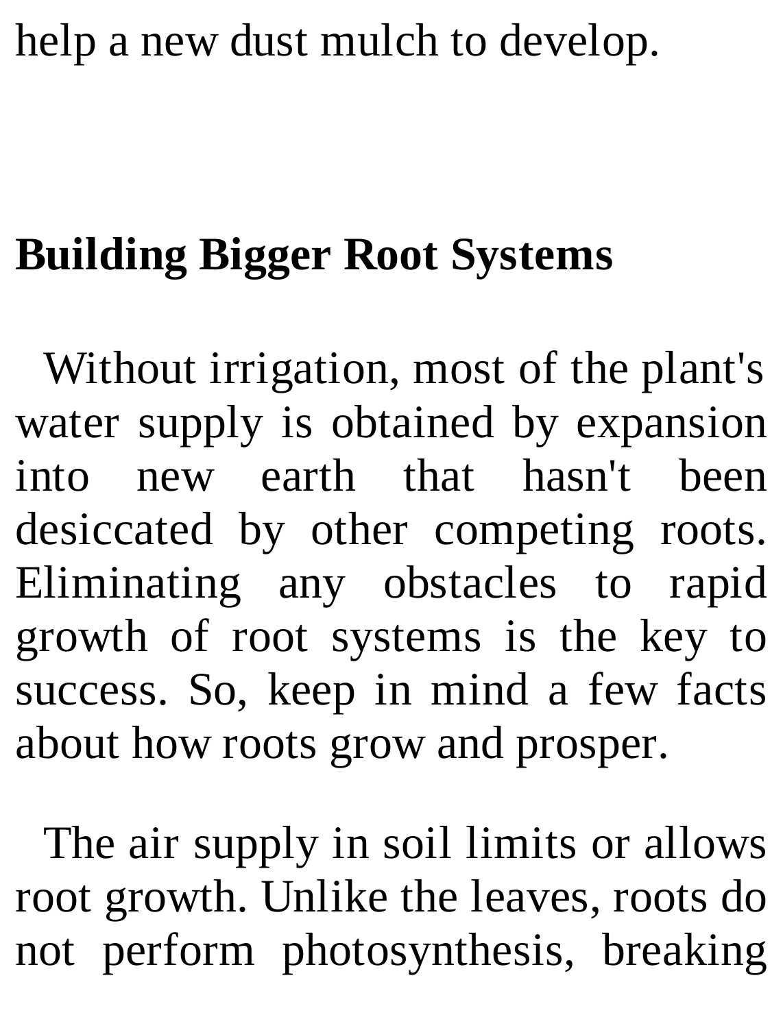help a new dust mulch to develop.

## Building Bigger Root Systems

Without irrigation, most of the plant's water supply is obtained by expansion into new earth that hasn't been desiccated by other competing roots. Eliminating any obstacles to rapid growth of root systems is the key to success. So, keep in mind a few facts about how roots grow and prosper.

The air supply in soil limits or allows root growth. Unlike the leaves, roots do not perform photosynthesis, breaking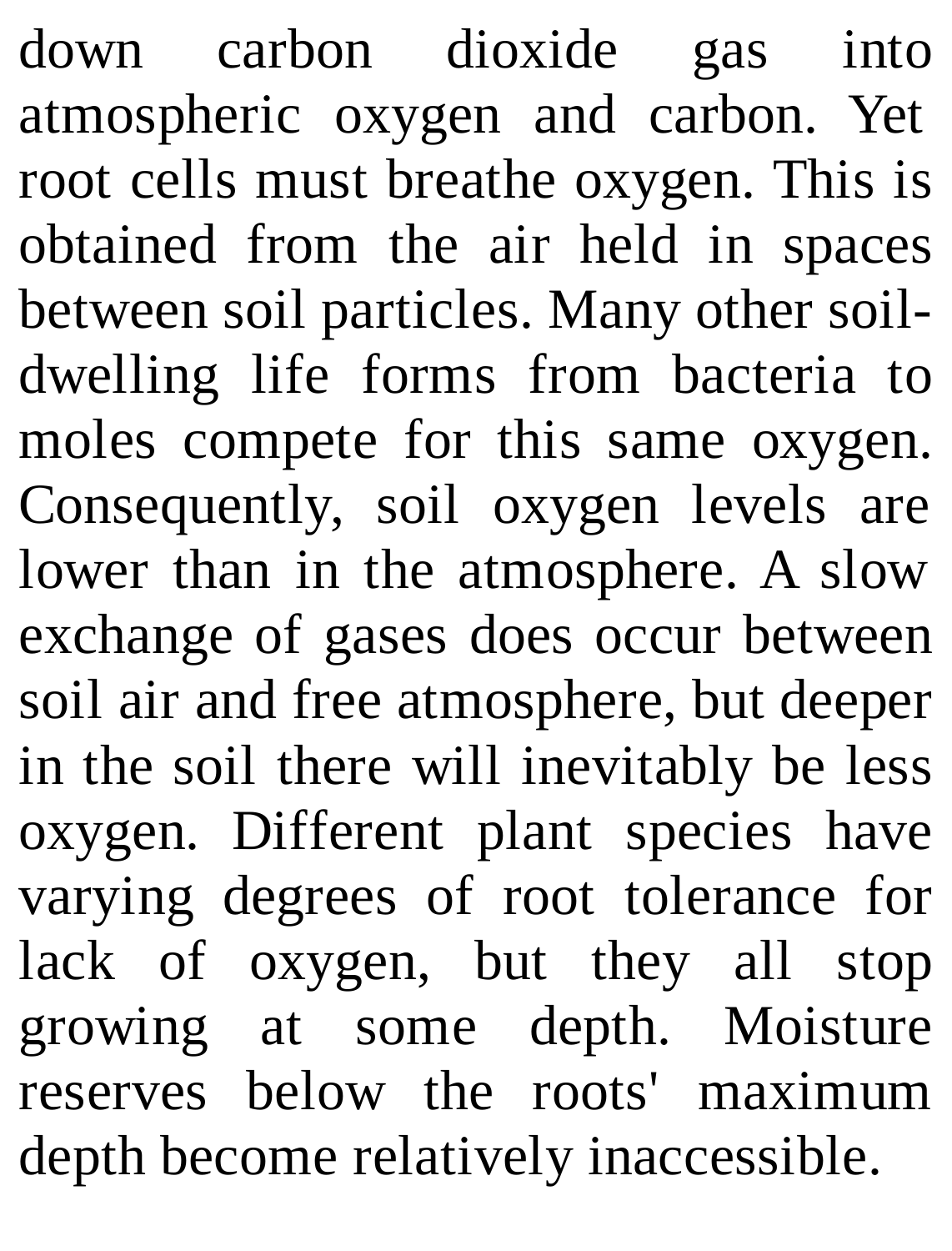down carbon dioxide gas into atmospheric oxygen and carbon. Yet root cells must breathe oxygen. This is obtained from the air held in spaces between soil particles. Many other soil-dwelling life forms from bacteria to moles compete for this same oxygen. Consequently, soil oxygen levels are lower than in the atmosphere. A slow exchange of gases does occur between soil air and free atmosphere, but deeper in the soil there will inevitably be less oxygen. Different plant species have varying degrees of root tolerance for lack of oxygen, but they all stop growing at some depth. Moisture reserves below the roots' maximum depth become relatively inaccessible.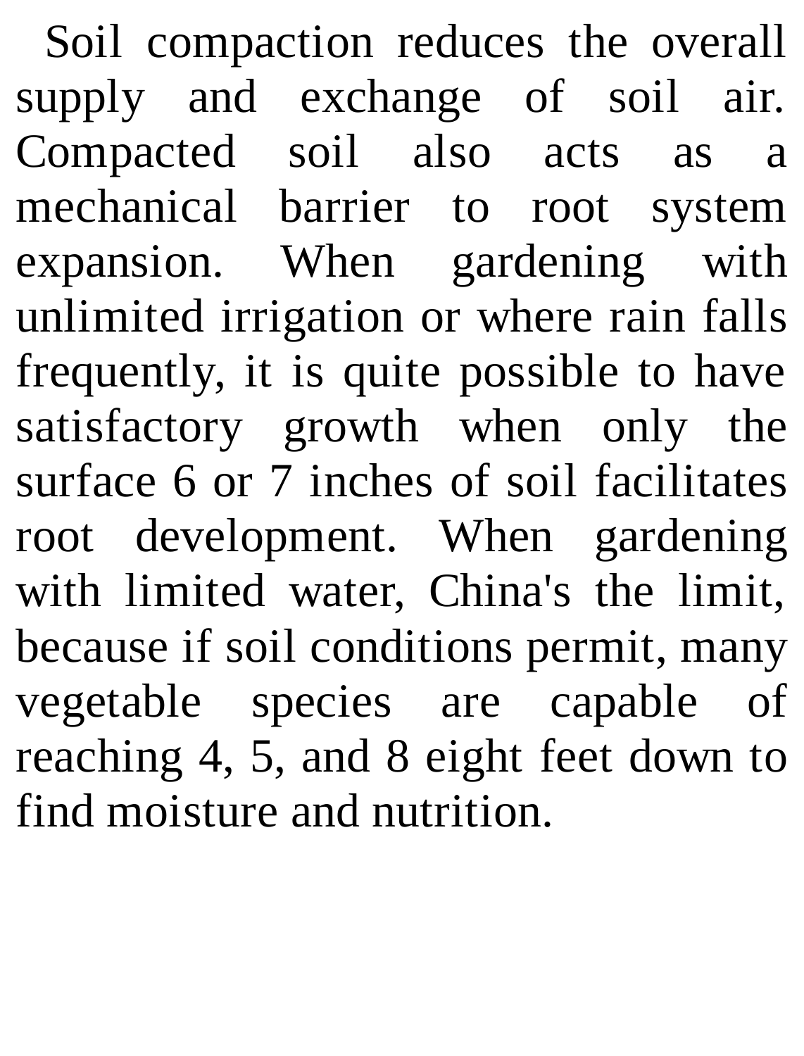Soil compaction reduces the overall supply and exchange of soil air. Compacted soil also acts as a mechanical barrier to root system expansion. When gardening with unlimited irrigation or where rain falls frequently, it is quite possible to have satisfactory growth when only the surface 6 or 7 inches of soil facilitates root development. When gardening with limited water, China's the limit, because if soil conditions permit, many vegetable species are capable of reaching 4, 5, and 8 eight feet down to find moisture and nutrition.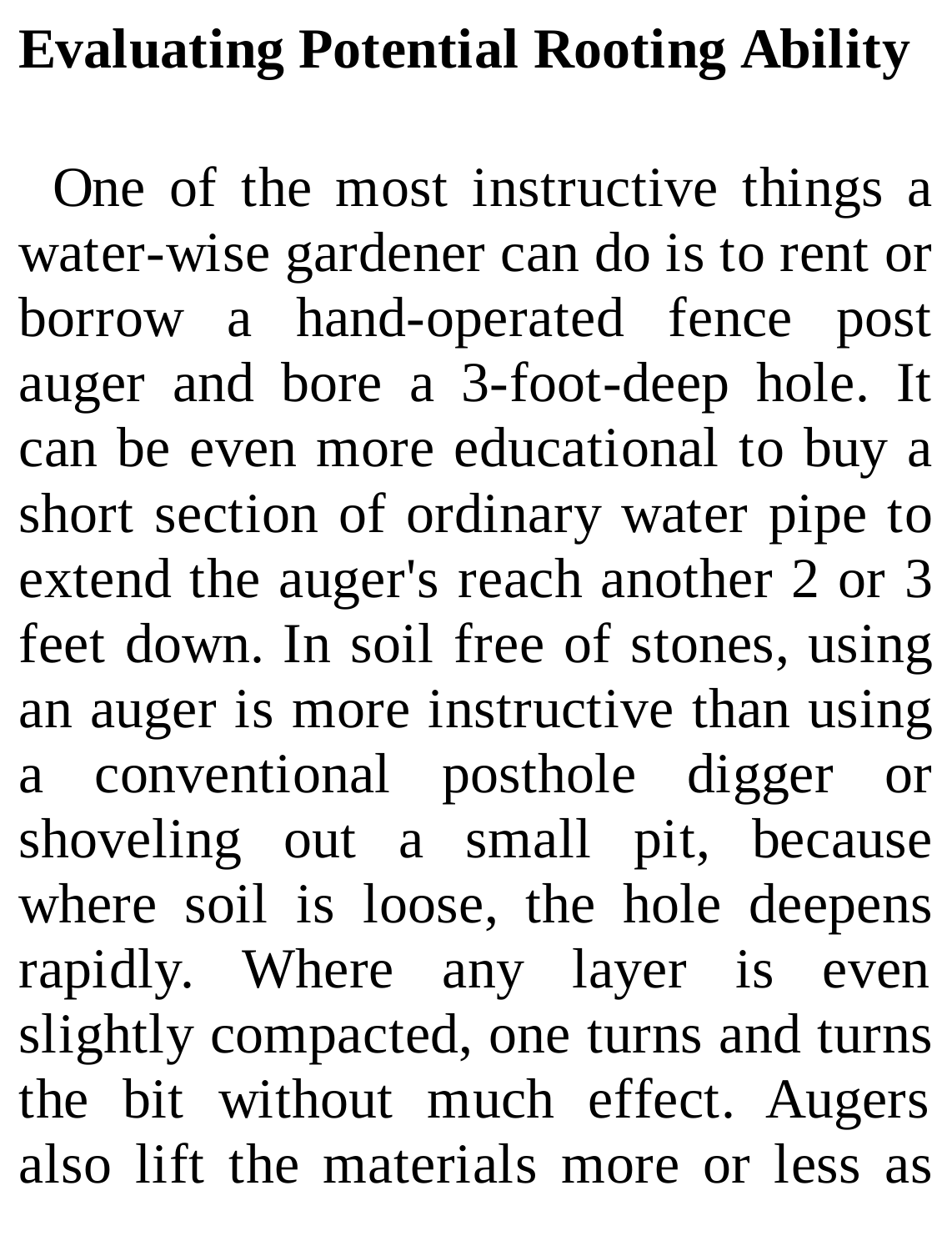# Evaluating Potential Rooting Ability

One of the most instructive things a water-wise gardener can do is to rent or borrow a hand-operated fence post auger and bore a 3-foot-deep hole. It can be even more educational to buy a short section of ordinary water pipe to extend the auger's reach another 2 or 3 feet down. In soil free of stones, using an auger is more instructive than using a conventional posthole digger or shoveling out a small pit, because where soil is loose, the hole deepens rapidly. Where any layer is even slightly compacted, one turns and turns the bit without much effect. Augers also lift the materials more or less as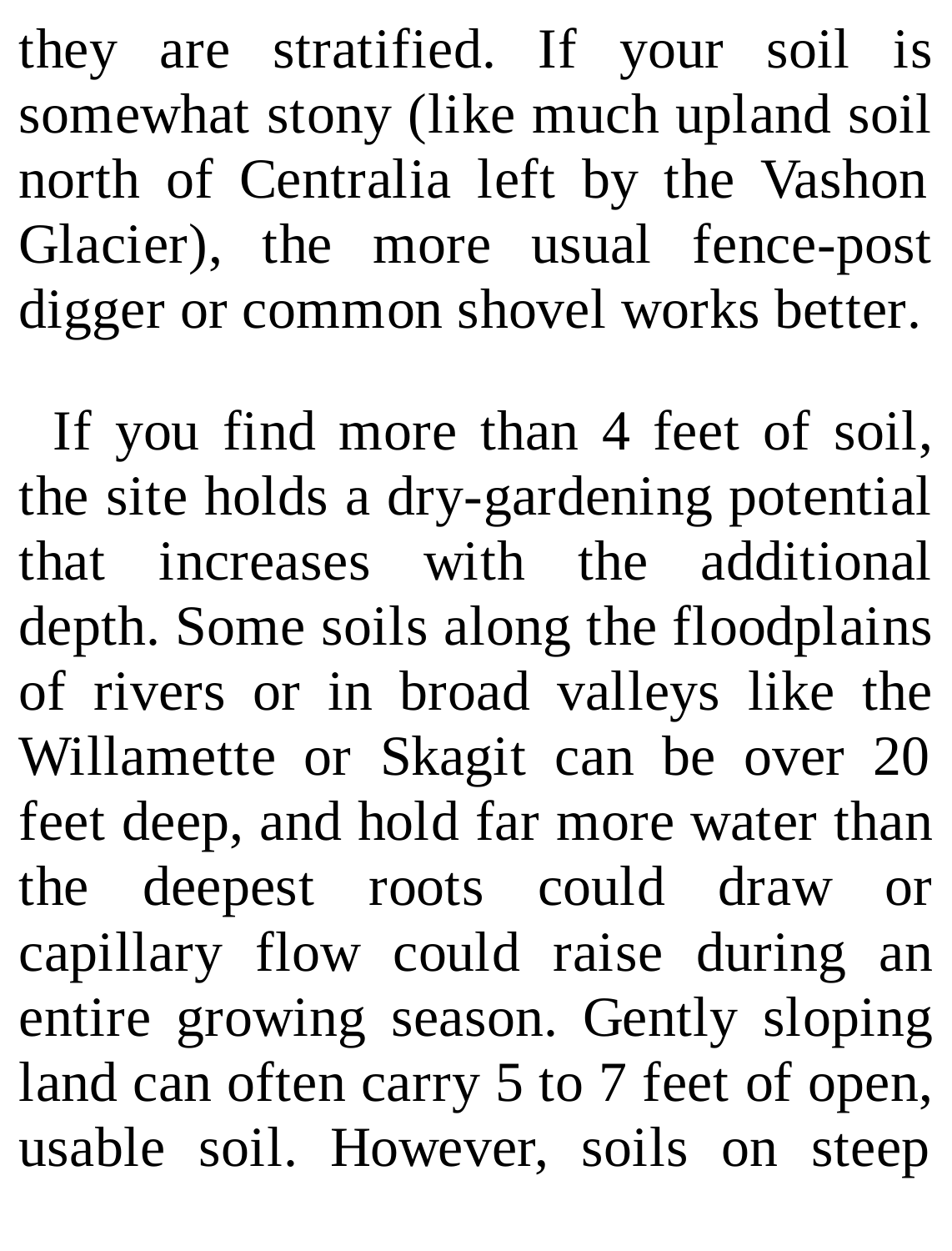they are stratified. If your soil is somewhat stony (like much upland soil north of Centralia left by the Vashon Glacier), the more usual fence-post digger or common shovel works better.

If you find more than 4 feet of soil, the site holds a dry-gardening potential that increases with the additional depth. Some soils along the floodplains of rivers or in broad valleys like the Willamette or Skagit can be over 20 feet deep, and hold far more water than the deepest roots could draw or capillary flow could raise during an entire growing season. Gently sloping land can often carry 5 to 7 feet of open, usable soil. However, soils on steep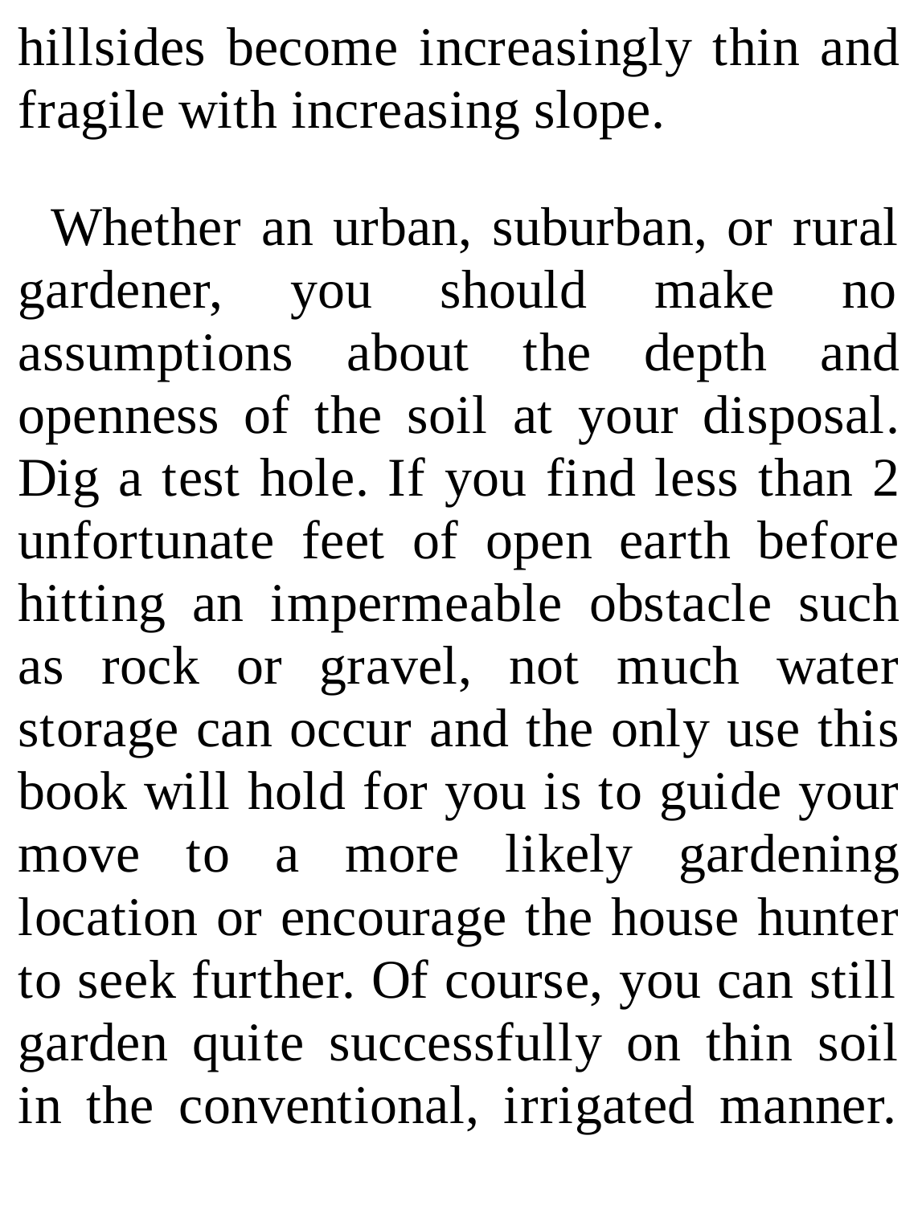hillsides become increasingly thin and fragile with increasing slope.

Whether an urban, suburban, or rural gardener, you should make no assumptions about the depth and openness of the soil at your disposal. Dig a test hole. If you find less than 2 unfortunate feet of open earth before hitting an impermeable obstacle such as rock or gravel, not much water storage can occur and the only use this book will hold for you is to guide your move to a more likely gardening location or encourage the house hunter to seek further. Of course, you can still garden quite successfully on thin soil in the conventional, irrigated manner.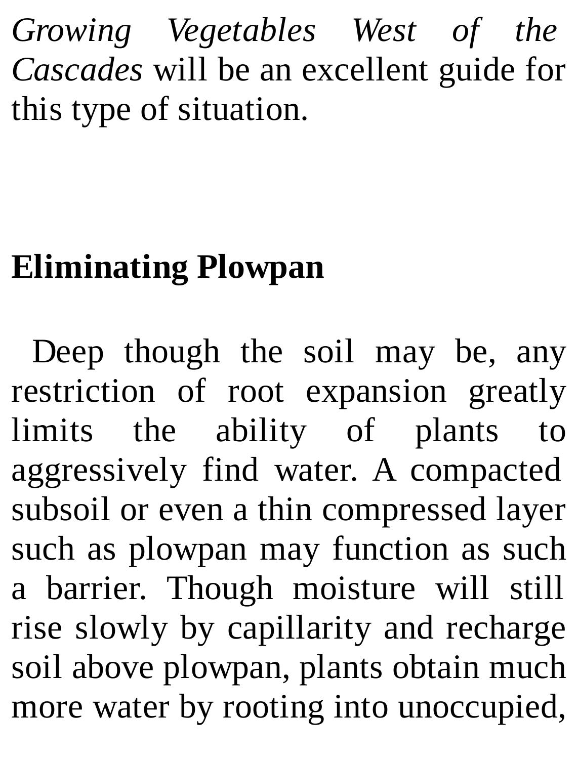*Growing Vegetables West of the Cascades* will be an excellent guide for this type of situation.

## Eliminating Plowpan

Deep though the soil may be, any restriction of root expansion greatly limits the ability of plants to aggressively find water. A compacted subsoil or even a thin compressed layer such as plowpan may function as such a barrier. Though moisture will still rise slowly by capillarity and recharge soil above plowpan, plants obtain much more water by rooting into unoccupied,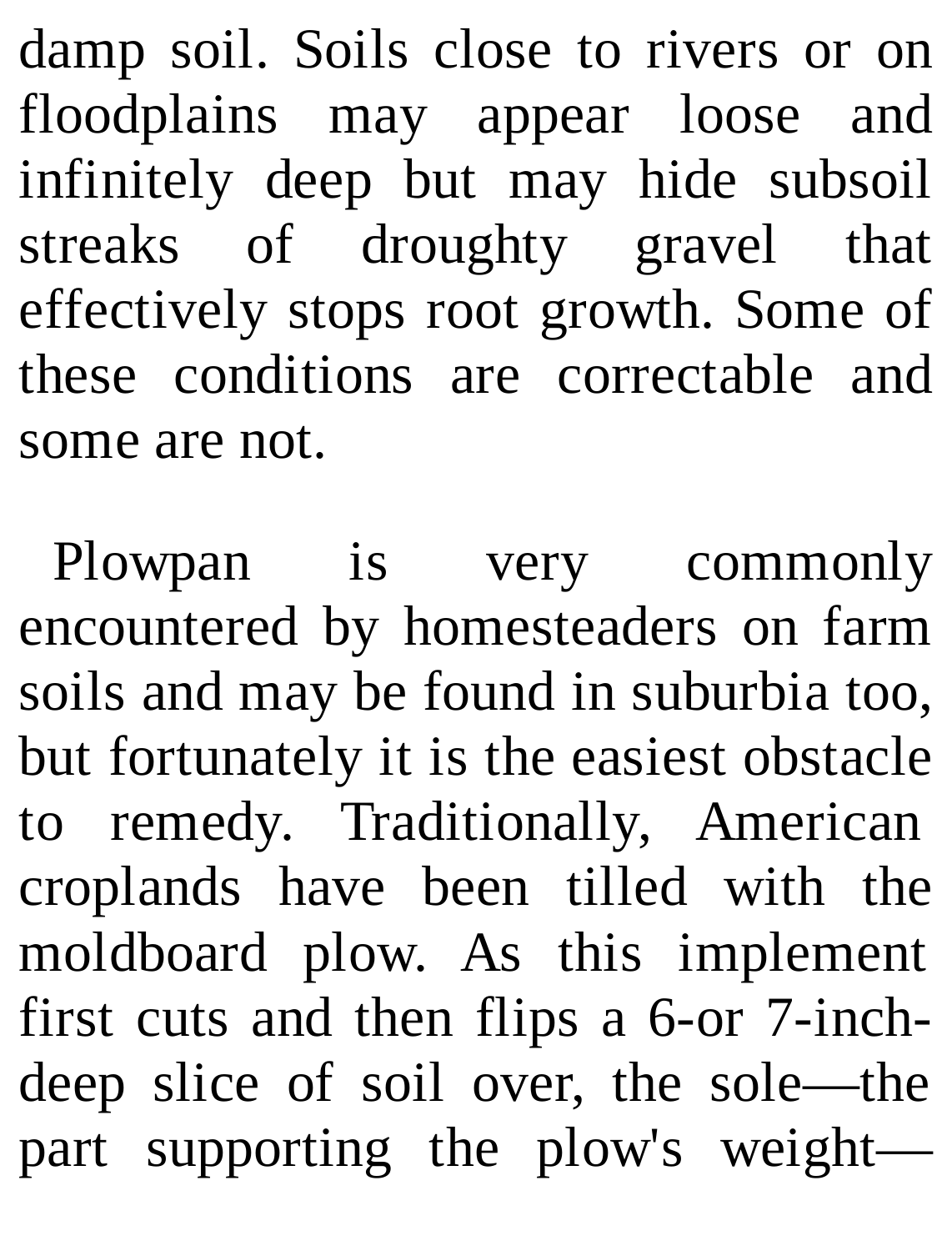damp soil. Soils close to rivers or on floodplains may appear loose and infinitely deep but may hide subsoil streaks of droughty gravel that effectively stops root growth. Some of these conditions are correctable and some are not.

Plowpan is very commonly encountered by homesteaders on farm soils and may be found in suburbia too, but fortunately it is the easiest obstacle to remedy. Traditionally, American croplands have been tilled with the moldboard plow. As this implement first cuts and then flips a 6-or 7-inch-deep slice of soil over, the sole—the part supporting the plow's weight—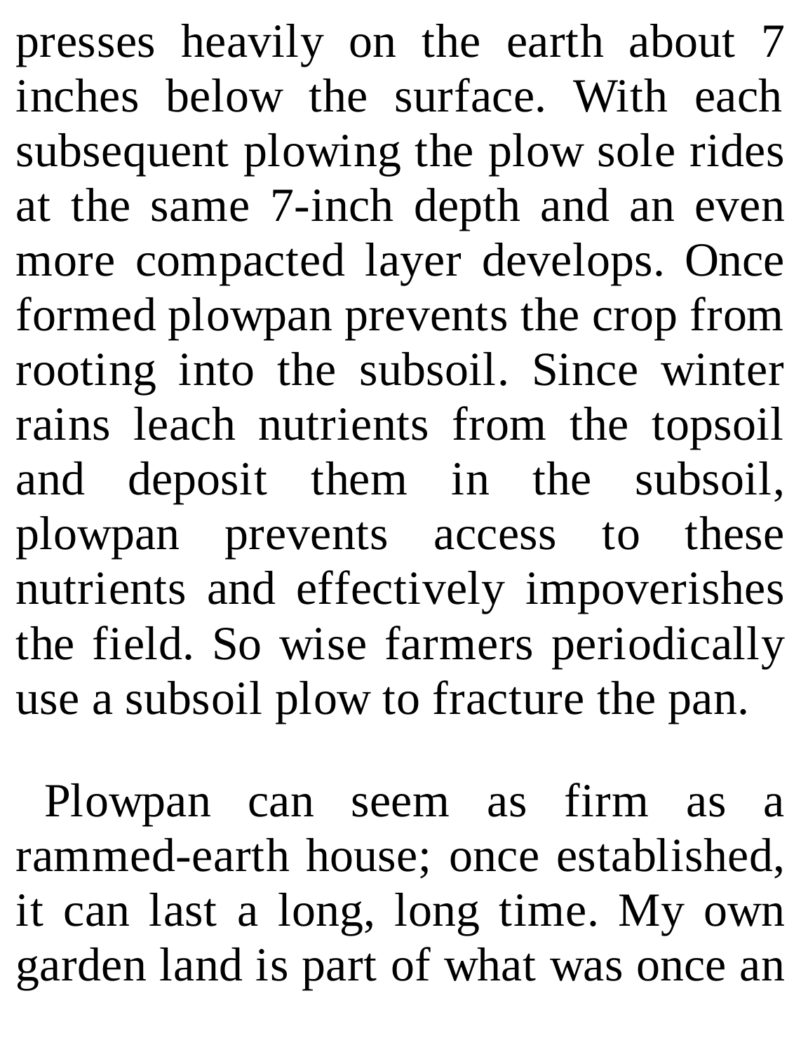presses heavily on the earth about 7 inches below the surface. With each subsequent plowing the plow sole rides at the same 7-inch depth and an even more compacted layer develops. Once formed plowpan prevents the crop from rooting into the subsoil. Since winter rains leach nutrients from the topsoil and deposit them in the subsoil, plowpan prevents access to these nutrients and effectively impoverishes the field. So wise farmers periodically use a subsoil plow to fracture the pan.

Plowpan can seem as firm as a rammed-earth house; once established, it can last a long, long time. My own garden land is part of what was once an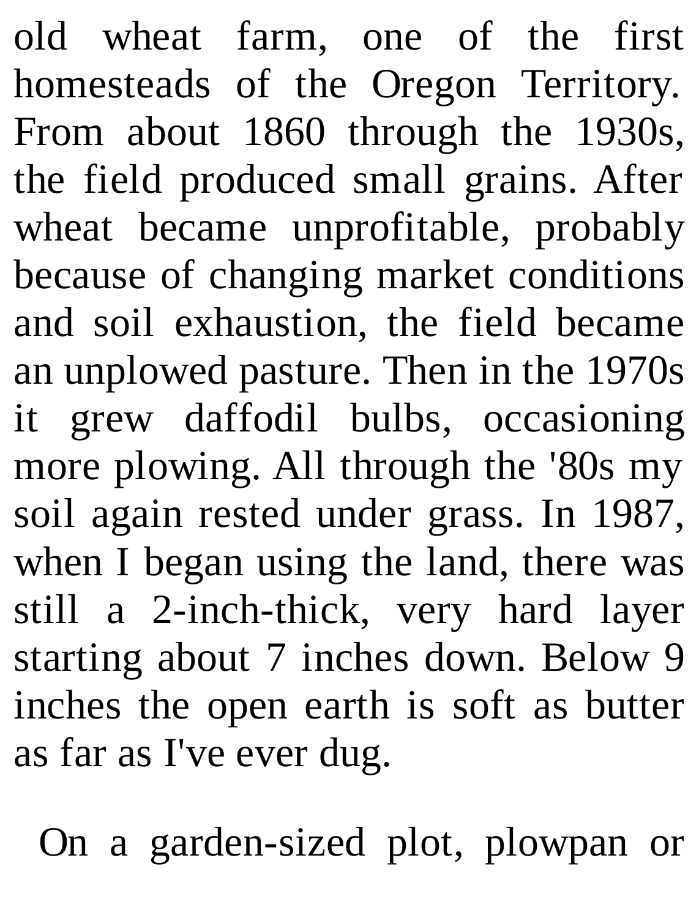old wheat farm, one of the first homesteads of the Oregon Territory. From about 1860 through the 1930s, the field produced small grains. After wheat became unprofitable, probably because of changing market conditions and soil exhaustion, the field became an unplowed pasture. Then in the 1970s it grew daffodil bulbs, occasioning more plowing. All through the '80s my soil again rested under grass. In 1987, when I began using the land, there was still a 2-inch-thick, very hard layer starting about 7 inches down. Below 9 inches the open earth is soft as butter as far as I've ever dug.

On a garden-sized plot, plowpan or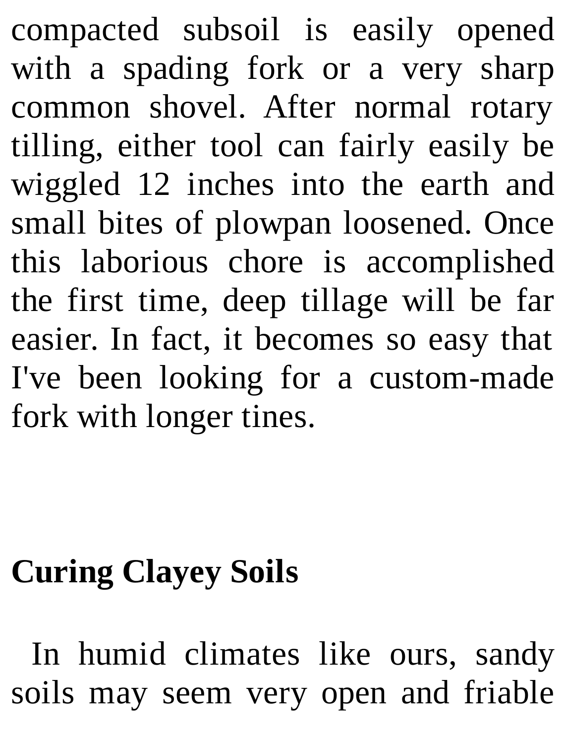compacted subsoil is easily opened with a spading fork or a very sharp common shovel. After normal rotary tilling, either tool can fairly easily be wiggled 12 inches into the earth and small bites of plowpan loosened. Once this laborious chore is accomplished the first time, deep tillage will be far easier. In fact, it becomes so easy that I've been looking for a custom-made fork with longer tines.

## Curing Clayey Soils

In humid climates like ours, sandy soils may seem very open and friable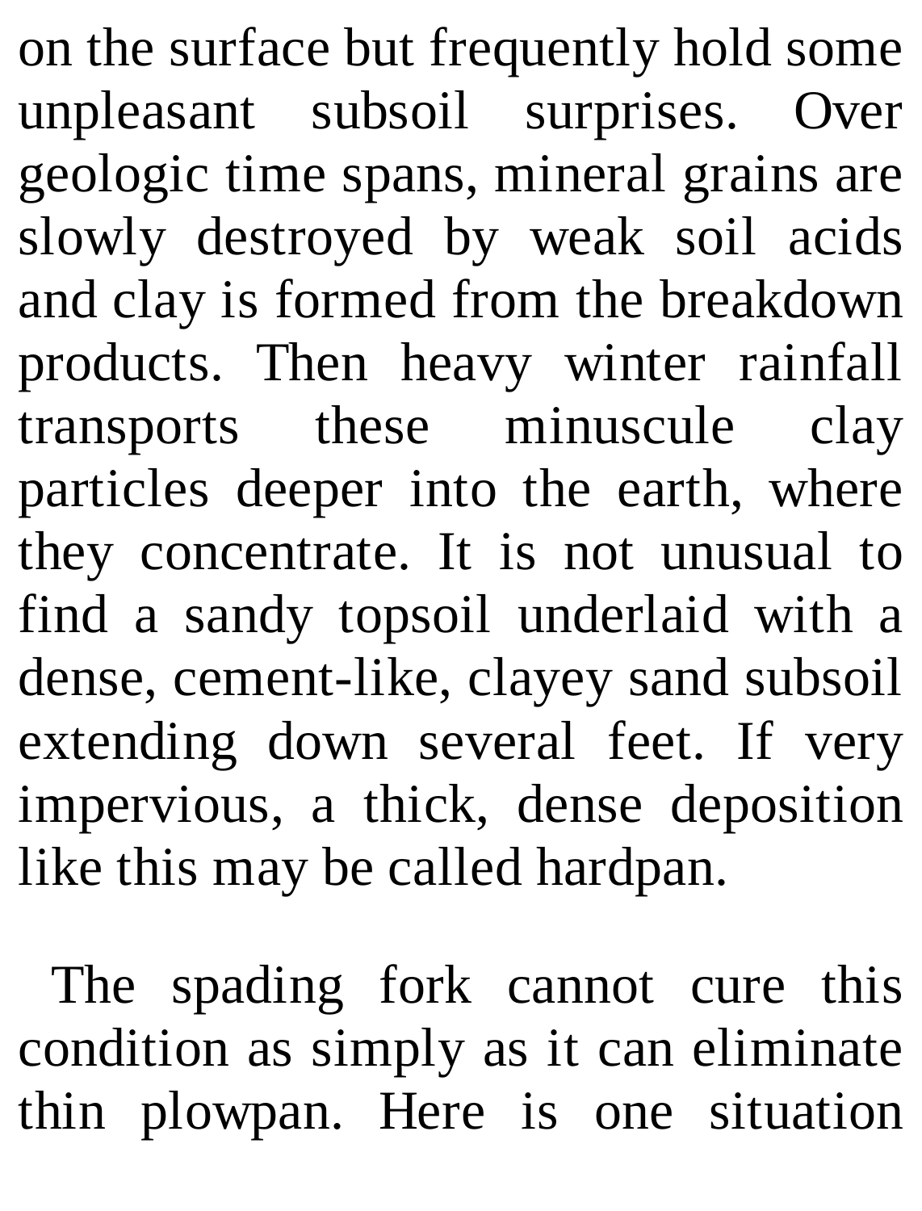on the surface but frequently hold some unpleasant subsoil surprises. Over geologic time spans, mineral grains are slowly destroyed by weak soil acids and clay is formed from the breakdown products. Then heavy winter rainfall transports these minuscule clay particles deeper into the earth, where they concentrate. It is not unusual to find a sandy topsoil underlaid with a dense, cement-like, clayey sand subsoil extending down several feet. If very impervious, a thick, dense deposition like this may be called hardpan.

The spading fork cannot cure this condition as simply as it can eliminate thin plowpan. Here is one situation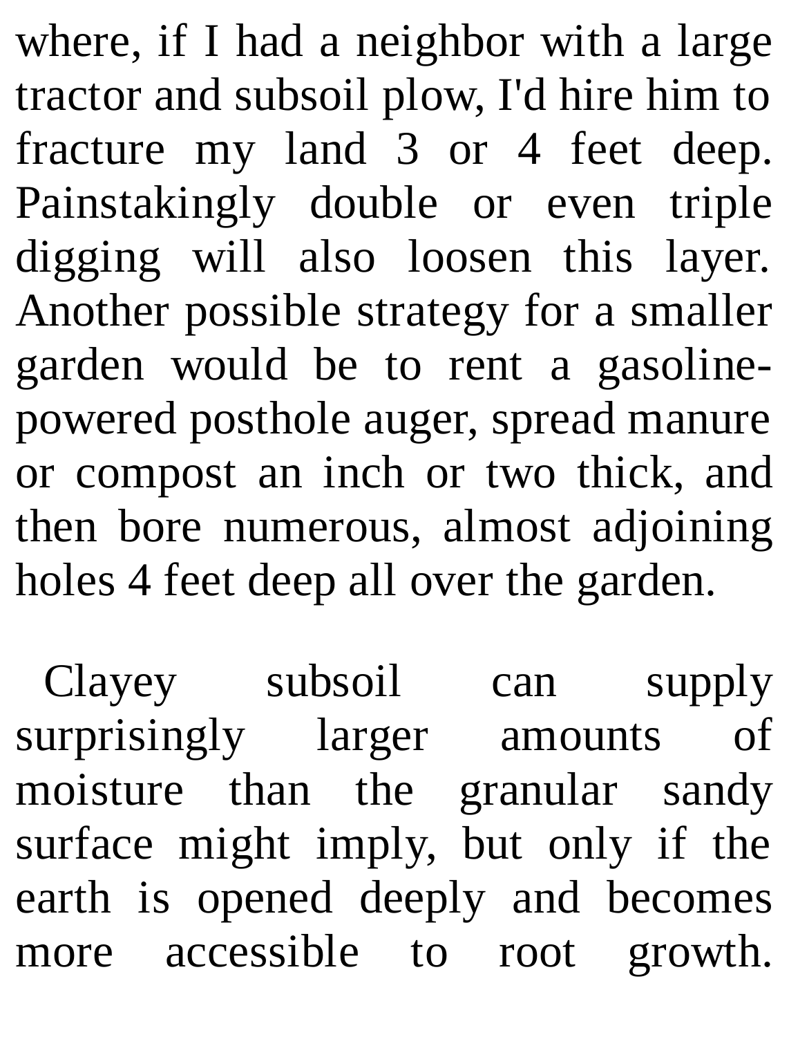where, if I had a neighbor with a large tractor and subsoil plow, I'd hire him to fracture my land 3 or 4 feet deep. Painstakingly double or even triple digging will also loosen this layer. Another possible strategy for a smaller garden would be to rent a gasoline-powered posthole auger, spread manure or compost an inch or two thick, and then bore numerous, almost adjoining holes 4 feet deep all over the garden.

Clayey subsoil can supply surprisingly larger amounts of moisture than the granular sandy surface might imply, but only if the earth is opened deeply and becomes more accessible to root growth.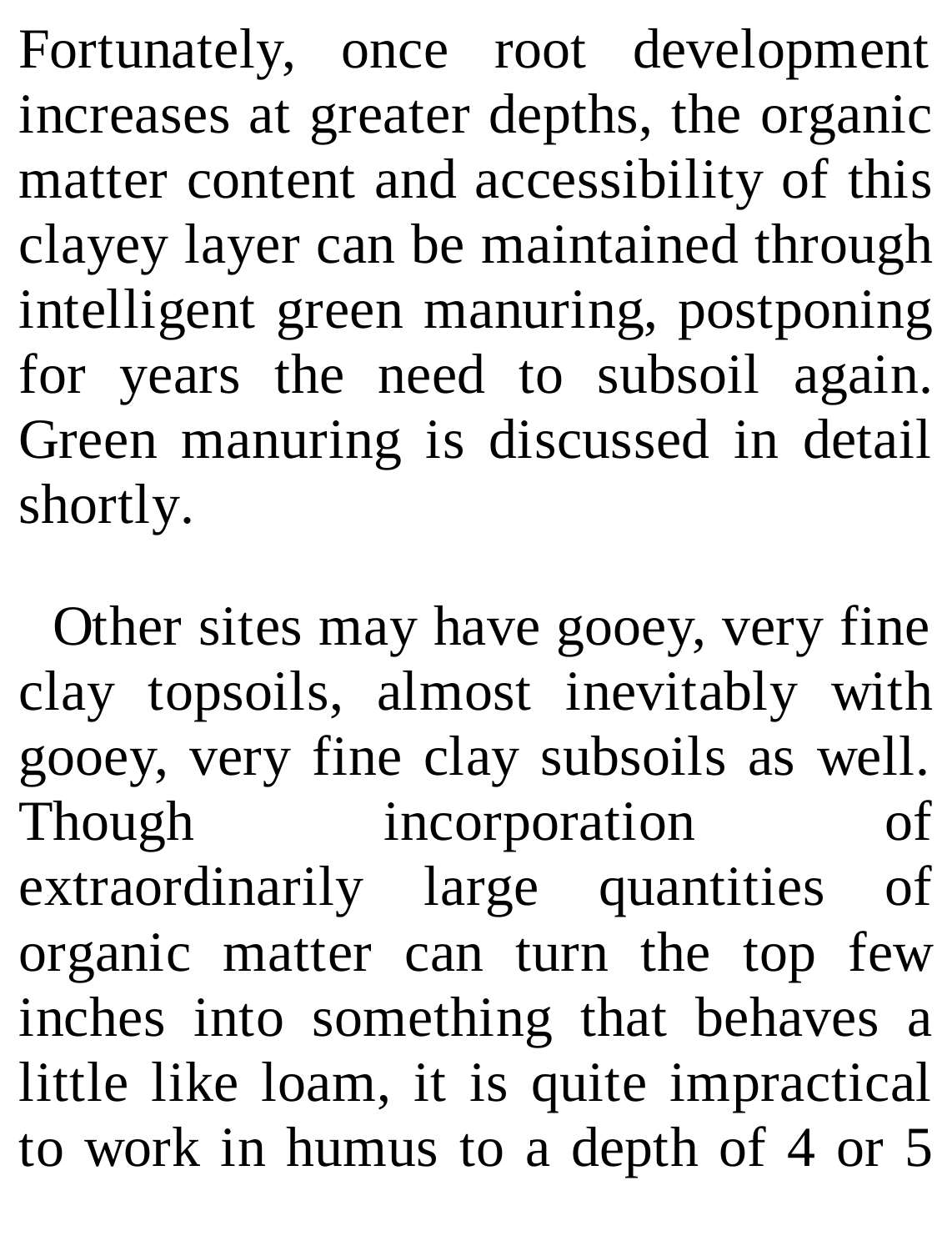Fortunately, once root development increases at greater depths, the organic matter content and accessibility of this clayey layer can be maintained through intelligent green manuring, postponing for years the need to subsoil again. Green manuring is discussed in detail shortly.

Other sites may have gooey, very fine clay topsoils, almost inevitably with gooey, very fine clay subsoils as well. Though incorporation of extraordinarily large quantities of organic matter can turn the top few inches into something that behaves a little like loam, it is quite impractical to work in humus to a depth of 4 or 5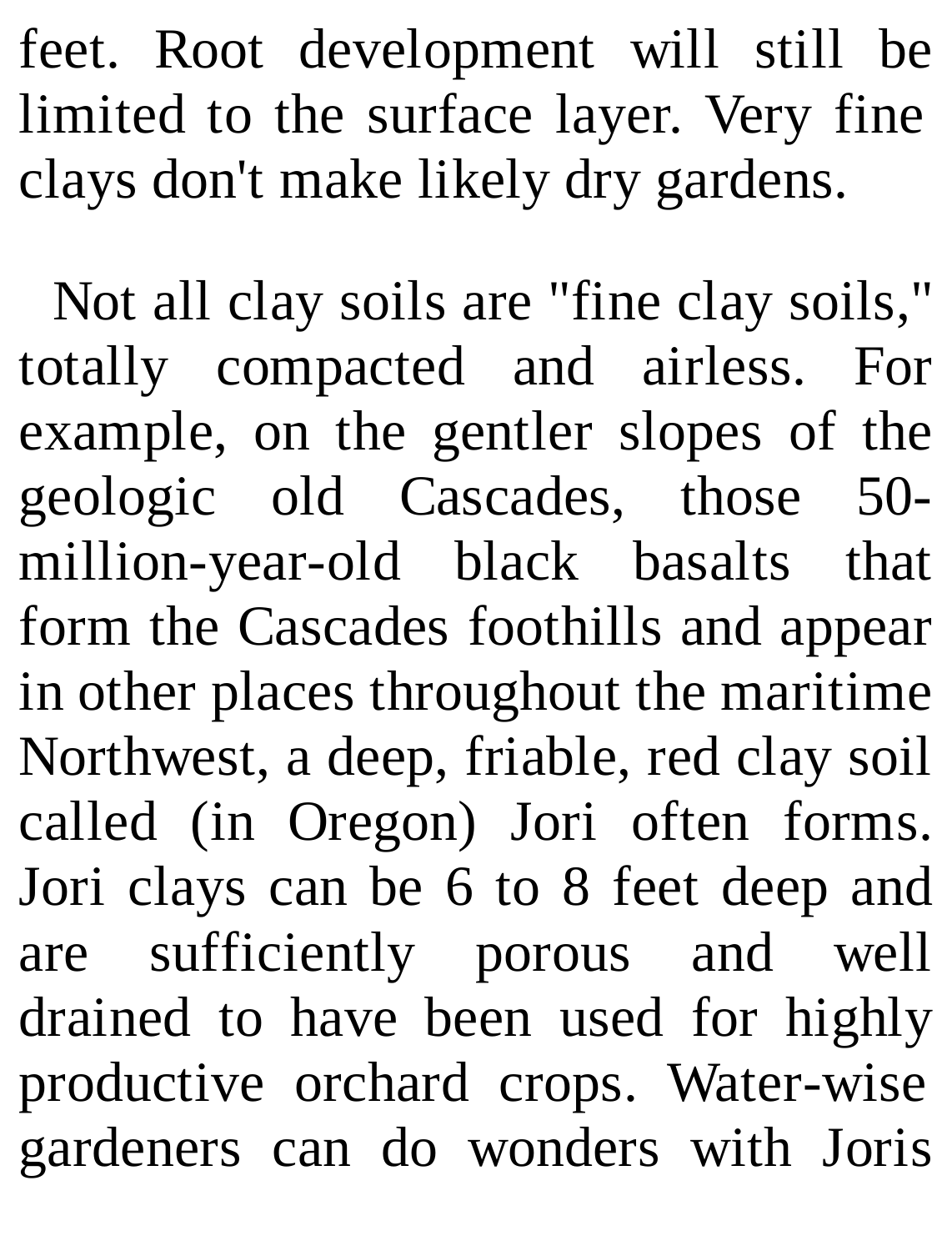feet. Root development will still be limited to the surface layer. Very fine clays don't make likely dry gardens.

Not all clay soils are "fine clay soils," totally compacted and airless. For example, on the gentler slopes of the geologic old Cascades, those 50-million-year-old black basalts that form the Cascades foothills and appear in other places throughout the maritime Northwest, a deep, friable, red clay soil called (in Oregon) Jori often forms. Jori clays can be 6 to 8 feet deep and are sufficiently porous and well drained to have been used for highly productive orchard crops. Water-wise gardeners can do wonders with Joris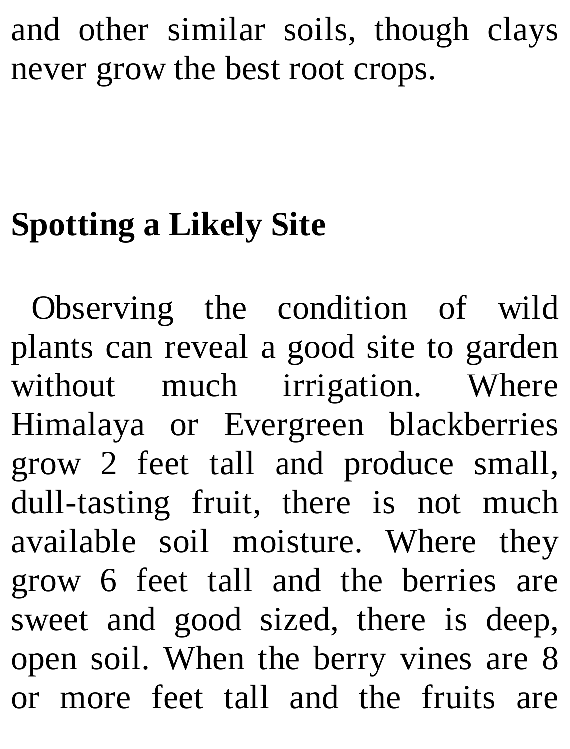and other similar soils, though clays never grow the best root crops.

## Spotting a Likely Site

Observing the condition of wild plants can reveal a good site to garden without much irrigation. Where Himalaya or Evergreen blackberries grow 2 feet tall and produce small, dull-tasting fruit, there is not much available soil moisture. Where they grow 6 feet tall and the berries are sweet and good sized, there is deep, open soil. When the berry vines are 8 or more feet tall and the fruits are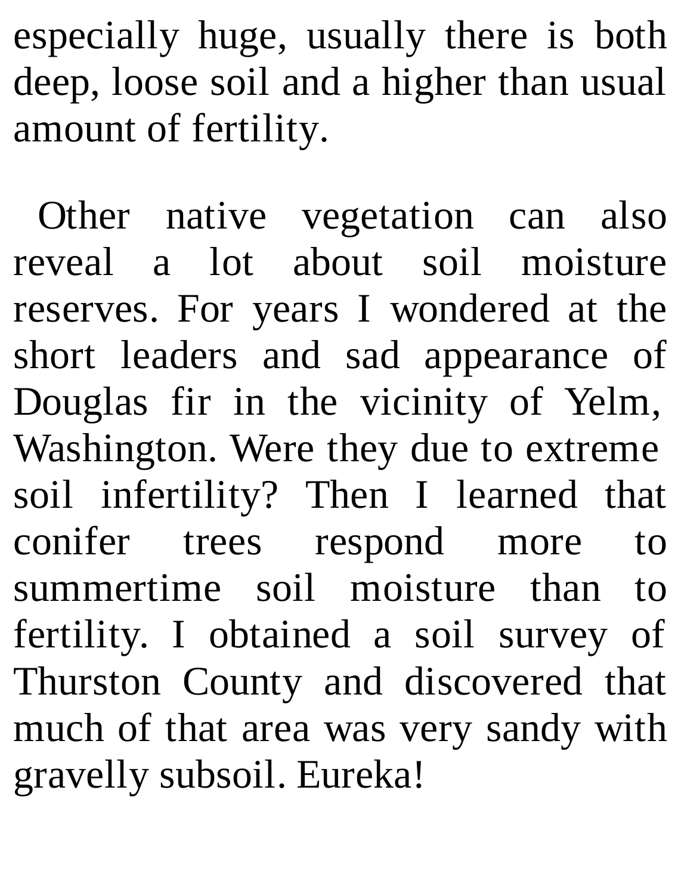especially huge, usually there is both deep, loose soil and a higher than usual amount of fertility.

Other native vegetation can also reveal a lot about soil moisture reserves. For years I wondered at the short leaders and sad appearance of Douglas fir in the vicinity of Yelm, Washington. Were they due to extreme soil infertility? Then I learned that conifer trees respond more to summertime soil moisture than to fertility. I obtained a soil survey of Thurston County and discovered that much of that area was very sandy with gravelly subsoil. Eureka!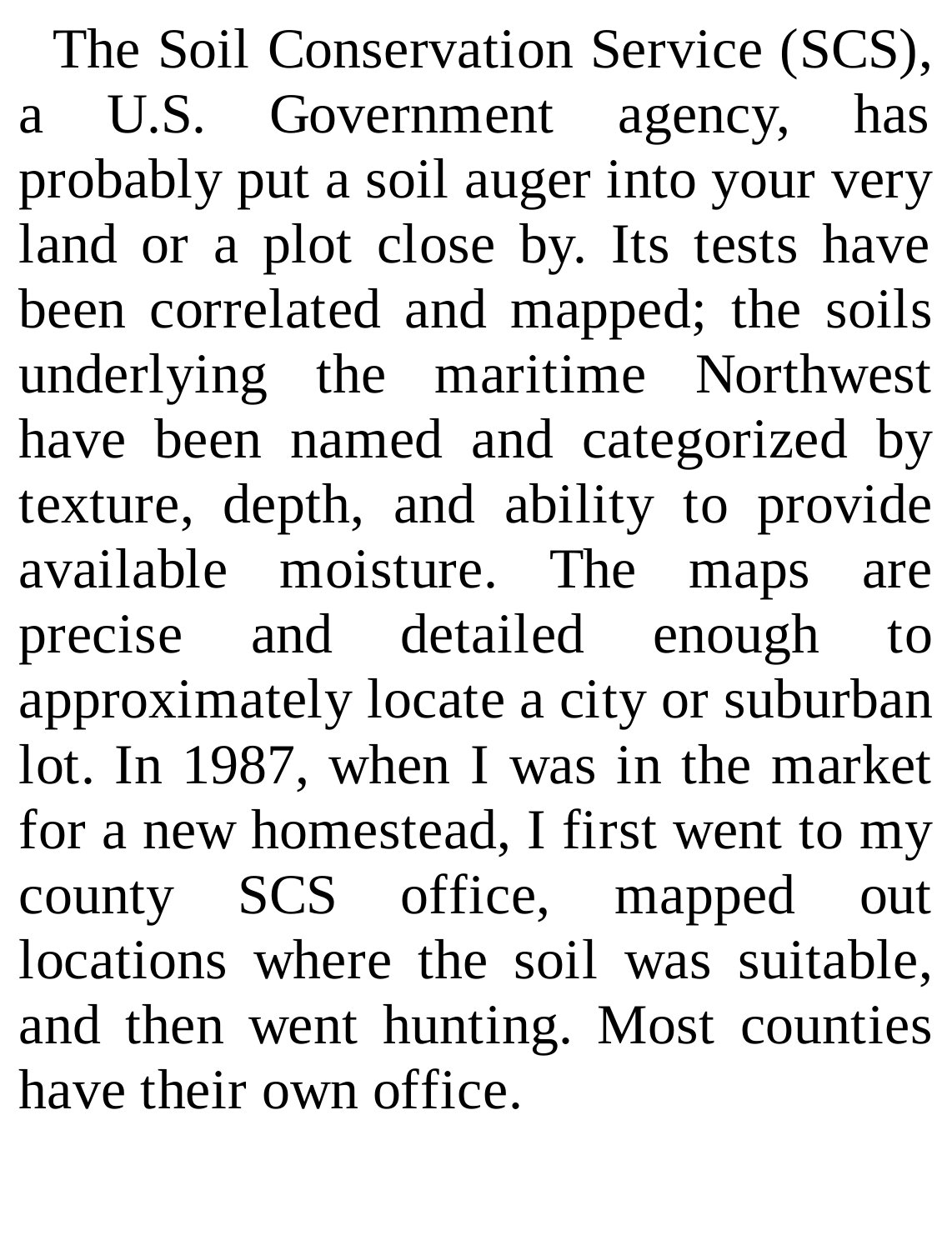The Soil Conservation Service (SCS), a U.S. Government agency, has probably put a soil auger into your very land or a plot close by. Its tests have been correlated and mapped; the soils underlying the maritime Northwest have been named and categorized by texture, depth, and ability to provide available moisture. The maps are precise and detailed enough to approximately locate a city or suburban lot. In 1987, when I was in the market for a new homestead, I first went to my county SCS office, mapped out locations where the soil was suitable, and then went hunting. Most counties have their own office.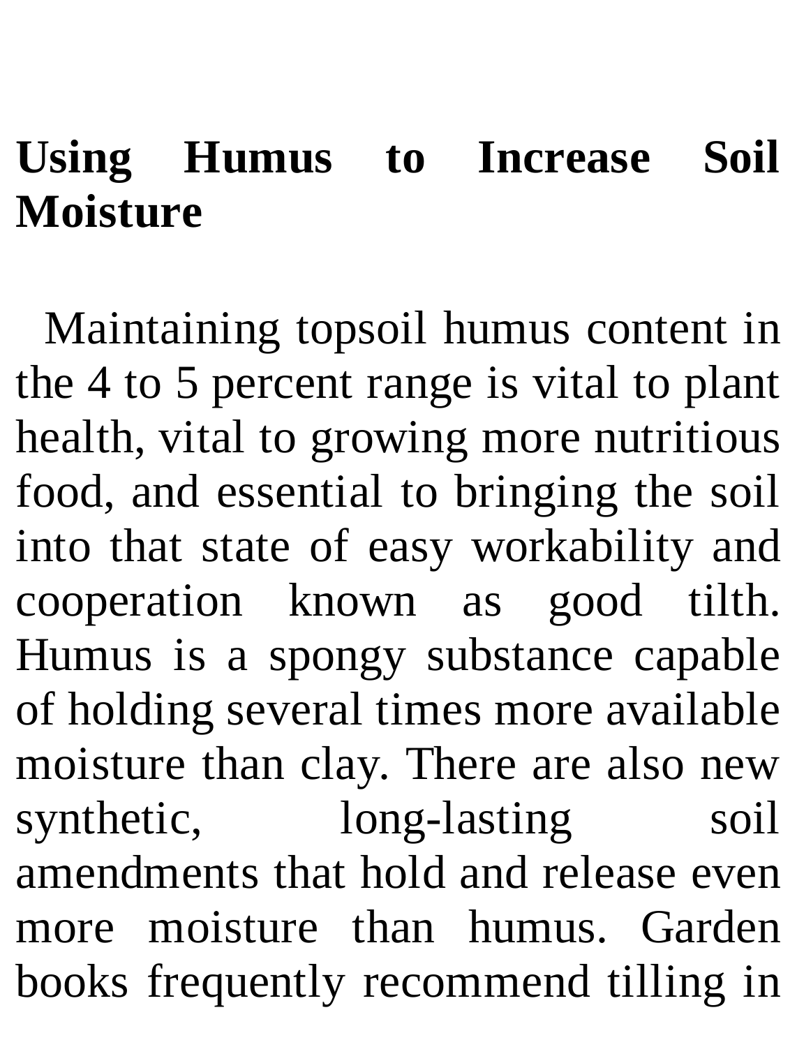## Using Humus to Increase Soil Moisture

Maintaining topsoil humus content in the 4 to 5 percent range is vital to plant health, vital to growing more nutritious food, and essential to bringing the soil into that state of easy workability and cooperation known as good tilth. Humus is a spongy substance capable of holding several times more available moisture than clay. There are also new synthetic, long-lasting soil amendments that hold and release even more moisture than humus. Garden books frequently recommend tilling in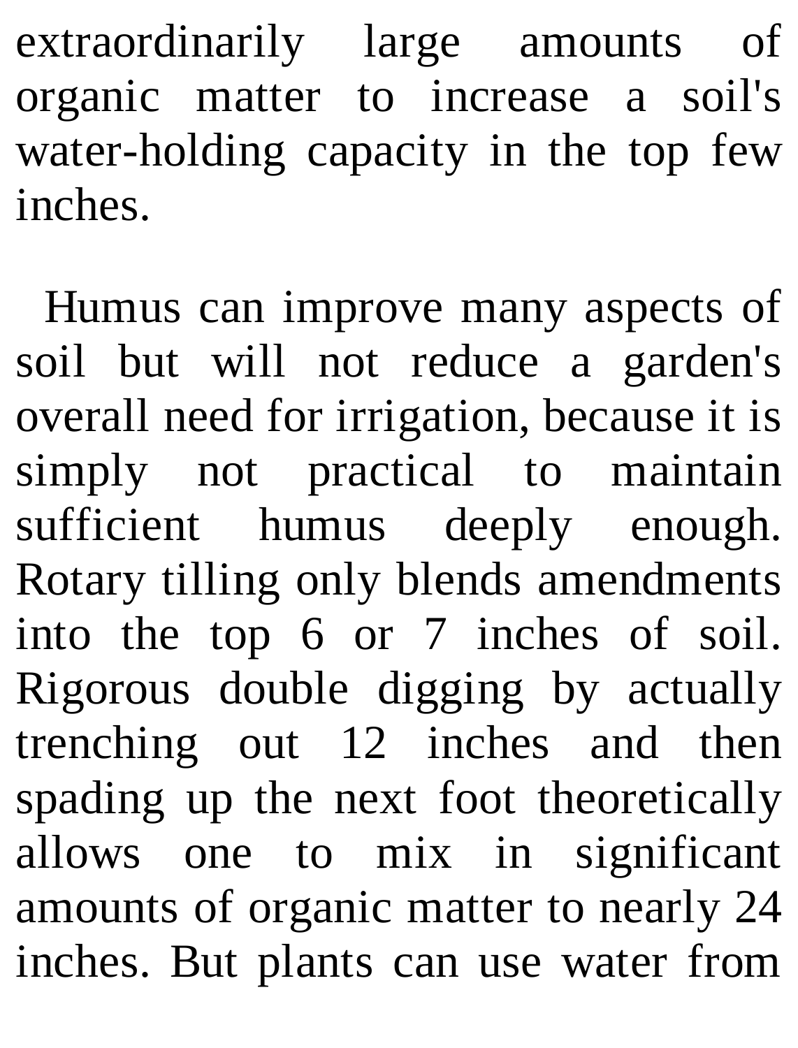extraordinarily large amounts of organic matter to increase a soil's water-holding capacity in the top few inches.

Humus can improve many aspects of soil but will not reduce a garden's overall need for irrigation, because it is simply not practical to maintain sufficient humus deeply enough. Rotary tilling only blends amendments into the top 6 or 7 inches of soil. Rigorous double digging by actually trenching out 12 inches and then spading up the next foot theoretically allows one to mix in significant amounts of organic matter to nearly 24 inches. But plants can use water from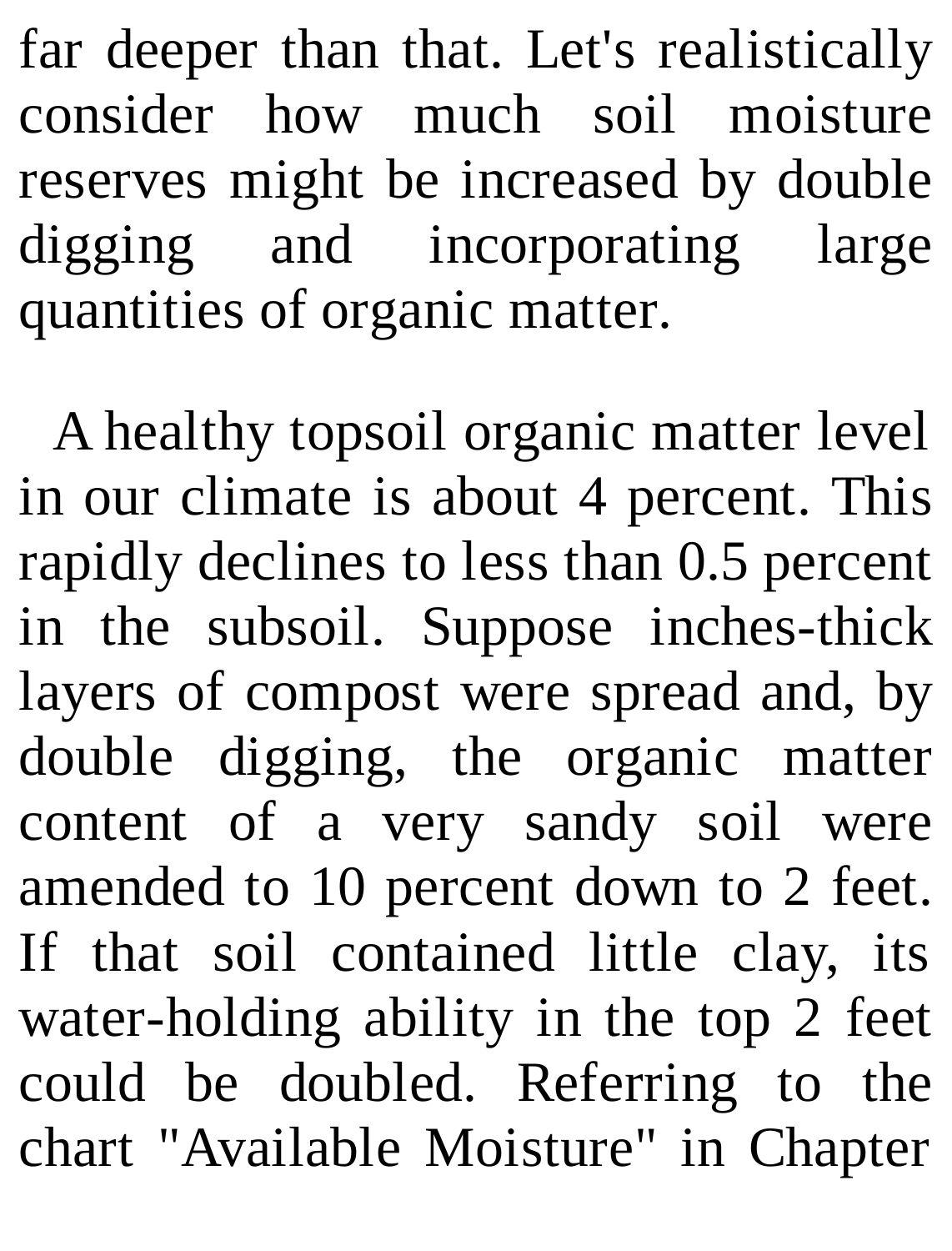far deeper than that. Let's realistically consider how much soil moisture reserves might be increased by double digging and incorporating large quantities of organic matter.

A healthy topsoil organic matter level in our climate is about 4 percent. This rapidly declines to less than 0.5 percent in the subsoil. Suppose inches-thick layers of compost were spread and, by double digging, the organic matter content of a very sandy soil were amended to 10 percent down to 2 feet. If that soil contained little clay, its water-holding ability in the top 2 feet could be doubled. Referring to the chart "Available Moisture" in Chapter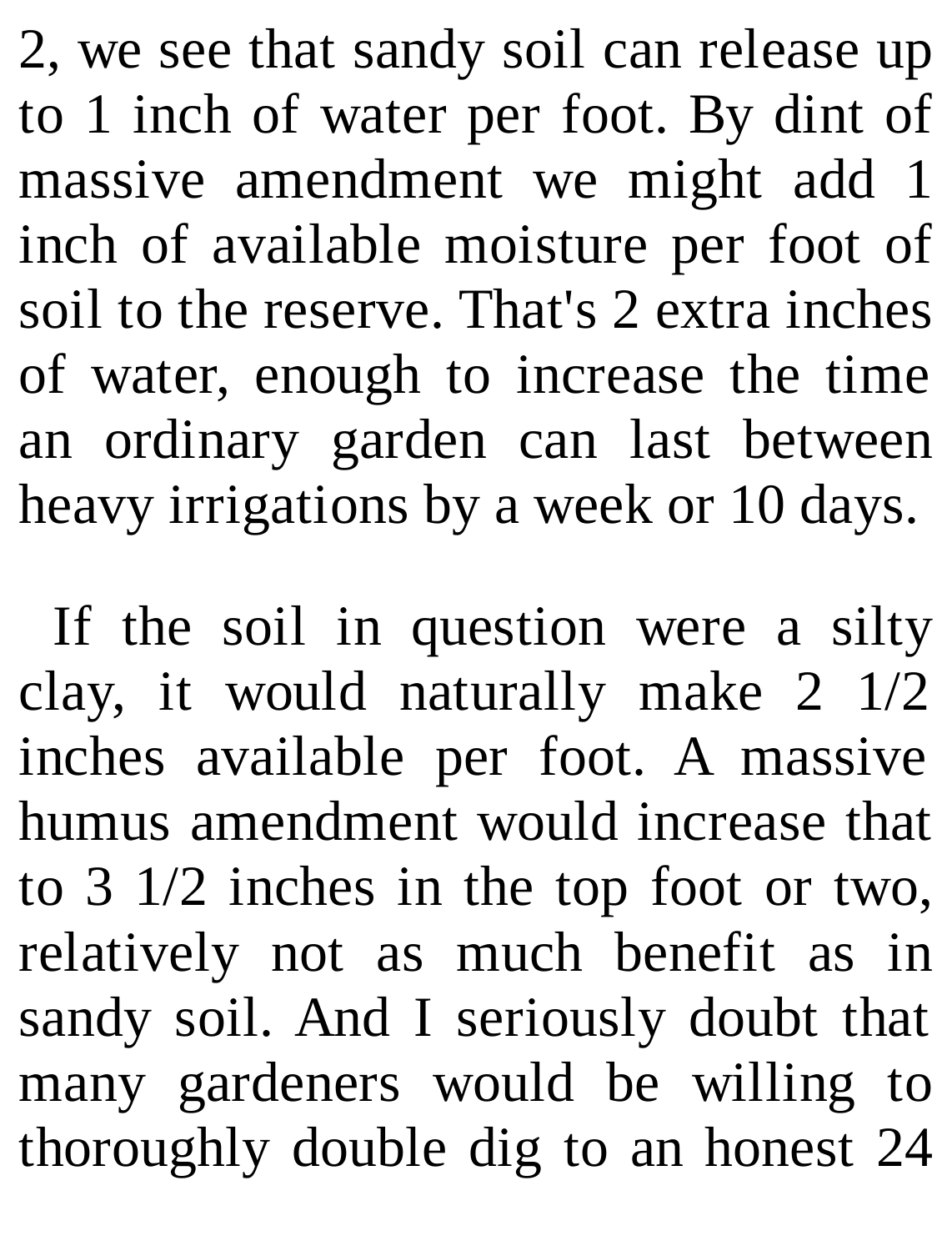2, we see that sandy soil can release up to 1 inch of water per foot. By dint of massive amendment we might add 1 inch of available moisture per foot of soil to the reserve. That's 2 extra inches of water, enough to increase the time an ordinary garden can last between heavy irrigations by a week or 10 days.

If the soil in question were a silty clay, it would naturally make 2 1/2 inches available per foot. A massive humus amendment would increase that to 3 1/2 inches in the top foot or two, relatively not as much benefit as in sandy soil. And I seriously doubt that many gardeners would be willing to thoroughly double dig to an honest 24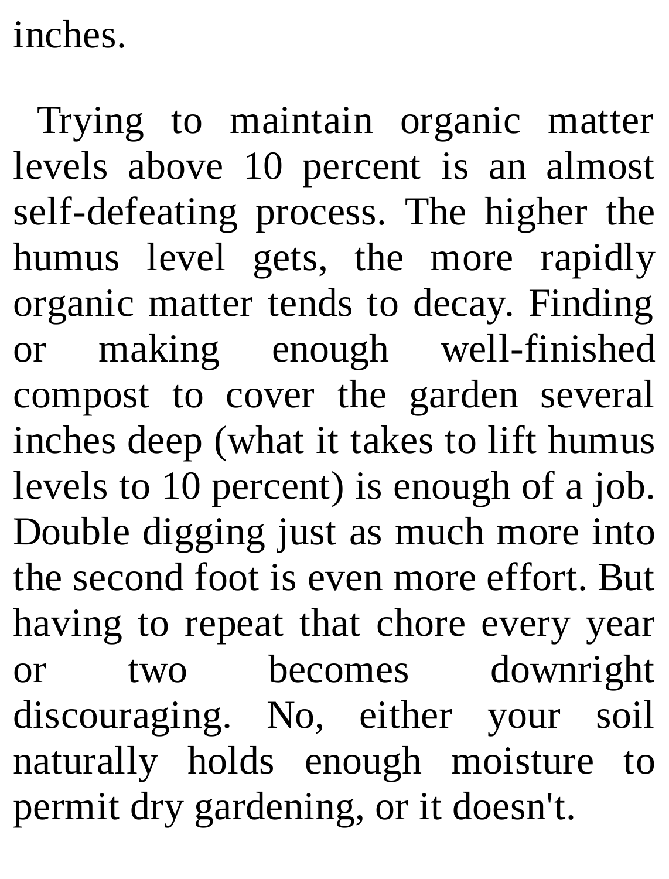inches.

Trying to maintain organic matter levels above 10 percent is an almost self-defeating process. The higher the humus level gets, the more rapidly organic matter tends to decay. Finding or making enough well-finished compost to cover the garden several inches deep (what it takes to lift humus levels to 10 percent) is enough of a job. Double digging just as much more into the second foot is even more effort. But having to repeat that chore every year or two becomes downright discouraging. No, either your soil naturally holds enough moisture to permit dry gardening, or it doesn't.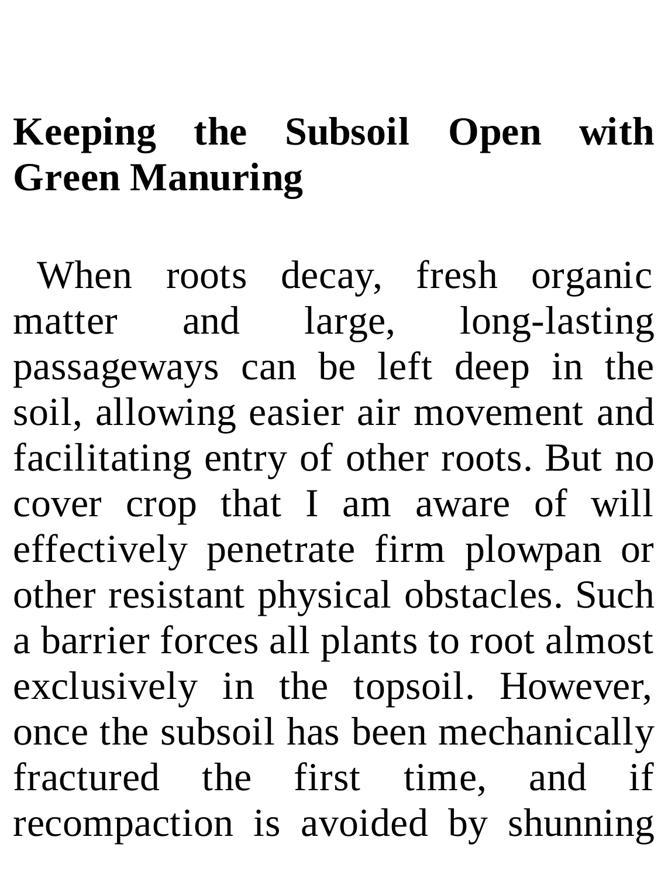## Keeping the Subsoil Open with Green Manuring

When roots decay, fresh organic matter and large, long-lasting passageways can be left deep in the soil, allowing easier air movement and facilitating entry of other roots. But no cover crop that I am aware of will effectively penetrate firm plowpan or other resistant physical obstacles. Such a barrier forces all plants to root almost exclusively in the topsoil. However, once the subsoil has been mechanically fractured the first time, and if recompaction is avoided by shunning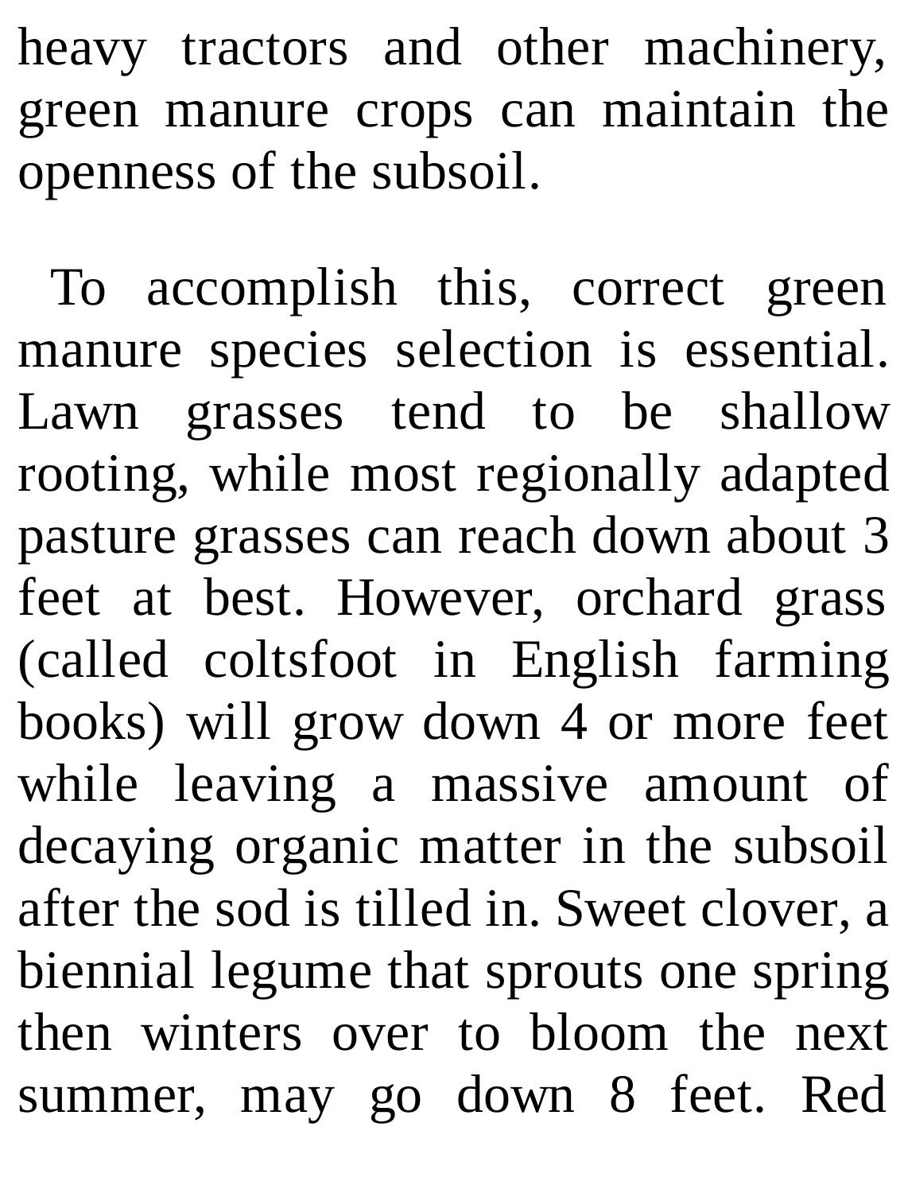heavy tractors and other machinery, green manure crops can maintain the openness of the subsoil.

To accomplish this, correct green manure species selection is essential. Lawn grasses tend to be shallow rooting, while most regionally adapted pasture grasses can reach down about 3 feet at best. However, orchard grass (called coltsfoot in English farming books) will grow down 4 or more feet while leaving a massive amount of decaying organic matter in the subsoil after the sod is tilled in. Sweet clover, a biennial legume that sprouts one spring then winters over to bloom the next summer, may go down 8 feet. Red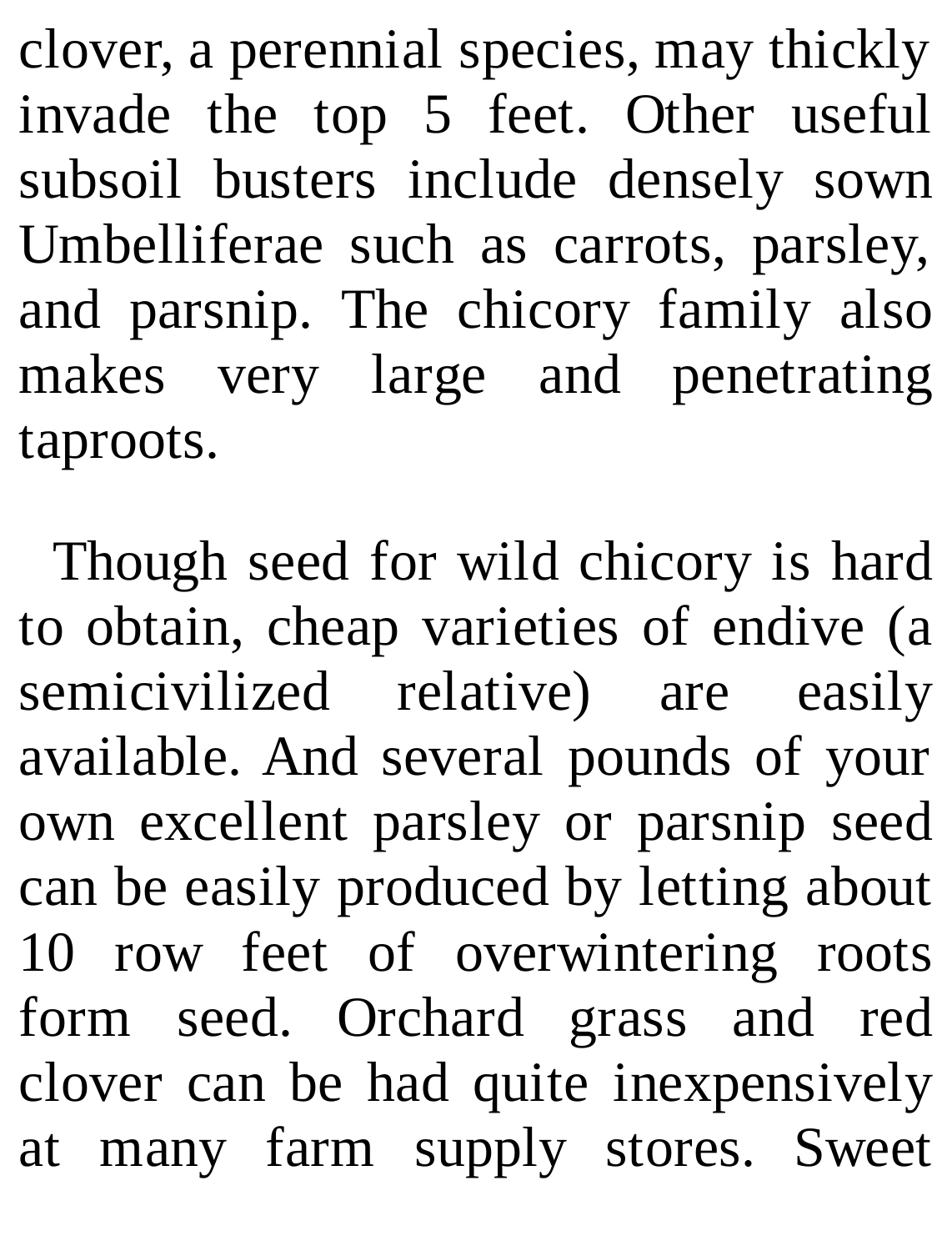clover, a perennial species, may thickly invade the top 5 feet. Other useful subsoil busters include densely sown Umbelliferae such as carrots, parsley, and parsnip. The chicory family also makes very large and penetrating taproots.

Though seed for wild chicory is hard to obtain, cheap varieties of endive (a semicivilized relative) are easily available. And several pounds of your own excellent parsley or parsnip seed can be easily produced by letting about 10 row feet of overwintering roots form seed. Orchard grass and red clover can be had quite inexpensively at many farm supply stores. Sweet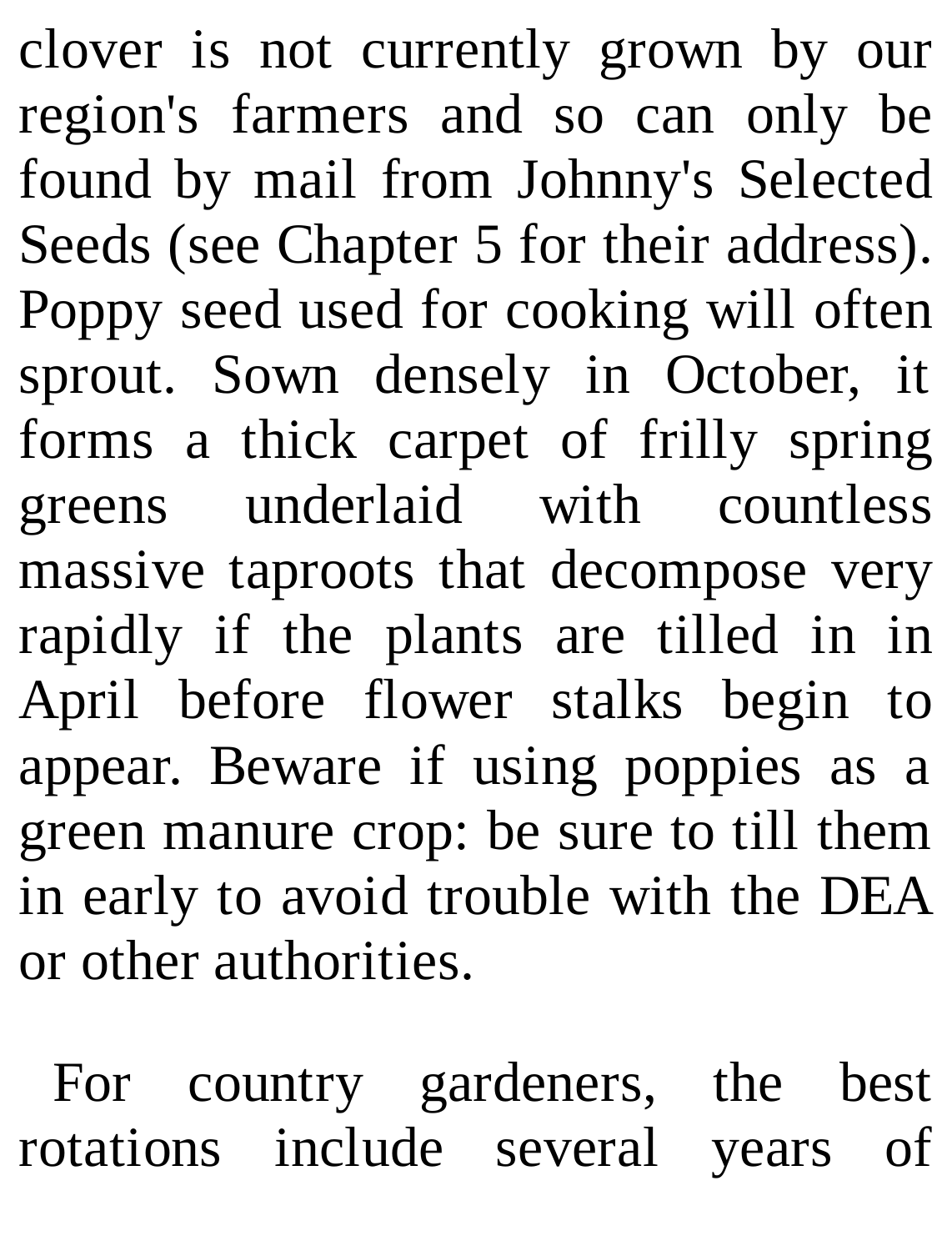clover is not currently grown by our region's farmers and so can only be found by mail from Johnny's Selected Seeds (see Chapter 5 for their address). Poppy seed used for cooking will often sprout. Sown densely in October, it forms a thick carpet of frilly spring greens underlaid with countless massive taproots that decompose very rapidly if the plants are tilled in in April before flower stalks begin to appear. Beware if using poppies as a green manure crop: be sure to till them in early to avoid trouble with the DEA or other authorities.

For country gardeners, the best rotations include several years of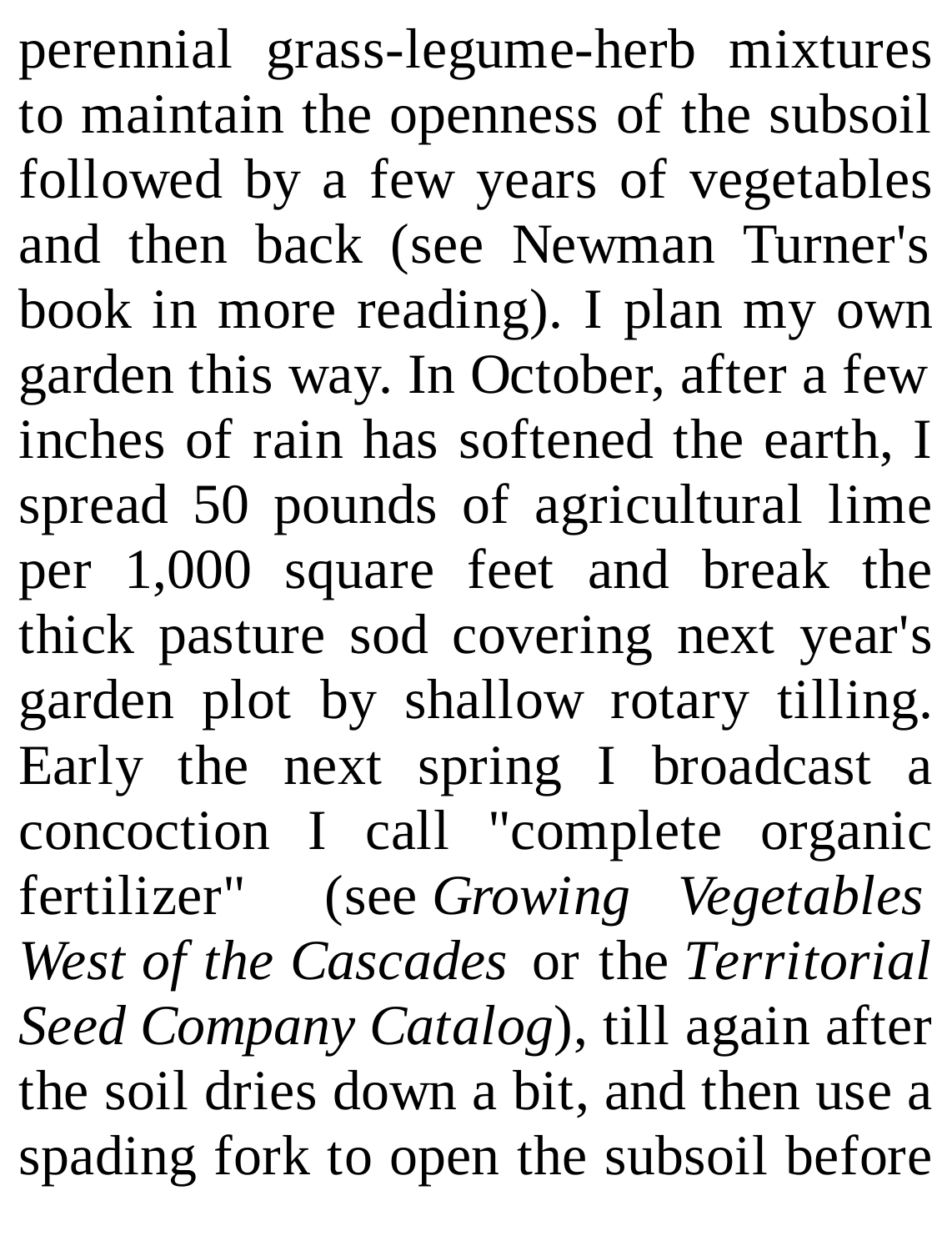perennial grass-legume-herb mixtures to maintain the openness of the subsoil followed by a few years of vegetables and then back (see Newman Turner's book in more reading). I plan my own garden this way. In October, after a few inches of rain has softened the earth, I spread 50 pounds of agricultural lime per 1,000 square feet and break the thick pasture sod covering next year's garden plot by shallow rotary tilling. Early the next spring I broadcast a concoction I call "complete organic fertilizer" (see *Growing Vegetables West of the Cascades* or the *Territorial Seed Company Catalog*), till again after the soil dries down a bit, and then use a spading fork to open the subsoil before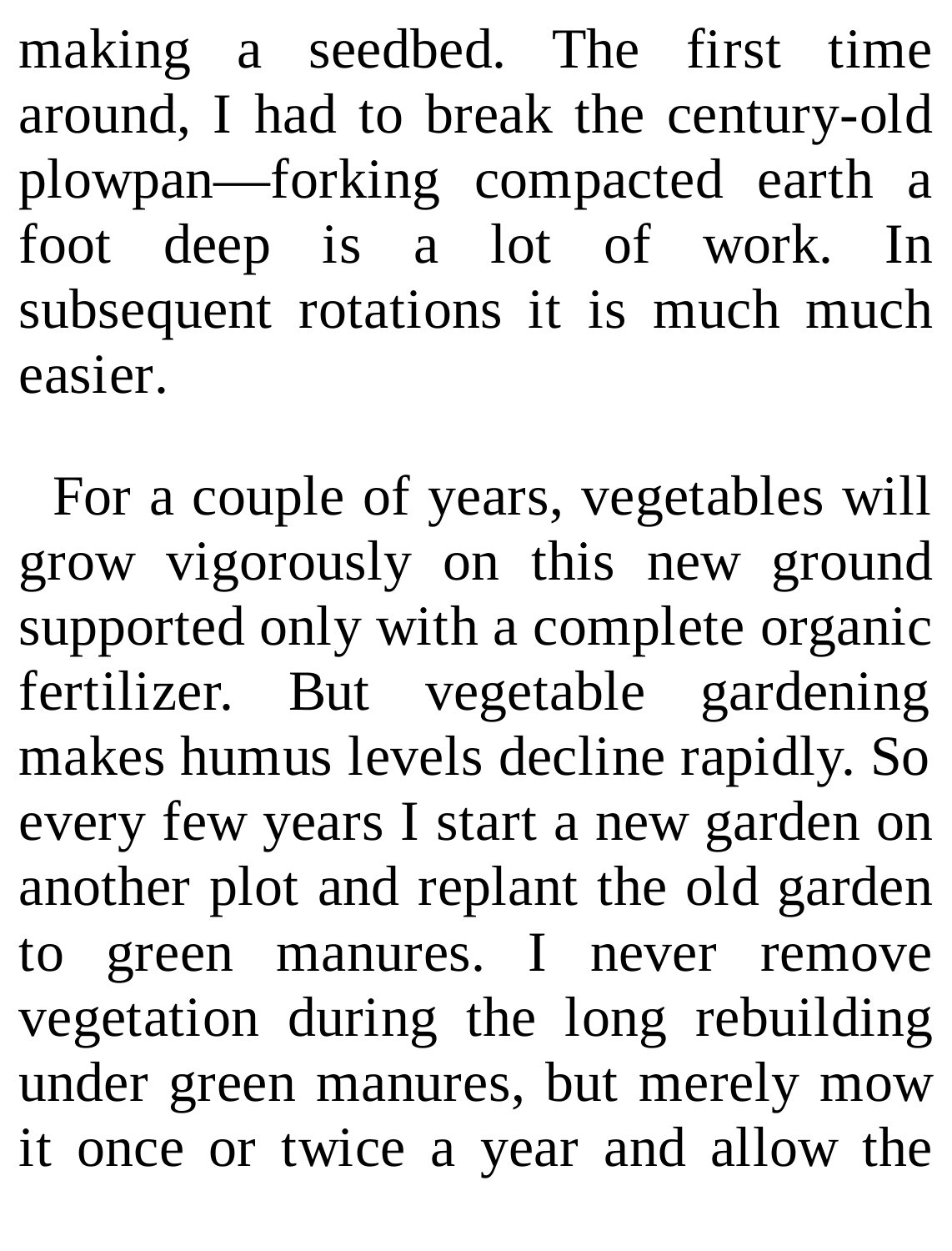making a seedbed. The first time around, I had to break the century-old plowpan—forking compacted earth a foot deep is a lot of work. In subsequent rotations it is much much easier.

For a couple of years, vegetables will grow vigorously on this new ground supported only with a complete organic fertilizer. But vegetable gardening makes humus levels decline rapidly. So every few years I start a new garden on another plot and replant the old garden to green manures. I never remove vegetation during the long rebuilding under green manures, but merely mow it once or twice a year and allow the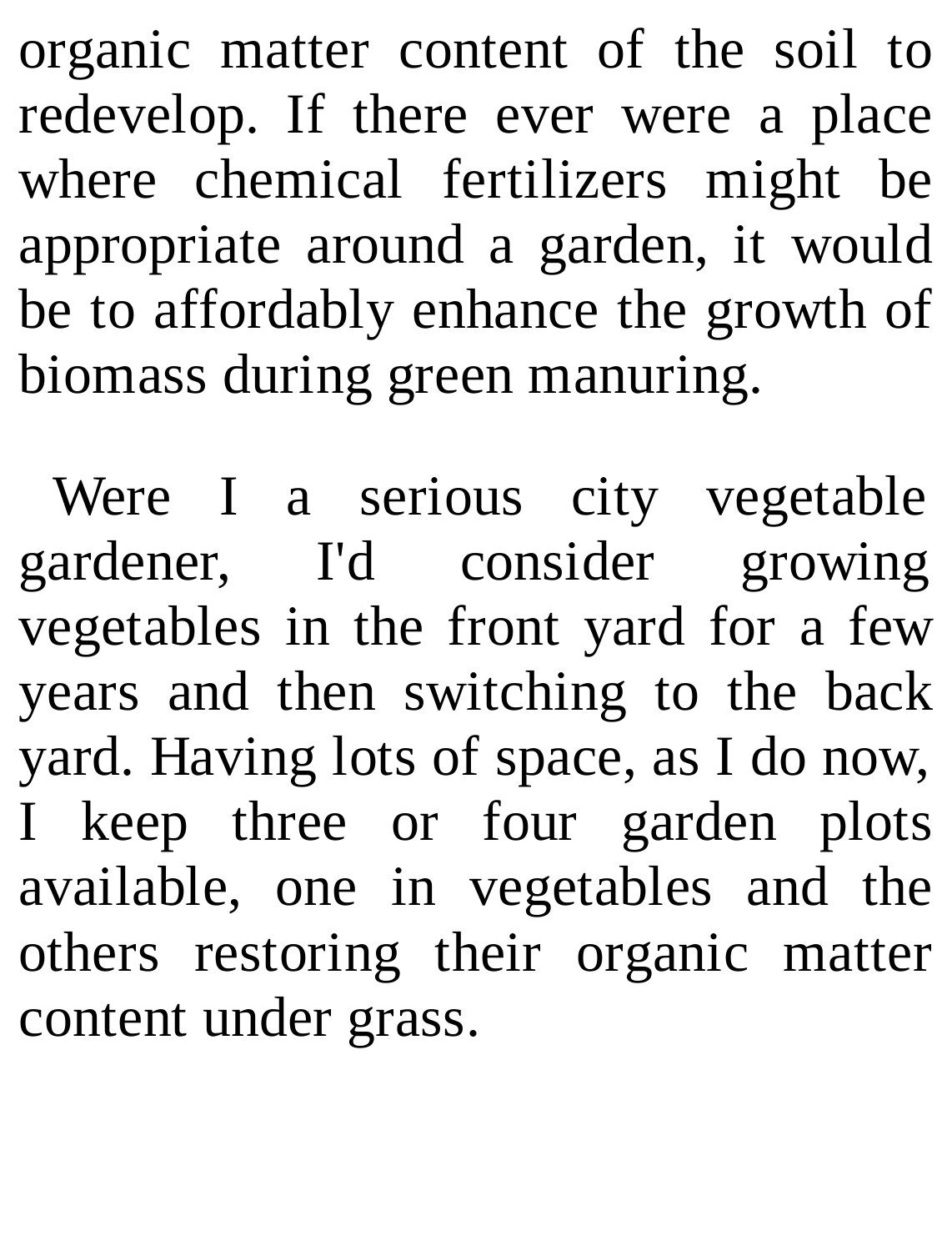organic matter content of the soil to redevelop. If there ever were a place where chemical fertilizers might be appropriate around a garden, it would be to affordably enhance the growth of biomass during green manuring.

Were I a serious city vegetable gardener, I'd consider growing vegetables in the front yard for a few years and then switching to the back yard. Having lots of space, as I do now, I keep three or four garden plots available, one in vegetables and the others restoring their organic matter content under grass.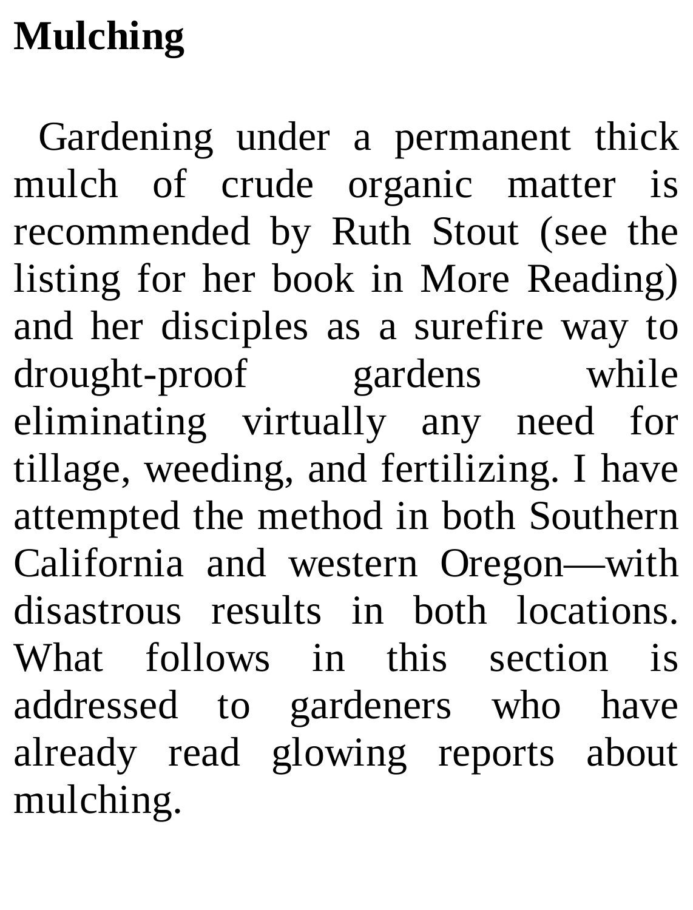## Mulching

Gardening under a permanent thick mulch of crude organic matter is recommended by Ruth Stout (see the listing for her book in More Reading) and her disciples as a surefire way to drought-proof gardens while eliminating virtually any need for tillage, weeding, and fertilizing. I have attempted the method in both Southern California and western Oregon—with disastrous results in both locations. What follows in this section is addressed to gardeners who have already read glowing reports about mulching.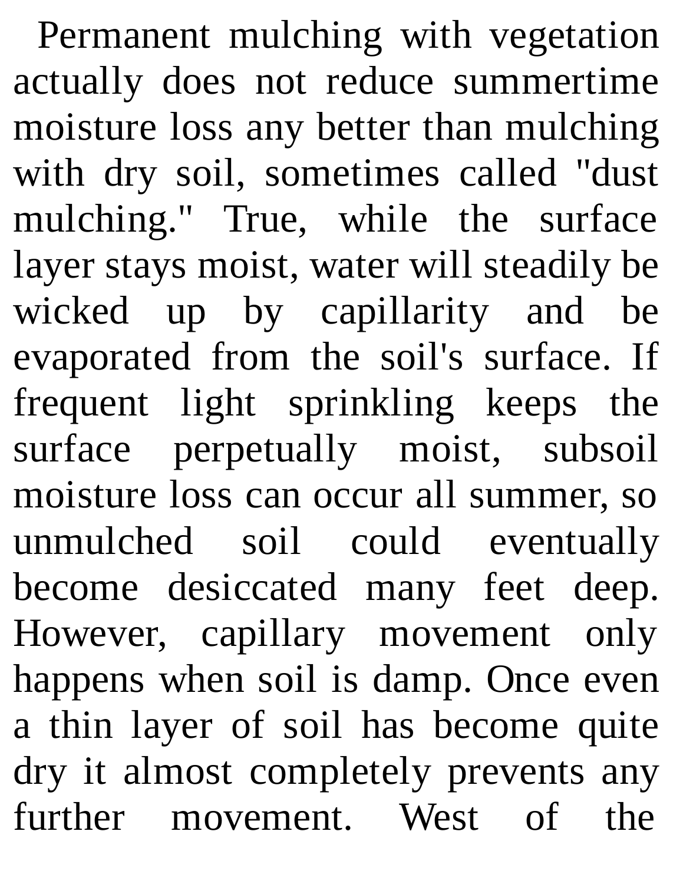Permanent mulching with vegetation actually does not reduce summertime moisture loss any better than mulching with dry soil, sometimes called "dust mulching." True, while the surface layer stays moist, water will steadily be wicked up by capillarity and be evaporated from the soil's surface. If frequent light sprinkling keeps the surface perpetually moist, subsoil moisture loss can occur all summer, so unmulched soil could eventually become desiccated many feet deep. However, capillary movement only happens when soil is damp. Once even a thin layer of soil has become quite dry it almost completely prevents any further movement. West of the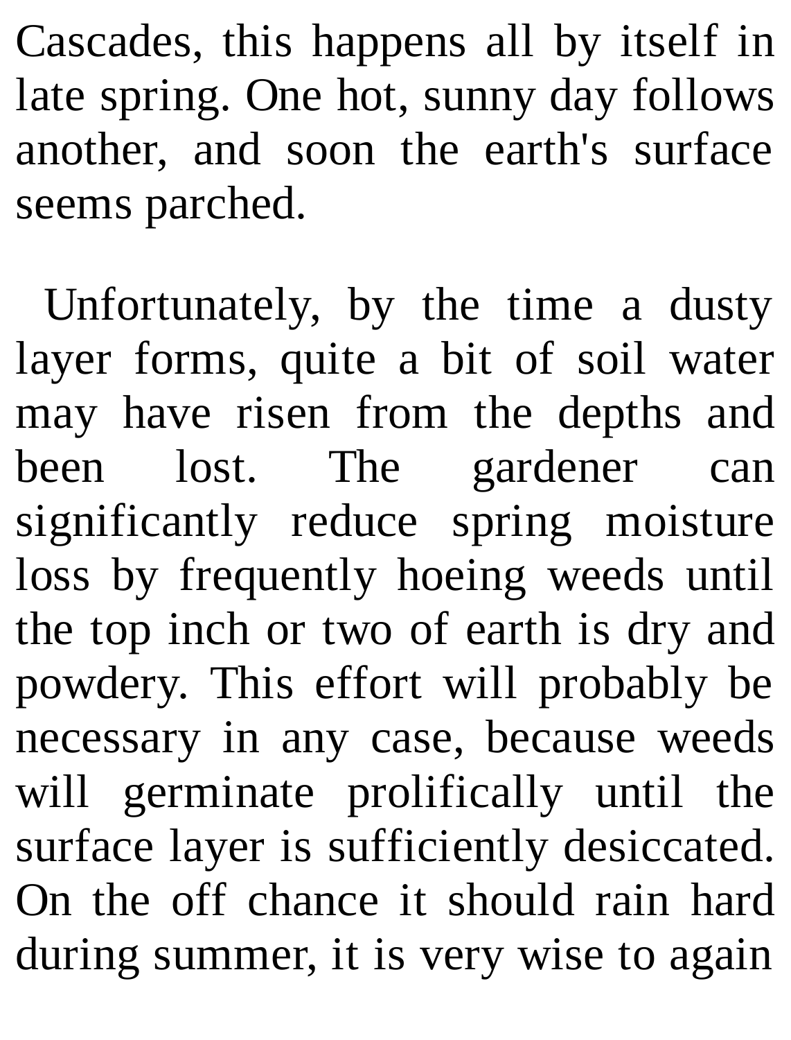Cascades, this happens all by itself in late spring. One hot, sunny day follows another, and soon the earth's surface seems parched.

Unfortunately, by the time a dusty layer forms, quite a bit of soil water may have risen from the depths and been lost. The gardener can significantly reduce spring moisture loss by frequently hoeing weeds until the top inch or two of earth is dry and powdery. This effort will probably be necessary in any case, because weeds will germinate prolifically until the surface layer is sufficiently desiccated. On the off chance it should rain hard during summer, it is very wise to again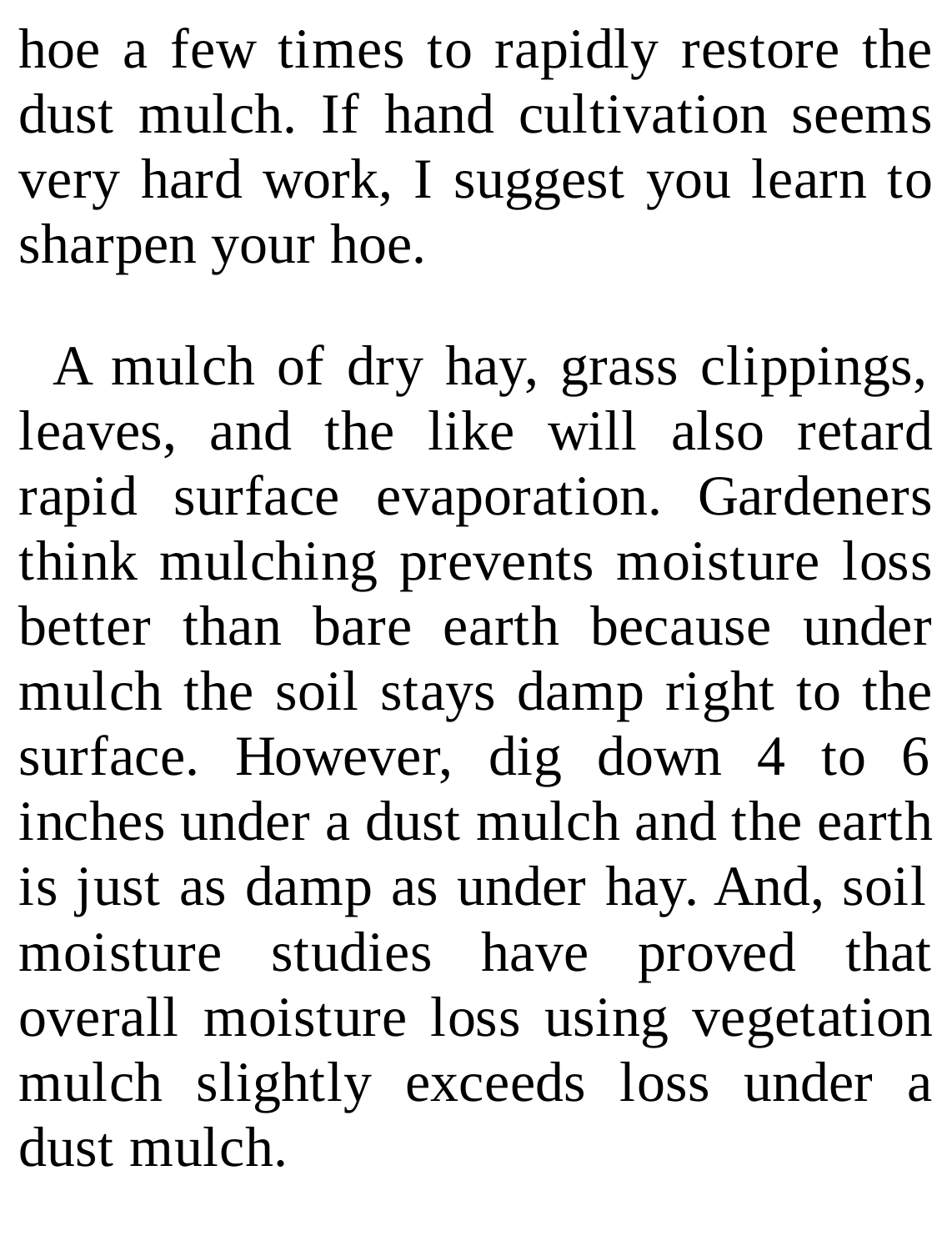hoe a few times to rapidly restore the dust mulch. If hand cultivation seems very hard work, I suggest you learn to sharpen your hoe.

A mulch of dry hay, grass clippings, leaves, and the like will also retard rapid surface evaporation. Gardeners think mulching prevents moisture loss better than bare earth because under mulch the soil stays damp right to the surface. However, dig down 4 to 6 inches under a dust mulch and the earth is just as damp as under hay. And, soil moisture studies have proved that overall moisture loss using vegetation mulch slightly exceeds loss under a dust mulch.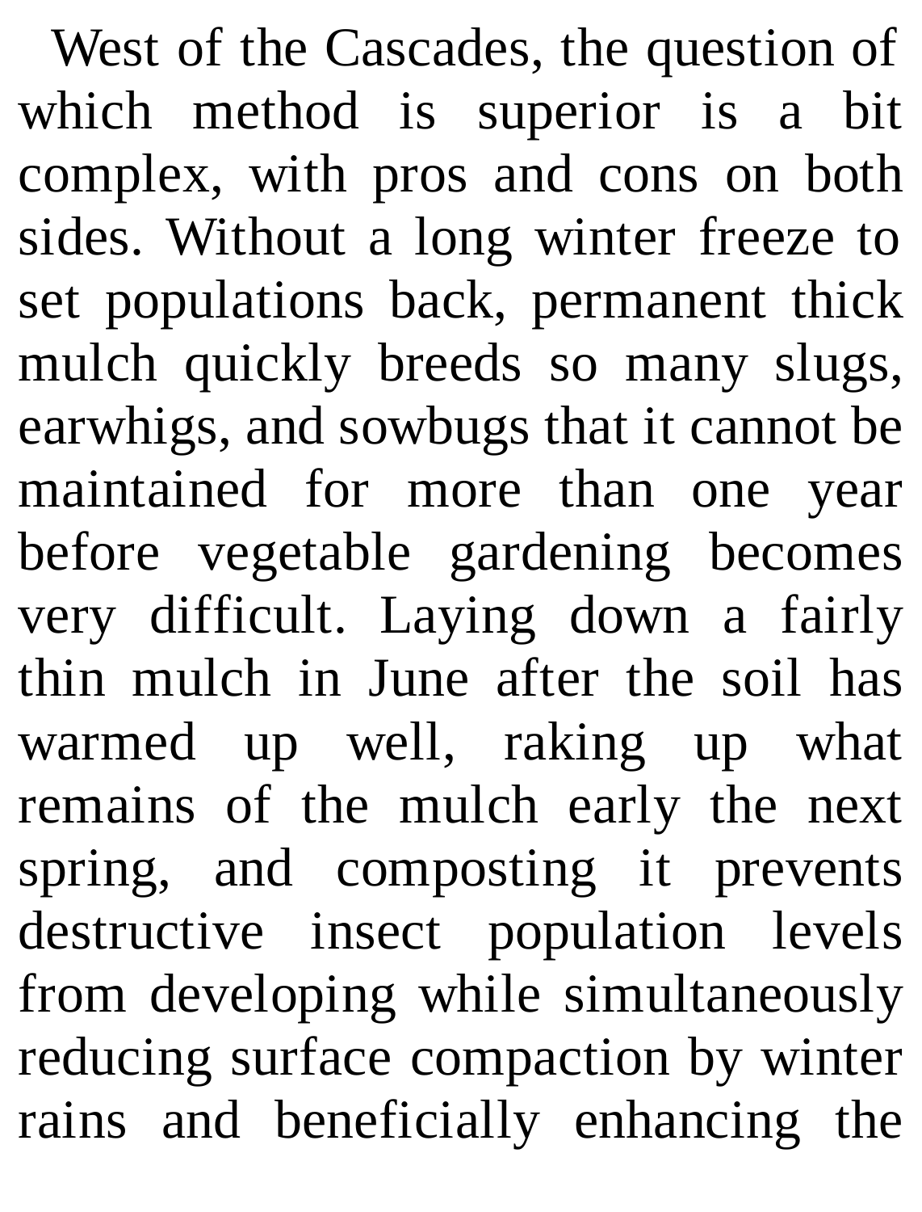West of the Cascades, the question of which method is superior is a bit complex, with pros and cons on both sides. Without a long winter freeze to set populations back, permanent thick mulch quickly breeds so many slugs, earwhigs, and sowbugs that it cannot be maintained for more than one year before vegetable gardening becomes very difficult. Laying down a fairly thin mulch in June after the soil has warmed up well, raking up what remains of the mulch early the next spring, and composting it prevents destructive insect population levels from developing while simultaneously reducing surface compaction by winter rains and beneficially enhancing the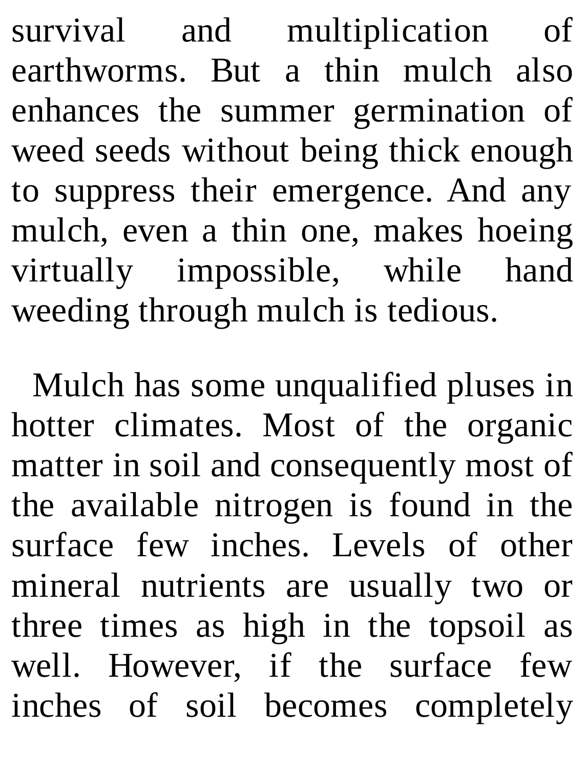survival and multiplication of earthworms. But a thin mulch also enhances the summer germination of weed seeds without being thick enough to suppress their emergence. And any mulch, even a thin one, makes hoeing virtually impossible, while hand weeding through mulch is tedious.

Mulch has some unqualified pluses in hotter climates. Most of the organic matter in soil and consequently most of the available nitrogen is found in the surface few inches. Levels of other mineral nutrients are usually two or three times as high in the topsoil as well. However, if the surface few inches of soil becomes completely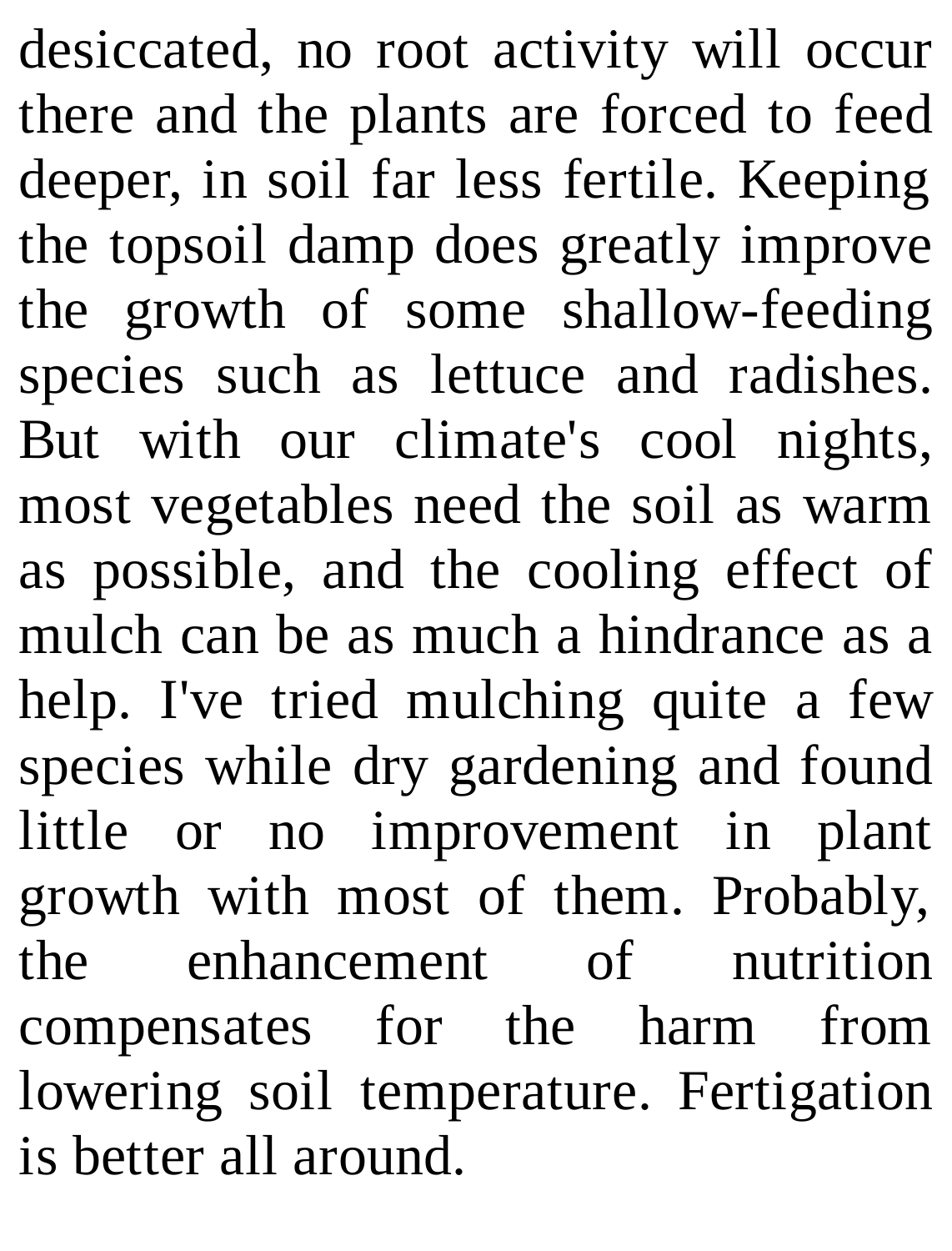desiccated, no root activity will occur there and the plants are forced to feed deeper, in soil far less fertile. Keeping the topsoil damp does greatly improve the growth of some shallow-feeding species such as lettuce and radishes. But with our climate's cool nights, most vegetables need the soil as warm as possible, and the cooling effect of mulch can be as much a hindrance as a help. I've tried mulching quite a few species while dry gardening and found little or no improvement in plant growth with most of them. Probably, the enhancement of nutrition compensates for the harm from lowering soil temperature. Fertigation is better all around.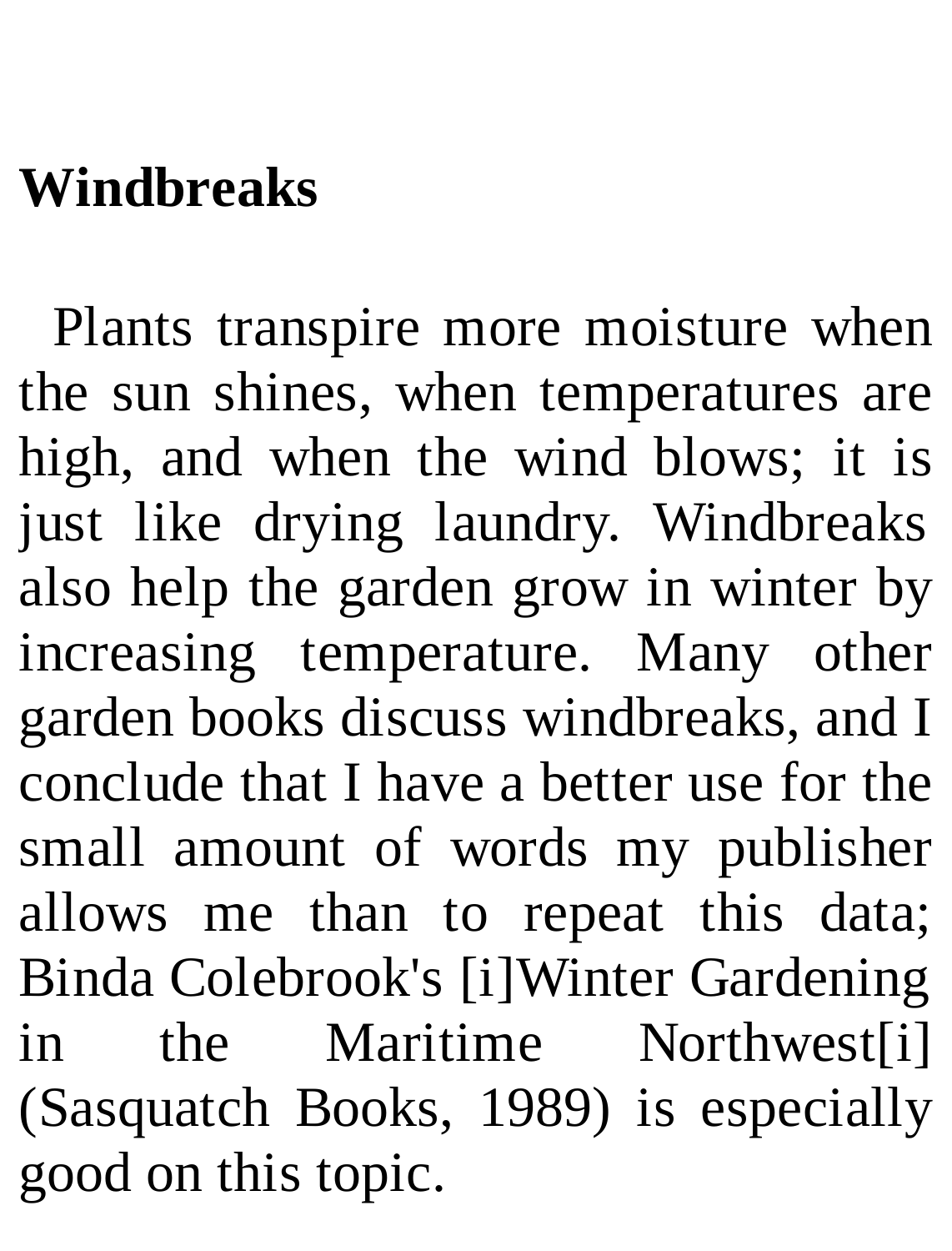## Windbreaks

Plants transpire more moisture when the sun shines, when temperatures are high, and when the wind blows; it is just like drying laundry. Windbreaks also help the garden grow in winter by increasing temperature. Many other garden books discuss windbreaks, and I conclude that I have a better use for the small amount of words my publisher allows me than to repeat this data; Binda Colebrook's [i]Winter Gardening in the Maritime Northwest[i] (Sasquatch Books, 1989) is especially good on this topic.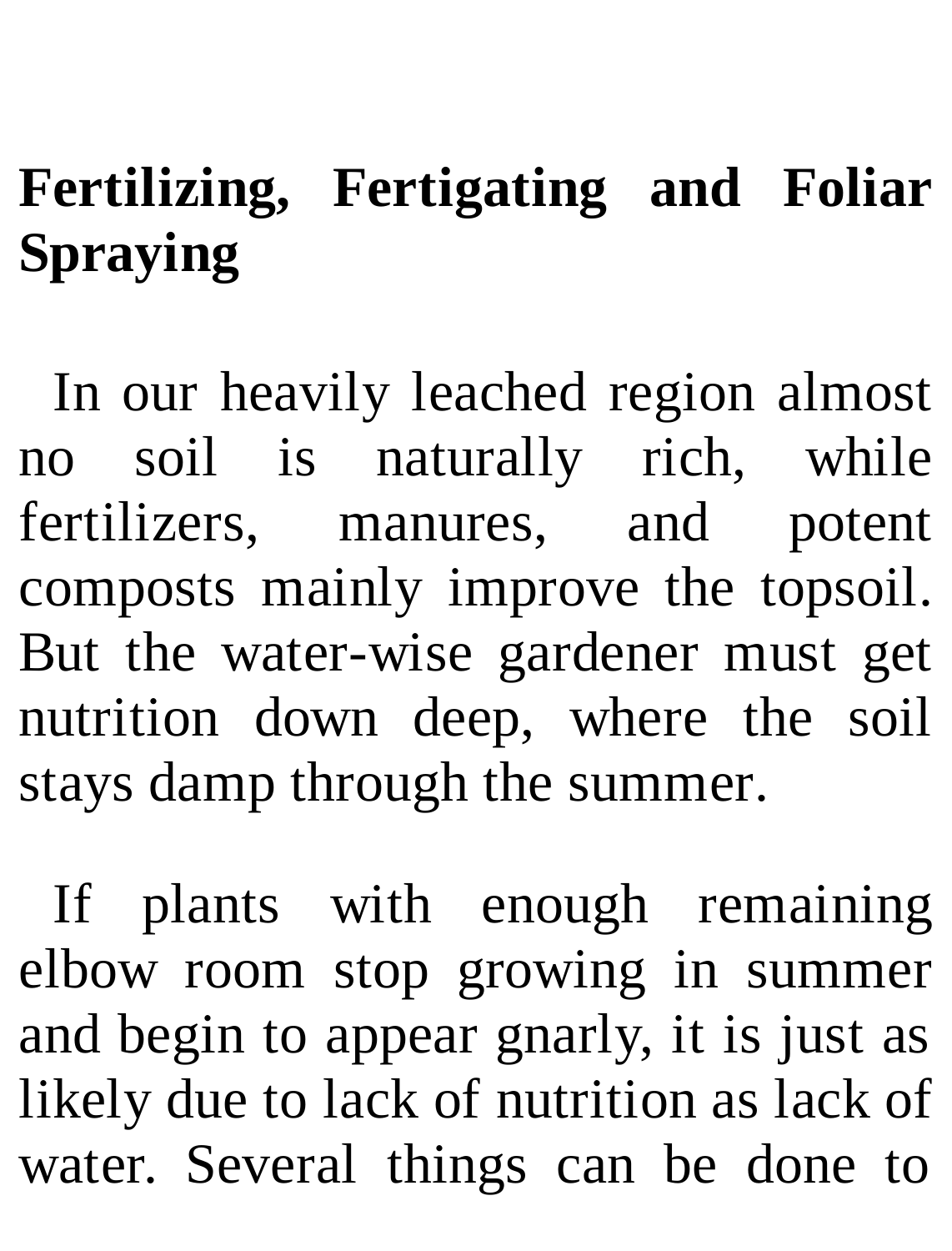## Fertilizing, Fertigating and Foliar Spraying

In our heavily leached region almost no soil is naturally rich, while fertilizers, manures, and potent composts mainly improve the topsoil. But the water-wise gardener must get nutrition down deep, where the soil stays damp through the summer.

If plants with enough remaining elbow room stop growing in summer and begin to appear gnarly, it is just as likely due to lack of nutrition as lack of water. Several things can be done to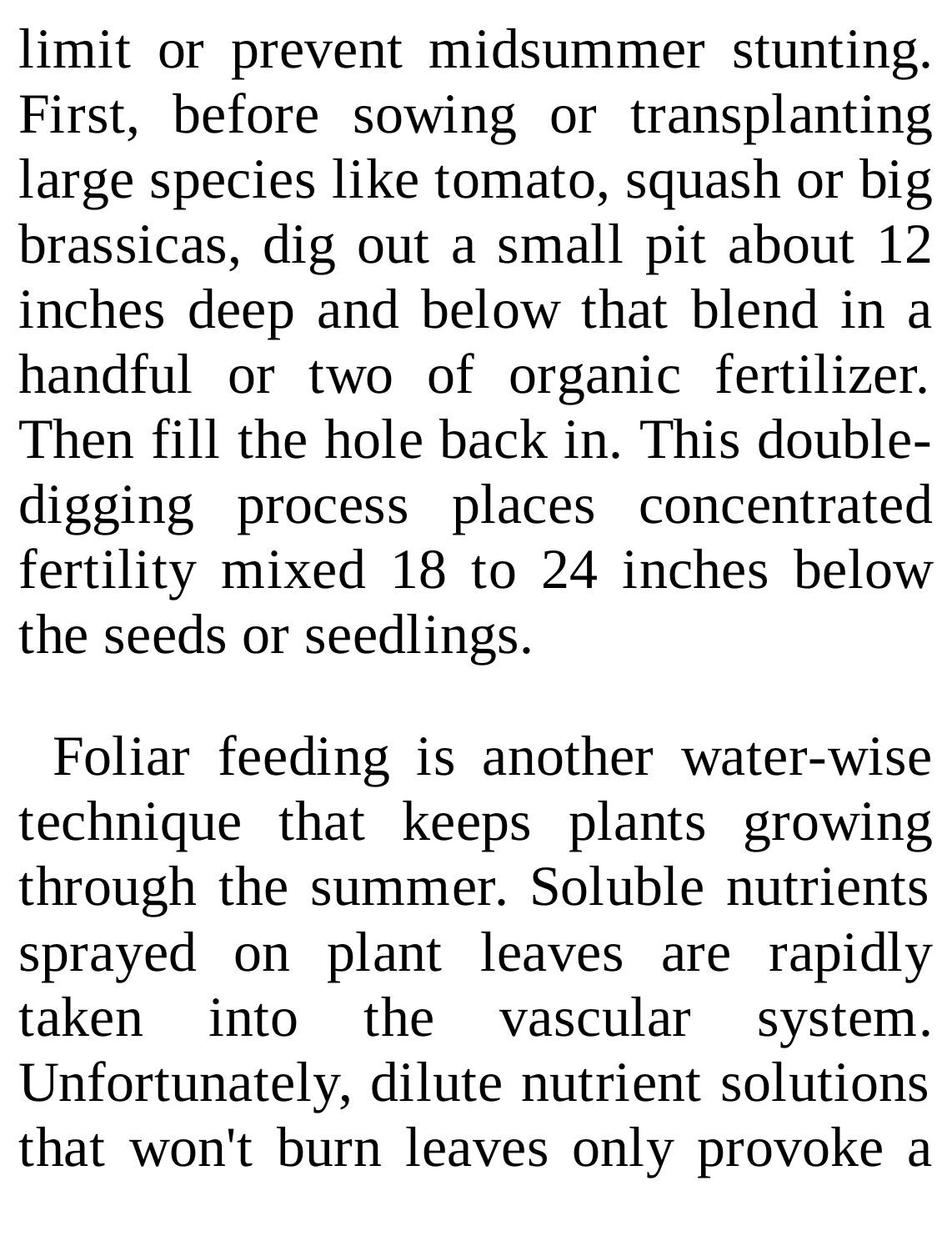limit or prevent midsummer stunting. First, before sowing or transplanting large species like tomato, squash or big brassicas, dig out a small pit about 12 inches deep and below that blend in a handful or two of organic fertilizer. Then fill the hole back in. This double-digging process places concentrated fertility mixed 18 to 24 inches below the seeds or seedlings.

Foliar feeding is another water-wise technique that keeps plants growing through the summer. Soluble nutrients sprayed on plant leaves are rapidly taken into the vascular system. Unfortunately, dilute nutrient solutions that won't burn leaves only provoke a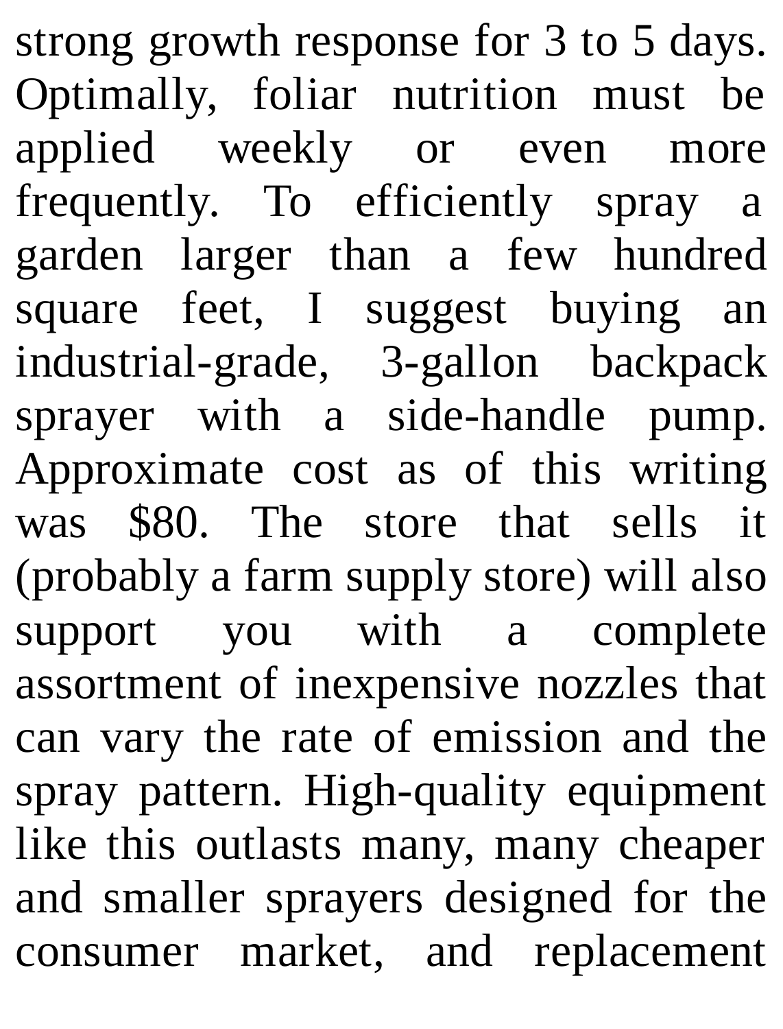strong growth response for 3 to 5 days. Optimally, foliar nutrition must be applied weekly or even more frequently. To efficiently spray a garden larger than a few hundred square feet, I suggest buying an industrial-grade, 3-gallon backpack sprayer with a side-handle pump. Approximate cost as of this writing was $80. The store that sells it (probably a farm supply store) will also support you with a complete assortment of inexpensive nozzles that can vary the rate of emission and the spray pattern. High-quality equipment like this outlasts many, many cheaper and smaller sprayers designed for the consumer market, and replacement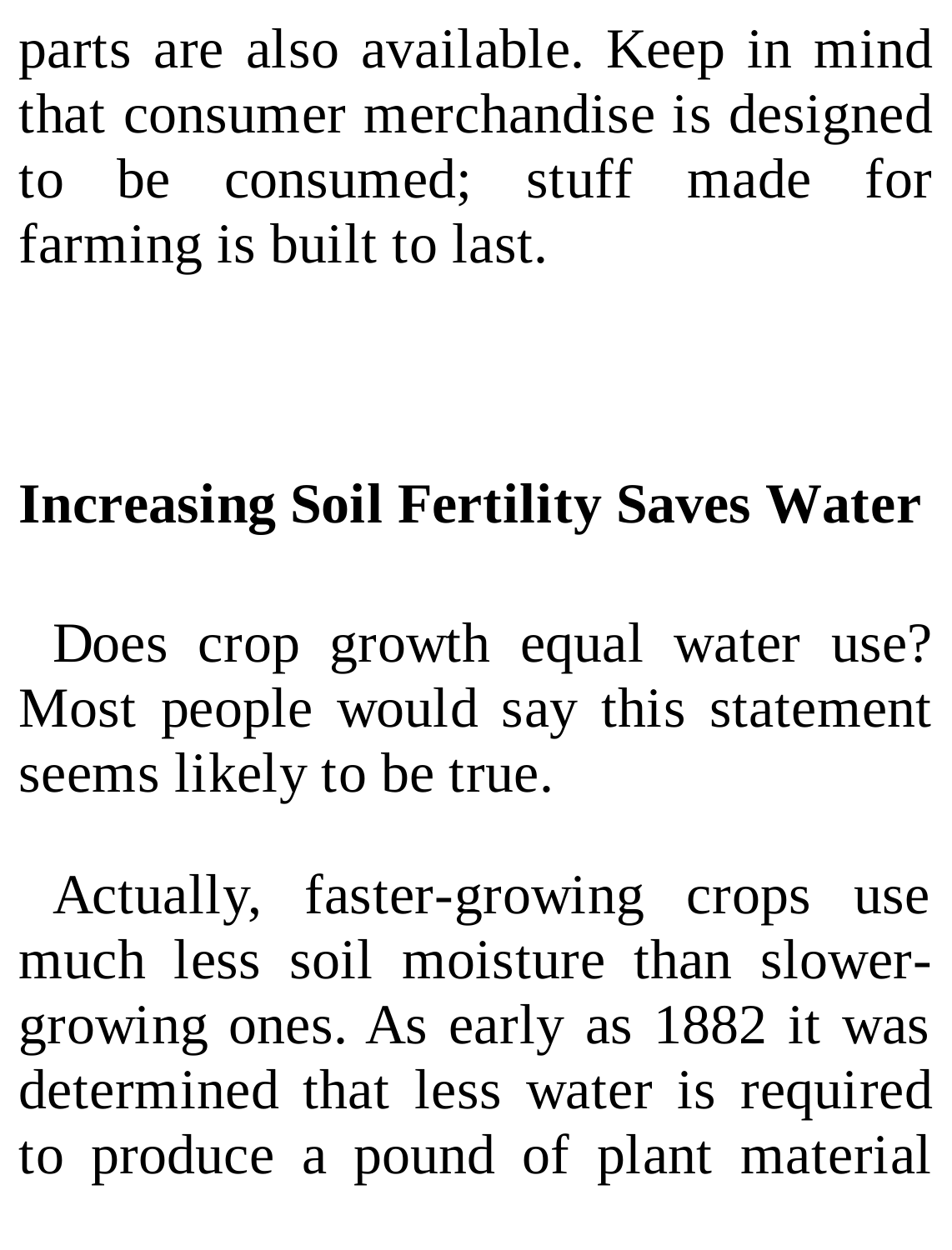parts are also available. Keep in mind that consumer merchandise is designed to be consumed; stuff made for farming is built to last.

## Increasing Soil Fertility Saves Water

Does crop growth equal water use? Most people would say this statement seems likely to be true.

Actually, faster-growing crops use much less soil moisture than slower-growing ones. As early as 1882 it was determined that less water is required to produce a pound of plant material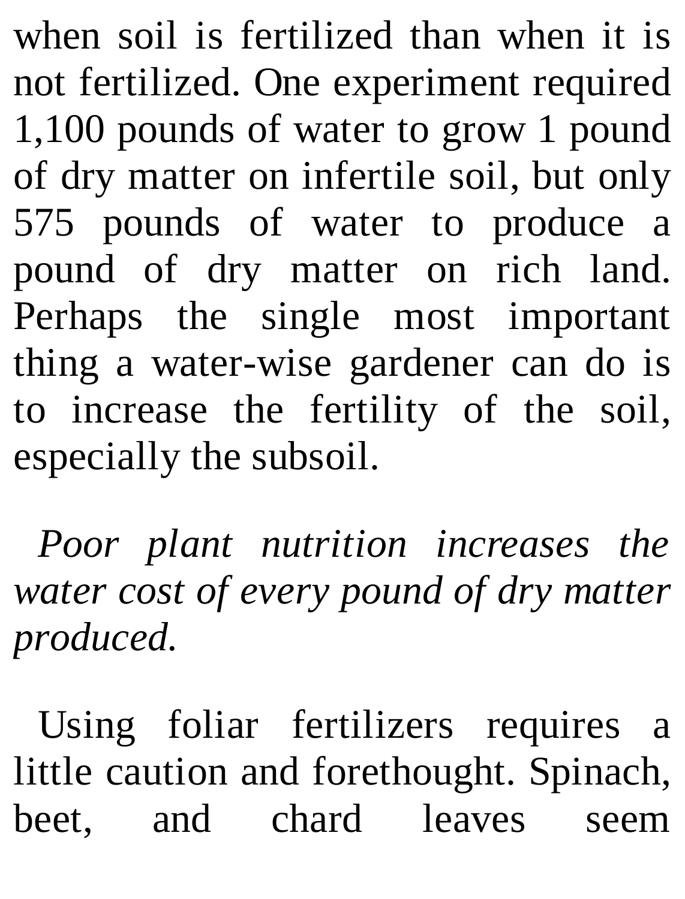when soil is fertilized than when it is not fertilized. One experiment required 1,100 pounds of water to grow 1 pound of dry matter on infertile soil, but only 575 pounds of water to produce a pound of dry matter on rich land. Perhaps the single most important thing a water-wise gardener can do is to increase the fertility of the soil, especially the subsoil.

*Poor plant nutrition increases the water cost of every pound of dry matter produced.*

Using foliar fertilizers requires a little caution and forethought. Spinach, beet, and chard leaves seem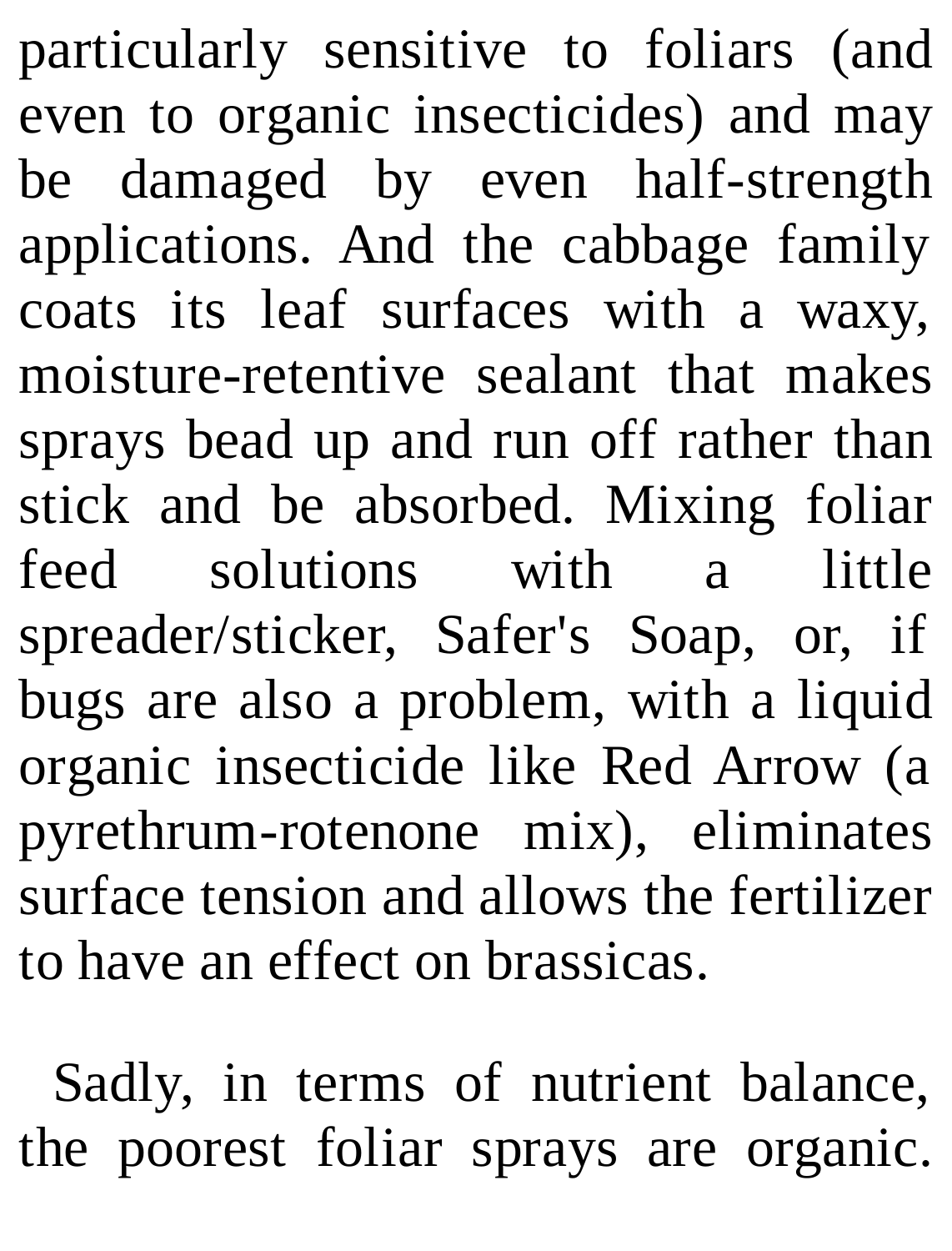particularly sensitive to foliars (and even to organic insecticides) and may be damaged by even half-strength applications. And the cabbage family coats its leaf surfaces with a waxy, moisture-retentive sealant that makes sprays bead up and run off rather than stick and be absorbed. Mixing foliar feed solutions with a little spreader/sticker, Safer's Soap, or, if bugs are also a problem, with a liquid organic insecticide like Red Arrow (a pyrethrum-rotenone mix), eliminates surface tension and allows the fertilizer to have an effect on brassicas.

Sadly, in terms of nutrient balance, the poorest foliar sprays are organic.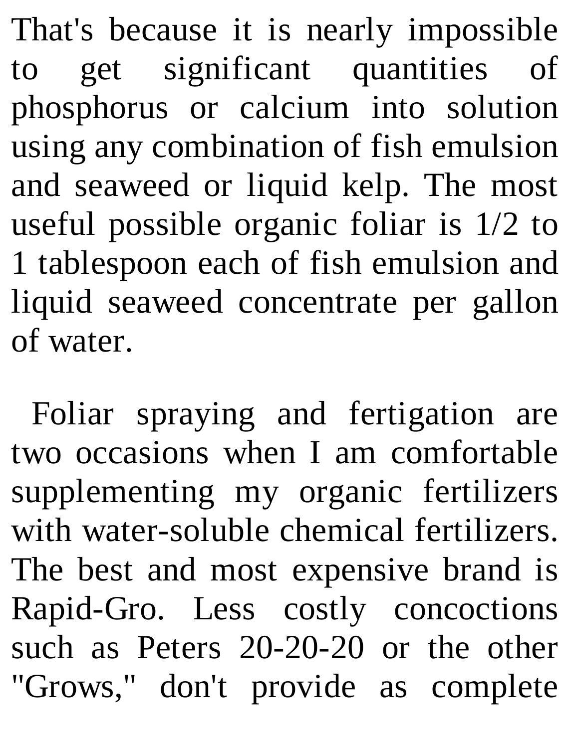That's because it is nearly impossible to get significant quantities of phosphorus or calcium into solution using any combination of fish emulsion and seaweed or liquid kelp. The most useful possible organic foliar is 1/2 to 1 tablespoon each of fish emulsion and liquid seaweed concentrate per gallon of water.

Foliar spraying and fertigation are two occasions when I am comfortable supplementing my organic fertilizers with water-soluble chemical fertilizers. The best and most expensive brand is Rapid-Gro. Less costly concoctions such as Peters 20-20-20 or the other "Grows," don't provide as complete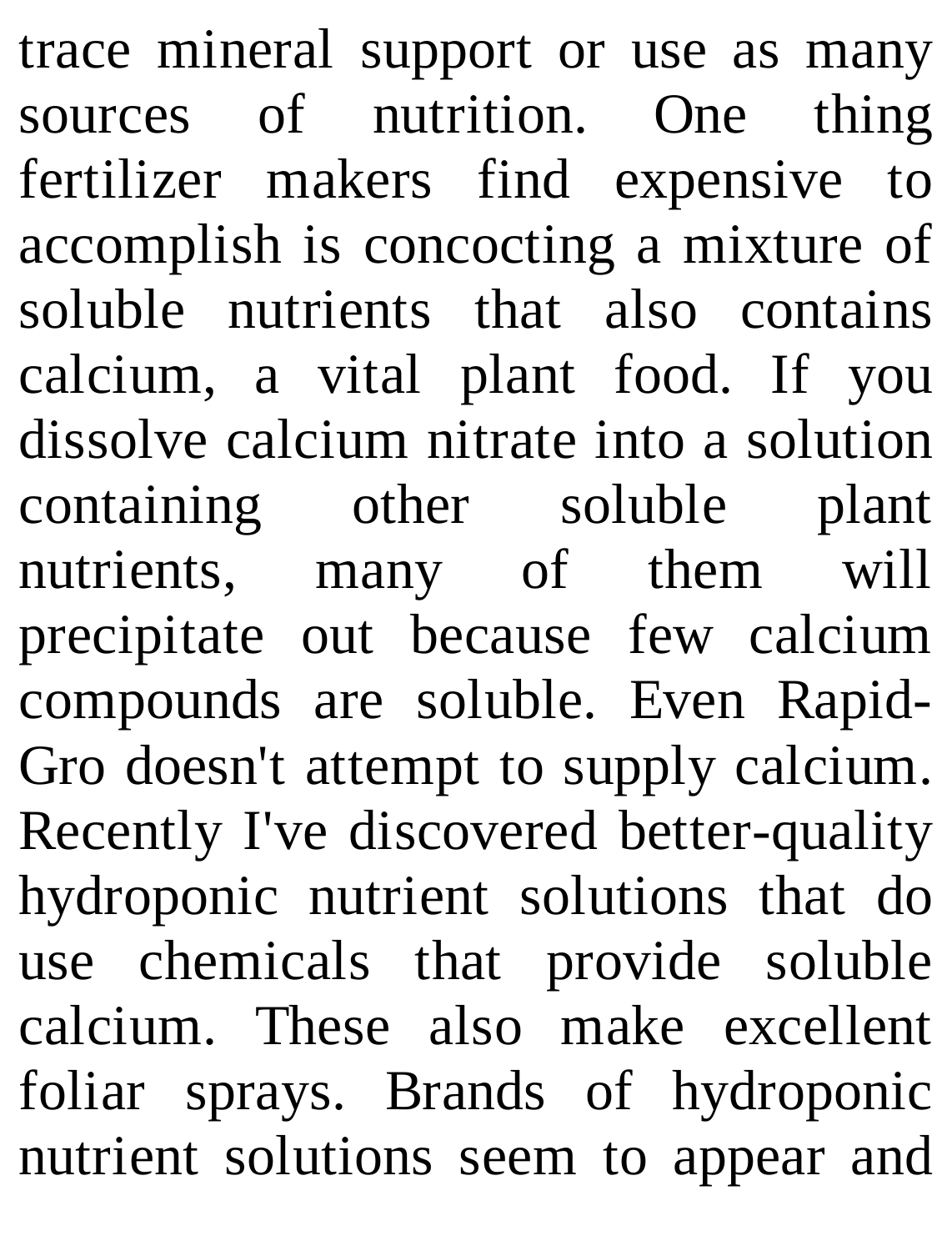trace mineral support or use as many sources of nutrition. One thing fertilizer makers find expensive to accomplish is concocting a mixture of soluble nutrients that also contains calcium, a vital plant food. If you dissolve calcium nitrate into a solution containing other soluble plant nutrients, many of them will precipitate out because few calcium compounds are soluble. Even Rapid-Gro doesn't attempt to supply calcium. Recently I've discovered better-quality hydroponic nutrient solutions that do use chemicals that provide soluble calcium. These also make excellent foliar sprays. Brands of hydroponic nutrient solutions seem to appear and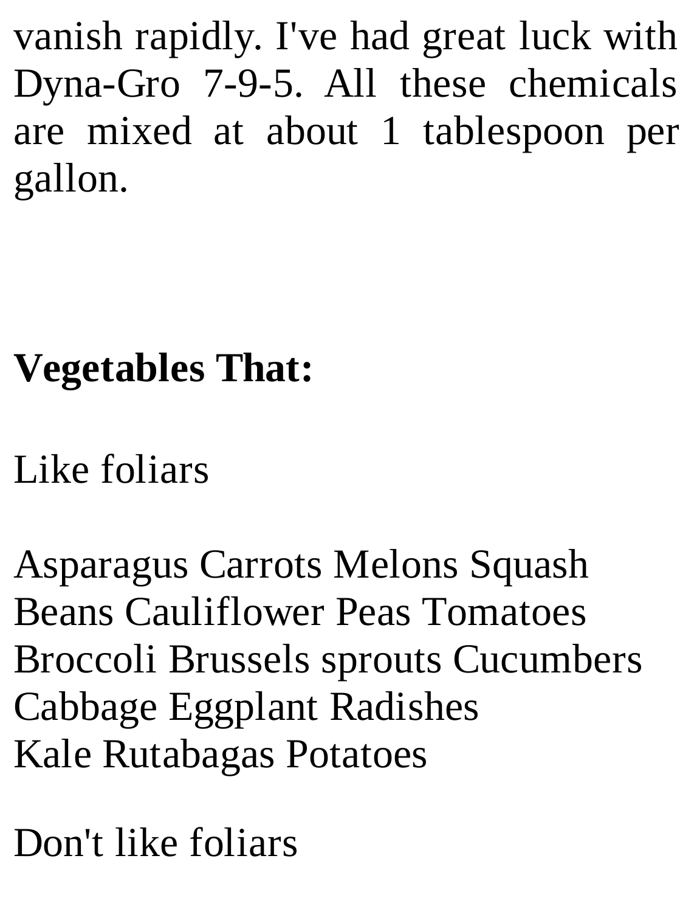vanish rapidly. I've had great luck with Dyna-Gro 7-9-5. All these chemicals are mixed at about 1 tablespoon per gallon.

**Vegetables That:**

Like foliars

Asparagus Carrots Melons Squash
Beans Cauliflower Peas Tomatoes
Broccoli Brussels sprouts Cucumbers
Cabbage Eggplant Radishes
Kale Rutabagas Potatoes

Don't like foliars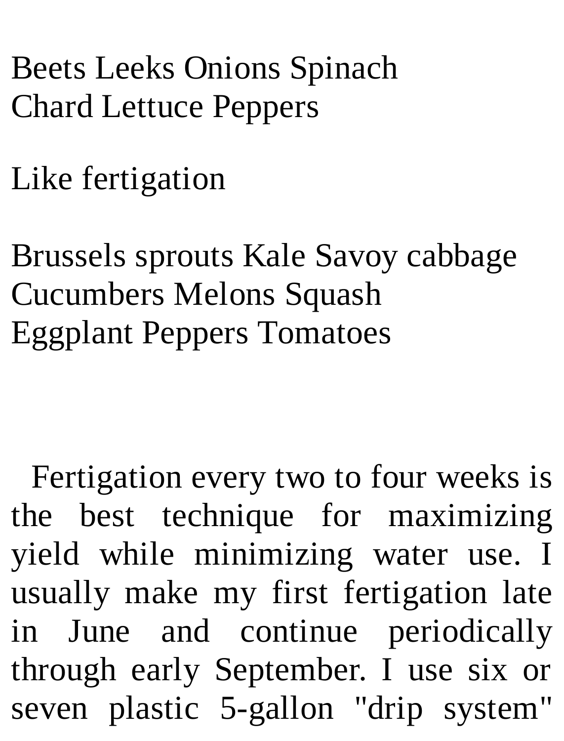Beets Leeks Onions Spinach
Chard Lettuce Peppers

Like fertigation

Brussels sprouts Kale Savoy cabbage
Cucumbers Melons Squash
Eggplant Peppers Tomatoes

Fertigation every two to four weeks is the best technique for maximizing yield while minimizing water use. I usually make my first fertigation late in June and continue periodically through early September. I use six or seven plastic 5-gallon "drip system"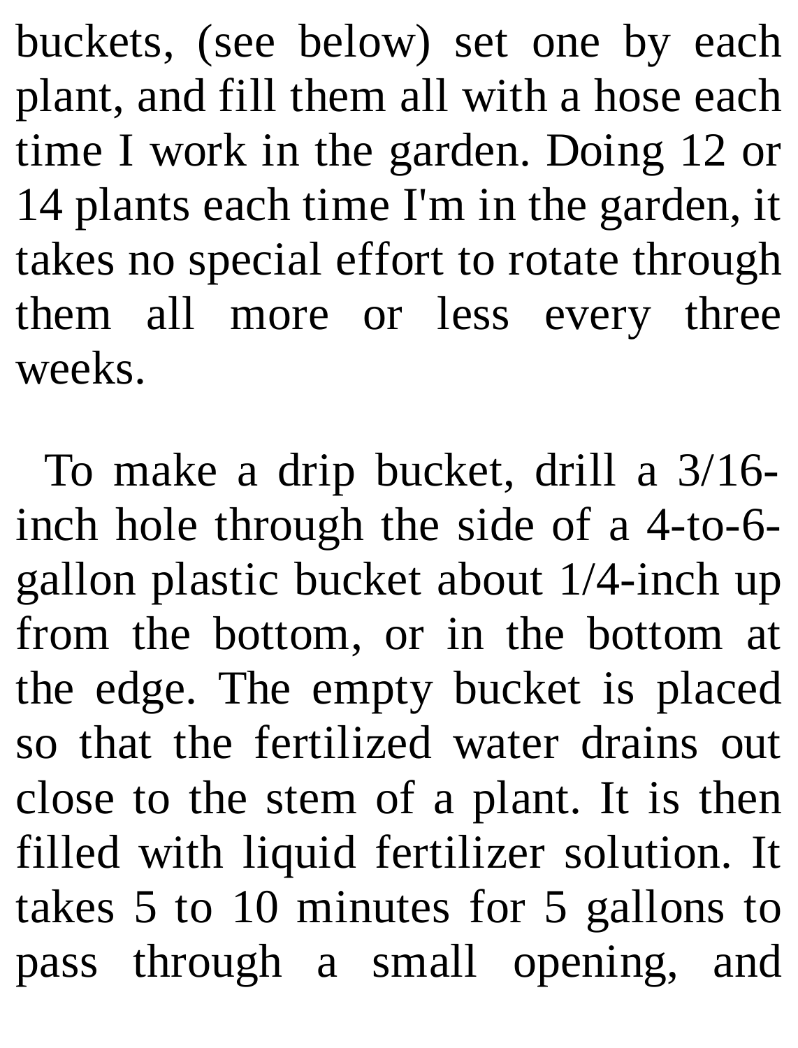buckets, (see below) set one by each plant, and fill them all with a hose each time I work in the garden. Doing 12 or 14 plants each time I'm in the garden, it takes no special effort to rotate through them all more or less every three weeks.

To make a drip bucket, drill a 3/16-inch hole through the side of a 4-to-6-gallon plastic bucket about 1/4-inch up from the bottom, or in the bottom at the edge. The empty bucket is placed so that the fertilized water drains out close to the stem of a plant. It is then filled with liquid fertilizer solution. It takes 5 to 10 minutes for 5 gallons to pass through a small opening, and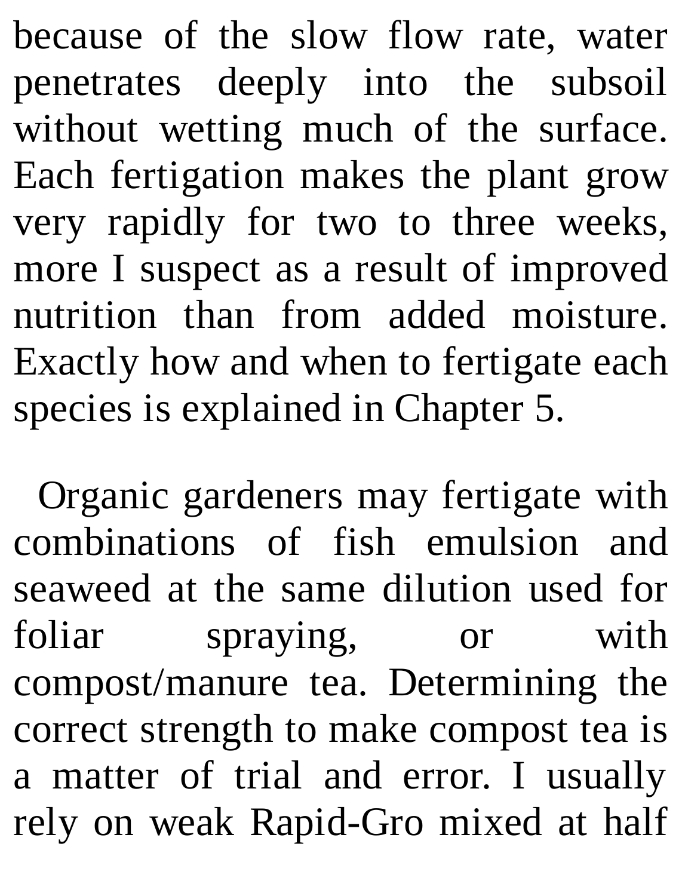because of the slow flow rate, water penetrates deeply into the subsoil without wetting much of the surface. Each fertigation makes the plant grow very rapidly for two to three weeks, more I suspect as a result of improved nutrition than from added moisture. Exactly how and when to fertigate each species is explained in Chapter 5.

Organic gardeners may fertigate with combinations of fish emulsion and seaweed at the same dilution used for foliar spraying, or with compost/manure tea. Determining the correct strength to make compost tea is a matter of trial and error. I usually rely on weak Rapid-Gro mixed at half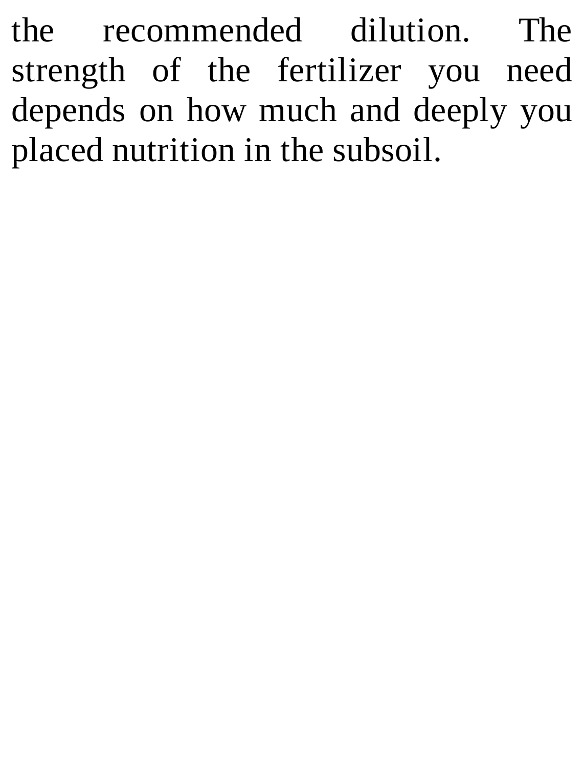the recommended dilution. The strength of the fertilizer you need depends on how much and deeply you placed nutrition in the subsoil.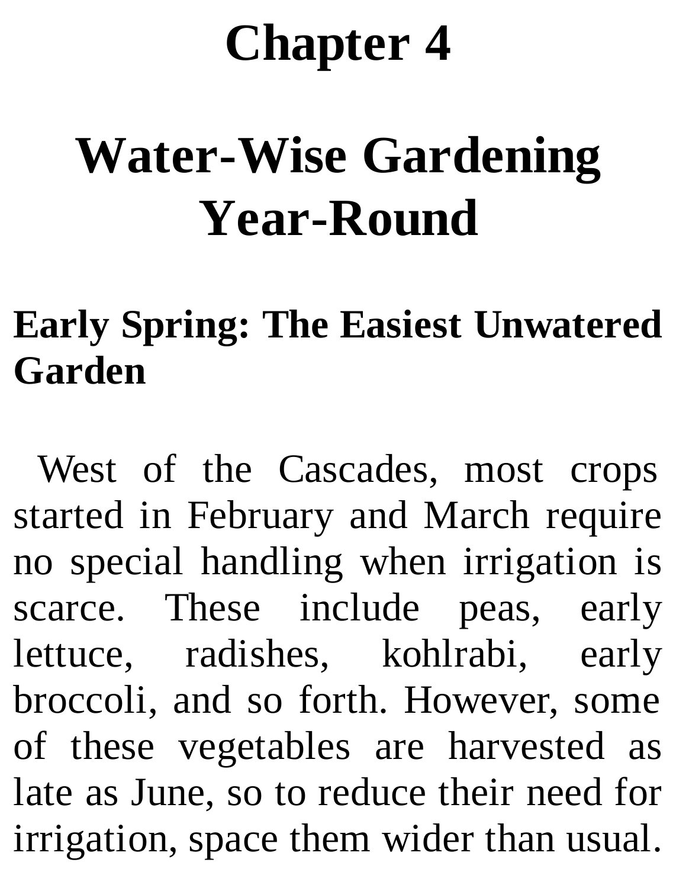# Chapter 4

# Water-Wise Gardening Year-Round

## Early Spring: The Easiest Unwatered Garden

West of the Cascades, most crops started in February and March require no special handling when irrigation is scarce. These include peas, early lettuce, radishes, kohlrabi, early broccoli, and so forth. However, some of these vegetables are harvested as late as June, so to reduce their need for irrigation, space them wider than usual.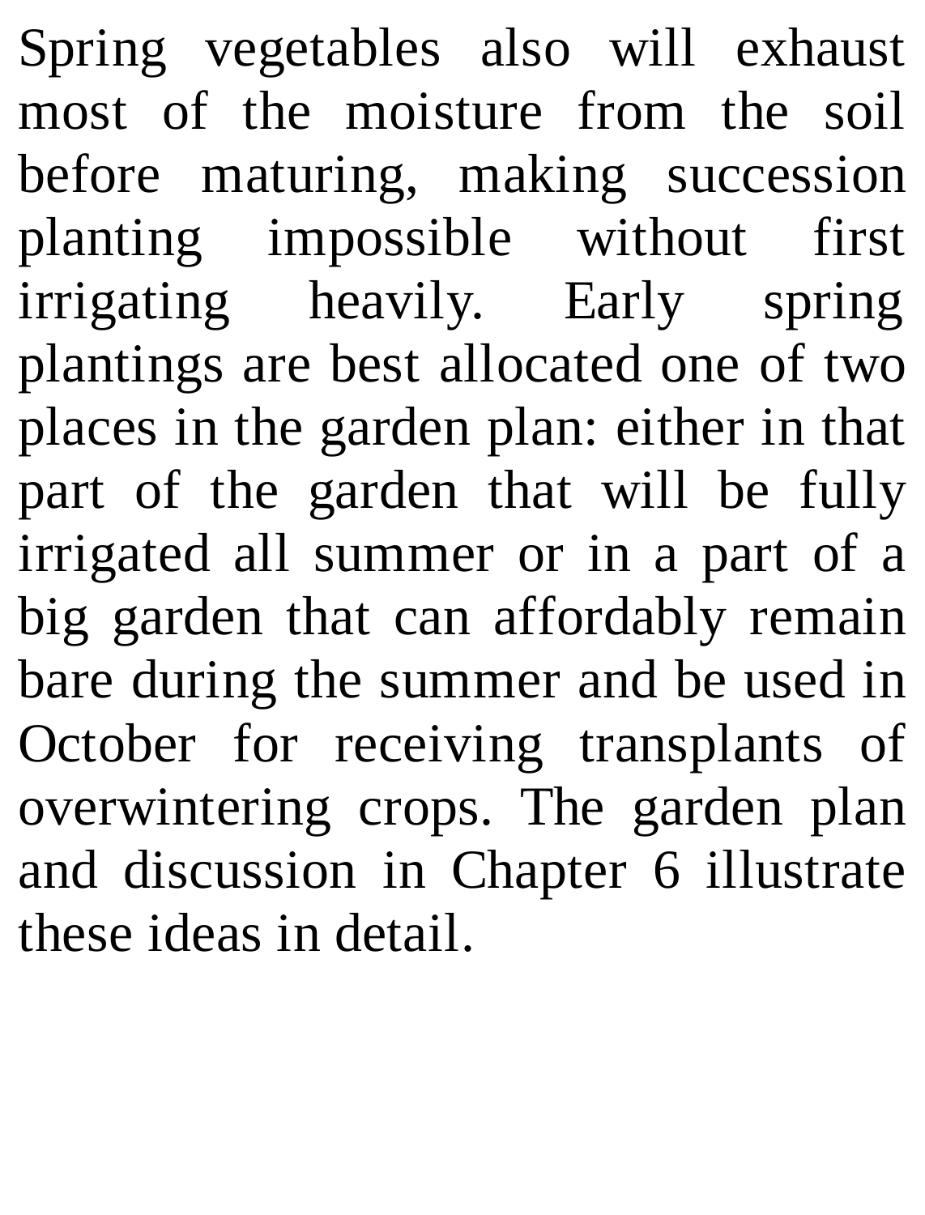Spring vegetables also will exhaust most of the moisture from the soil before maturing, making succession planting impossible without first irrigating heavily. Early spring plantings are best allocated one of two places in the garden plan: either in that part of the garden that will be fully irrigated all summer or in a part of a big garden that can affordably remain bare during the summer and be used in October for receiving transplants of overwintering crops. The garden plan and discussion in Chapter 6 illustrate these ideas in detail.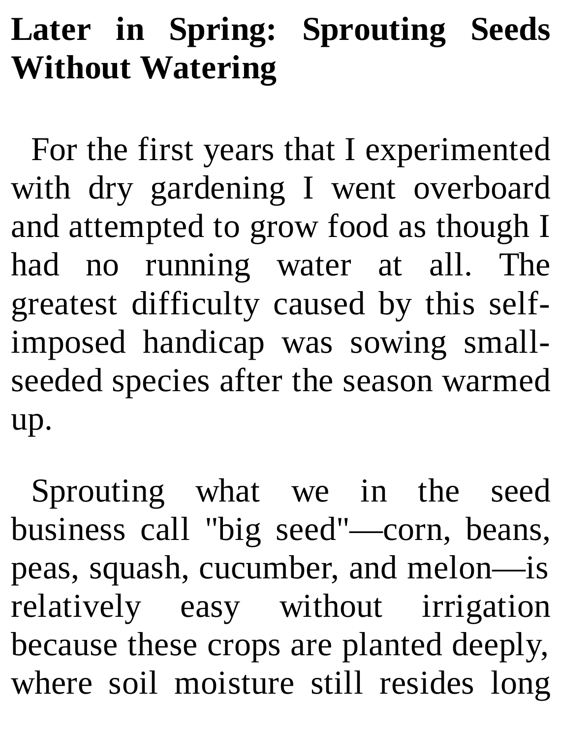## Later in Spring: Sprouting Seeds Without Watering

For the first years that I experimented with dry gardening I went overboard and attempted to grow food as though I had no running water at all. The greatest difficulty caused by this self-imposed handicap was sowing small-seeded species after the season warmed up.

Sprouting what we in the seed business call "big seed"—corn, beans, peas, squash, cucumber, and melon—is relatively easy without irrigation because these crops are planted deeply, where soil moisture still resides long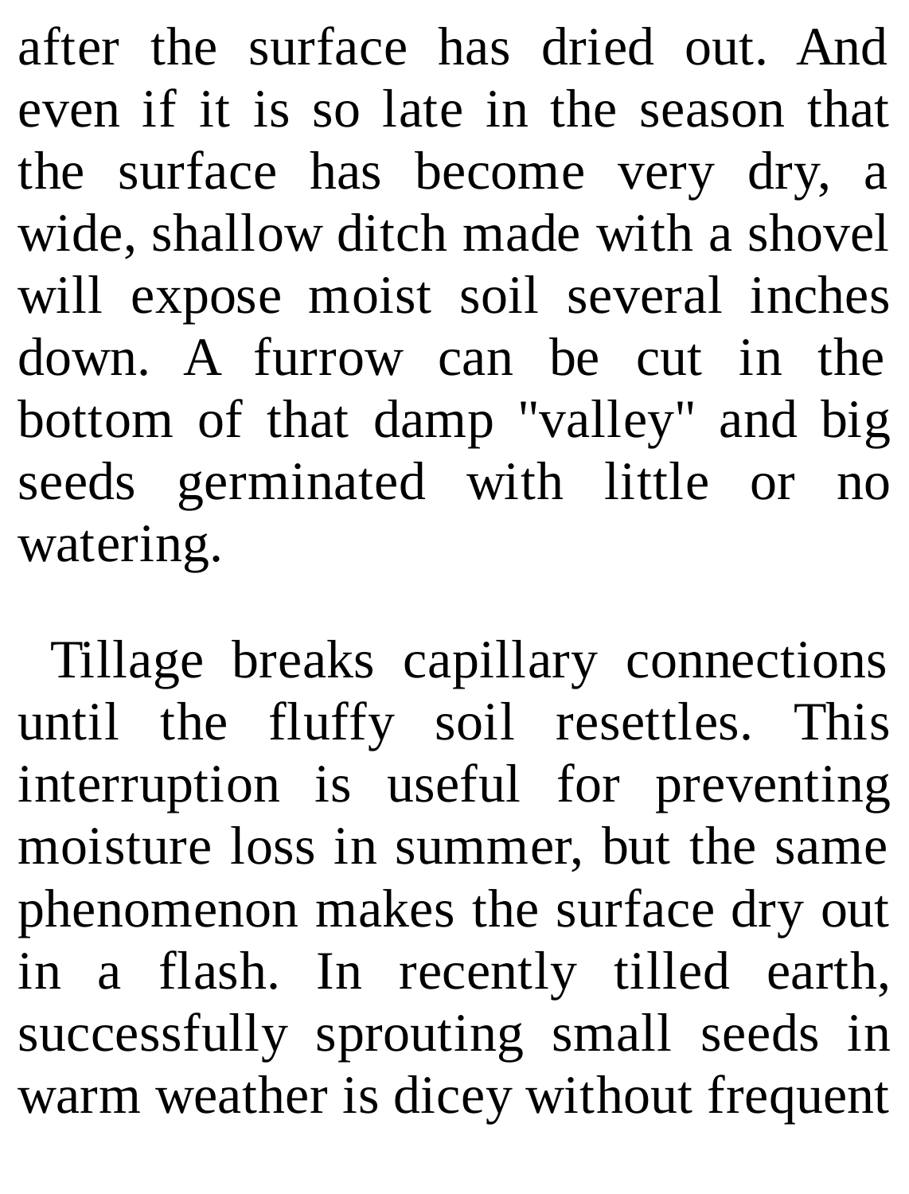after the surface has dried out. And even if it is so late in the season that the surface has become very dry, a wide, shallow ditch made with a shovel will expose moist soil several inches down. A furrow can be cut in the bottom of that damp "valley" and big seeds germinated with little or no watering.

Tillage breaks capillary connections until the fluffy soil resettles. This interruption is useful for preventing moisture loss in summer, but the same phenomenon makes the surface dry out in a flash. In recently tilled earth, successfully sprouting small seeds in warm weather is dicey without frequent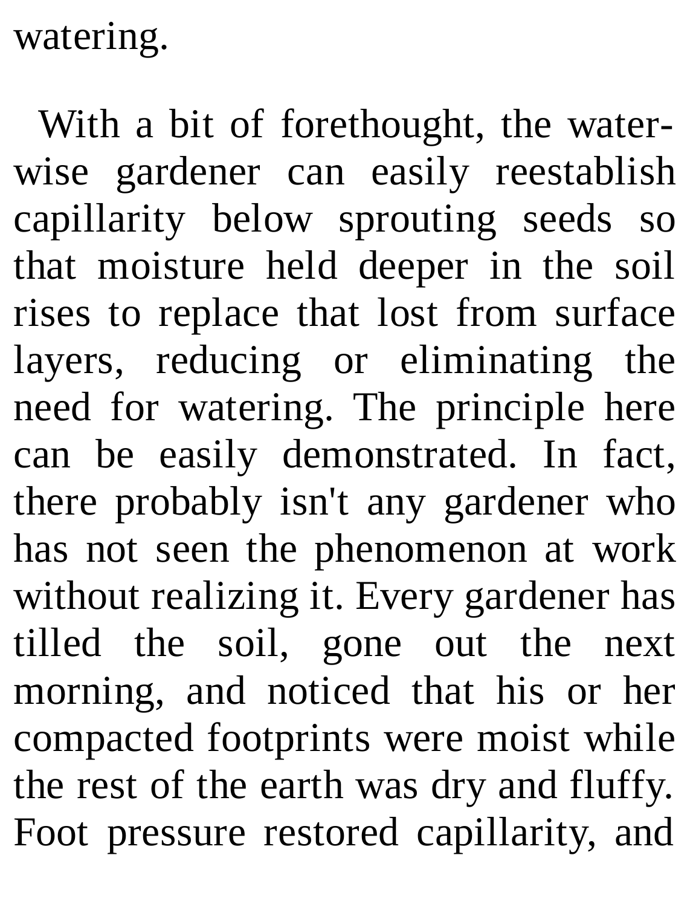watering.

With a bit of forethought, the water-wise gardener can easily reestablish capillarity below sprouting seeds so that moisture held deeper in the soil rises to replace that lost from surface layers, reducing or eliminating the need for watering. The principle here can be easily demonstrated. In fact, there probably isn't any gardener who has not seen the phenomenon at work without realizing it. Every gardener has tilled the soil, gone out the next morning, and noticed that his or her compacted footprints were moist while the rest of the earth was dry and fluffy. Foot pressure restored capillarity, and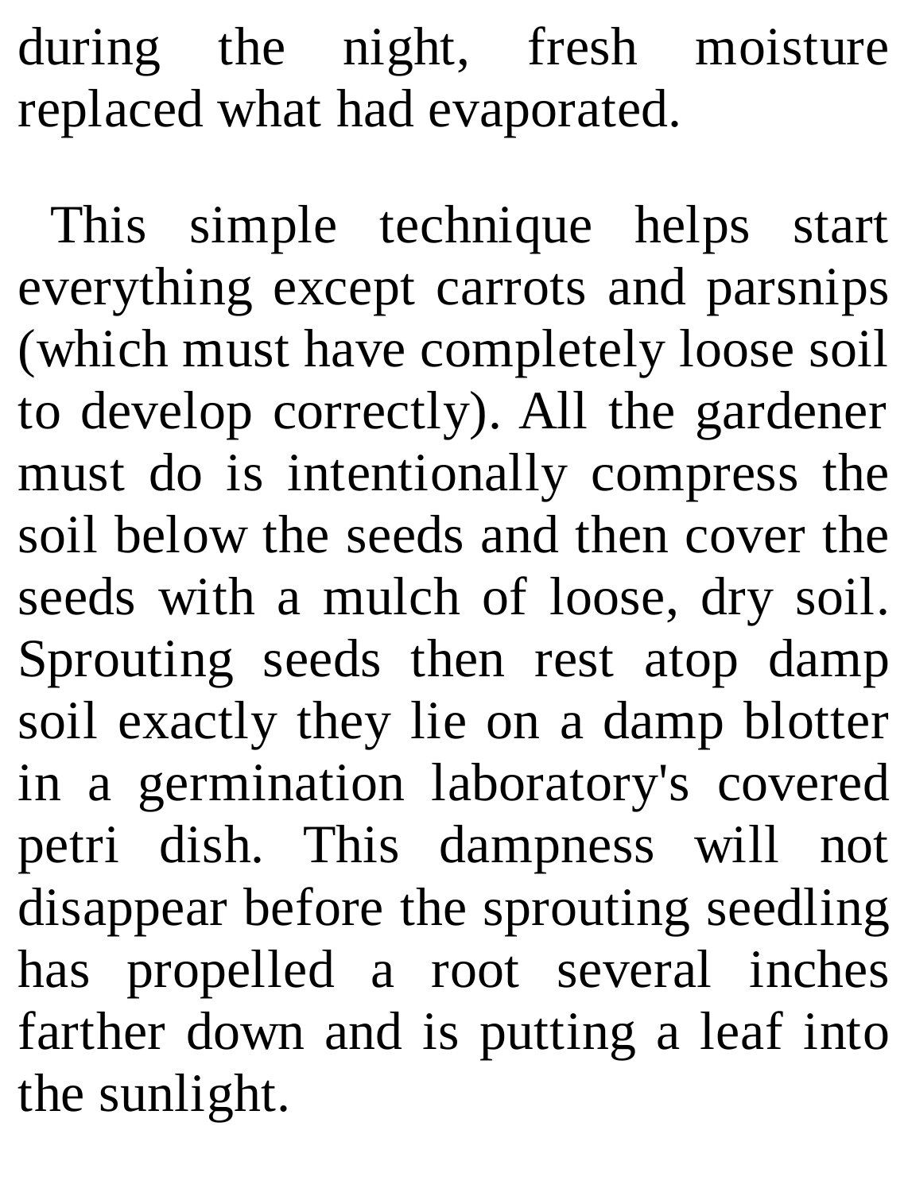during the night, fresh moisture replaced what had evaporated.

This simple technique helps start everything except carrots and parsnips (which must have completely loose soil to develop correctly). All the gardener must do is intentionally compress the soil below the seeds and then cover the seeds with a mulch of loose, dry soil. Sprouting seeds then rest atop damp soil exactly they lie on a damp blotter in a germination laboratory's covered petri dish. This dampness will not disappear before the sprouting seedling has propelled a root several inches farther down and is putting a leaf into the sunlight.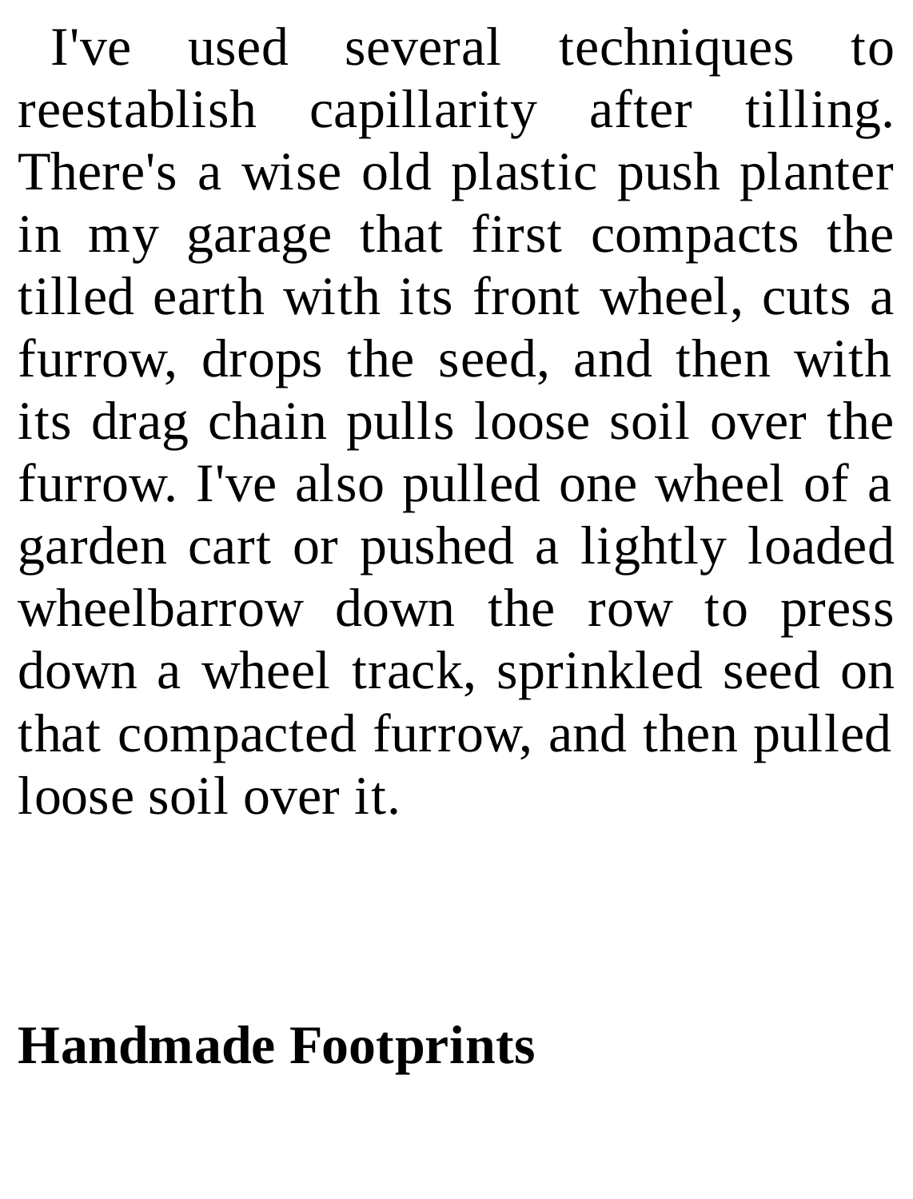I've used several techniques to reestablish capillarity after tilling. There's a wise old plastic push planter in my garage that first compacts the tilled earth with its front wheel, cuts a furrow, drops the seed, and then with its drag chain pulls loose soil over the furrow. I've also pulled one wheel of a garden cart or pushed a lightly loaded wheelbarrow down the row to press down a wheel track, sprinkled seed on that compacted furrow, and then pulled loose soil over it.

**Handmade Footprints**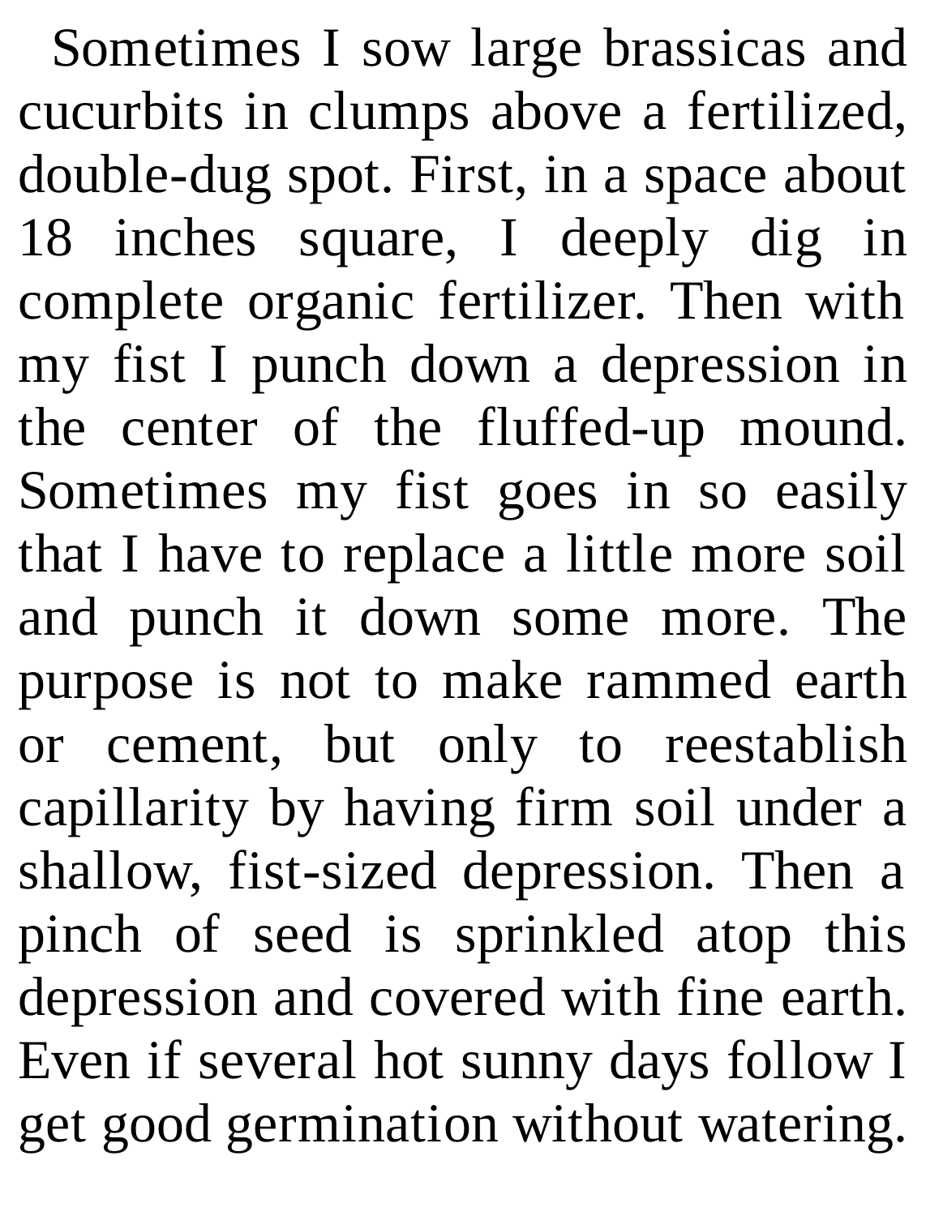Sometimes I sow large brassicas and cucurbits in clumps above a fertilized, double-dug spot. First, in a space about 18 inches square, I deeply dig in complete organic fertilizer. Then with my fist I punch down a depression in the center of the fluffed-up mound. Sometimes my fist goes in so easily that I have to replace a little more soil and punch it down some more. The purpose is not to make rammed earth or cement, but only to reestablish capillarity by having firm soil under a shallow, fist-sized depression. Then a pinch of seed is sprinkled atop this depression and covered with fine earth. Even if several hot sunny days follow I get good germination without watering.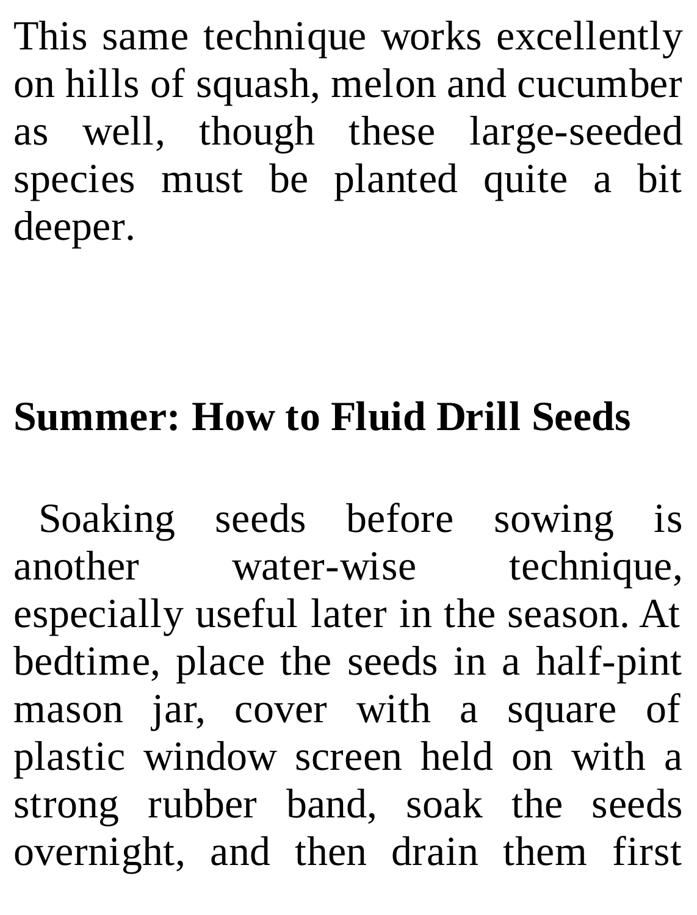This same technique works excellently on hills of squash, melon and cucumber as well, though these large-seeded species must be planted quite a bit deeper.

## Summer: How to Fluid Drill Seeds

Soaking seeds before sowing is another water-wise technique, especially useful later in the season. At bedtime, place the seeds in a half-pint mason jar, cover with a square of plastic window screen held on with a strong rubber band, soak the seeds overnight, and then drain them first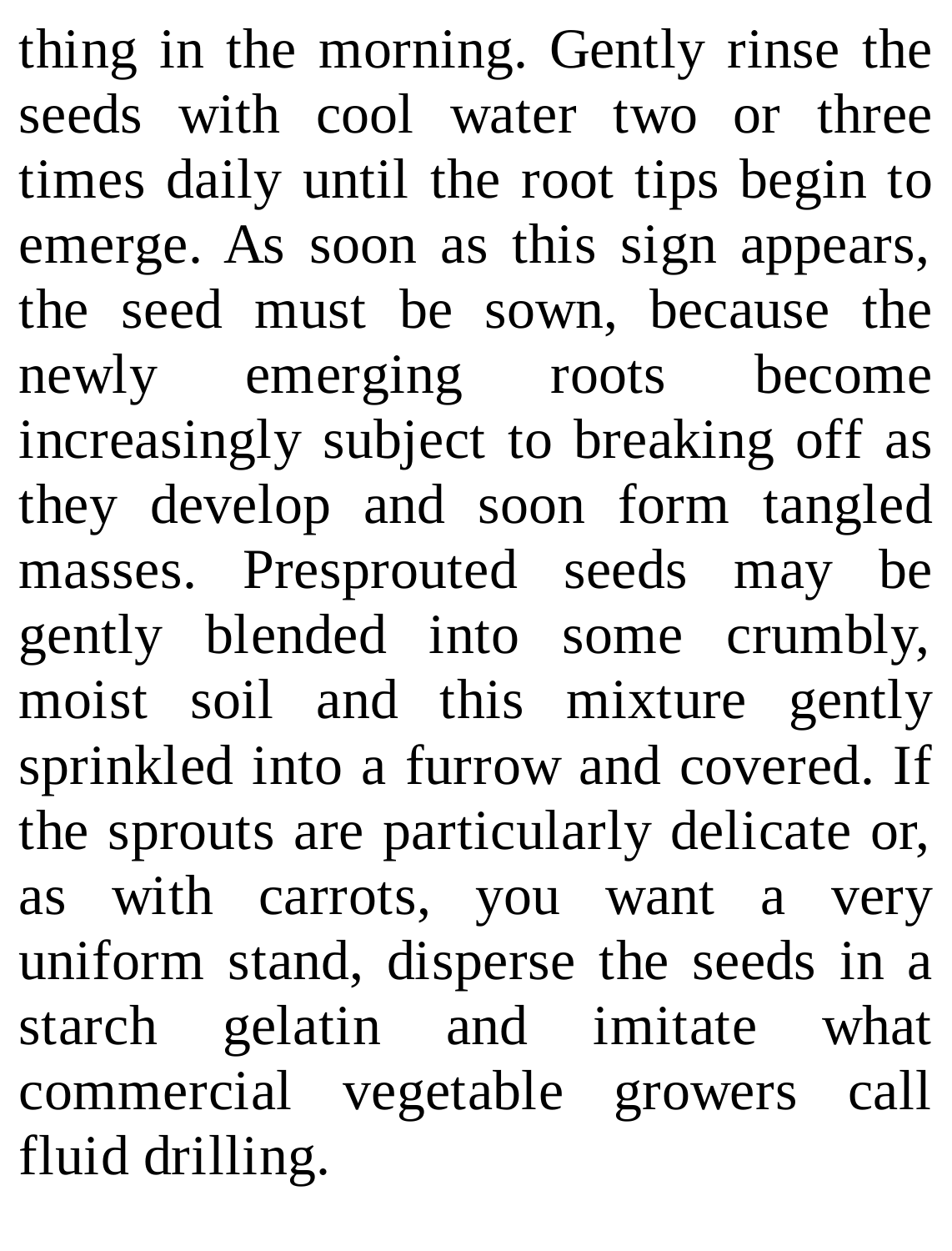thing in the morning. Gently rinse the seeds with cool water two or three times daily until the root tips begin to emerge. As soon as this sign appears, the seed must be sown, because the newly emerging roots become increasingly subject to breaking off as they develop and soon form tangled masses. Presprouted seeds may be gently blended into some crumbly, moist soil and this mixture gently sprinkled into a furrow and covered. If the sprouts are particularly delicate or, as with carrots, you want a very uniform stand, disperse the seeds in a starch gelatin and imitate what commercial vegetable growers call fluid drilling.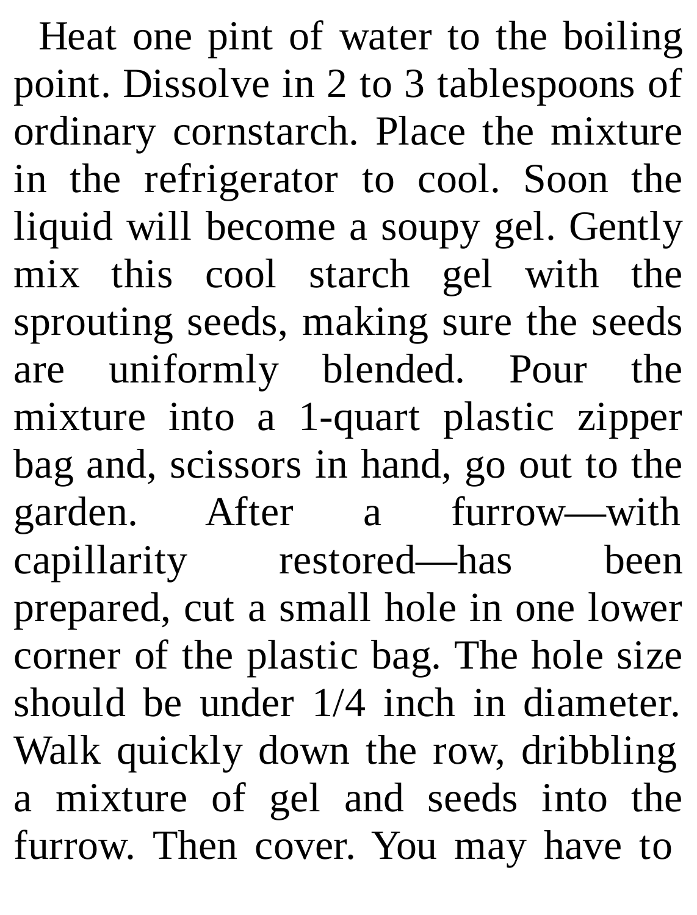Heat one pint of water to the boiling point. Dissolve in 2 to 3 tablespoons of ordinary cornstarch. Place the mixture in the refrigerator to cool. Soon the liquid will become a soupy gel. Gently mix this cool starch gel with the sprouting seeds, making sure the seeds are uniformly blended. Pour the mixture into a 1-quart plastic zipper bag and, scissors in hand, go out to the garden. After a furrow—with capillarity restored—has been prepared, cut a small hole in one lower corner of the plastic bag. The hole size should be under 1/4 inch in diameter. Walk quickly down the row, dribbling a mixture of gel and seeds into the furrow. Then cover. You may have to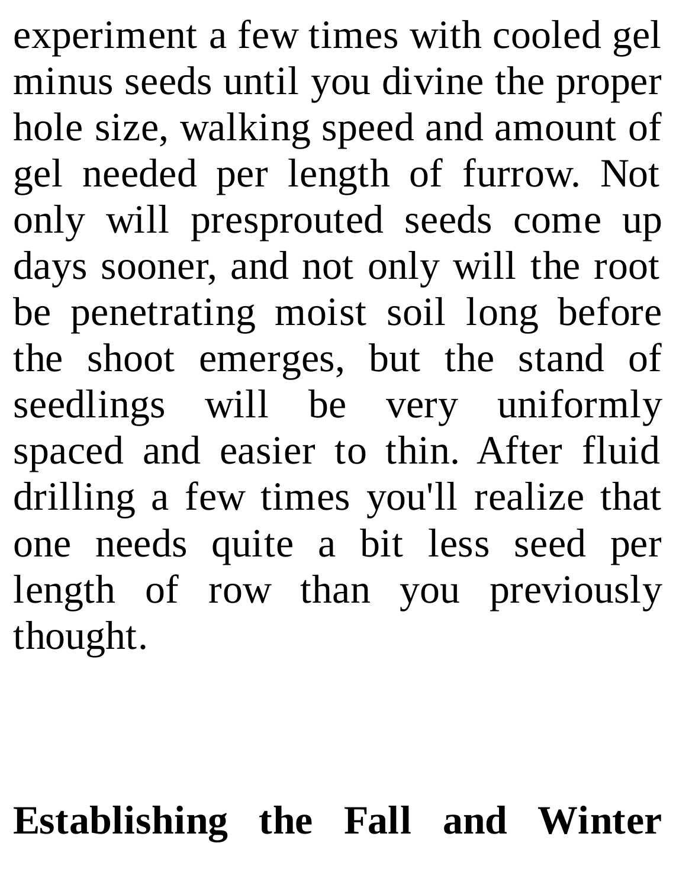experiment a few times with cooled gel minus seeds until you divine the proper hole size, walking speed and amount of gel needed per length of furrow. Not only will presprouted seeds come up days sooner, and not only will the root be penetrating moist soil long before the shoot emerges, but the stand of seedlings will be very uniformly spaced and easier to thin. After fluid drilling a few times you'll realize that one needs quite a bit less seed per length of row than you previously thought.

**Establishing the Fall and Winter**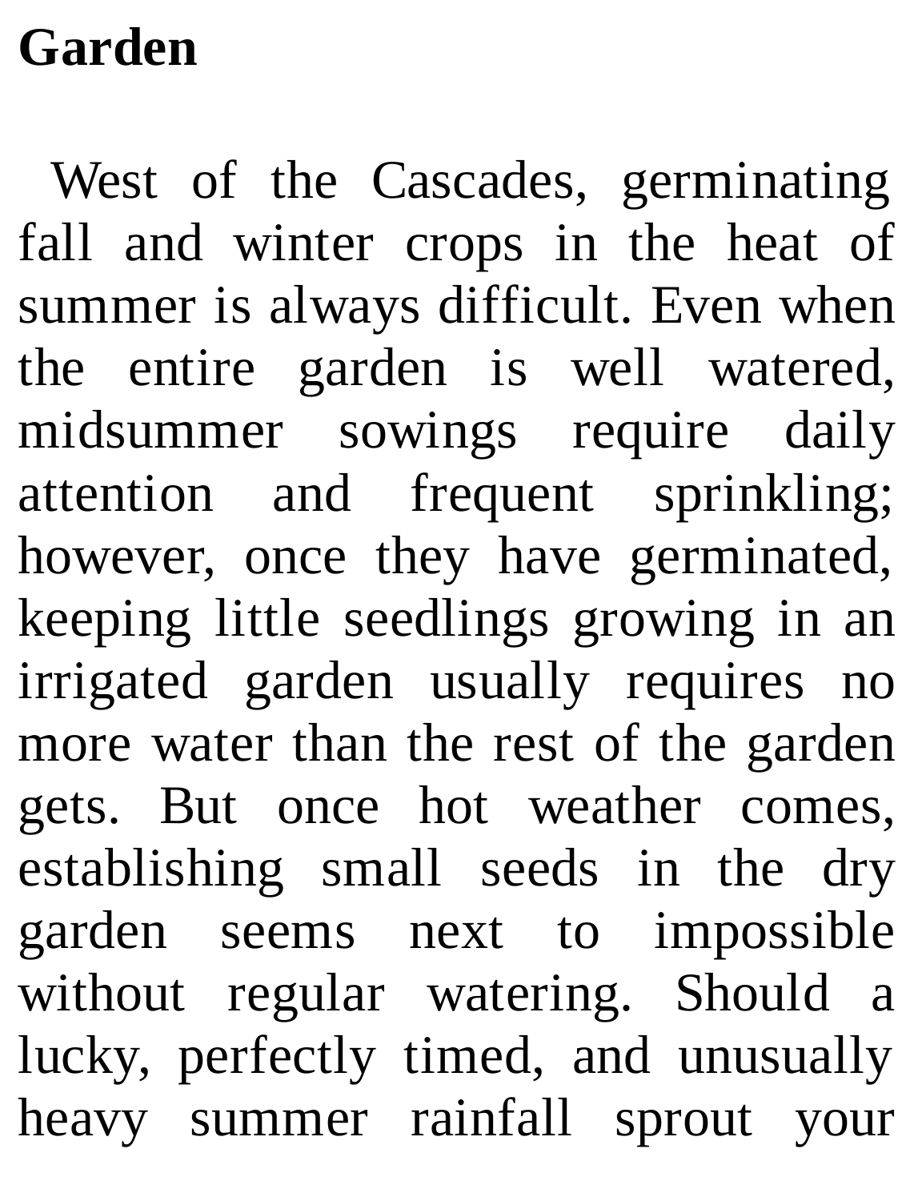**Garden**

West of the Cascades, germinating fall and winter crops in the heat of summer is always difficult. Even when the entire garden is well watered, midsummer sowings require daily attention and frequent sprinkling; however, once they have germinated, keeping little seedlings growing in an irrigated garden usually requires no more water than the rest of the garden gets. But once hot weather comes, establishing small seeds in the dry garden seems next to impossible without regular watering. Should a lucky, perfectly timed, and unusually heavy summer rainfall sprout your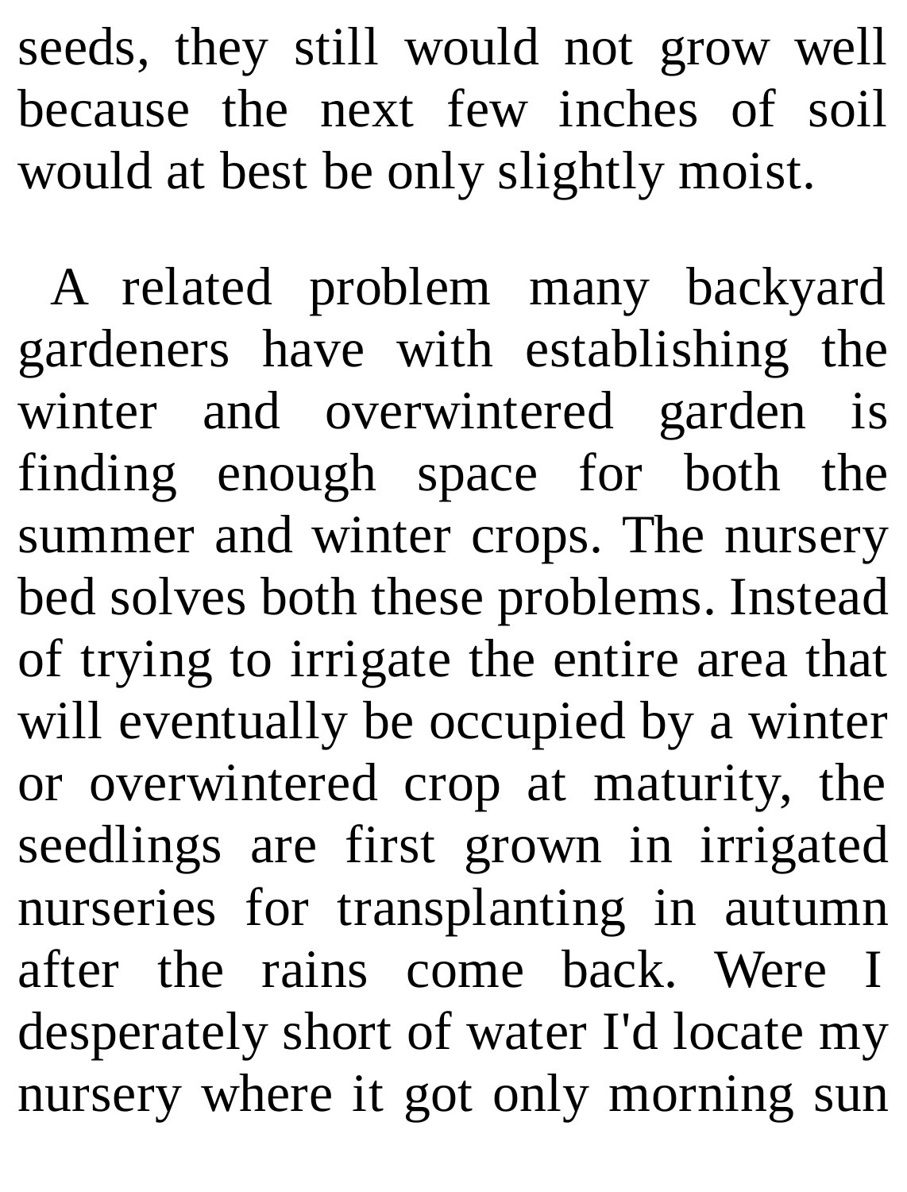seeds, they still would not grow well because the next few inches of soil would at best be only slightly moist.

A related problem many backyard gardeners have with establishing the winter and overwintered garden is finding enough space for both the summer and winter crops. The nursery bed solves both these problems. Instead of trying to irrigate the entire area that will eventually be occupied by a winter or overwintered crop at maturity, the seedlings are first grown in irrigated nurseries for transplanting in autumn after the rains come back. Were I desperately short of water I'd locate my nursery where it got only morning sun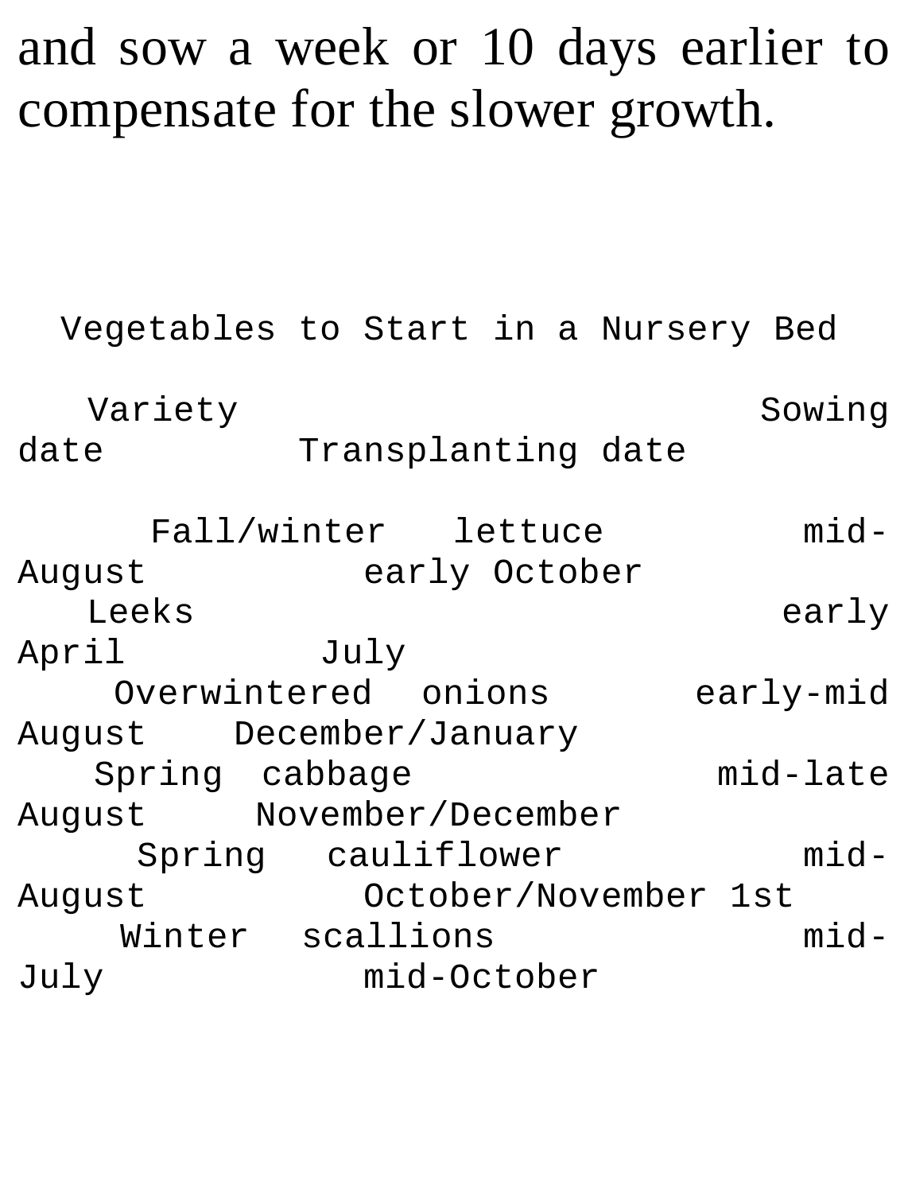and sow a week or 10 days earlier to compensate for the slower growth.

Vegetables to Start in a Nursery Bed

| Variety | Sowing date | Transplanting date |
| --- | --- | --- |
| Fall/winter lettuce | mid-August | early October |
| Leeks | early April | July |
| Overwintered onions | early-mid August | December/January |
| Spring cabbage | mid-late August | November/December |
| Spring cauliflower | mid-August | October/November 1st |
| Winter scallions | mid-July | mid-October |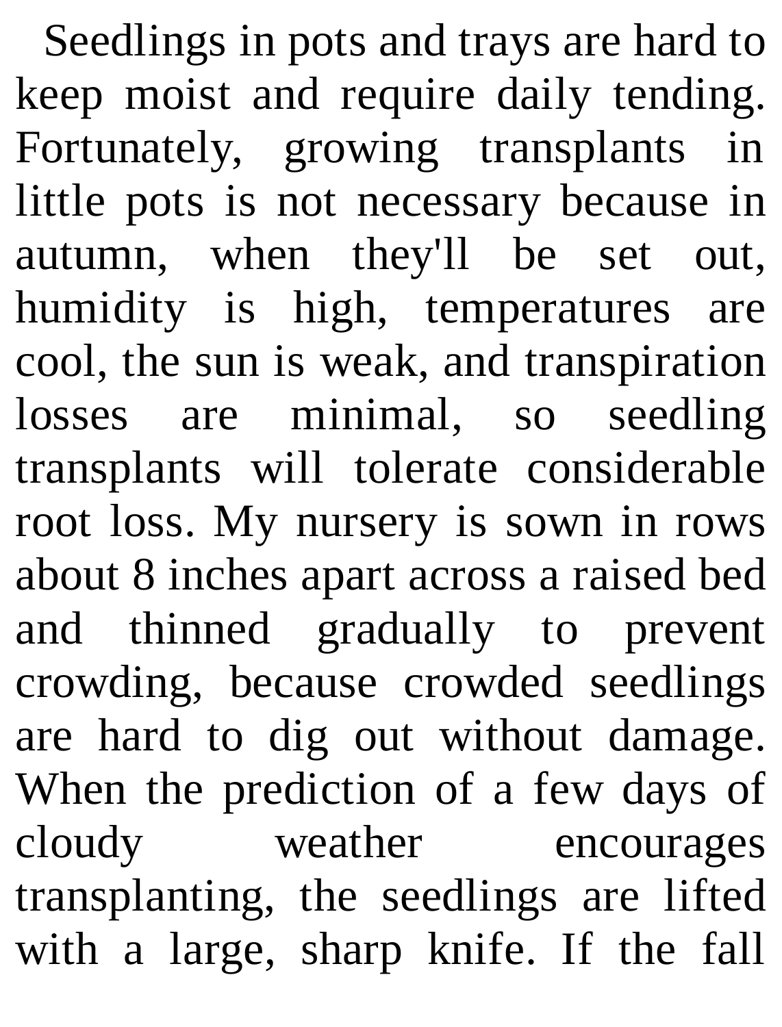Seedlings in pots and trays are hard to keep moist and require daily tending. Fortunately, growing transplants in little pots is not necessary because in autumn, when they'll be set out, humidity is high, temperatures are cool, the sun is weak, and transpiration losses are minimal, so seedling transplants will tolerate considerable root loss. My nursery is sown in rows about 8 inches apart across a raised bed and thinned gradually to prevent crowding, because crowded seedlings are hard to dig out without damage. When the prediction of a few days of cloudy weather encourages transplanting, the seedlings are lifted with a large, sharp knife. If the fall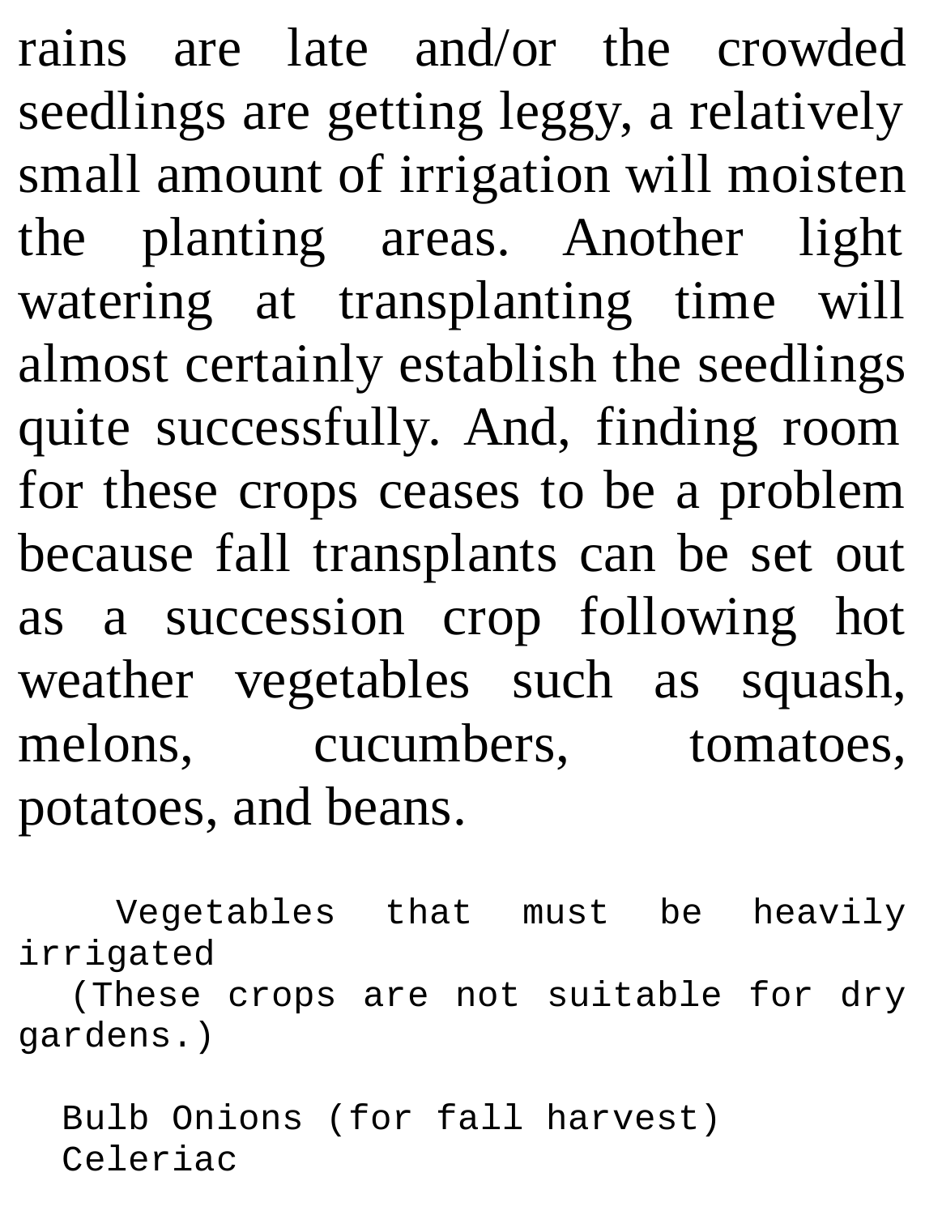rains are late and/or the crowded seedlings are getting leggy, a relatively small amount of irrigation will moisten the planting areas. Another light watering at transplanting time will almost certainly establish the seedlings quite successfully. And, finding room for these crops ceases to be a problem because fall transplants can be set out as a succession crop following hot weather vegetables such as squash, melons, cucumbers, tomatoes, potatoes, and beans.

```
    Vegetables that must be heavily irrigated
  (These crops are not suitable for dry gardens.)

  Bulb Onions (for fall harvest)
  Celeriac
```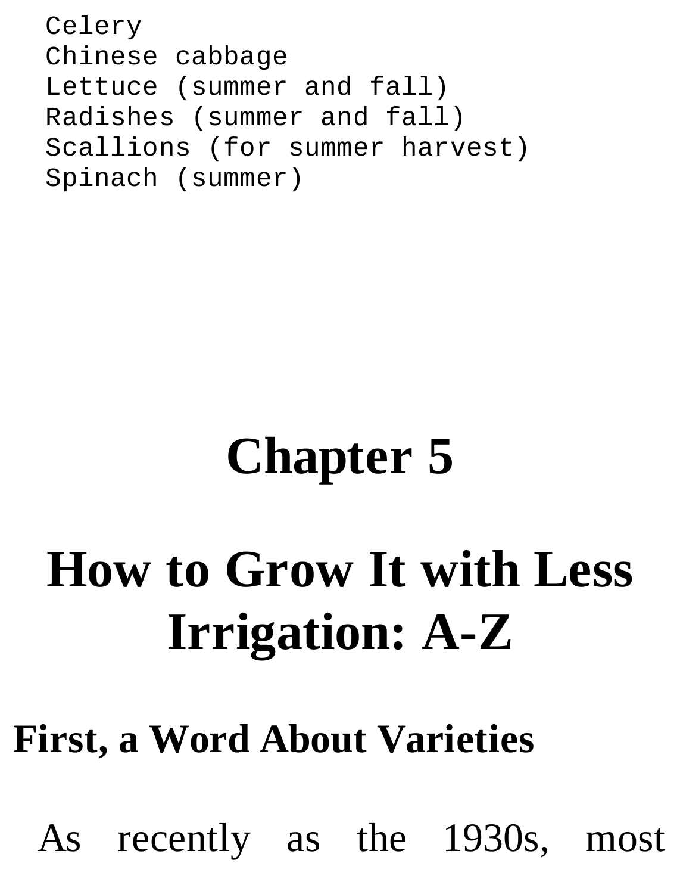```
Celery
Chinese cabbage
Lettuce (summer and fall)
Radishes (summer and fall)
Scallions (for summer harvest)
Spinach (summer)
```

# Chapter 5

# How to Grow It with Less Irrigation: A-Z

## First, a Word About Varieties

As recently as the 1930s, most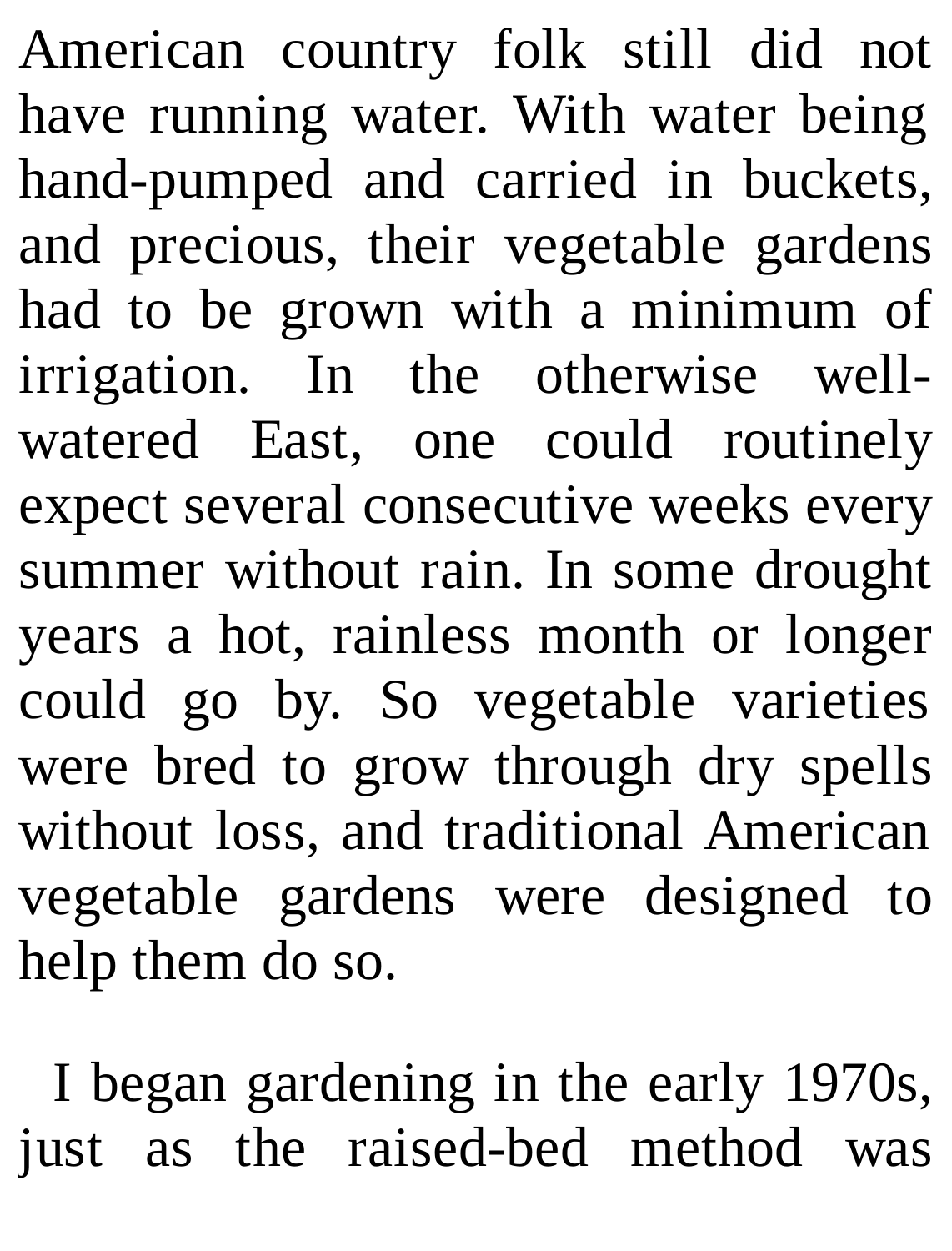American country folk still did not have running water. With water being hand-pumped and carried in buckets, and precious, their vegetable gardens had to be grown with a minimum of irrigation. In the otherwise well-watered East, one could routinely expect several consecutive weeks every summer without rain. In some drought years a hot, rainless month or longer could go by. So vegetable varieties were bred to grow through dry spells without loss, and traditional American vegetable gardens were designed to help them do so.

I began gardening in the early 1970s, just as the raised-bed method was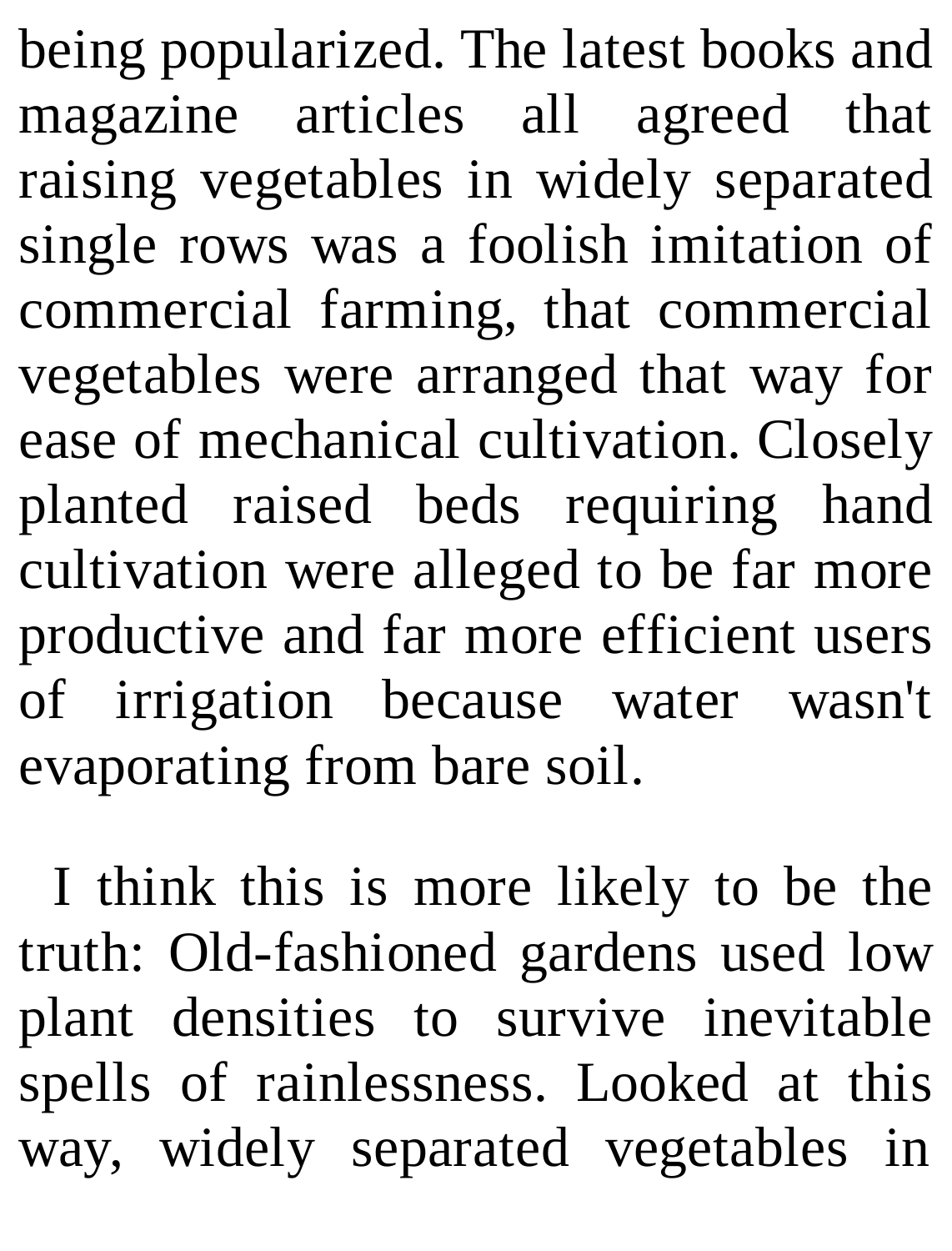being popularized. The latest books and magazine articles all agreed that raising vegetables in widely separated single rows was a foolish imitation of commercial farming, that commercial vegetables were arranged that way for ease of mechanical cultivation. Closely planted raised beds requiring hand cultivation were alleged to be far more productive and far more efficient users of irrigation because water wasn't evaporating from bare soil.

I think this is more likely to be the truth: Old-fashioned gardens used low plant densities to survive inevitable spells of rainlessness. Looked at this way, widely separated vegetables in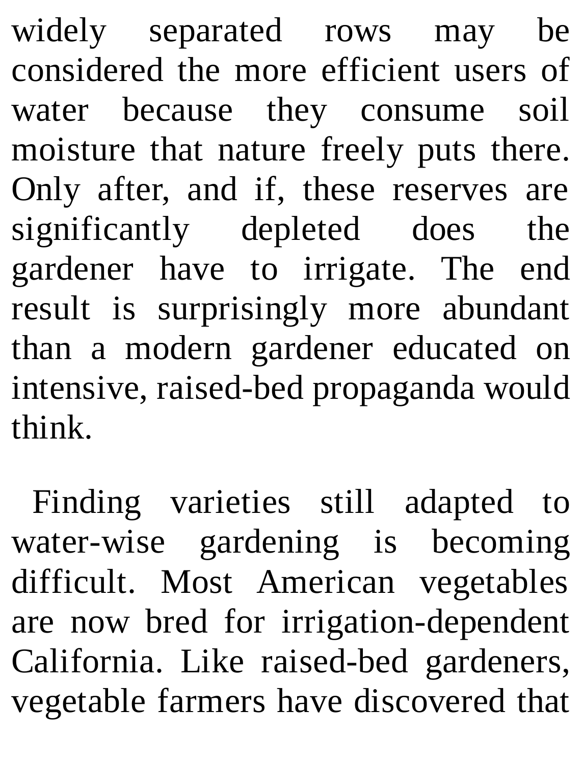widely separated rows may be considered the more efficient users of water because they consume soil moisture that nature freely puts there. Only after, and if, these reserves are significantly depleted does the gardener have to irrigate. The end result is surprisingly more abundant than a modern gardener educated on intensive, raised-bed propaganda would think.

Finding varieties still adapted to water-wise gardening is becoming difficult. Most American vegetables are now bred for irrigation-dependent California. Like raised-bed gardeners, vegetable farmers have discovered that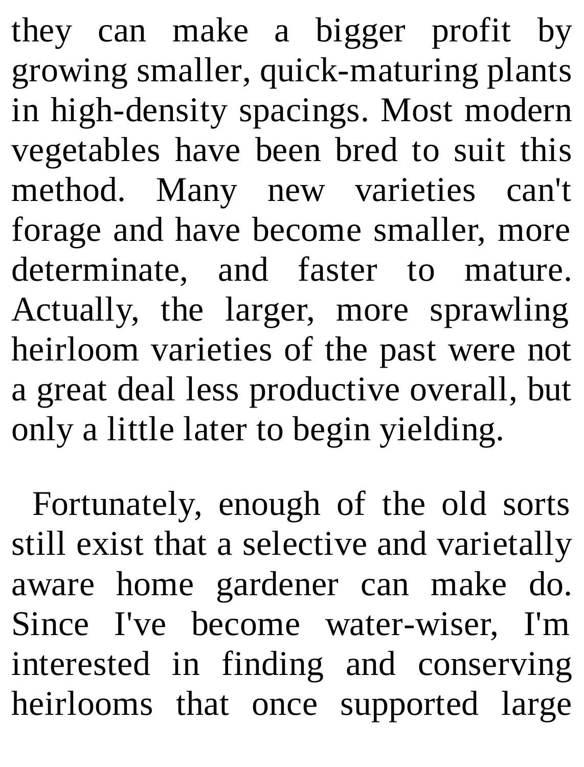they can make a bigger profit by growing smaller, quick-maturing plants in high-density spacings. Most modern vegetables have been bred to suit this method. Many new varieties can't forage and have become smaller, more determinate, and faster to mature. Actually, the larger, more sprawling heirloom varieties of the past were not a great deal less productive overall, but only a little later to begin yielding.

Fortunately, enough of the old sorts still exist that a selective and varietally aware home gardener can make do. Since I've become water-wiser, I'm interested in finding and conserving heirlooms that once supported large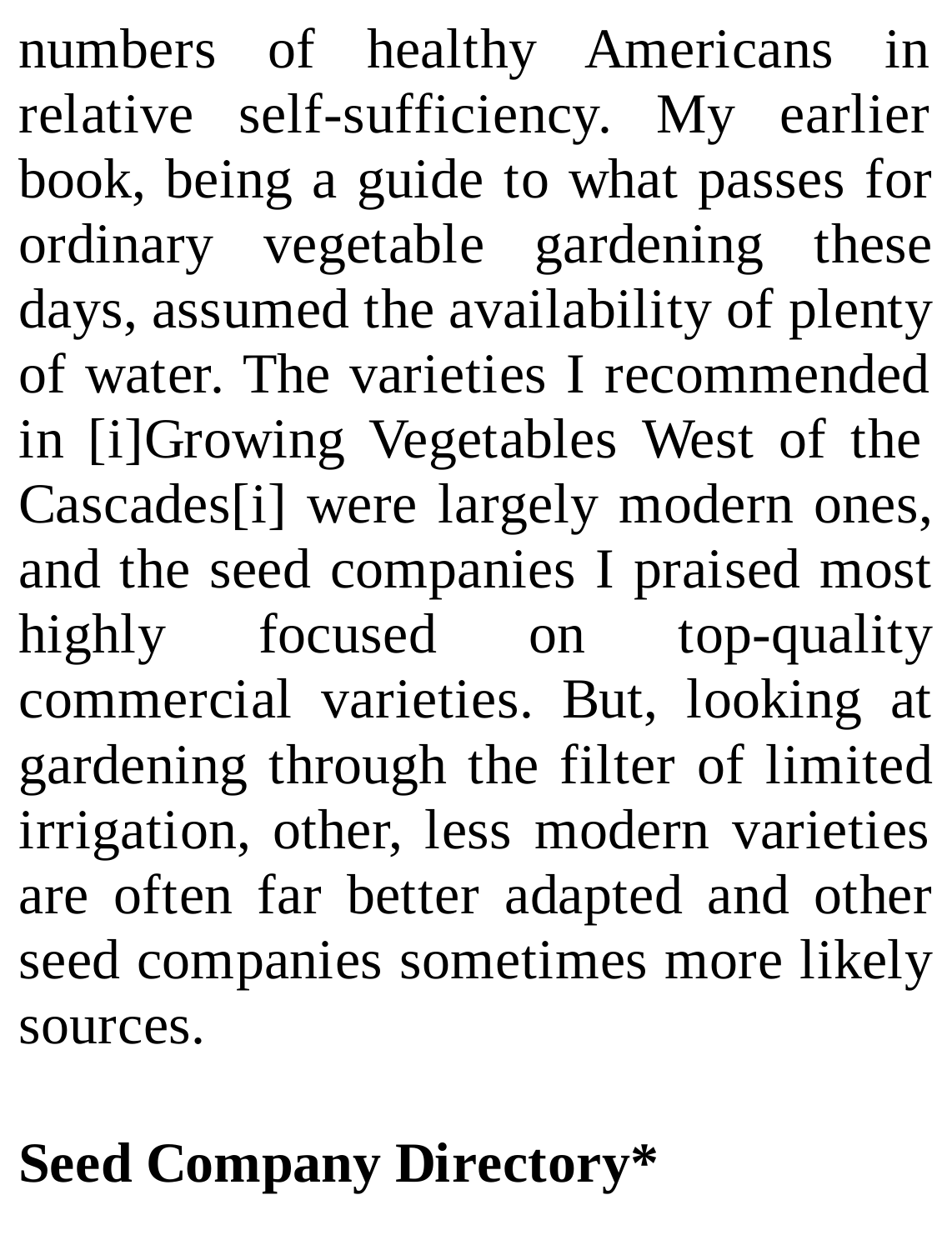numbers of healthy Americans in relative self-sufficiency. My earlier book, being a guide to what passes for ordinary vegetable gardening these days, assumed the availability of plenty of water. The varieties I recommended in [i]Growing Vegetables West of the Cascades[i] were largely modern ones, and the seed companies I praised most highly focused on top-quality commercial varieties. But, looking at gardening through the filter of limited irrigation, other, less modern varieties are often far better adapted and other seed companies sometimes more likely sources.

**Seed Company Directory***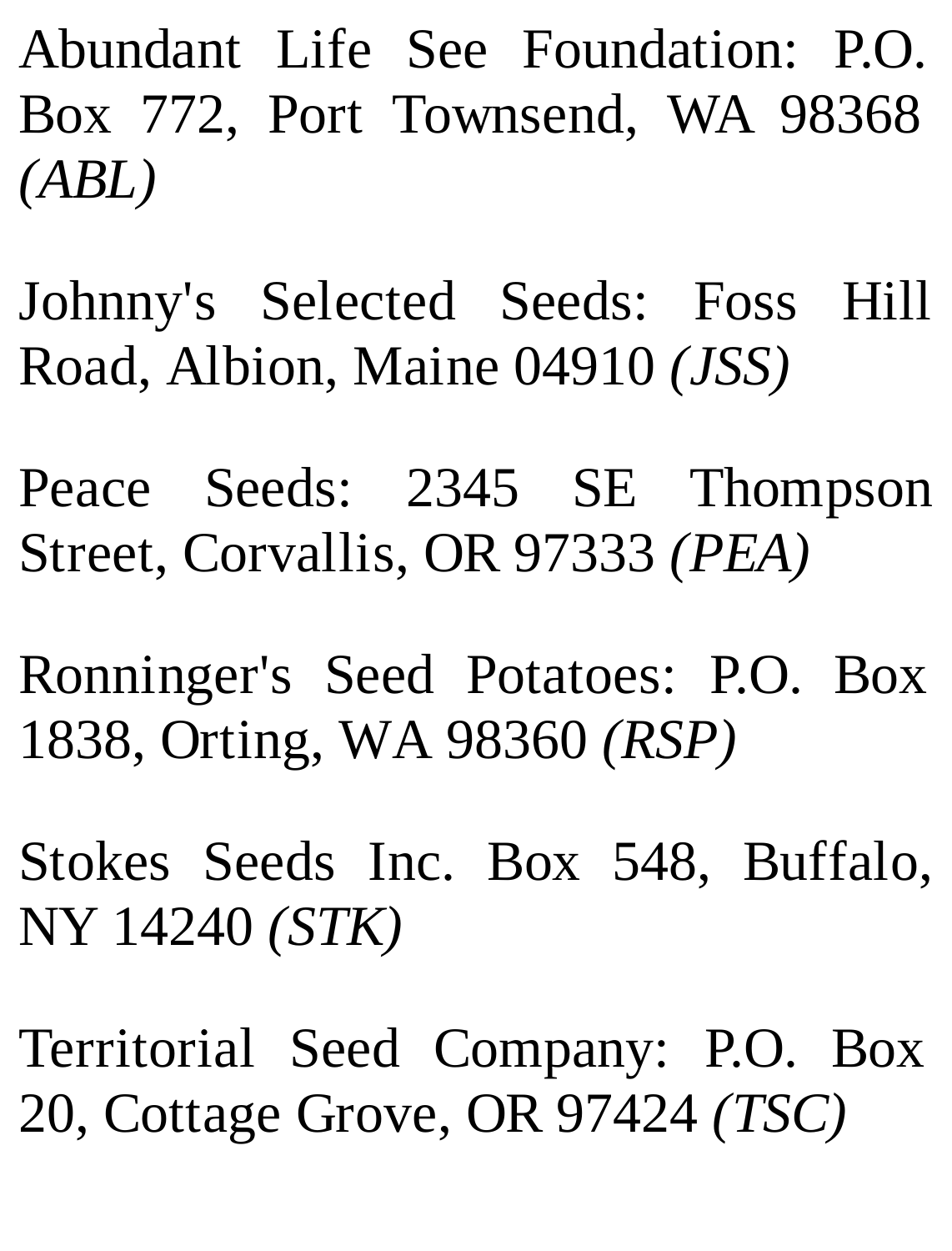Abundant Life See Foundation: P.O. Box 772, Port Townsend, WA 98368 *(ABL)*

Johnny's Selected Seeds: Foss Hill Road, Albion, Maine 04910 *(JSS)*

Peace Seeds: 2345 SE Thompson Street, Corvallis, OR 97333 *(PEA)*

Ronninger's Seed Potatoes: P.O. Box 1838, Orting, WA 98360 *(RSP)*

Stokes Seeds Inc. Box 548, Buffalo, NY 14240 *(STK)*

Territorial Seed Company: P.O. Box 20, Cottage Grove, OR 97424 *(TSC)*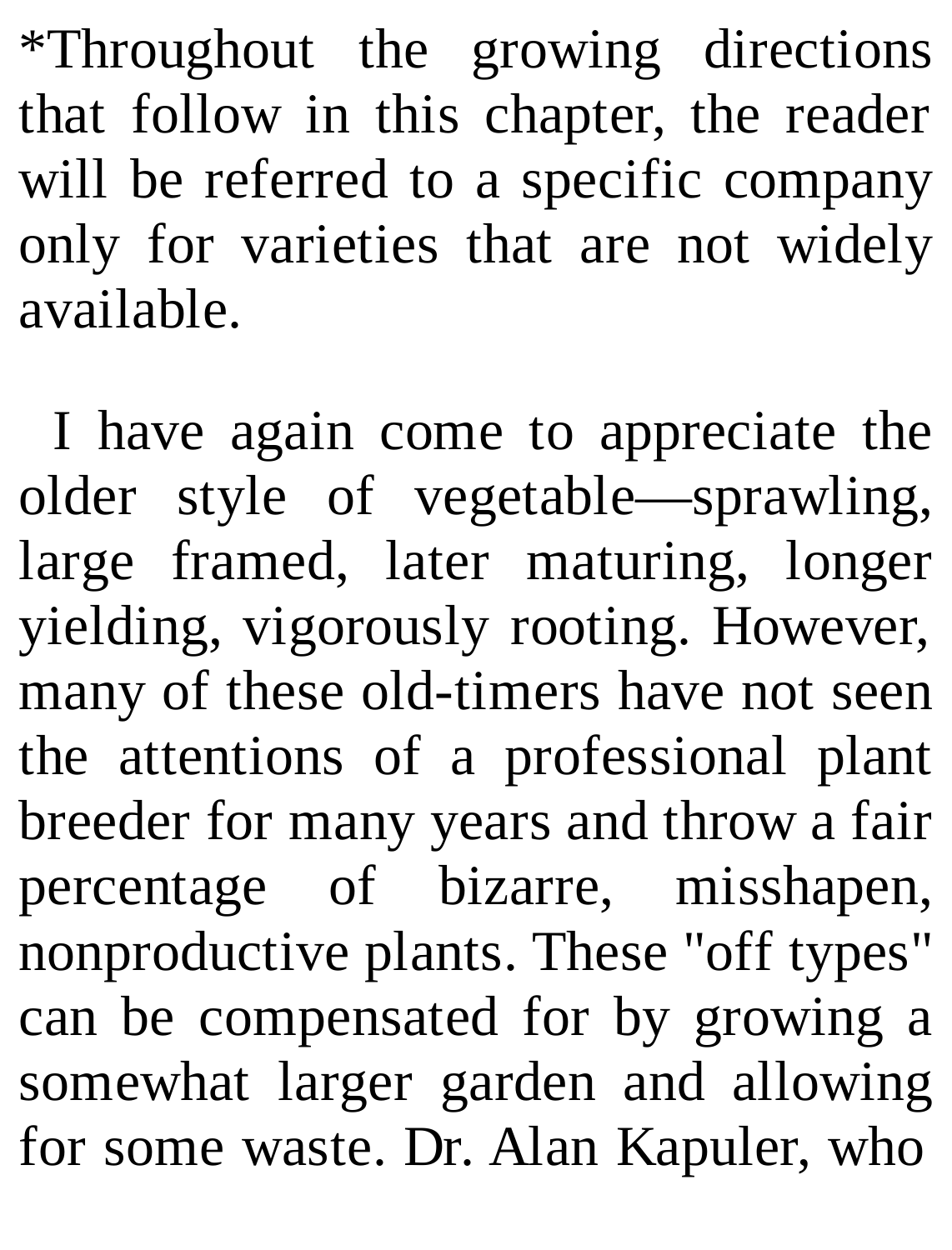*Throughout the growing directions that follow in this chapter, the reader will be referred to a specific company only for varieties that are not widely available.

I have again come to appreciate the older style of vegetable—sprawling, large framed, later maturing, longer yielding, vigorously rooting. However, many of these old-timers have not seen the attentions of a professional plant breeder for many years and throw a fair percentage of bizarre, misshapen, nonproductive plants. These "off types" can be compensated for by growing a somewhat larger garden and allowing for some waste. Dr. Alan Kapuler, who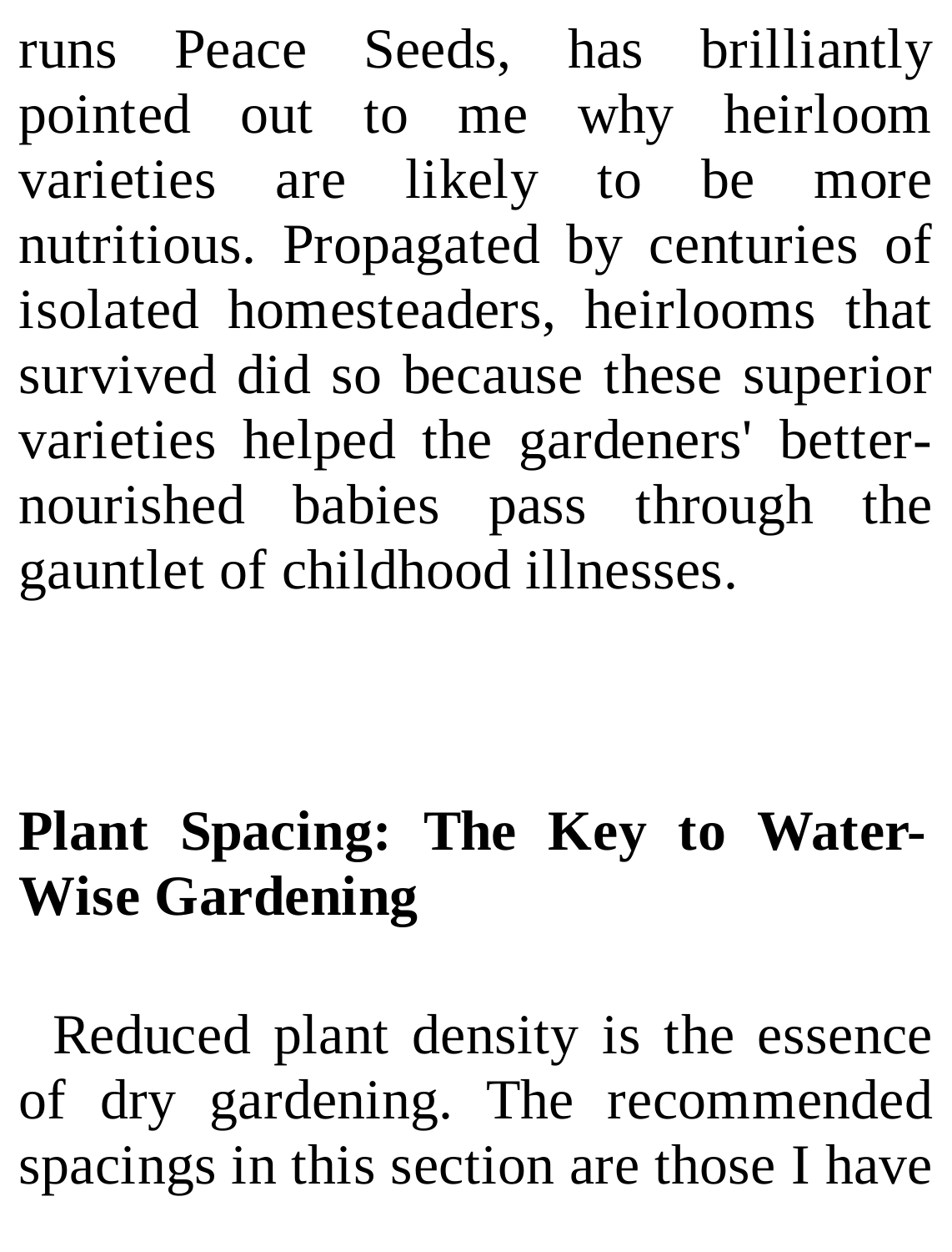runs Peace Seeds, has brilliantly pointed out to me why heirloom varieties are likely to be more nutritious. Propagated by centuries of isolated homesteaders, heirlooms that survived did so because these superior varieties helped the gardeners' better-nourished babies pass through the gauntlet of childhood illnesses.

## Plant Spacing: The Key to Water-Wise Gardening

Reduced plant density is the essence of dry gardening. The recommended spacings in this section are those I have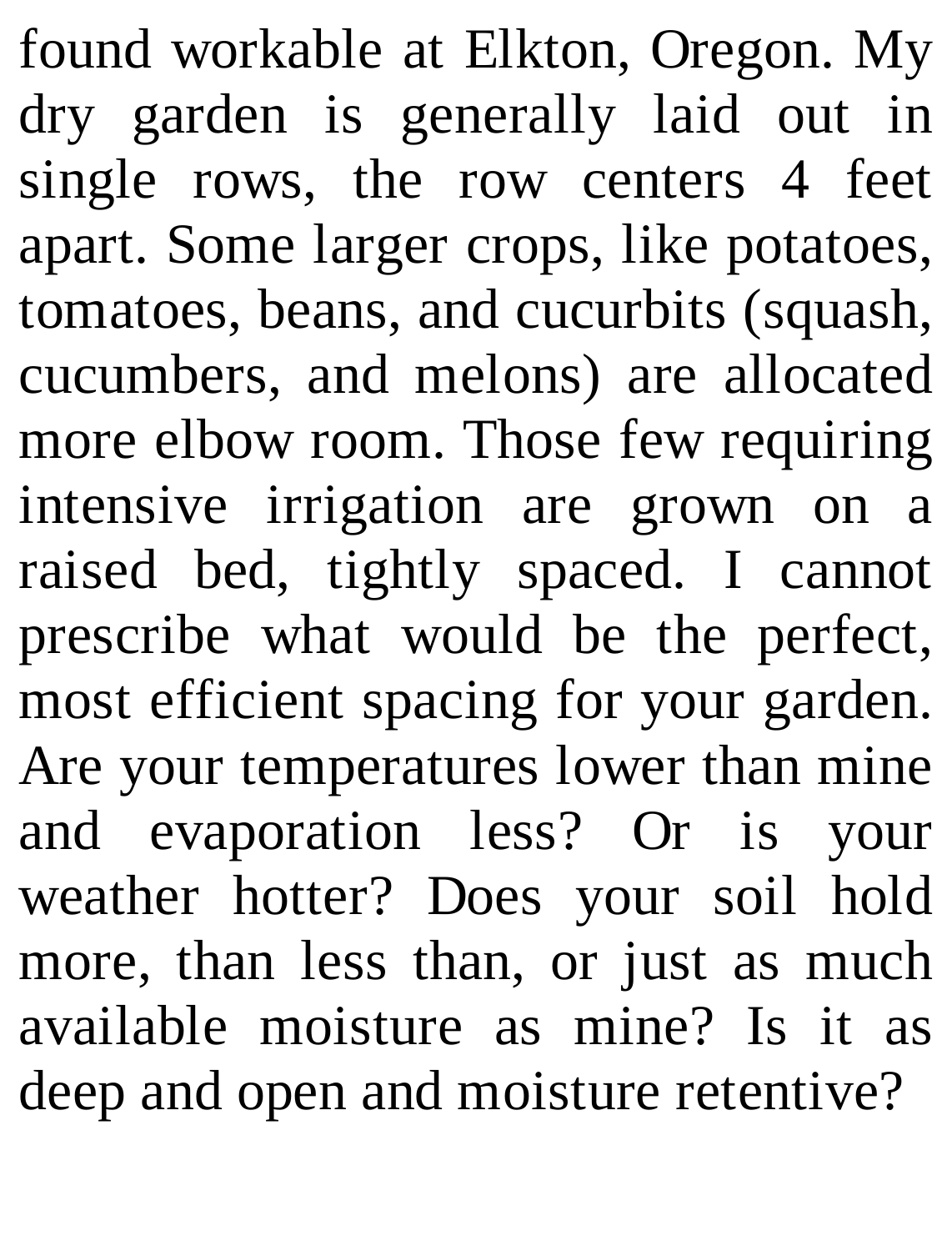found workable at Elkton, Oregon. My dry garden is generally laid out in single rows, the row centers 4 feet apart. Some larger crops, like potatoes, tomatoes, beans, and cucurbits (squash, cucumbers, and melons) are allocated more elbow room. Those few requiring intensive irrigation are grown on a raised bed, tightly spaced. I cannot prescribe what would be the perfect, most efficient spacing for your garden. Are your temperatures lower than mine and evaporation less? Or is your weather hotter? Does your soil hold more, than less than, or just as much available moisture as mine? Is it as deep and open and moisture retentive?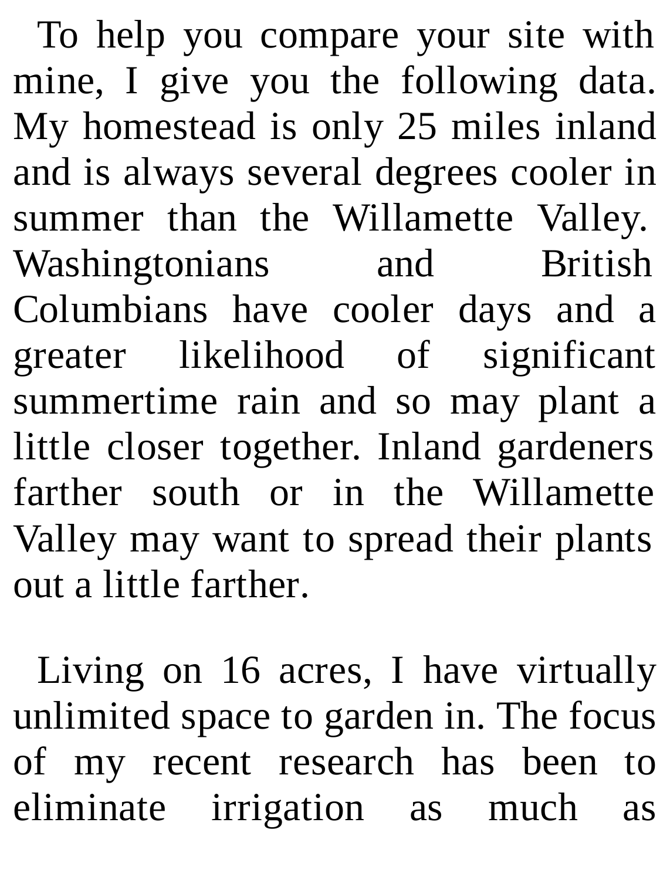To help you compare your site with mine, I give you the following data. My homestead is only 25 miles inland and is always several degrees cooler in summer than the Willamette Valley. Washingtonians and British Columbians have cooler days and a greater likelihood of significant summertime rain and so may plant a little closer together. Inland gardeners farther south or in the Willamette Valley may want to spread their plants out a little farther.

Living on 16 acres, I have virtually unlimited space to garden in. The focus of my recent research has been to eliminate irrigation as much as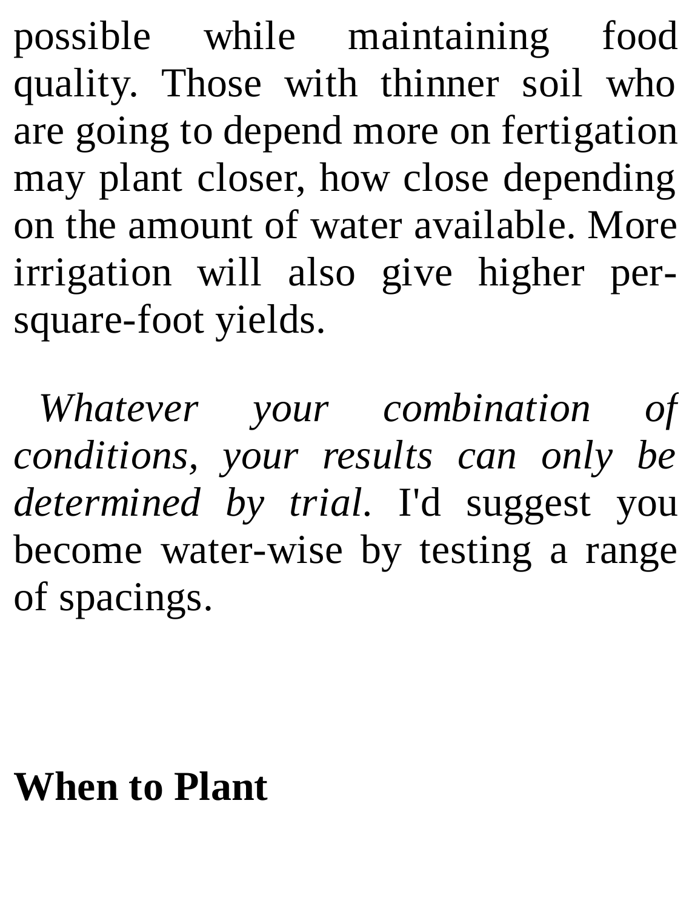possible while maintaining food quality. Those with thinner soil who are going to depend more on fertigation may plant closer, how close depending on the amount of water available. More irrigation will also give higher per-square-foot yields.

*Whatever your combination of conditions, your results can only be determined by trial.* I'd suggest you become water-wise by testing a range of spacings.

## When to Plant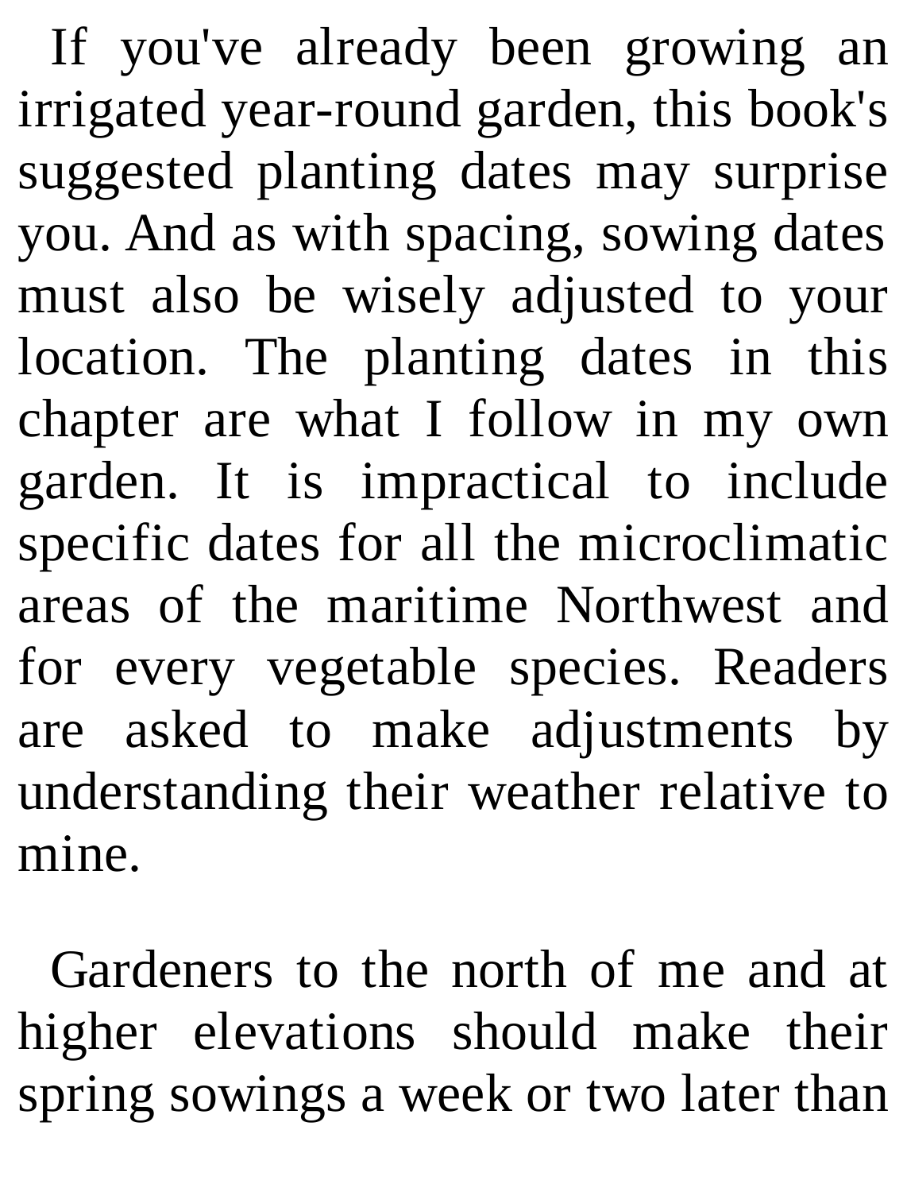If you've already been growing an irrigated year-round garden, this book's suggested planting dates may surprise you. And as with spacing, sowing dates must also be wisely adjusted to your location. The planting dates in this chapter are what I follow in my own garden. It is impractical to include specific dates for all the microclimatic areas of the maritime Northwest and for every vegetable species. Readers are asked to make adjustments by understanding their weather relative to mine.

Gardeners to the north of me and at higher elevations should make their spring sowings a week or two later than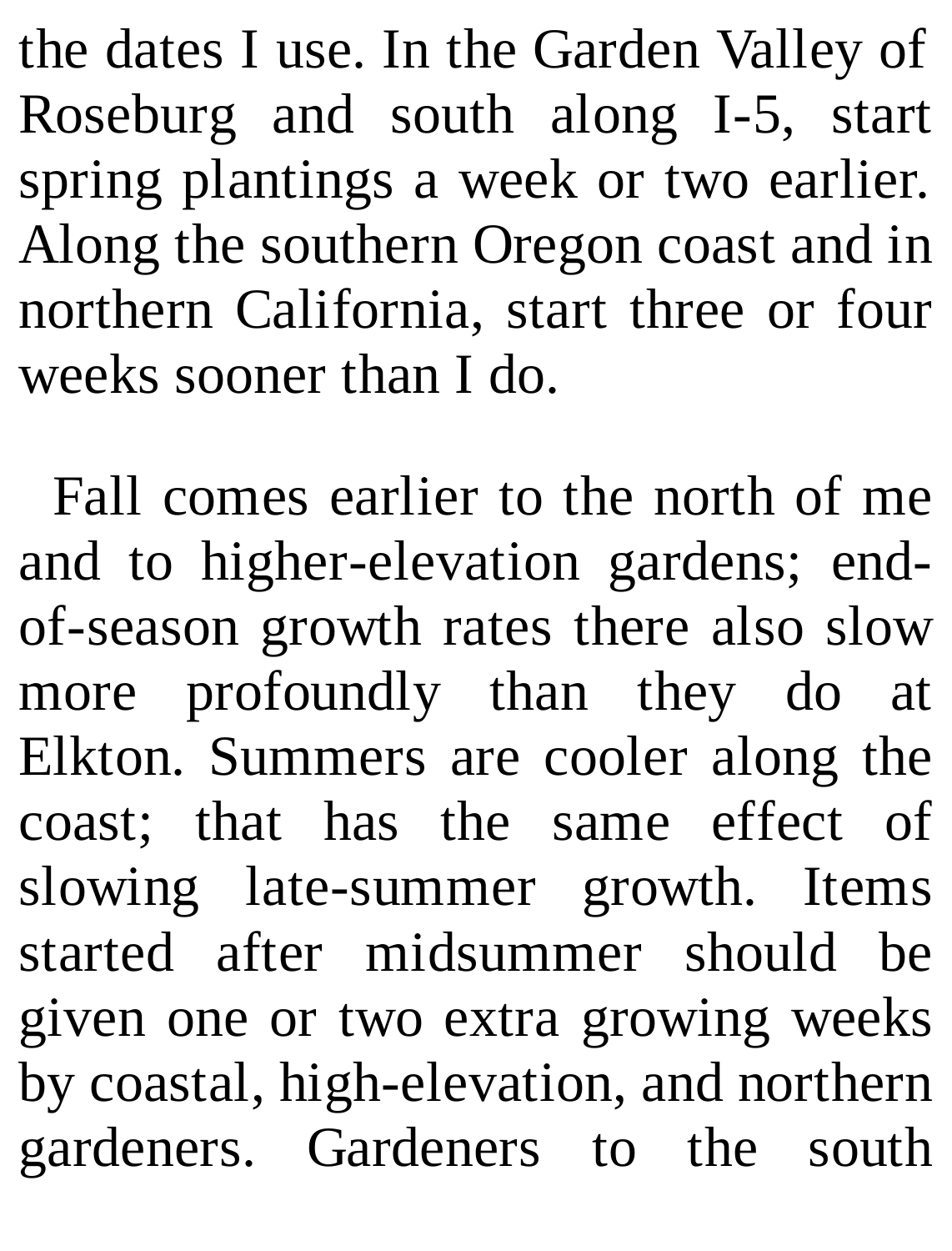the dates I use. In the Garden Valley of Roseburg and south along I-5, start spring plantings a week or two earlier. Along the southern Oregon coast and in northern California, start three or four weeks sooner than I do.

Fall comes earlier to the north of me and to higher-elevation gardens; end-of-season growth rates there also slow more profoundly than they do at Elkton. Summers are cooler along the coast; that has the same effect of slowing late-summer growth. Items started after midsummer should be given one or two extra growing weeks by coastal, high-elevation, and northern gardeners. Gardeners to the south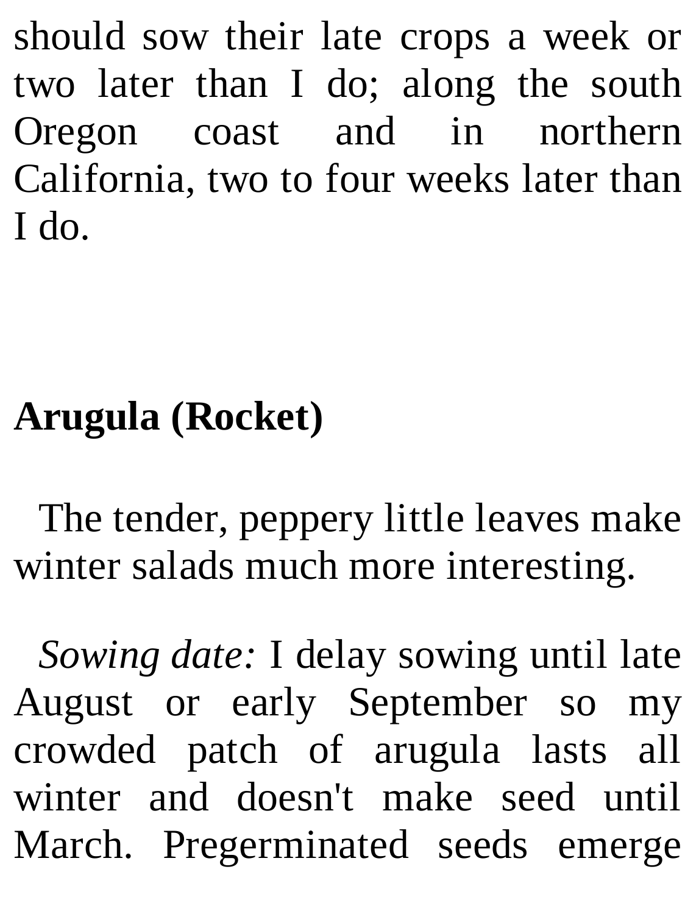should sow their late crops a week or two later than I do; along the south Oregon coast and in northern California, two to four weeks later than I do.

## Arugula (Rocket)

The tender, peppery little leaves make winter salads much more interesting.

*Sowing date:* I delay sowing until late August or early September so my crowded patch of arugula lasts all winter and doesn't make seed until March. Pregerminated seeds emerge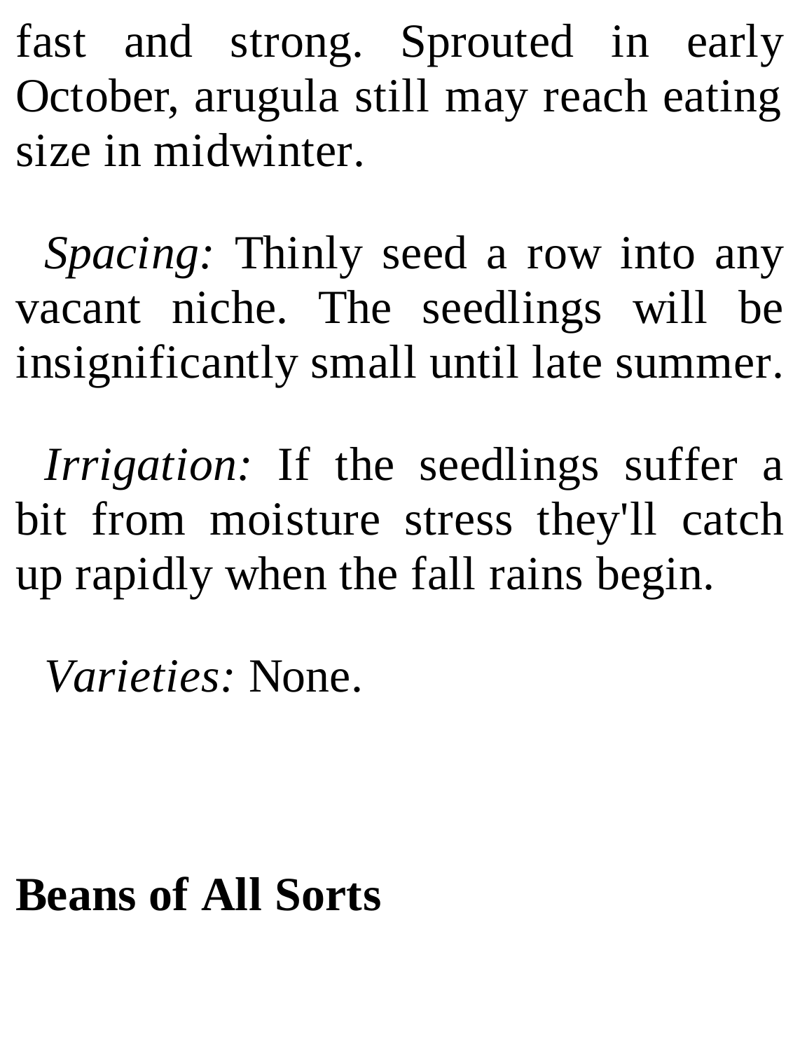fast and strong. Sprouted in early October, arugula still may reach eating size in midwinter.

*Spacing:* Thinly seed a row into any vacant niche. The seedlings will be insignificantly small until late summer.

*Irrigation:* If the seedlings suffer a bit from moisture stress they'll catch up rapidly when the fall rains begin.

*Varieties:* None.

## Beans of All Sorts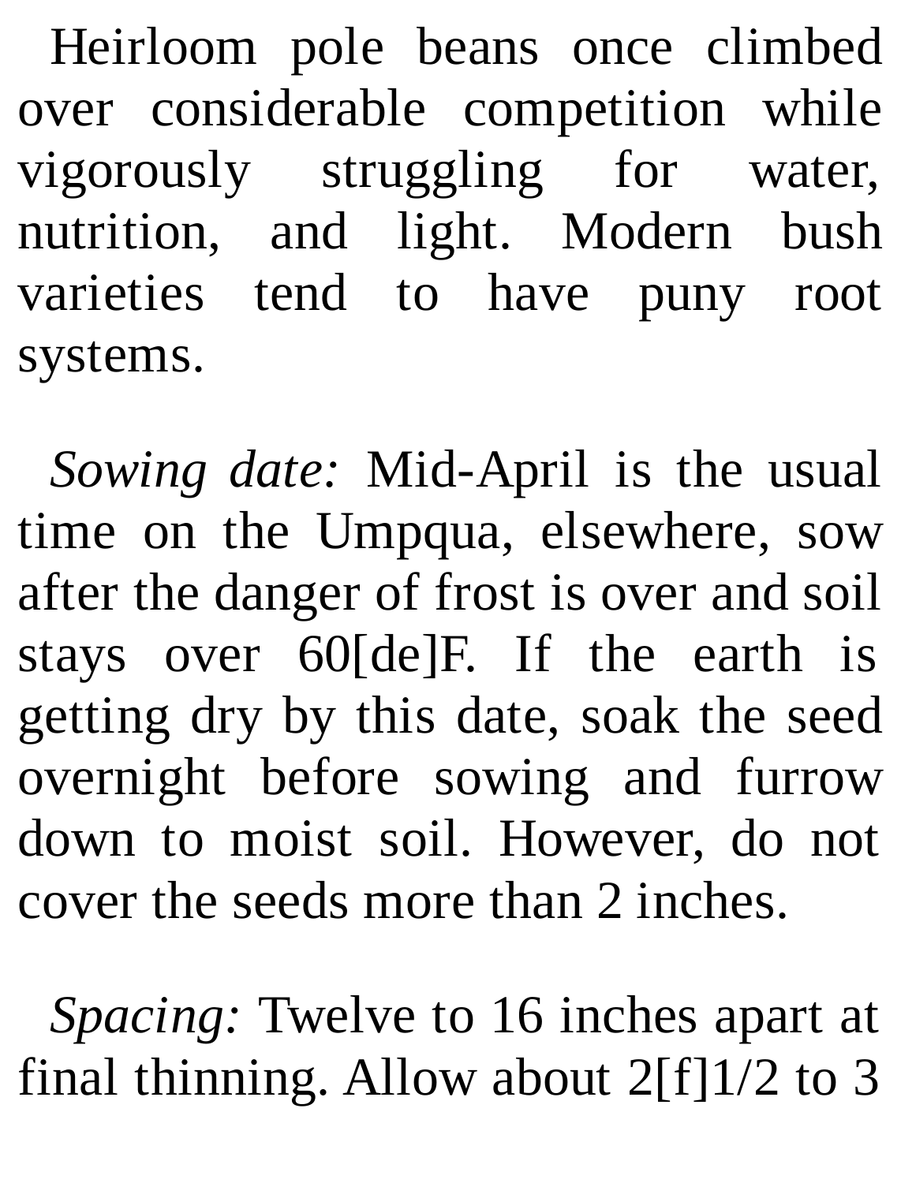Heirloom pole beans once climbed over considerable competition while vigorously struggling for water, nutrition, and light. Modern bush varieties tend to have puny root systems.

*Sowing date:* Mid-April is the usual time on the Umpqua, elsewhere, sow after the danger of frost is over and soil stays over 60[de]F. If the earth is getting dry by this date, soak the seed overnight before sowing and furrow down to moist soil. However, do not cover the seeds more than 2 inches.

*Spacing:* Twelve to 16 inches apart at final thinning. Allow about 2[f]1/2 to 3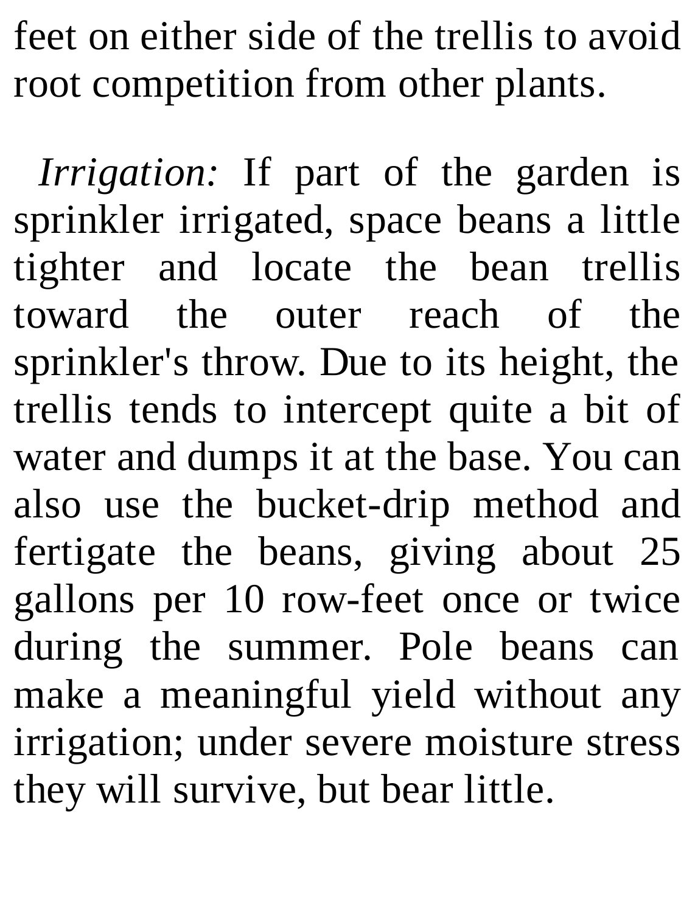feet on either side of the trellis to avoid root competition from other plants.

*Irrigation:* If part of the garden is sprinkler irrigated, space beans a little tighter and locate the bean trellis toward the outer reach of the sprinkler's throw. Due to its height, the trellis tends to intercept quite a bit of water and dumps it at the base. You can also use the bucket-drip method and fertigate the beans, giving about 25 gallons per 10 row-feet once or twice during the summer. Pole beans can make a meaningful yield without any irrigation; under severe moisture stress they will survive, but bear little.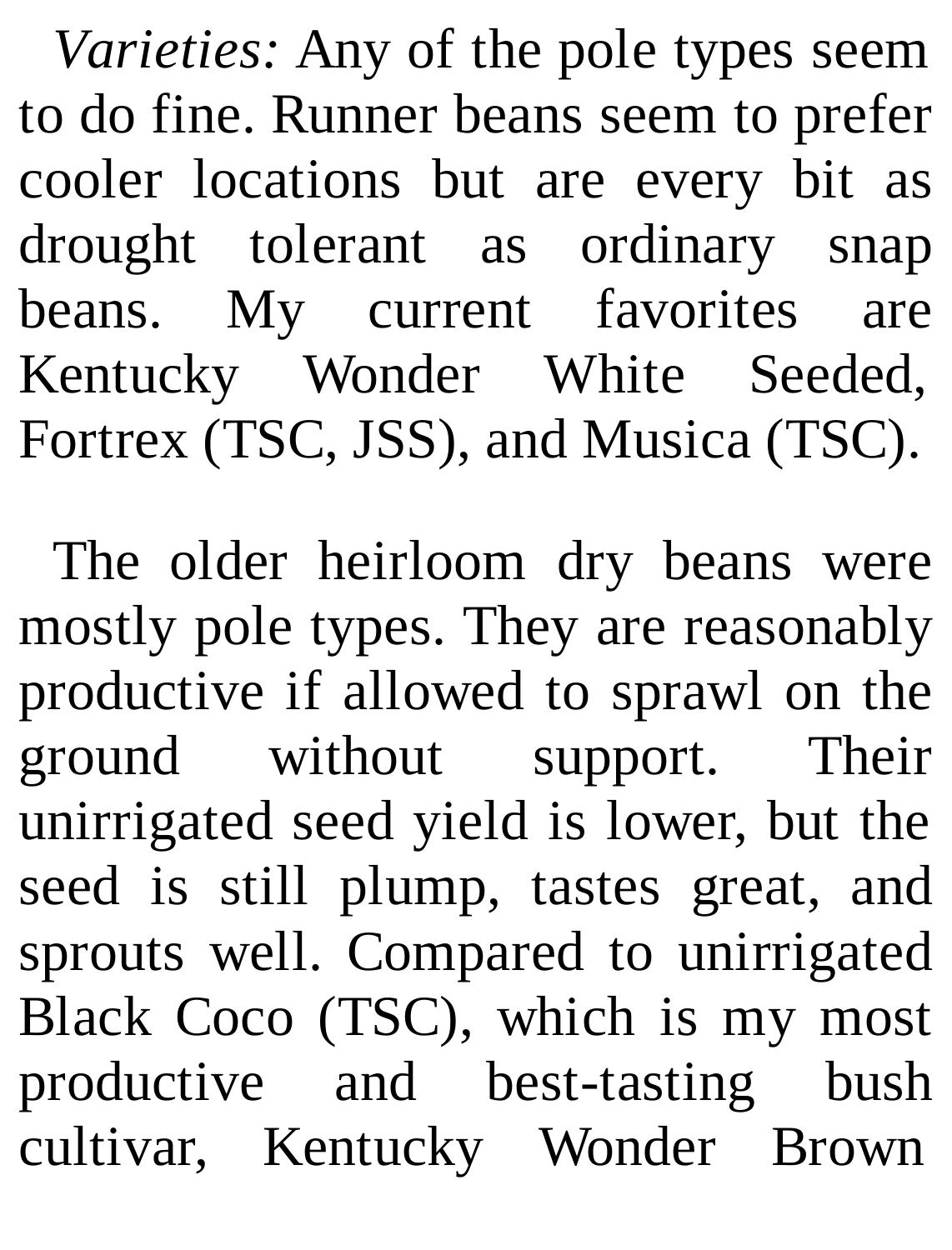*Varieties:* Any of the pole types seem to do fine. Runner beans seem to prefer cooler locations but are every bit as drought tolerant as ordinary snap beans. My current favorites are Kentucky Wonder White Seeded, Fortrex (TSC, JSS), and Musica (TSC).

The older heirloom dry beans were mostly pole types. They are reasonably productive if allowed to sprawl on the ground without support. Their unirrigated seed yield is lower, but the seed is still plump, tastes great, and sprouts well. Compared to unirrigated Black Coco (TSC), which is my most productive and best-tasting bush cultivar, Kentucky Wonder Brown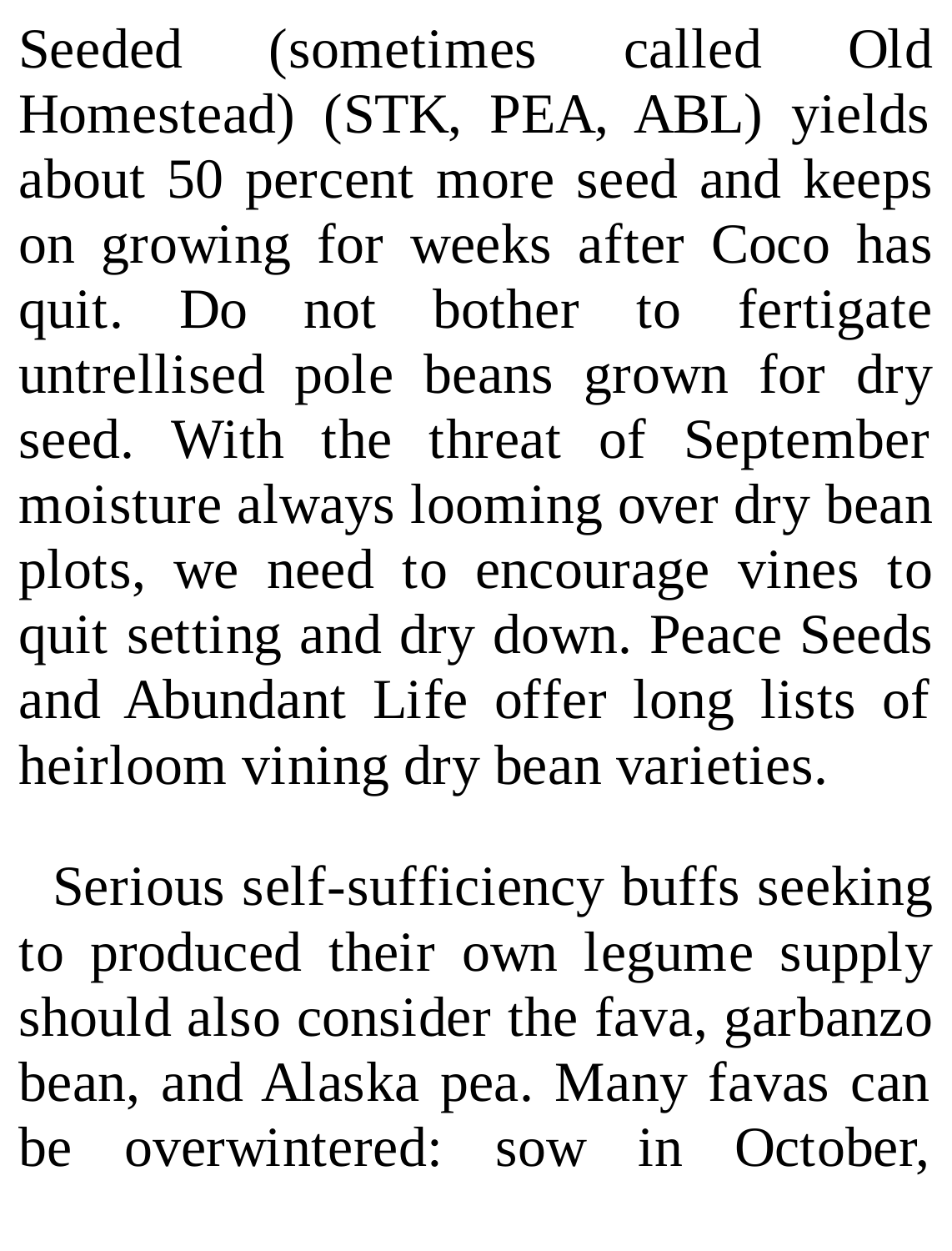Seeded (sometimes called Old Homestead) (STK, PEA, ABL) yields about 50 percent more seed and keeps on growing for weeks after Coco has quit. Do not bother to fertigate untrellised pole beans grown for dry seed. With the threat of September moisture always looming over dry bean plots, we need to encourage vines to quit setting and dry down. Peace Seeds and Abundant Life offer long lists of heirloom vining dry bean varieties.

Serious self-sufficiency buffs seeking to produced their own legume supply should also consider the fava, garbanzo bean, and Alaska pea. Many favas can be overwintered: sow in October,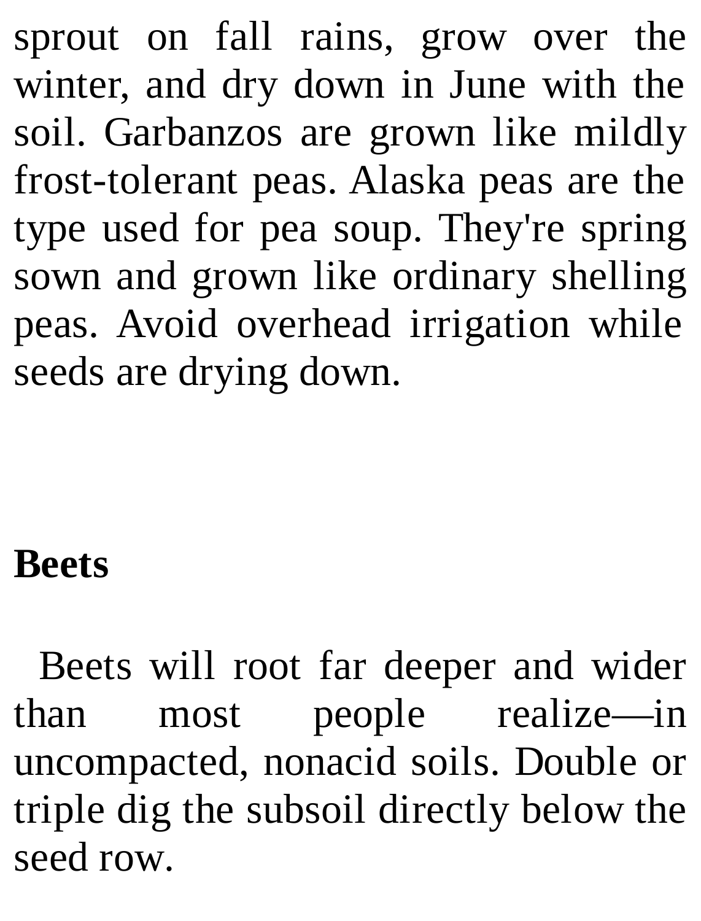sprout on fall rains, grow over the winter, and dry down in June with the soil. Garbanzos are grown like mildly frost-tolerant peas. Alaska peas are the type used for pea soup. They're spring sown and grown like ordinary shelling peas. Avoid overhead irrigation while seeds are drying down.

**Beets**

Beets will root far deeper and wider than most people realize—in uncompacted, nonacid soils. Double or triple dig the subsoil directly below the seed row.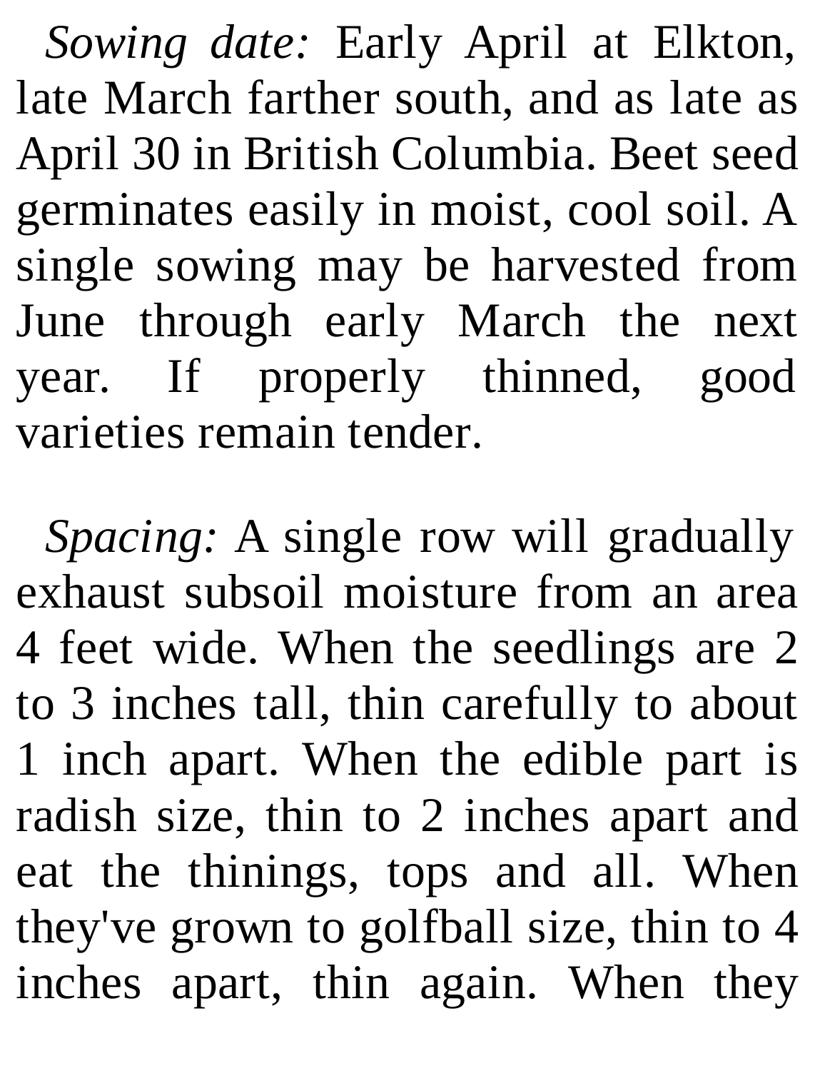*Sowing date:* Early April at Elkton, late March farther south, and as late as April 30 in British Columbia. Beet seed germinates easily in moist, cool soil. A single sowing may be harvested from June through early March the next year. If properly thinned, good varieties remain tender.

*Spacing:* A single row will gradually exhaust subsoil moisture from an area 4 feet wide. When the seedlings are 2 to 3 inches tall, thin carefully to about 1 inch apart. When the edible part is radish size, thin to 2 inches apart and eat the thinings, tops and all. When they've grown to golfball size, thin to 4 inches apart, thin again. When they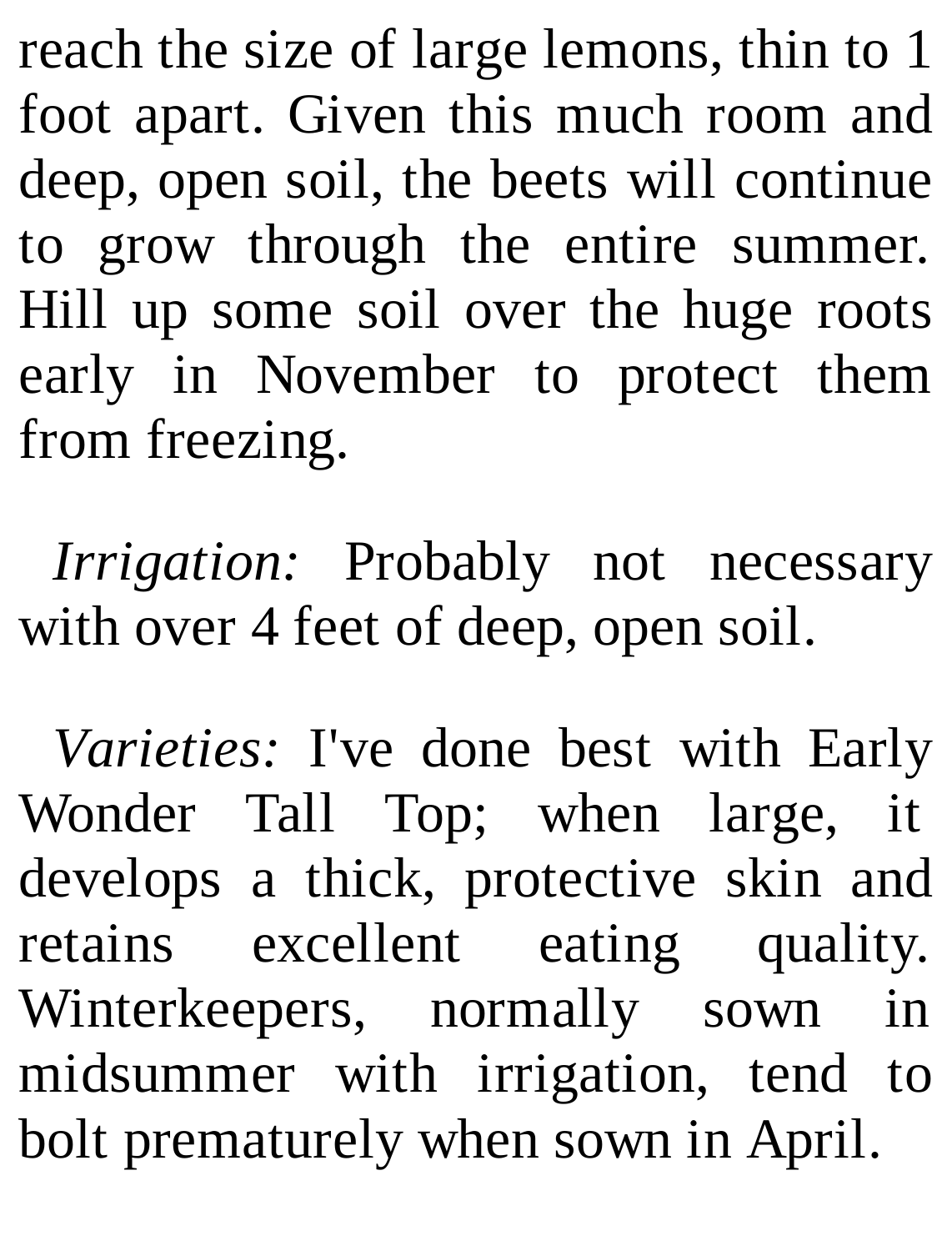reach the size of large lemons, thin to 1 foot apart. Given this much room and deep, open soil, the beets will continue to grow through the entire summer. Hill up some soil over the huge roots early in November to protect them from freezing.

*Irrigation:* Probably not necessary with over 4 feet of deep, open soil.

*Varieties:* I've done best with Early Wonder Tall Top; when large, it develops a thick, protective skin and retains excellent eating quality. Winterkeepers, normally sown in midsummer with irrigation, tend to bolt prematurely when sown in April.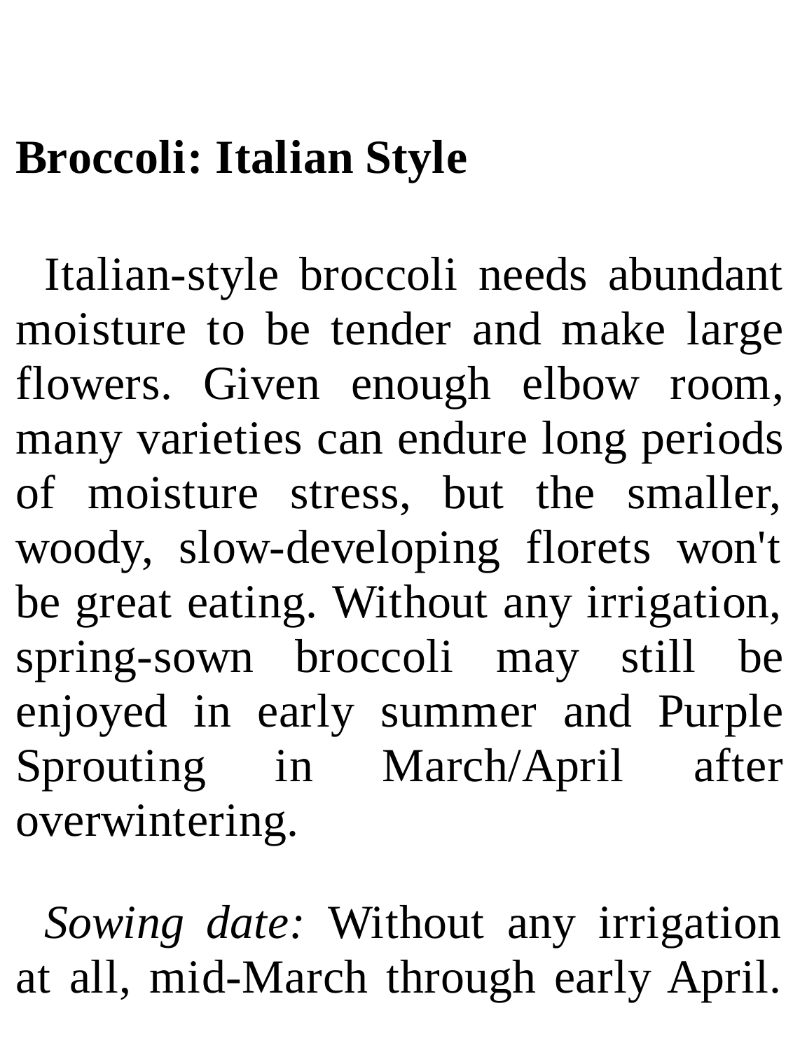## Broccoli: Italian Style

Italian-style broccoli needs abundant moisture to be tender and make large flowers. Given enough elbow room, many varieties can endure long periods of moisture stress, but the smaller, woody, slow-developing florets won't be great eating. Without any irrigation, spring-sown broccoli may still be enjoyed in early summer and Purple Sprouting in March/April after overwintering.

*Sowing date:* Without any irrigation at all, mid-March through early April.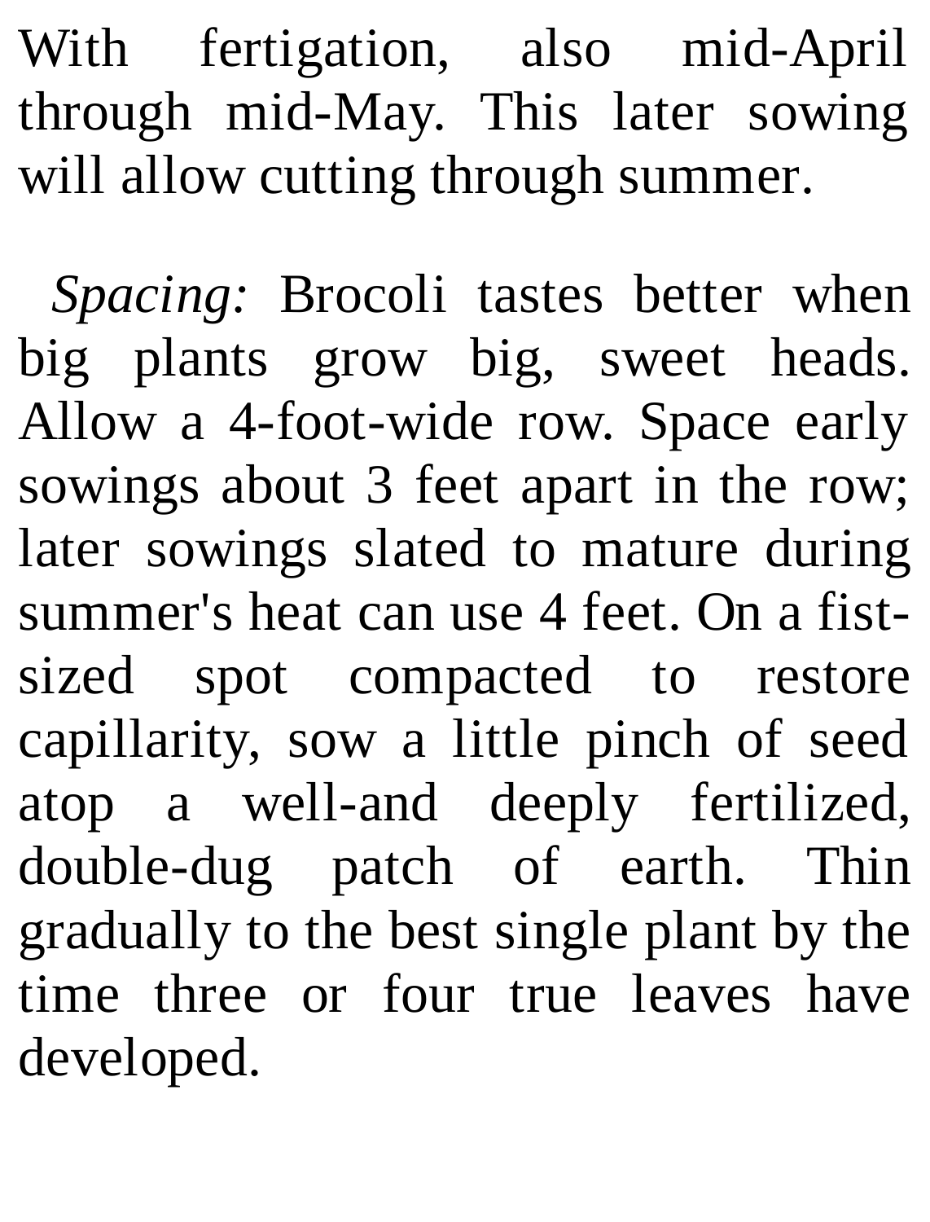With fertigation, also mid-April through mid-May. This later sowing will allow cutting through summer.

*Spacing:* Brocoli tastes better when big plants grow big, sweet heads. Allow a 4-foot-wide row. Space early sowings about 3 feet apart in the row; later sowings slated to mature during summer's heat can use 4 feet. On a fist-sized spot compacted to restore capillarity, sow a little pinch of seed atop a well-and deeply fertilized, double-dug patch of earth. Thin gradually to the best single plant by the time three or four true leaves have developed.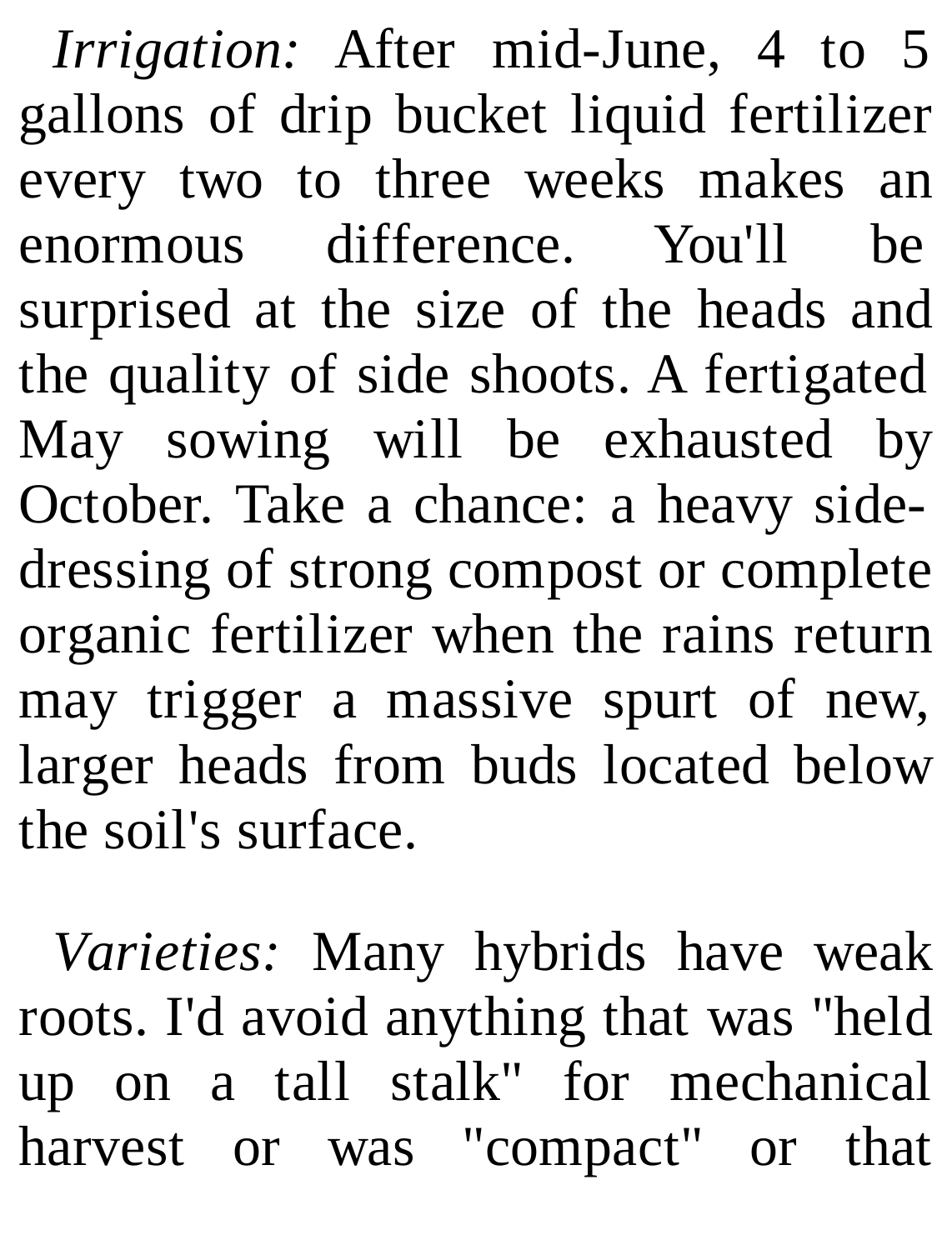*Irrigation:* After mid-June, 4 to 5 gallons of drip bucket liquid fertilizer every two to three weeks makes an enormous difference. You'll be surprised at the size of the heads and the quality of side shoots. A fertigated May sowing will be exhausted by October. Take a chance: a heavy side-dressing of strong compost or complete organic fertilizer when the rains return may trigger a massive spurt of new, larger heads from buds located below the soil's surface.

*Varieties:* Many hybrids have weak roots. I'd avoid anything that was "held up on a tall stalk" for mechanical harvest or was "compact" or that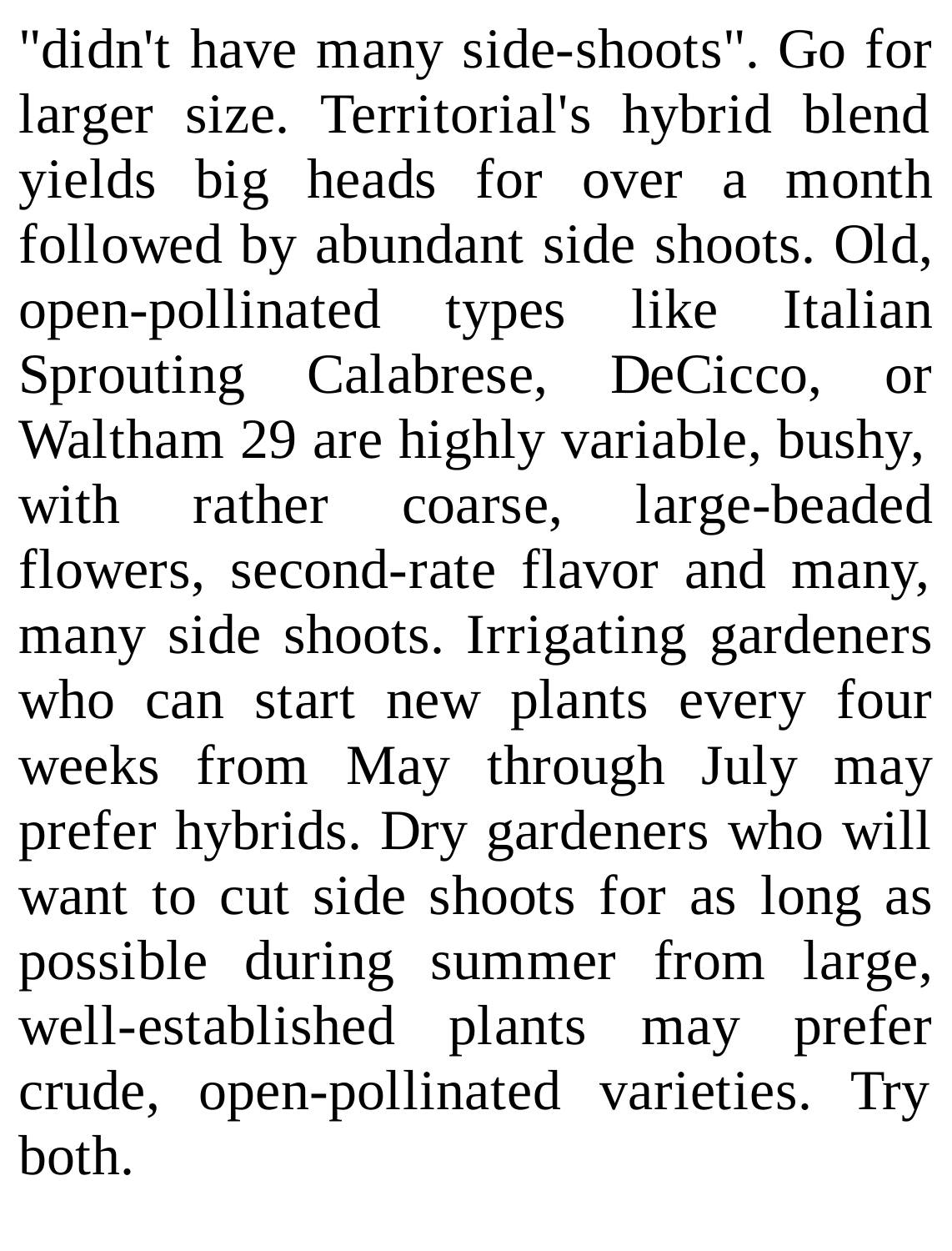"didn't have many side-shoots". Go for larger size. Territorial's hybrid blend yields big heads for over a month followed by abundant side shoots. Old, open-pollinated types like Italian Sprouting Calabrese, DeCicco, or Waltham 29 are highly variable, bushy, with rather coarse, large-beaded flowers, second-rate flavor and many, many side shoots. Irrigating gardeners who can start new plants every four weeks from May through July may prefer hybrids. Dry gardeners who will want to cut side shoots for as long as possible during summer from large, well-established plants may prefer crude, open-pollinated varieties. Try both.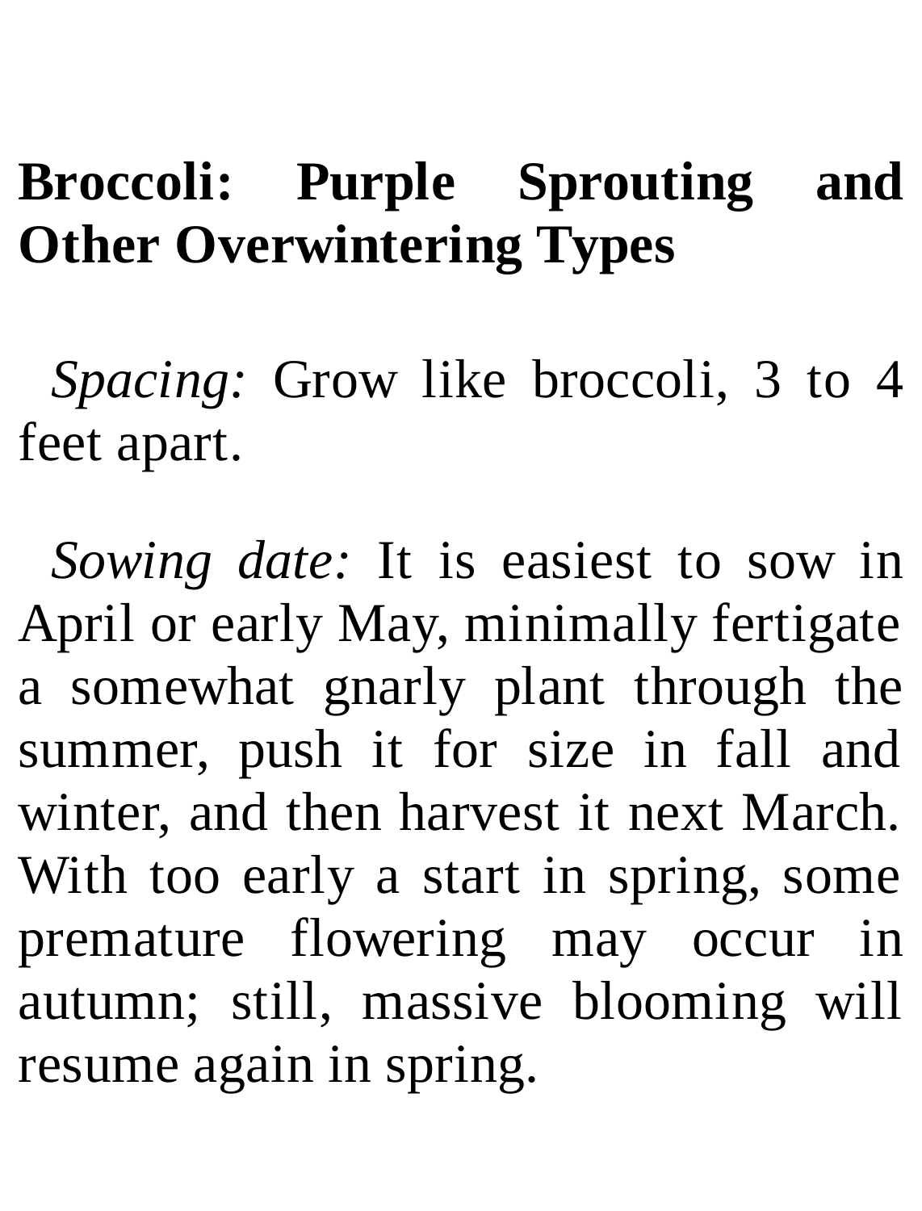## Broccoli: Purple Sprouting and Other Overwintering Types

*Spacing:* Grow like broccoli, 3 to 4 feet apart.

*Sowing date:* It is easiest to sow in April or early May, minimally fertigate a somewhat gnarly plant through the summer, push it for size in fall and winter, and then harvest it next March. With too early a start in spring, some premature flowering may occur in autumn; still, massive blooming will resume again in spring.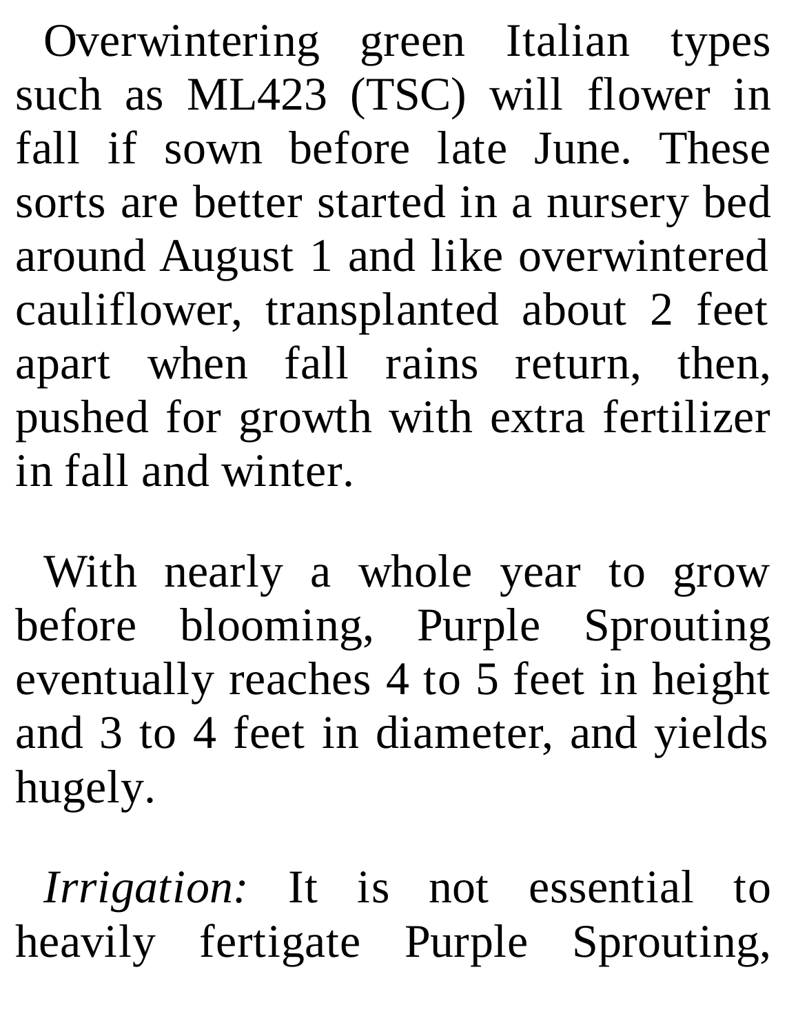Overwintering green Italian types such as ML423 (TSC) will flower in fall if sown before late June. These sorts are better started in a nursery bed around August 1 and like overwintered cauliflower, transplanted about 2 feet apart when fall rains return, then, pushed for growth with extra fertilizer in fall and winter.

With nearly a whole year to grow before blooming, Purple Sprouting eventually reaches 4 to 5 feet in height and 3 to 4 feet in diameter, and yields hugely.

*Irrigation:* It is not essential to heavily fertigate Purple Sprouting,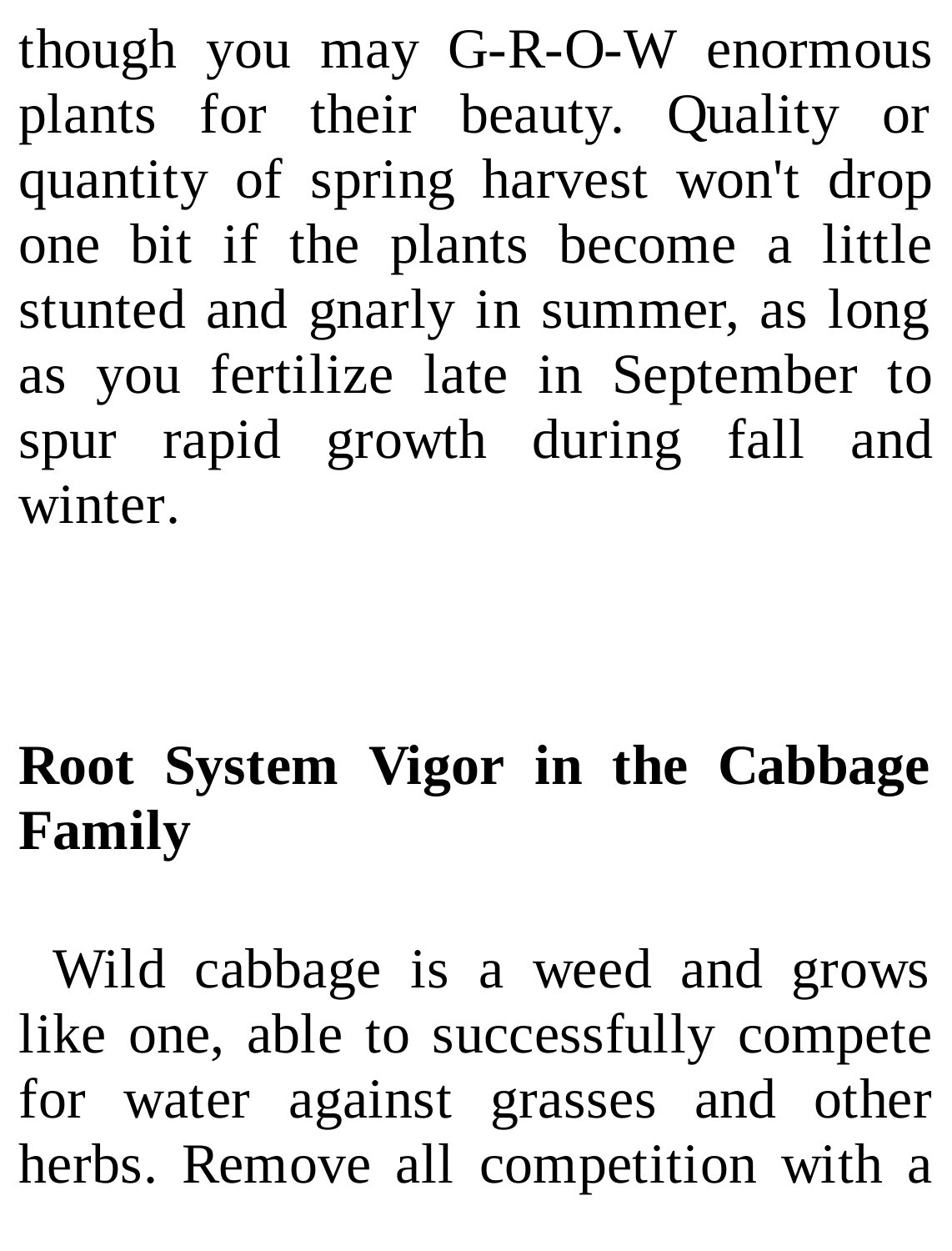though you may G-R-O-W enormous plants for their beauty. Quality or quantity of spring harvest won't drop one bit if the plants become a little stunted and gnarly in summer, as long as you fertilize late in September to spur rapid growth during fall and winter.

## Root System Vigor in the Cabbage Family

Wild cabbage is a weed and grows like one, able to successfully compete for water against grasses and other herbs. Remove all competition with a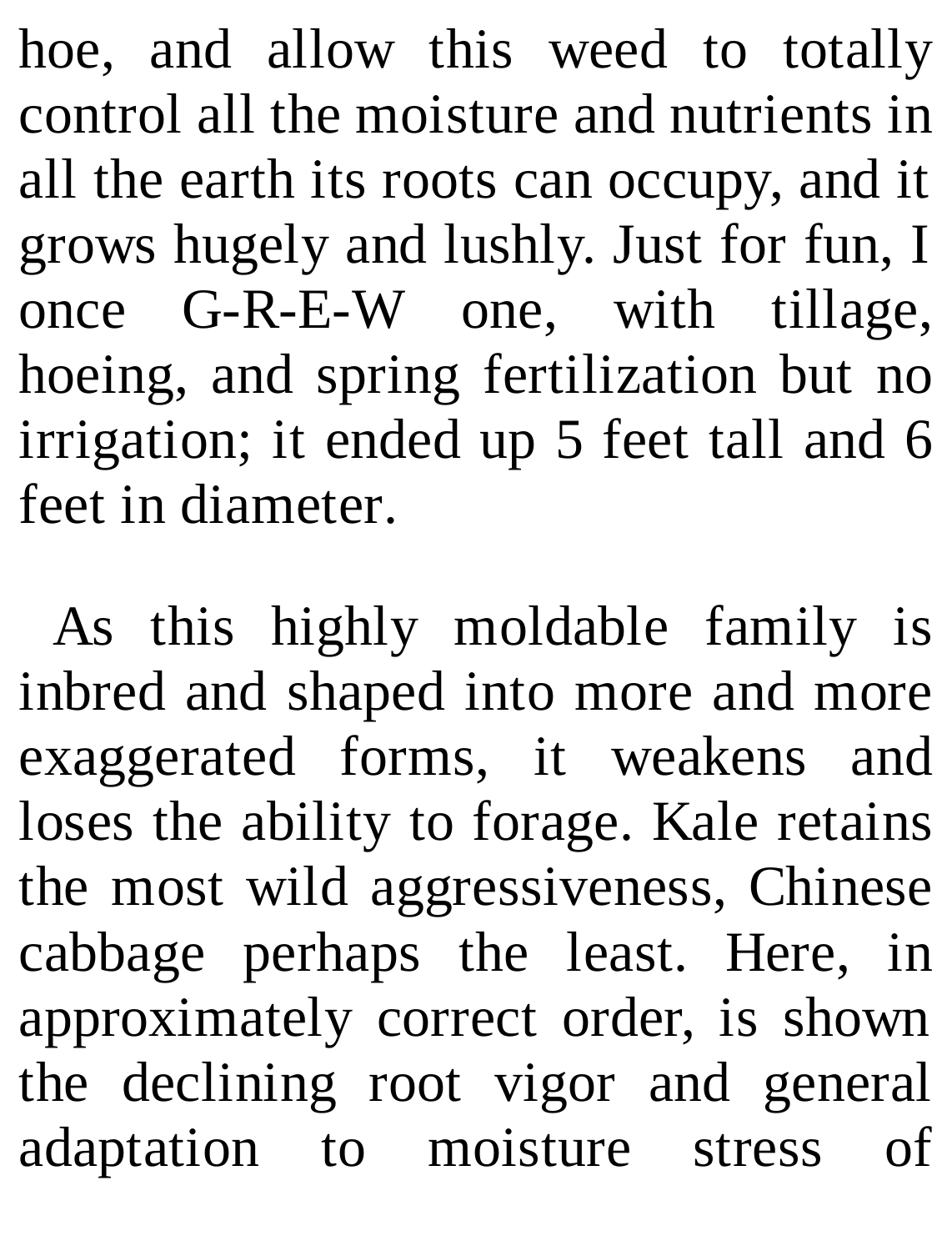hoe, and allow this weed to totally control all the moisture and nutrients in all the earth its roots can occupy, and it grows hugely and lushly. Just for fun, I once G-R-E-W one, with tillage, hoeing, and spring fertilization but no irrigation; it ended up 5 feet tall and 6 feet in diameter.

As this highly moldable family is inbred and shaped into more and more exaggerated forms, it weakens and loses the ability to forage. Kale retains the most wild aggressiveness, Chinese cabbage perhaps the least. Here, in approximately correct order, is shown the declining root vigor and general adaptation to moisture stress of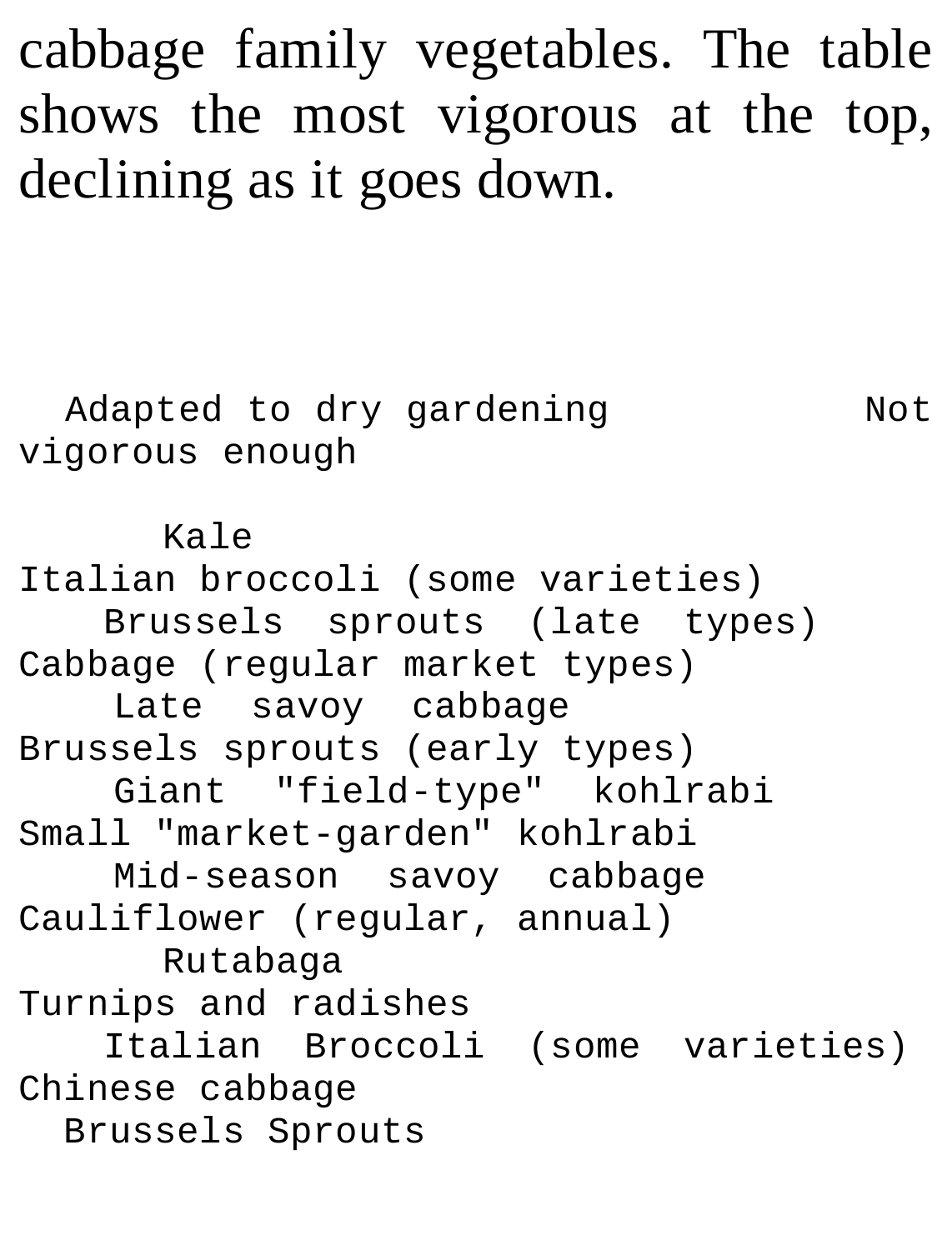cabbage family vegetables. The table shows the most vigorous at the top, declining as it goes down.

| Adapted to dry gardening | Not vigorous enough |
|---|---|
| Kale | Italian broccoli (some varieties) |
| Brussels sprouts (late types) | Cabbage (regular market types) |
| Late savoy cabbage | Brussels sprouts (early types) |
| Giant "field-type" kohlrabi | Small "market-garden" kohlrabi |
| Mid-season savoy cabbage | Cauliflower (regular, annual) |
| Rutabaga | Turnips and radishes |
| Italian Broccoli (some varieties) | Chinese cabbage |
| Brussels Sprouts | |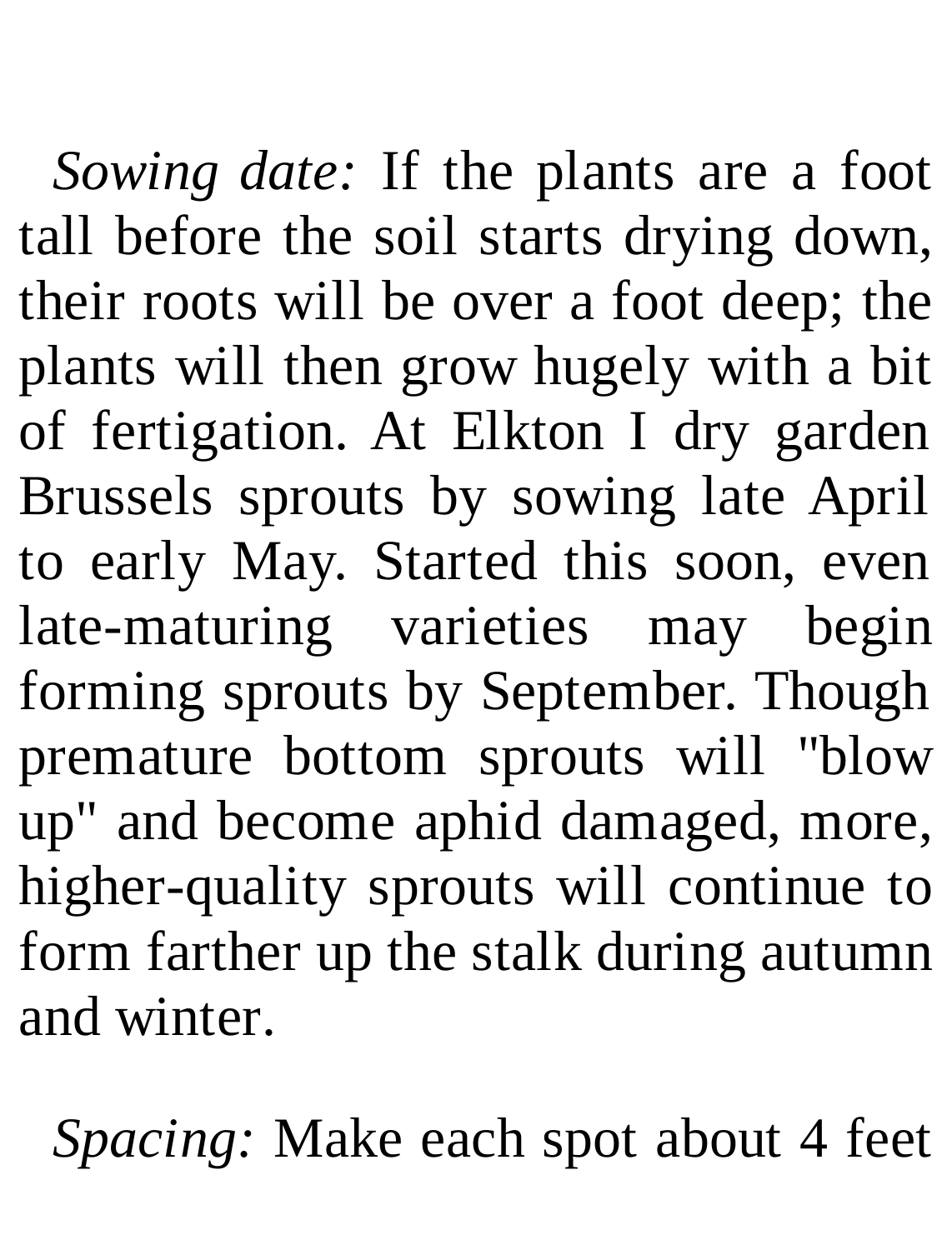*Sowing date:* If the plants are a foot tall before the soil starts drying down, their roots will be over a foot deep; the plants will then grow hugely with a bit of fertigation. At Elkton I dry garden Brussels sprouts by sowing late April to early May. Started this soon, even late-maturing varieties may begin forming sprouts by September. Though premature bottom sprouts will "blow up" and become aphid damaged, more, higher-quality sprouts will continue to form farther up the stalk during autumn and winter.

*Spacing:* Make each spot about 4 feet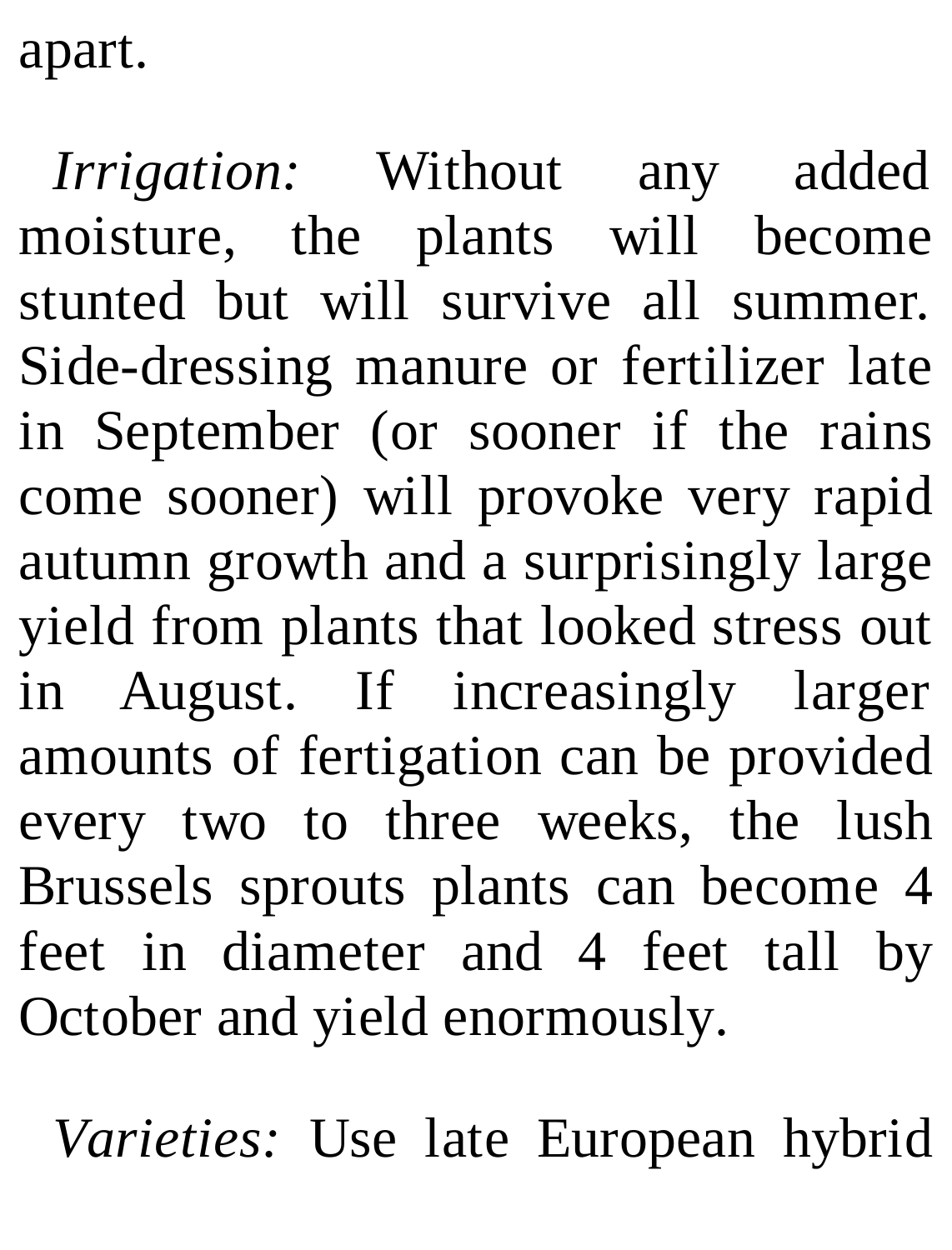apart.

*Irrigation:* Without any added moisture, the plants will become stunted but will survive all summer. Side-dressing manure or fertilizer late in September (or sooner if the rains come sooner) will provoke very rapid autumn growth and a surprisingly large yield from plants that looked stress out in August. If increasingly larger amounts of fertigation can be provided every two to three weeks, the lush Brussels sprouts plants can become 4 feet in diameter and 4 feet tall by October and yield enormously.

*Varieties:* Use late European hybrid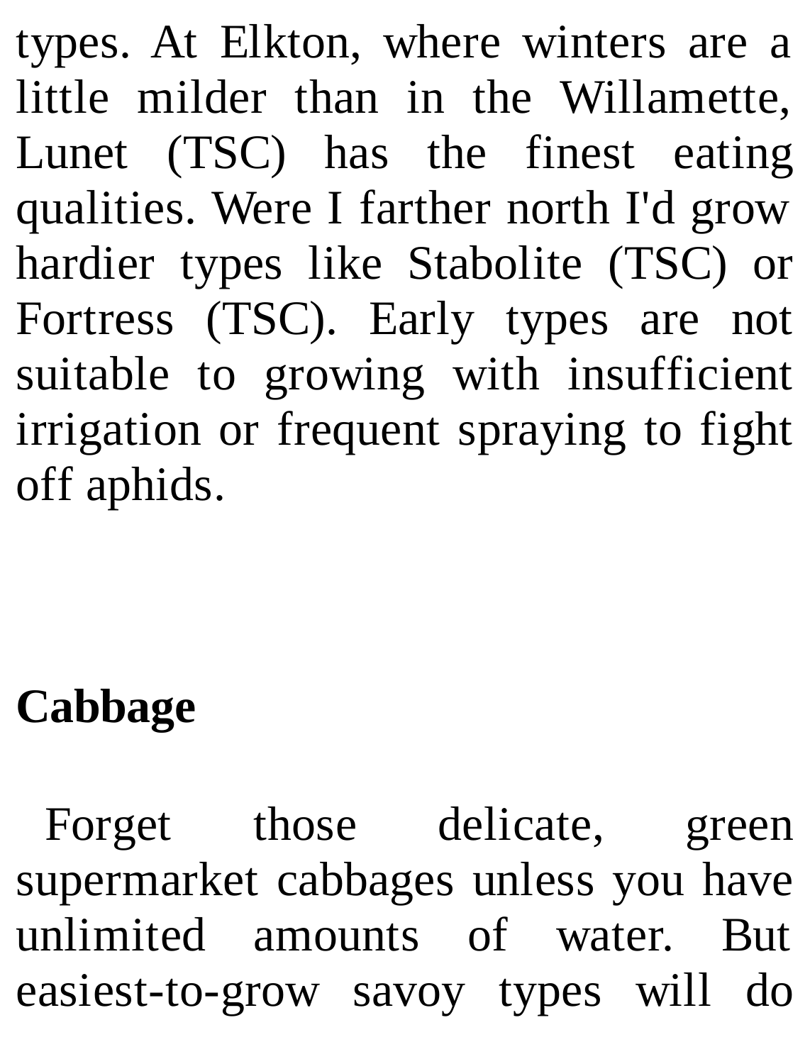types. At Elkton, where winters are a little milder than in the Willamette, Lunet (TSC) has the finest eating qualities. Were I farther north I'd grow hardier types like Stabolite (TSC) or Fortress (TSC). Early types are not suitable to growing with insufficient irrigation or frequent spraying to fight off aphids.

## Cabbage

Forget those delicate, green supermarket cabbages unless you have unlimited amounts of water. But easiest-to-grow savoy types will do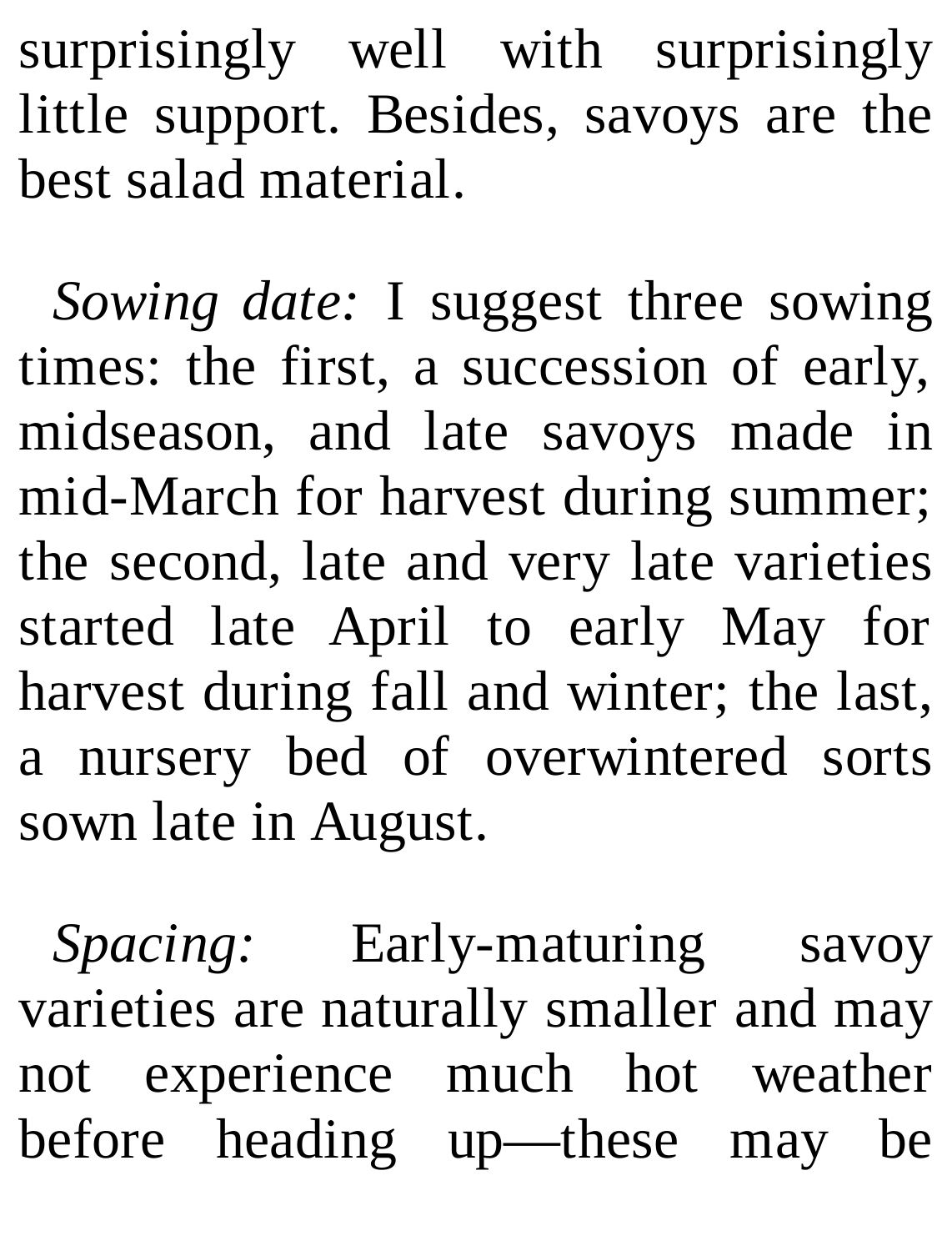surprisingly well with surprisingly little support. Besides, savoys are the best salad material.

*Sowing date:* I suggest three sowing times: the first, a succession of early, midseason, and late savoys made in mid-March for harvest during summer; the second, late and very late varieties started late April to early May for harvest during fall and winter; the last, a nursery bed of overwintered sorts sown late in August.

*Spacing:* Early-maturing savoy varieties are naturally smaller and may not experience much hot weather before heading up—these may be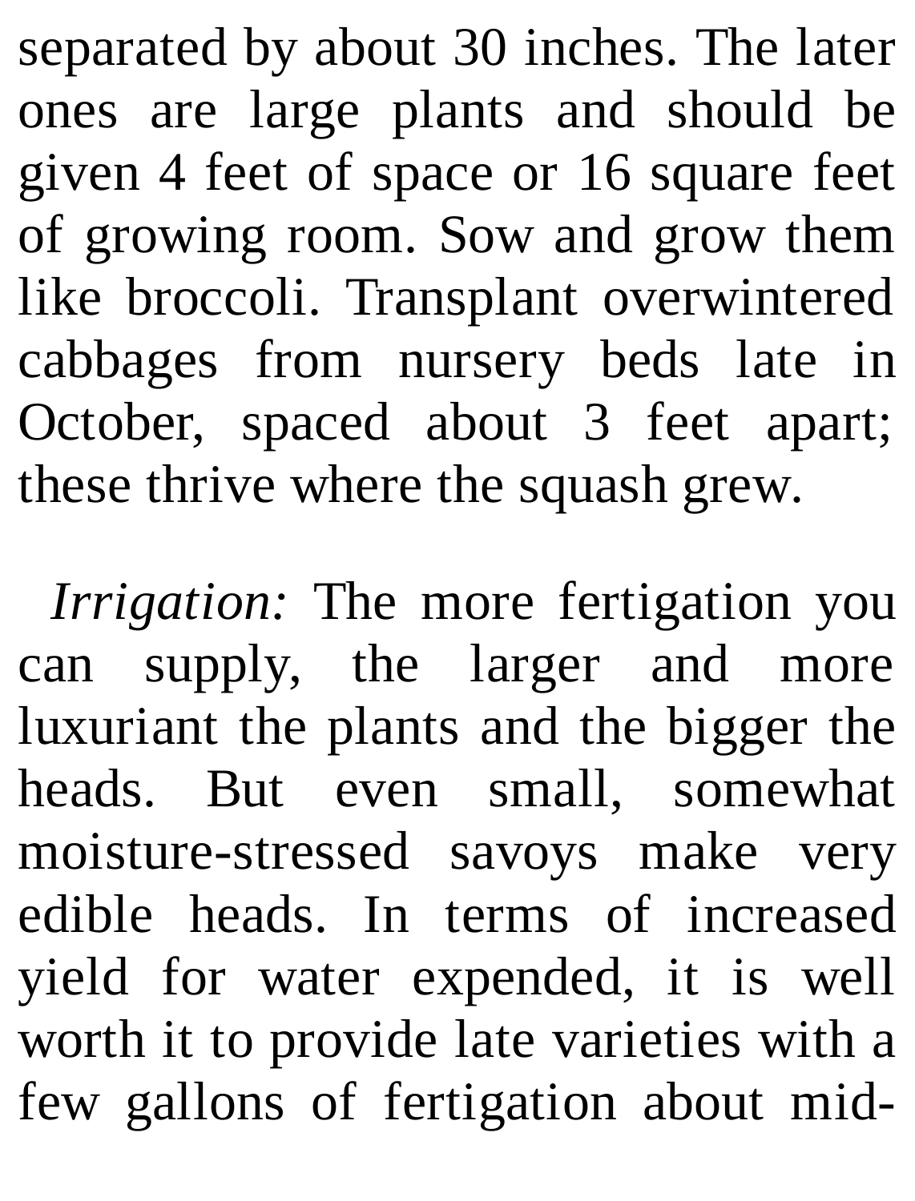separated by about 30 inches. The later ones are large plants and should be given 4 feet of space or 16 square feet of growing room. Sow and grow them like broccoli. Transplant overwintered cabbages from nursery beds late in October, spaced about 3 feet apart; these thrive where the squash grew.

*Irrigation:* The more fertigation you can supply, the larger and more luxuriant the plants and the bigger the heads. But even small, somewhat moisture-stressed savoys make very edible heads. In terms of increased yield for water expended, it is well worth it to provide late varieties with a few gallons of fertigation about mid-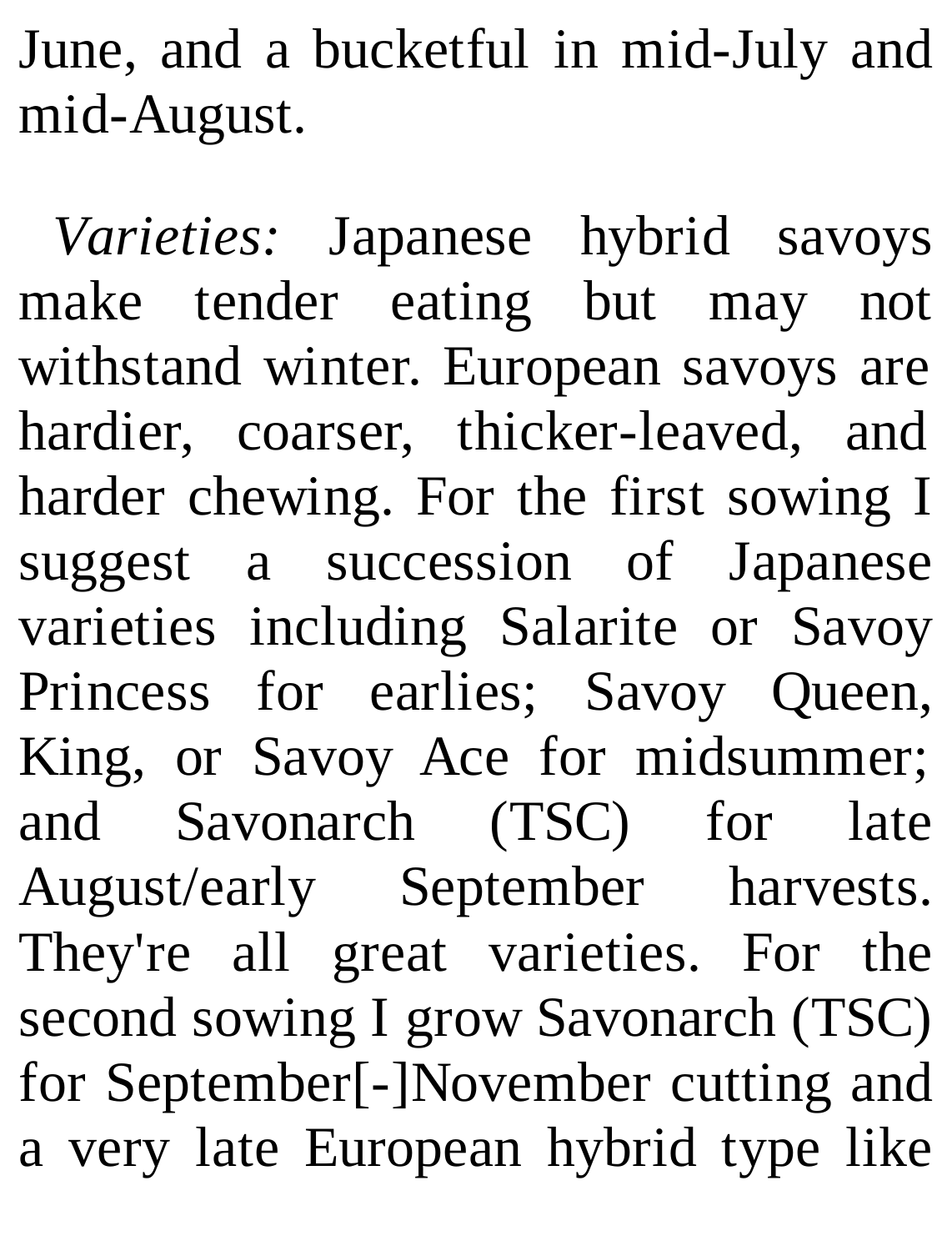June, and a bucketful in mid-July and mid-August.

*Varieties:* Japanese hybrid savoys make tender eating but may not withstand winter. European savoys are hardier, coarser, thicker-leaved, and harder chewing. For the first sowing I suggest a succession of Japanese varieties including Salarite or Savoy Princess for earlies; Savoy Queen, King, or Savoy Ace for midsummer; and Savonarch (TSC) for late August/early September harvests. They're all great varieties. For the second sowing I grow Savonarch (TSC) for September[-]November cutting and a very late European hybrid type like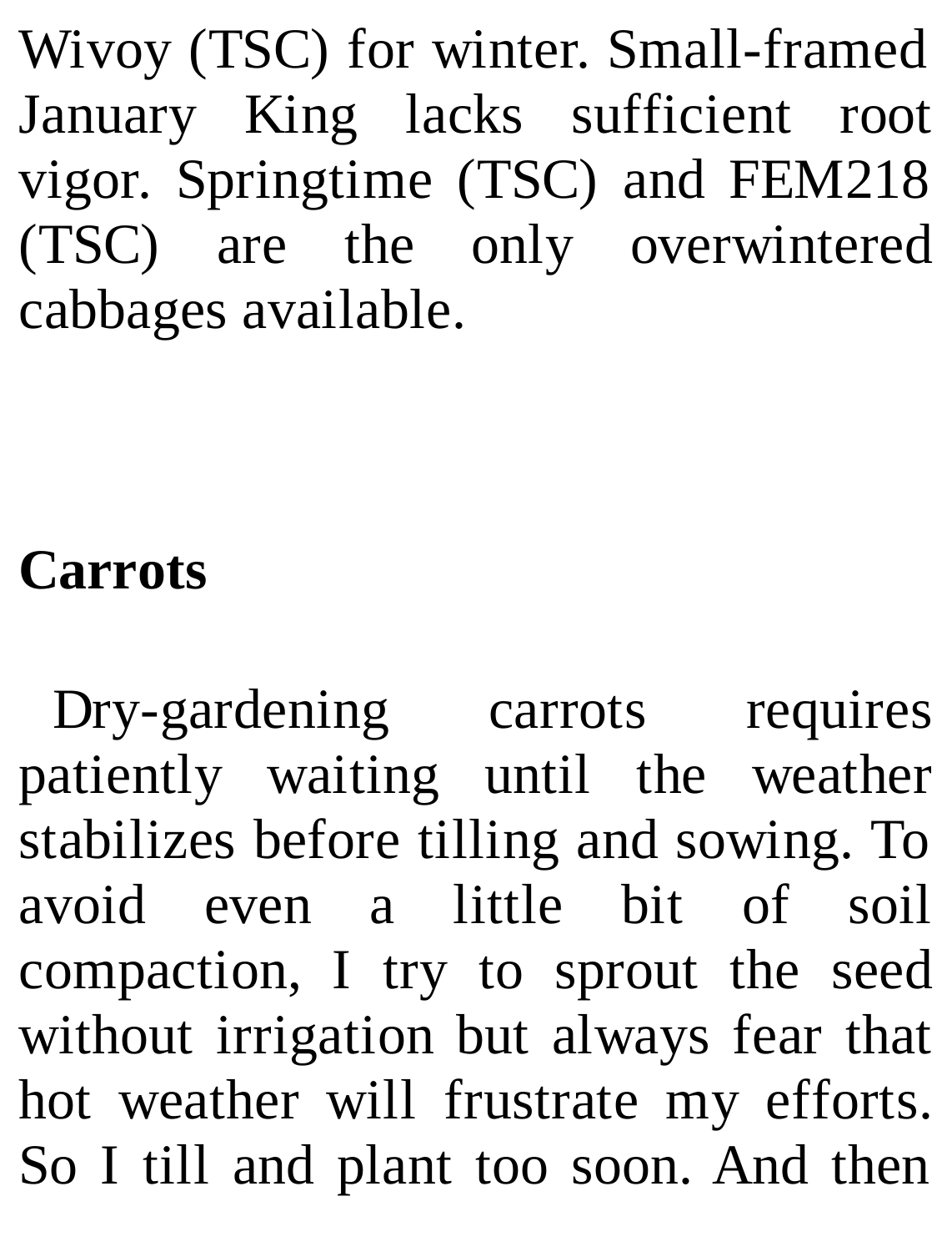Wivoy (TSC) for winter. Small-framed January King lacks sufficient root vigor. Springtime (TSC) and FEM218 (TSC) are the only overwintered cabbages available.

**Carrots**

Dry-gardening carrots requires patiently waiting until the weather stabilizes before tilling and sowing. To avoid even a little bit of soil compaction, I try to sprout the seed without irrigation but always fear that hot weather will frustrate my efforts. So I till and plant too soon. And then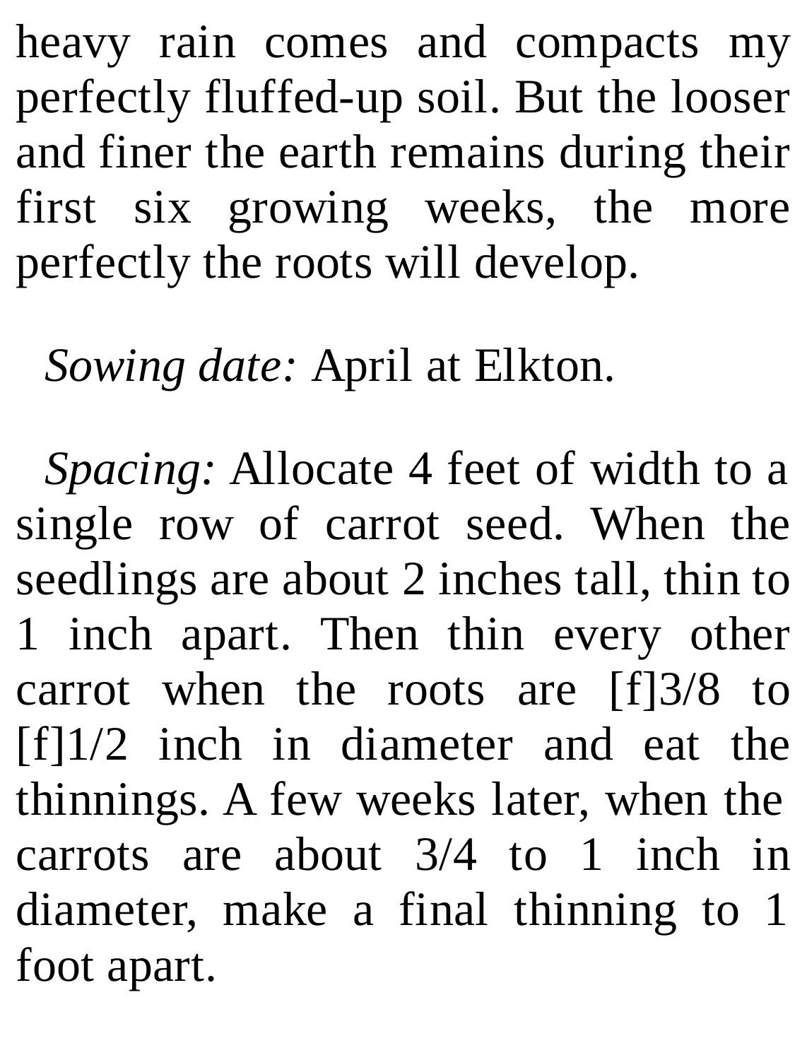heavy rain comes and compacts my perfectly fluffed-up soil. But the looser and finer the earth remains during their first six growing weeks, the more perfectly the roots will develop.

*Sowing date:* April at Elkton.

*Spacing:* Allocate 4 feet of width to a single row of carrot seed. When the seedlings are about 2 inches tall, thin to 1 inch apart. Then thin every other carrot when the roots are [f]3/8 to [f]1/2 inch in diameter and eat the thinnings. A few weeks later, when the carrots are about 3/4 to 1 inch in diameter, make a final thinning to 1 foot apart.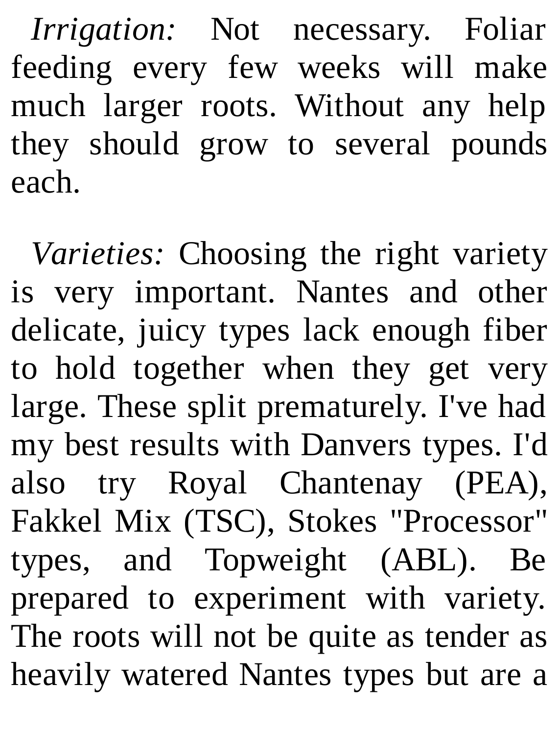*Irrigation:* Not necessary. Foliar feeding every few weeks will make much larger roots. Without any help they should grow to several pounds each.

*Varieties:* Choosing the right variety is very important. Nantes and other delicate, juicy types lack enough fiber to hold together when they get very large. These split prematurely. I've had my best results with Danvers types. I'd also try Royal Chantenay (PEA), Fakkel Mix (TSC), Stokes "Processor" types, and Topweight (ABL). Be prepared to experiment with variety. The roots will not be quite as tender as heavily watered Nantes types but are a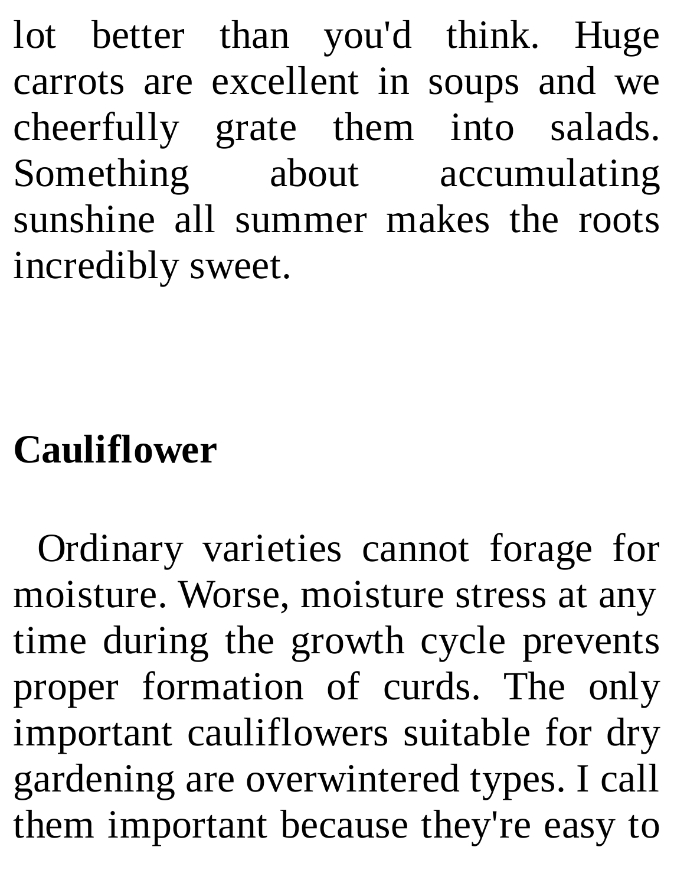lot better than you'd think. Huge carrots are excellent in soups and we cheerfully grate them into salads. Something about accumulating sunshine all summer makes the roots incredibly sweet.

**Cauliflower**

Ordinary varieties cannot forage for moisture. Worse, moisture stress at any time during the growth cycle prevents proper formation of curds. The only important cauliflowers suitable for dry gardening are overwintered types. I call them important because they're easy to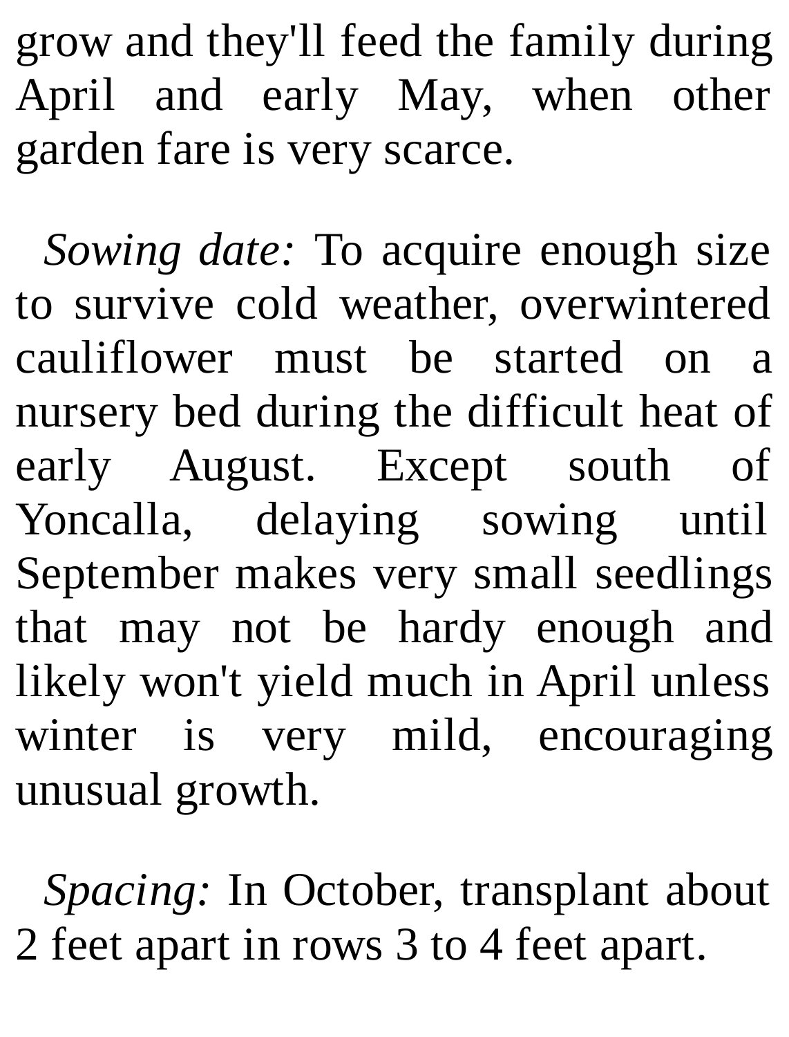grow and they'll feed the family during April and early May, when other garden fare is very scarce.

*Sowing date:* To acquire enough size to survive cold weather, overwintered cauliflower must be started on a nursery bed during the difficult heat of early August. Except south of Yoncalla, delaying sowing until September makes very small seedlings that may not be hardy enough and likely won't yield much in April unless winter is very mild, encouraging unusual growth.

*Spacing:* In October, transplant about 2 feet apart in rows 3 to 4 feet apart.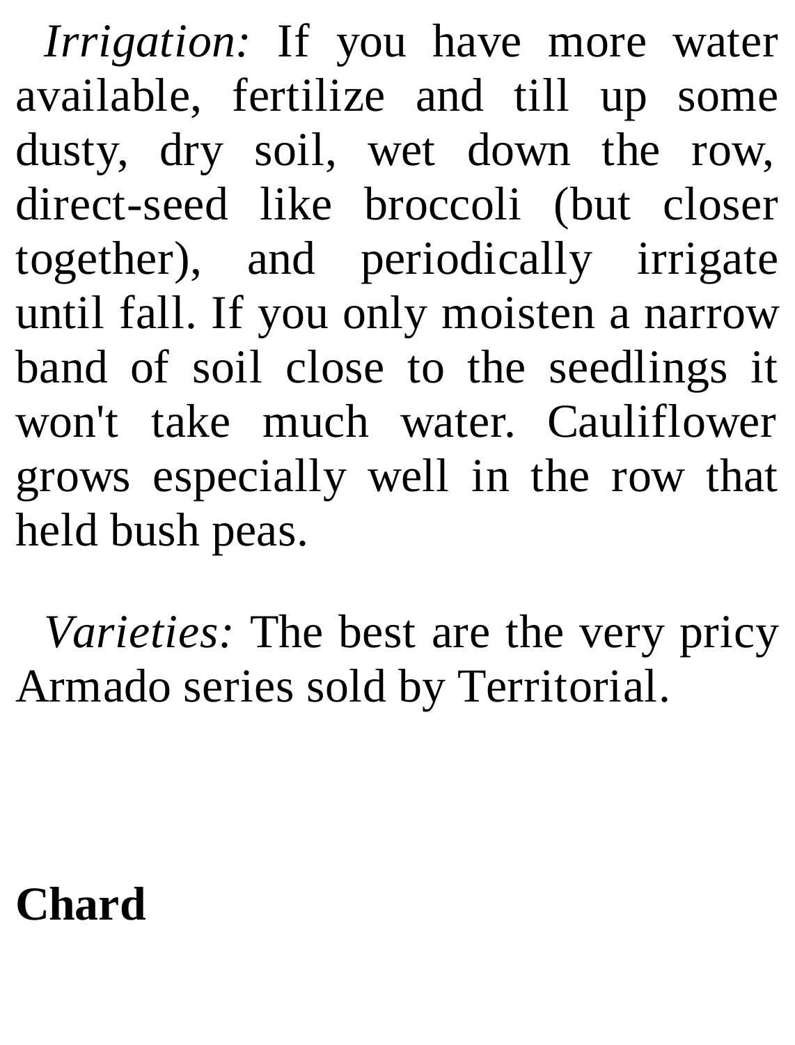*Irrigation:* If you have more water available, fertilize and till up some dusty, dry soil, wet down the row, direct-seed like broccoli (but closer together), and periodically irrigate until fall. If you only moisten a narrow band of soil close to the seedlings it won't take much water. Cauliflower grows especially well in the row that held bush peas.

*Varieties:* The best are the very pricy Armado series sold by Territorial.

## Chard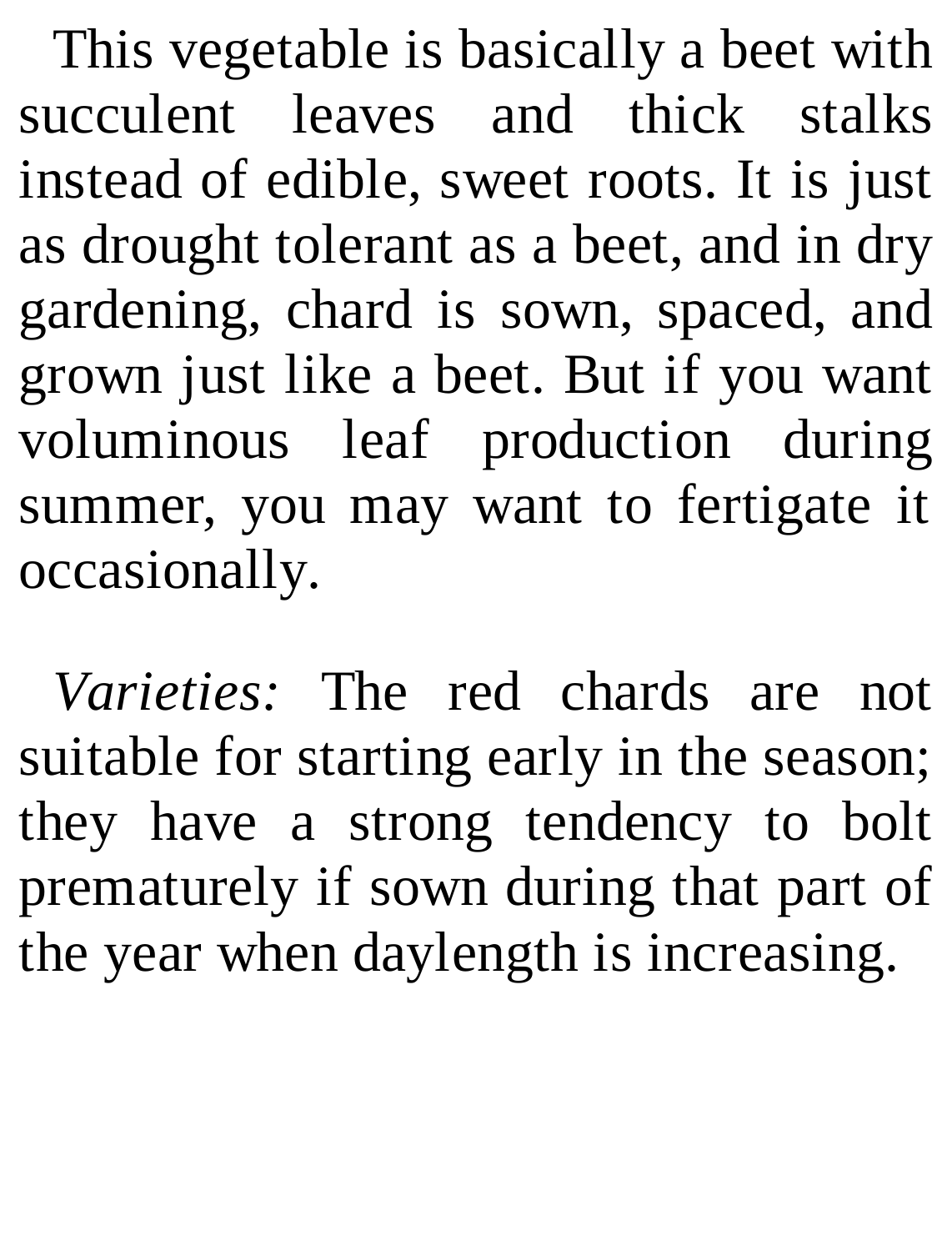This vegetable is basically a beet with succulent leaves and thick stalks instead of edible, sweet roots. It is just as drought tolerant as a beet, and in dry gardening, chard is sown, spaced, and grown just like a beet. But if you want voluminous leaf production during summer, you may want to fertigate it occasionally.

*Varieties:* The red chards are not suitable for starting early in the season; they have a strong tendency to bolt prematurely if sown during that part of the year when daylength is increasing.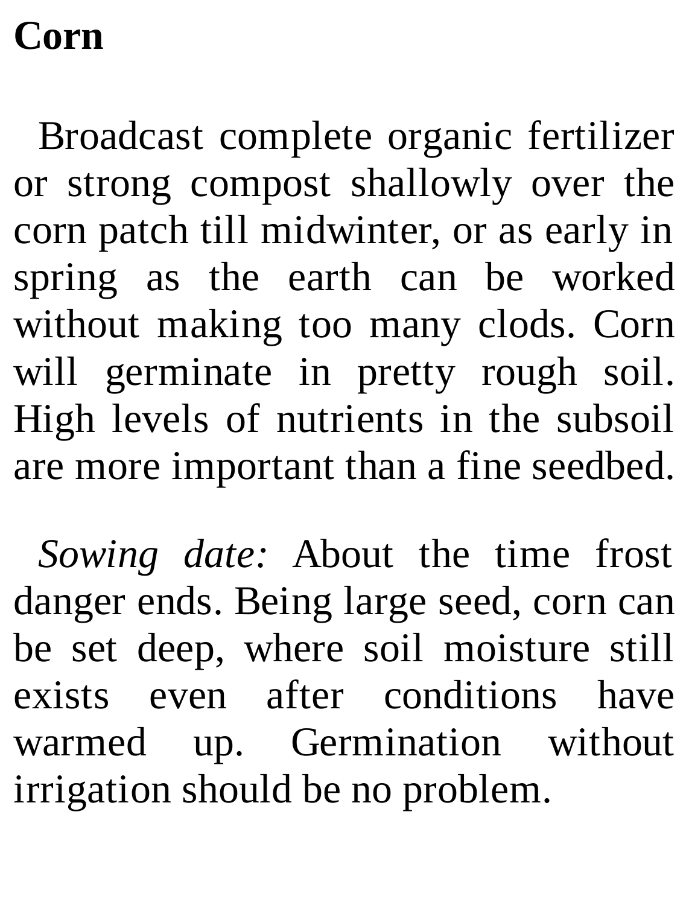## Corn

Broadcast complete organic fertilizer or strong compost shallowly over the corn patch till midwinter, or as early in spring as the earth can be worked without making too many clods. Corn will germinate in pretty rough soil. High levels of nutrients in the subsoil are more important than a fine seedbed.

*Sowing date:* About the time frost danger ends. Being large seed, corn can be set deep, where soil moisture still exists even after conditions have warmed up. Germination without irrigation should be no problem.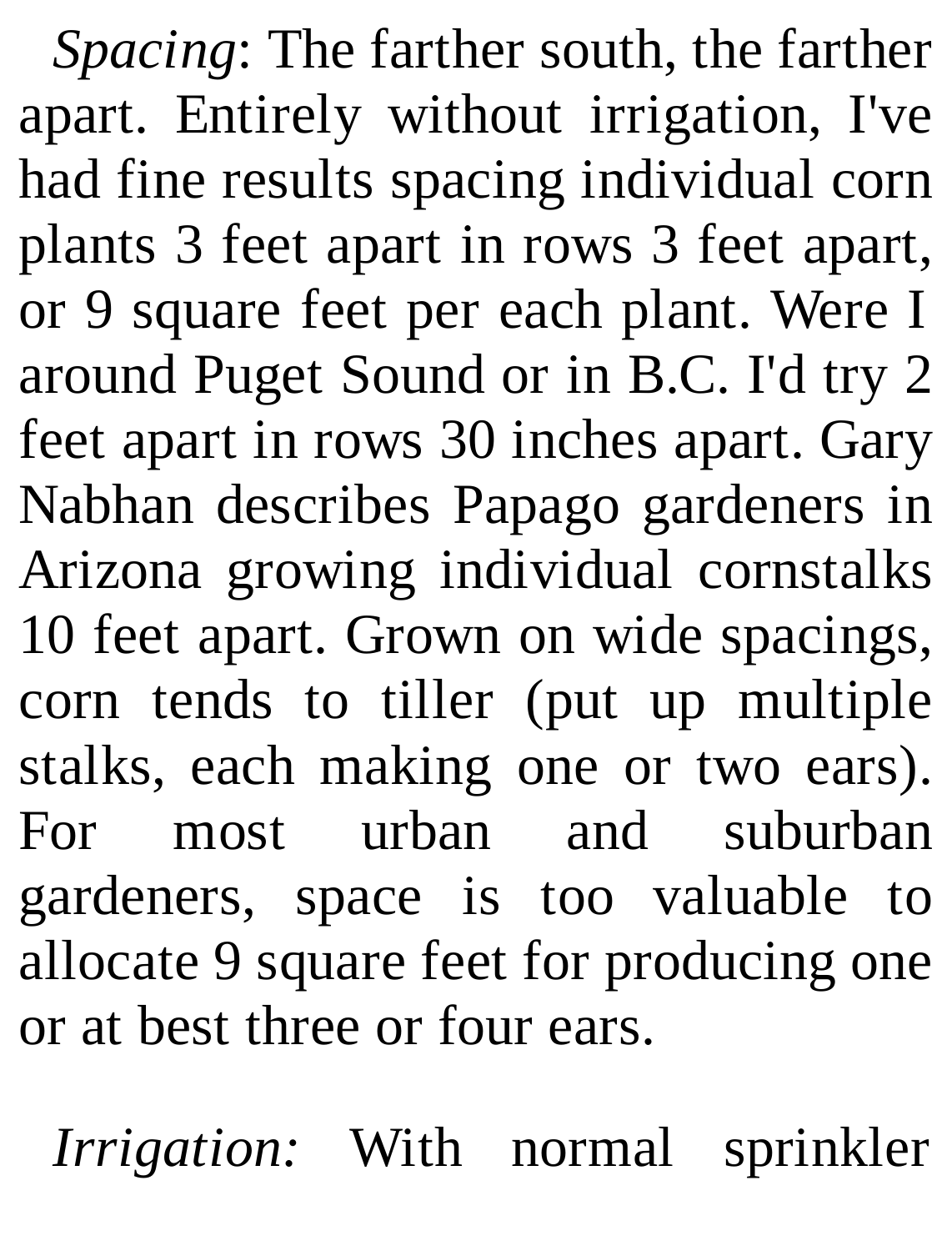*Spacing*: The farther south, the farther apart. Entirely without irrigation, I've had fine results spacing individual corn plants 3 feet apart in rows 3 feet apart, or 9 square feet per each plant. Were I around Puget Sound or in B.C. I'd try 2 feet apart in rows 30 inches apart. Gary Nabhan describes Papago gardeners in Arizona growing individual cornstalks 10 feet apart. Grown on wide spacings, corn tends to tiller (put up multiple stalks, each making one or two ears). For most urban and suburban gardeners, space is too valuable to allocate 9 square feet for producing one or at best three or four ears.

*Irrigation:* With normal sprinkler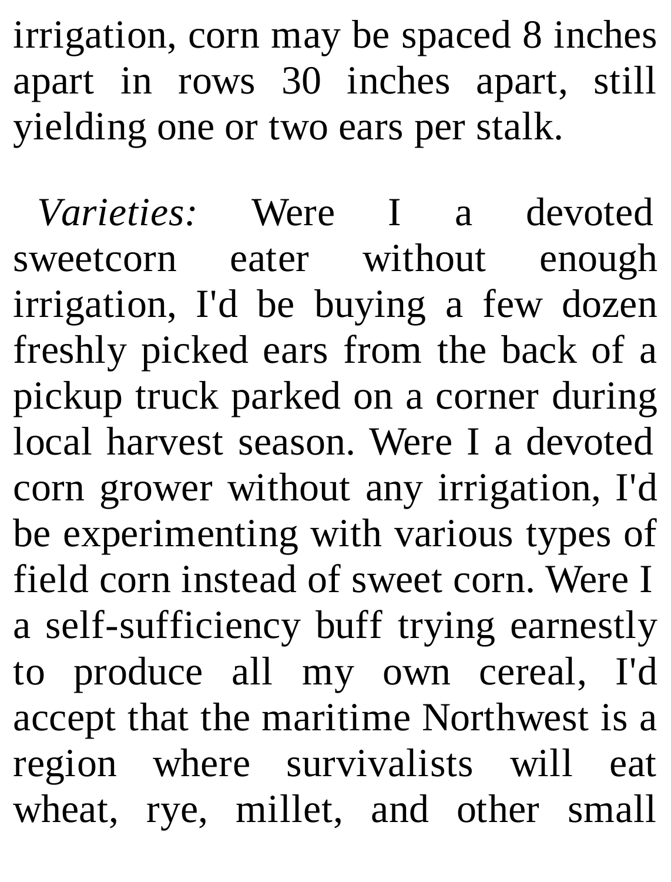irrigation, corn may be spaced 8 inches apart in rows 30 inches apart, still yielding one or two ears per stalk.

*Varieties:* Were I a devoted sweetcorn eater without enough irrigation, I'd be buying a few dozen freshly picked ears from the back of a pickup truck parked on a corner during local harvest season. Were I a devoted corn grower without any irrigation, I'd be experimenting with various types of field corn instead of sweet corn. Were I a self-sufficiency buff trying earnestly to produce all my own cereal, I'd accept that the maritime Northwest is a region where survivalists will eat wheat, rye, millet, and other small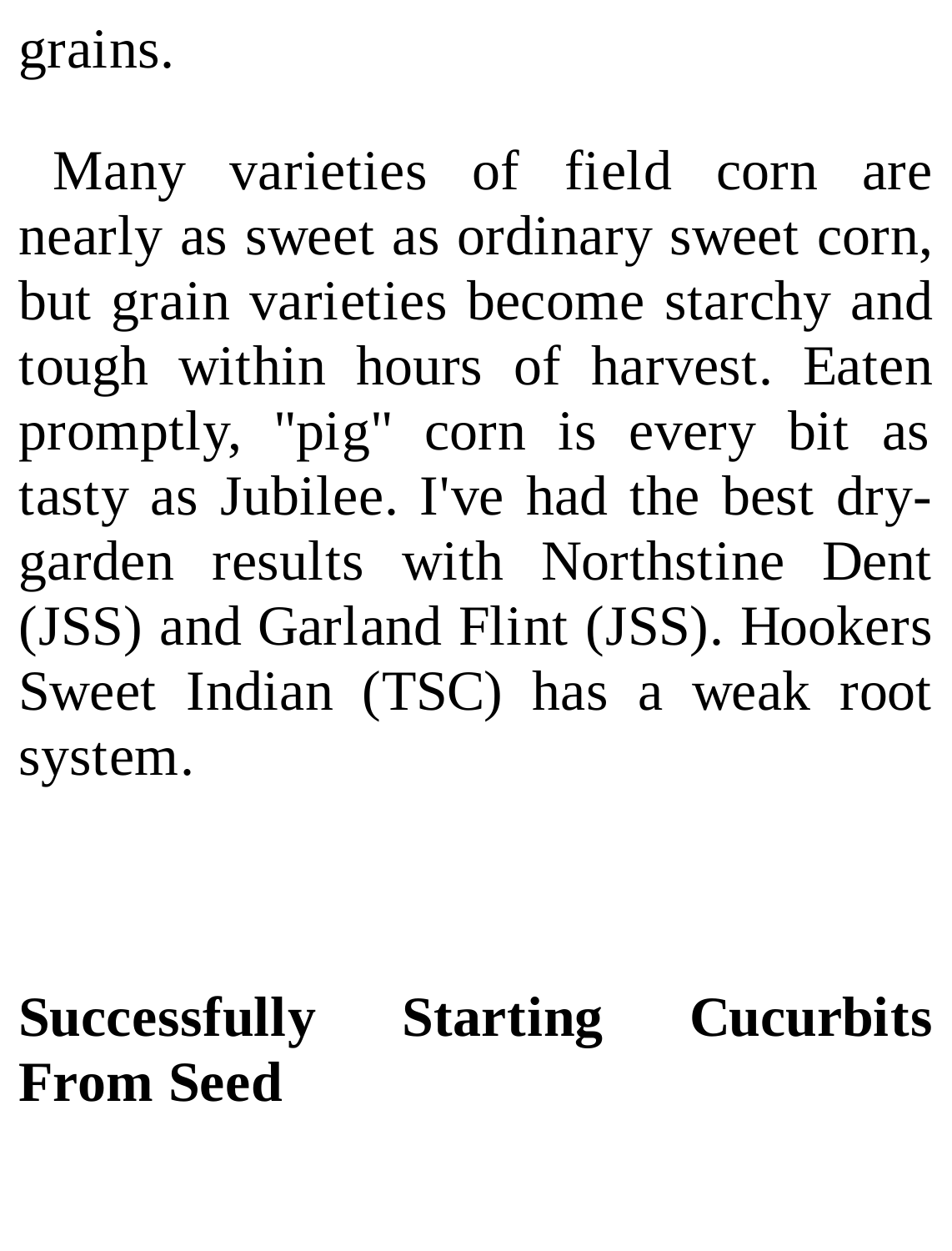grains.

Many varieties of field corn are nearly as sweet as ordinary sweet corn, but grain varieties become starchy and tough within hours of harvest. Eaten promptly, "pig" corn is every bit as tasty as Jubilee. I've had the best dry-garden results with Northstine Dent (JSS) and Garland Flint (JSS). Hookers Sweet Indian (TSC) has a weak root system.

## Successfully Starting Cucurbits From Seed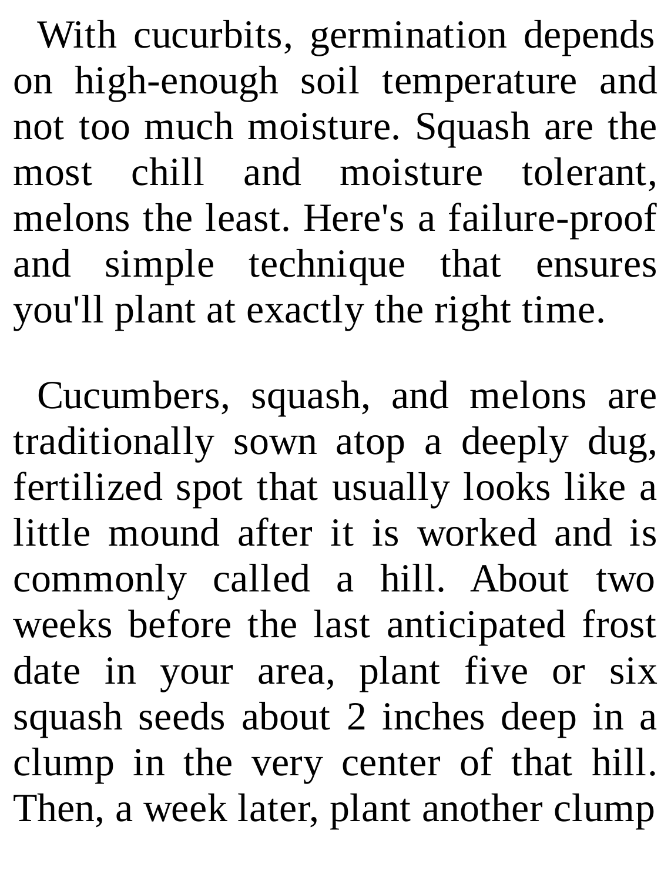With cucurbits, germination depends on high-enough soil temperature and not too much moisture. Squash are the most chill and moisture tolerant, melons the least. Here's a failure-proof and simple technique that ensures you'll plant at exactly the right time.

Cucumbers, squash, and melons are traditionally sown atop a deeply dug, fertilized spot that usually looks like a little mound after it is worked and is commonly called a hill. About two weeks before the last anticipated frost date in your area, plant five or six squash seeds about 2 inches deep in a clump in the very center of that hill. Then, a week later, plant another clump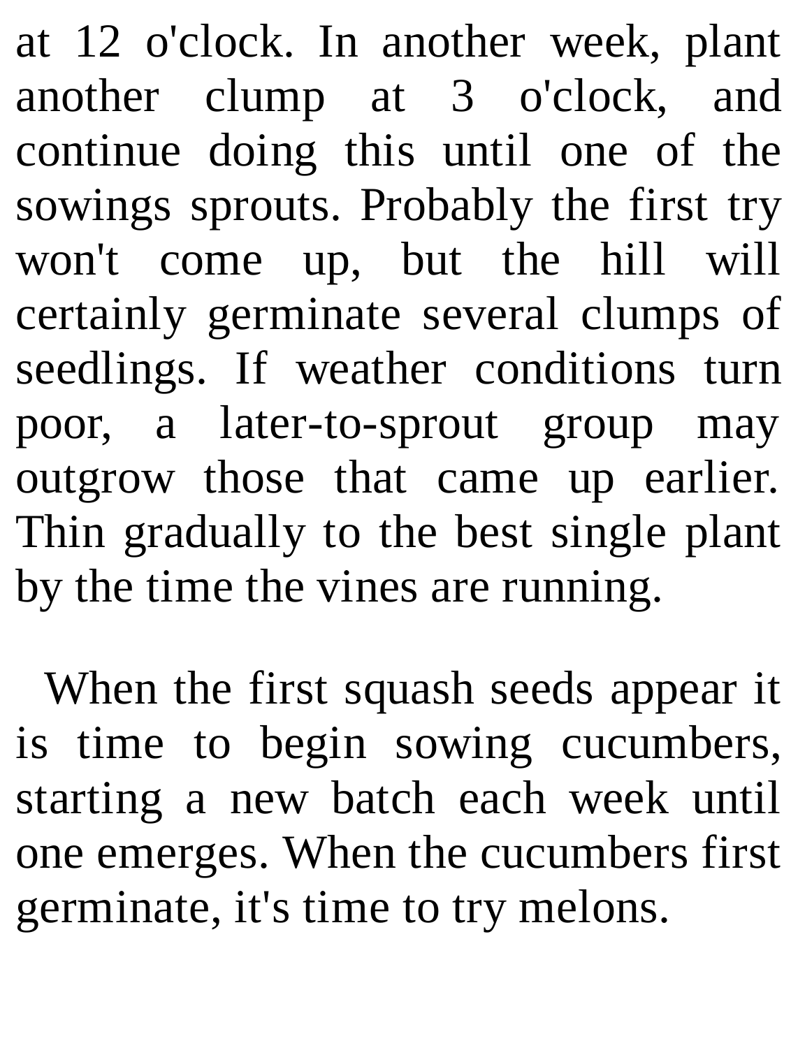at 12 o'clock. In another week, plant another clump at 3 o'clock, and continue doing this until one of the sowings sprouts. Probably the first try won't come up, but the hill will certainly germinate several clumps of seedlings. If weather conditions turn poor, a later-to-sprout group may outgrow those that came up earlier. Thin gradually to the best single plant by the time the vines are running.

When the first squash seeds appear it is time to begin sowing cucumbers, starting a new batch each week until one emerges. When the cucumbers first germinate, it's time to try melons.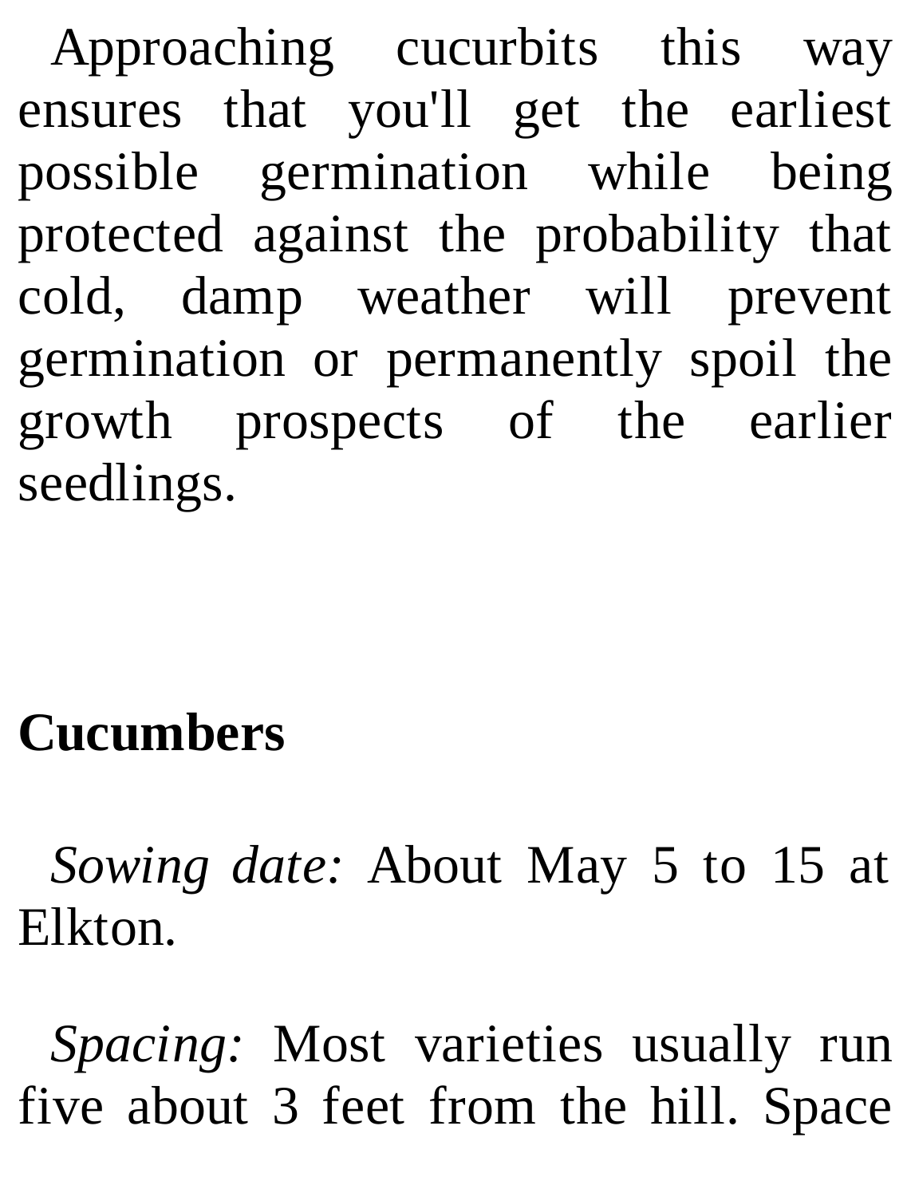Approaching cucurbits this way ensures that you'll get the earliest possible germination while being protected against the probability that cold, damp weather will prevent germination or permanently spoil the growth prospects of the earlier seedlings.

## Cucumbers

*Sowing date:* About May 5 to 15 at Elkton.

*Spacing:* Most varieties usually run five about 3 feet from the hill. Space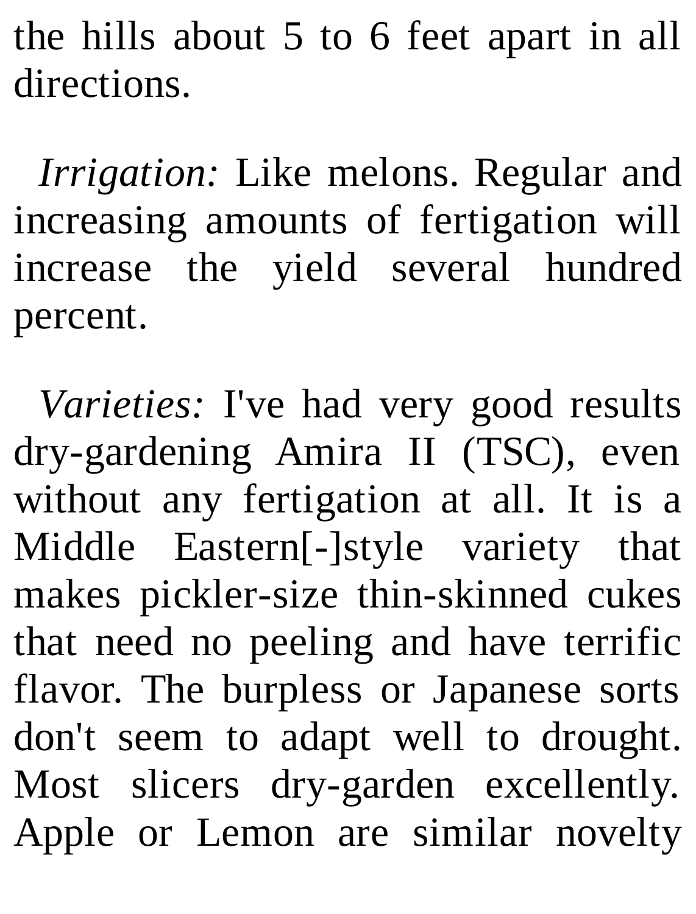the hills about 5 to 6 feet apart in all directions.

*Irrigation:* Like melons. Regular and increasing amounts of fertigation will increase the yield several hundred percent.

*Varieties:* I've had very good results dry-gardening Amira II (TSC), even without any fertigation at all. It is a Middle Eastern[-]style variety that makes pickler-size thin-skinned cukes that need no peeling and have terrific flavor. The burpless or Japanese sorts don't seem to adapt well to drought. Most slicers dry-garden excellently. Apple or Lemon are similar novelty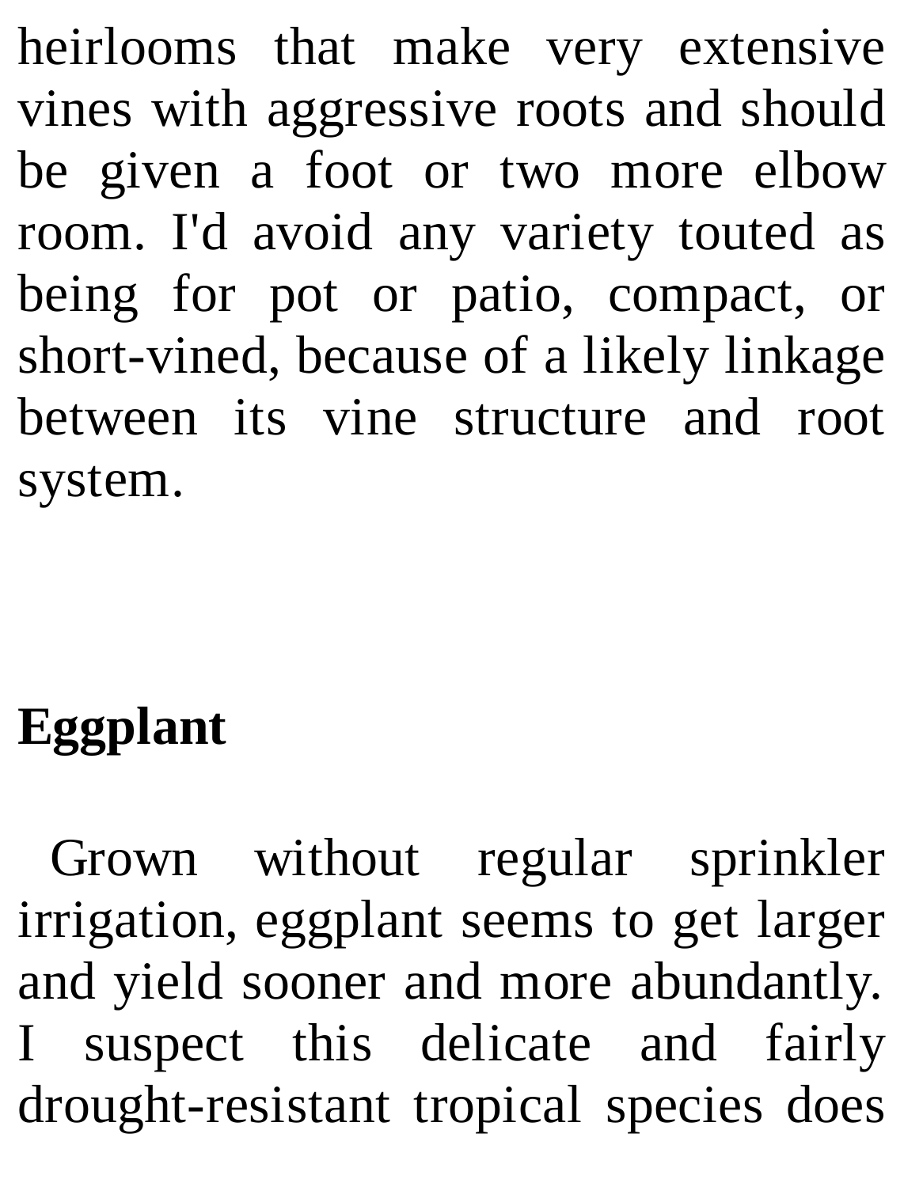heirlooms that make very extensive vines with aggressive roots and should be given a foot or two more elbow room. I'd avoid any variety touted as being for pot or patio, compact, or short-vined, because of a likely linkage between its vine structure and root system.

## Eggplant

Grown without regular sprinkler irrigation, eggplant seems to get larger and yield sooner and more abundantly. I suspect this delicate and fairly drought-resistant tropical species does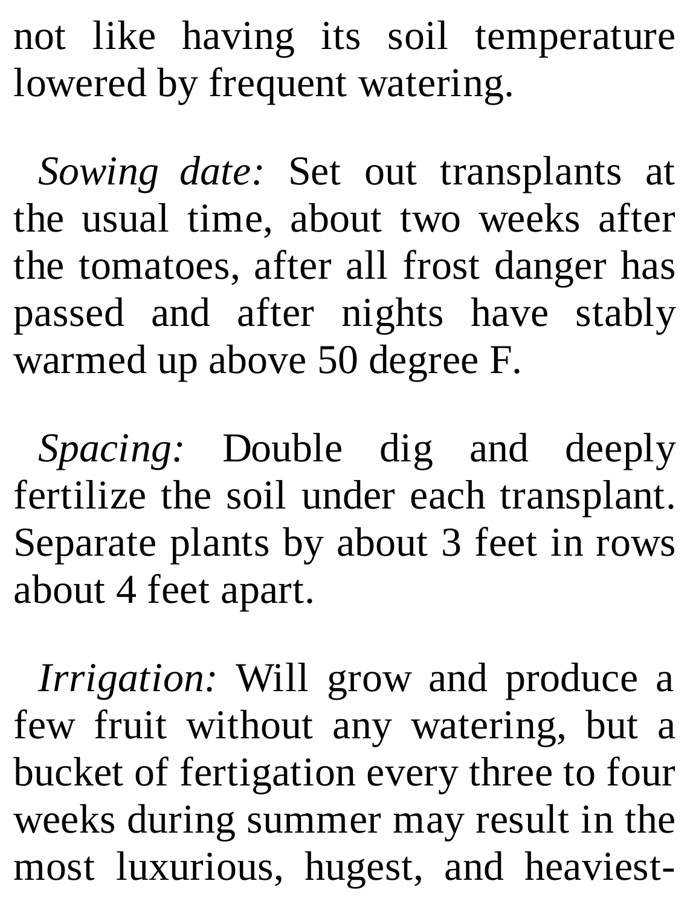not like having its soil temperature lowered by frequent watering.

*Sowing date:* Set out transplants at the usual time, about two weeks after the tomatoes, after all frost danger has passed and after nights have stably warmed up above 50 degree F.

*Spacing:* Double dig and deeply fertilize the soil under each transplant. Separate plants by about 3 feet in rows about 4 feet apart.

*Irrigation:* Will grow and produce a few fruit without any watering, but a bucket of fertigation every three to four weeks during summer may result in the most luxurious, hugest, and heaviest-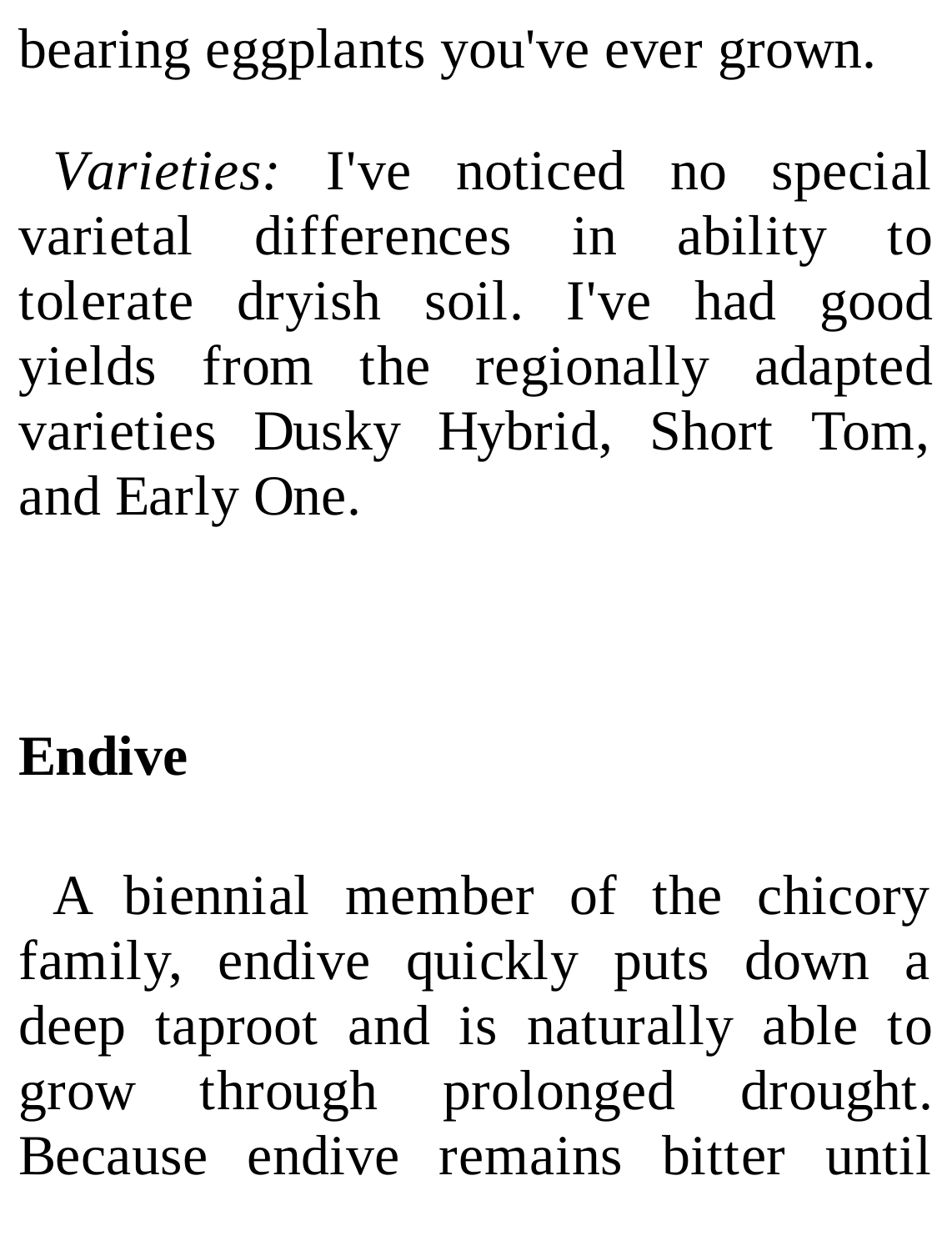bearing eggplants you've ever grown.

*Varieties:* I've noticed no special varietal differences in ability to tolerate dryish soil. I've had good yields from the regionally adapted varieties Dusky Hybrid, Short Tom, and Early One.

## Endive

A biennial member of the chicory family, endive quickly puts down a deep taproot and is naturally able to grow through prolonged drought. Because endive remains bitter until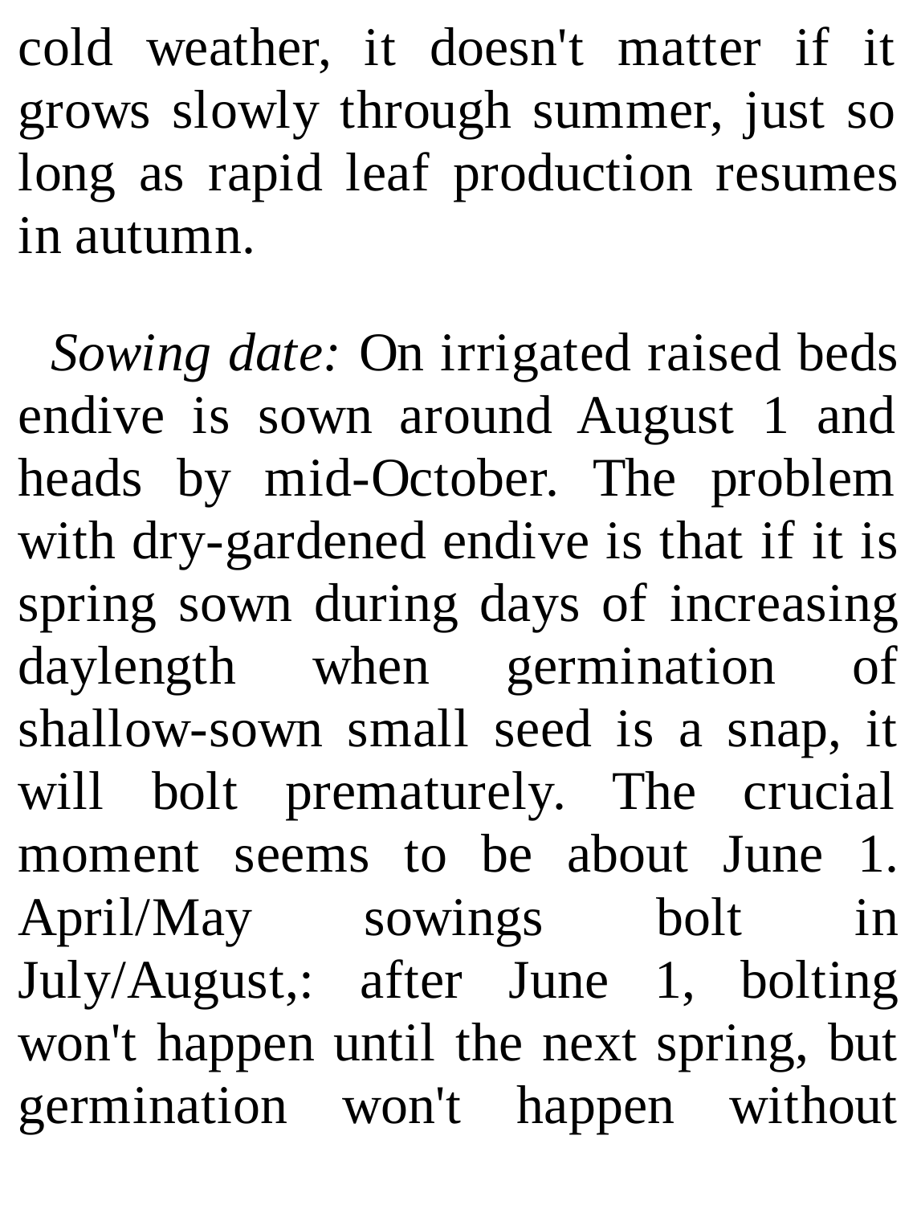cold weather, it doesn't matter if it grows slowly through summer, just so long as rapid leaf production resumes in autumn.

*Sowing date:* On irrigated raised beds endive is sown around August 1 and heads by mid-October. The problem with dry-gardened endive is that if it is spring sown during days of increasing daylength when germination of shallow-sown small seed is a snap, it will bolt prematurely. The crucial moment seems to be about June 1. April/May sowings bolt in July/August,: after June 1, bolting won't happen until the next spring, but germination won't happen without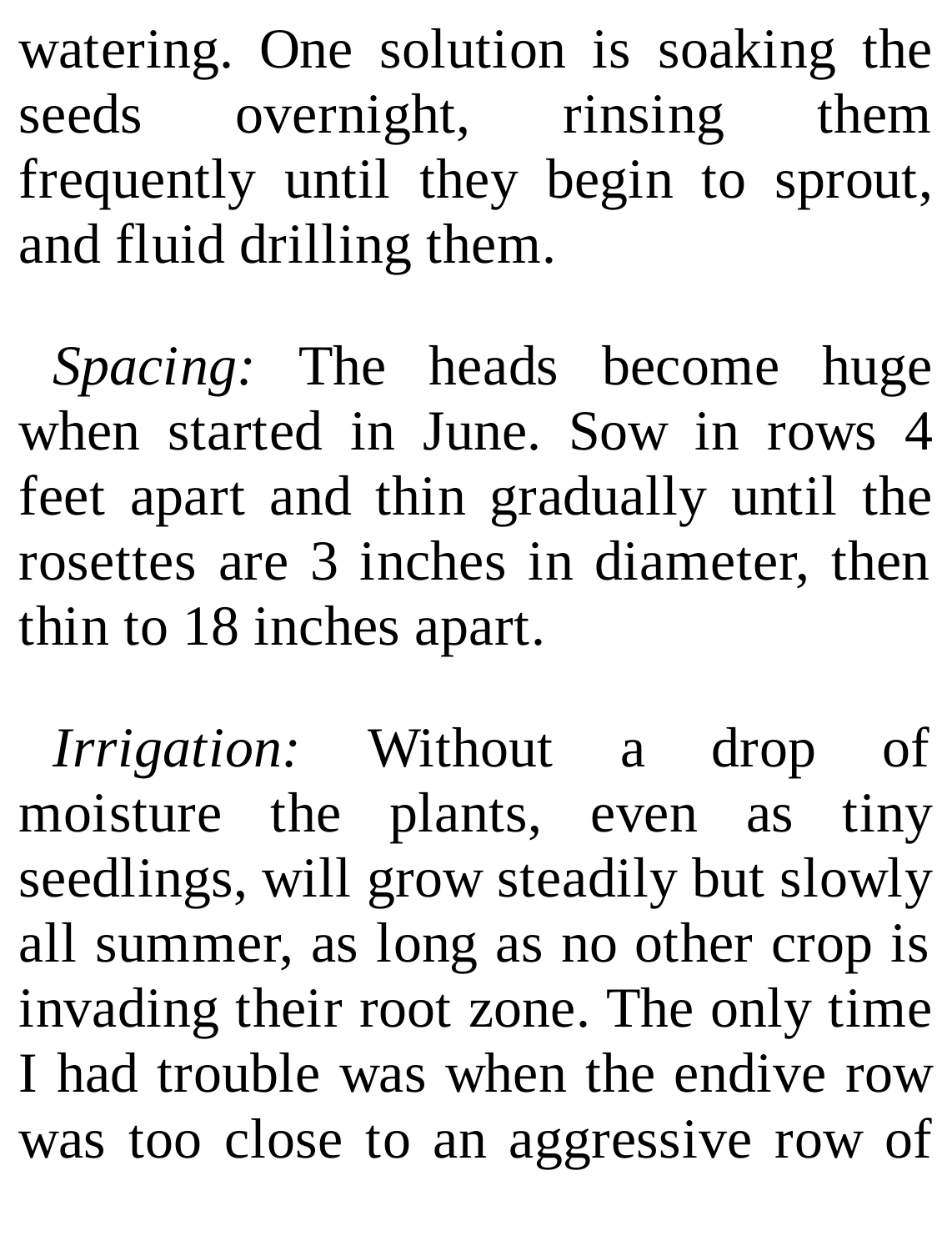watering. One solution is soaking the seeds overnight, rinsing them frequently until they begin to sprout, and fluid drilling them.

*Spacing:* The heads become huge when started in June. Sow in rows 4 feet apart and thin gradually until the rosettes are 3 inches in diameter, then thin to 18 inches apart.

*Irrigation:* Without a drop of moisture the plants, even as tiny seedlings, will grow steadily but slowly all summer, as long as no other crop is invading their root zone. The only time I had trouble was when the endive row was too close to an aggressive row of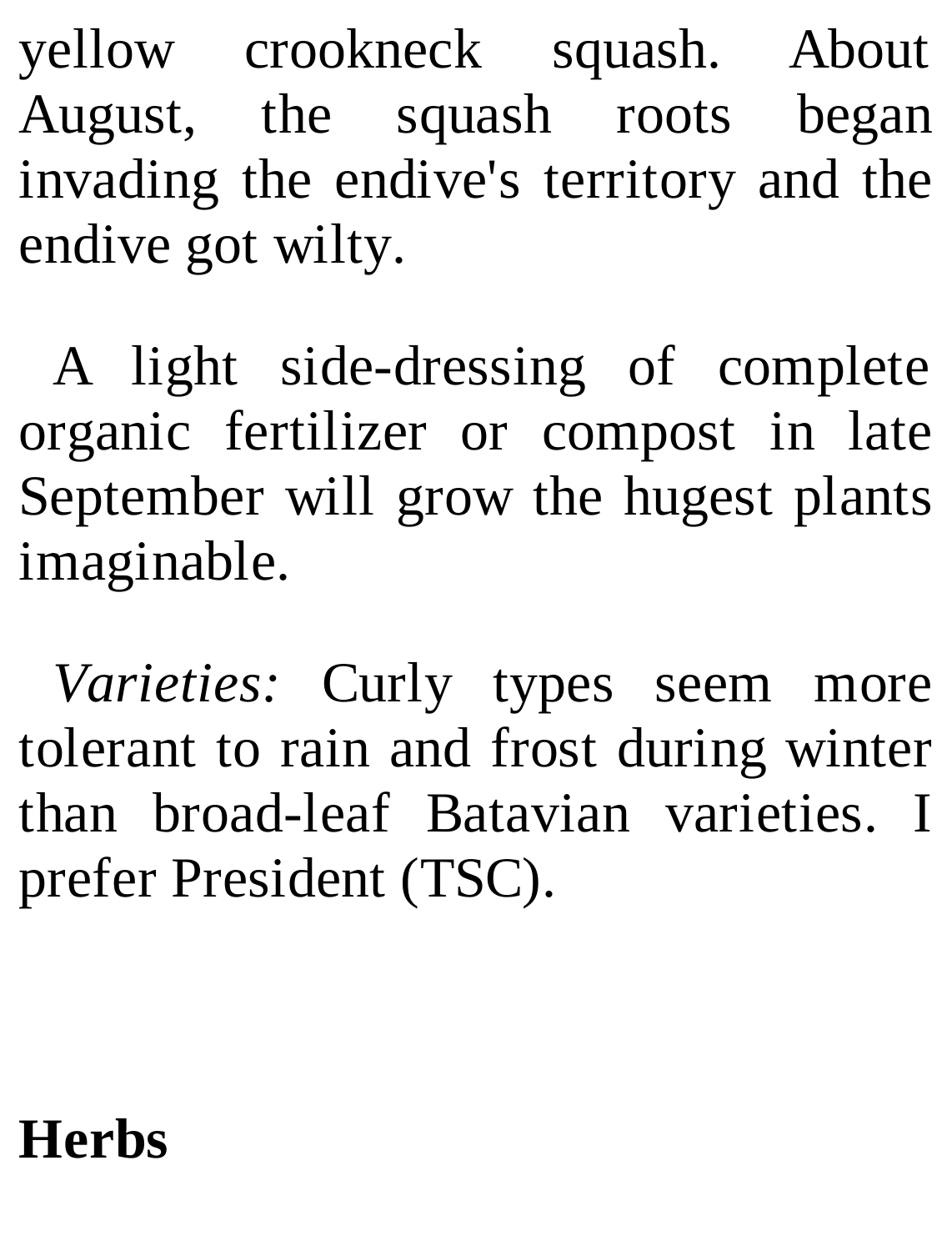yellow crookneck squash. About August, the squash roots began invading the endive's territory and the endive got wilty.

A light side-dressing of complete organic fertilizer or compost in late September will grow the hugest plants imaginable.

*Varieties:* Curly types seem more tolerant to rain and frost during winter than broad-leaf Batavian varieties. I prefer President (TSC).

## Herbs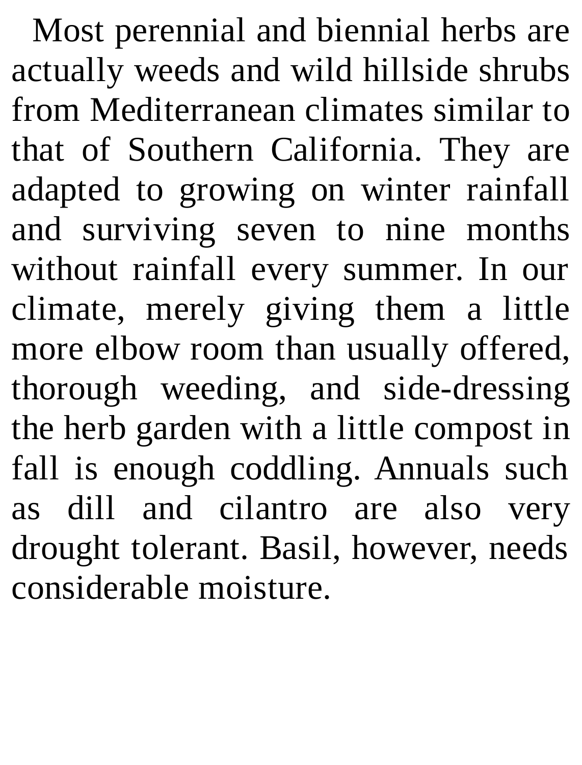Most perennial and biennial herbs are actually weeds and wild hillside shrubs from Mediterranean climates similar to that of Southern California. They are adapted to growing on winter rainfall and surviving seven to nine months without rainfall every summer. In our climate, merely giving them a little more elbow room than usually offered, thorough weeding, and side-dressing the herb garden with a little compost in fall is enough coddling. Annuals such as dill and cilantro are also very drought tolerant. Basil, however, needs considerable moisture.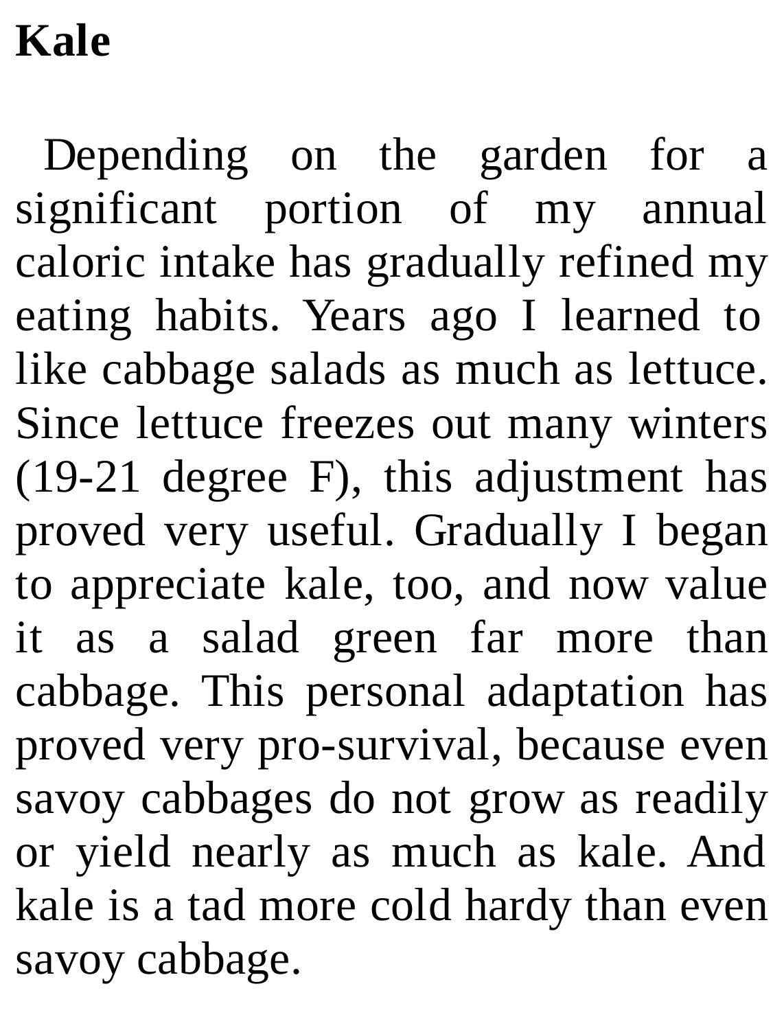# Kale

Depending on the garden for a significant portion of my annual caloric intake has gradually refined my eating habits. Years ago I learned to like cabbage salads as much as lettuce. Since lettuce freezes out many winters (19-21 degree F), this adjustment has proved very useful. Gradually I began to appreciate kale, too, and now value it as a salad green far more than cabbage. This personal adaptation has proved very pro-survival, because even savoy cabbages do not grow as readily or yield nearly as much as kale. And kale is a tad more cold hardy than even savoy cabbage.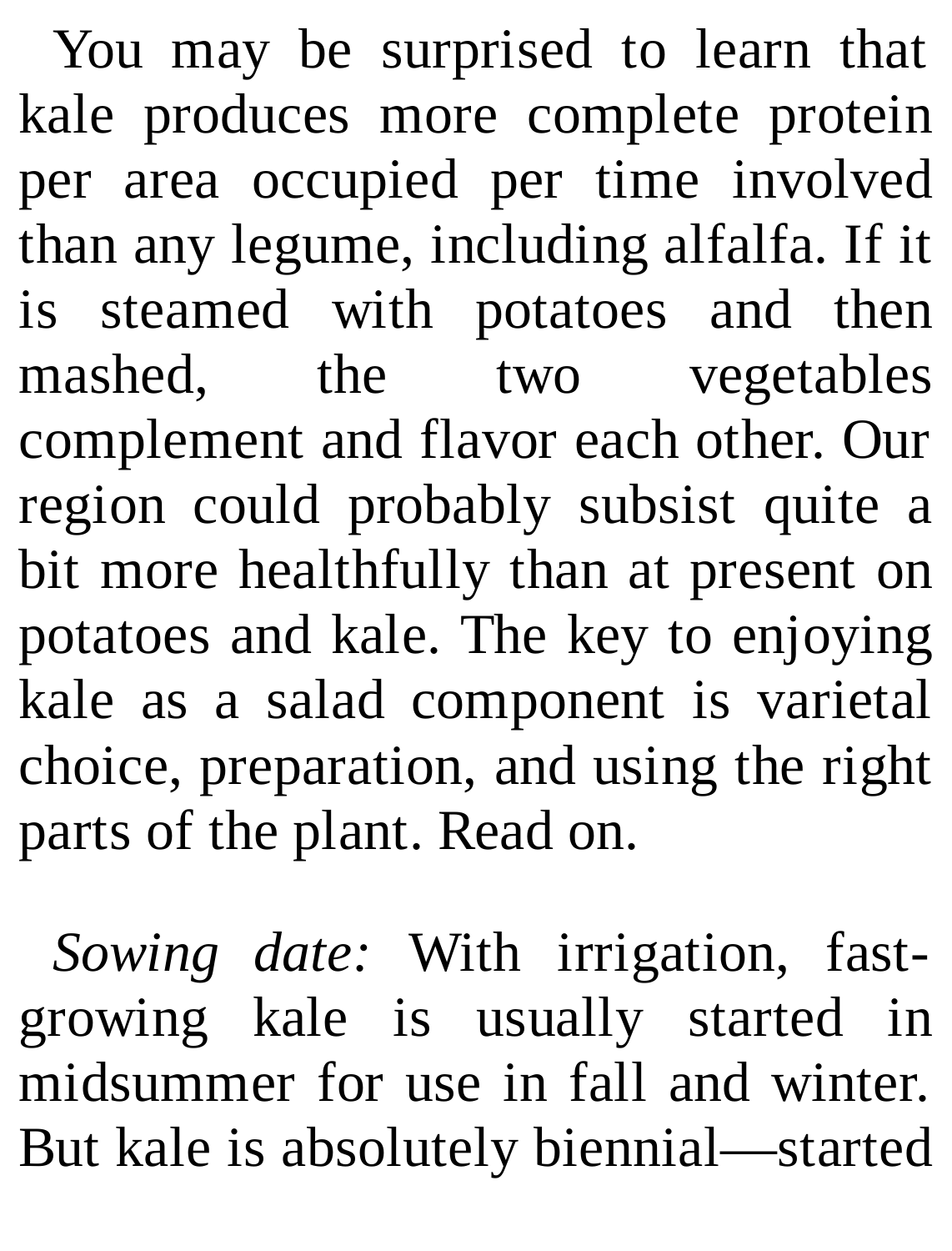You may be surprised to learn that kale produces more complete protein per area occupied per time involved than any legume, including alfalfa. If it is steamed with potatoes and then mashed, the two vegetables complement and flavor each other. Our region could probably subsist quite a bit more healthfully than at present on potatoes and kale. The key to enjoying kale as a salad component is varietal choice, preparation, and using the right parts of the plant. Read on.

*Sowing date:* With irrigation, fast-growing kale is usually started in midsummer for use in fall and winter. But kale is absolutely biennial—started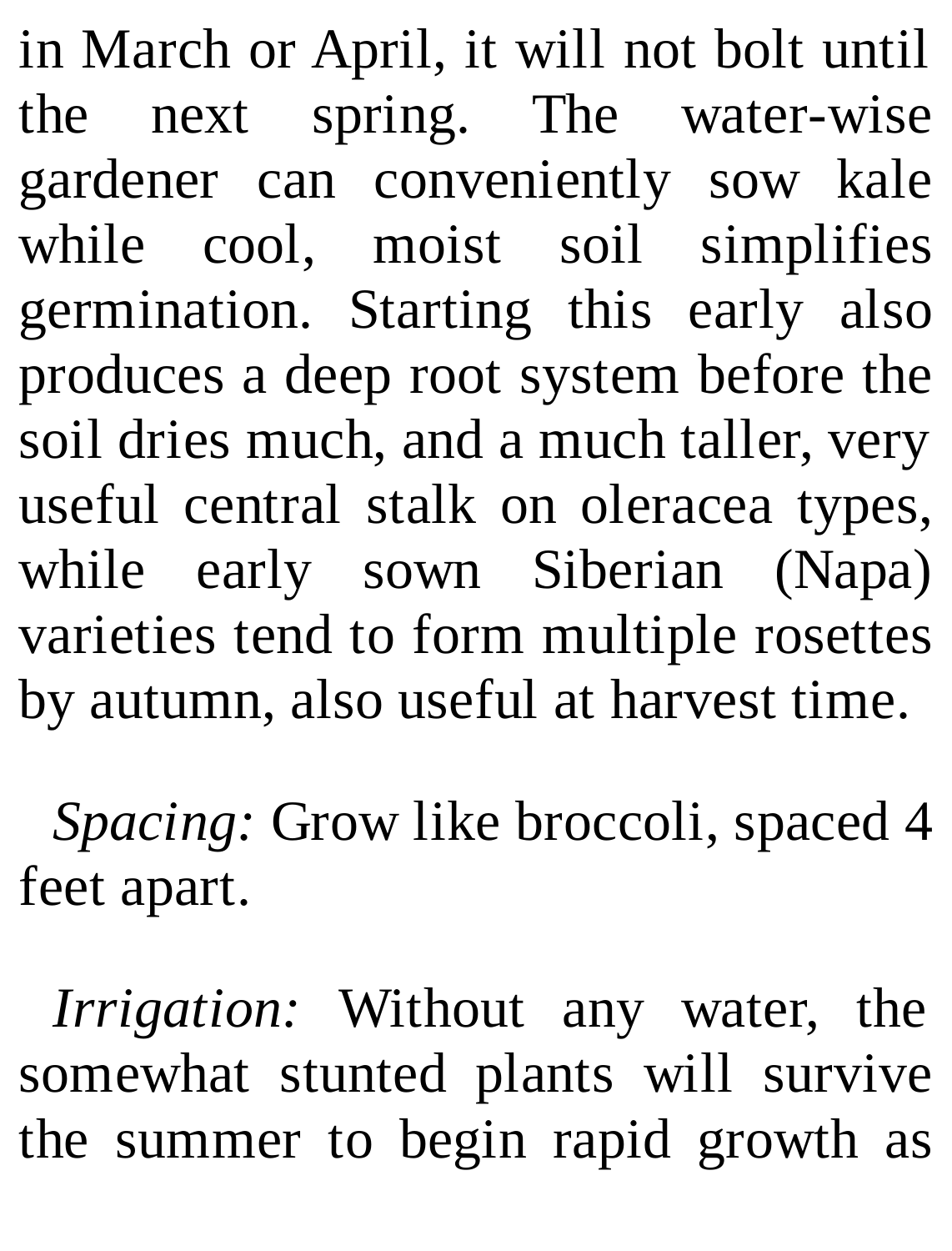in March or April, it will not bolt until the next spring. The water-wise gardener can conveniently sow kale while cool, moist soil simplifies germination. Starting this early also produces a deep root system before the soil dries much, and a much taller, very useful central stalk on oleracea types, while early sown Siberian (Napa) varieties tend to form multiple rosettes by autumn, also useful at harvest time.

*Spacing:* Grow like broccoli, spaced 4 feet apart.

*Irrigation:* Without any water, the somewhat stunted plants will survive the summer to begin rapid growth as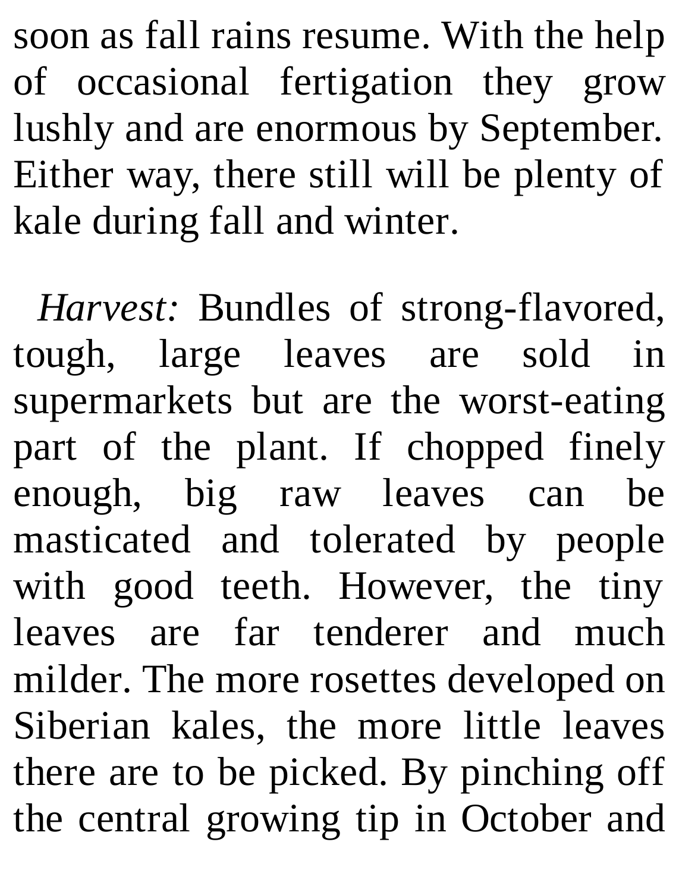soon as fall rains resume. With the help of occasional fertigation they grow lushly and are enormous by September. Either way, there still will be plenty of kale during fall and winter.

*Harvest:* Bundles of strong-flavored, tough, large leaves are sold in supermarkets but are the worst-eating part of the plant. If chopped finely enough, big raw leaves can be masticated and tolerated by people with good teeth. However, the tiny leaves are far tenderer and much milder. The more rosettes developed on Siberian kales, the more little leaves there are to be picked. By pinching off the central growing tip in October and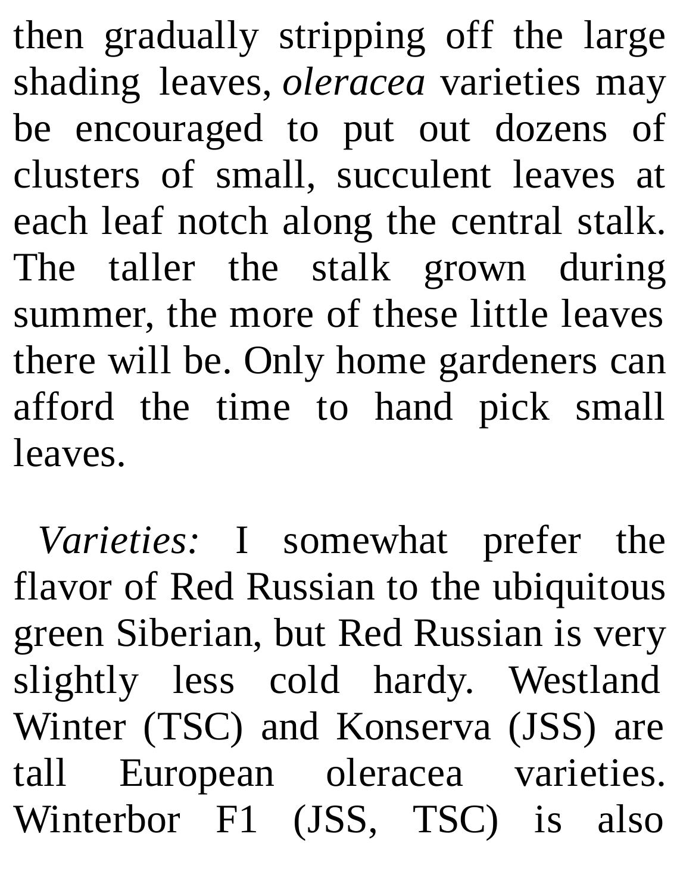then gradually stripping off the large shading leaves, *oleracea* varieties may be encouraged to put out dozens of clusters of small, succulent leaves at each leaf notch along the central stalk. The taller the stalk grown during summer, the more of these little leaves there will be. Only home gardeners can afford the time to hand pick small leaves.

*Varieties:* I somewhat prefer the flavor of Red Russian to the ubiquitous green Siberian, but Red Russian is very slightly less cold hardy. Westland Winter (TSC) and Konserva (JSS) are tall European oleracea varieties. Winterbor F1 (JSS, TSC) is also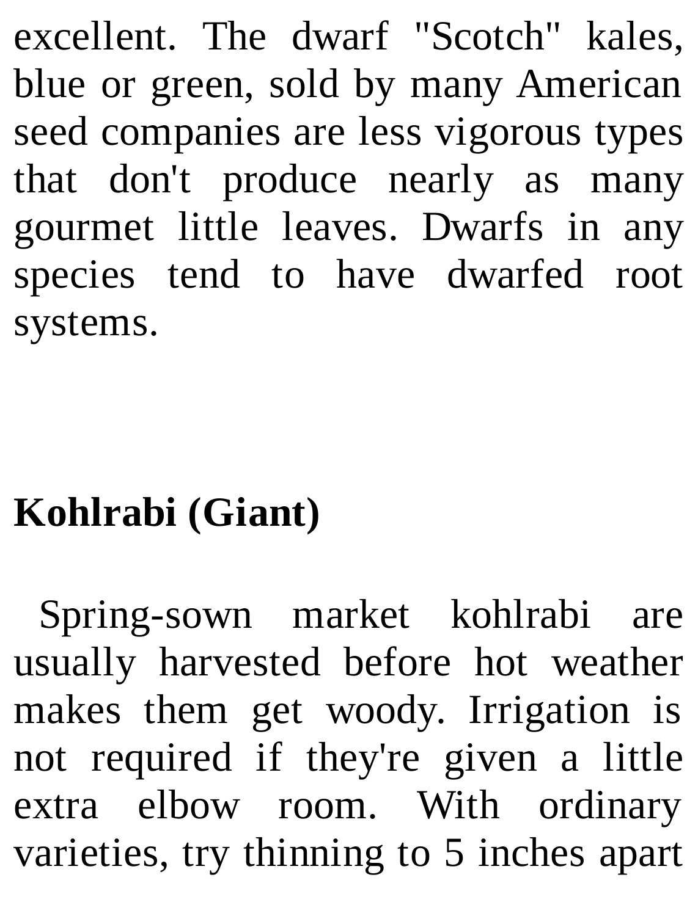excellent. The dwarf "Scotch" kales, blue or green, sold by many American seed companies are less vigorous types that don't produce nearly as many gourmet little leaves. Dwarfs in any species tend to have dwarfed root systems.

**Kohlrabi (Giant)**

Spring-sown market kohlrabi are usually harvested before hot weather makes them get woody. Irrigation is not required if they're given a little extra elbow room. With ordinary varieties, try thinning to 5 inches apart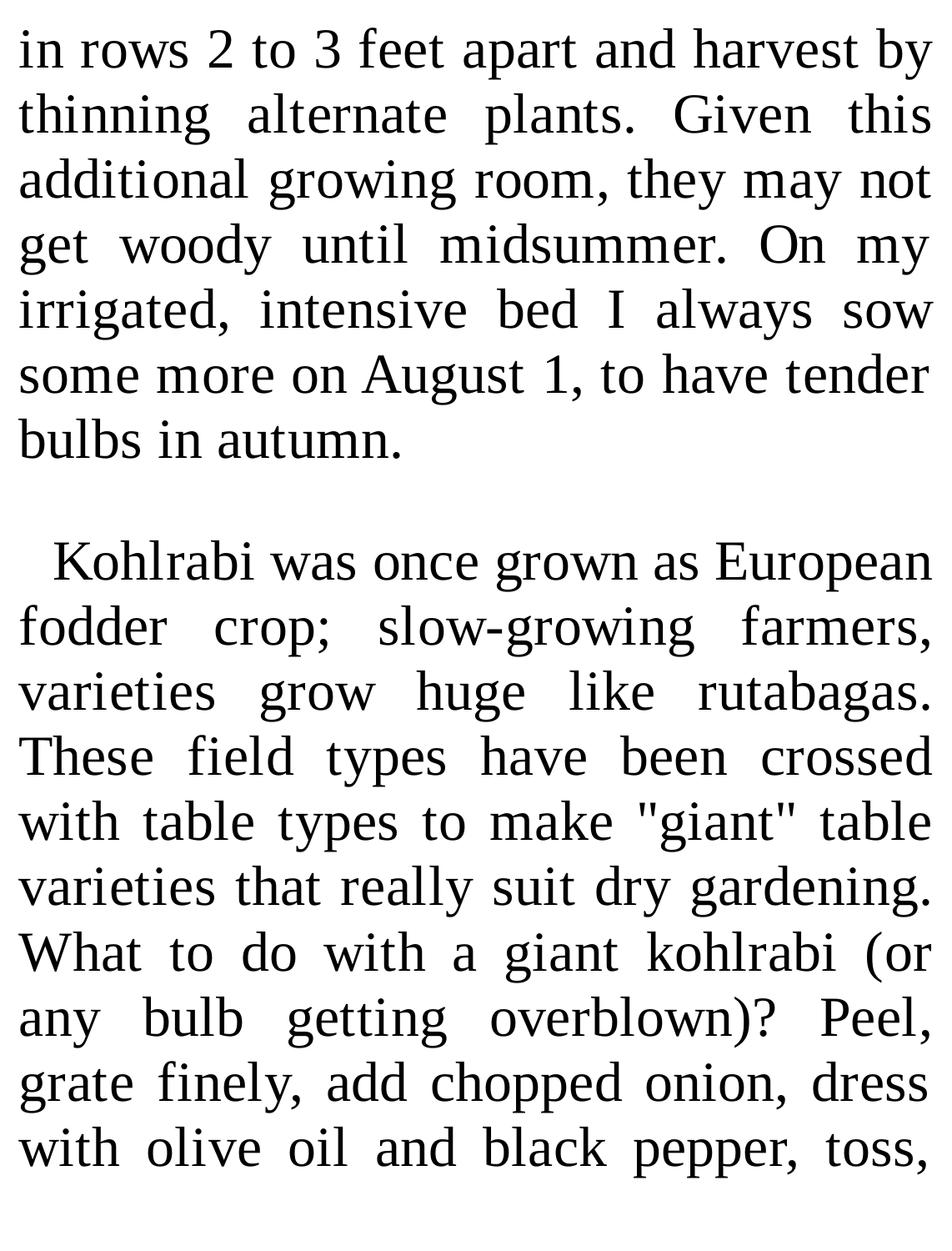in rows 2 to 3 feet apart and harvest by thinning alternate plants. Given this additional growing room, they may not get woody until midsummer. On my irrigated, intensive bed I always sow some more on August 1, to have tender bulbs in autumn.

Kohlrabi was once grown as European fodder crop; slow-growing farmers, varieties grow huge like rutabagas. These field types have been crossed with table types to make "giant" table varieties that really suit dry gardening. What to do with a giant kohlrabi (or any bulb getting overblown)? Peel, grate finely, add chopped onion, dress with olive oil and black pepper, toss,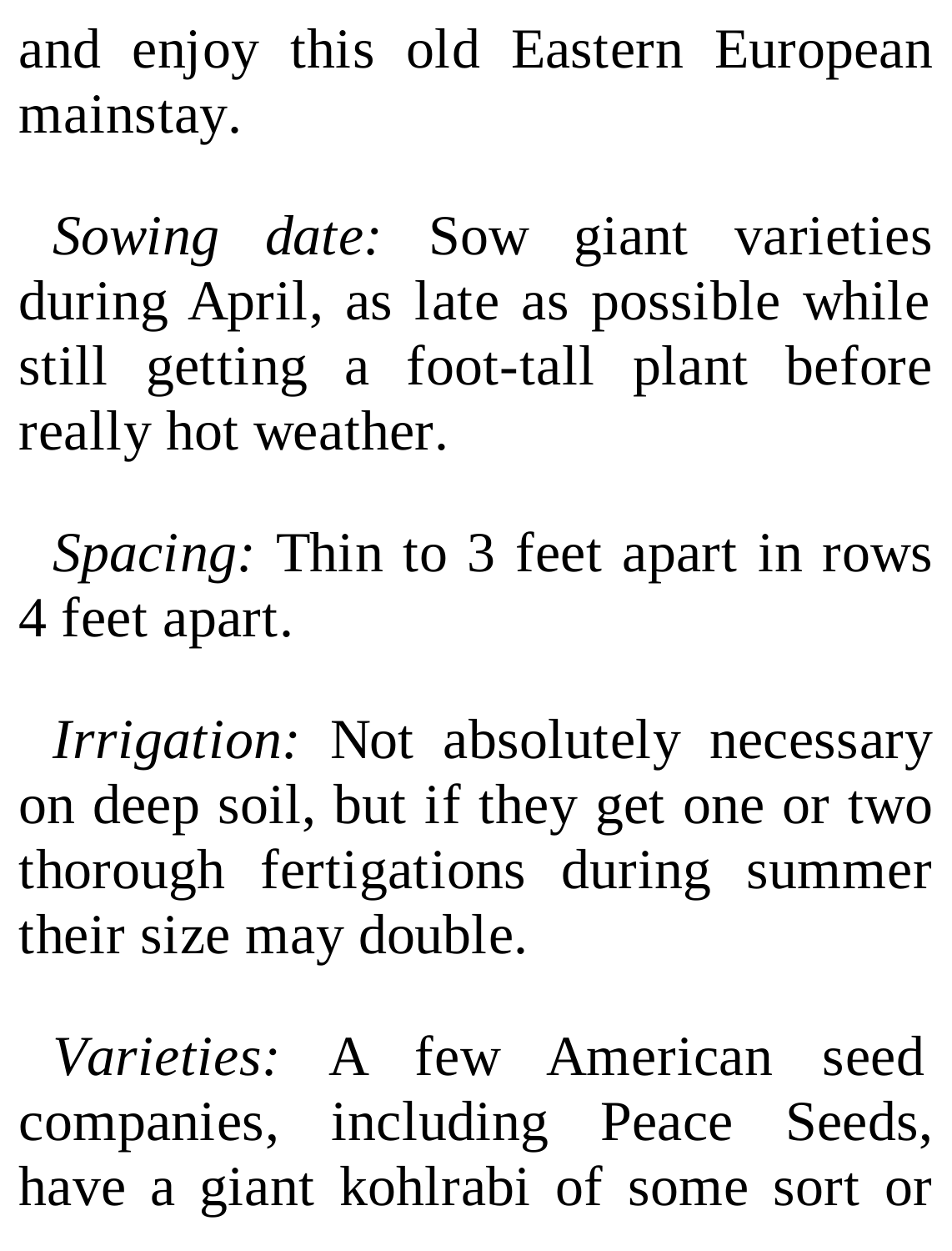and enjoy this old Eastern European mainstay.

*Sowing date:* Sow giant varieties during April, as late as possible while still getting a foot-tall plant before really hot weather.

*Spacing:* Thin to 3 feet apart in rows 4 feet apart.

*Irrigation:* Not absolutely necessary on deep soil, but if they get one or two thorough fertigations during summer their size may double.

*Varieties:* A few American seed companies, including Peace Seeds, have a giant kohlrabi of some sort or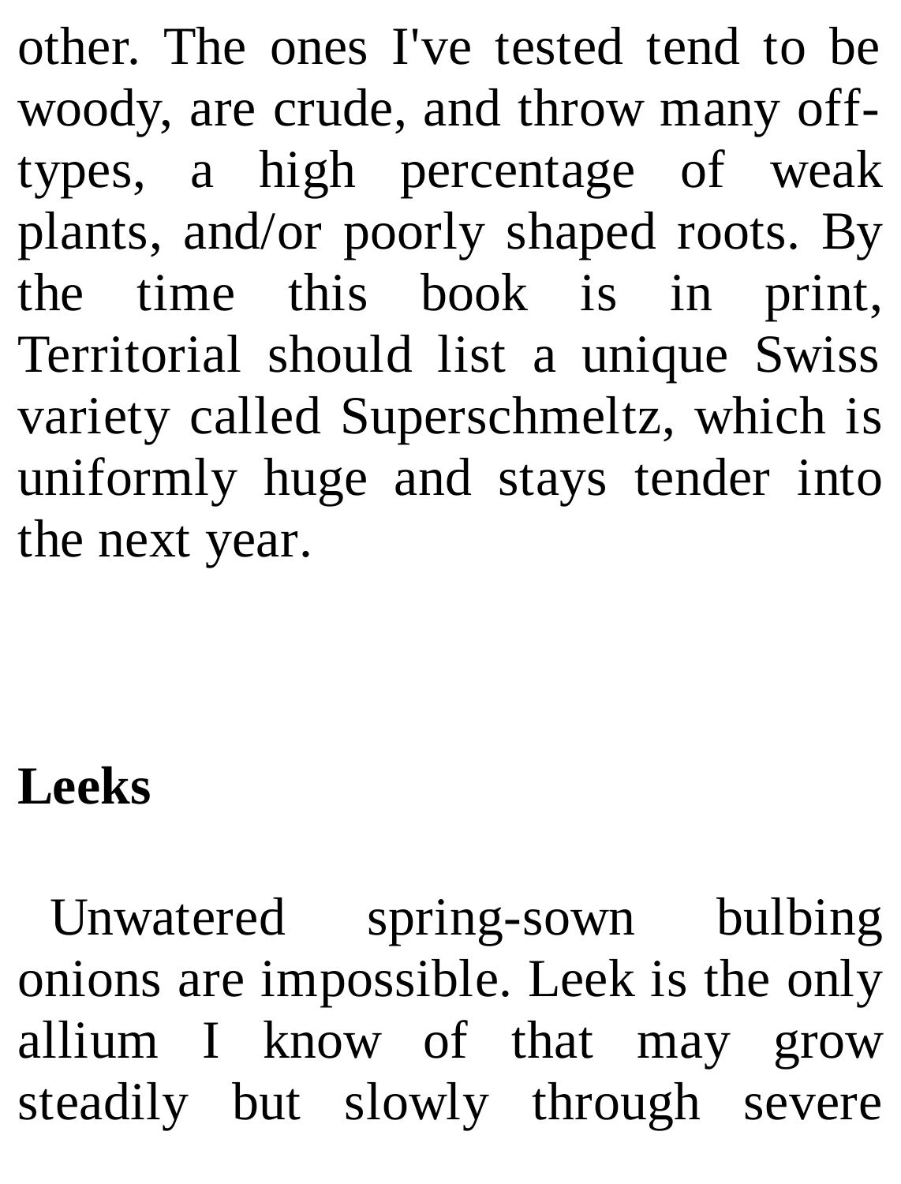other. The ones I've tested tend to be woody, are crude, and throw many off-types, a high percentage of weak plants, and/or poorly shaped roots. By the time this book is in print, Territorial should list a unique Swiss variety called Superschmeltz, which is uniformly huge and stays tender into the next year.

## Leeks

Unwatered spring-sown bulbing onions are impossible. Leek is the only allium I know of that may grow steadily but slowly through severe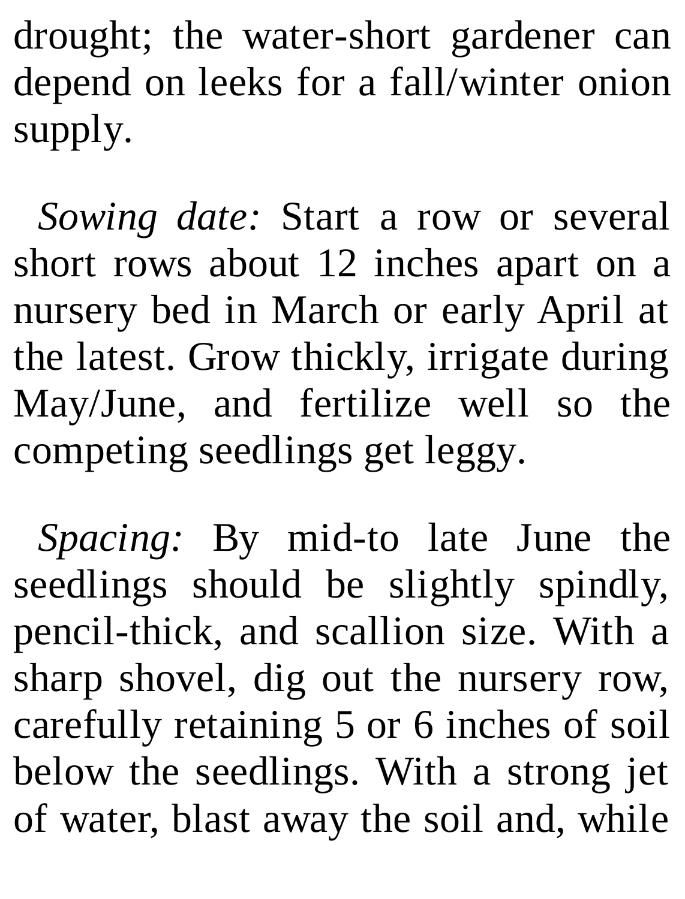drought; the water-short gardener can depend on leeks for a fall/winter onion supply.

*Sowing date:* Start a row or several short rows about 12 inches apart on a nursery bed in March or early April at the latest. Grow thickly, irrigate during May/June, and fertilize well so the competing seedlings get leggy.

*Spacing:* By mid-to late June the seedlings should be slightly spindly, pencil-thick, and scallion size. With a sharp shovel, dig out the nursery row, carefully retaining 5 or 6 inches of soil below the seedlings. With a strong jet of water, blast away the soil and, while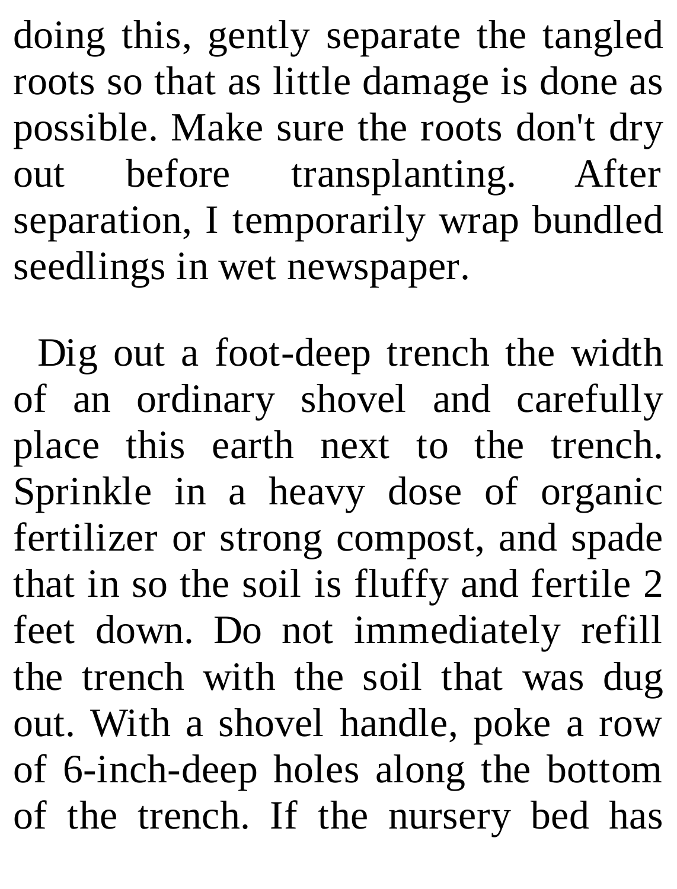doing this, gently separate the tangled roots so that as little damage is done as possible. Make sure the roots don't dry out before transplanting. After separation, I temporarily wrap bundled seedlings in wet newspaper.

Dig out a foot-deep trench the width of an ordinary shovel and carefully place this earth next to the trench. Sprinkle in a heavy dose of organic fertilizer or strong compost, and spade that in so the soil is fluffy and fertile 2 feet down. Do not immediately refill the trench with the soil that was dug out. With a shovel handle, poke a row of 6-inch-deep holes along the bottom of the trench. If the nursery bed has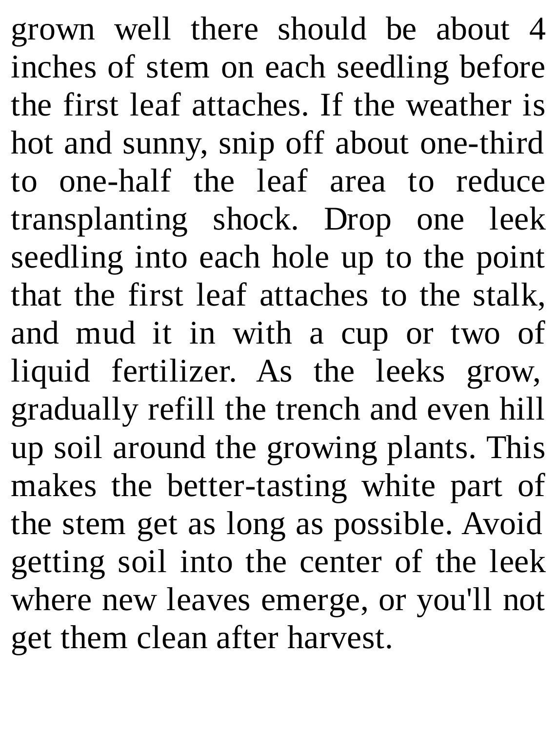grown well there should be about 4 inches of stem on each seedling before the first leaf attaches. If the weather is hot and sunny, snip off about one-third to one-half the leaf area to reduce transplanting shock. Drop one leek seedling into each hole up to the point that the first leaf attaches to the stalk, and mud it in with a cup or two of liquid fertilizer. As the leeks grow, gradually refill the trench and even hill up soil around the growing plants. This makes the better-tasting white part of the stem get as long as possible. Avoid getting soil into the center of the leek where new leaves emerge, or you'll not get them clean after harvest.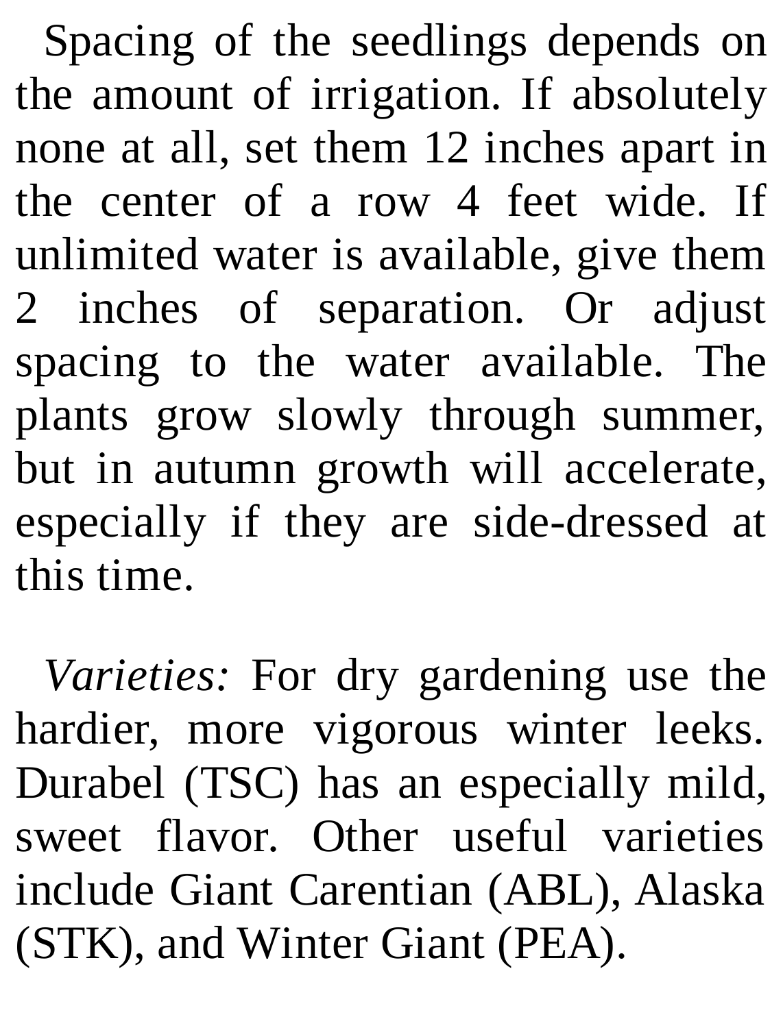Spacing of the seedlings depends on the amount of irrigation. If absolutely none at all, set them 12 inches apart in the center of a row 4 feet wide. If unlimited water is available, give them 2 inches of separation. Or adjust spacing to the water available. The plants grow slowly through summer, but in autumn growth will accelerate, especially if they are side-dressed at this time.

*Varieties:* For dry gardening use the hardier, more vigorous winter leeks. Durabel (TSC) has an especially mild, sweet flavor. Other useful varieties include Giant Carentian (ABL), Alaska (STK), and Winter Giant (PEA).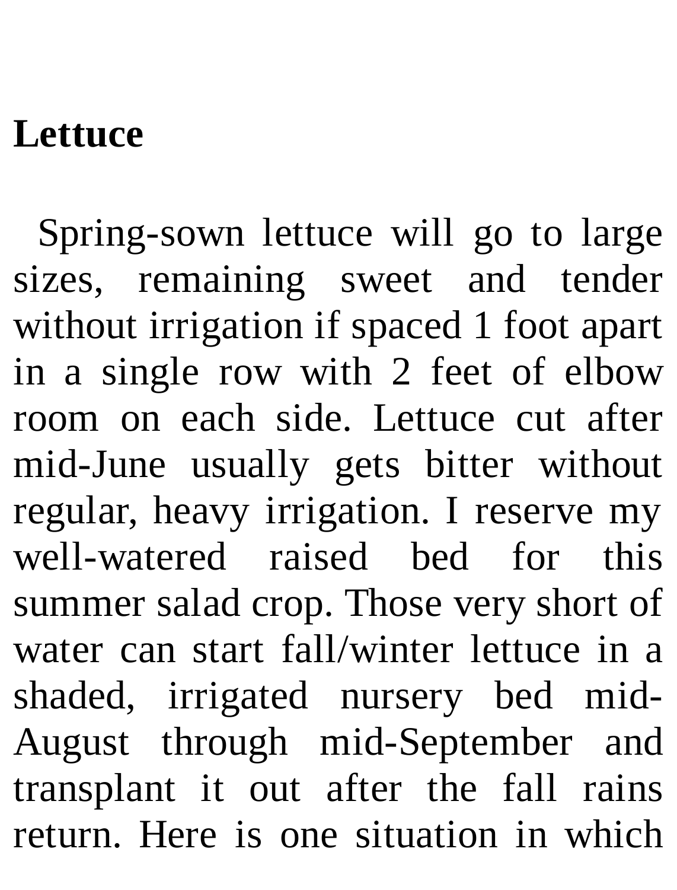## Lettuce

Spring-sown lettuce will go to large sizes, remaining sweet and tender without irrigation if spaced 1 foot apart in a single row with 2 feet of elbow room on each side. Lettuce cut after mid-June usually gets bitter without regular, heavy irrigation. I reserve my well-watered raised bed for this summer salad crop. Those very short of water can start fall/winter lettuce in a shaded, irrigated nursery bed mid-August through mid-September and transplant it out after the fall rains return. Here is one situation in which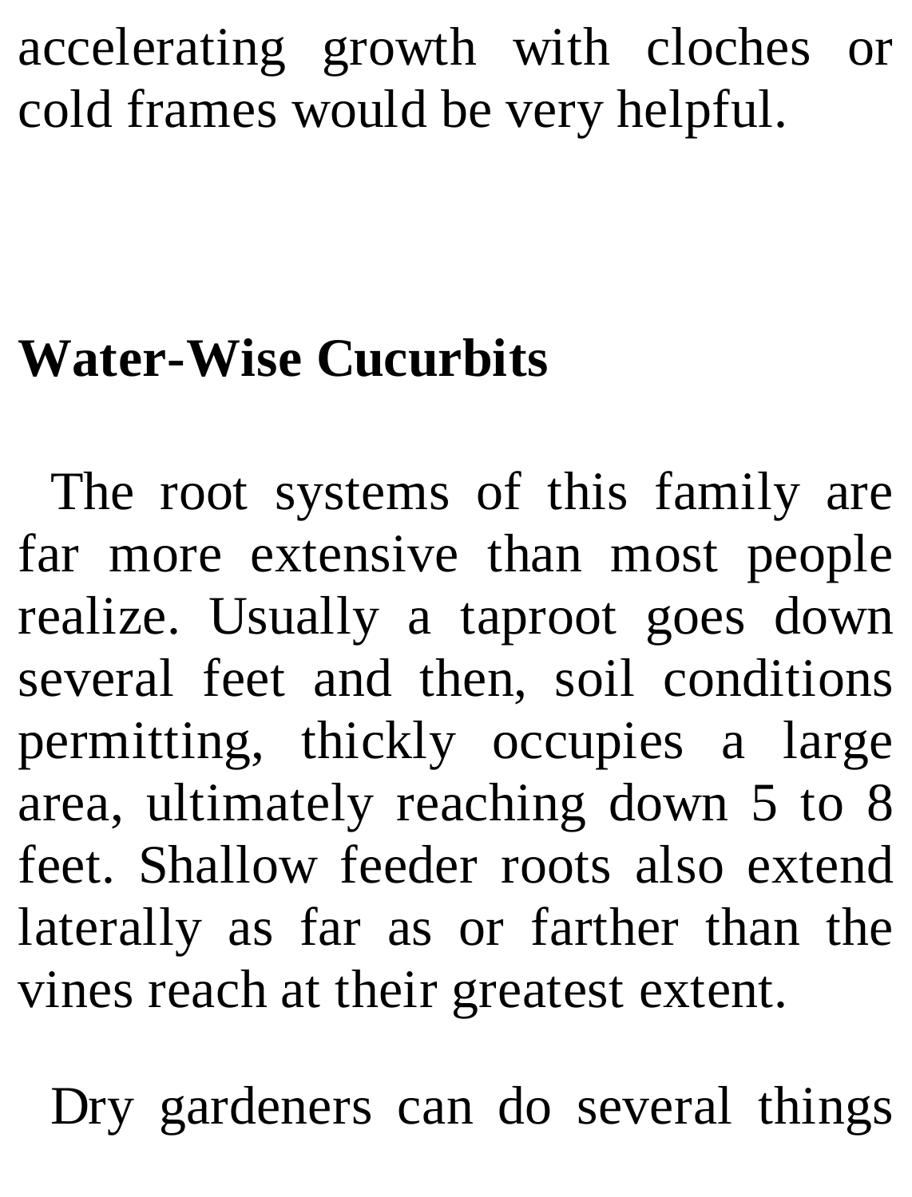accelerating growth with cloches or cold frames would be very helpful.

## Water-Wise Cucurbits

The root systems of this family are far more extensive than most people realize. Usually a taproot goes down several feet and then, soil conditions permitting, thickly occupies a large area, ultimately reaching down 5 to 8 feet. Shallow feeder roots also extend laterally as far as or farther than the vines reach at their greatest extent.

Dry gardeners can do several things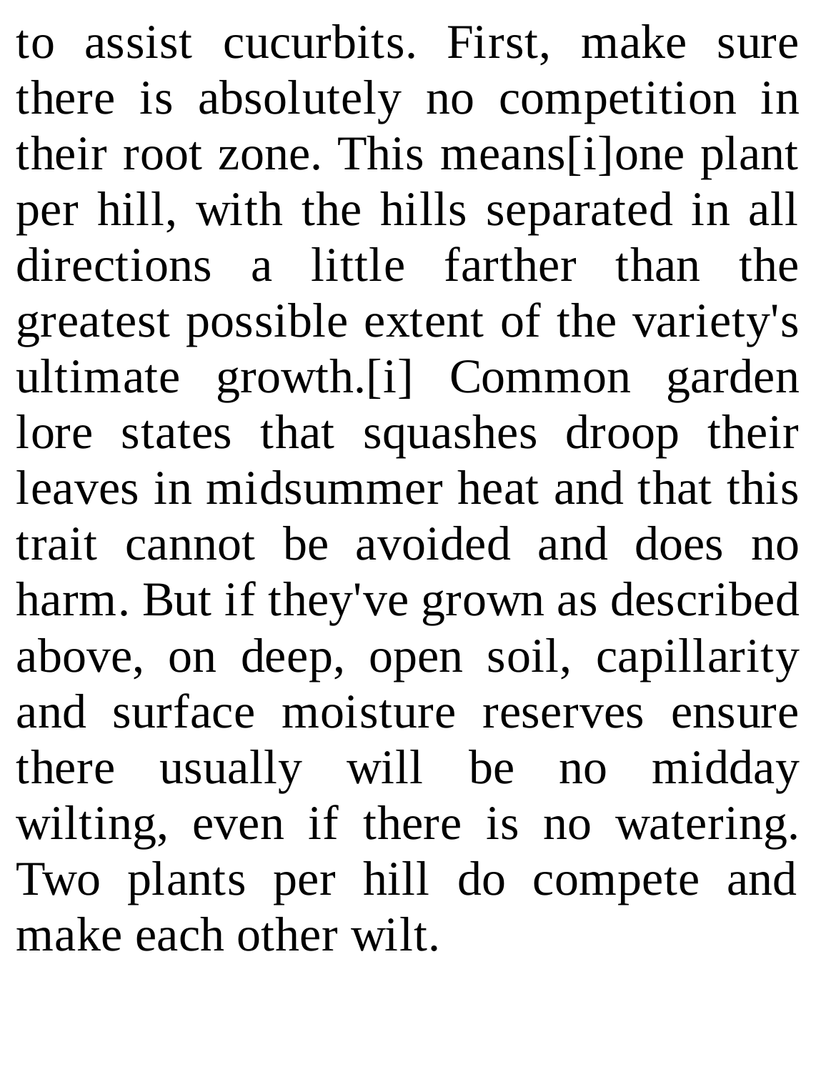to assist cucurbits. First, make sure there is absolutely no competition in their root zone. This means[i]one plant per hill, with the hills separated in all directions a little farther than the greatest possible extent of the variety's ultimate growth.[i] Common garden lore states that squashes droop their leaves in midsummer heat and that this trait cannot be avoided and does no harm. But if they've grown as described above, on deep, open soil, capillarity and surface moisture reserves ensure there usually will be no midday wilting, even if there is no watering. Two plants per hill do compete and make each other wilt.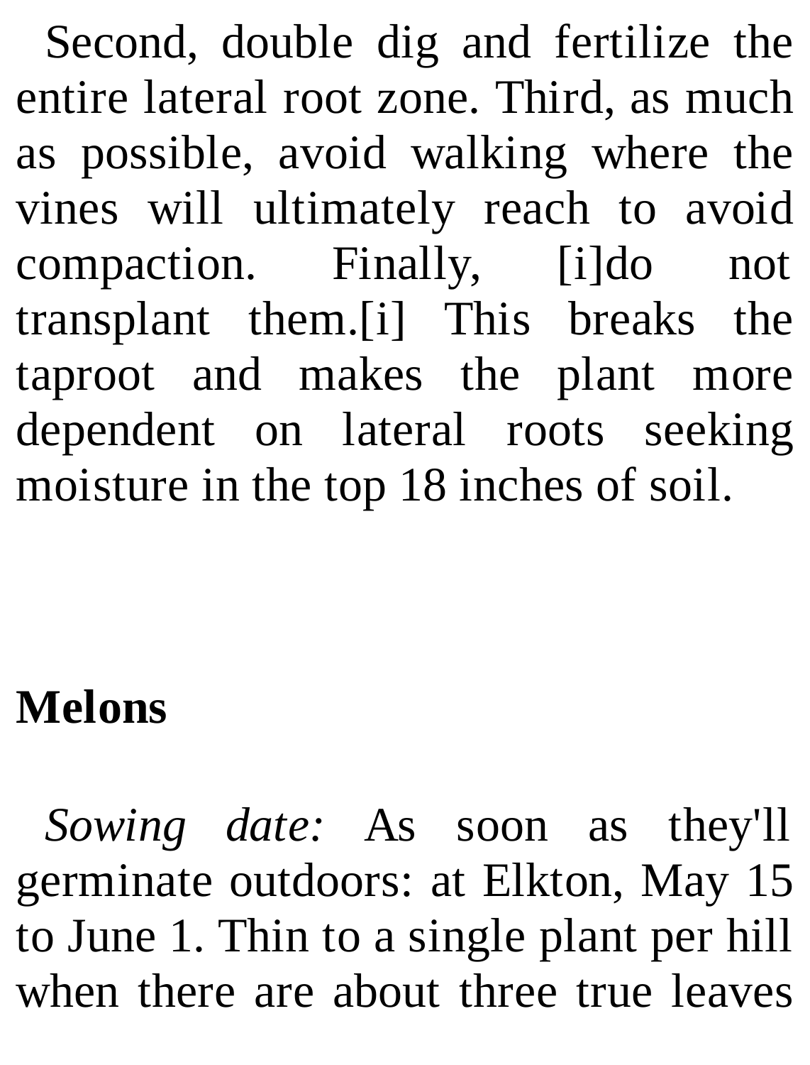Second, double dig and fertilize the entire lateral root zone. Third, as much as possible, avoid walking where the vines will ultimately reach to avoid compaction. Finally, [i]do not transplant them.[i] This breaks the taproot and makes the plant more dependent on lateral roots seeking moisture in the top 18 inches of soil.

## Melons

*Sowing date:* As soon as they'll germinate outdoors: at Elkton, May 15 to June 1. Thin to a single plant per hill when there are about three true leaves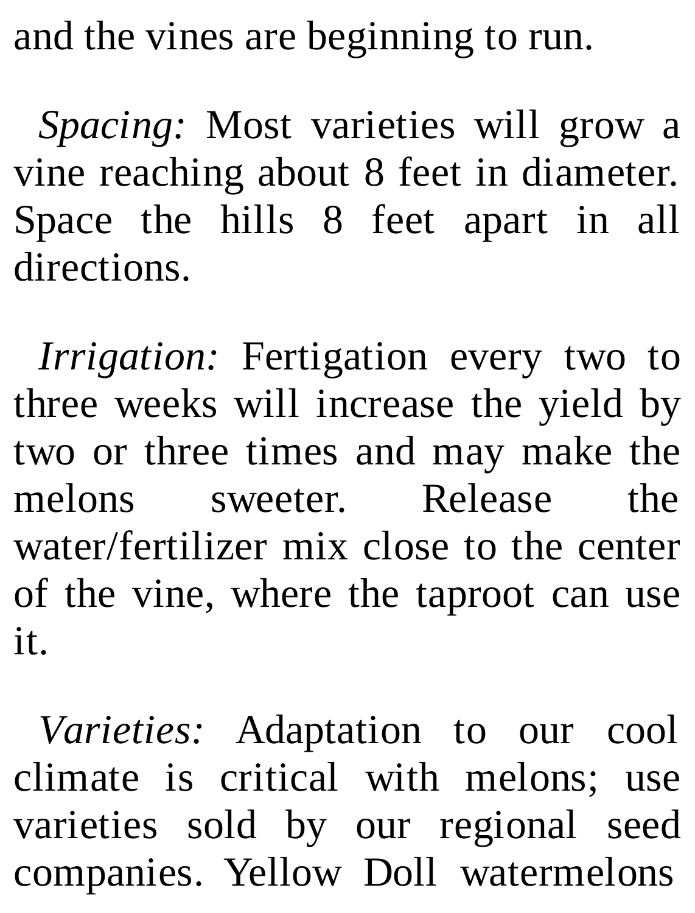and the vines are beginning to run.

*Spacing:* Most varieties will grow a vine reaching about 8 feet in diameter. Space the hills 8 feet apart in all directions.

*Irrigation:* Fertigation every two to three weeks will increase the yield by two or three times and may make the melons sweeter. Release the water/fertilizer mix close to the center of the vine, where the taproot can use it.

*Varieties:* Adaptation to our cool climate is critical with melons; use varieties sold by our regional seed companies. Yellow Doll watermelons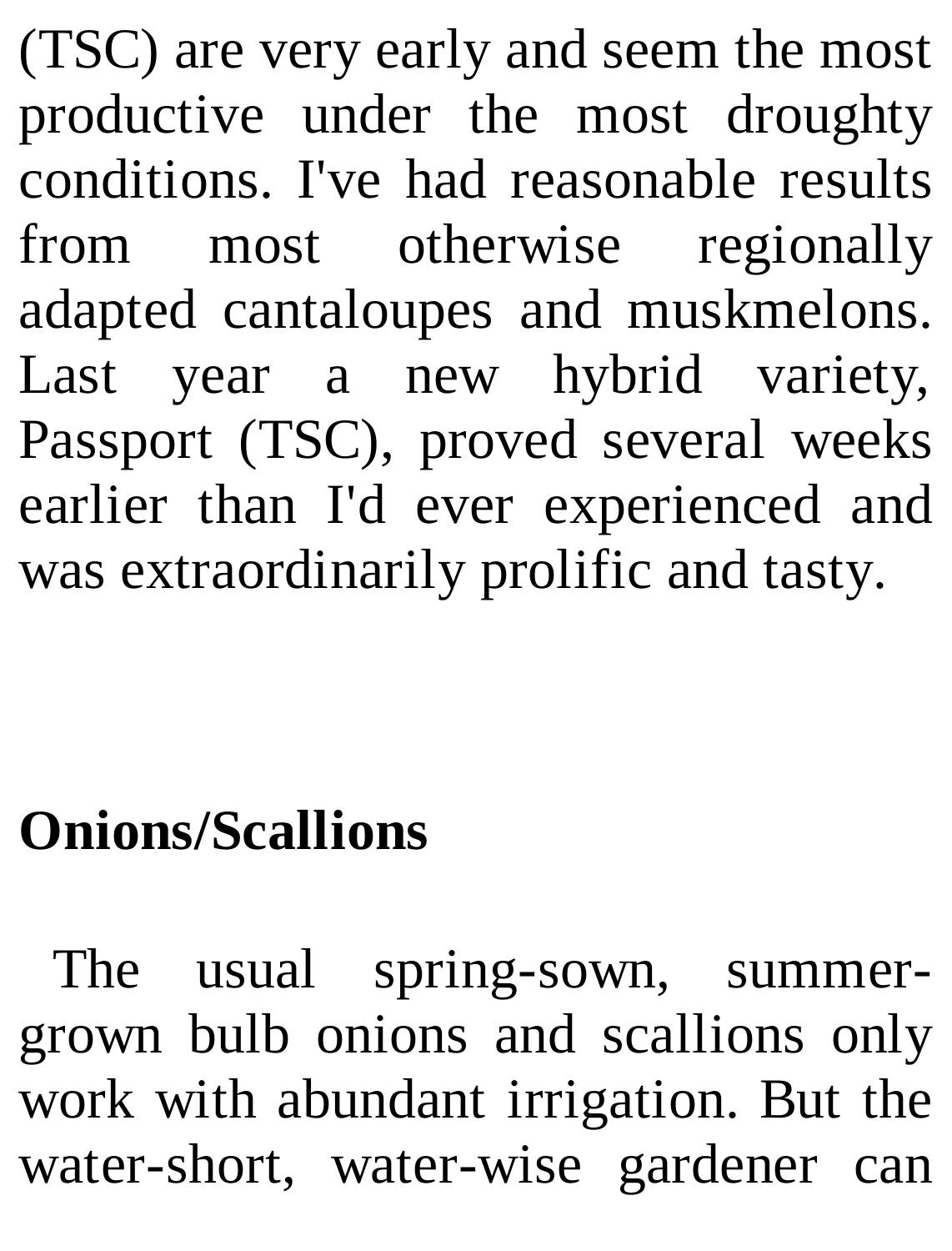(TSC) are very early and seem the most productive under the most droughty conditions. I've had reasonable results from most otherwise regionally adapted cantaloupes and muskmelons. Last year a new hybrid variety, Passport (TSC), proved several weeks earlier than I'd ever experienced and was extraordinarily prolific and tasty.

**Onions/Scallions**

The usual spring-sown, summer-grown bulb onions and scallions only work with abundant irrigation. But the water-short, water-wise gardener can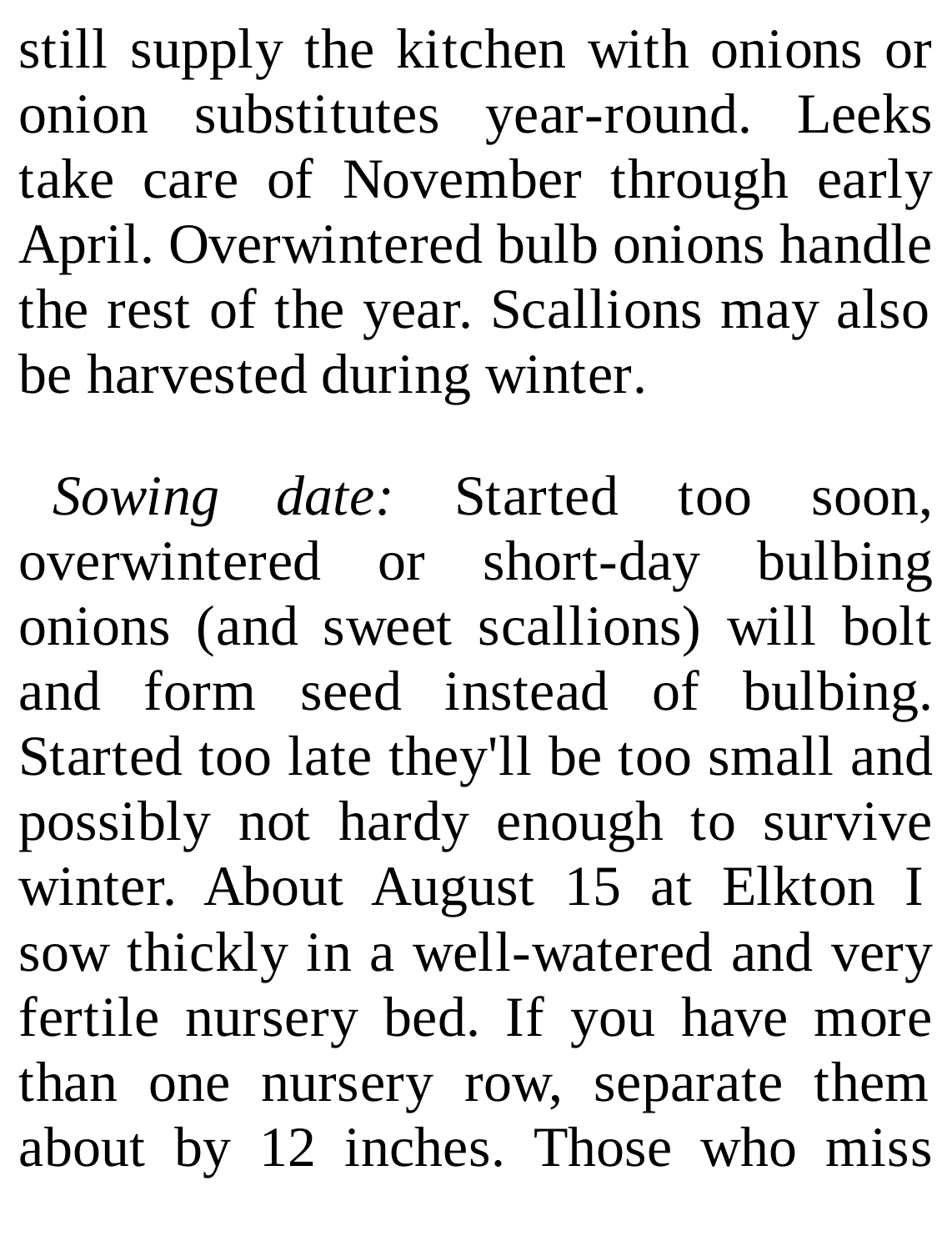still supply the kitchen with onions or onion substitutes year-round. Leeks take care of November through early April. Overwintered bulb onions handle the rest of the year. Scallions may also be harvested during winter.

*Sowing date:* Started too soon, overwintered or short-day bulbing onions (and sweet scallions) will bolt and form seed instead of bulbing. Started too late they'll be too small and possibly not hardy enough to survive winter. About August 15 at Elkton I sow thickly in a well-watered and very fertile nursery bed. If you have more than one nursery row, separate them about by 12 inches. Those who miss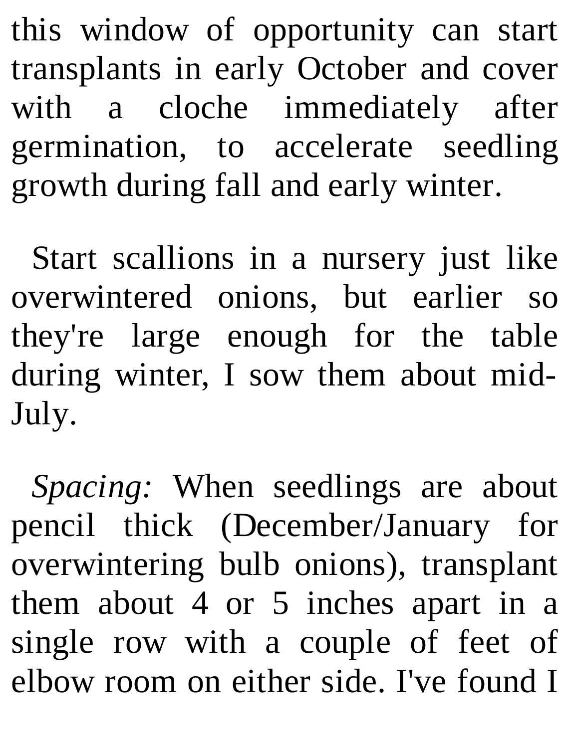this window of opportunity can start transplants in early October and cover with a cloche immediately after germination, to accelerate seedling growth during fall and early winter.

Start scallions in a nursery just like overwintered onions, but earlier so they're large enough for the table during winter, I sow them about mid-July.

*Spacing:* When seedlings are about pencil thick (December/January for overwintering bulb onions), transplant them about 4 or 5 inches apart in a single row with a couple of feet of elbow room on either side. I've found I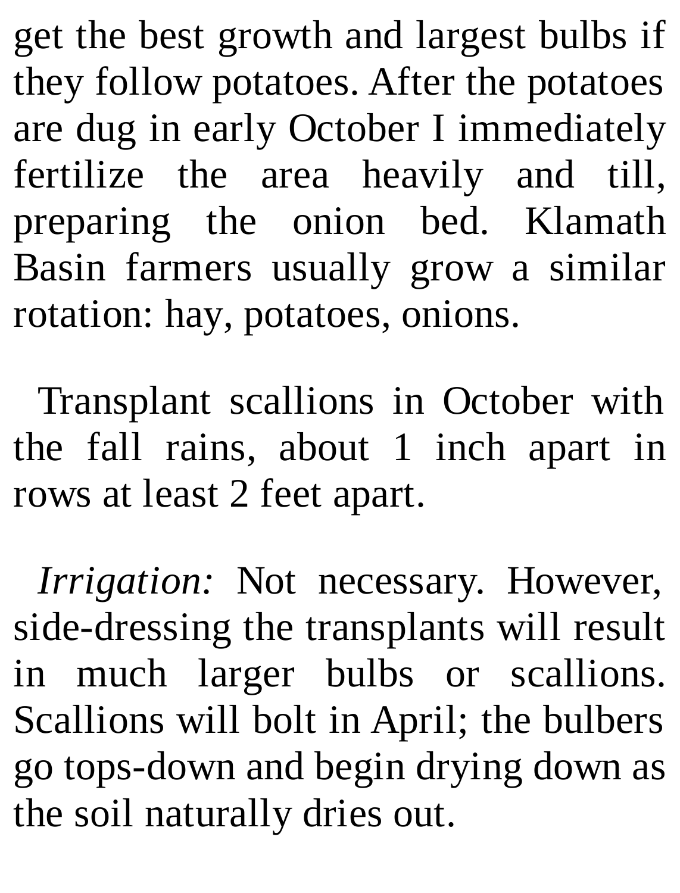get the best growth and largest bulbs if they follow potatoes. After the potatoes are dug in early October I immediately fertilize the area heavily and till, preparing the onion bed. Klamath Basin farmers usually grow a similar rotation: hay, potatoes, onions.

Transplant scallions in October with the fall rains, about 1 inch apart in rows at least 2 feet apart.

*Irrigation:* Not necessary. However, side-dressing the transplants will result in much larger bulbs or scallions. Scallions will bolt in April; the bulbers go tops-down and begin drying down as the soil naturally dries out.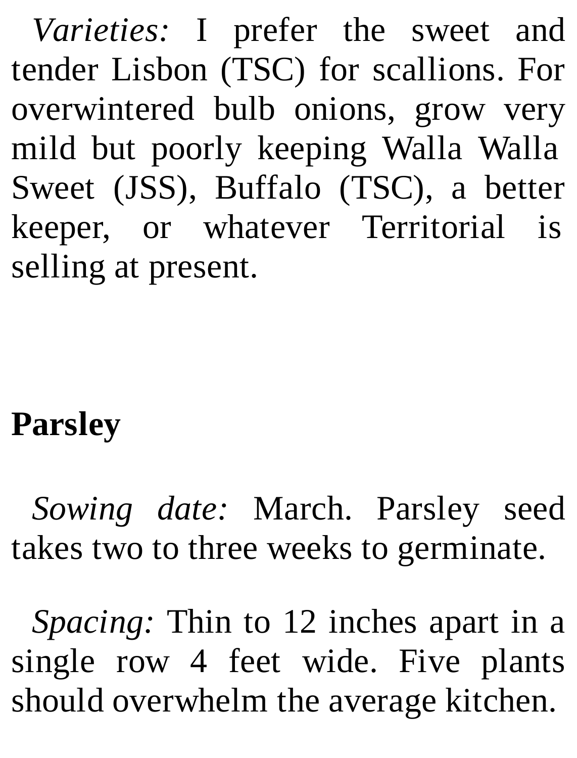*Varieties:* I prefer the sweet and tender Lisbon (TSC) for scallions. For overwintered bulb onions, grow very mild but poorly keeping Walla Walla Sweet (JSS), Buffalo (TSC), a better keeper, or whatever Territorial is selling at present.

## Parsley

*Sowing date:* March. Parsley seed takes two to three weeks to germinate.

*Spacing:* Thin to 12 inches apart in a single row 4 feet wide. Five plants should overwhelm the average kitchen.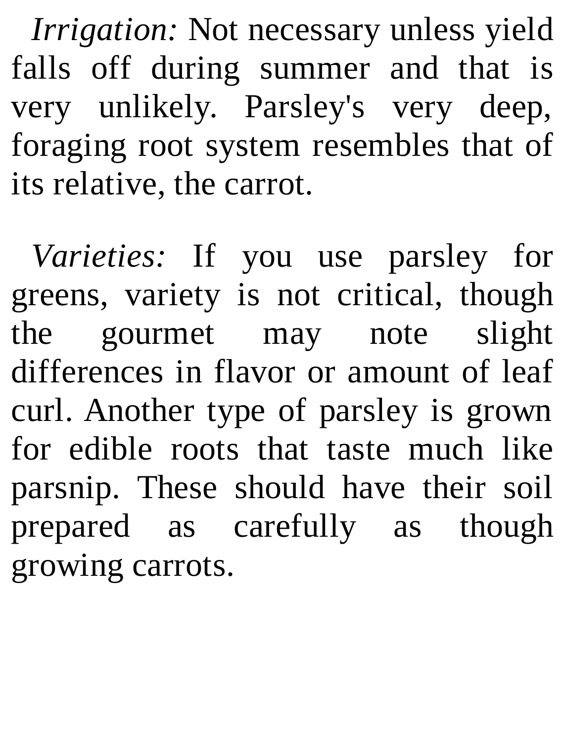*Irrigation:* Not necessary unless yield falls off during summer and that is very unlikely. Parsley's very deep, foraging root system resembles that of its relative, the carrot.

*Varieties:* If you use parsley for greens, variety is not critical, though the gourmet may note slight differences in flavor or amount of leaf curl. Another type of parsley is grown for edible roots that taste much like parsnip. These should have their soil prepared as carefully as though growing carrots.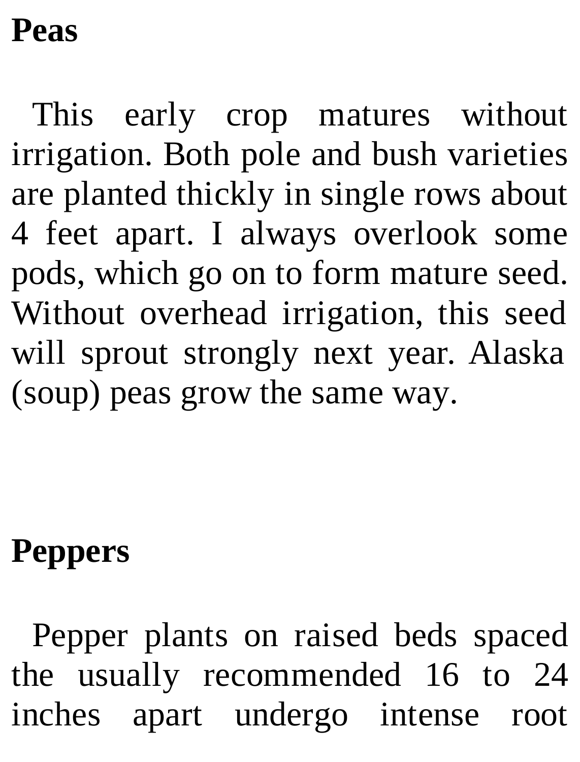## Peas

This early crop matures without irrigation. Both pole and bush varieties are planted thickly in single rows about 4 feet apart. I always overlook some pods, which go on to form mature seed. Without overhead irrigation, this seed will sprout strongly next year. Alaska (soup) peas grow the same way.

## Peppers

Pepper plants on raised beds spaced the usually recommended 16 to 24 inches apart undergo intense root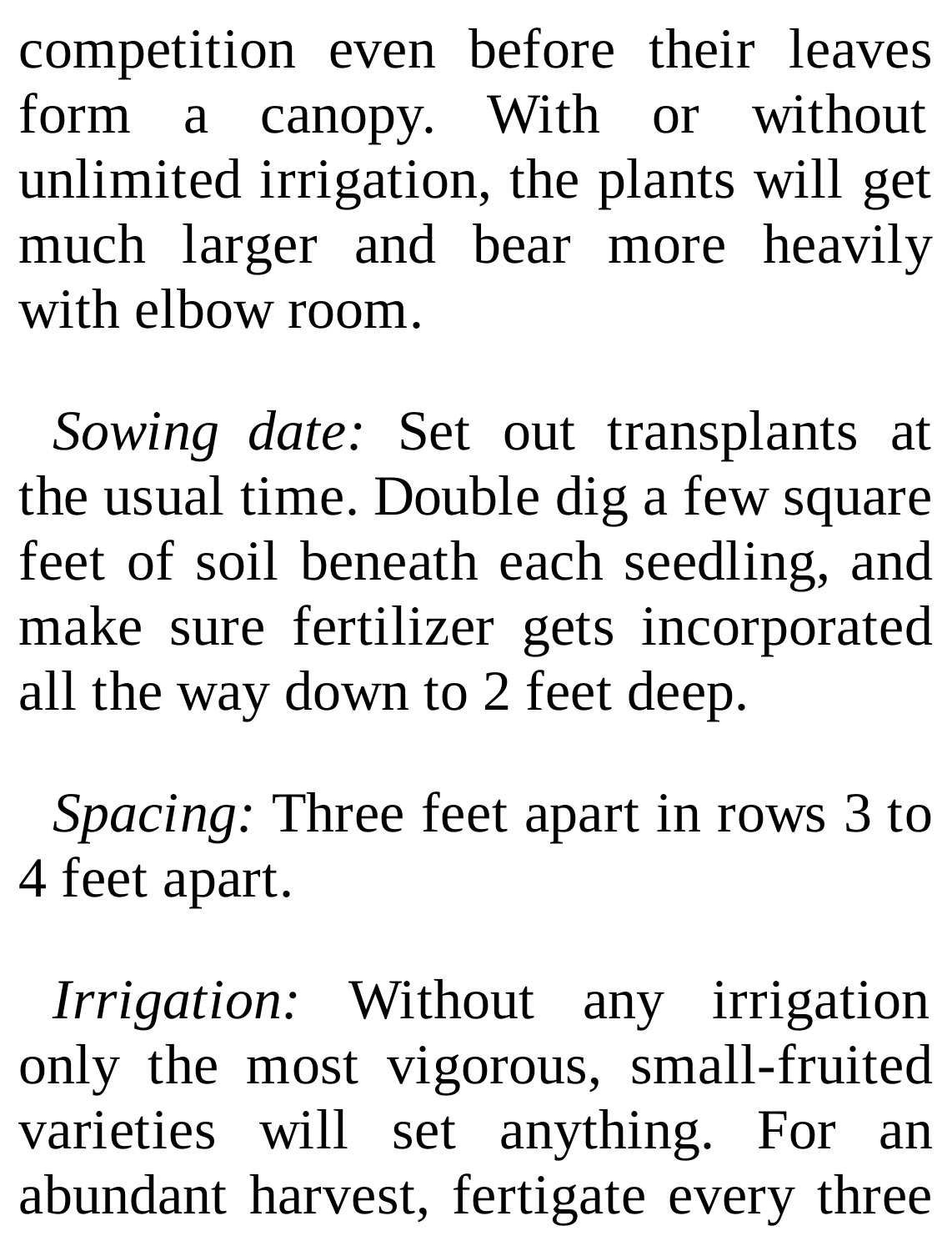competition even before their leaves form a canopy. With or without unlimited irrigation, the plants will get much larger and bear more heavily with elbow room.

*Sowing date:* Set out transplants at the usual time. Double dig a few square feet of soil beneath each seedling, and make sure fertilizer gets incorporated all the way down to 2 feet deep.

*Spacing:* Three feet apart in rows 3 to 4 feet apart.

*Irrigation:* Without any irrigation only the most vigorous, small-fruited varieties will set anything. For an abundant harvest, fertigate every three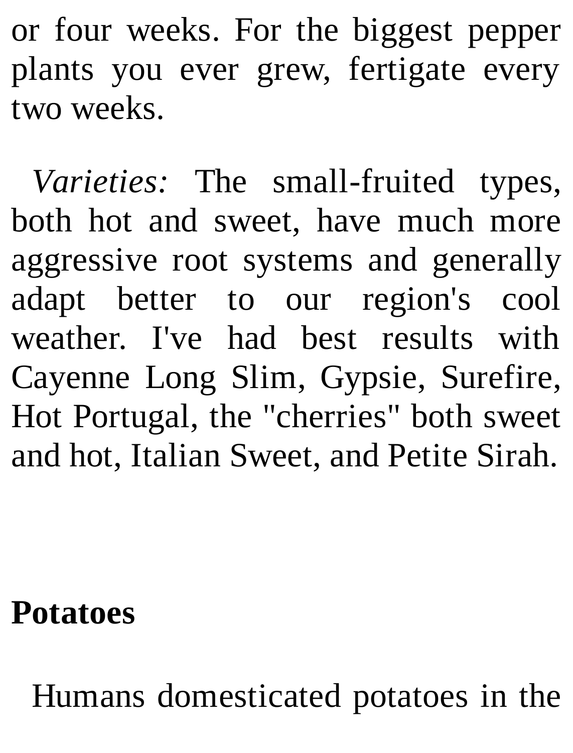or four weeks. For the biggest pepper plants you ever grew, fertigate every two weeks.

*Varieties:* The small-fruited types, both hot and sweet, have much more aggressive root systems and generally adapt better to our region's cool weather. I've had best results with Cayenne Long Slim, Gypsie, Surefire, Hot Portugal, the "cherries" both sweet and hot, Italian Sweet, and Petite Sirah.

**Potatoes**

Humans domesticated potatoes in the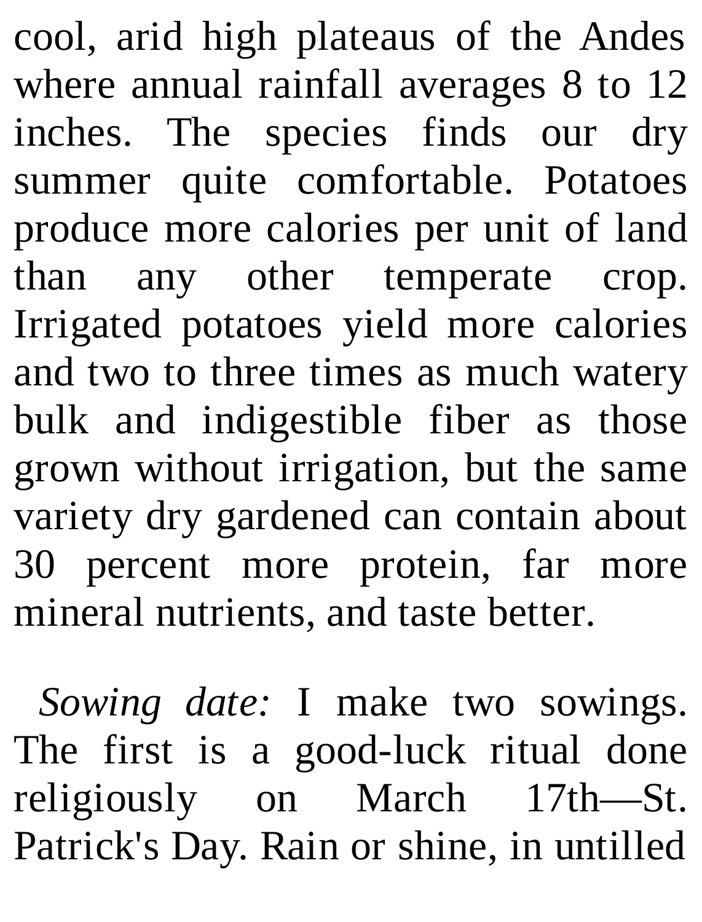cool, arid high plateaus of the Andes where annual rainfall averages 8 to 12 inches. The species finds our dry summer quite comfortable. Potatoes produce more calories per unit of land than any other temperate crop. Irrigated potatoes yield more calories and two to three times as much watery bulk and indigestible fiber as those grown without irrigation, but the same variety dry gardened can contain about 30 percent more protein, far more mineral nutrients, and taste better.

*Sowing date:* I make two sowings. The first is a good-luck ritual done religiously on March 17th—St. Patrick's Day. Rain or shine, in untilled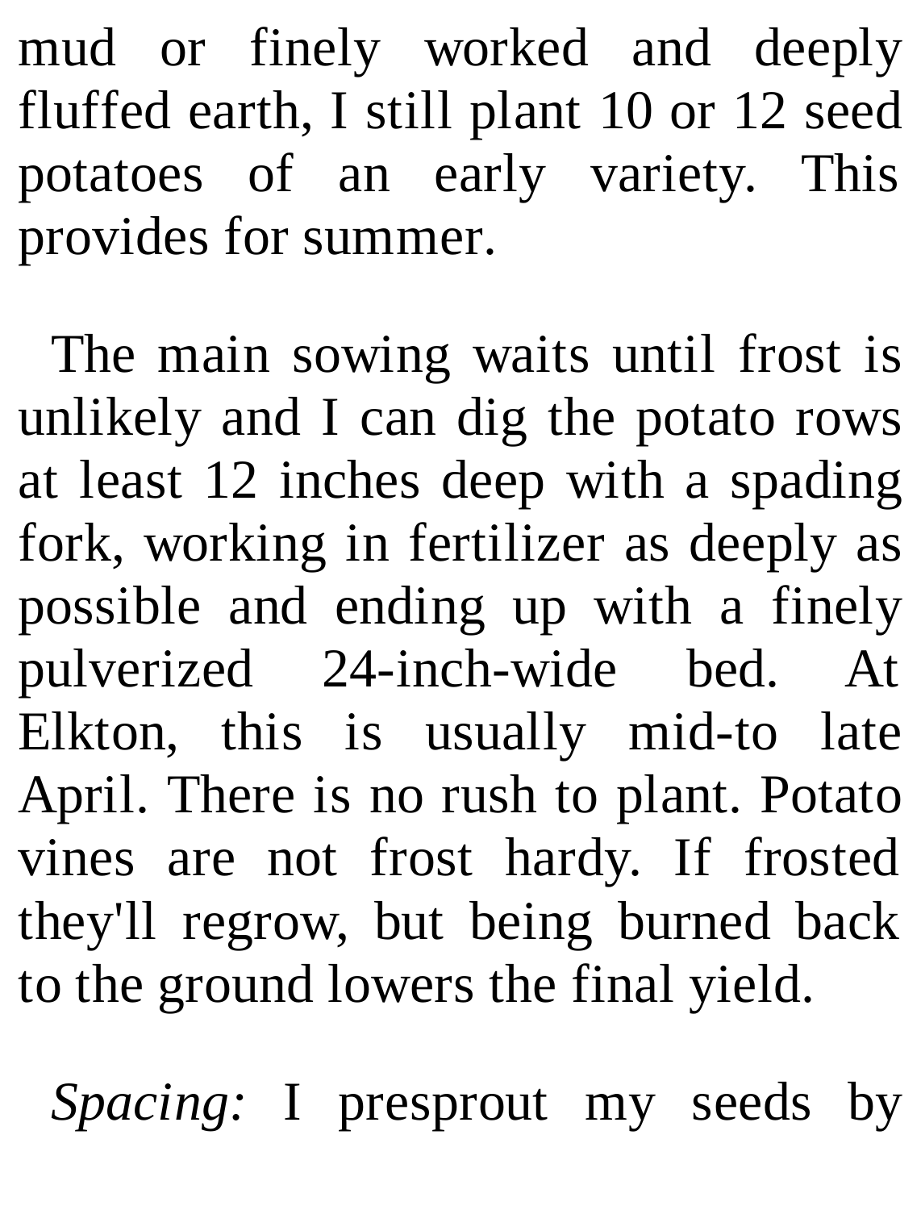mud or finely worked and deeply fluffed earth, I still plant 10 or 12 seed potatoes of an early variety. This provides for summer.

The main sowing waits until frost is unlikely and I can dig the potato rows at least 12 inches deep with a spading fork, working in fertilizer as deeply as possible and ending up with a finely pulverized 24-inch-wide bed. At Elkton, this is usually mid-to late April. There is no rush to plant. Potato vines are not frost hardy. If frosted they'll regrow, but being burned back to the ground lowers the final yield.

*Spacing:* I presprout my seeds by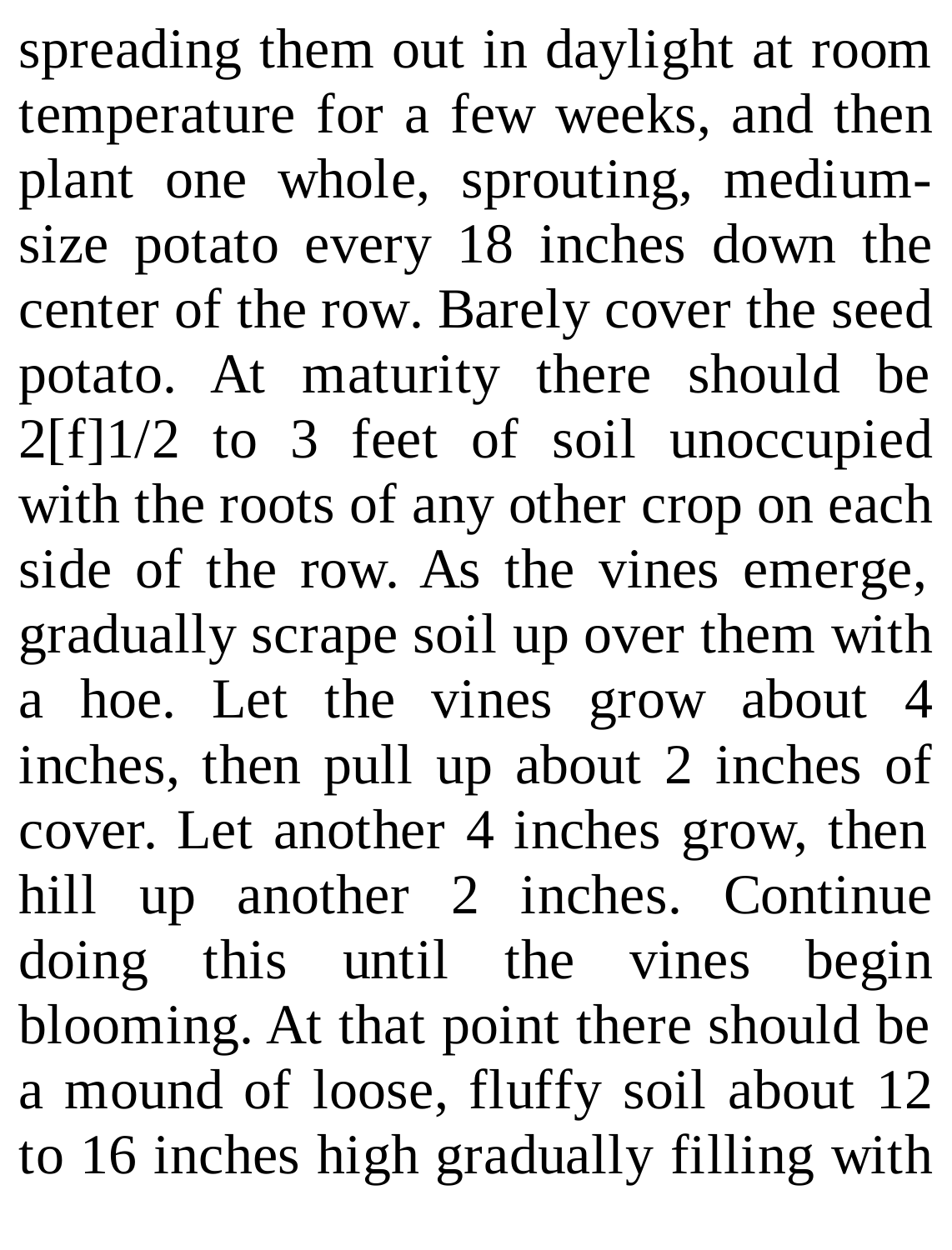spreading them out in daylight at room temperature for a few weeks, and then plant one whole, sprouting, medium-size potato every 18 inches down the center of the row. Barely cover the seed potato. At maturity there should be 2[f]1/2 to 3 feet of soil unoccupied with the roots of any other crop on each side of the row. As the vines emerge, gradually scrape soil up over them with a hoe. Let the vines grow about 4 inches, then pull up about 2 inches of cover. Let another 4 inches grow, then hill up another 2 inches. Continue doing this until the vines begin blooming. At that point there should be a mound of loose, fluffy soil about 12 to 16 inches high gradually filling with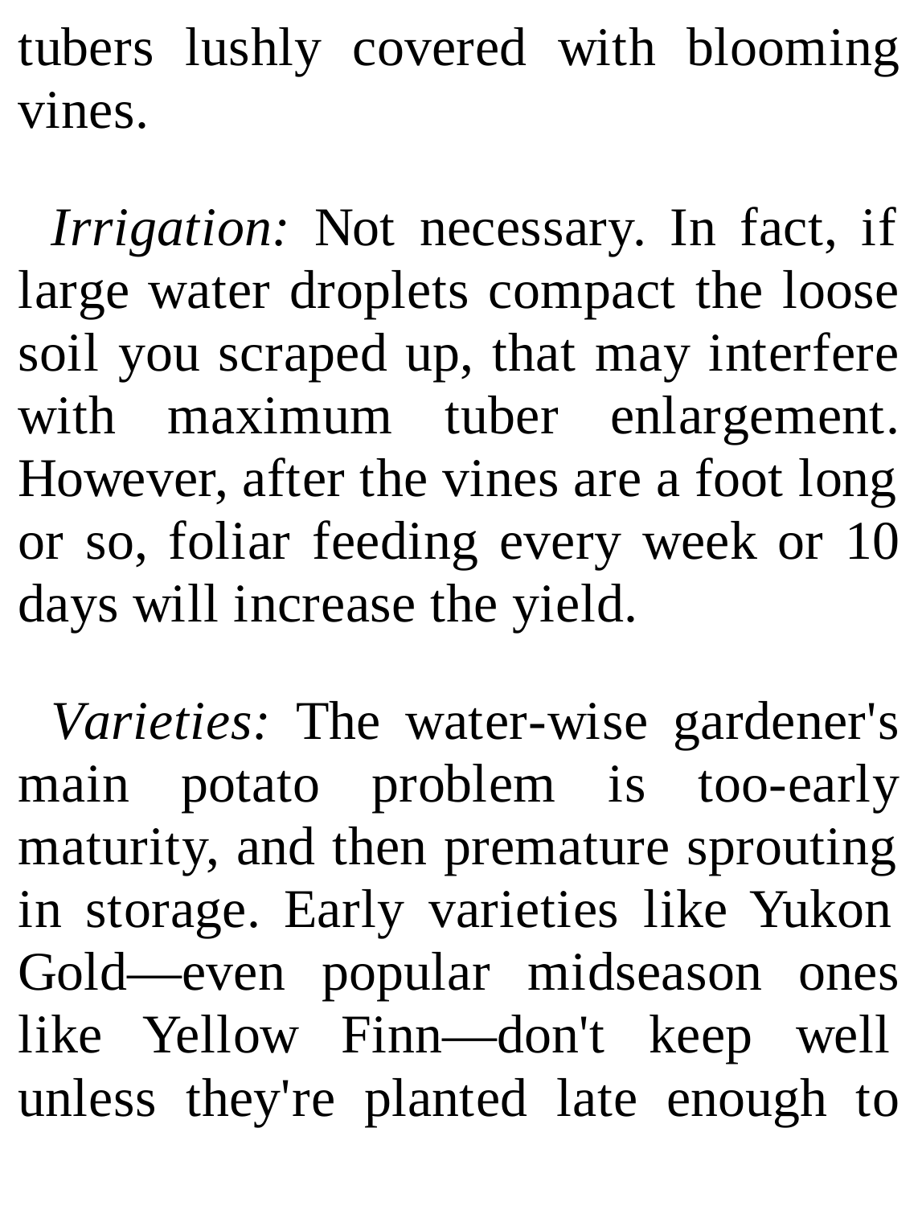tubers lushly covered with blooming vines.

*Irrigation:* Not necessary. In fact, if large water droplets compact the loose soil you scraped up, that may interfere with maximum tuber enlargement. However, after the vines are a foot long or so, foliar feeding every week or 10 days will increase the yield.

*Varieties:* The water-wise gardener's main potato problem is too-early maturity, and then premature sprouting in storage. Early varieties like Yukon Gold—even popular midseason ones like Yellow Finn—don't keep well unless they're planted late enough to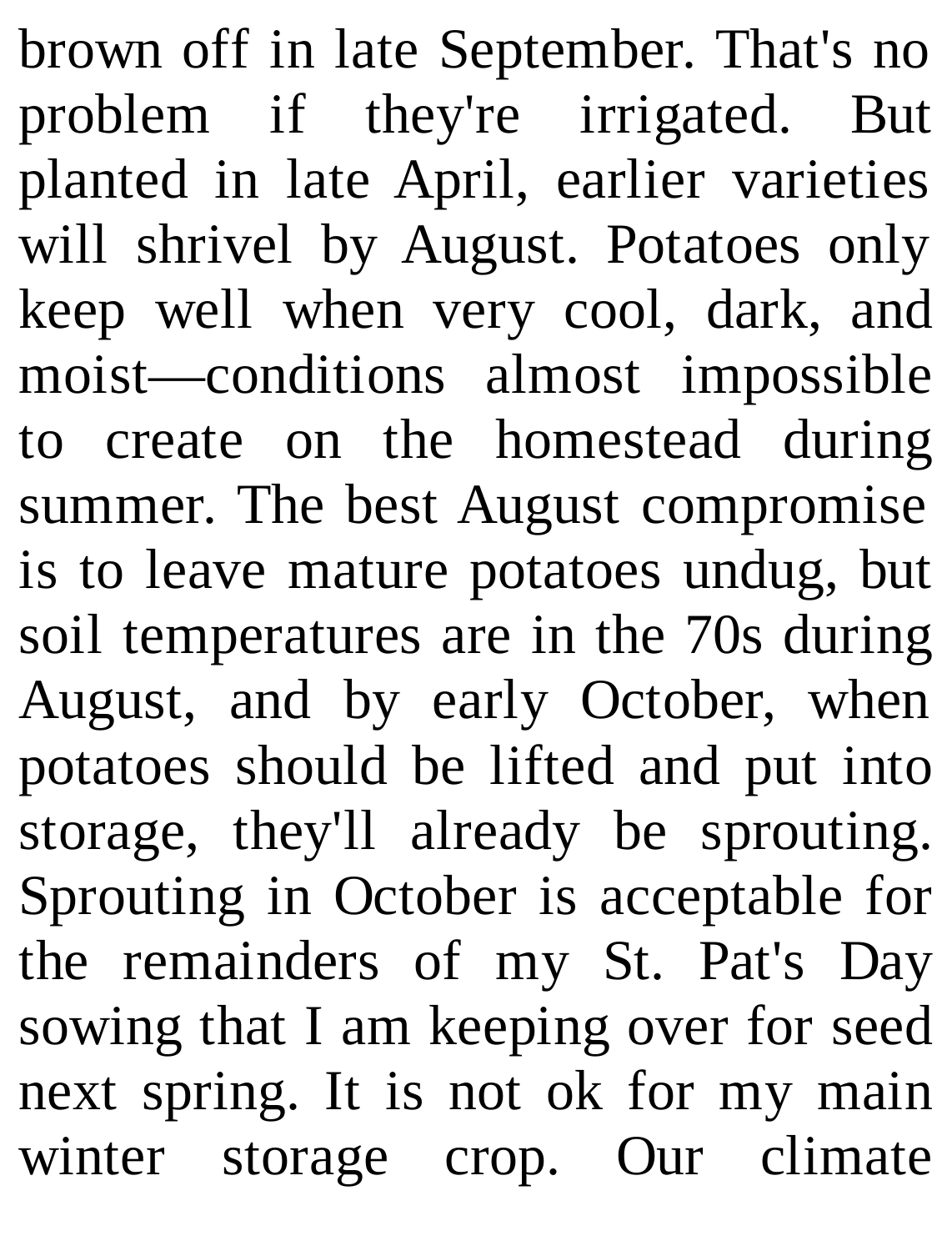brown off in late September. That's no problem if they're irrigated. But planted in late April, earlier varieties will shrivel by August. Potatoes only keep well when very cool, dark, and moist—conditions almost impossible to create on the homestead during summer. The best August compromise is to leave mature potatoes undug, but soil temperatures are in the 70s during August, and by early October, when potatoes should be lifted and put into storage, they'll already be sprouting. Sprouting in October is acceptable for the remainders of my St. Pat's Day sowing that I am keeping over for seed next spring. It is not ok for my main winter storage crop. Our climate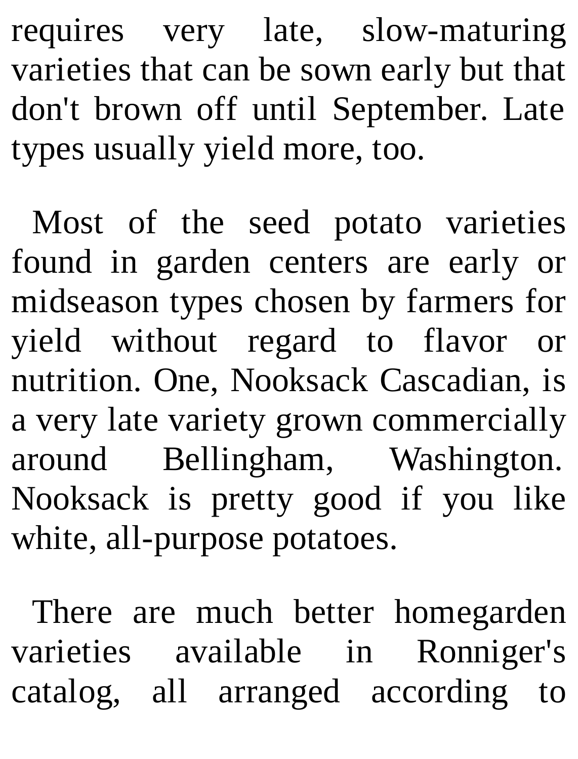requires very late, slow-maturing varieties that can be sown early but that don't brown off until September. Late types usually yield more, too.

Most of the seed potato varieties found in garden centers are early or midseason types chosen by farmers for yield without regard to flavor or nutrition. One, Nooksack Cascadian, is a very late variety grown commercially around Bellingham, Washington. Nooksack is pretty good if you like white, all-purpose potatoes.

There are much better homegarden varieties available in Ronniger's catalog, all arranged according to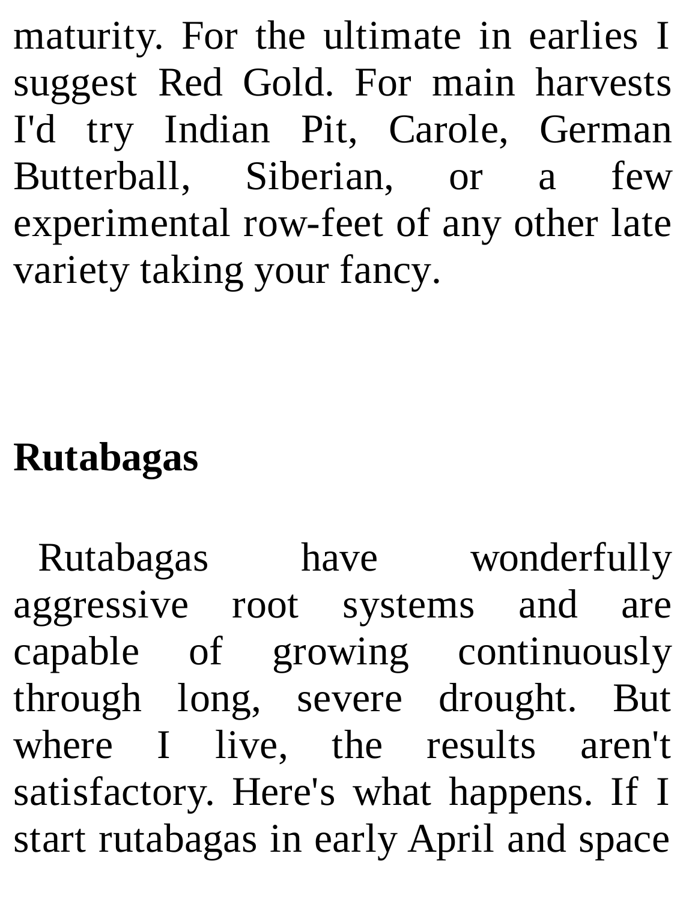maturity. For the ultimate in earlies I suggest Red Gold. For main harvests I'd try Indian Pit, Carole, German Butterball, Siberian, or a few experimental row-feet of any other late variety taking your fancy.

## Rutabagas

Rutabagas have wonderfully aggressive root systems and are capable of growing continuously through long, severe drought. But where I live, the results aren't satisfactory. Here's what happens. If I start rutabagas in early April and space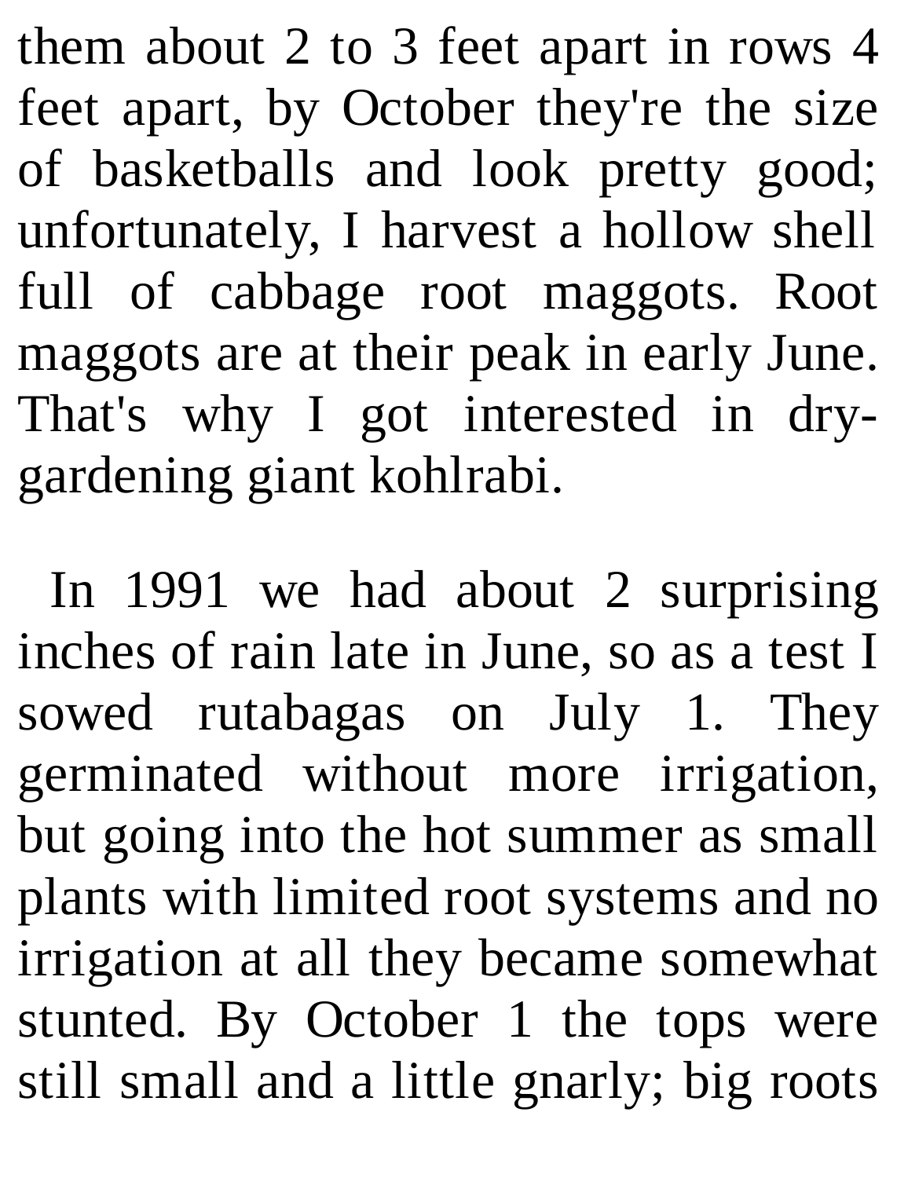them about 2 to 3 feet apart in rows 4 feet apart, by October they're the size of basketballs and look pretty good; unfortunately, I harvest a hollow shell full of cabbage root maggots. Root maggots are at their peak in early June. That's why I got interested in dry-gardening giant kohlrabi.

In 1991 we had about 2 surprising inches of rain late in June, so as a test I sowed rutabagas on July 1. They germinated without more irrigation, but going into the hot summer as small plants with limited root systems and no irrigation at all they became somewhat stunted. By October 1 the tops were still small and a little gnarly; big roots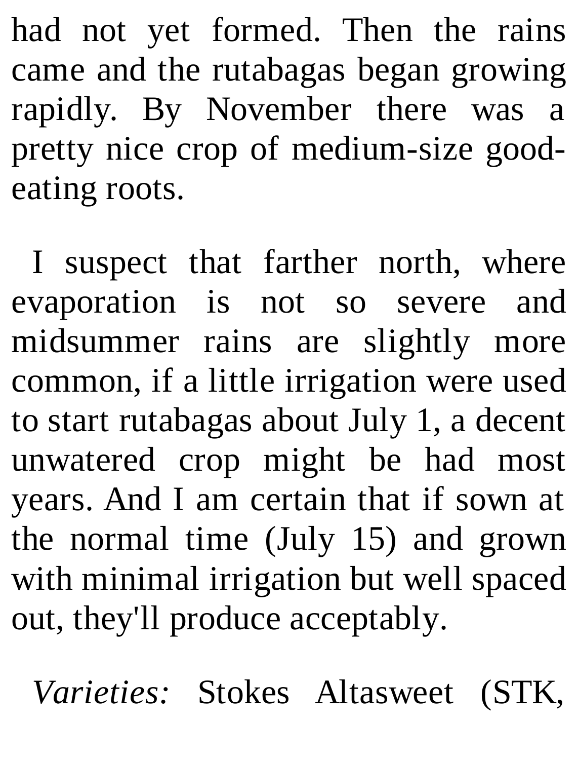had not yet formed. Then the rains came and the rutabagas began growing rapidly. By November there was a pretty nice crop of medium-size good-eating roots.

I suspect that farther north, where evaporation is not so severe and midsummer rains are slightly more common, if a little irrigation were used to start rutabagas about July 1, a decent unwatered crop might be had most years. And I am certain that if sown at the normal time (July 15) and grown with minimal irrigation but well spaced out, they'll produce acceptably.

*Varieties:* Stokes Altasweet (STK,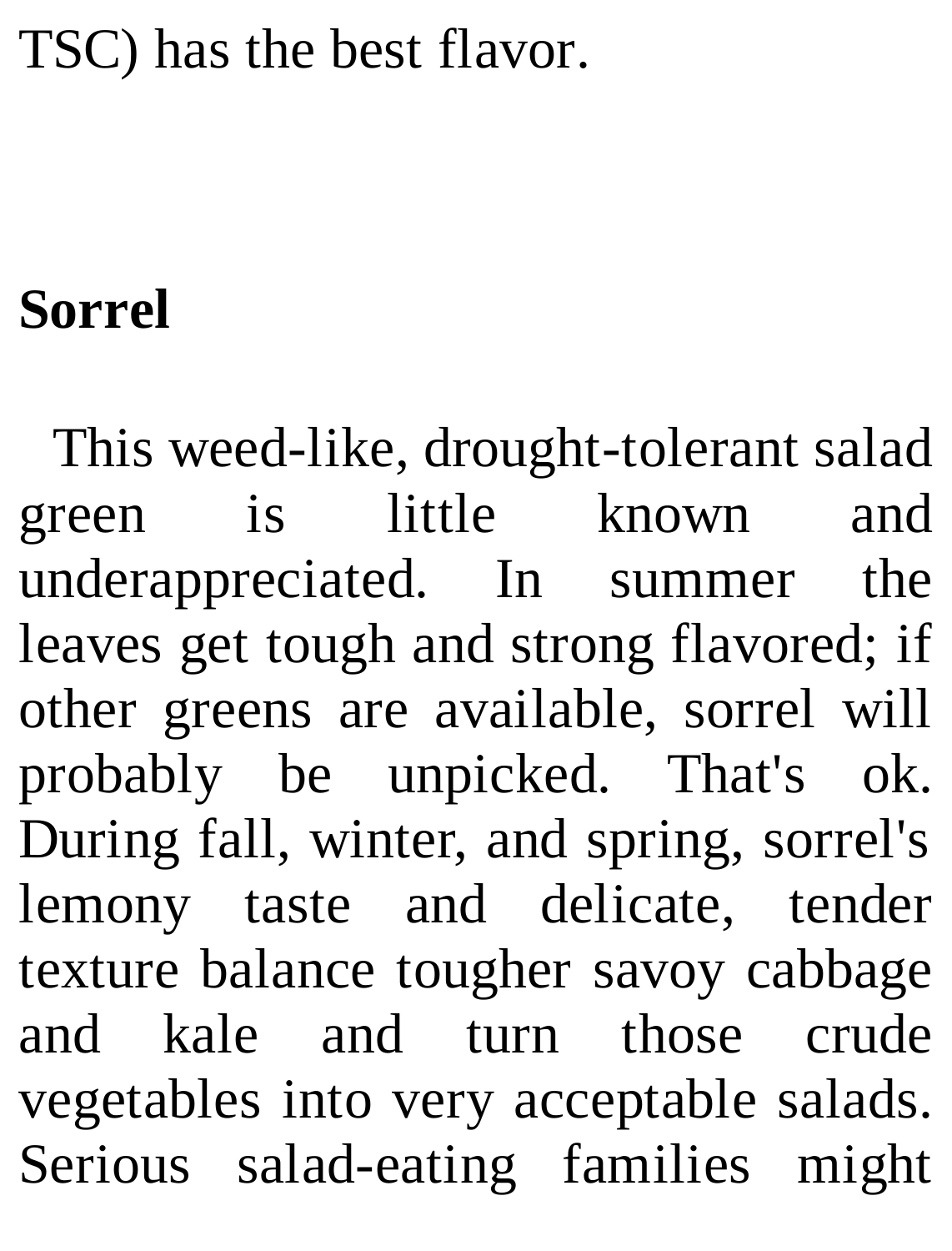TSC) has the best flavor.

## Sorrel

This weed-like, drought-tolerant salad green is little known and underappreciated. In summer the leaves get tough and strong flavored; if other greens are available, sorrel will probably be unpicked. That's ok. During fall, winter, and spring, sorrel's lemony taste and delicate, tender texture balance tougher savoy cabbage and kale and turn those crude vegetables into very acceptable salads. Serious salad-eating families might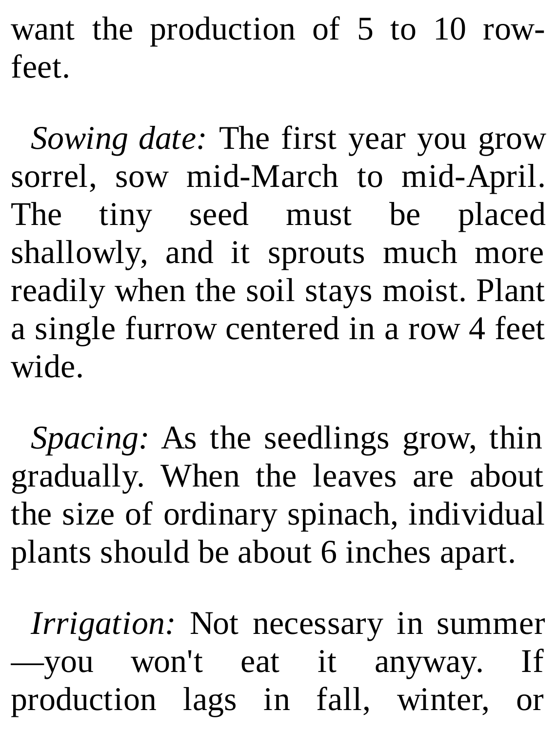want the production of 5 to 10 row-feet.

*Sowing date:* The first year you grow sorrel, sow mid-March to mid-April. The tiny seed must be placed shallowly, and it sprouts much more readily when the soil stays moist. Plant a single furrow centered in a row 4 feet wide.

*Spacing:* As the seedlings grow, thin gradually. When the leaves are about the size of ordinary spinach, individual plants should be about 6 inches apart.

*Irrigation:* Not necessary in summer—you won't eat it anyway. If production lags in fall, winter, or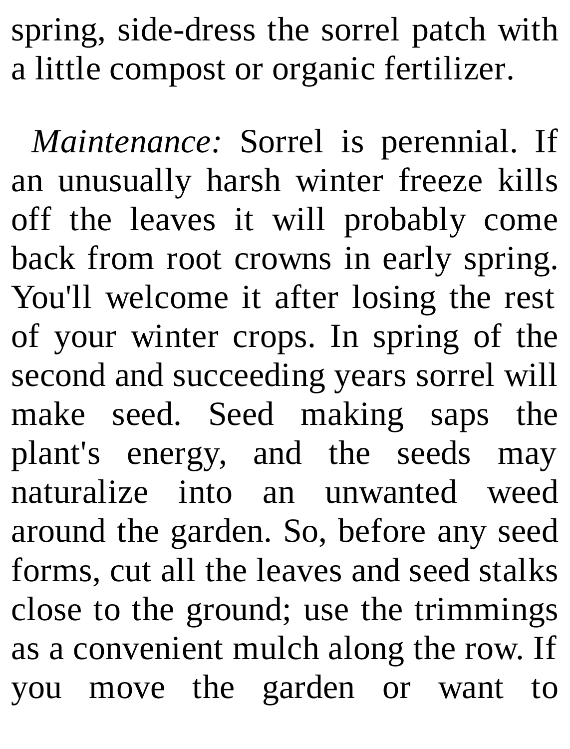spring, side-dress the sorrel patch with a little compost or organic fertilizer.

*Maintenance:* Sorrel is perennial. If an unusually harsh winter freeze kills off the leaves it will probably come back from root crowns in early spring. You'll welcome it after losing the rest of your winter crops. In spring of the second and succeeding years sorrel will make seed. Seed making saps the plant's energy, and the seeds may naturalize into an unwanted weed around the garden. So, before any seed forms, cut all the leaves and seed stalks close to the ground; use the trimmings as a convenient mulch along the row. If you move the garden or want to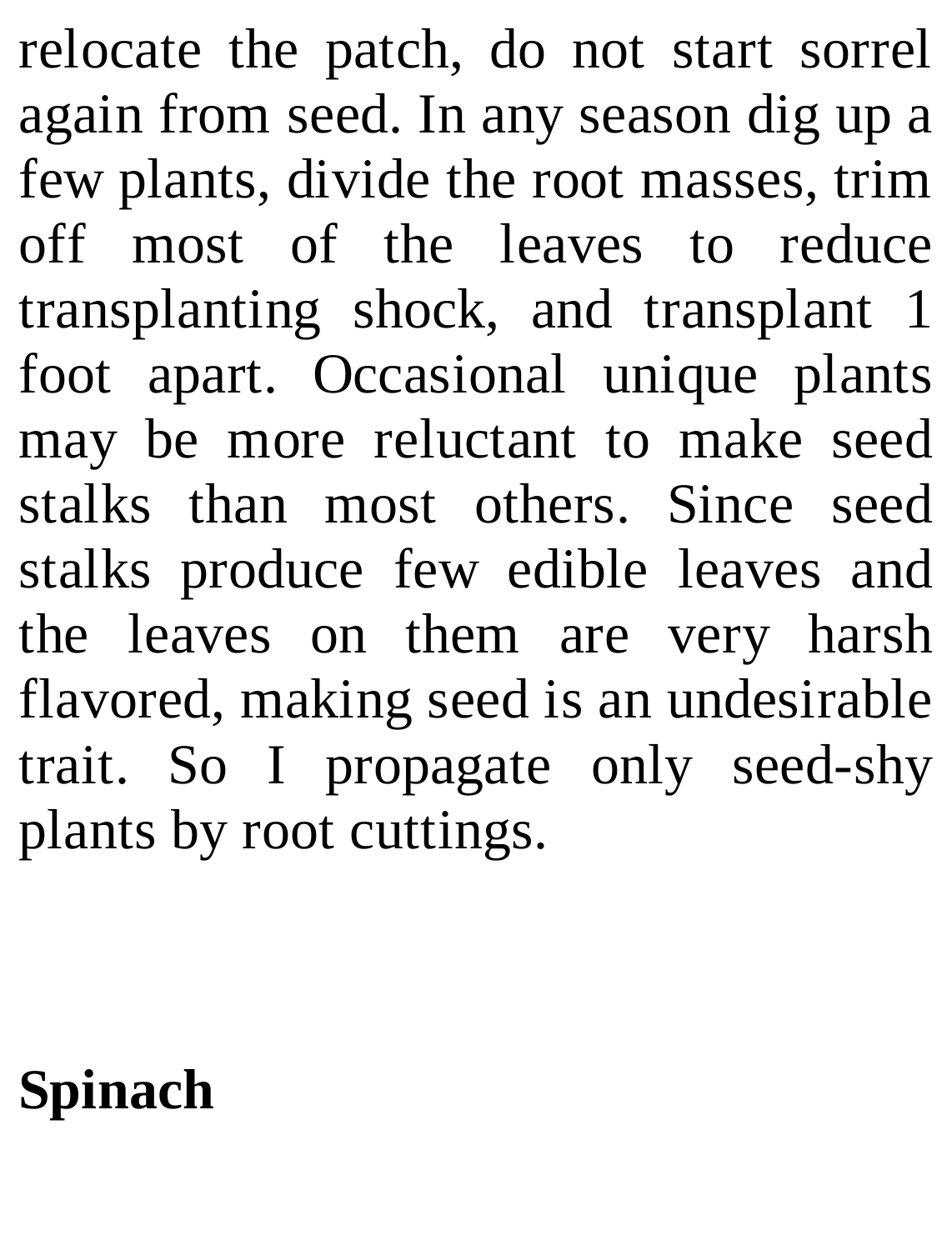relocate the patch, do not start sorrel again from seed. In any season dig up a few plants, divide the root masses, trim off most of the leaves to reduce transplanting shock, and transplant 1 foot apart. Occasional unique plants may be more reluctant to make seed stalks than most others. Since seed stalks produce few edible leaves and the leaves on them are very harsh flavored, making seed is an undesirable trait. So I propagate only seed-shy plants by root cuttings.

## Spinach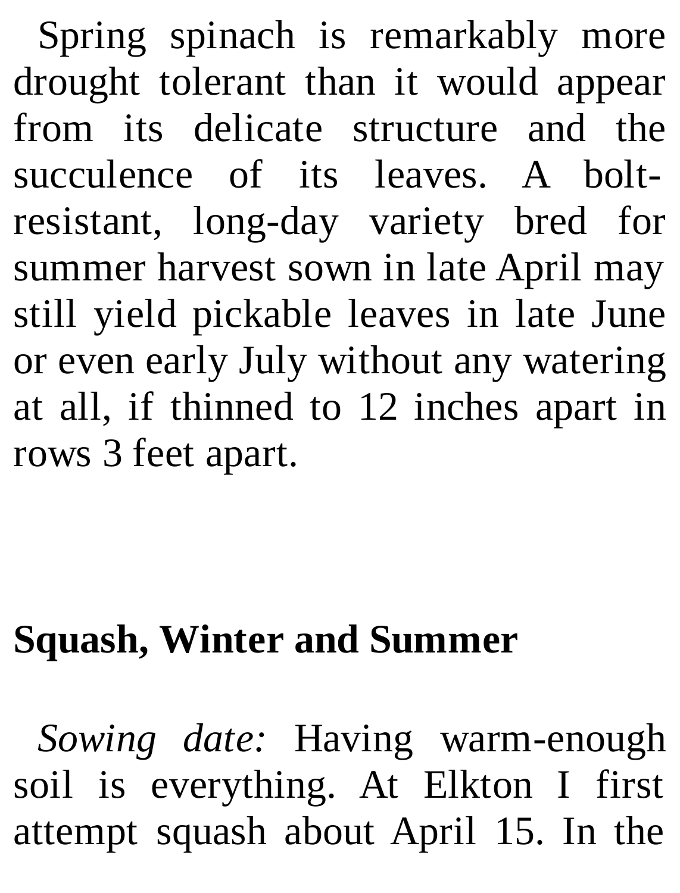Spring spinach is remarkably more drought tolerant than it would appear from its delicate structure and the succulence of its leaves. A bolt-resistant, long-day variety bred for summer harvest sown in late April may still yield pickable leaves in late June or even early July without any watering at all, if thinned to 12 inches apart in rows 3 feet apart.

## Squash, Winter and Summer

*Sowing date:* Having warm-enough soil is everything. At Elkton I first attempt squash about April 15. In the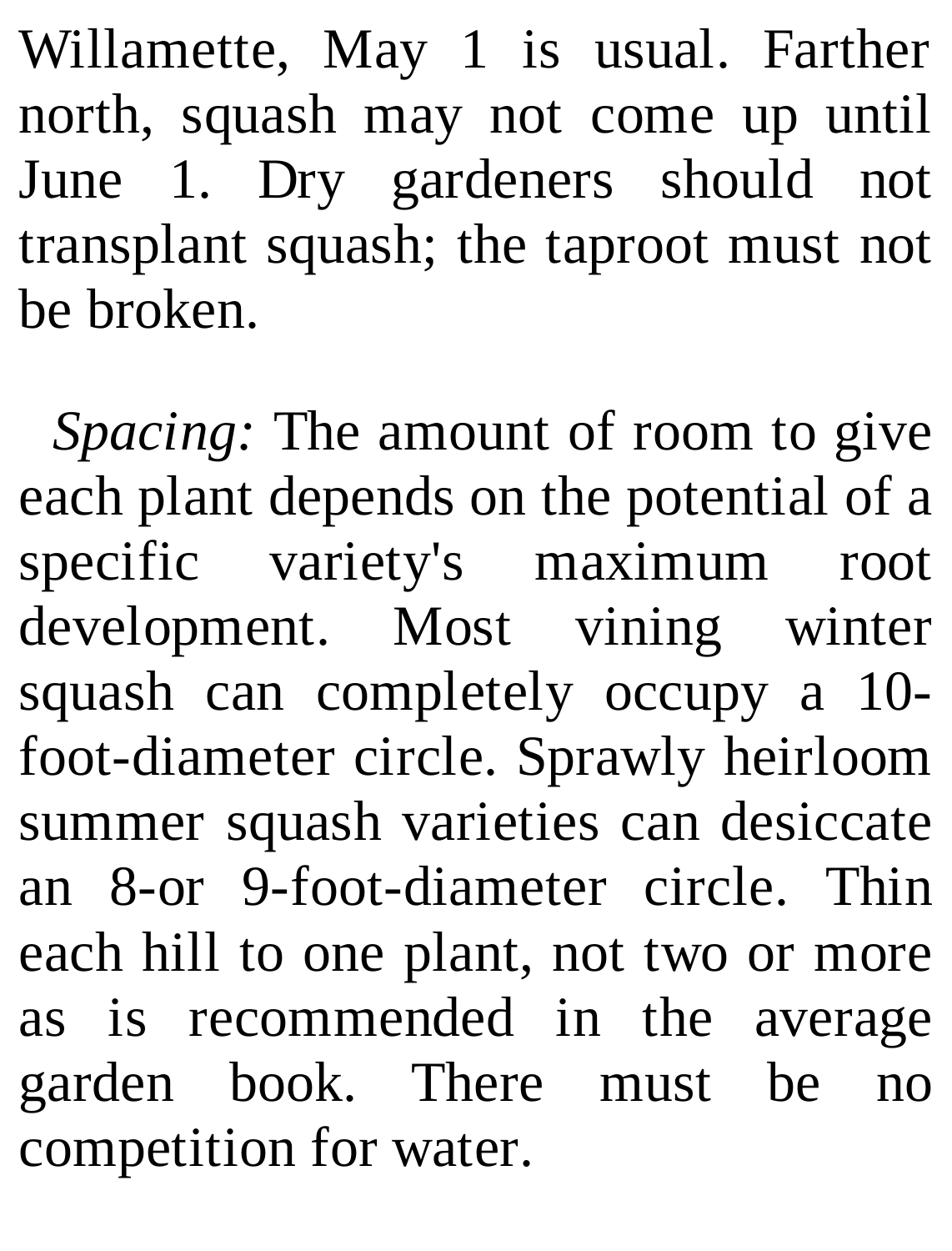Willamette, May 1 is usual. Farther north, squash may not come up until June 1. Dry gardeners should not transplant squash; the taproot must not be broken.

*Spacing:* The amount of room to give each plant depends on the potential of a specific variety's maximum root development. Most vining winter squash can completely occupy a 10-foot-diameter circle. Sprawly heirloom summer squash varieties can desiccate an 8-or 9-foot-diameter circle. Thin each hill to one plant, not two or more as is recommended in the average garden book. There must be no competition for water.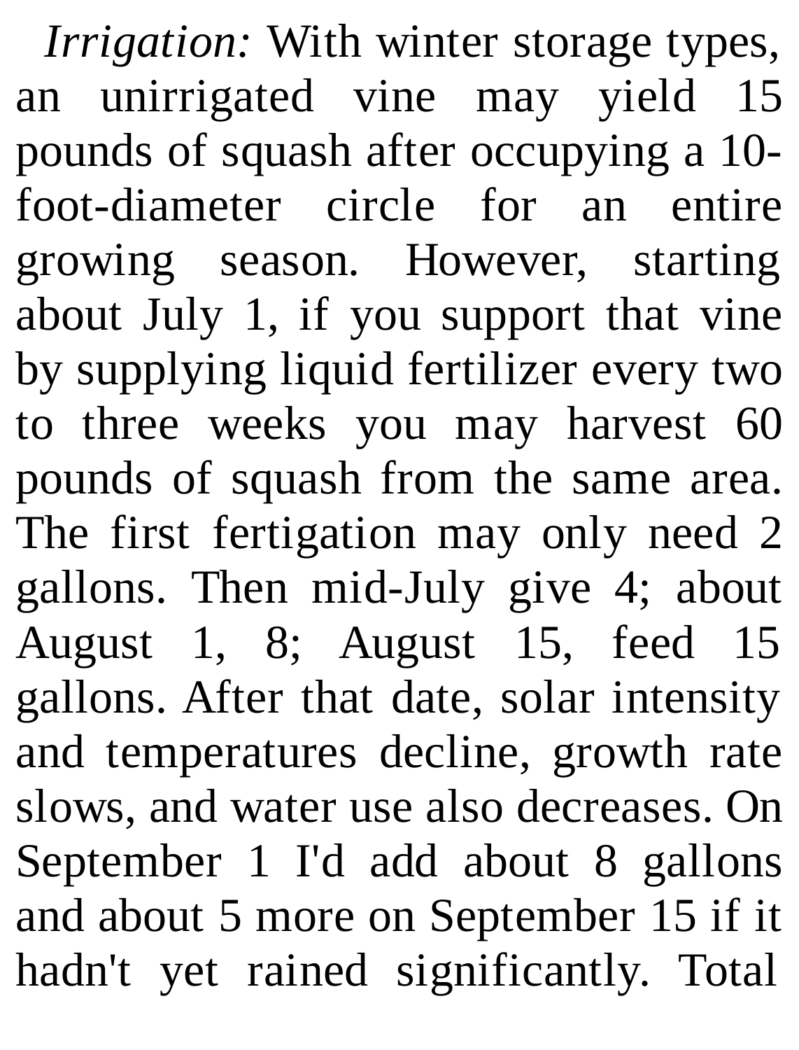*Irrigation:* With winter storage types, an unirrigated vine may yield 15 pounds of squash after occupying a 10-foot-diameter circle for an entire growing season. However, starting about July 1, if you support that vine by supplying liquid fertilizer every two to three weeks you may harvest 60 pounds of squash from the same area. The first fertigation may only need 2 gallons. Then mid-July give 4; about August 1, 8; August 15, feed 15 gallons. After that date, solar intensity and temperatures decline, growth rate slows, and water use also decreases. On September 1 I'd add about 8 gallons and about 5 more on September 15 if it hadn't yet rained significantly. Total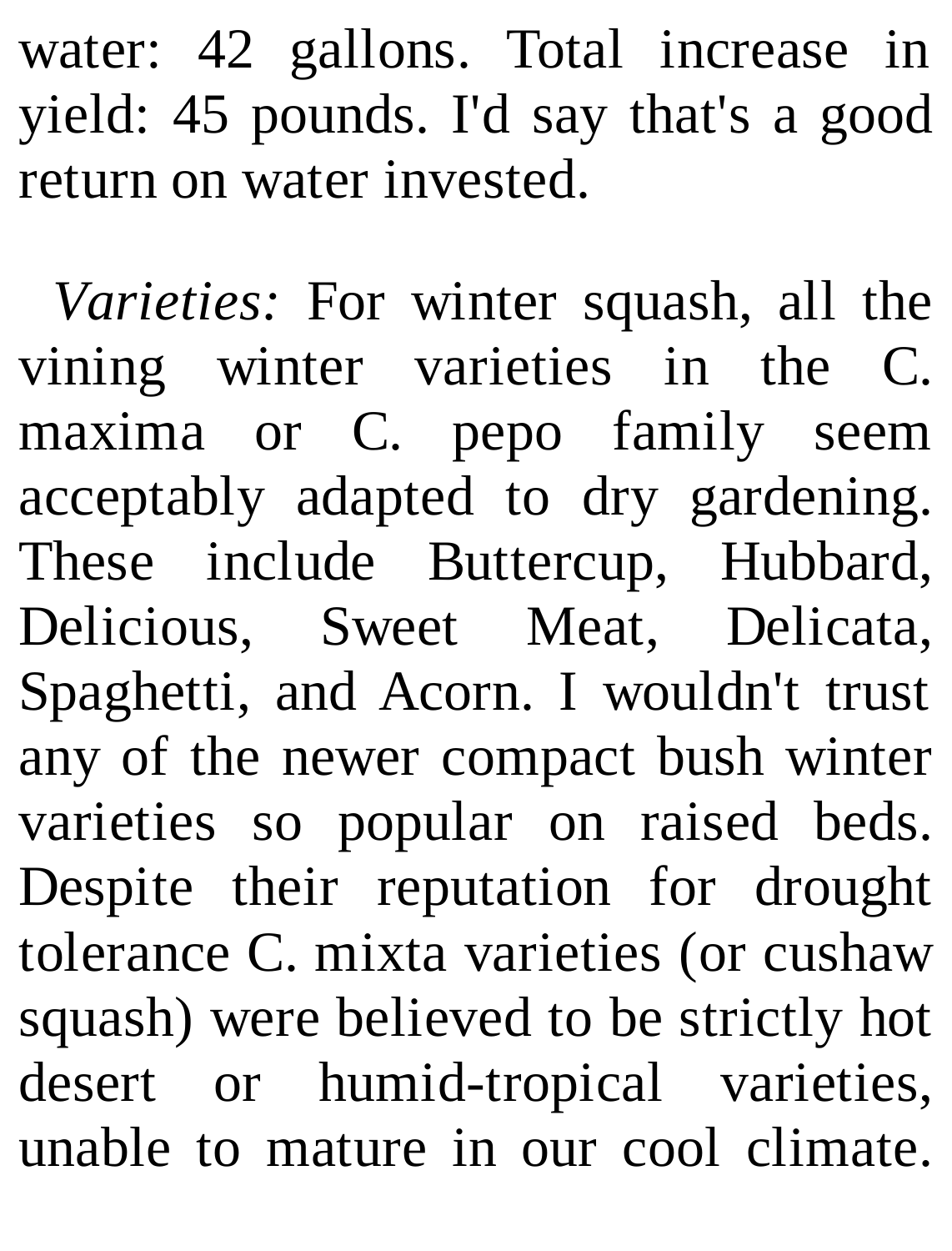water: 42 gallons. Total increase in yield: 45 pounds. I'd say that's a good return on water invested.

*Varieties:* For winter squash, all the vining winter varieties in the C. maxima or C. pepo family seem acceptably adapted to dry gardening. These include Buttercup, Hubbard, Delicious, Sweet Meat, Delicata, Spaghetti, and Acorn. I wouldn't trust any of the newer compact bush winter varieties so popular on raised beds. Despite their reputation for drought tolerance C. mixta varieties (or cushaw squash) were believed to be strictly hot desert or humid-tropical varieties, unable to mature in our cool climate.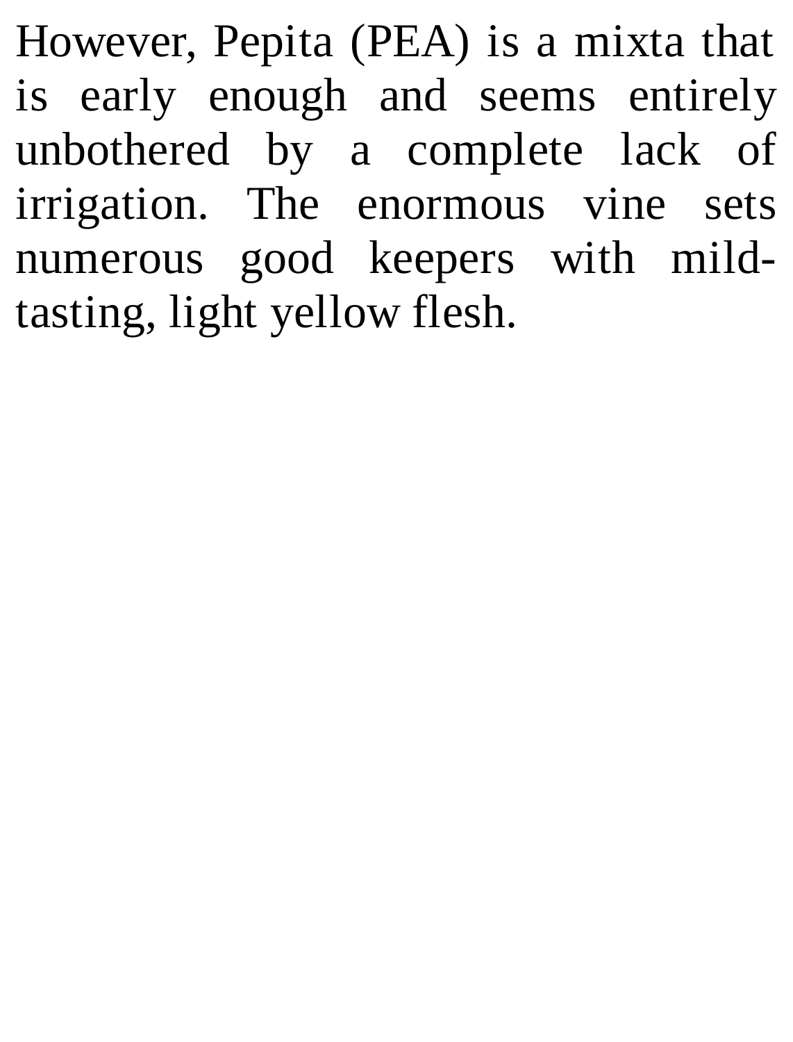However, Pepita (PEA) is a mixta that is early enough and seems entirely unbothered by a complete lack of irrigation. The enormous vine sets numerous good keepers with mild-tasting, light yellow flesh.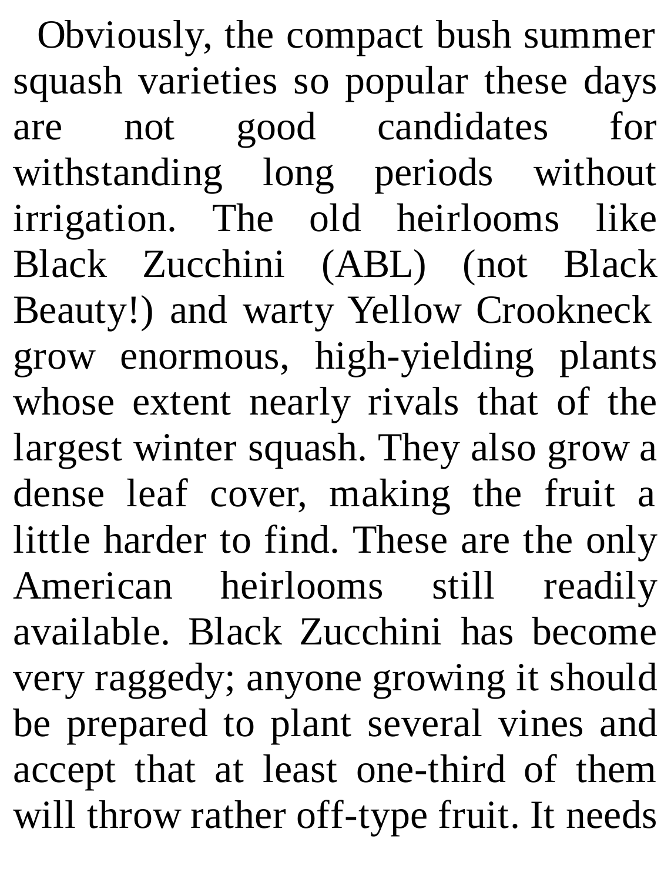Obviously, the compact bush summer squash varieties so popular these days are not good candidates for withstanding long periods without irrigation. The old heirlooms like Black Zucchini (ABL) (not Black Beauty!) and warty Yellow Crookneck grow enormous, high-yielding plants whose extent nearly rivals that of the largest winter squash. They also grow a dense leaf cover, making the fruit a little harder to find. These are the only American heirlooms still readily available. Black Zucchini has become very raggedy; anyone growing it should be prepared to plant several vines and accept that at least one-third of them will throw rather off-type fruit. It needs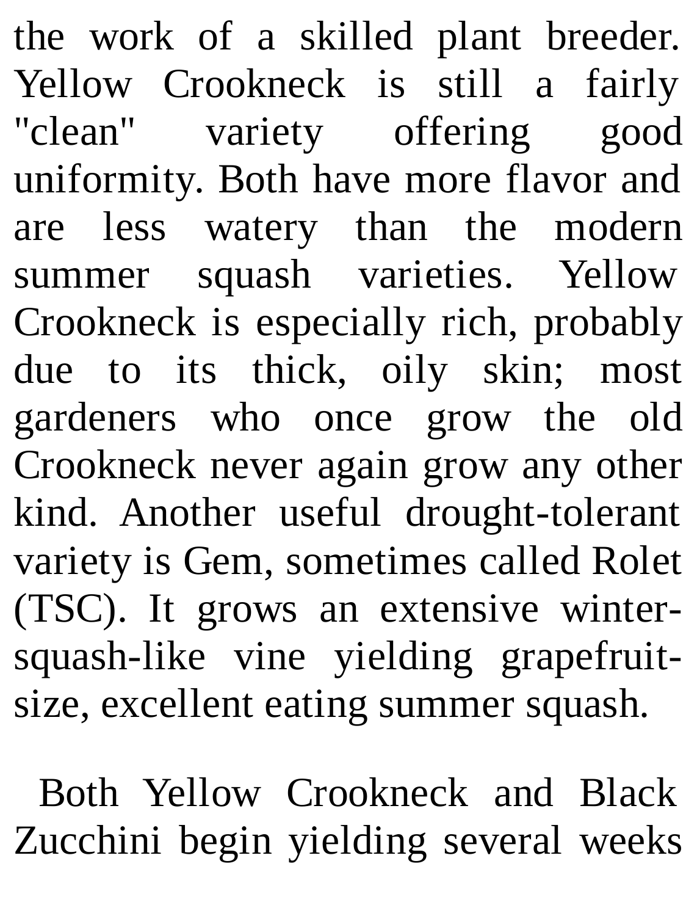the work of a skilled plant breeder. Yellow Crookneck is still a fairly "clean" variety offering good uniformity. Both have more flavor and are less watery than the modern summer squash varieties. Yellow Crookneck is especially rich, probably due to its thick, oily skin; most gardeners who once grow the old Crookneck never again grow any other kind. Another useful drought-tolerant variety is Gem, sometimes called Rolet (TSC). It grows an extensive winter-squash-like vine yielding grapefruit-size, excellent eating summer squash.

Both Yellow Crookneck and Black Zucchini begin yielding several weeks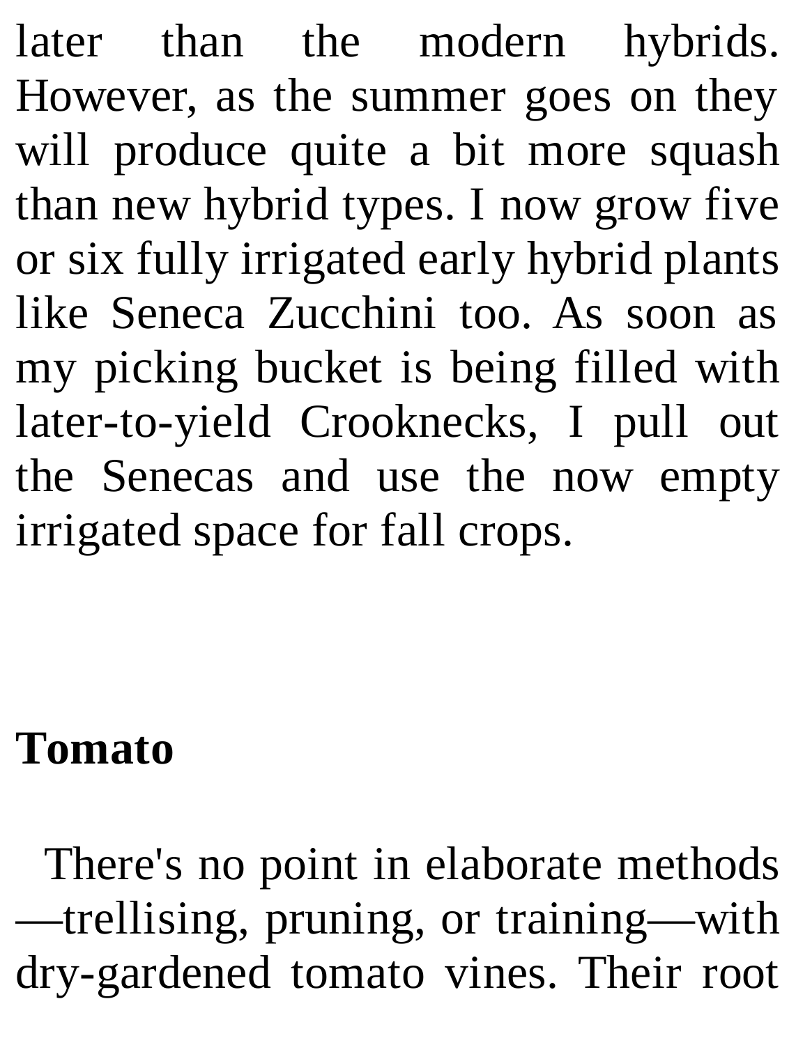later than the modern hybrids. However, as the summer goes on they will produce quite a bit more squash than new hybrid types. I now grow five or six fully irrigated early hybrid plants like Seneca Zucchini too. As soon as my picking bucket is being filled with later-to-yield Crooknecks, I pull out the Senecas and use the now empty irrigated space for fall crops.

**Tomato**

There's no point in elaborate methods—trellising, pruning, or training—with dry-gardened tomato vines. Their root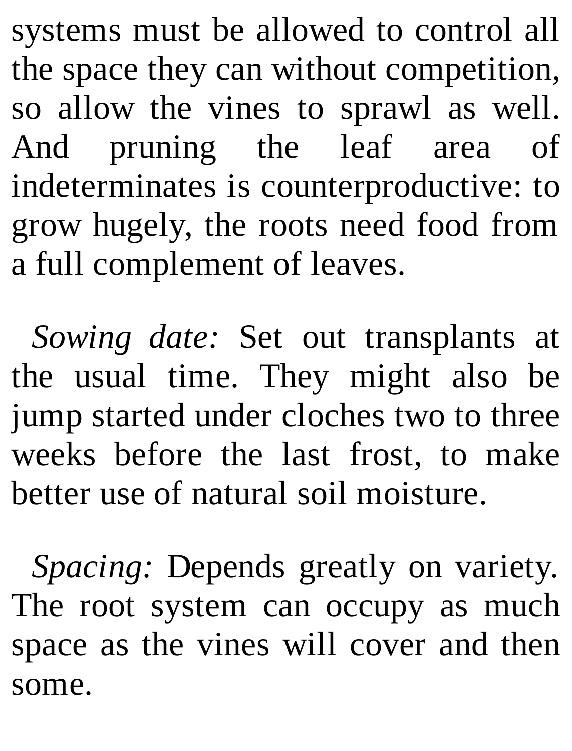systems must be allowed to control all the space they can without competition, so allow the vines to sprawl as well. And pruning the leaf area of indeterminates is counterproductive: to grow hugely, the roots need food from a full complement of leaves.

*Sowing date:* Set out transplants at the usual time. They might also be jump started under cloches two to three weeks before the last frost, to make better use of natural soil moisture.

*Spacing:* Depends greatly on variety. The root system can occupy as much space as the vines will cover and then some.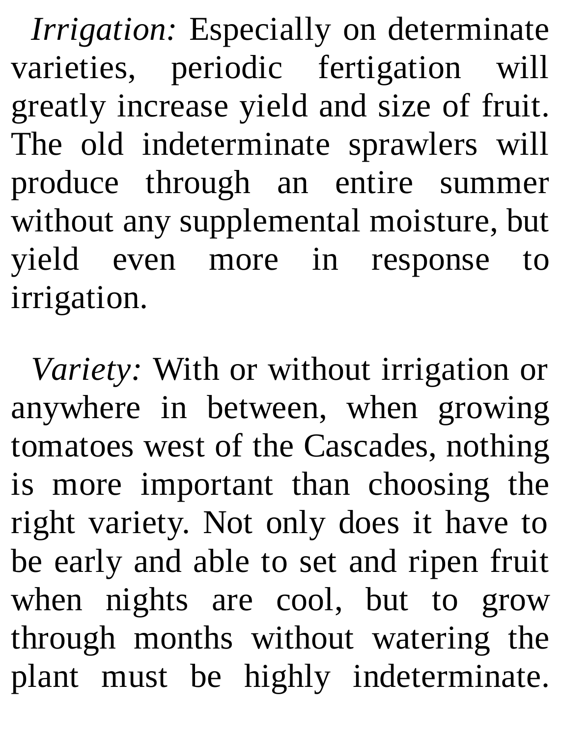*Irrigation:* Especially on determinate varieties, periodic fertigation will greatly increase yield and size of fruit. The old indeterminate sprawlers will produce through an entire summer without any supplemental moisture, but yield even more in response to irrigation.

*Variety:* With or without irrigation or anywhere in between, when growing tomatoes west of the Cascades, nothing is more important than choosing the right variety. Not only does it have to be early and able to set and ripen fruit when nights are cool, but to grow through months without watering the plant must be highly indeterminate.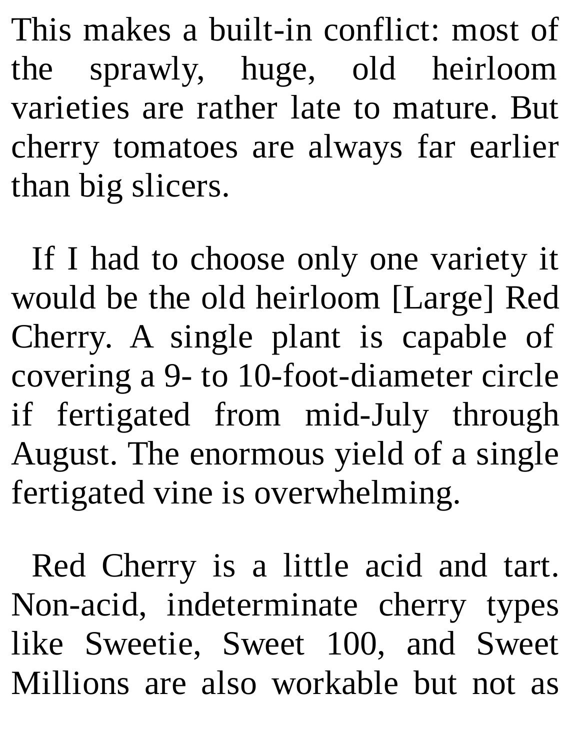This makes a built-in conflict: most of the sprawly, huge, old heirloom varieties are rather late to mature. But cherry tomatoes are always far earlier than big slicers.

If I had to choose only one variety it would be the old heirloom [Large] Red Cherry. A single plant is capable of covering a 9- to 10-foot-diameter circle if fertigated from mid-July through August. The enormous yield of a single fertigated vine is overwhelming.

Red Cherry is a little acid and tart. Non-acid, indeterminate cherry types like Sweetie, Sweet 100, and Sweet Millions are also workable but not as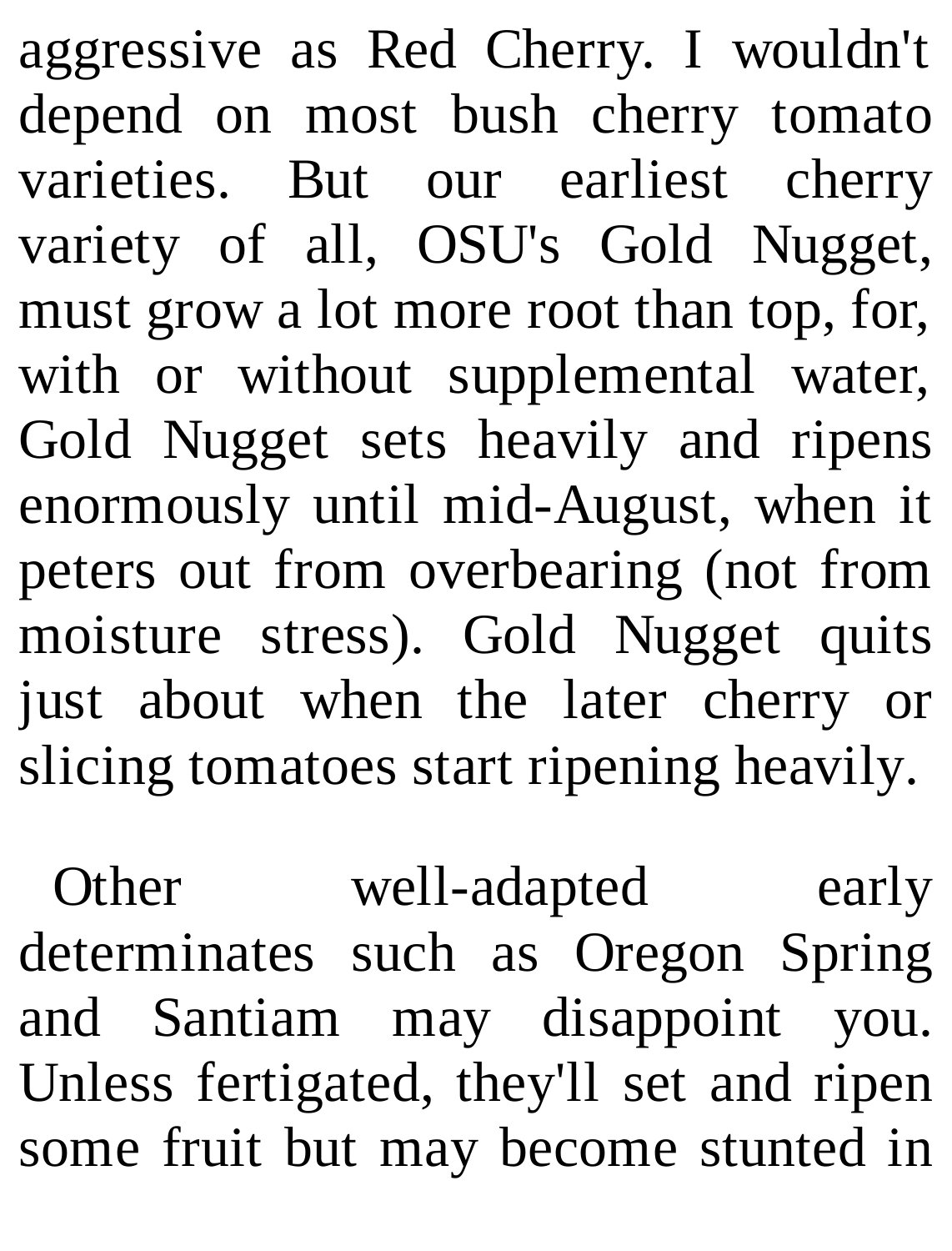aggressive as Red Cherry. I wouldn't depend on most bush cherry tomato varieties. But our earliest cherry variety of all, OSU's Gold Nugget, must grow a lot more root than top, for, with or without supplemental water, Gold Nugget sets heavily and ripens enormously until mid-August, when it peters out from overbearing (not from moisture stress). Gold Nugget quits just about when the later cherry or slicing tomatoes start ripening heavily.

Other well-adapted early determinates such as Oregon Spring and Santiam may disappoint you. Unless fertigated, they'll set and ripen some fruit but may become stunted in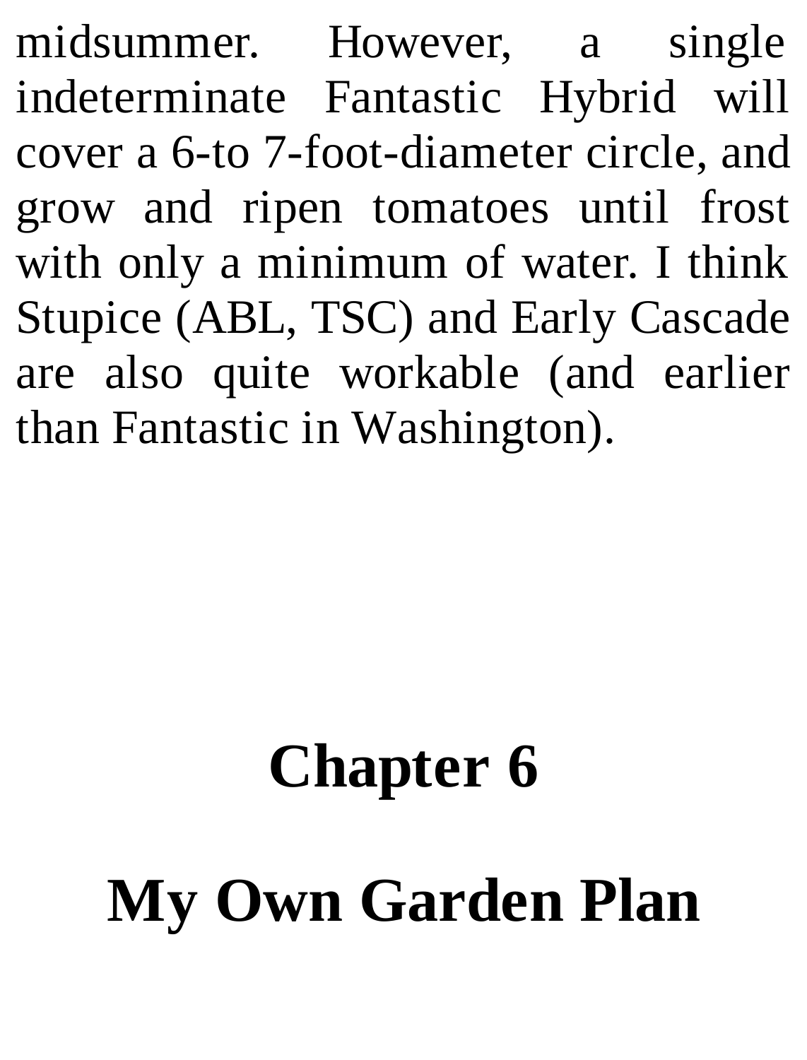midsummer. However, a single indeterminate Fantastic Hybrid will cover a 6-to 7-foot-diameter circle, and grow and ripen tomatoes until frost with only a minimum of water. I think Stupice (ABL, TSC) and Early Cascade are also quite workable (and earlier than Fantastic in Washington).

# Chapter 6

# My Own Garden Plan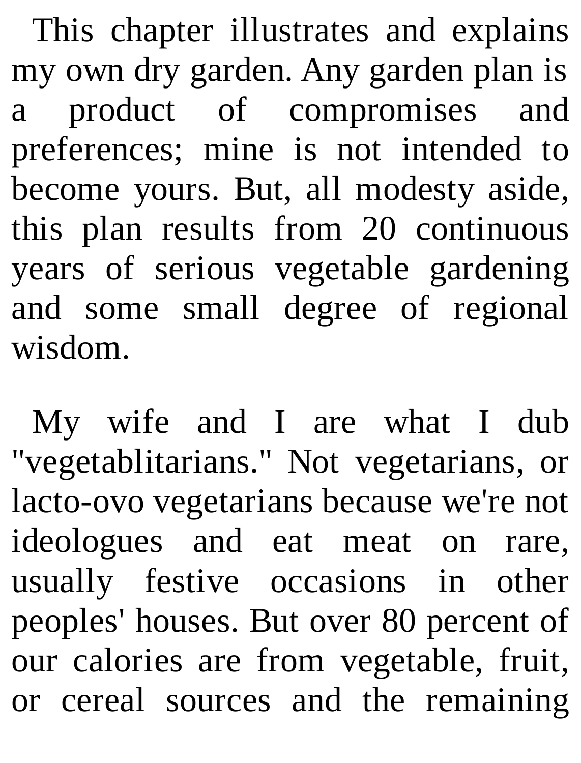This chapter illustrates and explains my own dry garden. Any garden plan is a product of compromises and preferences; mine is not intended to become yours. But, all modesty aside, this plan results from 20 continuous years of serious vegetable gardening and some small degree of regional wisdom.

My wife and I are what I dub "vegetablitarians." Not vegetarians, or lacto-ovo vegetarians because we're not ideologues and eat meat on rare, usually festive occasions in other peoples' houses. But over 80 percent of our calories are from vegetable, fruit, or cereal sources and the remaining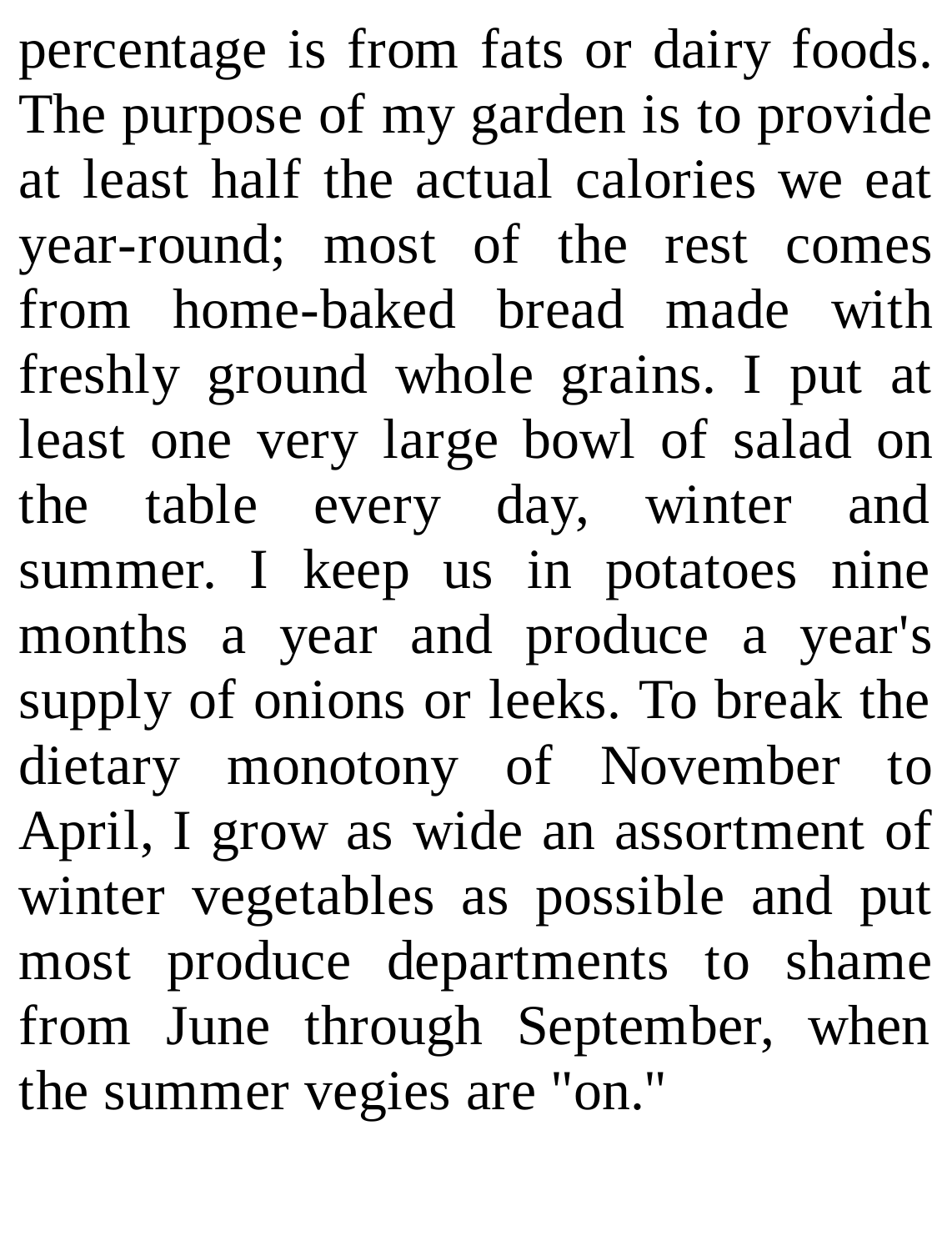percentage is from fats or dairy foods. The purpose of my garden is to provide at least half the actual calories we eat year-round; most of the rest comes from home-baked bread made with freshly ground whole grains. I put at least one very large bowl of salad on the table every day, winter and summer. I keep us in potatoes nine months a year and produce a year's supply of onions or leeks. To break the dietary monotony of November to April, I grow as wide an assortment of winter vegetables as possible and put most produce departments to shame from June through September, when the summer vegies are "on."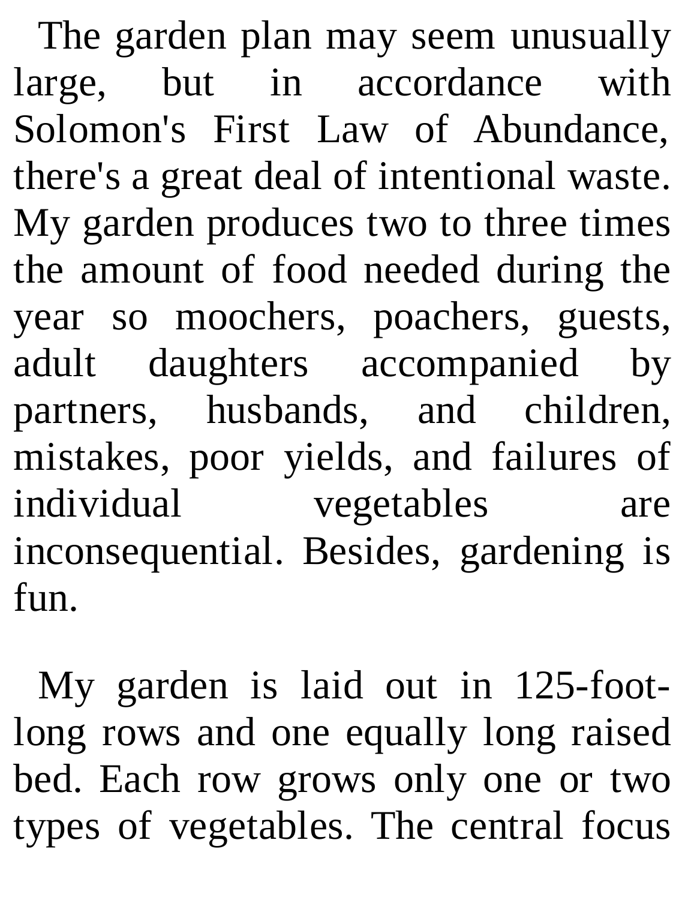The garden plan may seem unusually large, but in accordance with Solomon's First Law of Abundance, there's a great deal of intentional waste. My garden produces two to three times the amount of food needed during the year so moochers, poachers, guests, adult daughters accompanied by partners, husbands, and children, mistakes, poor yields, and failures of individual vegetables are inconsequential. Besides, gardening is fun.

My garden is laid out in 125-foot-long rows and one equally long raised bed. Each row grows only one or two types of vegetables. The central focus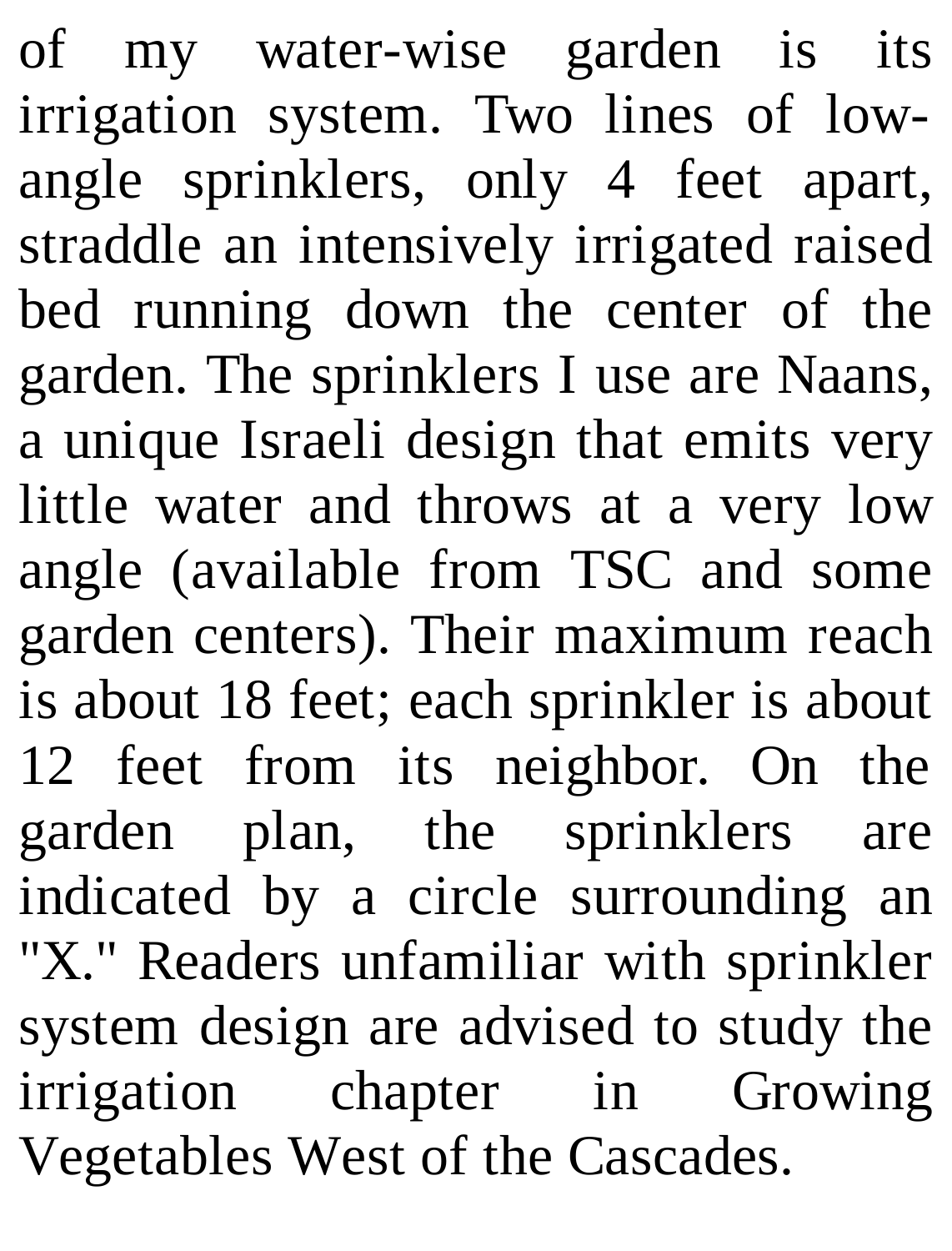of my water-wise garden is its irrigation system. Two lines of low-angle sprinklers, only 4 feet apart, straddle an intensively irrigated raised bed running down the center of the garden. The sprinklers I use are Naans, a unique Israeli design that emits very little water and throws at a very low angle (available from TSC and some garden centers). Their maximum reach is about 18 feet; each sprinkler is about 12 feet from its neighbor. On the garden plan, the sprinklers are indicated by a circle surrounding an "X." Readers unfamiliar with sprinkler system design are advised to study the irrigation chapter in Growing Vegetables West of the Cascades.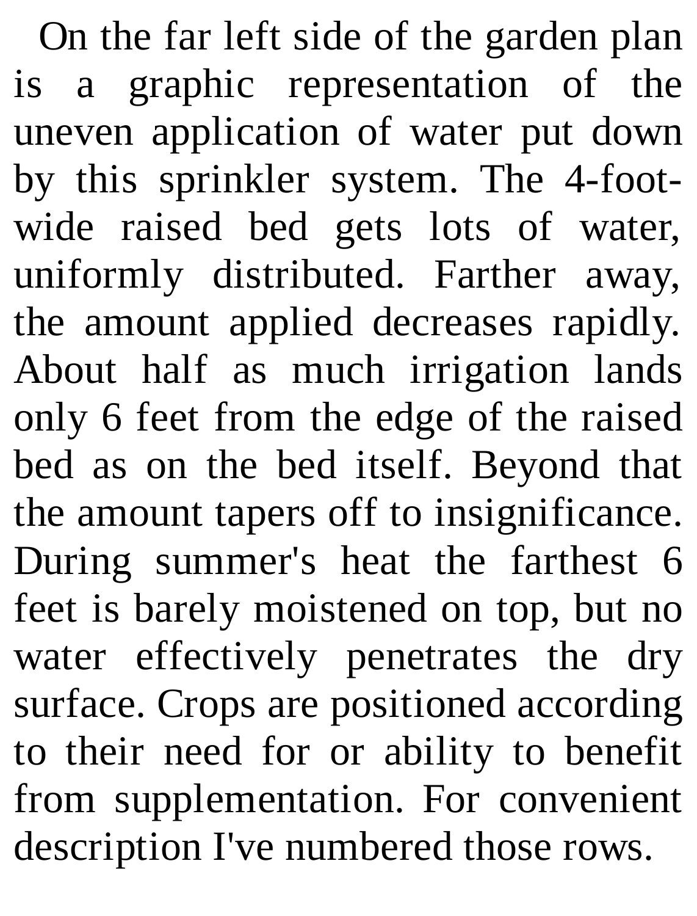On the far left side of the garden plan is a graphic representation of the uneven application of water put down by this sprinkler system. The 4-foot-wide raised bed gets lots of water, uniformly distributed. Farther away, the amount applied decreases rapidly. About half as much irrigation lands only 6 feet from the edge of the raised bed as on the bed itself. Beyond that the amount tapers off to insignificance. During summer's heat the farthest 6 feet is barely moistened on top, but no water effectively penetrates the dry surface. Crops are positioned according to their need for or ability to benefit from supplementation. For convenient description I've numbered those rows.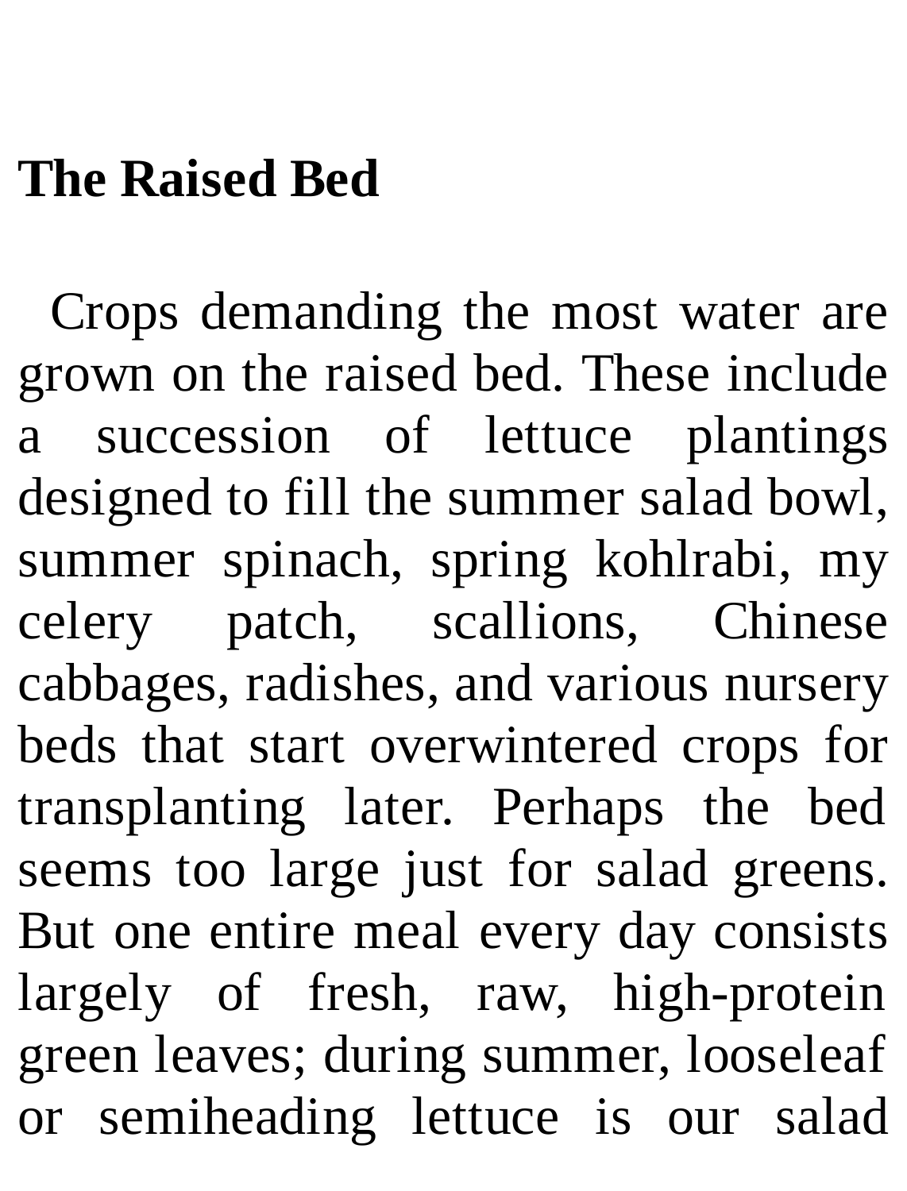## The Raised Bed

Crops demanding the most water are grown on the raised bed. These include a succession of lettuce plantings designed to fill the summer salad bowl, summer spinach, spring kohlrabi, my celery patch, scallions, Chinese cabbages, radishes, and various nursery beds that start overwintered crops for transplanting later. Perhaps the bed seems too large just for salad greens. But one entire meal every day consists largely of fresh, raw, high-protein green leaves; during summer, looseleaf or semiheading lettuce is our salad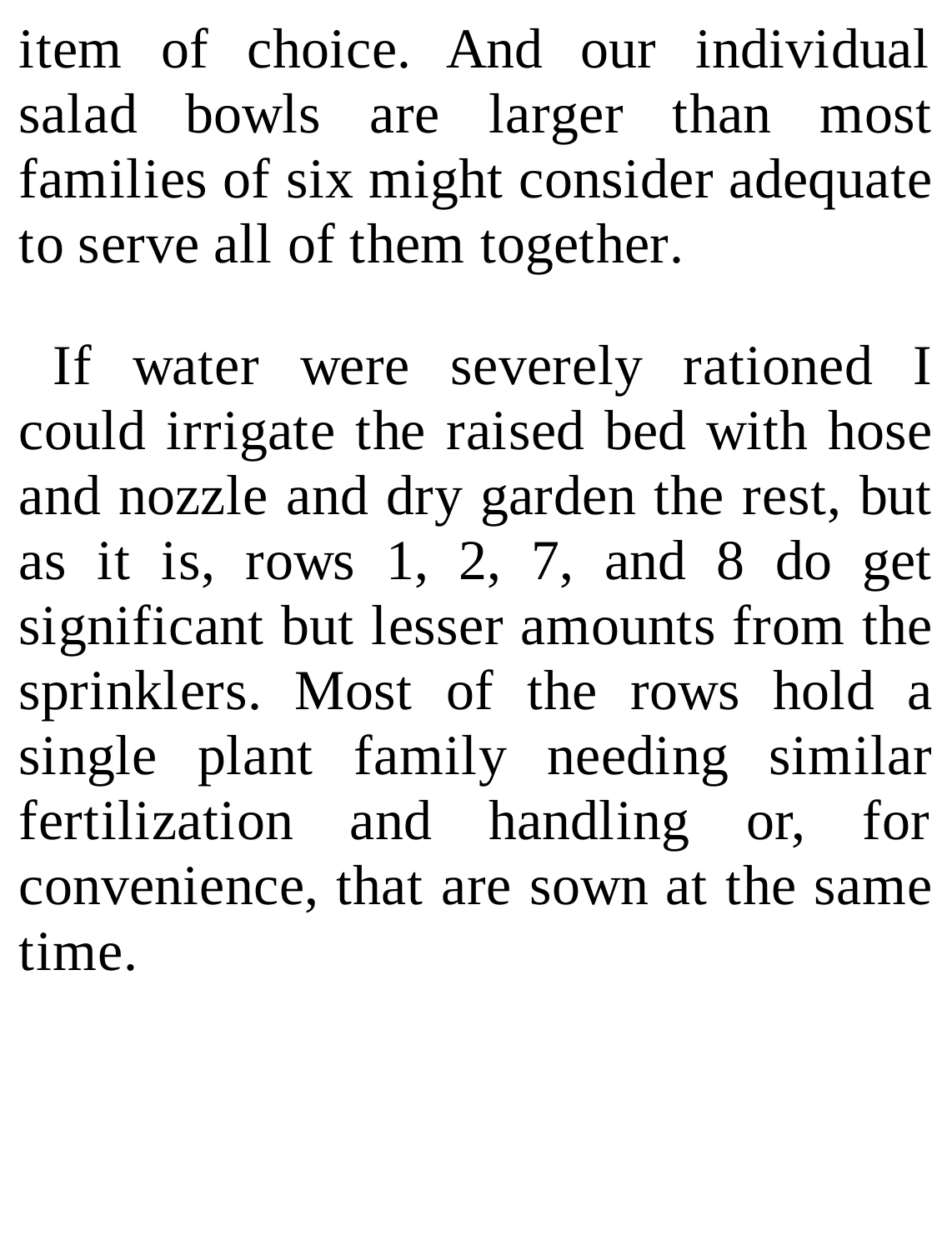item of choice. And our individual salad bowls are larger than most families of six might consider adequate to serve all of them together.

If water were severely rationed I could irrigate the raised bed with hose and nozzle and dry garden the rest, but as it is, rows 1, 2, 7, and 8 do get significant but lesser amounts from the sprinklers. Most of the rows hold a single plant family needing similar fertilization and handling or, for convenience, that are sown at the same time.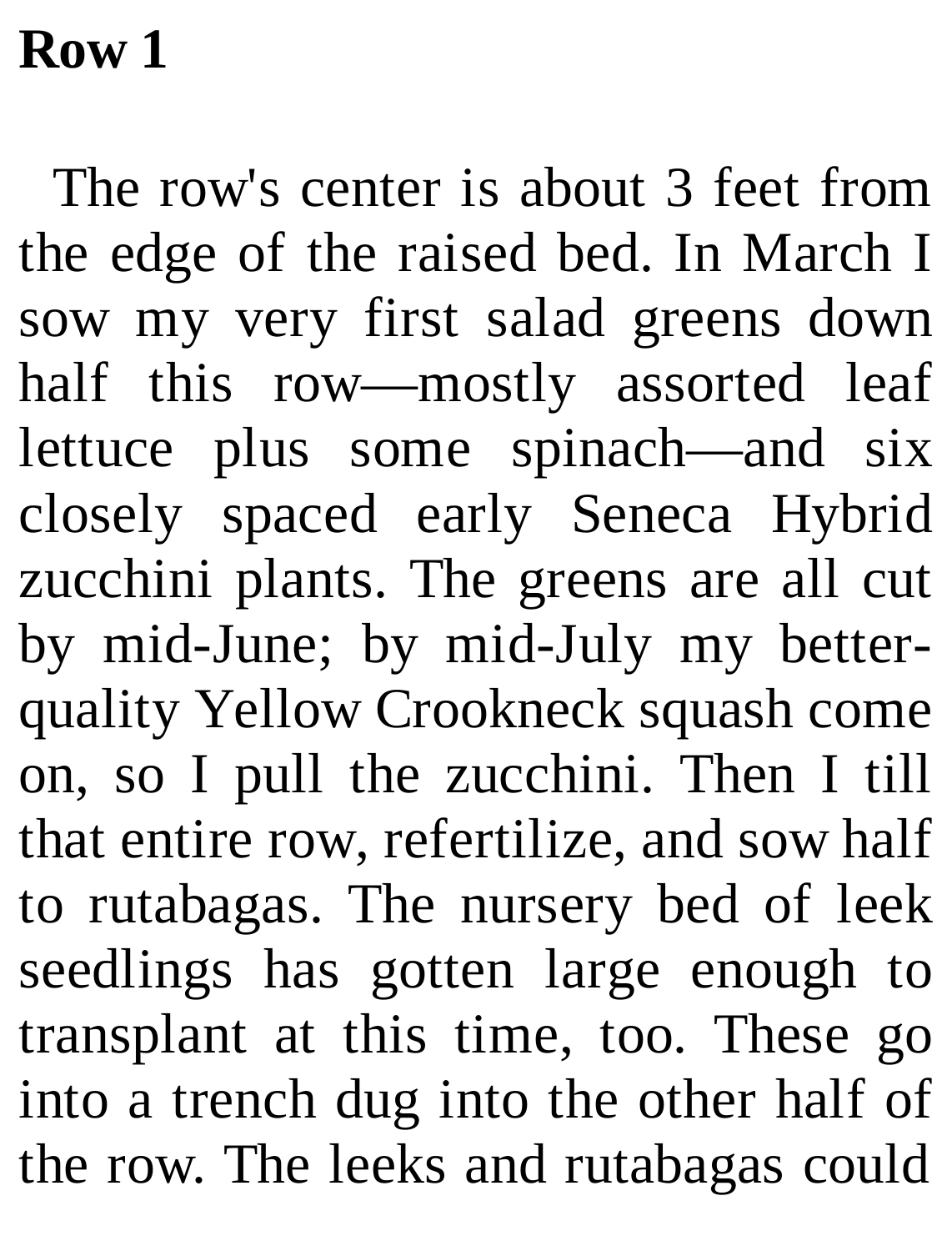**Row 1**

The row's center is about 3 feet from the edge of the raised bed. In March I sow my very first salad greens down half this row—mostly assorted leaf lettuce plus some spinach—and six closely spaced early Seneca Hybrid zucchini plants. The greens are all cut by mid-June; by mid-July my better-quality Yellow Crookneck squash come on, so I pull the zucchini. Then I till that entire row, refertilize, and sow half to rutabagas. The nursery bed of leek seedlings has gotten large enough to transplant at this time, too. These go into a trench dug into the other half of the row. The leeks and rutabagas could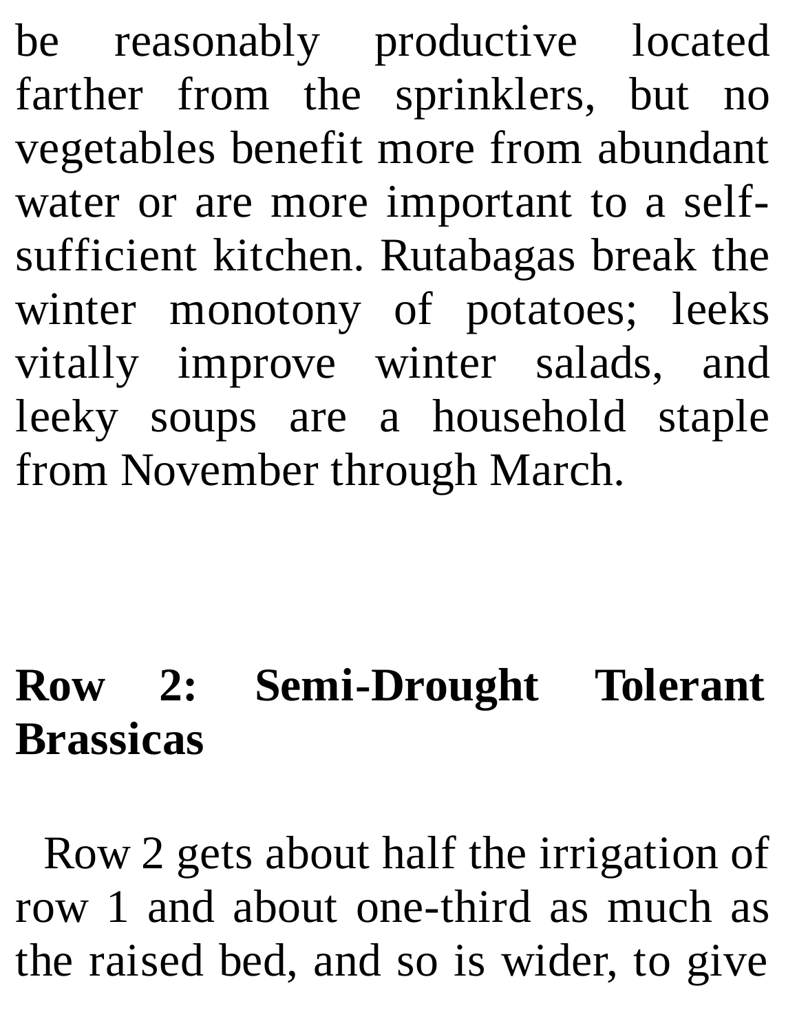be reasonably productive located farther from the sprinklers, but no vegetables benefit more from abundant water or are more important to a self-sufficient kitchen. Rutabagas break the winter monotony of potatoes; leeks vitally improve winter salads, and leeky soups are a household staple from November through March.

### Row 2: Semi-Drought Tolerant Brassicas

Row 2 gets about half the irrigation of row 1 and about one-third as much as the raised bed, and so is wider, to give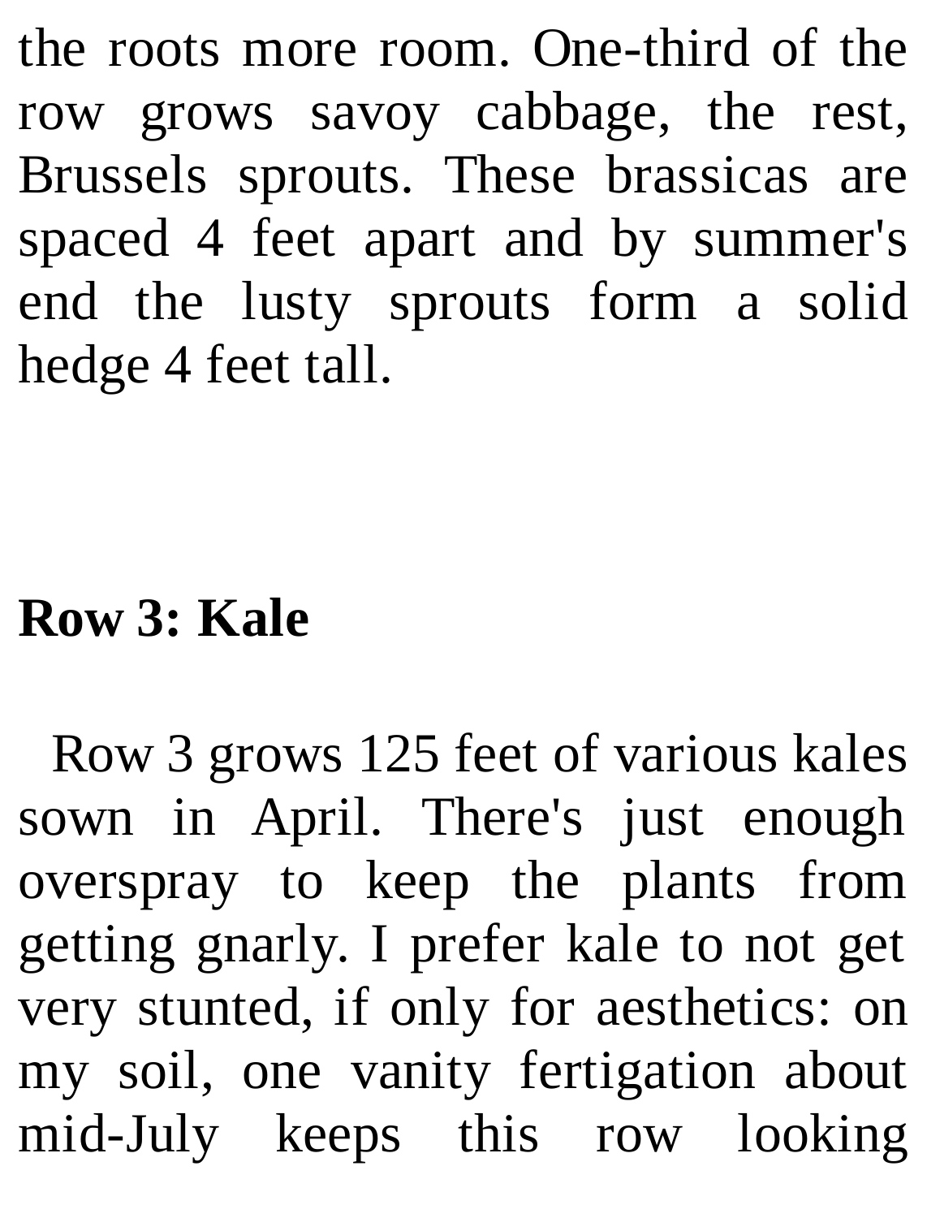the roots more room. One-third of the row grows savoy cabbage, the rest, Brussels sprouts. These brassicas are spaced 4 feet apart and by summer's end the lusty sprouts form a solid hedge 4 feet tall.

## Row 3: Kale

Row 3 grows 125 feet of various kales sown in April. There's just enough overspray to keep the plants from getting gnarly. I prefer kale to not get very stunted, if only for aesthetics: on my soil, one vanity fertigation about mid-July keeps this row looking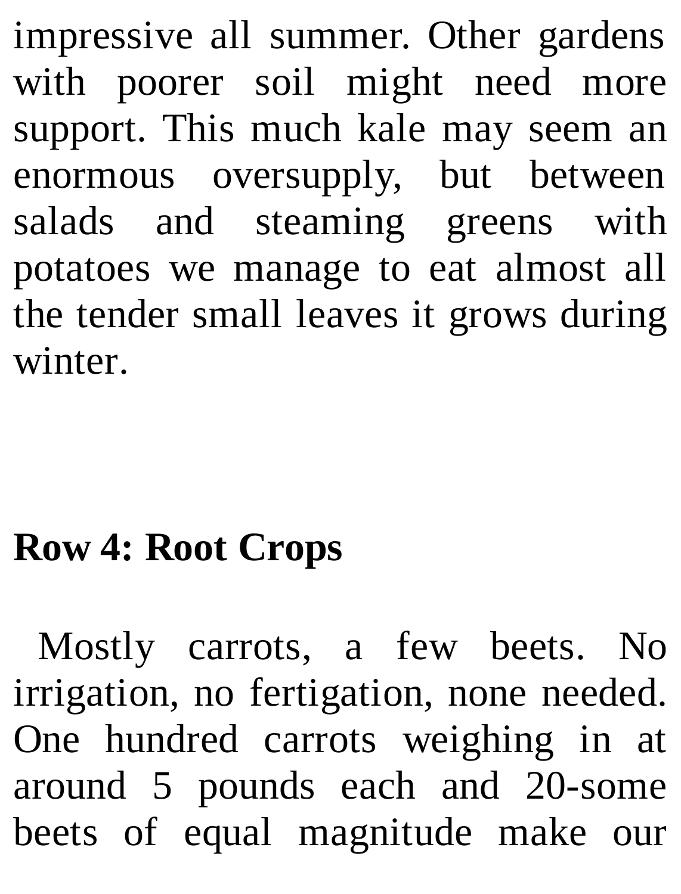impressive all summer. Other gardens with poorer soil might need more support. This much kale may seem an enormous oversupply, but between salads and steaming greens with potatoes we manage to eat almost all the tender small leaves it grows during winter.

## Row 4: Root Crops

Mostly carrots, a few beets. No irrigation, no fertigation, none needed. One hundred carrots weighing in at around 5 pounds each and 20-some beets of equal magnitude make our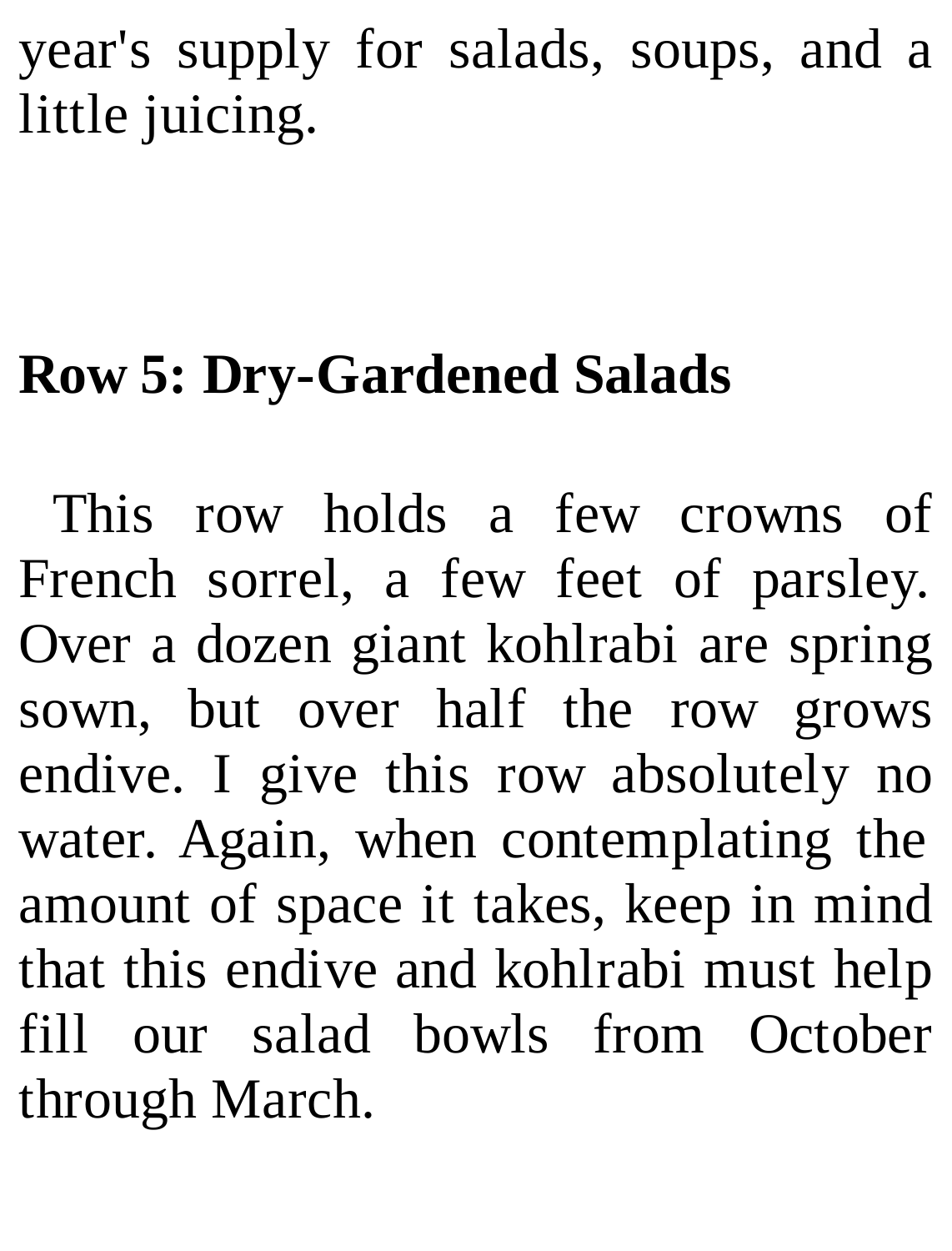year's supply for salads, soups, and a little juicing.

## Row 5: Dry-Gardened Salads

This row holds a few crowns of French sorrel, a few feet of parsley. Over a dozen giant kohlrabi are spring sown, but over half the row grows endive. I give this row absolutely no water. Again, when contemplating the amount of space it takes, keep in mind that this endive and kohlrabi must help fill our salad bowls from October through March.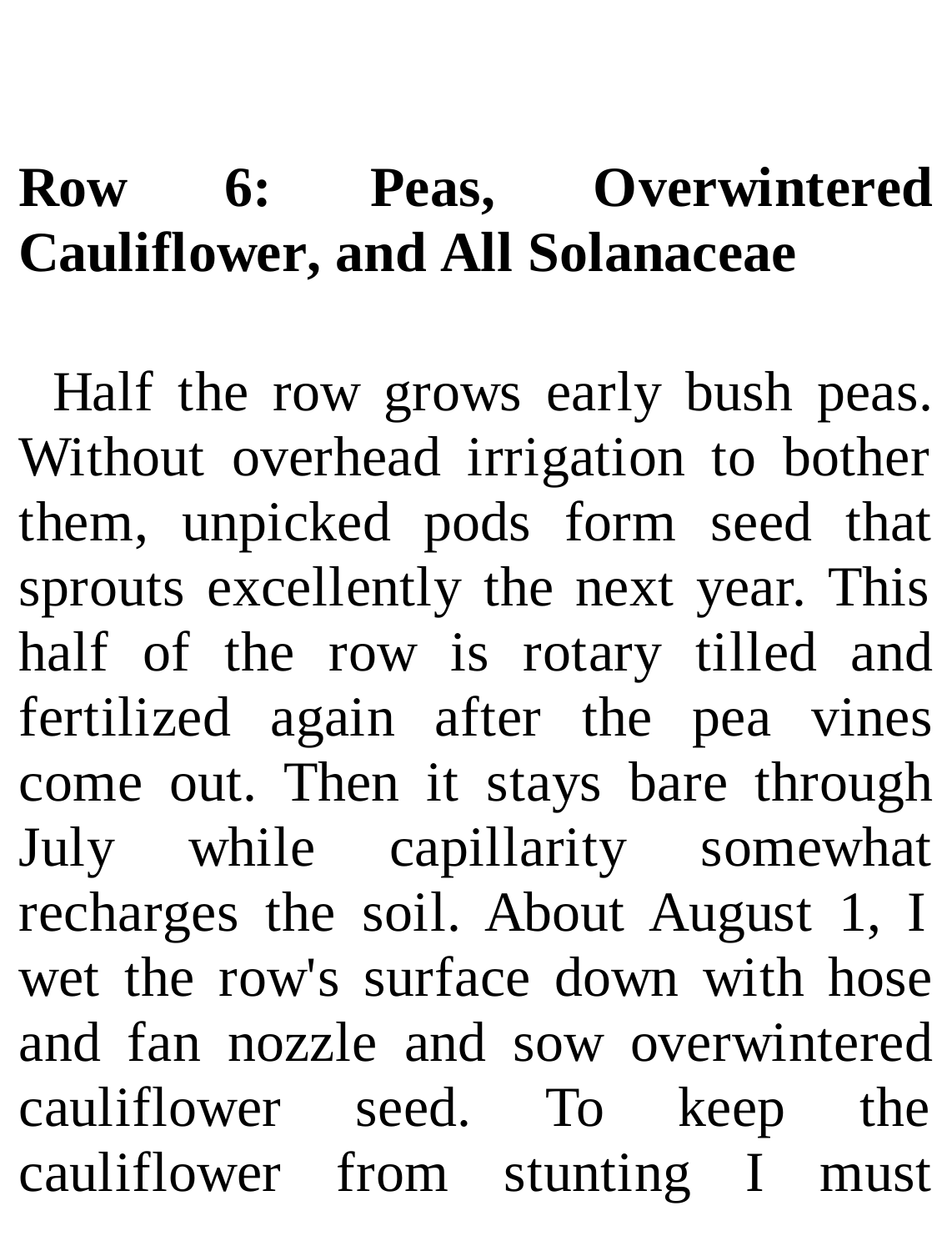## Row 6: Peas, Overwintered Cauliflower, and All Solanaceae

Half the row grows early bush peas. Without overhead irrigation to bother them, unpicked pods form seed that sprouts excellently the next year. This half of the row is rotary tilled and fertilized again after the pea vines come out. Then it stays bare through July while capillarity somewhat recharges the soil. About August 1, I wet the row's surface down with hose and fan nozzle and sow overwintered cauliflower seed. To keep the cauliflower from stunting I must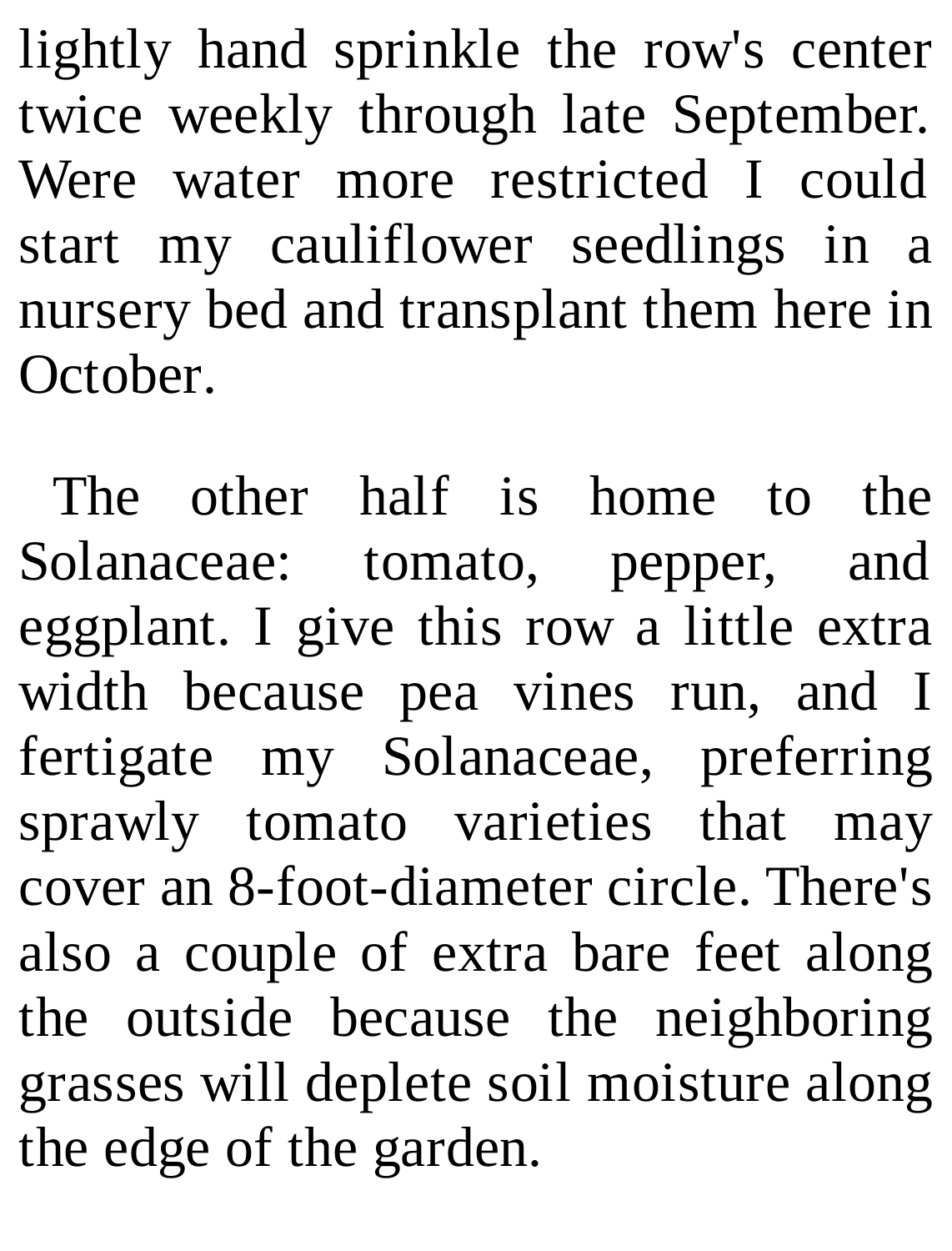lightly hand sprinkle the row's center twice weekly through late September. Were water more restricted I could start my cauliflower seedlings in a nursery bed and transplant them here in October.

The other half is home to the Solanaceae: tomato, pepper, and eggplant. I give this row a little extra width because pea vines run, and I fertigate my Solanaceae, preferring sprawly tomato varieties that may cover an 8-foot-diameter circle. There's also a couple of extra bare feet along the outside because the neighboring grasses will deplete soil moisture along the edge of the garden.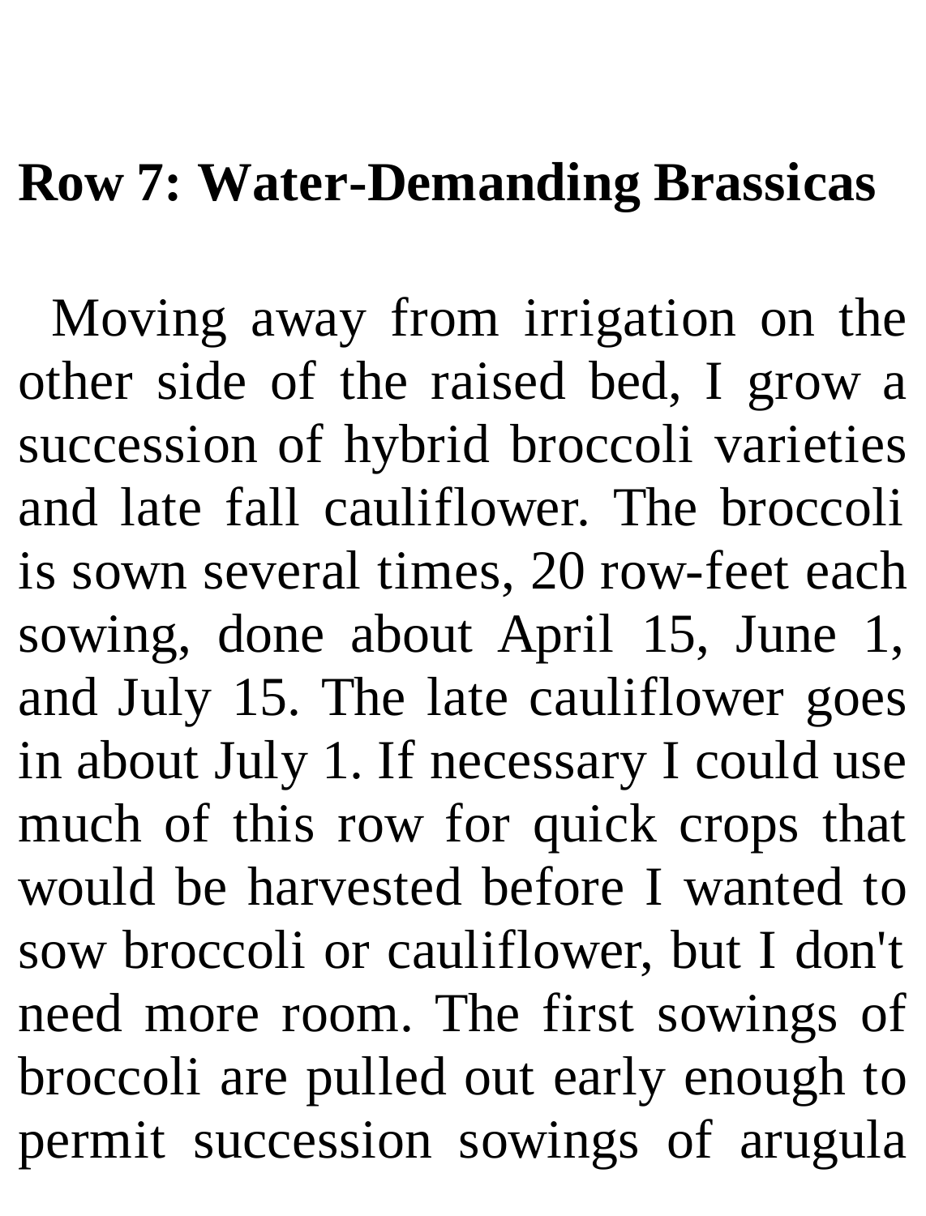## Row 7: Water-Demanding Brassicas

Moving away from irrigation on the other side of the raised bed, I grow a succession of hybrid broccoli varieties and late fall cauliflower. The broccoli is sown several times, 20 row-feet each sowing, done about April 15, June 1, and July 15. The late cauliflower goes in about July 1. If necessary I could use much of this row for quick crops that would be harvested before I wanted to sow broccoli or cauliflower, but I don't need more room. The first sowings of broccoli are pulled out early enough to permit succession sowings of arugula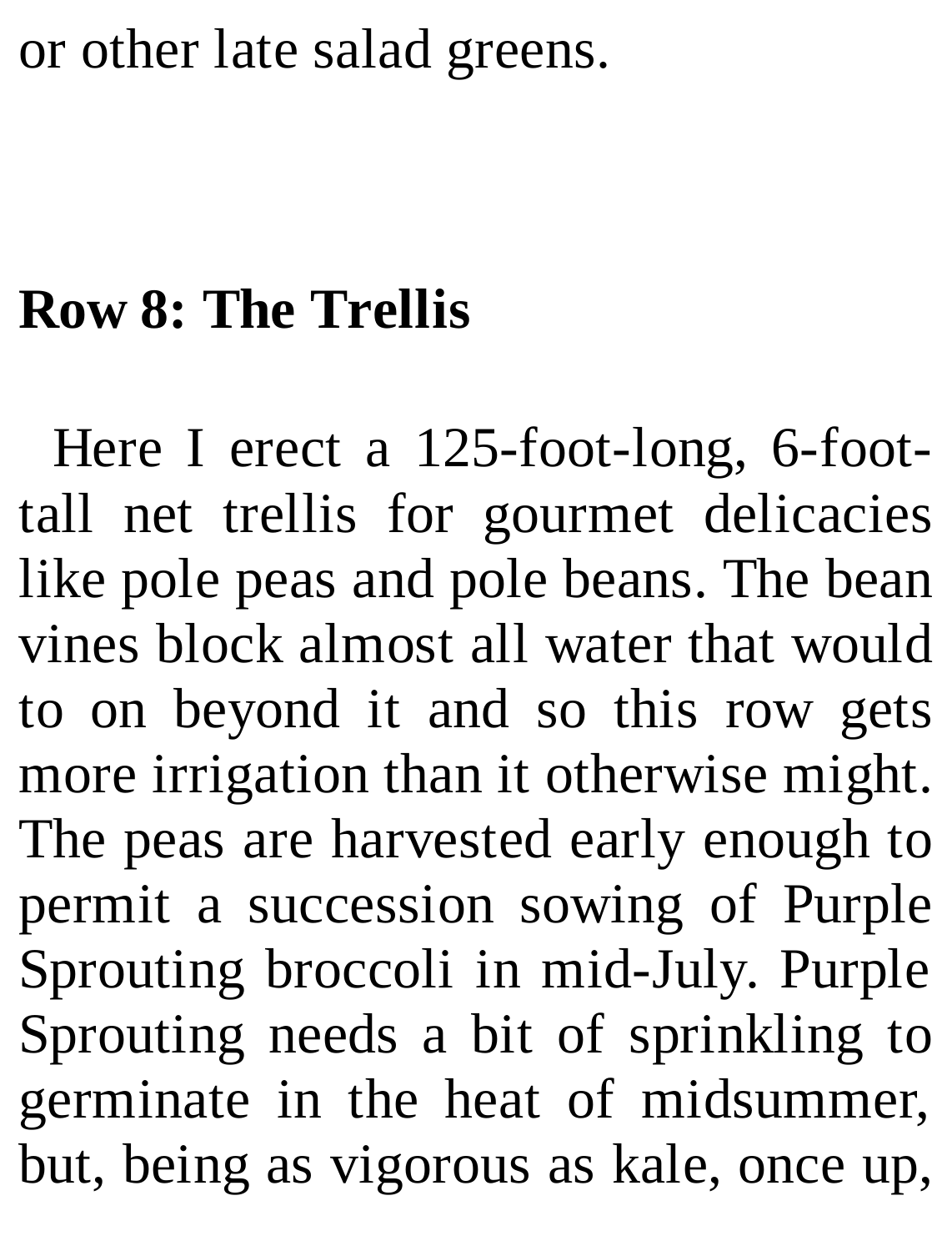or other late salad greens.

## Row 8: The Trellis

Here I erect a 125-foot-long, 6-foot-tall net trellis for gourmet delicacies like pole peas and pole beans. The bean vines block almost all water that would to on beyond it and so this row gets more irrigation than it otherwise might. The peas are harvested early enough to permit a succession sowing of Purple Sprouting broccoli in mid-July. Purple Sprouting needs a bit of sprinkling to germinate in the heat of midsummer, but, being as vigorous as kale, once up,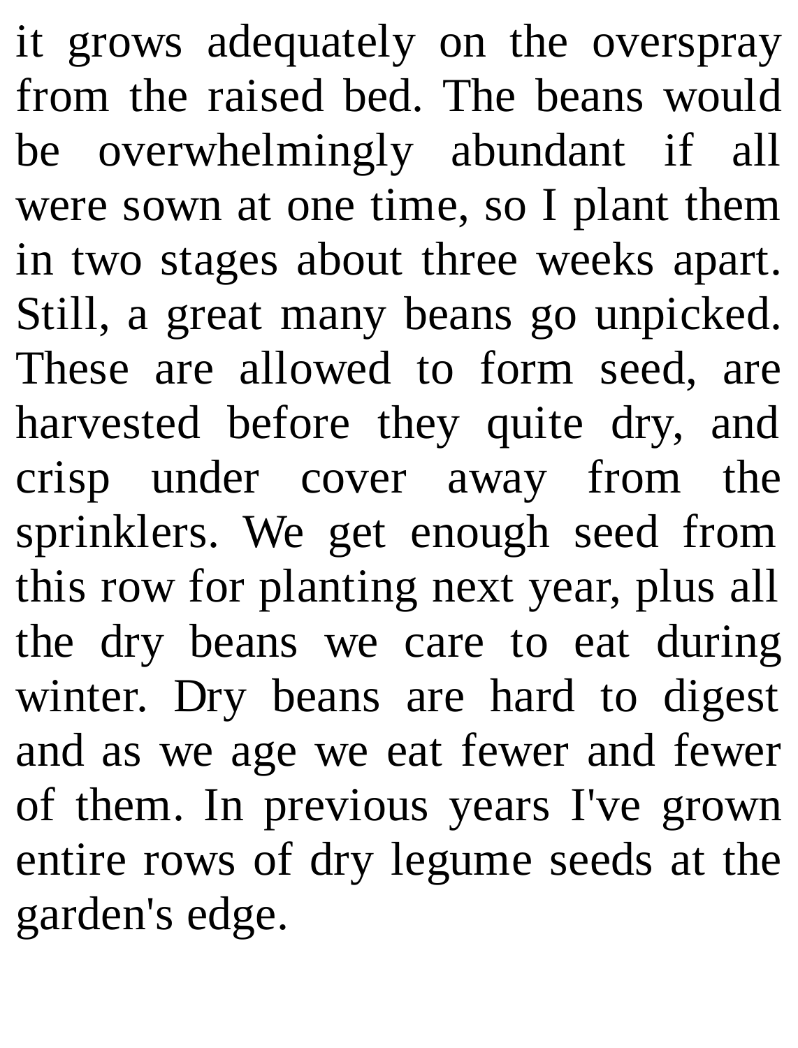it grows adequately on the overspray from the raised bed. The beans would be overwhelmingly abundant if all were sown at one time, so I plant them in two stages about three weeks apart. Still, a great many beans go unpicked. These are allowed to form seed, are harvested before they quite dry, and crisp under cover away from the sprinklers. We get enough seed from this row for planting next year, plus all the dry beans we care to eat during winter. Dry beans are hard to digest and as we age we eat fewer and fewer of them. In previous years I've grown entire rows of dry legume seeds at the garden's edge.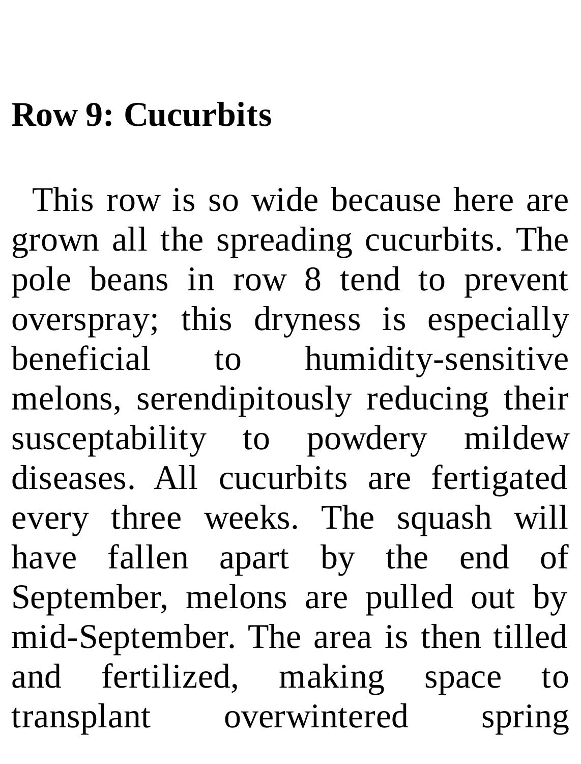**Row 9: Cucurbits**

This row is so wide because here are grown all the spreading cucurbits. The pole beans in row 8 tend to prevent overspray; this dryness is especially beneficial to humidity-sensitive melons, serendipitously reducing their susceptability to powdery mildew diseases. All cucurbits are fertigated every three weeks. The squash will have fallen apart by the end of September, melons are pulled out by mid-September. The area is then tilled and fertilized, making space to transplant overwintered spring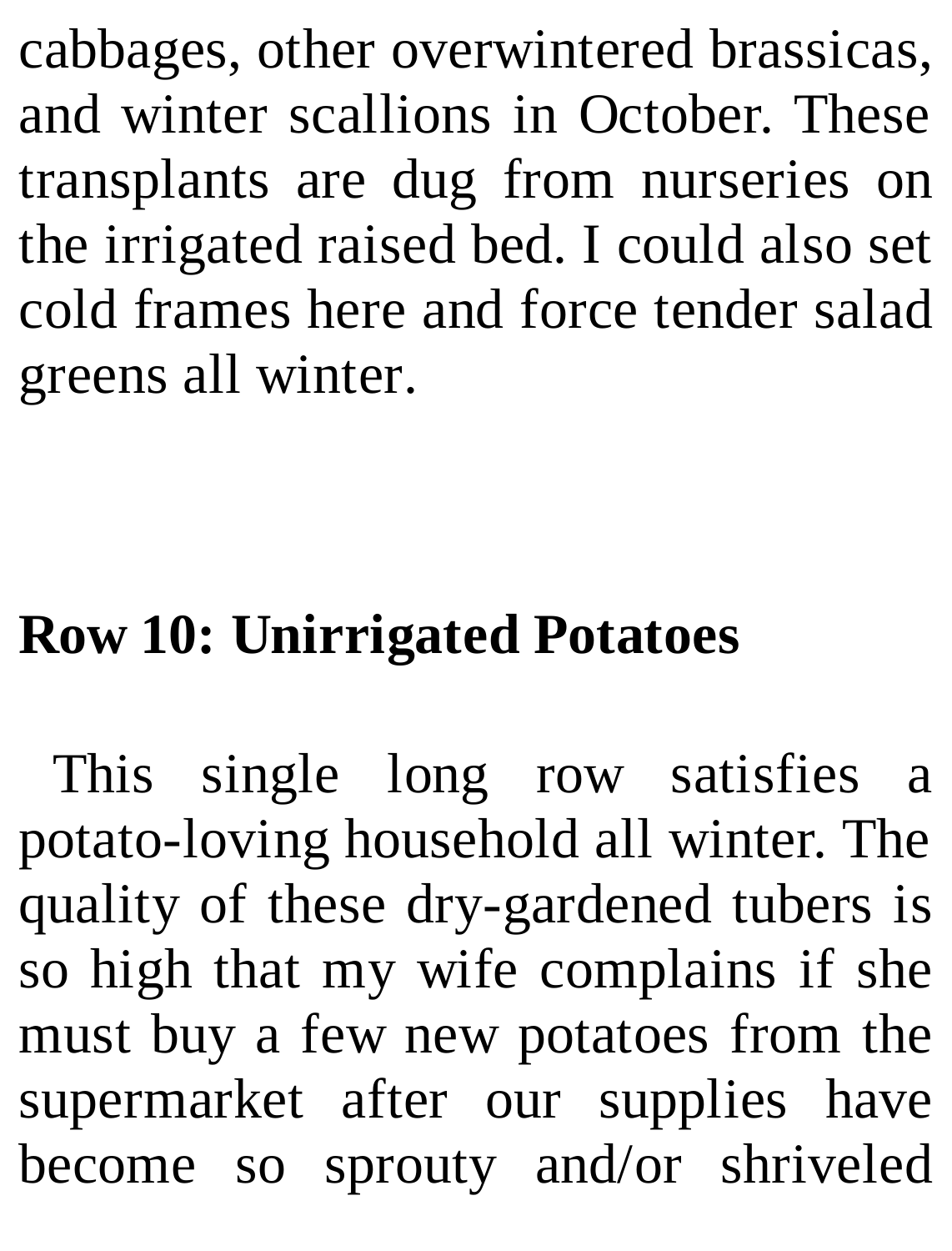cabbages, other overwintered brassicas, and winter scallions in October. These transplants are dug from nurseries on the irrigated raised bed. I could also set cold frames here and force tender salad greens all winter.

### Row 10: Unirrigated Potatoes

This single long row satisfies a potato-loving household all winter. The quality of these dry-gardened tubers is so high that my wife complains if she must buy a few new potatoes from the supermarket after our supplies have become so sprouty and/or shriveled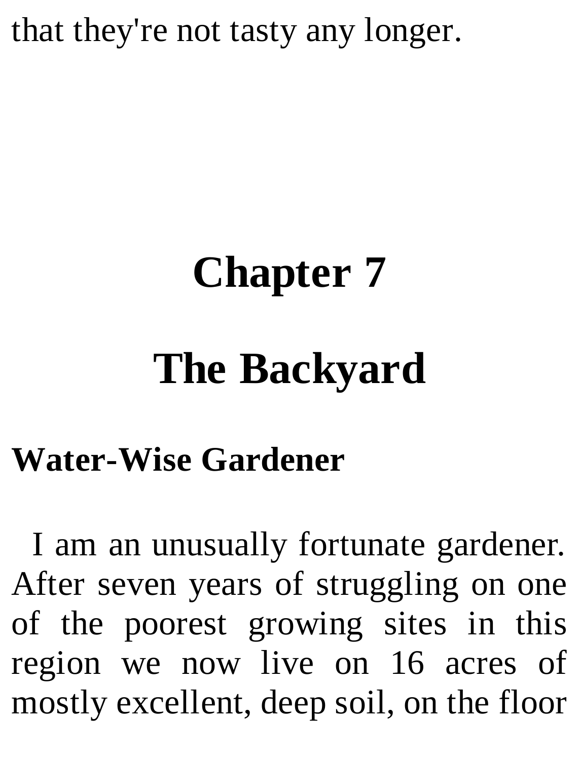that they're not tasty any longer.

# Chapter 7

# The Backyard

## Water-Wise Gardener

I am an unusually fortunate gardener. After seven years of struggling on one of the poorest growing sites in this region we now live on 16 acres of mostly excellent, deep soil, on the floor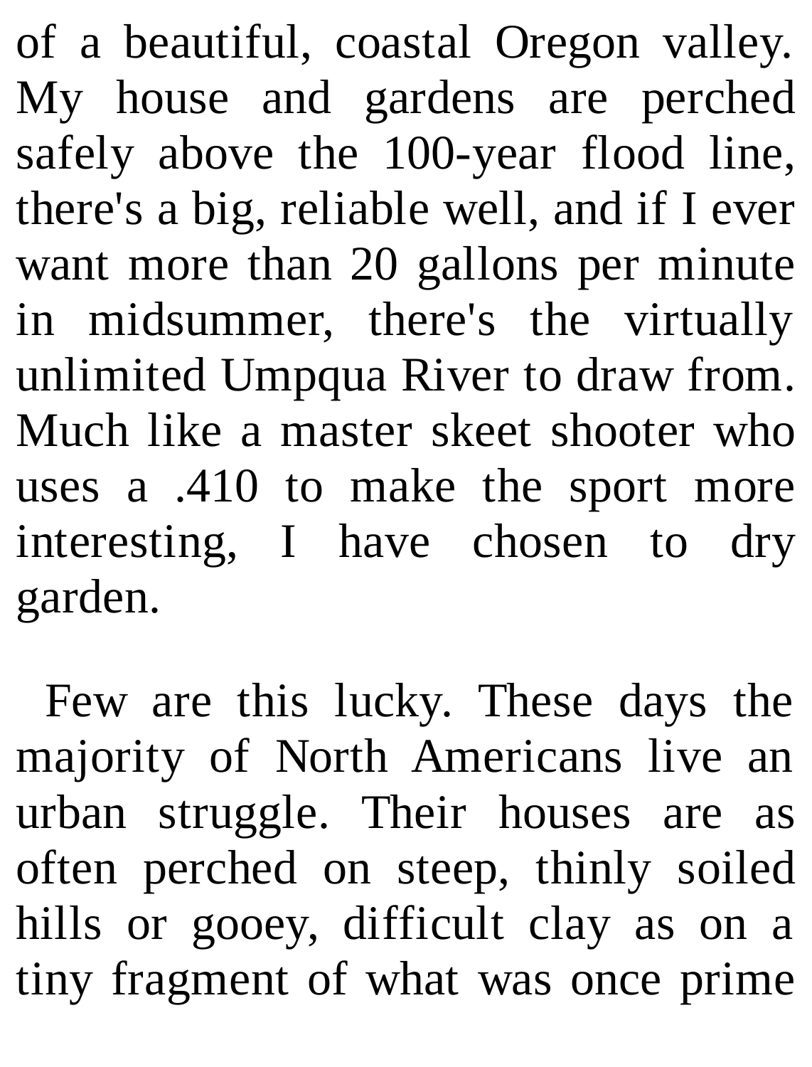of a beautiful, coastal Oregon valley. My house and gardens are perched safely above the 100-year flood line, there's a big, reliable well, and if I ever want more than 20 gallons per minute in midsummer, there's the virtually unlimited Umpqua River to draw from. Much like a master skeet shooter who uses a .410 to make the sport more interesting, I have chosen to dry garden.

Few are this lucky. These days the majority of North Americans live an urban struggle. Their houses are as often perched on steep, thinly soiled hills or gooey, difficult clay as on a tiny fragment of what was once prime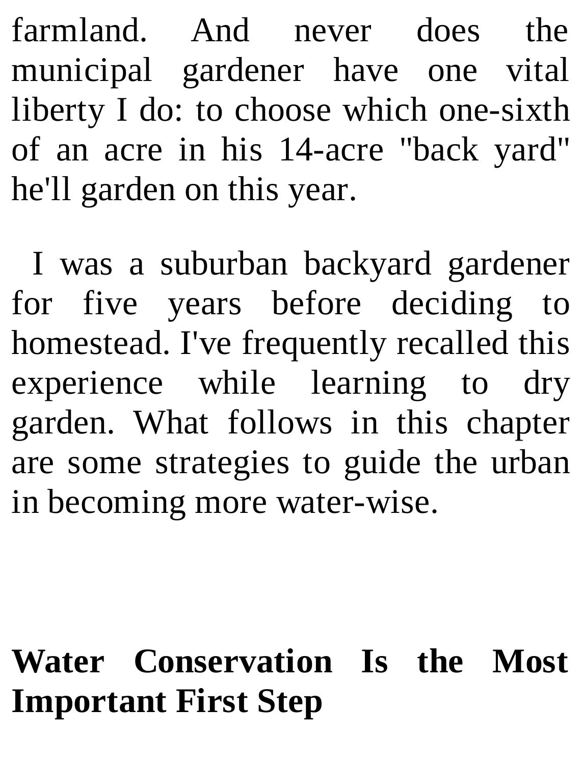farmland. And never does the municipal gardener have one vital liberty I do: to choose which one-sixth of an acre in his 14-acre "back yard" he'll garden on this year.

I was a suburban backyard gardener for five years before deciding to homestead. I've frequently recalled this experience while learning to dry garden. What follows in this chapter are some strategies to guide the urban in becoming more water-wise.

## Water Conservation Is the Most Important First Step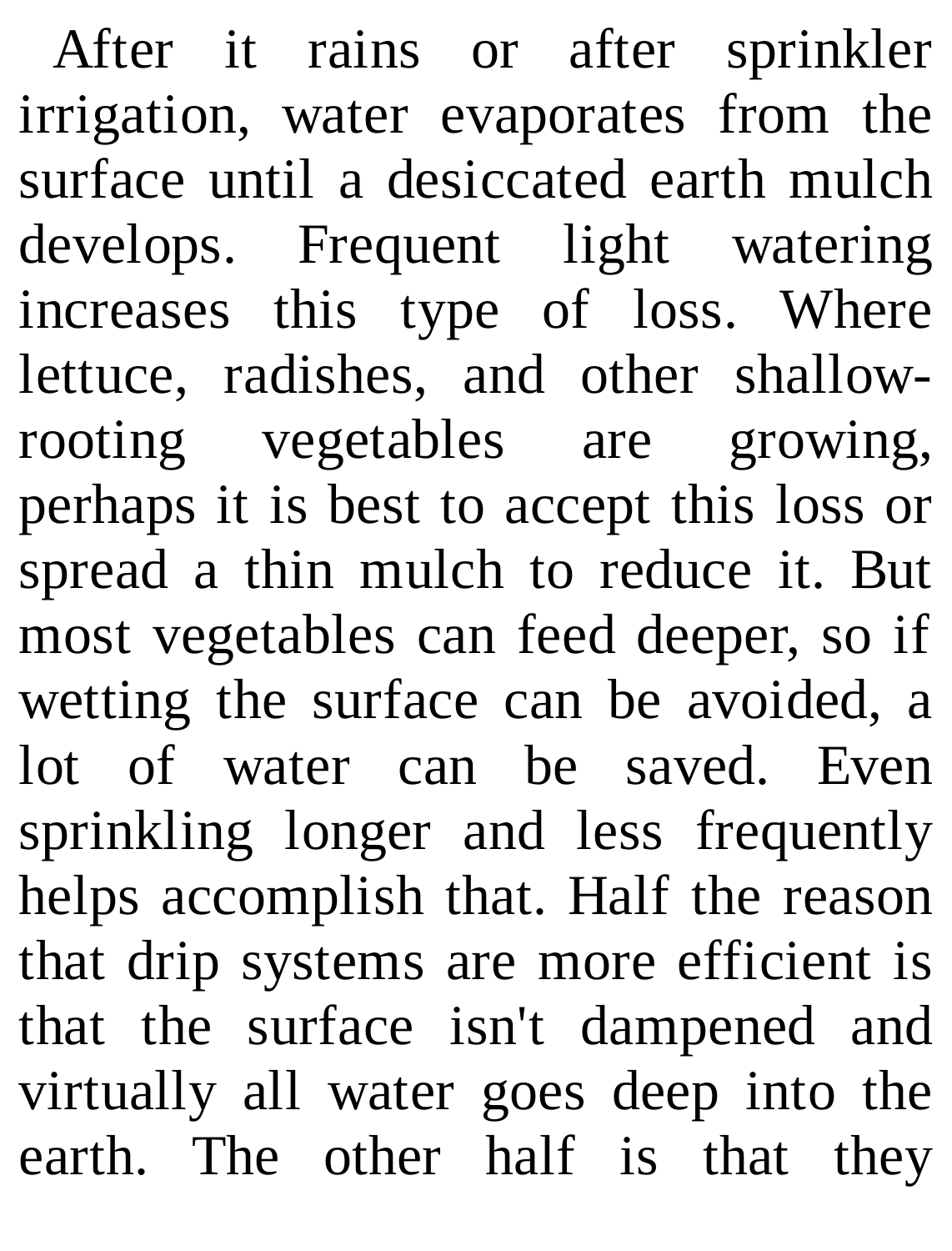After it rains or after sprinkler irrigation, water evaporates from the surface until a desiccated earth mulch develops. Frequent light watering increases this type of loss. Where lettuce, radishes, and other shallow-rooting vegetables are growing, perhaps it is best to accept this loss or spread a thin mulch to reduce it. But most vegetables can feed deeper, so if wetting the surface can be avoided, a lot of water can be saved. Even sprinkling longer and less frequently helps accomplish that. Half the reason that drip systems are more efficient is that the surface isn't dampened and virtually all water goes deep into the earth. The other half is that they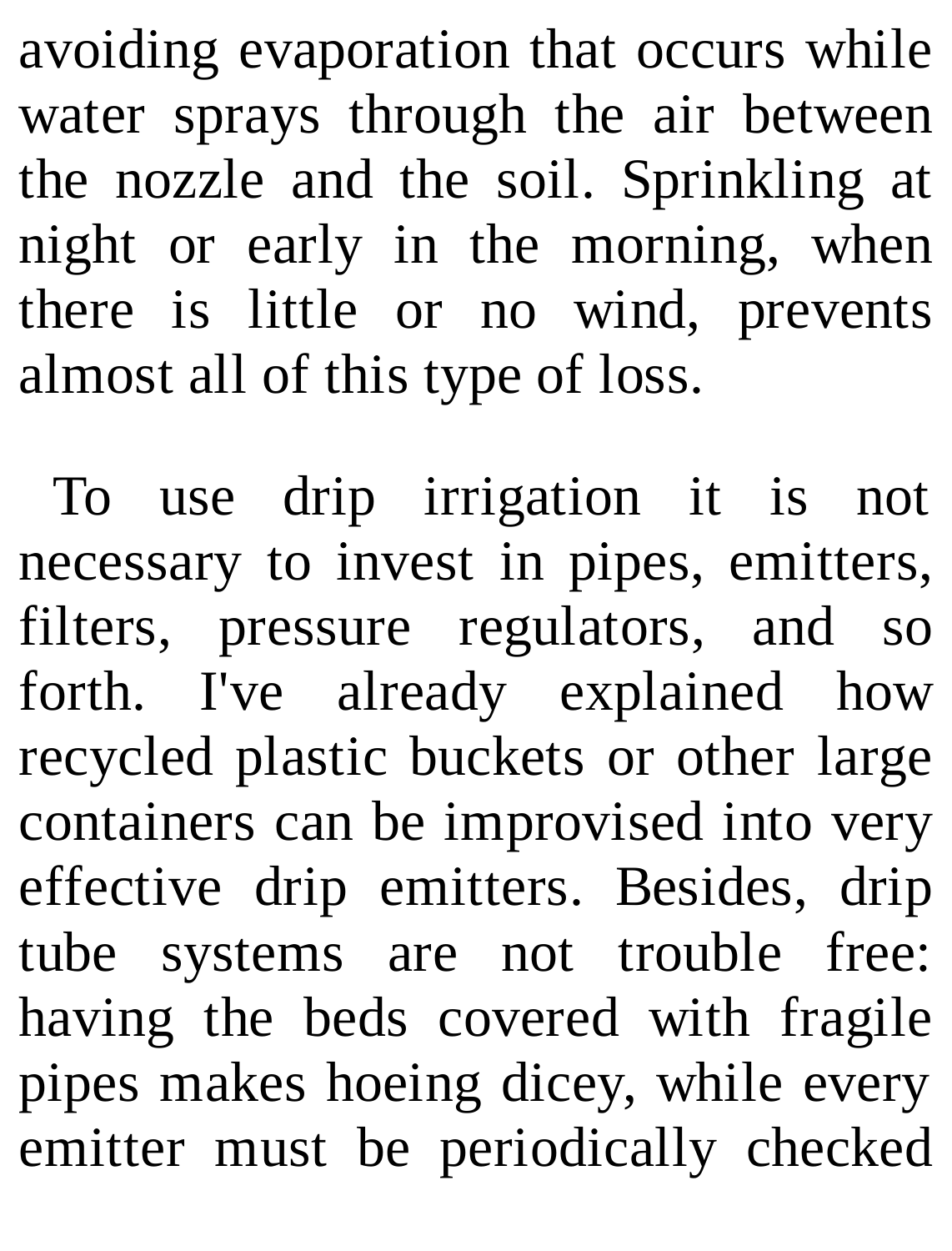avoiding evaporation that occurs while water sprays through the air between the nozzle and the soil. Sprinkling at night or early in the morning, when there is little or no wind, prevents almost all of this type of loss.

To use drip irrigation it is not necessary to invest in pipes, emitters, filters, pressure regulators, and so forth. I've already explained how recycled plastic buckets or other large containers can be improvised into very effective drip emitters. Besides, drip tube systems are not trouble free: having the beds covered with fragile pipes makes hoeing dicey, while every emitter must be periodically checked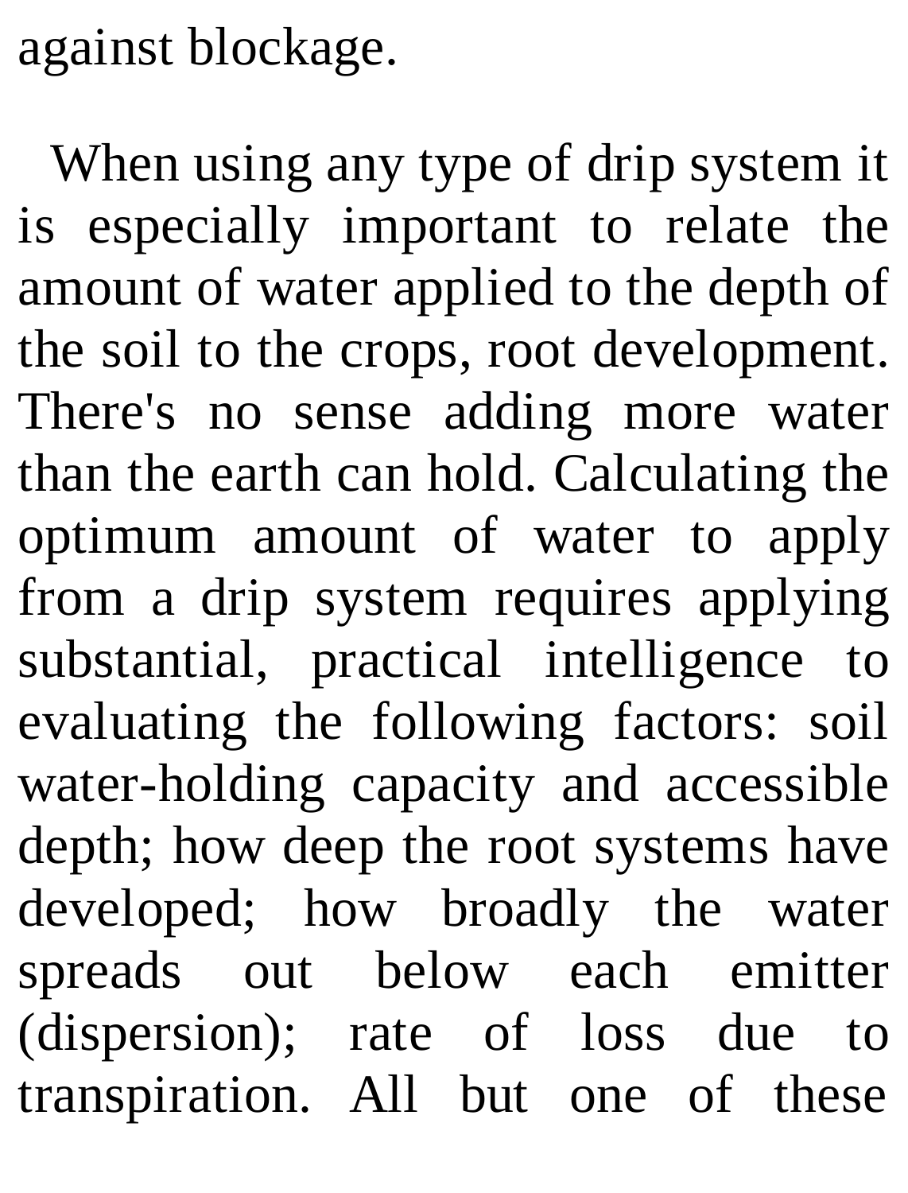against blockage.

When using any type of drip system it is especially important to relate the amount of water applied to the depth of the soil to the crops, root development. There's no sense adding more water than the earth can hold. Calculating the optimum amount of water to apply from a drip system requires applying substantial, practical intelligence to evaluating the following factors: soil water-holding capacity and accessible depth; how deep the root systems have developed; how broadly the water spreads out below each emitter (dispersion); rate of loss due to transpiration. All but one of these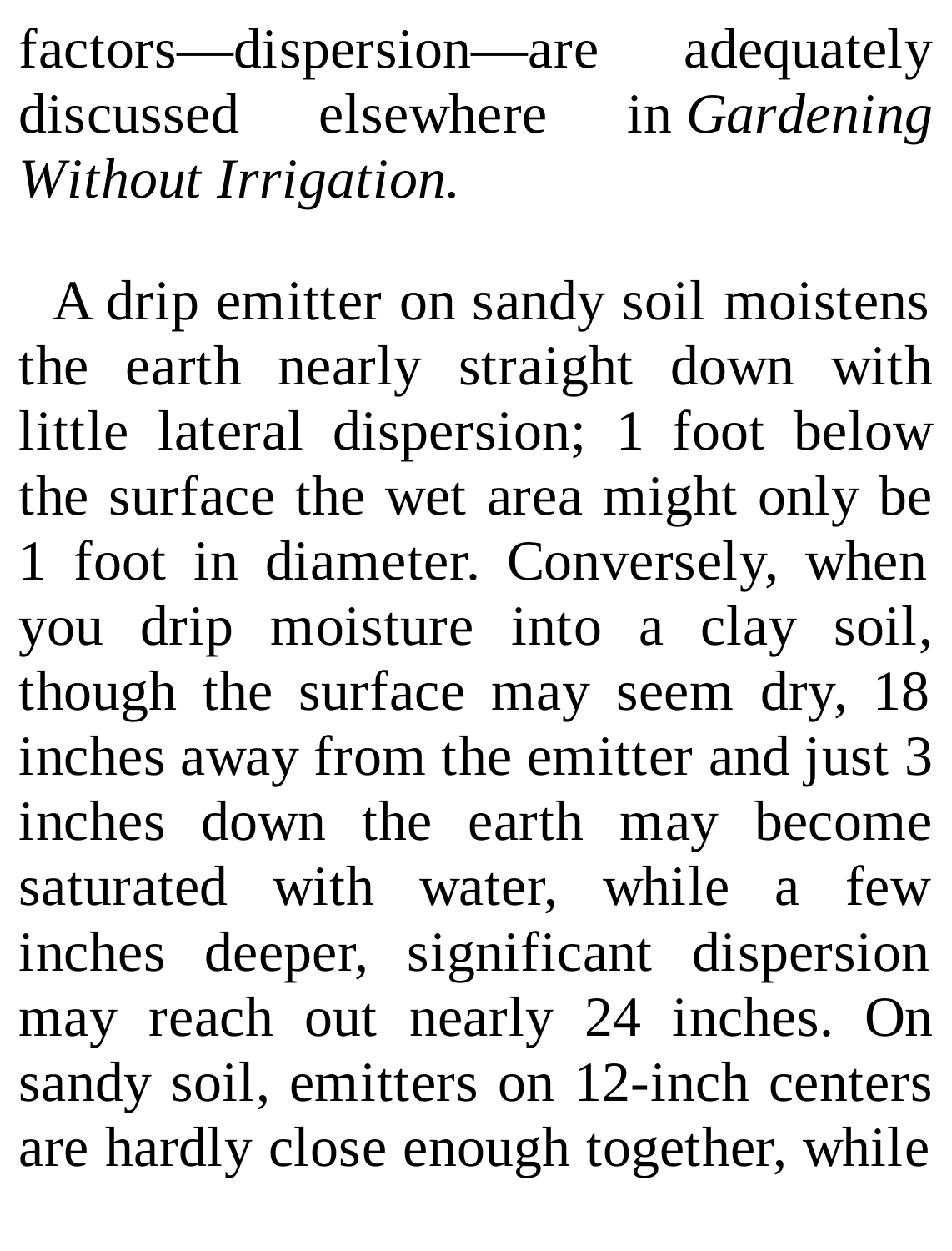factors—dispersion—are adequately discussed elsewhere in *Gardening Without Irrigation.*

A drip emitter on sandy soil moistens the earth nearly straight down with little lateral dispersion; 1 foot below the surface the wet area might only be 1 foot in diameter. Conversely, when you drip moisture into a clay soil, though the surface may seem dry, 18 inches away from the emitter and just 3 inches down the earth may become saturated with water, while a few inches deeper, significant dispersion may reach out nearly 24 inches. On sandy soil, emitters on 12-inch centers are hardly close enough together, while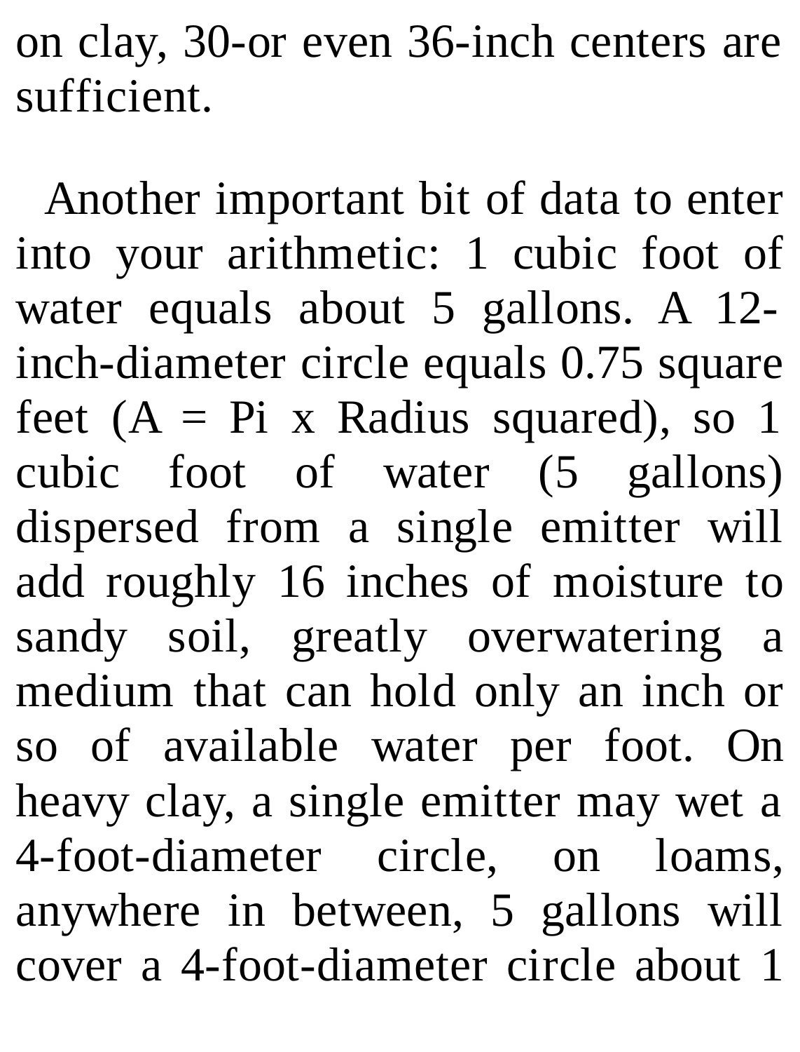on clay, 30-or even 36-inch centers are sufficient.

Another important bit of data to enter into your arithmetic: 1 cubic foot of water equals about 5 gallons. A 12-inch-diameter circle equals 0.75 square feet (A = Pi x Radius squared), so 1 cubic foot of water (5 gallons) dispersed from a single emitter will add roughly 16 inches of moisture to sandy soil, greatly overwatering a medium that can hold only an inch or so of available water per foot. On heavy clay, a single emitter may wet a 4-foot-diameter circle, on loams, anywhere in between, 5 gallons will cover a 4-foot-diameter circle about 1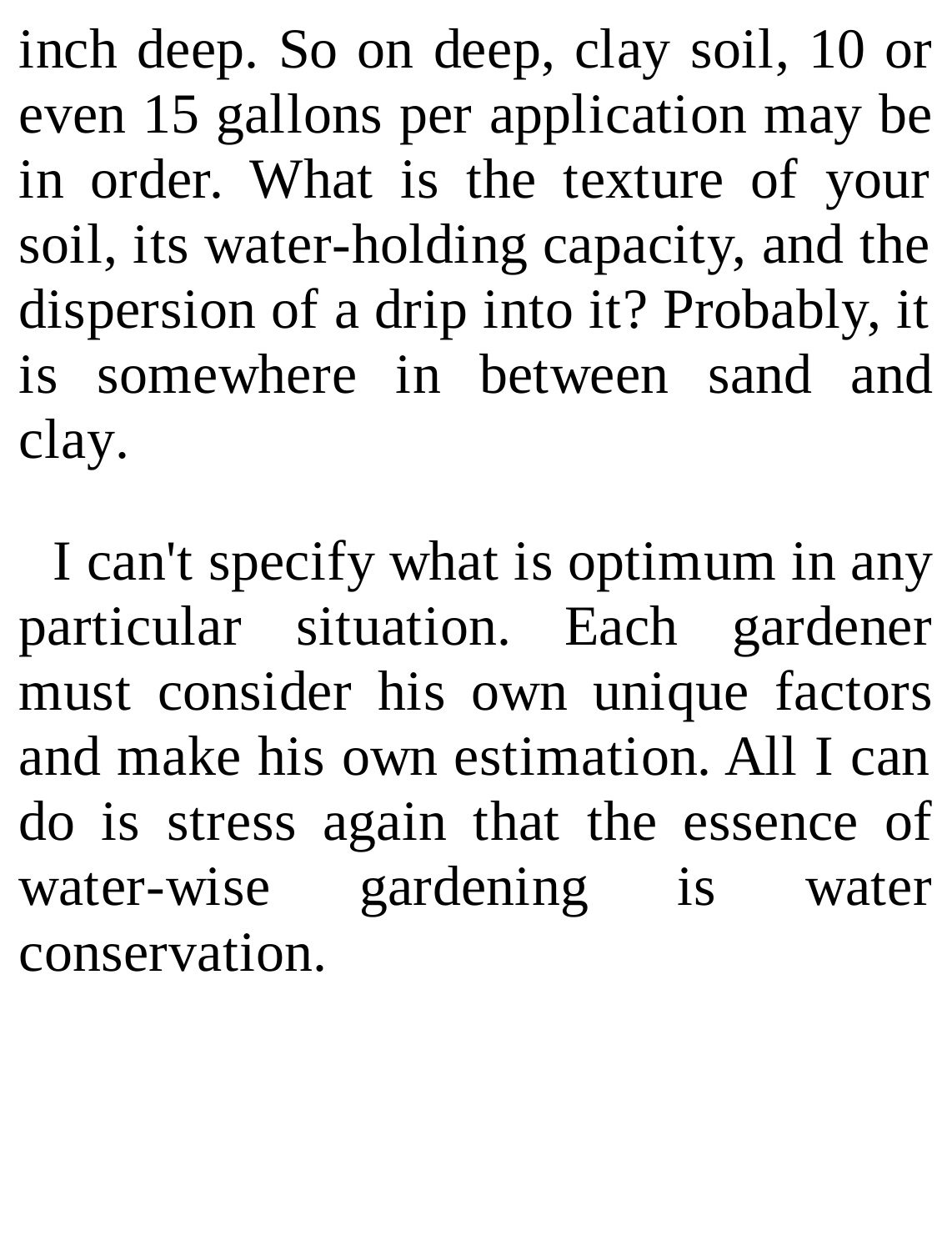inch deep. So on deep, clay soil, 10 or even 15 gallons per application may be in order. What is the texture of your soil, its water-holding capacity, and the dispersion of a drip into it? Probably, it is somewhere in between sand and clay.

I can't specify what is optimum in any particular situation. Each gardener must consider his own unique factors and make his own estimation. All I can do is stress again that the essence of water-wise gardening is water conservation.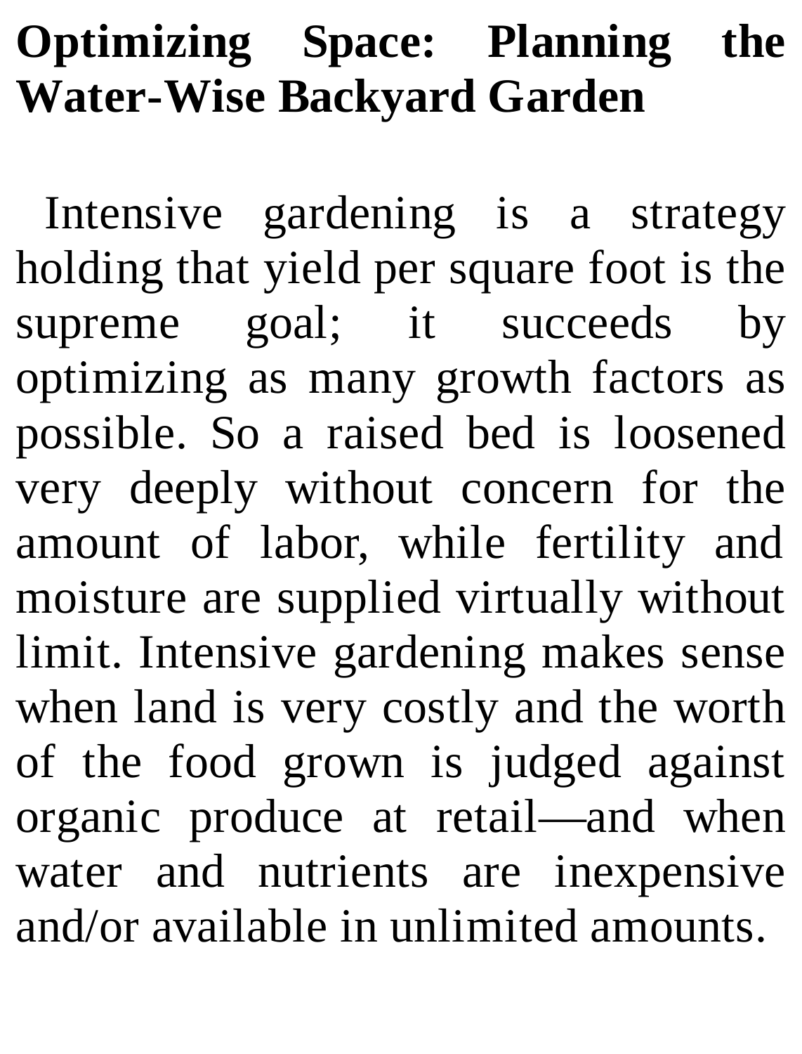# Optimizing Space: Planning the Water-Wise Backyard Garden

Intensive gardening is a strategy holding that yield per square foot is the supreme goal; it succeeds by optimizing as many growth factors as possible. So a raised bed is loosened very deeply without concern for the amount of labor, while fertility and moisture are supplied virtually without limit. Intensive gardening makes sense when land is very costly and the worth of the food grown is judged against organic produce at retail—and when water and nutrients are inexpensive and/or available in unlimited amounts.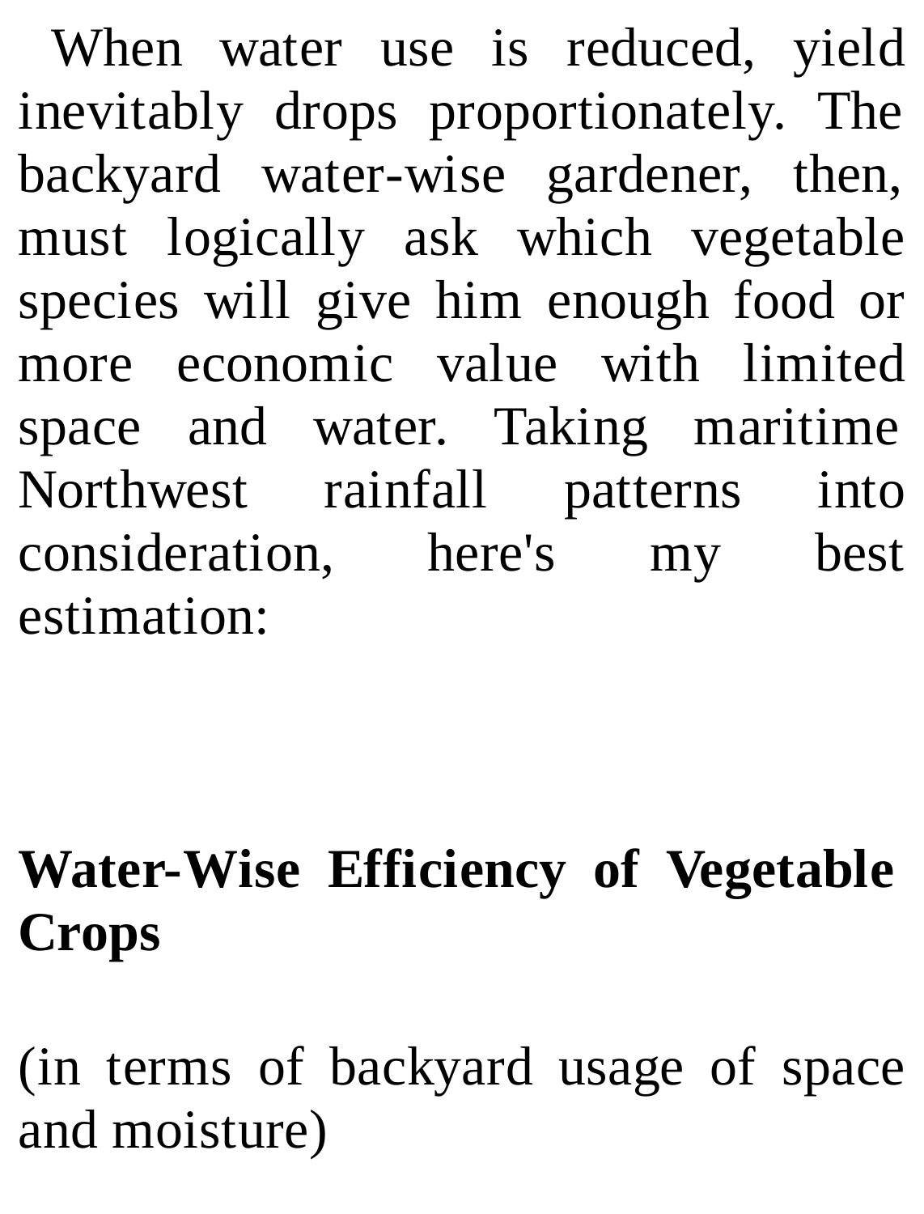When water use is reduced, yield inevitably drops proportionately. The backyard water-wise gardener, then, must logically ask which vegetable species will give him enough food or more economic value with limited space and water. Taking maritime Northwest rainfall patterns into consideration, here's my best estimation:

**Water-Wise Efficiency of Vegetable Crops**

(in terms of backyard usage of space and moisture)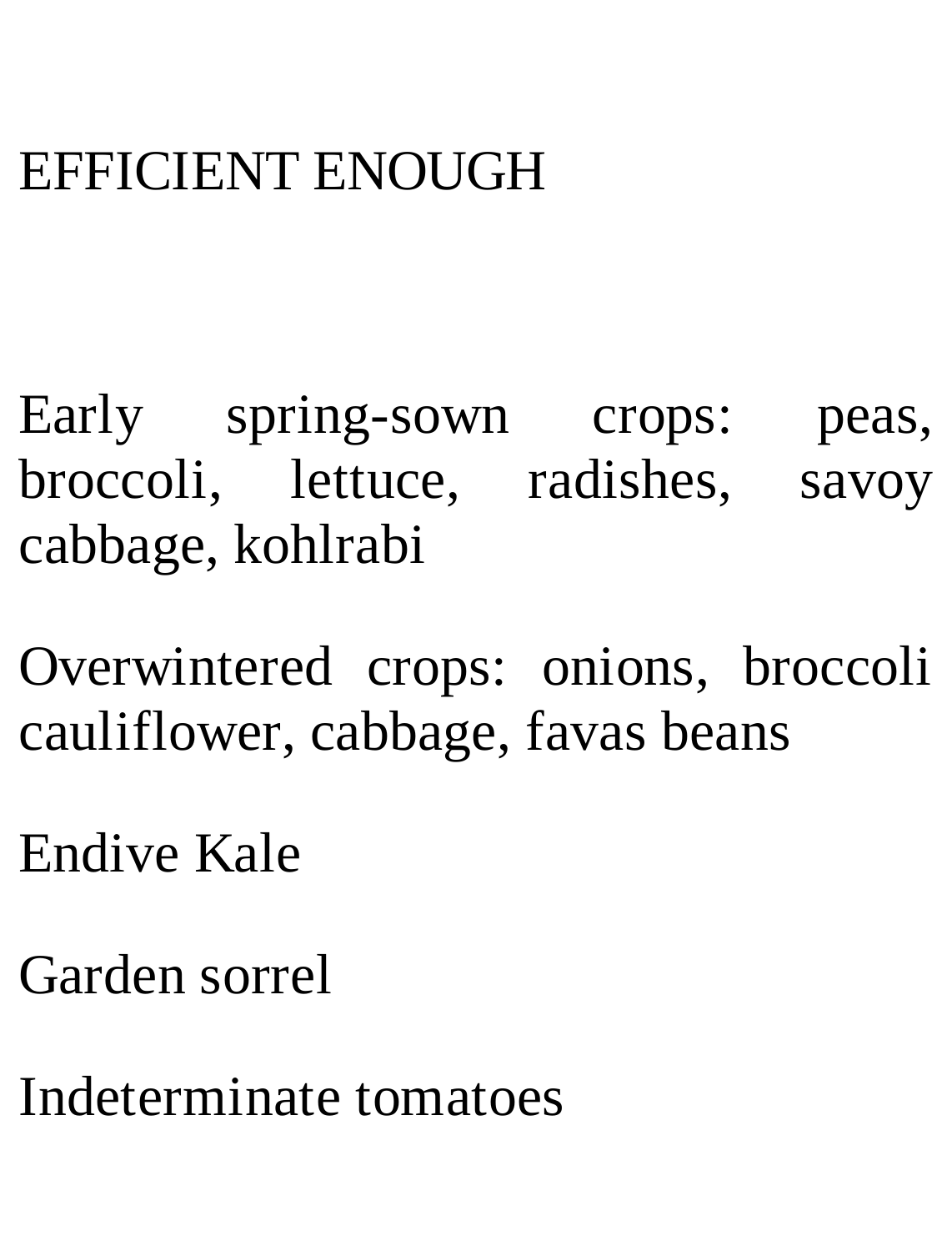# EFFICIENT ENOUGH

Early spring-sown crops: peas, broccoli, lettuce, radishes, savoy cabbage, kohlrabi

Overwintered crops: onions, broccoli cauliflower, cabbage, favas beans

Endive Kale

Garden sorrel

Indeterminate tomatoes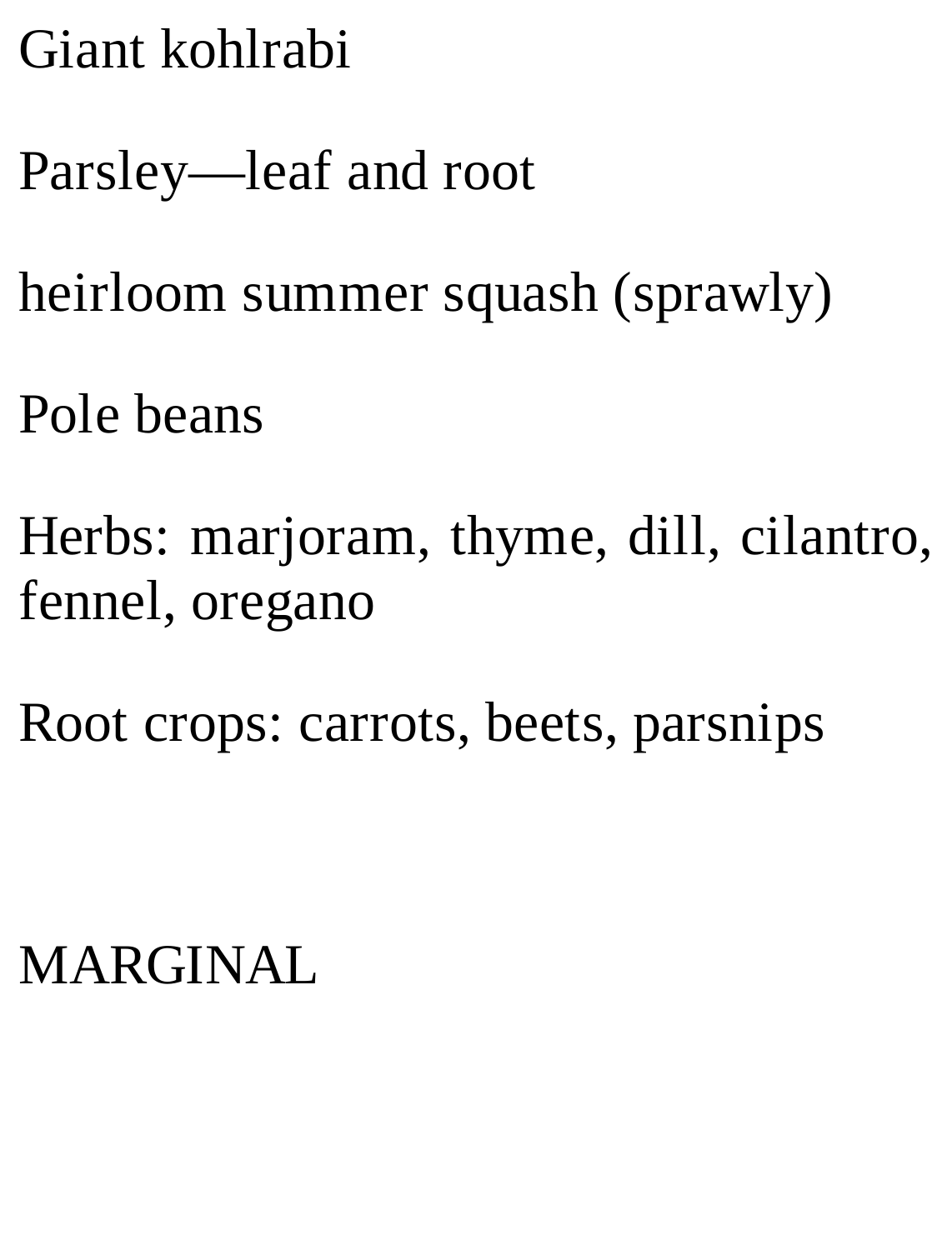Giant kohlrabi

Parsley—leaf and root

heirloom summer squash (sprawly)

Pole beans

Herbs: marjoram, thyme, dill, cilantro, fennel, oregano

Root crops: carrots, beets, parsnips

MARGINAL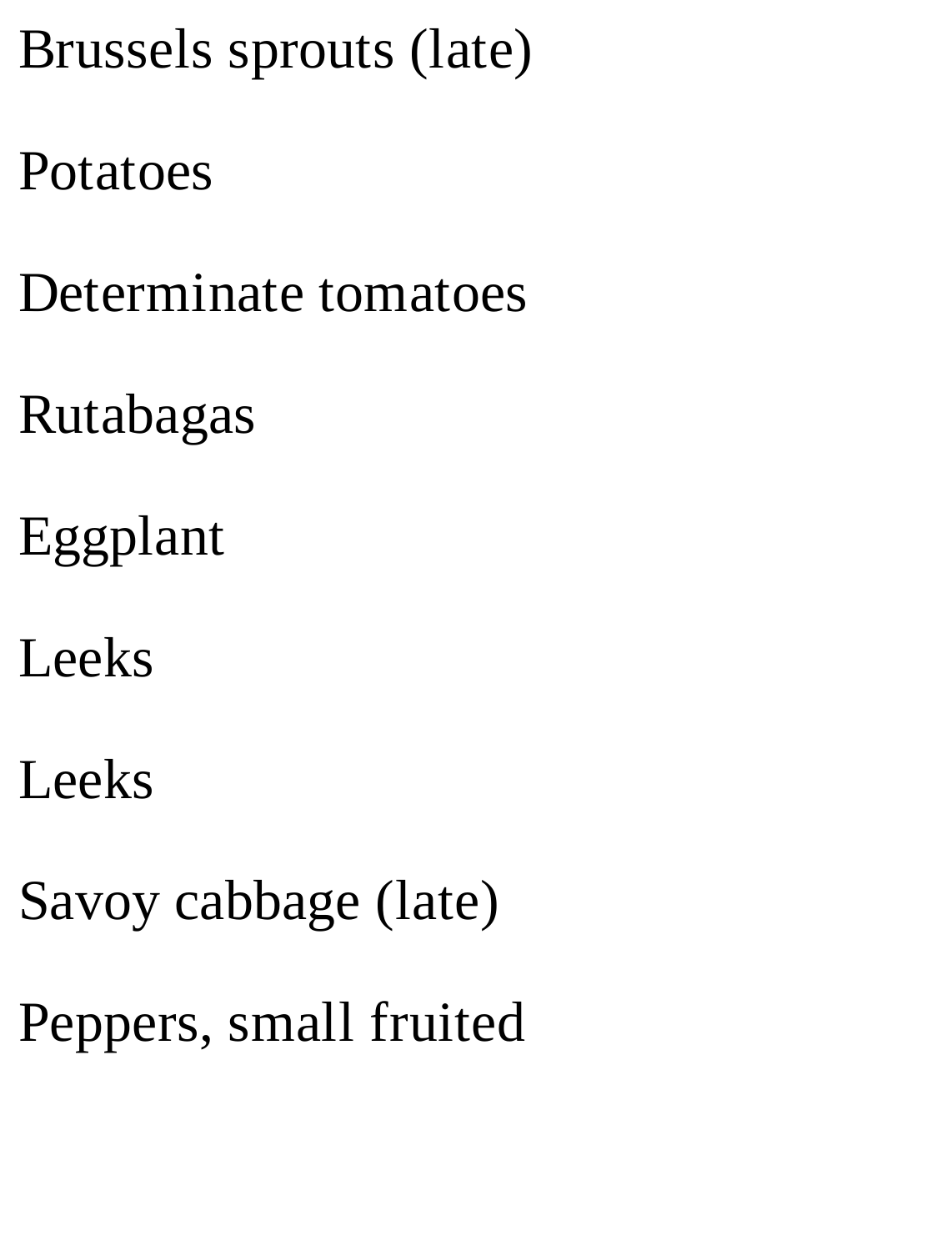Brussels sprouts (late)

Potatoes

Determinate tomatoes

Rutabagas

Eggplant

Leeks

Leeks

Savoy cabbage (late)

Peppers, small fruited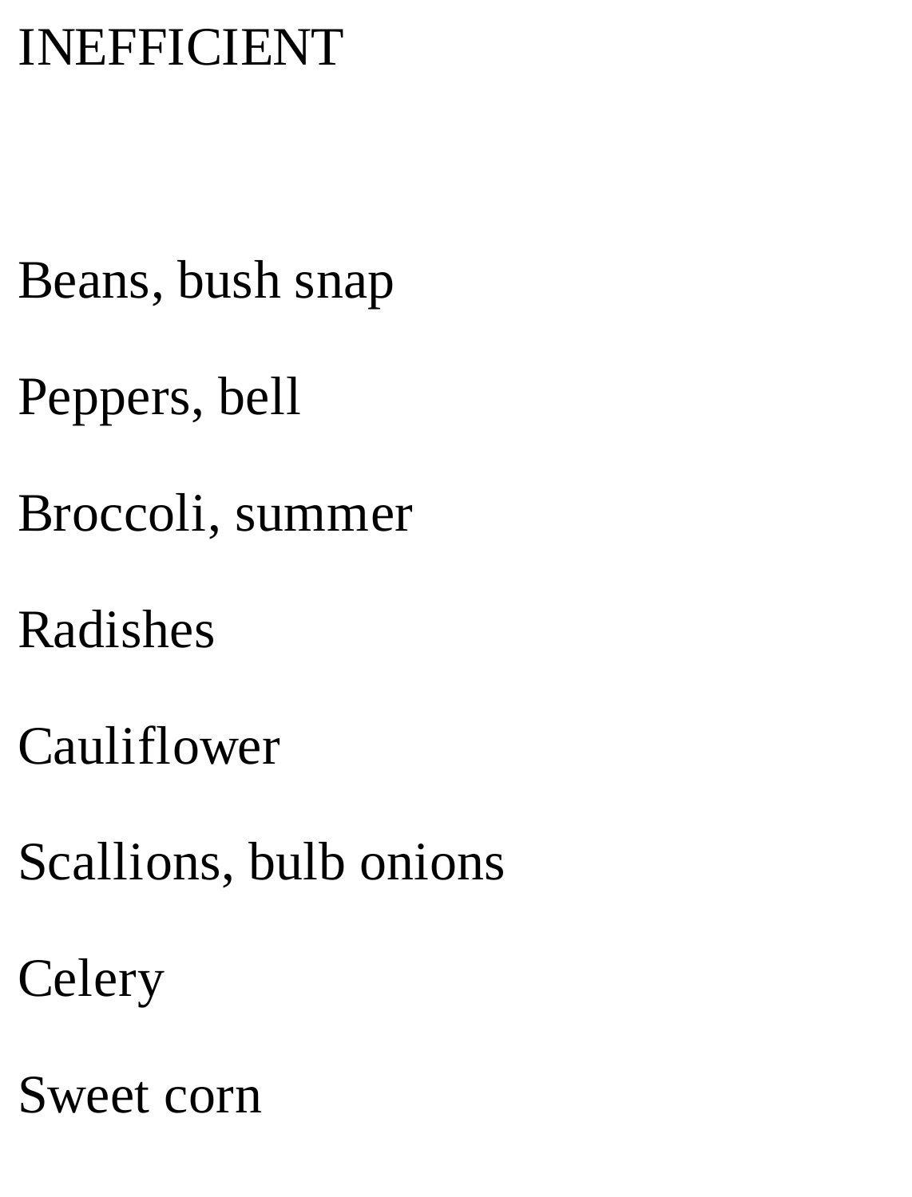INEFFICIENT

Beans, bush snap

Peppers, bell

Broccoli, summer

Radishes

Cauliflower

Scallions, bulb onions

Celery

Sweet corn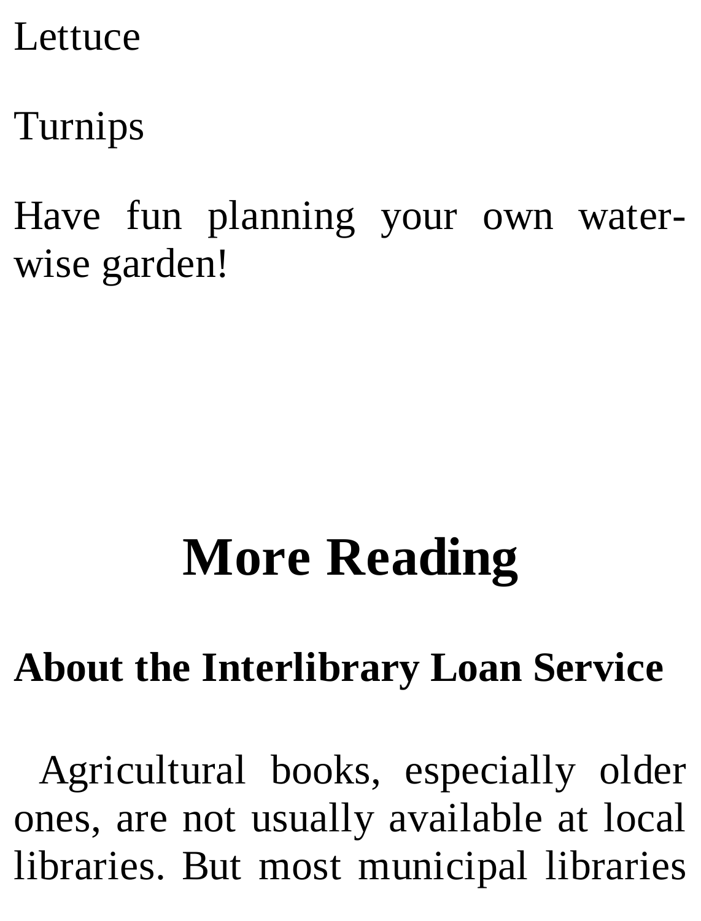Lettuce

Turnips

Have fun planning your own water-wise garden!

# More Reading

**About the Interlibrary Loan Service**

Agricultural books, especially older ones, are not usually available at local libraries. But most municipal libraries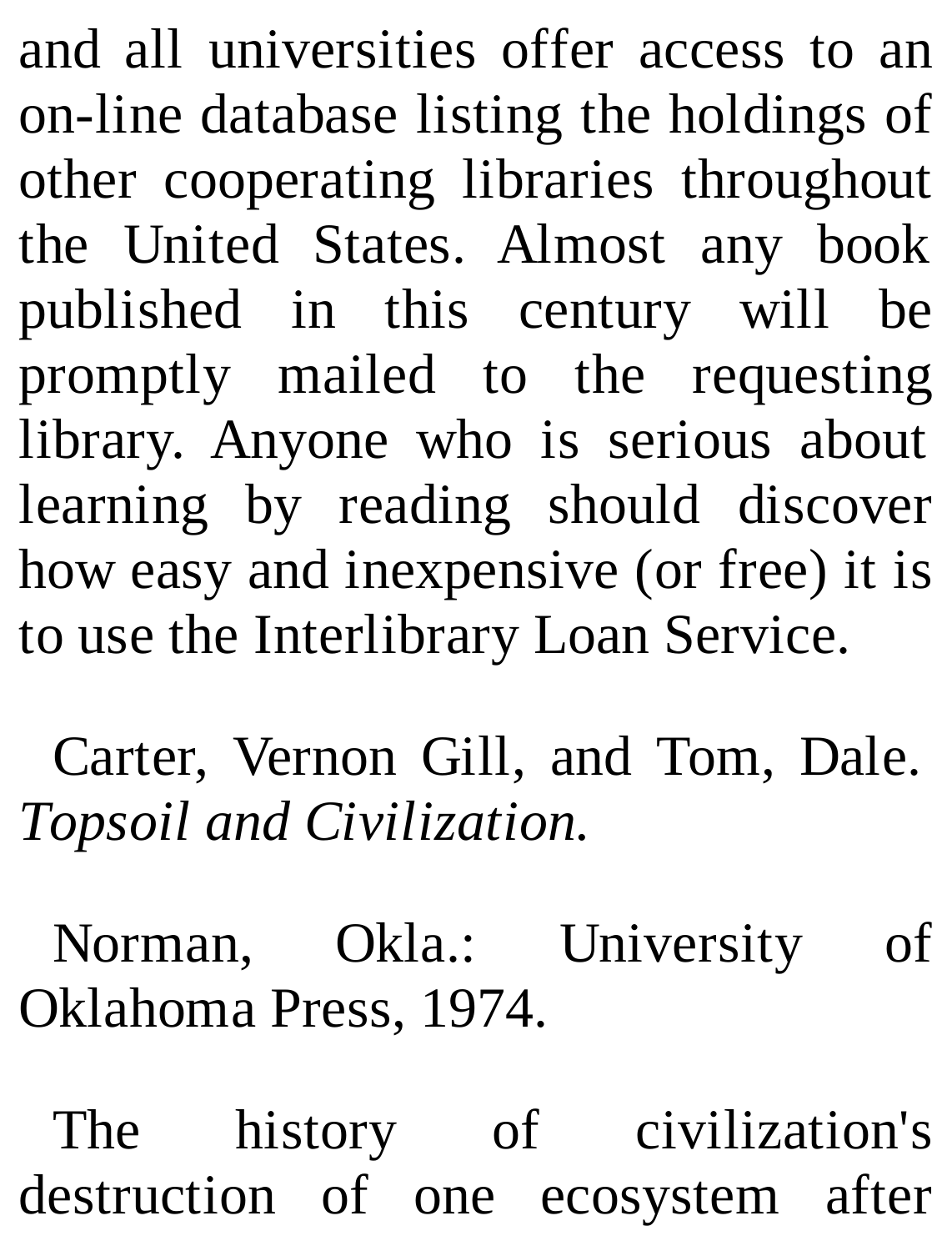and all universities offer access to an on-line database listing the holdings of other cooperating libraries throughout the United States. Almost any book published in this century will be promptly mailed to the requesting library. Anyone who is serious about learning by reading should discover how easy and inexpensive (or free) it is to use the Interlibrary Loan Service.

Carter, Vernon Gill, and Tom, Dale. *Topsoil and Civilization.*

Norman, Okla.: University of Oklahoma Press, 1974.

The history of civilization's destruction of one ecosystem after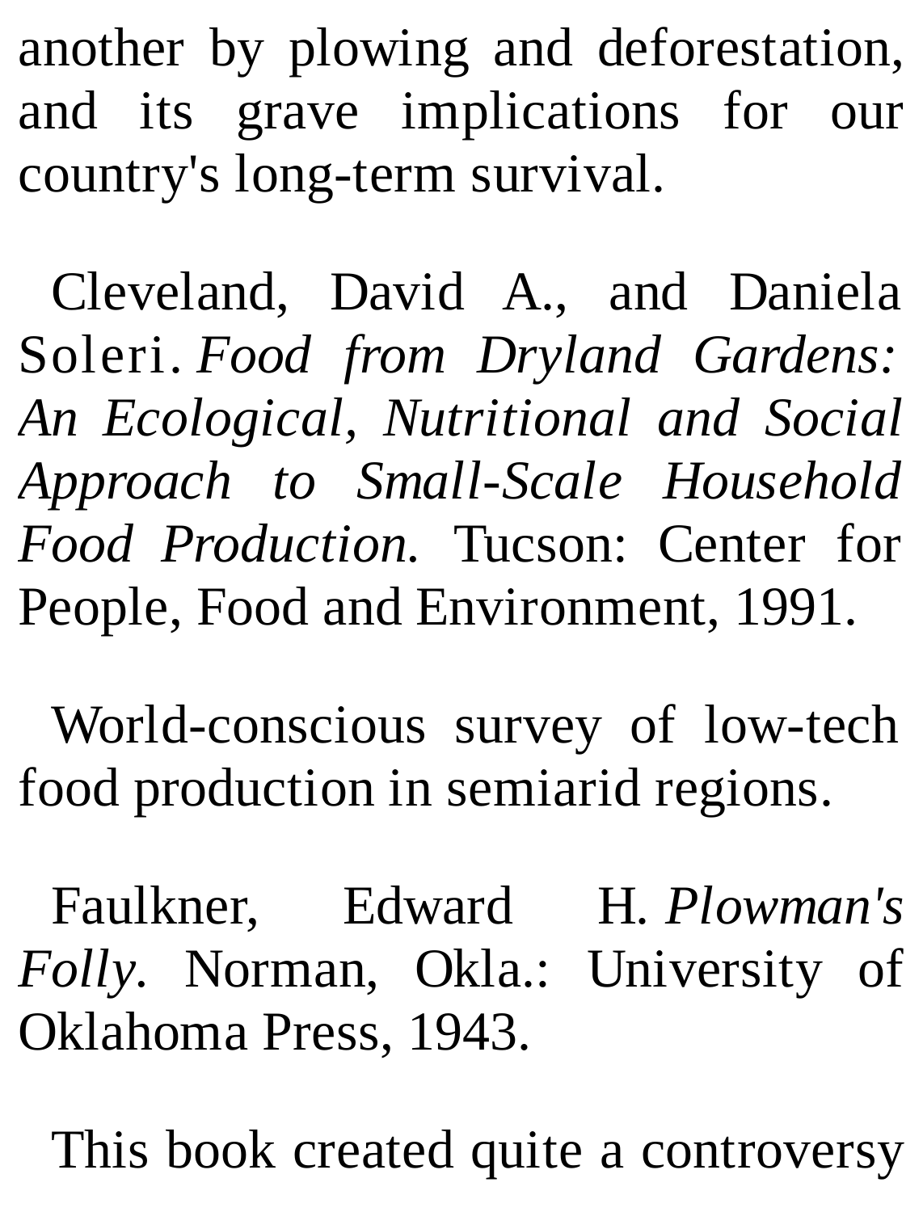another by plowing and deforestation, and its grave implications for our country's long-term survival.

Cleveland, David A., and Daniela Soleri. *Food from Dryland Gardens: An Ecological, Nutritional and Social Approach to Small-Scale Household Food Production.* Tucson: Center for People, Food and Environment, 1991.

World-conscious survey of low-tech food production in semiarid regions.

Faulkner, Edward H. *Plowman's Folly.* Norman, Okla.: University of Oklahoma Press, 1943.

This book created quite a controversy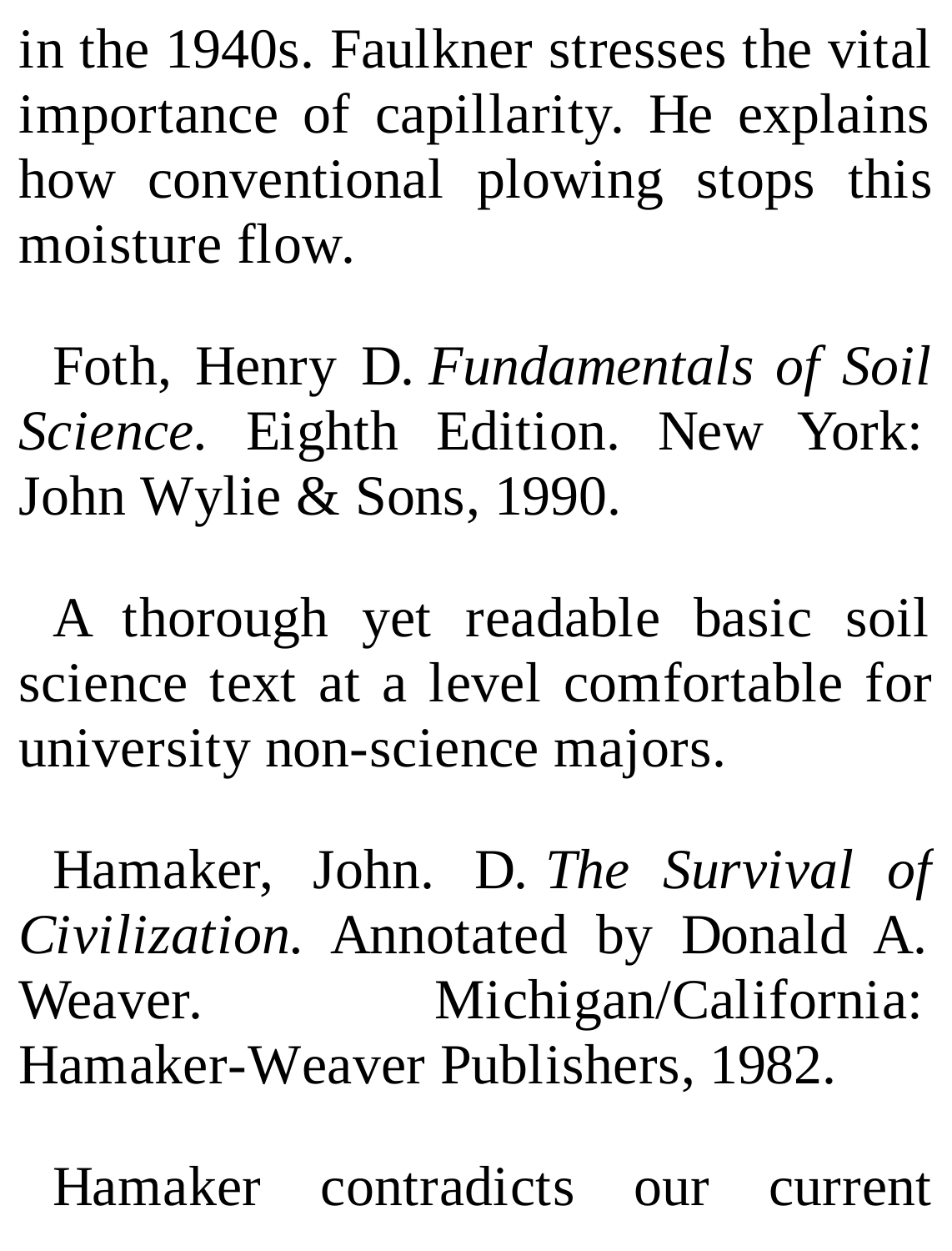in the 1940s. Faulkner stresses the vital importance of capillarity. He explains how conventional plowing stops this moisture flow.

Foth, Henry D. *Fundamentals of Soil Science*. Eighth Edition. New York: John Wylie & Sons, 1990.

A thorough yet readable basic soil science text at a level comfortable for university non-science majors.

Hamaker, John. D. *The Survival of Civilization*. Annotated by Donald A. Weaver. Michigan/California: Hamaker-Weaver Publishers, 1982.

Hamaker contradicts our current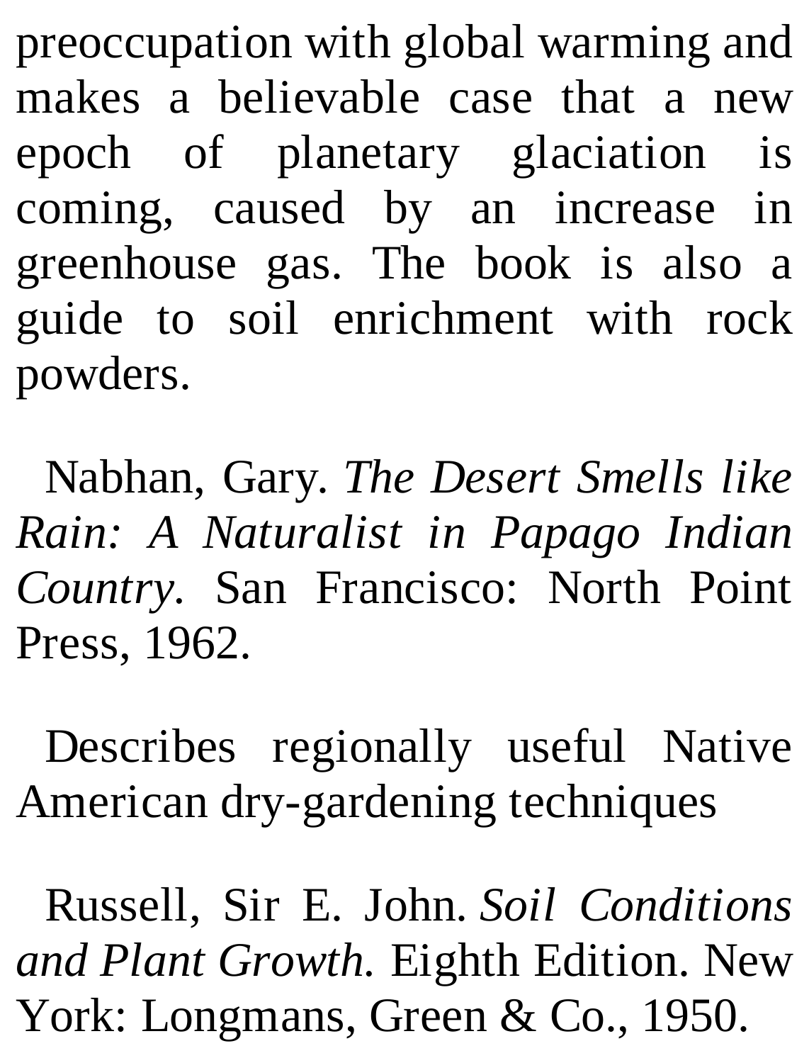preoccupation with global warming and makes a believable case that a new epoch of planetary glaciation is coming, caused by an increase in greenhouse gas. The book is also a guide to soil enrichment with rock powders.

Nabhan, Gary. *The Desert Smells like Rain: A Naturalist in Papago Indian Country*. San Francisco: North Point Press, 1962.

Describes regionally useful Native American dry-gardening techniques

Russell, Sir E. John. *Soil Conditions and Plant Growth.* Eighth Edition. New York: Longmans, Green & Co., 1950.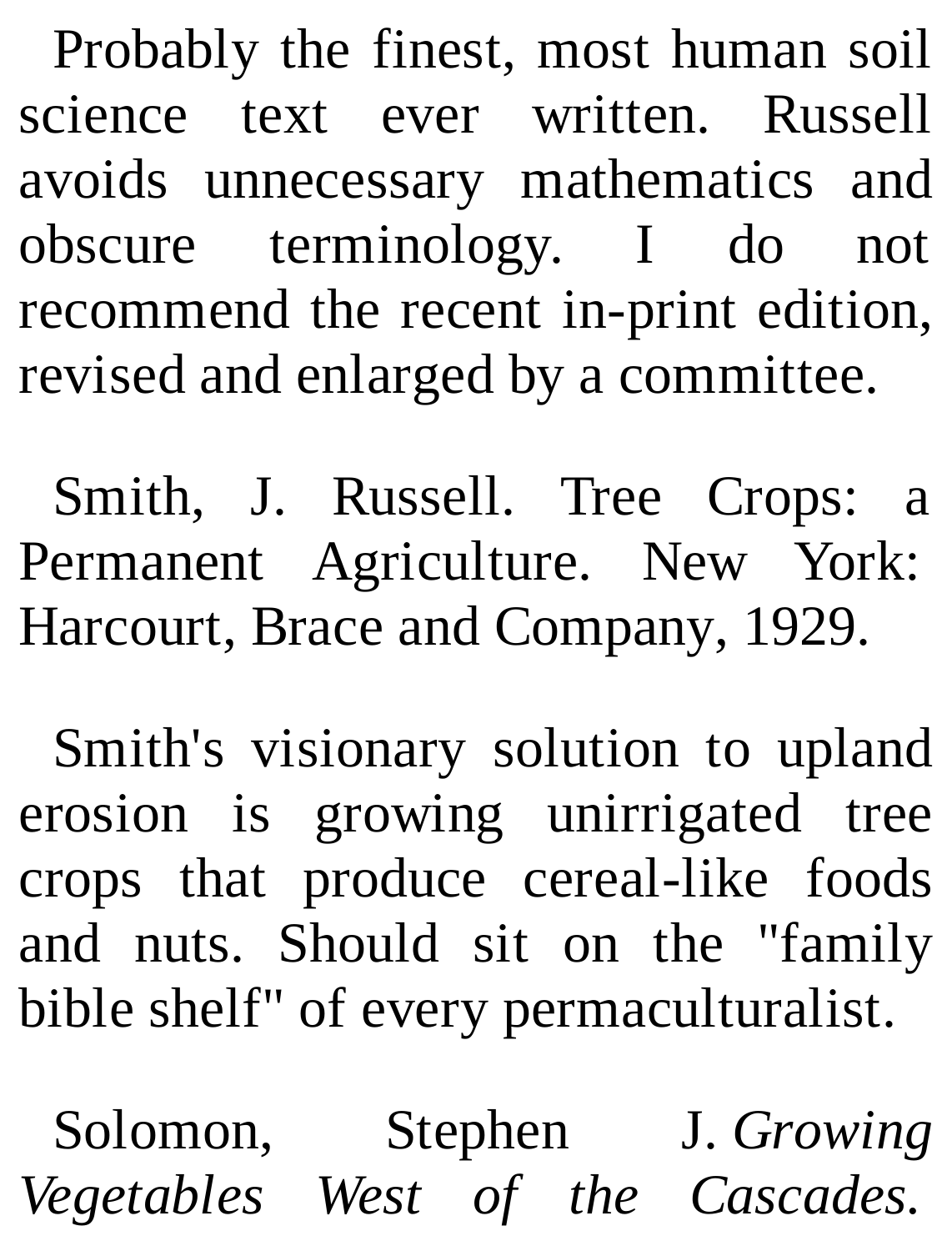Probably the finest, most human soil science text ever written. Russell avoids unnecessary mathematics and obscure terminology. I do not recommend the recent in-print edition, revised and enlarged by a committee.

Smith, J. Russell. Tree Crops: a Permanent Agriculture. New York: Harcourt, Brace and Company, 1929.

Smith's visionary solution to upland erosion is growing unirrigated tree crops that produce cereal-like foods and nuts. Should sit on the "family bible shelf" of every permaculturalist.

Solomon, Stephen J. *Growing Vegetables West of the Cascades.*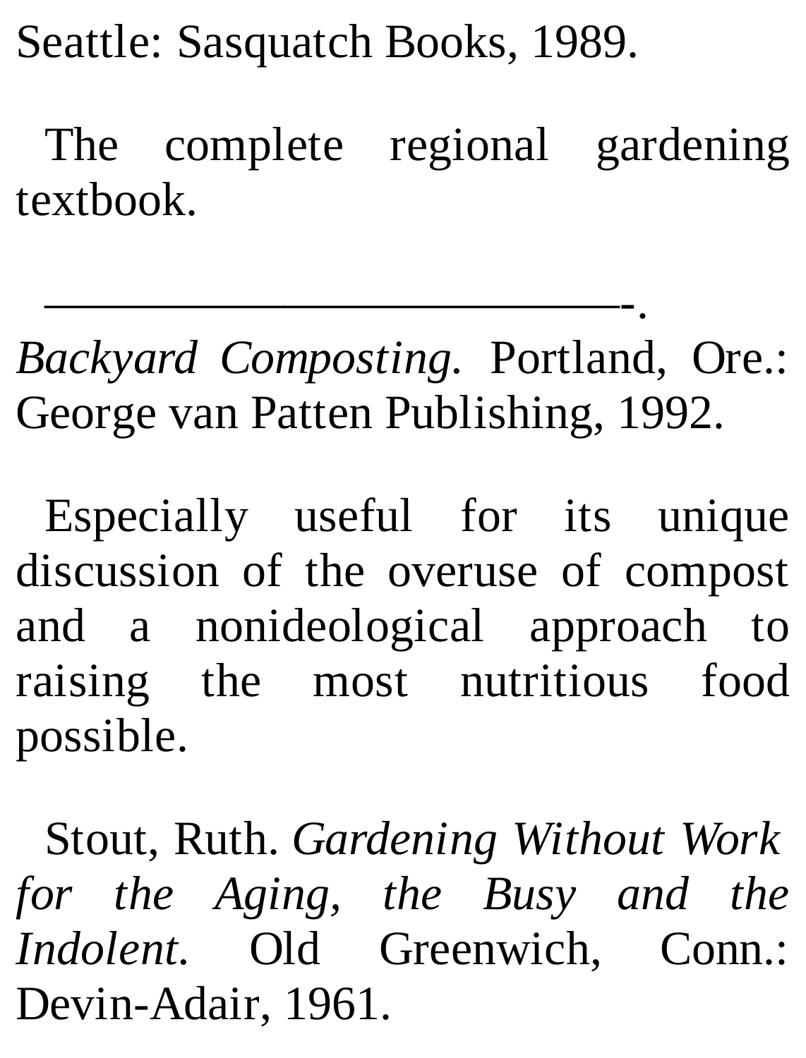Seattle: Sasquatch Books, 1989.

The complete regional gardening textbook.

———————————————-. *Backyard Composting*. Portland, Ore.: George van Patten Publishing, 1992.

Especially useful for its unique discussion of the overuse of compost and a nonideological approach to raising the most nutritious food possible.

Stout, Ruth. *Gardening Without Work for the Aging, the Busy and the Indolent*. Old Greenwich, Conn.: Devin-Adair, 1961.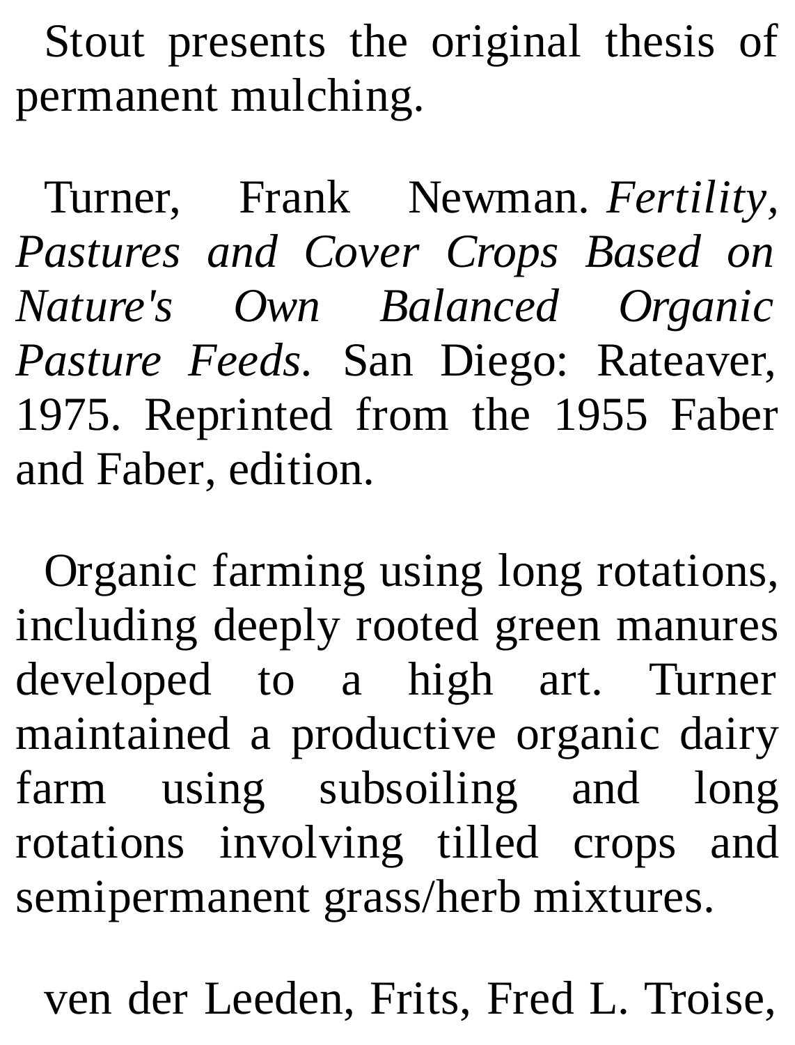Stout presents the original thesis of permanent mulching.

Turner, Frank Newman. *Fertility, Pastures and Cover Crops Based on Nature's Own Balanced Organic Pasture Feeds.* San Diego: Rateaver, 1975. Reprinted from the 1955 Faber and Faber, edition.

Organic farming using long rotations, including deeply rooted green manures developed to a high art. Turner maintained a productive organic dairy farm using subsoiling and long rotations involving tilled crops and semipermanent grass/herb mixtures.

ven der Leeden, Frits, Fred L. Troise,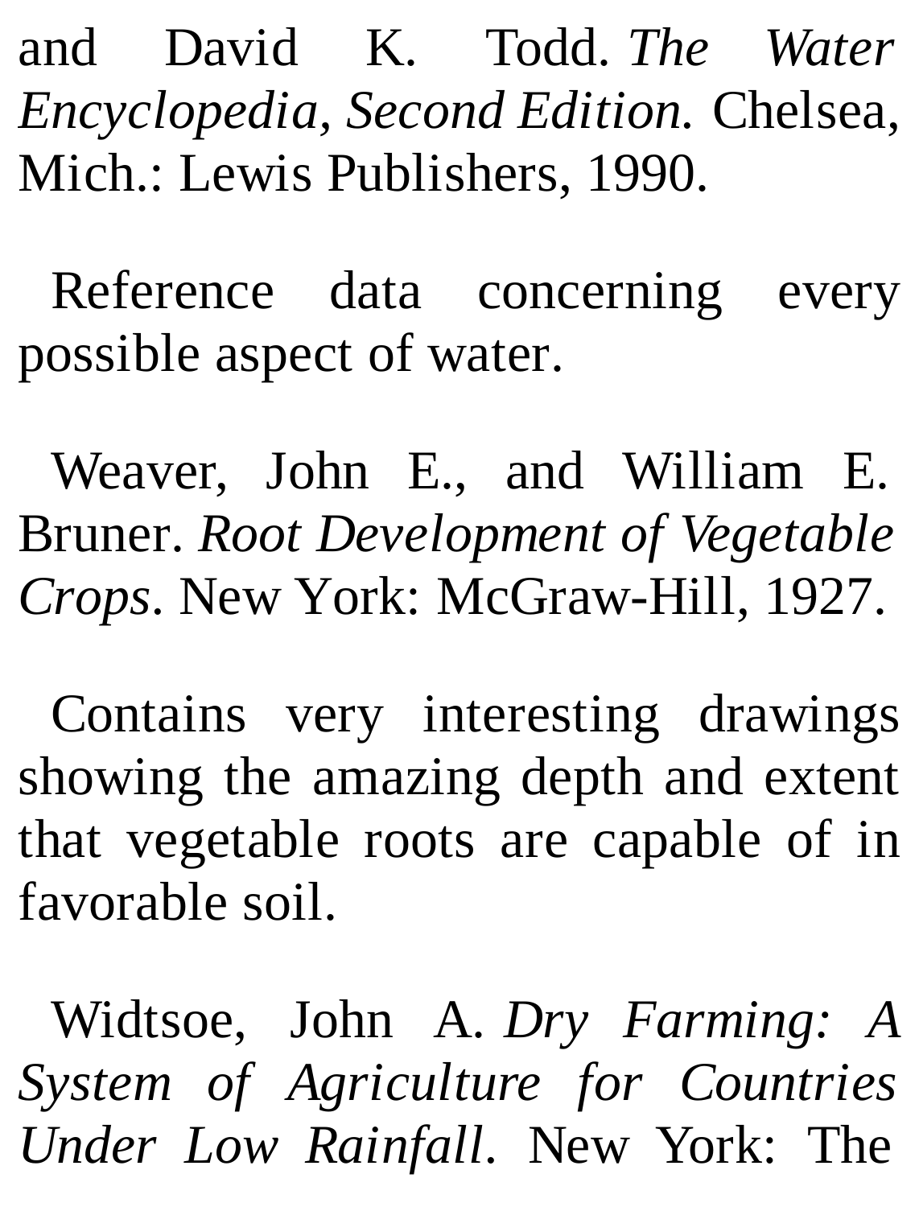and David K. Todd. *The Water Encyclopedia, Second Edition.* Chelsea, Mich.: Lewis Publishers, 1990.

Reference data concerning every possible aspect of water.

Weaver, John E., and William E. Bruner. *Root Development of Vegetable Crops*. New York: McGraw-Hill, 1927.

Contains very interesting drawings showing the amazing depth and extent that vegetable roots are capable of in favorable soil.

Widtsoe, John A. *Dry Farming: A System of Agriculture for Countries Under Low Rainfall*. New York: The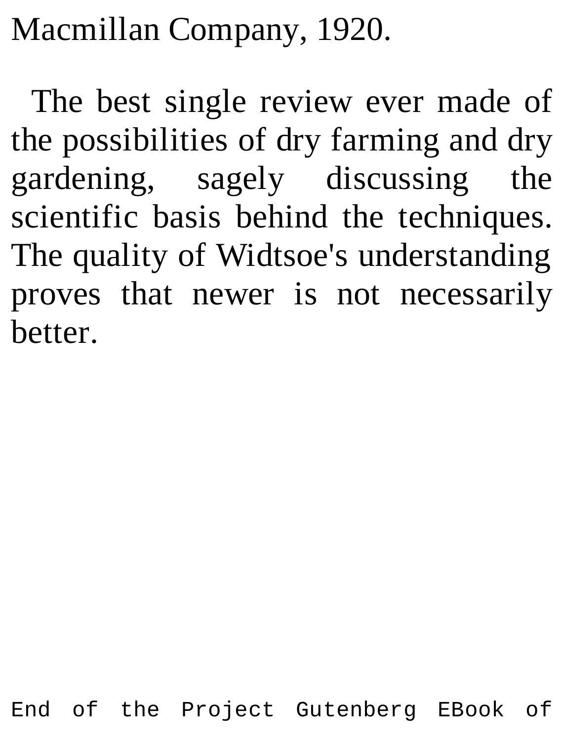Macmillan Company, 1920.

The best single review ever made of the possibilities of dry farming and dry gardening, sagely discussing the scientific basis behind the techniques. The quality of Widtsoe's understanding proves that newer is not necessarily better.

End of the Project Gutenberg EBook of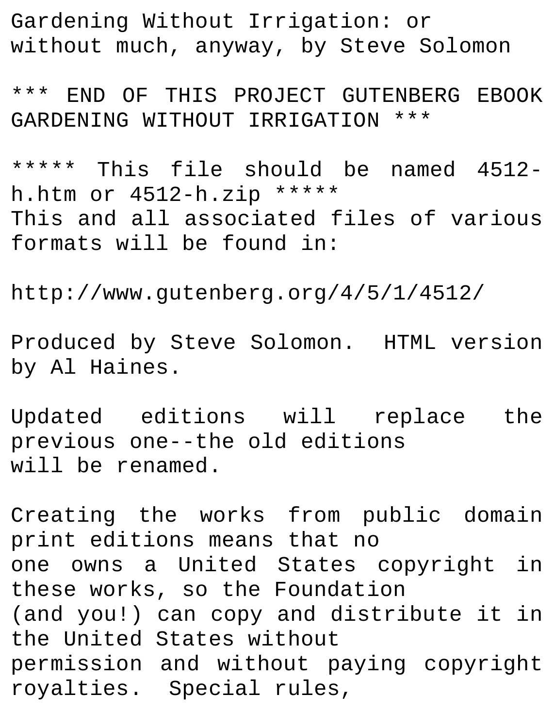Gardening Without Irrigation: or without much, anyway, by Steve Solomon

*** END OF THIS PROJECT GUTENBERG EBOOK GARDENING WITHOUT IRRIGATION ***

***** This file should be named 4512-h.htm or 4512-h.zip *****
This and all associated files of various formats will be found in:

http://www.gutenberg.org/4/5/1/4512/

Produced by Steve Solomon. HTML version by Al Haines.

Updated editions will replace the previous one--the old editions
will be renamed.

Creating the works from public domain print editions means that no
one owns a United States copyright in these works, so the Foundation
(and you!) can copy and distribute it in the United States without
permission and without paying copyright royalties. Special rules,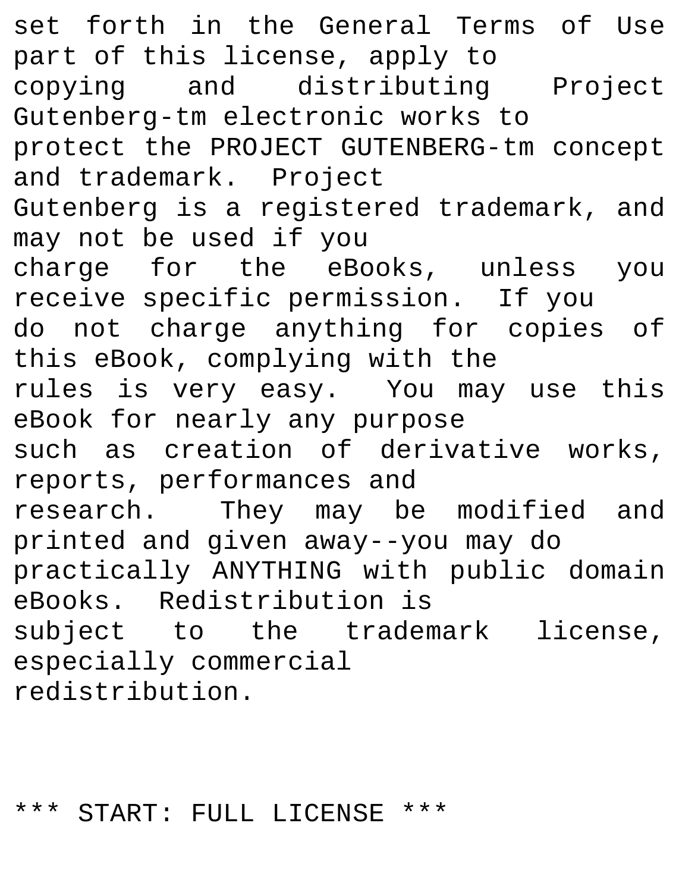set forth in the General Terms of Use part of this license, apply to copying and distributing Project Gutenberg-tm electronic works to protect the PROJECT GUTENBERG-tm concept and trademark. Project Gutenberg is a registered trademark, and may not be used if you charge for the eBooks, unless you receive specific permission. If you do not charge anything for copies of this eBook, complying with the rules is very easy. You may use this eBook for nearly any purpose such as creation of derivative works, reports, performances and research. They may be modified and printed and given away--you may do practically ANYTHING with public domain eBooks. Redistribution is subject to the trademark license, especially commercial redistribution.

*** START: FULL LICENSE ***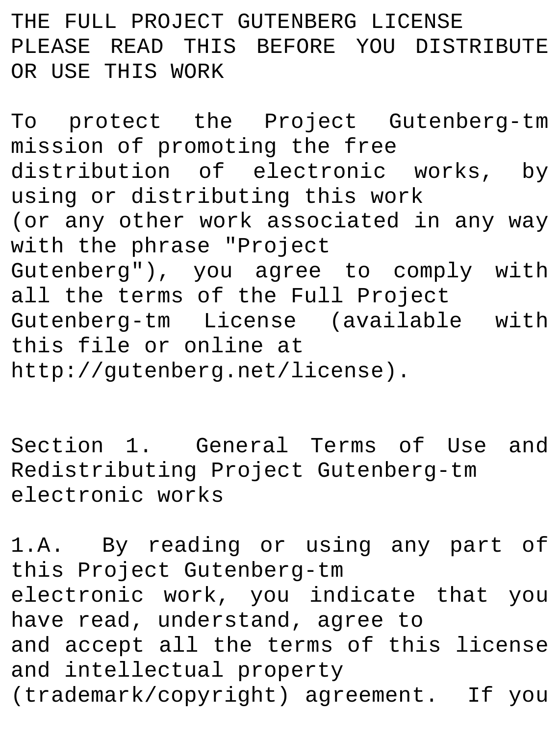THE FULL PROJECT GUTENBERG LICENSE
PLEASE READ THIS BEFORE YOU DISTRIBUTE OR USE THIS WORK

To protect the Project Gutenberg-tm mission of promoting the free distribution of electronic works, by using or distributing this work (or any other work associated in any way with the phrase "Project Gutenberg"), you agree to comply with all the terms of the Full Project Gutenberg-tm License (available with this file or online at http://gutenberg.net/license).

Section 1. General Terms of Use and Redistributing Project Gutenberg-tm electronic works

1.A. By reading or using any part of this Project Gutenberg-tm electronic work, you indicate that you have read, understand, agree to and accept all the terms of this license and intellectual property (trademark/copyright) agreement. If you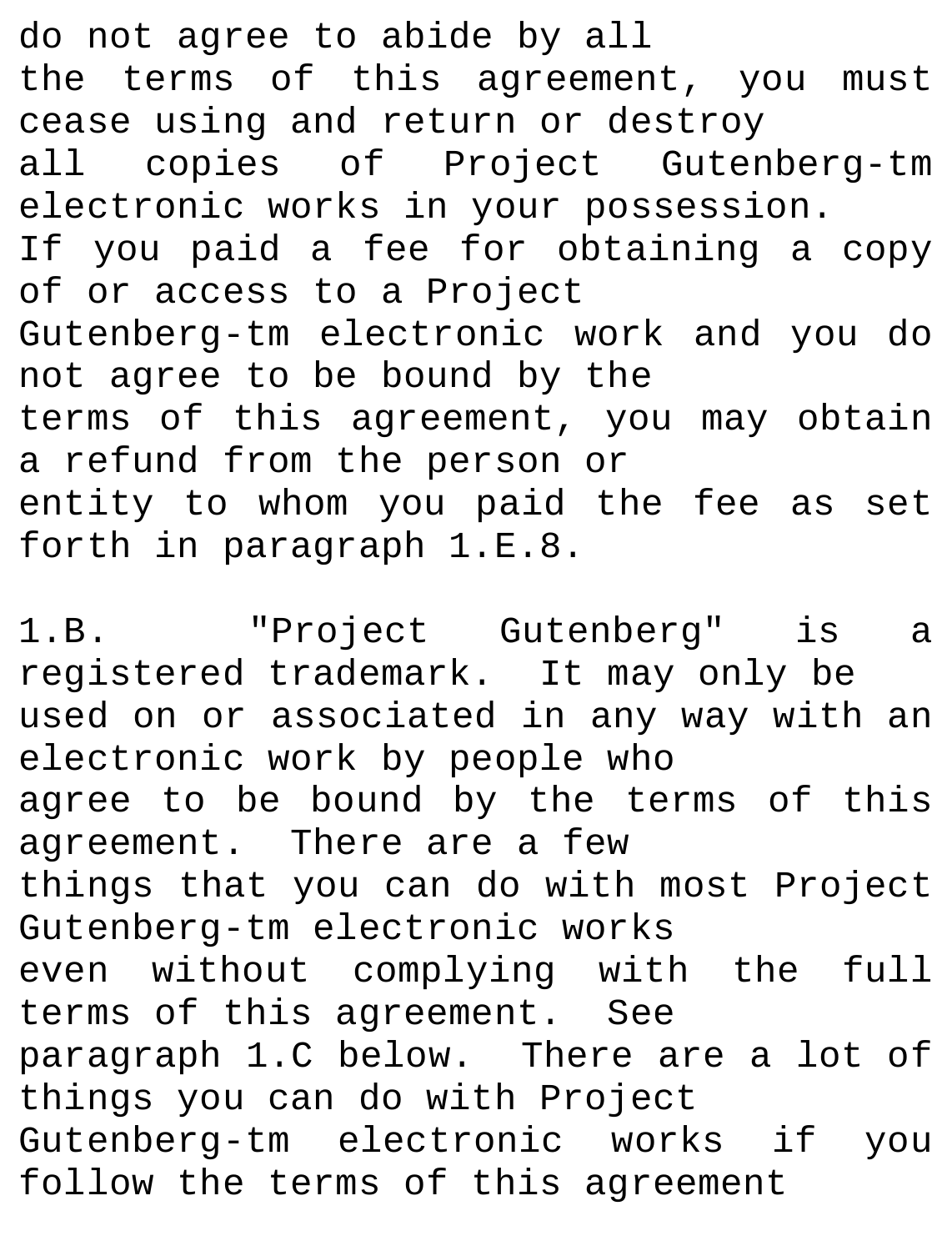do not agree to abide by all the terms of this agreement, you must cease using and return or destroy all copies of Project Gutenberg-tm electronic works in your possession. If you paid a fee for obtaining a copy of or access to a Project Gutenberg-tm electronic work and you do not agree to be bound by the terms of this agreement, you may obtain a refund from the person or entity to whom you paid the fee as set forth in paragraph 1.E.8.

1.B. "Project Gutenberg" is a registered trademark. It may only be used on or associated in any way with an electronic work by people who agree to be bound by the terms of this agreement. There are a few things that you can do with most Project Gutenberg-tm electronic works even without complying with the full terms of this agreement. See paragraph 1.C below. There are a lot of things you can do with Project Gutenberg-tm electronic works if you follow the terms of this agreement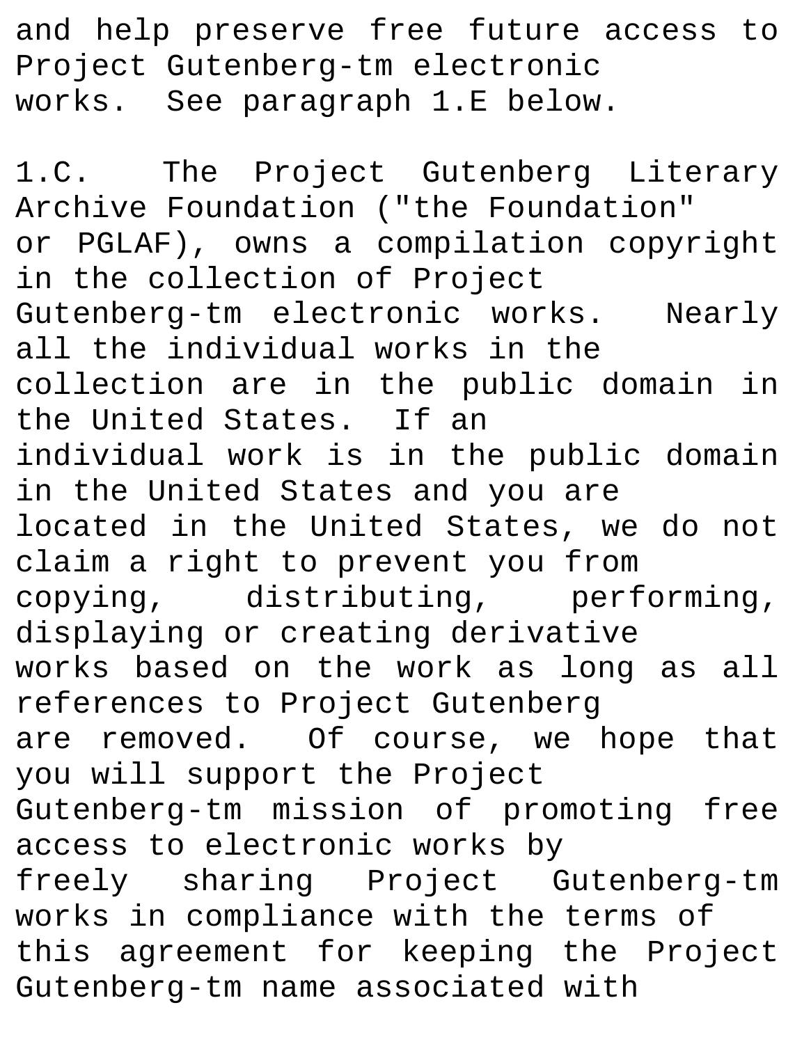and help preserve free future access to Project Gutenberg-tm electronic works. See paragraph 1.E below.

1.C. The Project Gutenberg Literary Archive Foundation ("the Foundation" or PGLAF), owns a compilation copyright in the collection of Project Gutenberg-tm electronic works. Nearly all the individual works in the collection are in the public domain in the United States. If an individual work is in the public domain in the United States and you are located in the United States, we do not claim a right to prevent you from copying, distributing, performing, displaying or creating derivative works based on the work as long as all references to Project Gutenberg are removed. Of course, we hope that you will support the Project Gutenberg-tm mission of promoting free access to electronic works by freely sharing Project Gutenberg-tm works in compliance with the terms of this agreement for keeping the Project Gutenberg-tm name associated with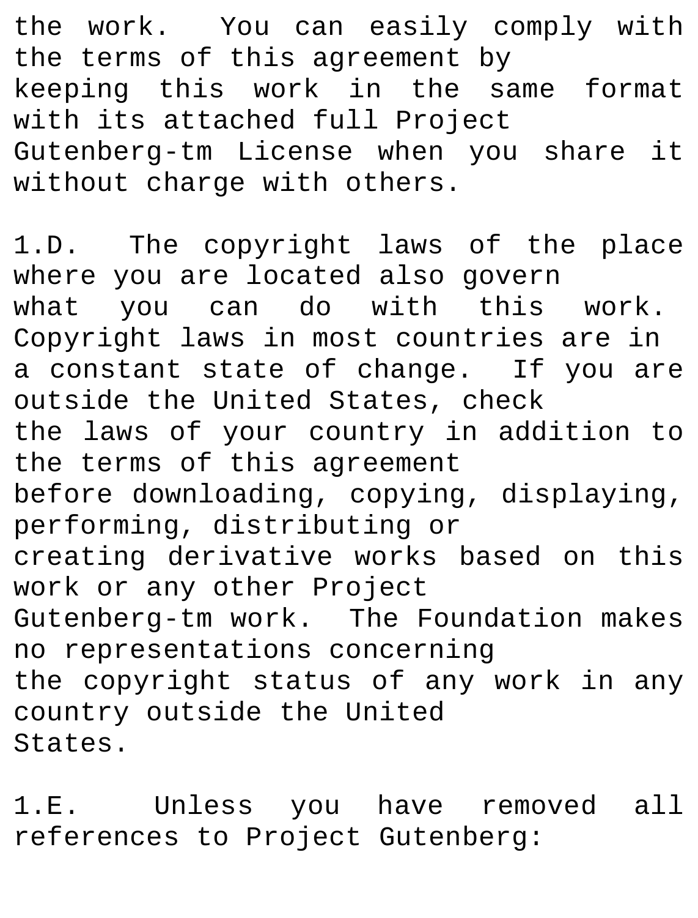the work. You can easily comply with the terms of this agreement by keeping this work in the same format with its attached full Project Gutenberg-tm License when you share it without charge with others.

1.D. The copyright laws of the place where you are located also govern what you can do with this work. Copyright laws in most countries are in a constant state of change. If you are outside the United States, check the laws of your country in addition to the terms of this agreement before downloading, copying, displaying, performing, distributing or creating derivative works based on this work or any other Project Gutenberg-tm work. The Foundation makes no representations concerning the copyright status of any work in any country outside the United States.

1.E. Unless you have removed all references to Project Gutenberg: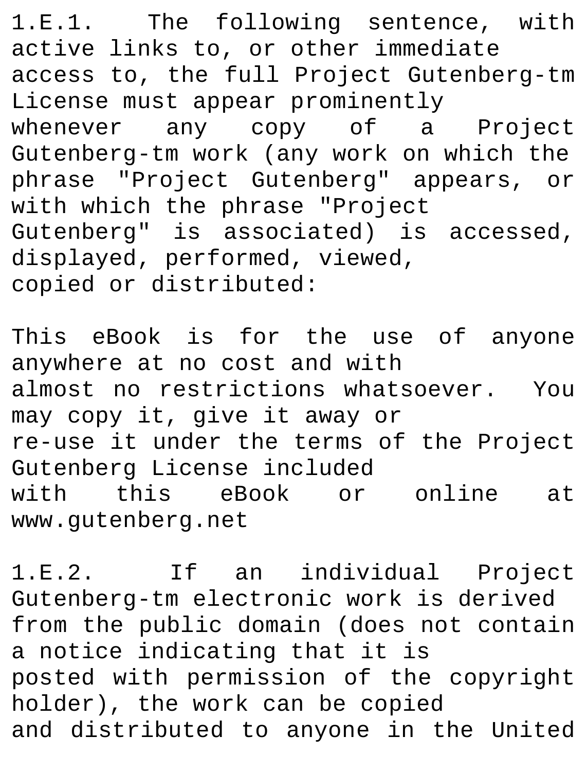1.E.1. The following sentence, with active links to, or other immediate access to, the full Project Gutenberg-tm License must appear prominently whenever any copy of a Project Gutenberg-tm work (any work on which the phrase "Project Gutenberg" appears, or with which the phrase "Project Gutenberg" is associated) is accessed, displayed, performed, viewed, copied or distributed:

This eBook is for the use of anyone anywhere at no cost and with almost no restrictions whatsoever. You may copy it, give it away or re-use it under the terms of the Project Gutenberg License included with this eBook or online at www.gutenberg.net

1.E.2. If an individual Project Gutenberg-tm electronic work is derived from the public domain (does not contain a notice indicating that it is posted with permission of the copyright holder), the work can be copied and distributed to anyone in the United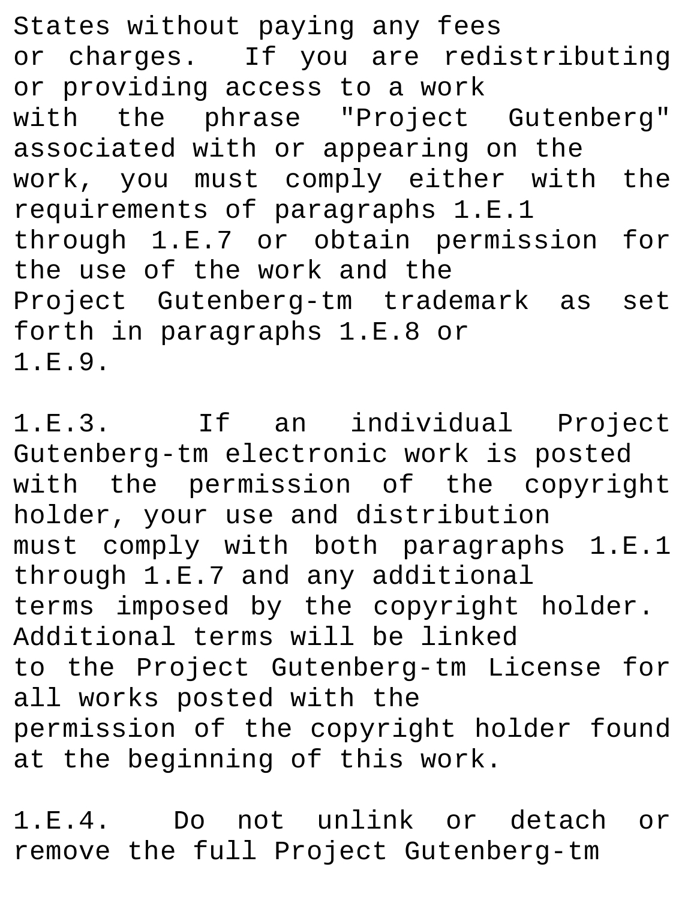States without paying any fees or charges. If you are redistributing or providing access to a work with the phrase "Project Gutenberg" associated with or appearing on the work, you must comply either with the requirements of paragraphs 1.E.1 through 1.E.7 or obtain permission for the use of the work and the Project Gutenberg-tm trademark as set forth in paragraphs 1.E.8 or 1.E.9.

1.E.3. If an individual Project Gutenberg-tm electronic work is posted with the permission of the copyright holder, your use and distribution must comply with both paragraphs 1.E.1 through 1.E.7 and any additional terms imposed by the copyright holder. Additional terms will be linked to the Project Gutenberg-tm License for all works posted with the permission of the copyright holder found at the beginning of this work.

1.E.4. Do not unlink or detach or remove the full Project Gutenberg-tm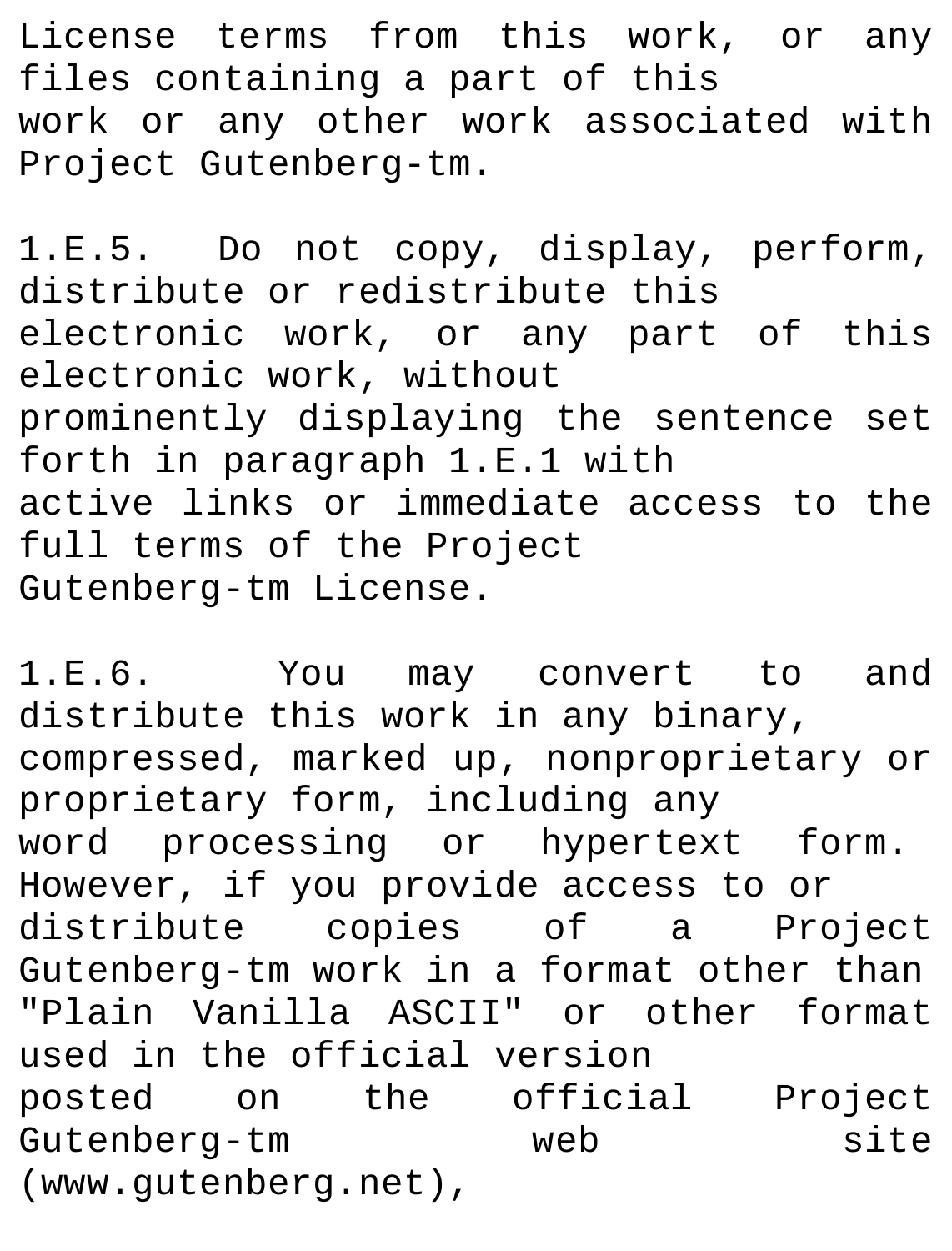License terms from this work, or any files containing a part of this work or any other work associated with Project Gutenberg-tm.

1.E.5. Do not copy, display, perform, distribute or redistribute this electronic work, or any part of this electronic work, without prominently displaying the sentence set forth in paragraph 1.E.1 with active links or immediate access to the full terms of the Project Gutenberg-tm License.

1.E.6. You may convert to and distribute this work in any binary, compressed, marked up, nonproprietary or proprietary form, including any word processing or hypertext form. However, if you provide access to or distribute copies of a Project Gutenberg-tm work in a format other than "Plain Vanilla ASCII" or other format used in the official version posted on the official Project Gutenberg-tm web site (www.gutenberg.net),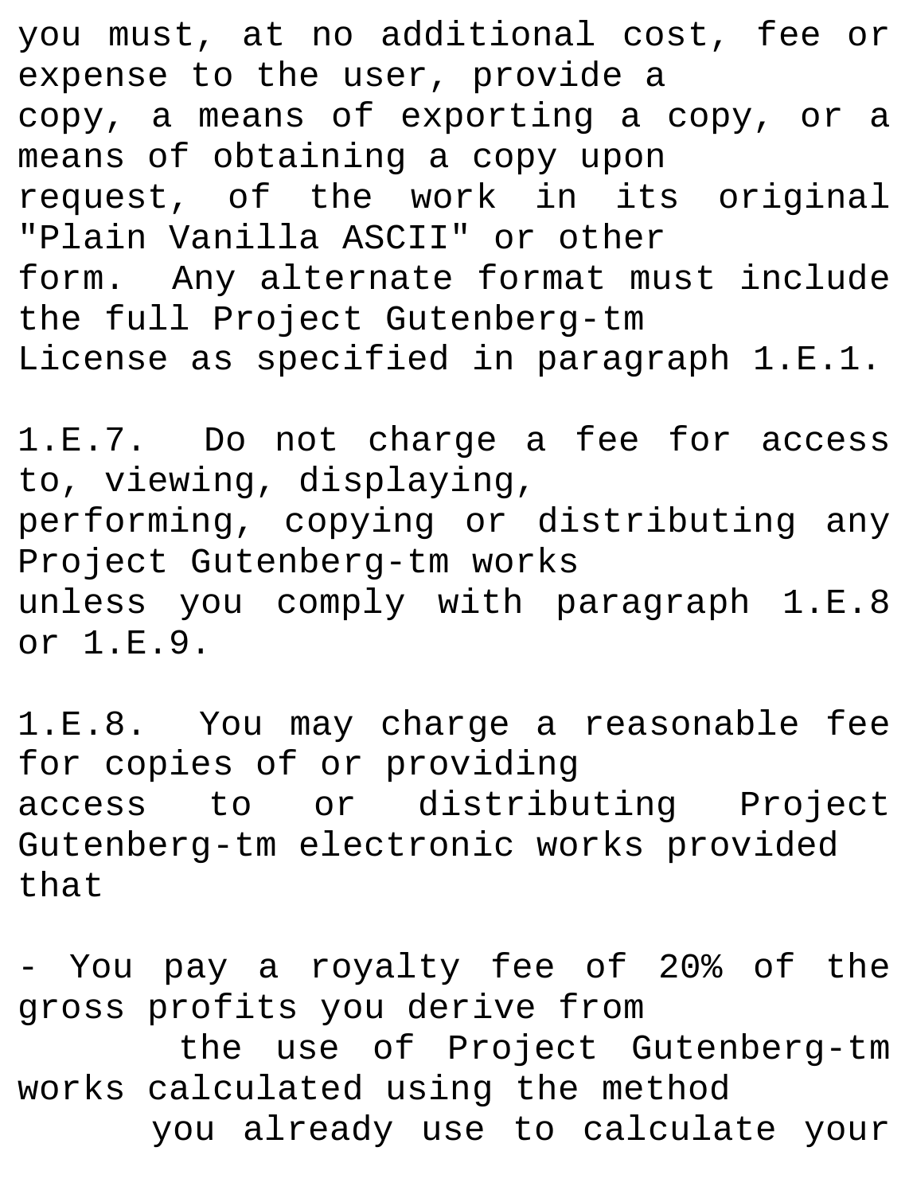you must, at no additional cost, fee or expense to the user, provide a copy, a means of exporting a copy, or a means of obtaining a copy upon request, of the work in its original "Plain Vanilla ASCII" or other form. Any alternate format must include the full Project Gutenberg-tm License as specified in paragraph 1.E.1.

1.E.7. Do not charge a fee for access to, viewing, displaying, performing, copying or distributing any Project Gutenberg-tm works unless you comply with paragraph 1.E.8 or 1.E.9.

1.E.8. You may charge a reasonable fee for copies of or providing access to or distributing Project Gutenberg-tm electronic works provided that

- You pay a royalty fee of 20% of the gross profits you derive from the use of Project Gutenberg-tm works calculated using the method you already use to calculate your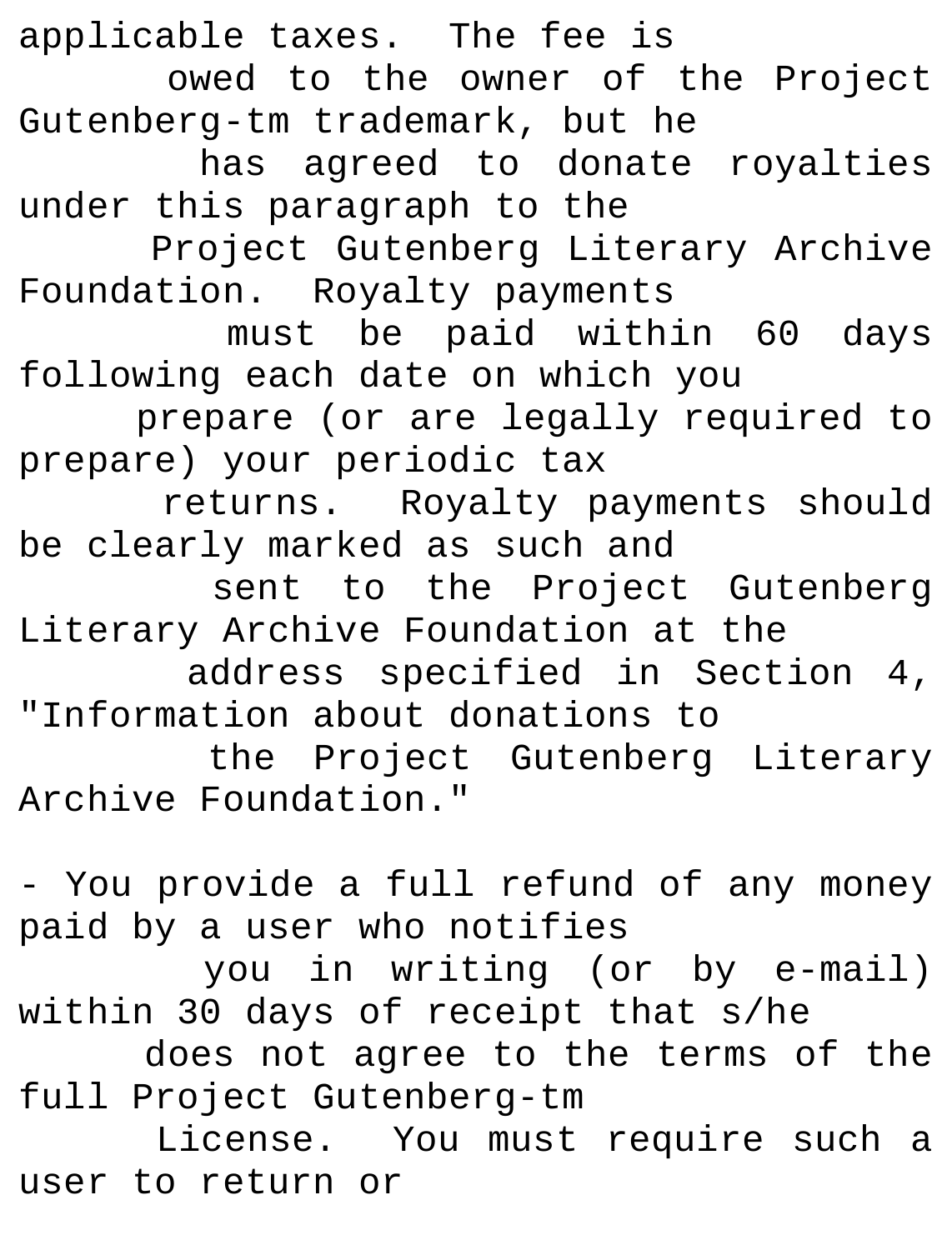applicable taxes. The fee is owed to the owner of the Project Gutenberg-tm trademark, but he has agreed to donate royalties under this paragraph to the Project Gutenberg Literary Archive Foundation. Royalty payments must be paid within 60 days following each date on which you prepare (or are legally required to prepare) your periodic tax returns. Royalty payments should be clearly marked as such and sent to the Project Gutenberg Literary Archive Foundation at the address specified in Section 4, "Information about donations to the Project Gutenberg Literary Archive Foundation."

- You provide a full refund of any money paid by a user who notifies you in writing (or by e-mail) within 30 days of receipt that s/he does not agree to the terms of the full Project Gutenberg-tm License. You must require such a user to return or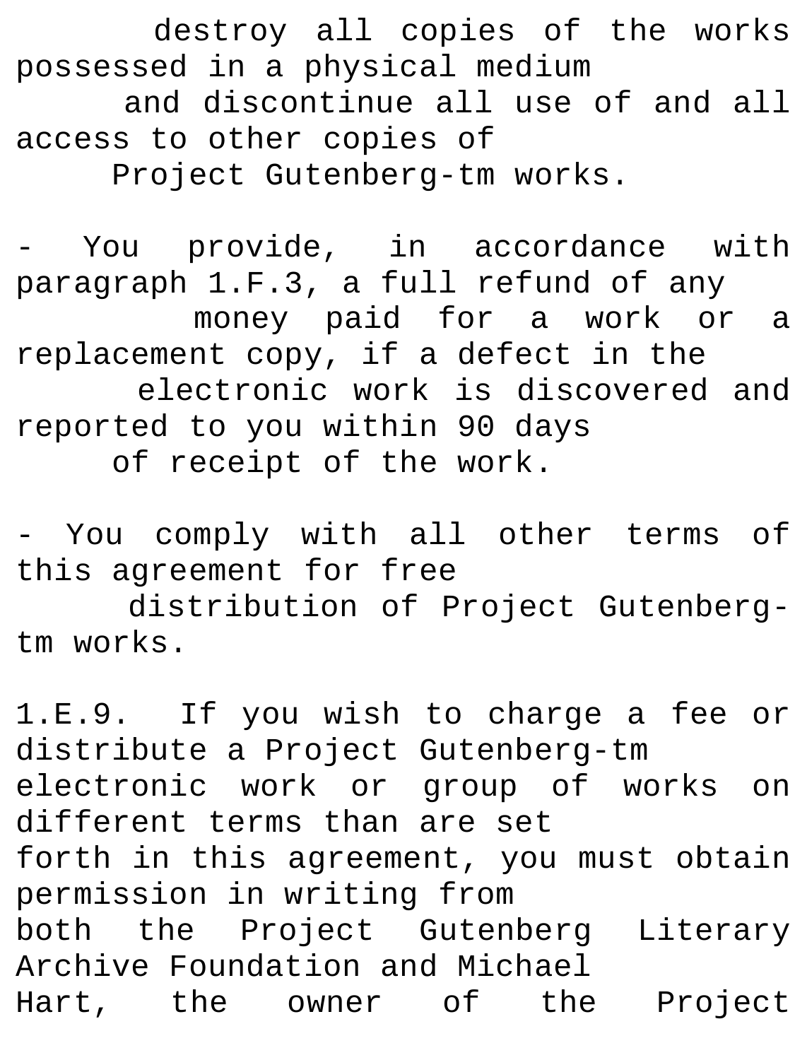destroy all copies of the works possessed in a physical medium and discontinue all use of and all access to other copies of Project Gutenberg-tm works.

- You provide, in accordance with paragraph 1.F.3, a full refund of any money paid for a work or a replacement copy, if a defect in the electronic work is discovered and reported to you within 90 days of receipt of the work.

- You comply with all other terms of this agreement for free distribution of Project Gutenberg-tm works.

1.E.9. If you wish to charge a fee or distribute a Project Gutenberg-tm electronic work or group of works on different terms than are set forth in this agreement, you must obtain permission in writing from both the Project Gutenberg Literary Archive Foundation and Michael Hart, the owner of the Project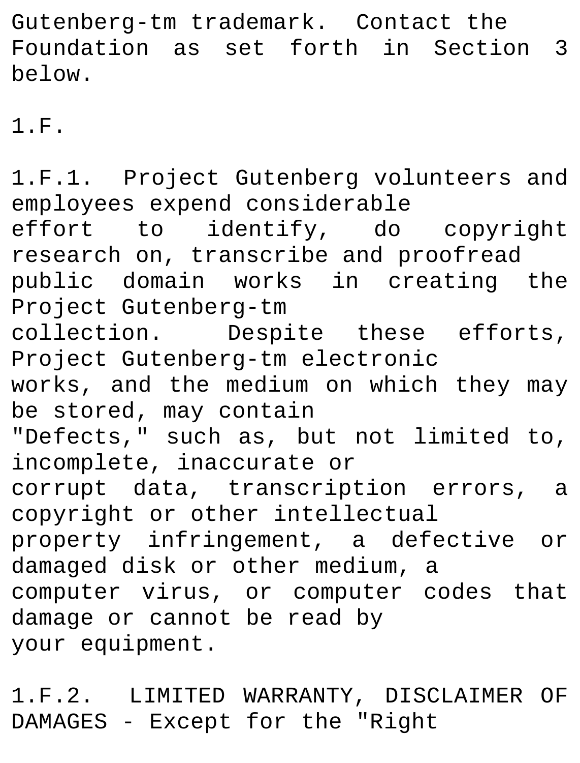Gutenberg-tm trademark. Contact the Foundation as set forth in Section 3 below.

1.F.

1.F.1. Project Gutenberg volunteers and employees expend considerable effort to identify, do copyright research on, transcribe and proofread public domain works in creating the Project Gutenberg-tm collection. Despite these efforts, Project Gutenberg-tm electronic works, and the medium on which they may be stored, may contain "Defects," such as, but not limited to, incomplete, inaccurate or corrupt data, transcription errors, a copyright or other intellectual property infringement, a defective or damaged disk or other medium, a computer virus, or computer codes that damage or cannot be read by your equipment.

1.F.2. LIMITED WARRANTY, DISCLAIMER OF DAMAGES - Except for the "Right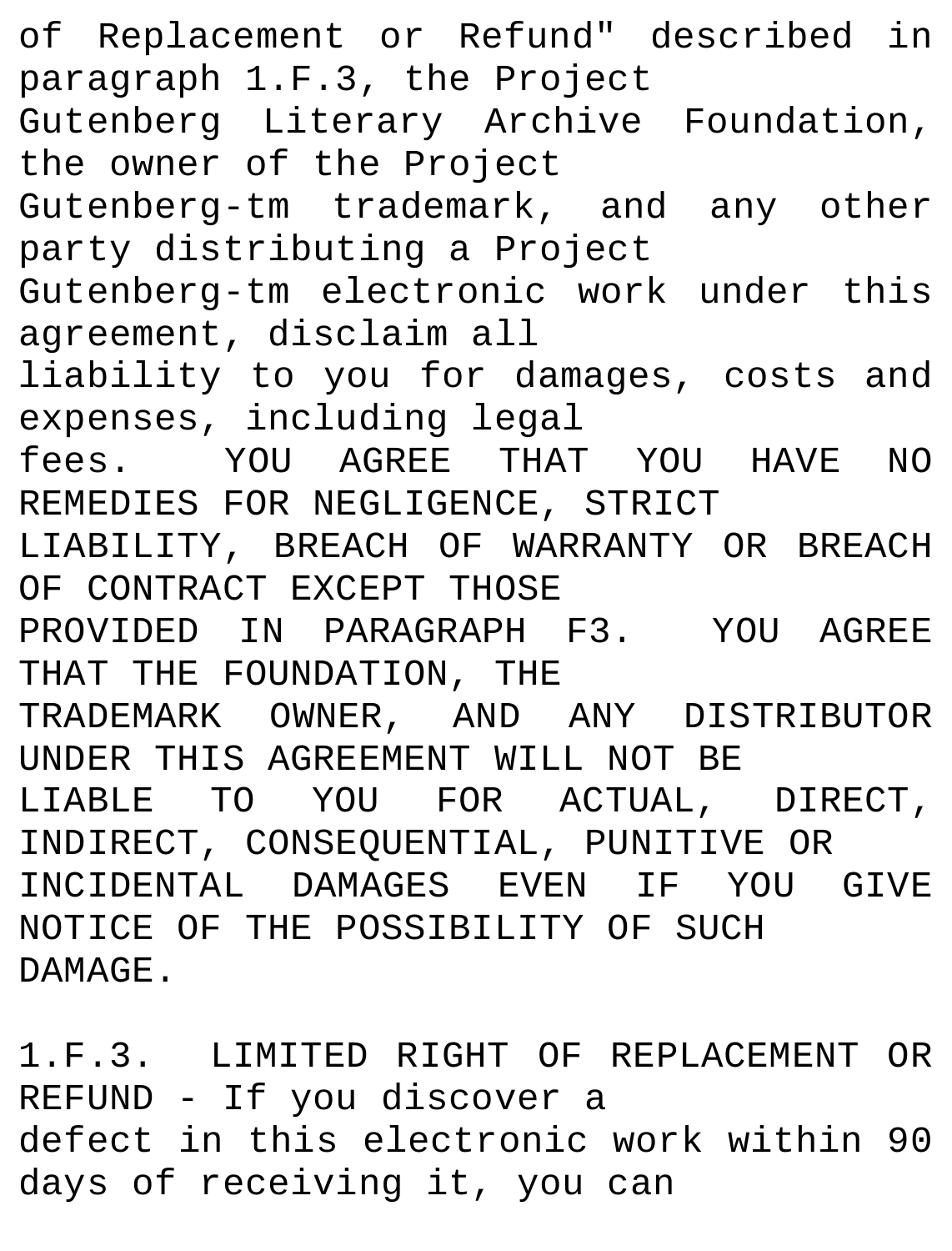of Replacement or Refund" described in paragraph 1.F.3, the Project Gutenberg Literary Archive Foundation, the owner of the Project Gutenberg-tm trademark, and any other party distributing a Project Gutenberg-tm electronic work under this agreement, disclaim all liability to you for damages, costs and expenses, including legal fees. YOU AGREE THAT YOU HAVE NO REMEDIES FOR NEGLIGENCE, STRICT LIABILITY, BREACH OF WARRANTY OR BREACH OF CONTRACT EXCEPT THOSE PROVIDED IN PARAGRAPH F3. YOU AGREE THAT THE FOUNDATION, THE TRADEMARK OWNER, AND ANY DISTRIBUTOR UNDER THIS AGREEMENT WILL NOT BE LIABLE TO YOU FOR ACTUAL, DIRECT, INDIRECT, CONSEQUENTIAL, PUNITIVE OR INCIDENTAL DAMAGES EVEN IF YOU GIVE NOTICE OF THE POSSIBILITY OF SUCH DAMAGE.

1.F.3. LIMITED RIGHT OF REPLACEMENT OR REFUND - If you discover a defect in this electronic work within 90 days of receiving it, you can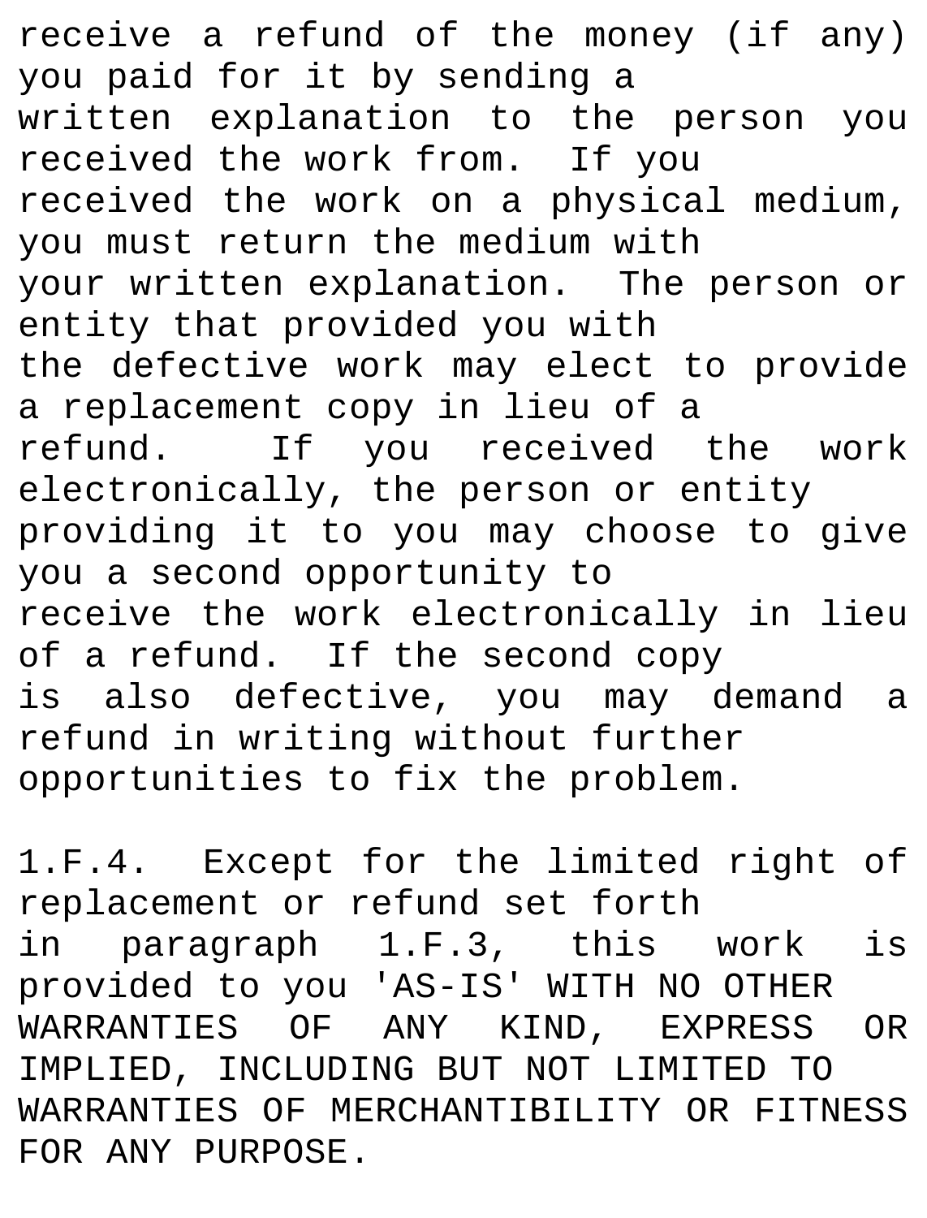receive a refund of the money (if any) you paid for it by sending a written explanation to the person you received the work from. If you received the work on a physical medium, you must return the medium with your written explanation. The person or entity that provided you with the defective work may elect to provide a replacement copy in lieu of a refund. If you received the work electronically, the person or entity providing it to you may choose to give you a second opportunity to receive the work electronically in lieu of a refund. If the second copy is also defective, you may demand a refund in writing without further opportunities to fix the problem.

1.F.4. Except for the limited right of replacement or refund set forth in paragraph 1.F.3, this work is provided to you 'AS-IS' WITH NO OTHER WARRANTIES OF ANY KIND, EXPRESS OR IMPLIED, INCLUDING BUT NOT LIMITED TO WARRANTIES OF MERCHANTIBILITY OR FITNESS FOR ANY PURPOSE.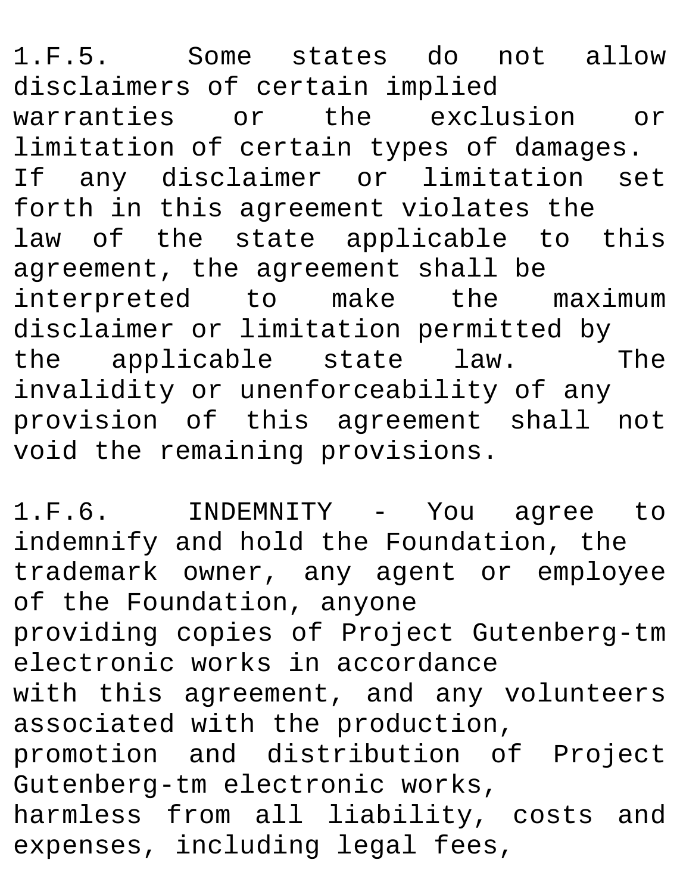1.F.5. Some states do not allow disclaimers of certain implied warranties or the exclusion or limitation of certain types of damages. If any disclaimer or limitation set forth in this agreement violates the law of the state applicable to this agreement, the agreement shall be interpreted to make the maximum disclaimer or limitation permitted by the applicable state law. The invalidity or unenforceability of any provision of this agreement shall not void the remaining provisions.

1.F.6. INDEMNITY - You agree to indemnify and hold the Foundation, the trademark owner, any agent or employee of the Foundation, anyone providing copies of Project Gutenberg-tm electronic works in accordance with this agreement, and any volunteers associated with the production, promotion and distribution of Project Gutenberg-tm electronic works, harmless from all liability, costs and expenses, including legal fees,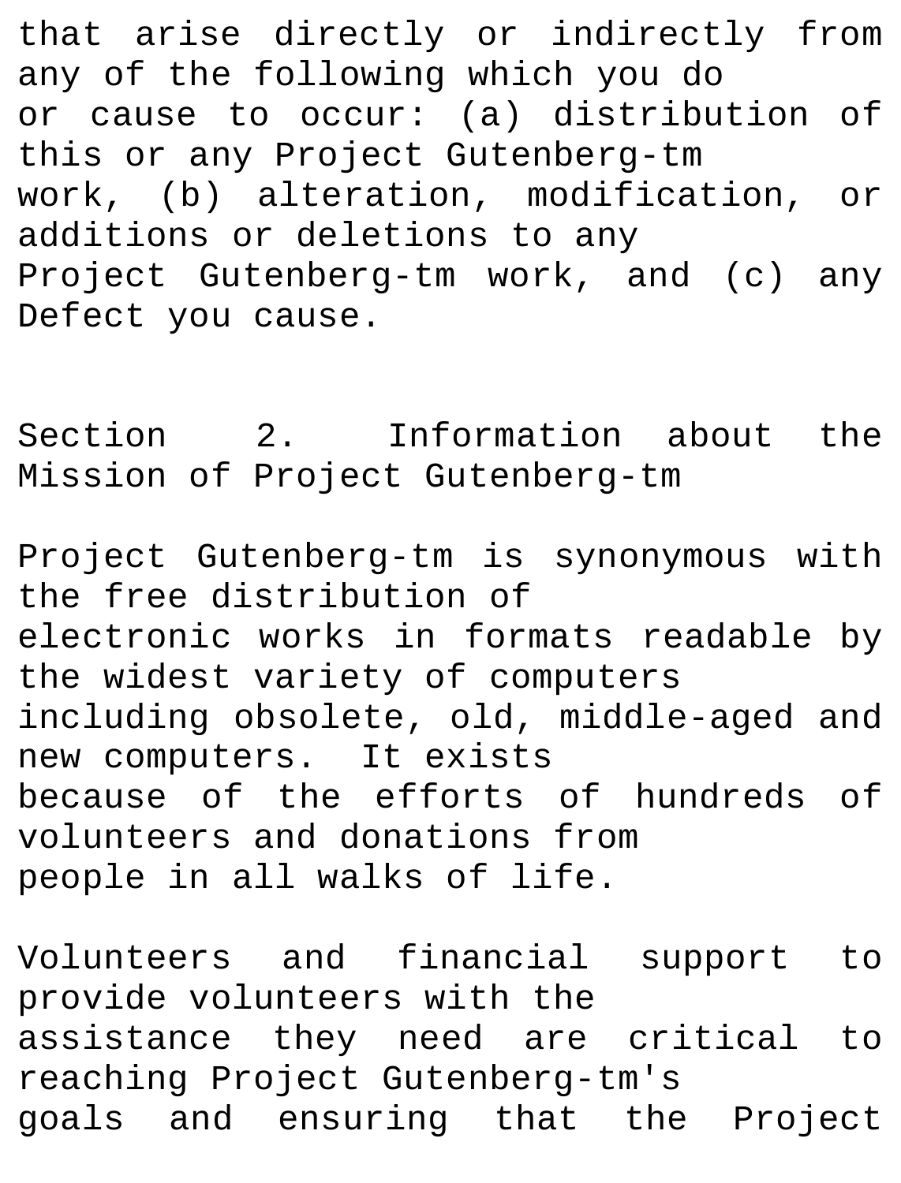that arise directly or indirectly from any of the following which you do or cause to occur: (a) distribution of this or any Project Gutenberg-tm work, (b) alteration, modification, or additions or deletions to any Project Gutenberg-tm work, and (c) any Defect you cause.

Section 2. Information about the Mission of Project Gutenberg-tm

Project Gutenberg-tm is synonymous with the free distribution of electronic works in formats readable by the widest variety of computers including obsolete, old, middle-aged and new computers. It exists because of the efforts of hundreds of volunteers and donations from people in all walks of life.

Volunteers and financial support to provide volunteers with the assistance they need are critical to reaching Project Gutenberg-tm's goals and ensuring that the Project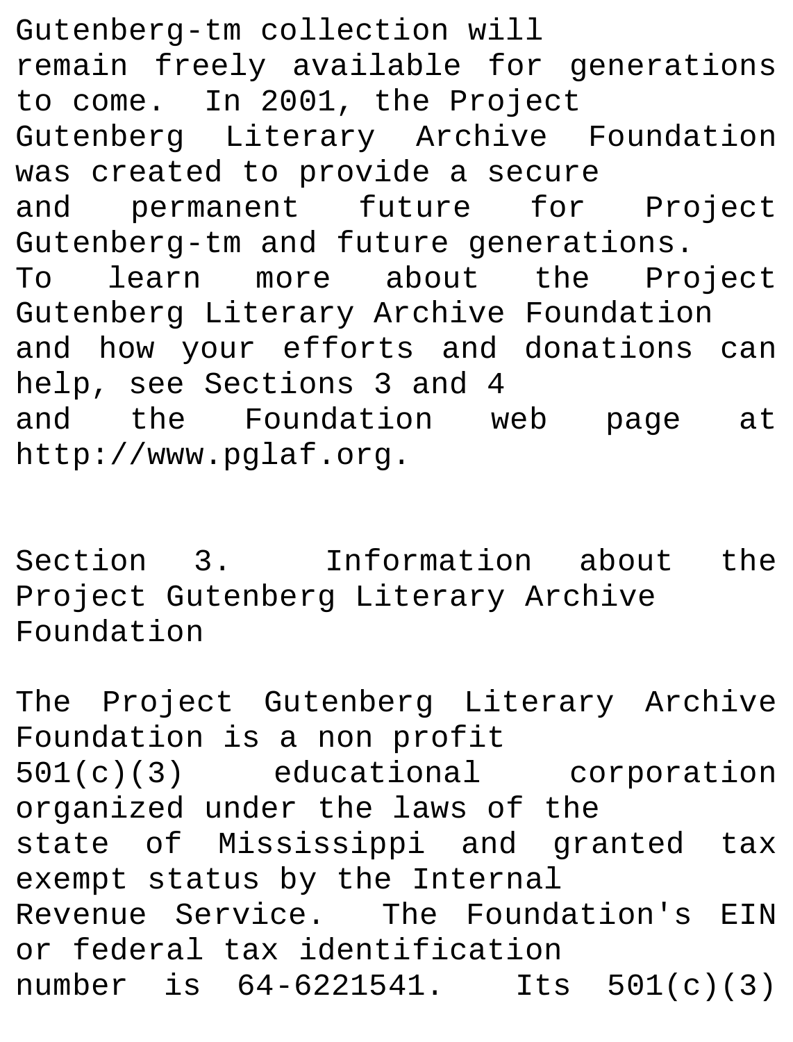Gutenberg-tm collection will remain freely available for generations to come. In 2001, the Project Gutenberg Literary Archive Foundation was created to provide a secure and permanent future for Project Gutenberg-tm and future generations. To learn more about the Project Gutenberg Literary Archive Foundation and how your efforts and donations can help, see Sections 3 and 4 and the Foundation web page at http://www.pglaf.org.

## Section 3. Information about the Project Gutenberg Literary Archive Foundation

The Project Gutenberg Literary Archive Foundation is a non profit 501(c)(3) educational corporation organized under the laws of the state of Mississippi and granted tax exempt status by the Internal Revenue Service. The Foundation's EIN or federal tax identification number is 64-6221541. Its 501(c)(3)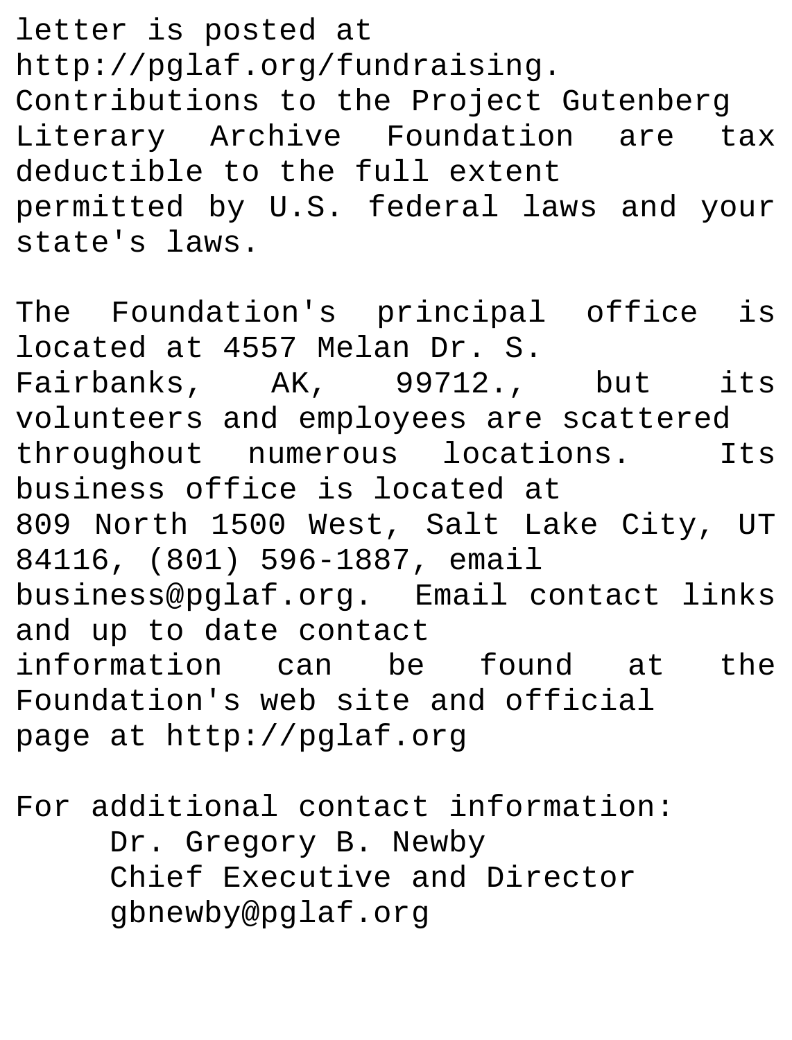letter is posted at http://pglaf.org/fundraising. Contributions to the Project Gutenberg Literary Archive Foundation are tax deductible to the full extent permitted by U.S. federal laws and your state's laws.

The Foundation's principal office is located at 4557 Melan Dr. S. Fairbanks, AK, 99712., but its volunteers and employees are scattered throughout numerous locations. Its business office is located at 809 North 1500 West, Salt Lake City, UT 84116, (801) 596-1887, email business@pglaf.org. Email contact links and up to date contact information can be found at the Foundation's web site and official page at http://pglaf.org

For additional contact information:

Dr. Gregory B. Newby
Chief Executive and Director
gbnewby@pglaf.org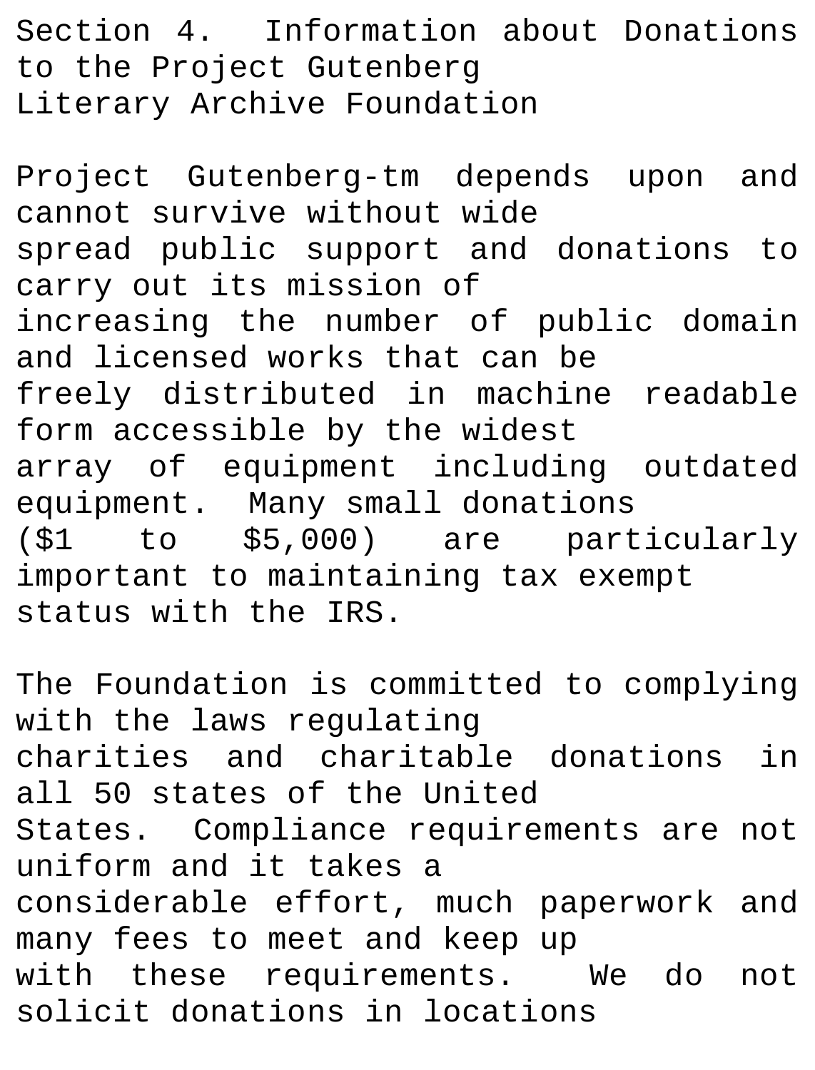## Section 4. Information about Donations to the Project Gutenberg Literary Archive Foundation

Project Gutenberg-tm depends upon and cannot survive without wide spread public support and donations to carry out its mission of increasing the number of public domain and licensed works that can be freely distributed in machine readable form accessible by the widest array of equipment including outdated equipment. Many small donations ($1 to $5,000) are particularly important to maintaining tax exempt status with the IRS.

The Foundation is committed to complying with the laws regulating charities and charitable donations in all 50 states of the United States. Compliance requirements are not uniform and it takes a considerable effort, much paperwork and many fees to meet and keep up with these requirements. We do not solicit donations in locations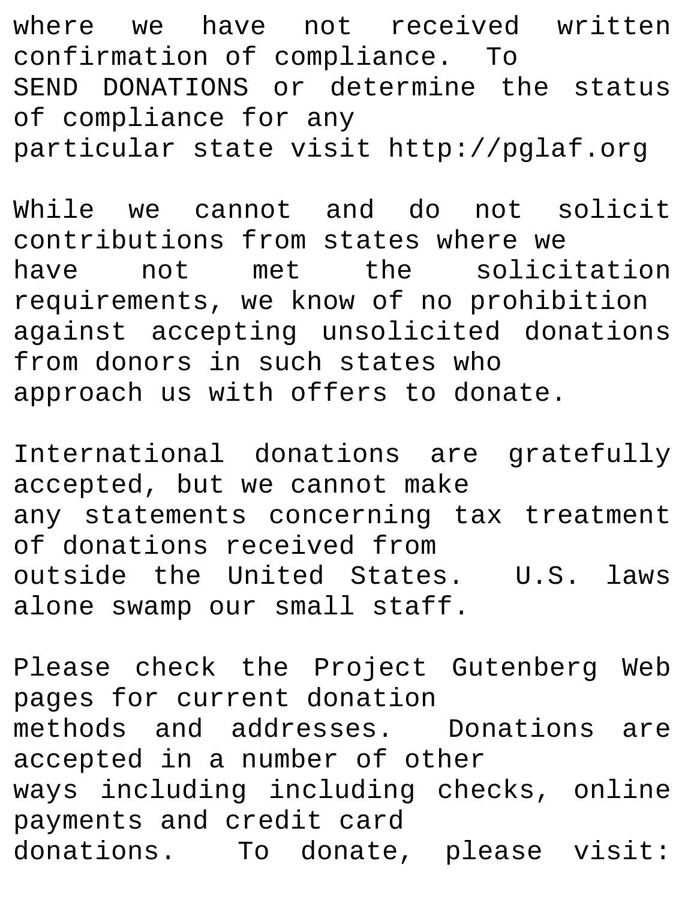where we have not received written confirmation of compliance. To SEND DONATIONS or determine the status of compliance for any particular state visit http://pglaf.org

While we cannot and do not solicit contributions from states where we have not met the solicitation requirements, we know of no prohibition against accepting unsolicited donations from donors in such states who approach us with offers to donate.

International donations are gratefully accepted, but we cannot make any statements concerning tax treatment of donations received from outside the United States. U.S. laws alone swamp our small staff.

Please check the Project Gutenberg Web pages for current donation methods and addresses. Donations are accepted in a number of other ways including including checks, online payments and credit card donations. To donate, please visit: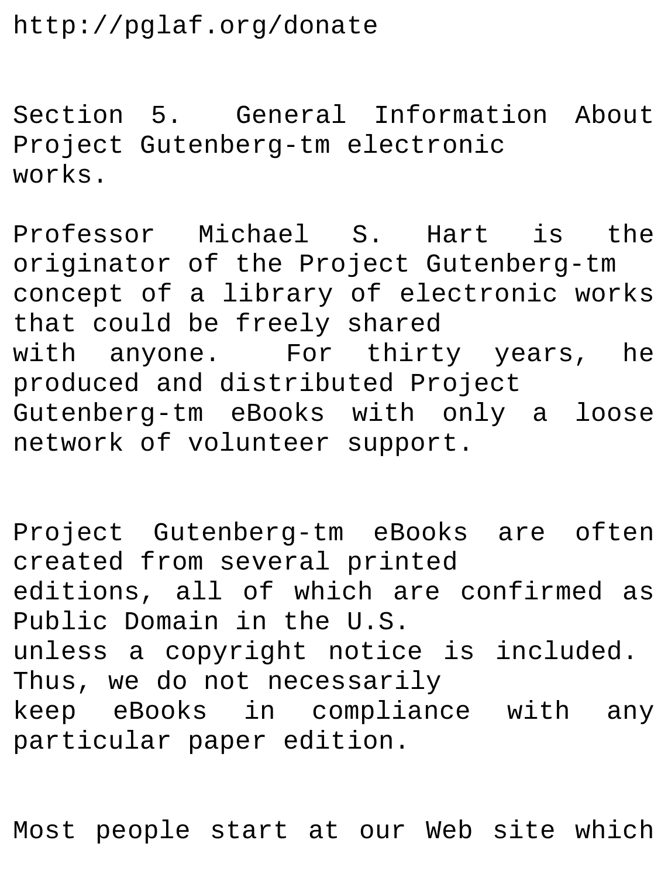http://pglaf.org/donate

Section 5. General Information About Project Gutenberg-tm electronic works.

Professor Michael S. Hart is the originator of the Project Gutenberg-tm concept of a library of electronic works that could be freely shared with anyone. For thirty years, he produced and distributed Project Gutenberg-tm eBooks with only a loose network of volunteer support.

Project Gutenberg-tm eBooks are often created from several printed editions, all of which are confirmed as Public Domain in the U.S. unless a copyright notice is included. Thus, we do not necessarily keep eBooks in compliance with any particular paper edition.

Most people start at our Web site which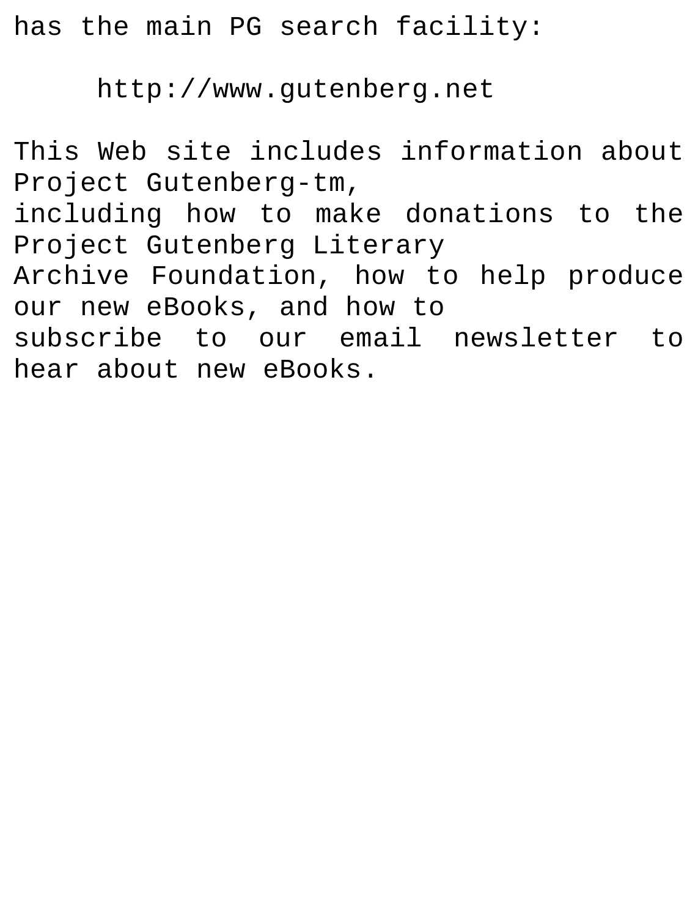has the main PG search facility:

http://www.gutenberg.net

This Web site includes information about Project Gutenberg-tm, including how to make donations to the Project Gutenberg Literary Archive Foundation, how to help produce our new eBooks, and how to subscribe to our email newsletter to hear about new eBooks.